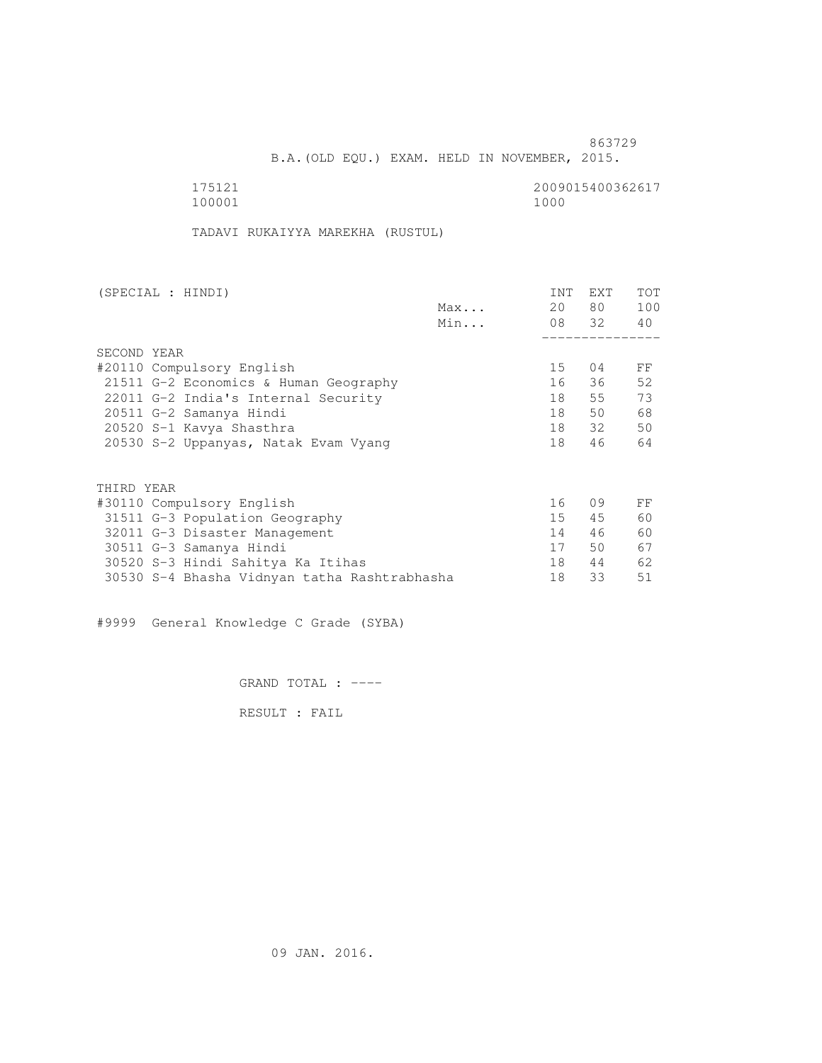863729

B.A.(OLD EQU.) EXAM. HELD IN NOVEMBER, 2015.

175121 2009015400362617
100001 1000

TADAVI RUKAIYYA MAREKHA (RUSTUL)

| (SPECIAL : HINDI) | | INT | EXT | TOT |
|---|---|---|---|---|
| | Max... | 20 | 80 | 100 |
| | Min... | 08 | 32 | 40 |
| SECOND YEAR | | | | |
| #20110 Compulsory English | | 15 | 04 | FF |
| 21511 G-2 Economics & Human Geography | | 16 | 36 | 52 |
| 22011 G-2 India's Internal Security | | 18 | 55 | 73 |
| 20511 G-2 Samanya Hindi | | 18 | 50 | 68 |
| 20520 S-1 Kavya Shasthra | | 18 | 32 | 50 |
| 20530 S-2 Uppanyas, Natak Evam Vyang | | 18 | 46 | 64 |
| THIRD YEAR | | | | |
| #30110 Compulsory English | | 16 | 09 | FF |
| 31511 G-3 Population Geography | | 15 | 45 | 60 |
| 32011 G-3 Disaster Management | | 14 | 46 | 60 |
| 30511 G-3 Samanya Hindi | | 17 | 50 | 67 |
| 30520 S-3 Hindi Sahitya Ka Itihas | | 18 | 44 | 62 |
| 30530 S-4 Bhasha Vidnyan tatha Rashtrabhasha | | 18 | 33 | 51 |

#9999 General Knowledge C Grade (SYBA)

GRAND TOTAL : ----

RESULT : FAIL

09 JAN. 2016.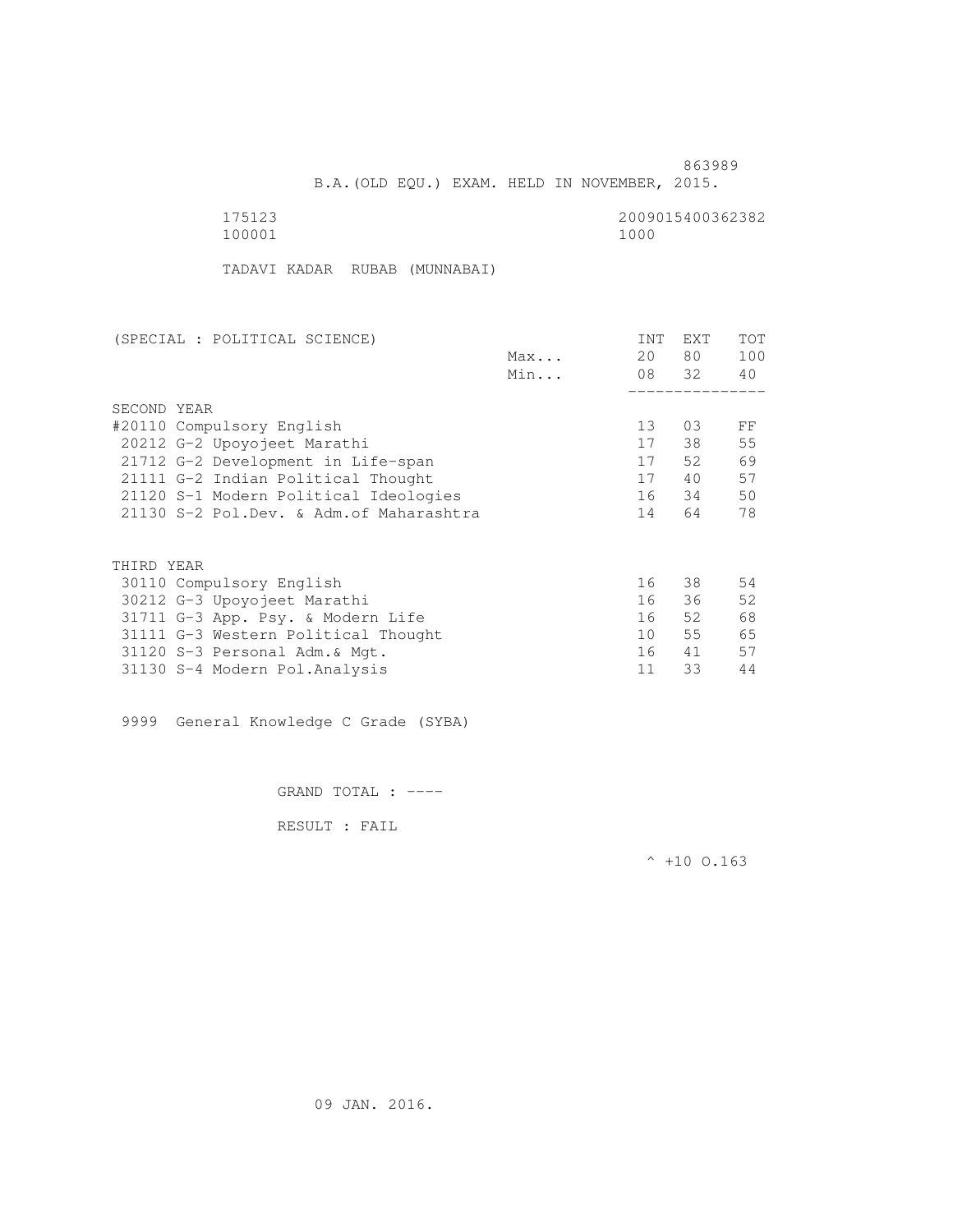863989

B.A.(OLD EQU.) EXAM. HELD IN NOVEMBER, 2015.

175123 2009015400362382
100001 1000

TADAVI KADAR RUBAB (MUNNABAI)

| (SPECIAL : POLITICAL SCIENCE) | | INT | EXT | TOT |
|---|---|---|---|---|
| | Max... | 20 | 80 | 100 |
| | Min... | 08 | 32 | 40 |
| **SECOND YEAR** | | | | |
| #20110 Compulsory English | | 13 | 03 | FF |
| 20212 G-2 Upoyojeet Marathi | | 17 | 38 | 55 |
| 21712 G-2 Development in Life-span | | 17 | 52 | 69 |
| 21111 G-2 Indian Political Thought | | 17 | 40 | 57 |
| 21120 S-1 Modern Political Ideologies | | 16 | 34 | 50 |
| 21130 S-2 Pol.Dev. & Adm.of Maharashtra | | 14 | 64 | 78 |
| **THIRD YEAR** | | | | |
| 30110 Compulsory English | | 16 | 38 | 54 |
| 30212 G-3 Upoyojeet Marathi | | 16 | 36 | 52 |
| 31711 G-3 App. Psy. & Modern Life | | 16 | 52 | 68 |
| 31111 G-3 Western Political Thought | | 10 | 55 | 65 |
| 31120 S-3 Personal Adm.& Mgt. | | 16 | 41 | 57 |
| 31130 S-4 Modern Pol.Analysis | | 11 | 33 | 44 |

9999 General Knowledge C Grade (SYBA)

GRAND TOTAL : ----

RESULT : FAIL

^ +10 O.163

09 JAN. 2016.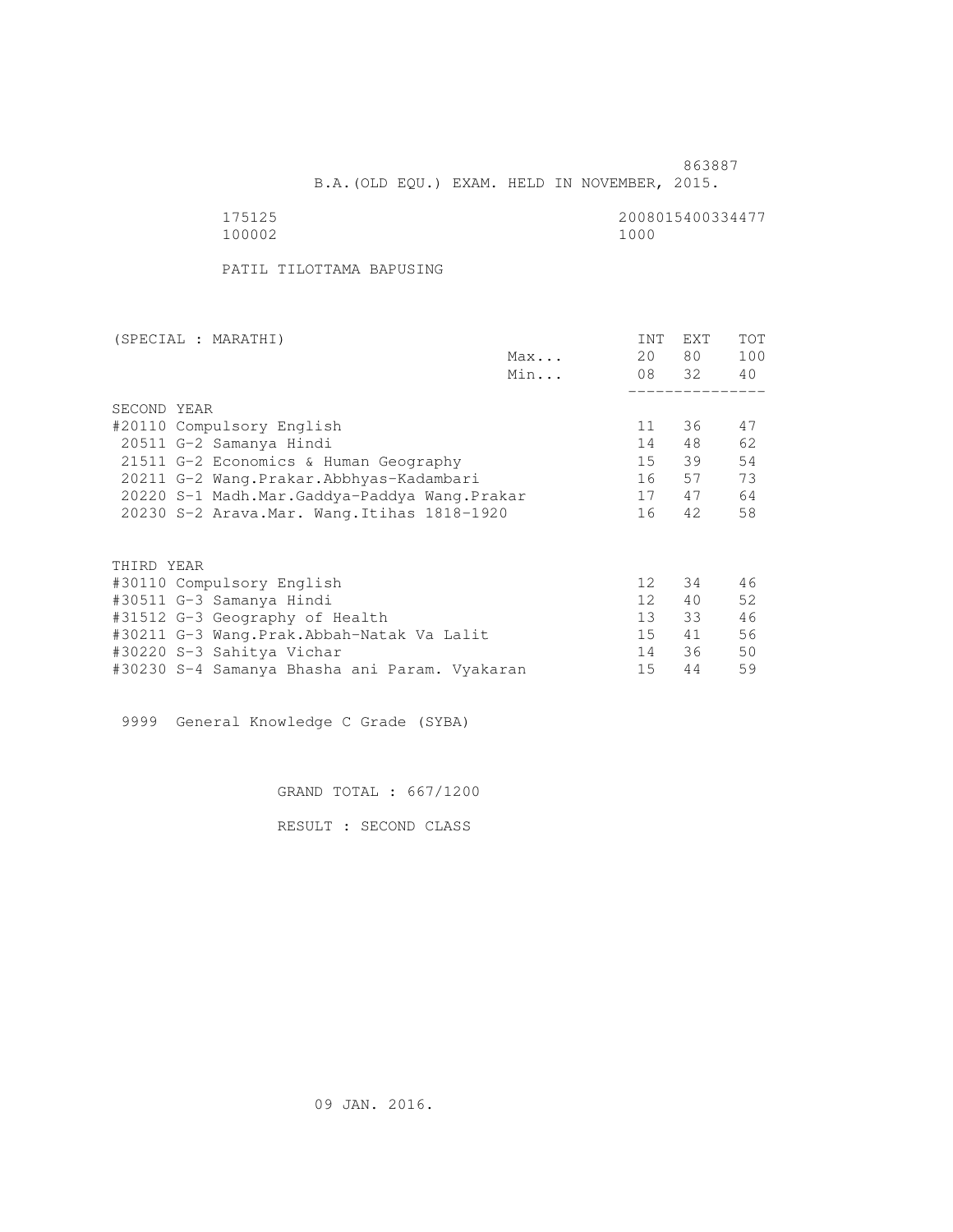863887

B.A.(OLD EQU.) EXAM. HELD IN NOVEMBER, 2015.

175125 2008015400334477
100002 1000

PATIL TILOTTAMA BAPUSING

| (SPECIAL : MARATHI) | | INT | EXT | TOT |
|---|---|---|---|---|
| | Max... | 20 | 80 | 100 |
| | Min... | 08 | 32 | 40 |
| SECOND YEAR | | | | |
| #20110 Compulsory English | | 11 | 36 | 47 |
| 20511 G-2 Samanya Hindi | | 14 | 48 | 62 |
| 21511 G-2 Economics & Human Geography | | 15 | 39 | 54 |
| 20211 G-2 Wang.Prakar.Abbhyas-Kadambari | | 16 | 57 | 73 |
| 20220 S-1 Madh.Mar.Gaddya-Paddya Wang.Prakar | | 17 | 47 | 64 |
| 20230 S-2 Arava.Mar. Wang.Itihas 1818-1920 | | 16 | 42 | 58 |
| THIRD YEAR | | | | |
| #30110 Compulsory English | | 12 | 34 | 46 |
| #30511 G-3 Samanya Hindi | | 12 | 40 | 52 |
| #31512 G-3 Geography of Health | | 13 | 33 | 46 |
| #30211 G-3 Wang.Prak.Abbah-Natak Va Lalit | | 15 | 41 | 56 |
| #30220 S-3 Sahitya Vichar | | 14 | 36 | 50 |
| #30230 S-4 Samanya Bhasha ani Param. Vyakaran | | 15 | 44 | 59 |

9999 General Knowledge C Grade (SYBA)

GRAND TOTAL : 667/1200

RESULT : SECOND CLASS

09 JAN. 2016.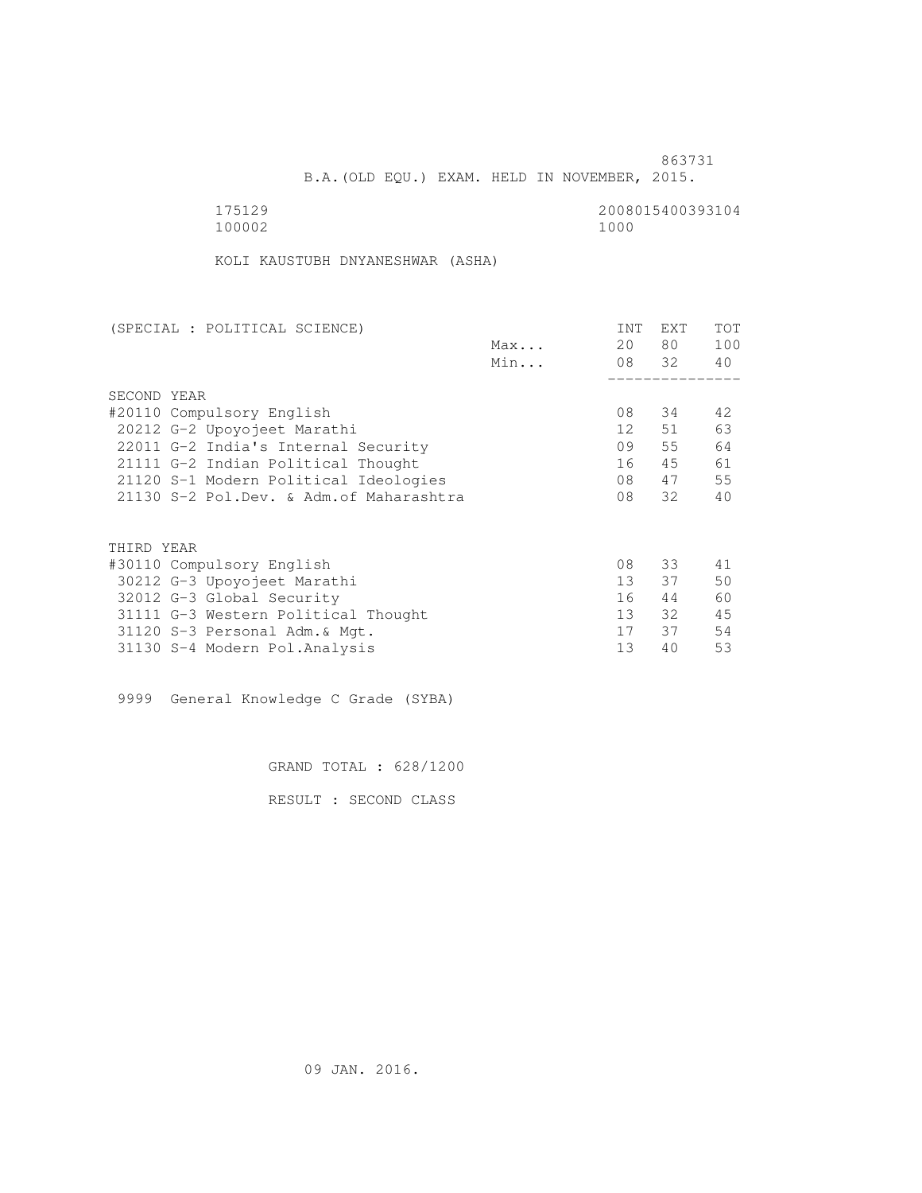863731

B.A.(OLD EQU.) EXAM. HELD IN NOVEMBER, 2015.

175129 2008015400393104

100002 1000

KOLI KAUSTUBH DNYANESHWAR (ASHA)

| (SPECIAL : POLITICAL SCIENCE) | | INT | EXT | TOT |
|---|---|---|---|---|
| | Max... | 20 | 80 | 100 |
| | Min... | 08 | 32 | 40 |
| **SECOND YEAR** | | | | |
| #20110 Compulsory English | | 08 | 34 | 42 |
| 20212 G-2 Upoyojeet Marathi | | 12 | 51 | 63 |
| 22011 G-2 India's Internal Security | | 09 | 55 | 64 |
| 21111 G-2 Indian Political Thought | | 16 | 45 | 61 |
| 21120 S-1 Modern Political Ideologies | | 08 | 47 | 55 |
| 21130 S-2 Pol.Dev. & Adm.of Maharashtra | | 08 | 32 | 40 |
| **THIRD YEAR** | | | | |
| #30110 Compulsory English | | 08 | 33 | 41 |
| 30212 G-3 Upoyojeet Marathi | | 13 | 37 | 50 |
| 32012 G-3 Global Security | | 16 | 44 | 60 |
| 31111 G-3 Western Political Thought | | 13 | 32 | 45 |
| 31120 S-3 Personal Adm.& Mgt. | | 17 | 37 | 54 |
| 31130 S-4 Modern Pol.Analysis | | 13 | 40 | 53 |

9999 General Knowledge C Grade (SYBA)

GRAND TOTAL : 628/1200

RESULT : SECOND CLASS

09 JAN. 2016.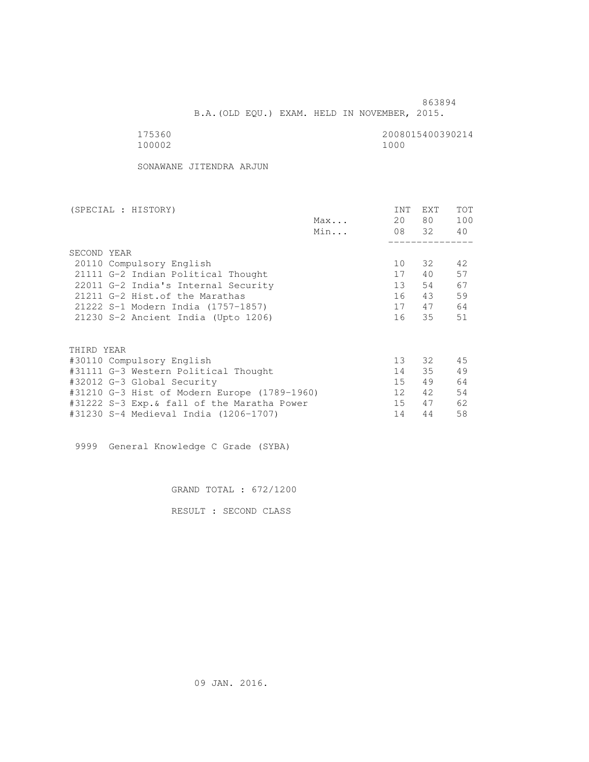863894

B.A.(OLD EQU.) EXAM. HELD IN NOVEMBER, 2015.

175360 2008015400390214

100002 1000

SONAWANE JITENDRA ARJUN

| (SPECIAL : HISTORY) | | INT | EXT | TOT |
|---|---|---|---|---|
| | Max... | 20 | 80 | 100 |
| | Min... | 08 | 32 | 40 |
| SECOND YEAR | | | | |
| 20110 Compulsory English | | 10 | 32 | 42 |
| 21111 G-2 Indian Political Thought | | 17 | 40 | 57 |
| 22011 G-2 India's Internal Security | | 13 | 54 | 67 |
| 21211 G-2 Hist.of the Marathas | | 16 | 43 | 59 |
| 21222 S-1 Modern India (1757-1857) | | 17 | 47 | 64 |
| 21230 S-2 Ancient India (Upto 1206) | | 16 | 35 | 51 |
| THIRD YEAR | | | | |
| #30110 Compulsory English | | 13 | 32 | 45 |
| #31111 G-3 Western Political Thought | | 14 | 35 | 49 |
| #32012 G-3 Global Security | | 15 | 49 | 64 |
| #31210 G-3 Hist of Modern Europe (1789-1960) | | 12 | 42 | 54 |
| #31222 S-3 Exp.& fall of the Maratha Power | | 15 | 47 | 62 |
| #31230 S-4 Medieval India (1206-1707) | | 14 | 44 | 58 |

9999 General Knowledge C Grade (SYBA)

GRAND TOTAL : 672/1200

RESULT : SECOND CLASS

09 JAN. 2016.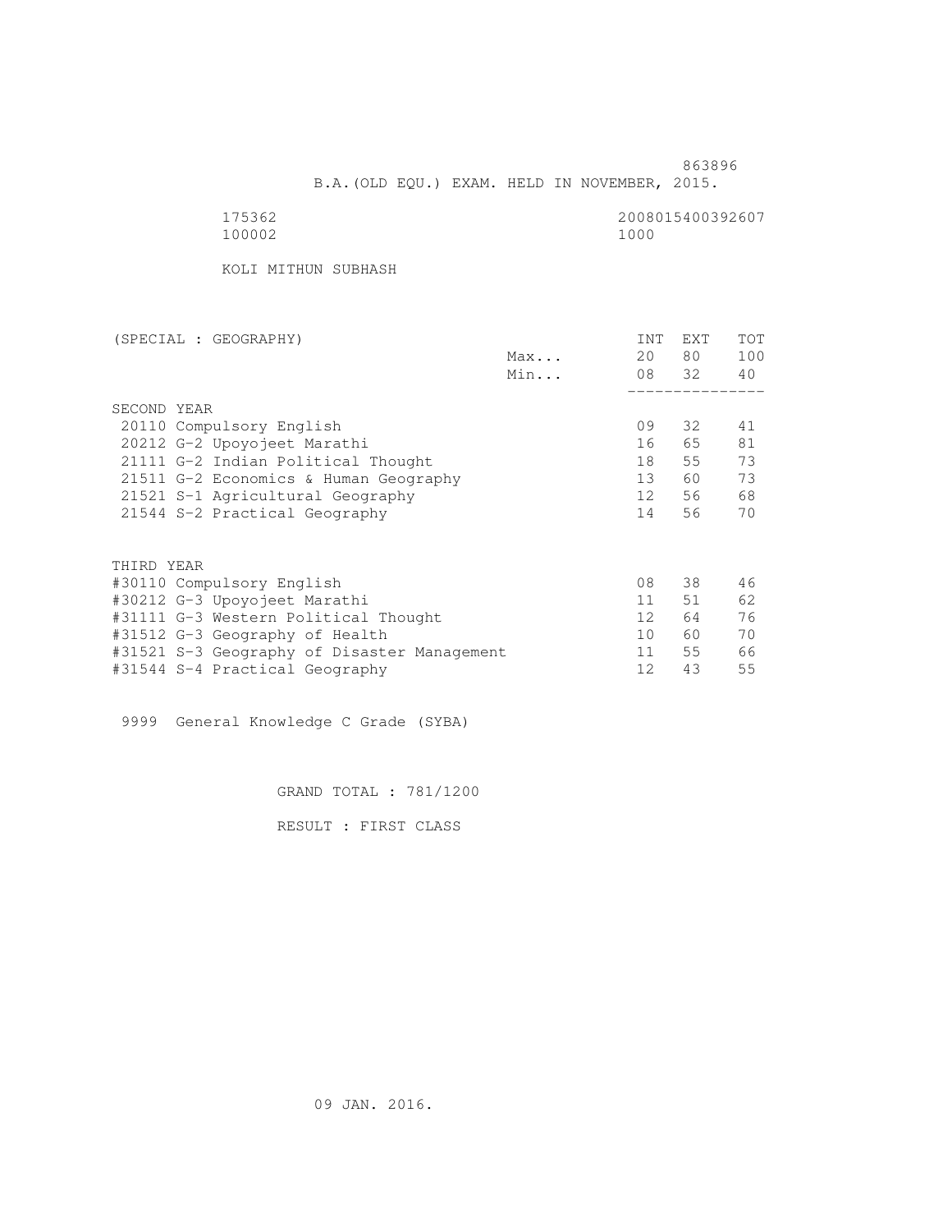863896

B.A.(OLD EQU.) EXAM. HELD IN NOVEMBER, 2015.

175362 2008015400392607

100002 1000

KOLI MITHUN SUBHASH

| (SPECIAL : GEOGRAPHY) | | INT | EXT | TOT |
|---|---|---|---|---|
| | Max... | 20 | 80 | 100 |
| | Min... | 08 | 32 | 40 |
| **SECOND YEAR** | | | | |
| 20110 Compulsory English | | 09 | 32 | 41 |
| 20212 G-2 Upoyojeet Marathi | | 16 | 65 | 81 |
| 21111 G-2 Indian Political Thought | | 18 | 55 | 73 |
| 21511 G-2 Economics & Human Geography | | 13 | 60 | 73 |
| 21521 S-1 Agricultural Geography | | 12 | 56 | 68 |
| 21544 S-2 Practical Geography | | 14 | 56 | 70 |
| **THIRD YEAR** | | | | |
| #30110 Compulsory English | | 08 | 38 | 46 |
| #30212 G-3 Upoyojeet Marathi | | 11 | 51 | 62 |
| #31111 G-3 Western Political Thought | | 12 | 64 | 76 |
| #31512 G-3 Geography of Health | | 10 | 60 | 70 |
| #31521 S-3 Geography of Disaster Management | | 11 | 55 | 66 |
| #31544 S-4 Practical Geography | | 12 | 43 | 55 |

9999 General Knowledge C Grade (SYBA)

GRAND TOTAL : 781/1200

RESULT : FIRST CLASS

09 JAN. 2016.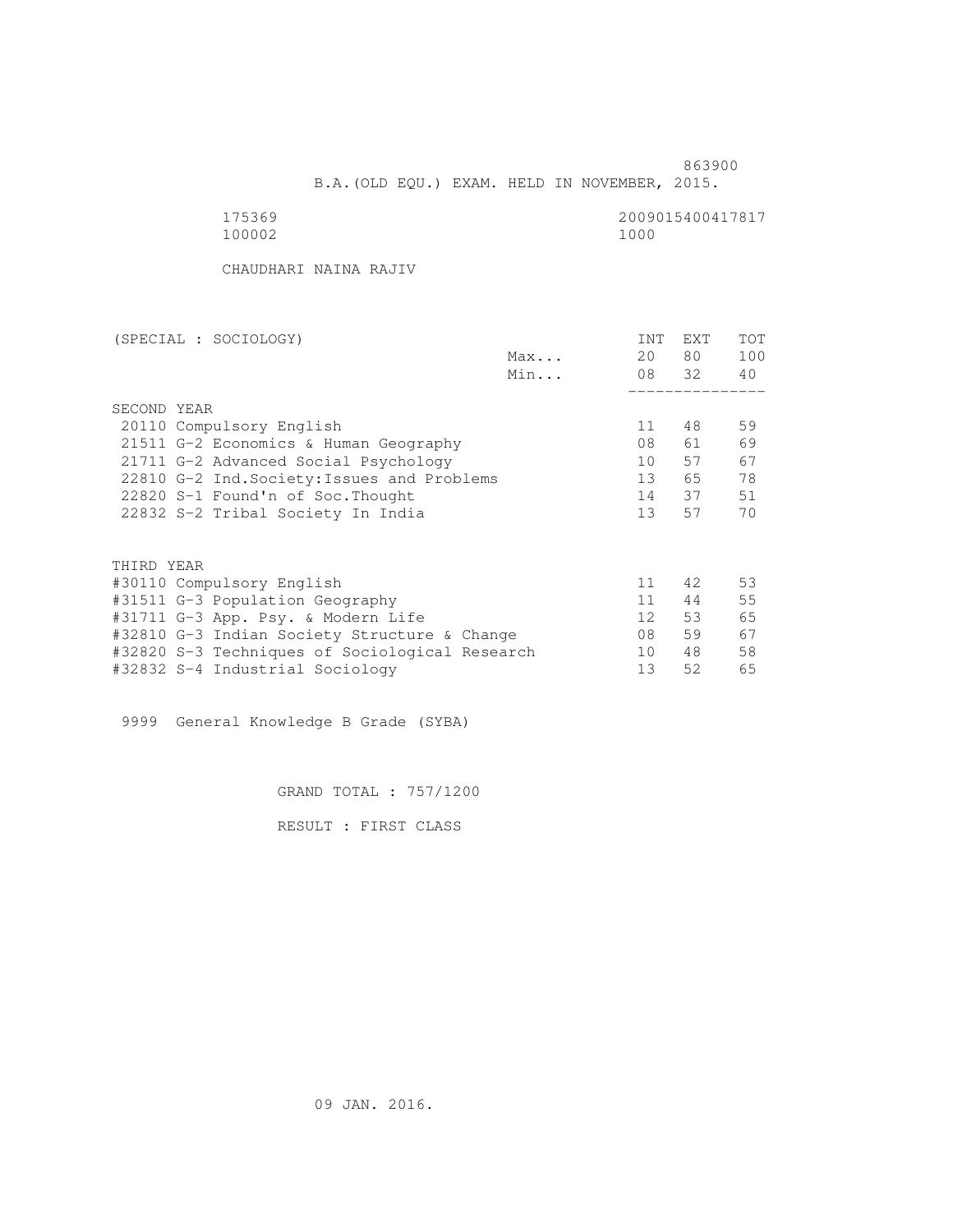863900

B.A.(OLD EQU.) EXAM. HELD IN NOVEMBER, 2015.

175369 2009015400417817
100002 1000

CHAUDHARI NAINA RAJIV

| (SPECIAL : SOCIOLOGY) | | INT | EXT | TOT |
|---|---|---|---|---|
| | Max... | 20 | 80 | 100 |
| | Min... | 08 | 32 | 40 |
| **SECOND YEAR** | | | | |
| 20110 Compulsory English | | 11 | 48 | 59 |
| 21511 G-2 Economics & Human Geography | | 08 | 61 | 69 |
| 21711 G-2 Advanced Social Psychology | | 10 | 57 | 67 |
| 22810 G-2 Ind.Society:Issues and Problems | | 13 | 65 | 78 |
| 22820 S-1 Found'n of Soc.Thought | | 14 | 37 | 51 |
| 22832 S-2 Tribal Society In India | | 13 | 57 | 70 |
| **THIRD YEAR** | | | | |
| #30110 Compulsory English | | 11 | 42 | 53 |
| #31511 G-3 Population Geography | | 11 | 44 | 55 |
| #31711 G-3 App. Psy. & Modern Life | | 12 | 53 | 65 |
| #32810 G-3 Indian Society Structure & Change | | 08 | 59 | 67 |
| #32820 S-3 Techniques of Sociological Research | | 10 | 48 | 58 |
| #32832 S-4 Industrial Sociology | | 13 | 52 | 65 |

9999 General Knowledge B Grade (SYBA)

GRAND TOTAL : 757/1200

RESULT : FIRST CLASS

09 JAN. 2016.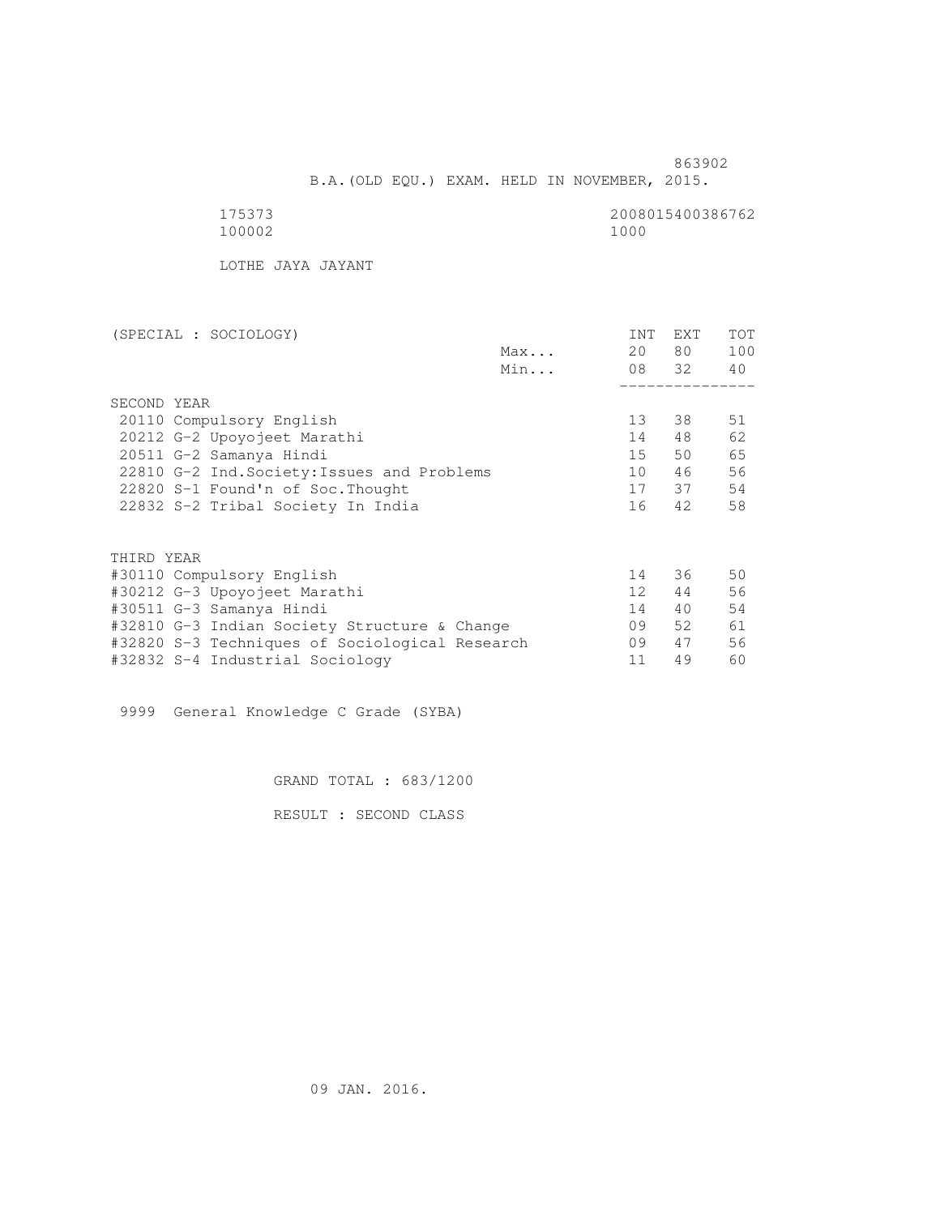863902

B.A.(OLD EQU.) EXAM. HELD IN NOVEMBER, 2015.

175373 2008015400386762
100002 1000

LOTHE JAYA JAYANT

| (SPECIAL : SOCIOLOGY) | | INT | EXT | TOT |
|---|---|---|---|---|
| | Max... | 20 | 80 | 100 |
| | Min... | 08 | 32 | 40 |
| SECOND YEAR | | | | |
| 20110 Compulsory English | | 13 | 38 | 51 |
| 20212 G-2 Upoyojeet Marathi | | 14 | 48 | 62 |
| 20511 G-2 Samanya Hindi | | 15 | 50 | 65 |
| 22810 G-2 Ind.Society:Issues and Problems | | 10 | 46 | 56 |
| 22820 S-1 Found'n of Soc.Thought | | 17 | 37 | 54 |
| 22832 S-2 Tribal Society In India | | 16 | 42 | 58 |
| THIRD YEAR | | | | |
| #30110 Compulsory English | | 14 | 36 | 50 |
| #30212 G-3 Upoyojeet Marathi | | 12 | 44 | 56 |
| #30511 G-3 Samanya Hindi | | 14 | 40 | 54 |
| #32810 G-3 Indian Society Structure & Change | | 09 | 52 | 61 |
| #32820 S-3 Techniques of Sociological Research | | 09 | 47 | 56 |
| #32832 S-4 Industrial Sociology | | 11 | 49 | 60 |

9999 General Knowledge C Grade (SYBA)

GRAND TOTAL : 683/1200

RESULT : SECOND CLASS

09 JAN. 2016.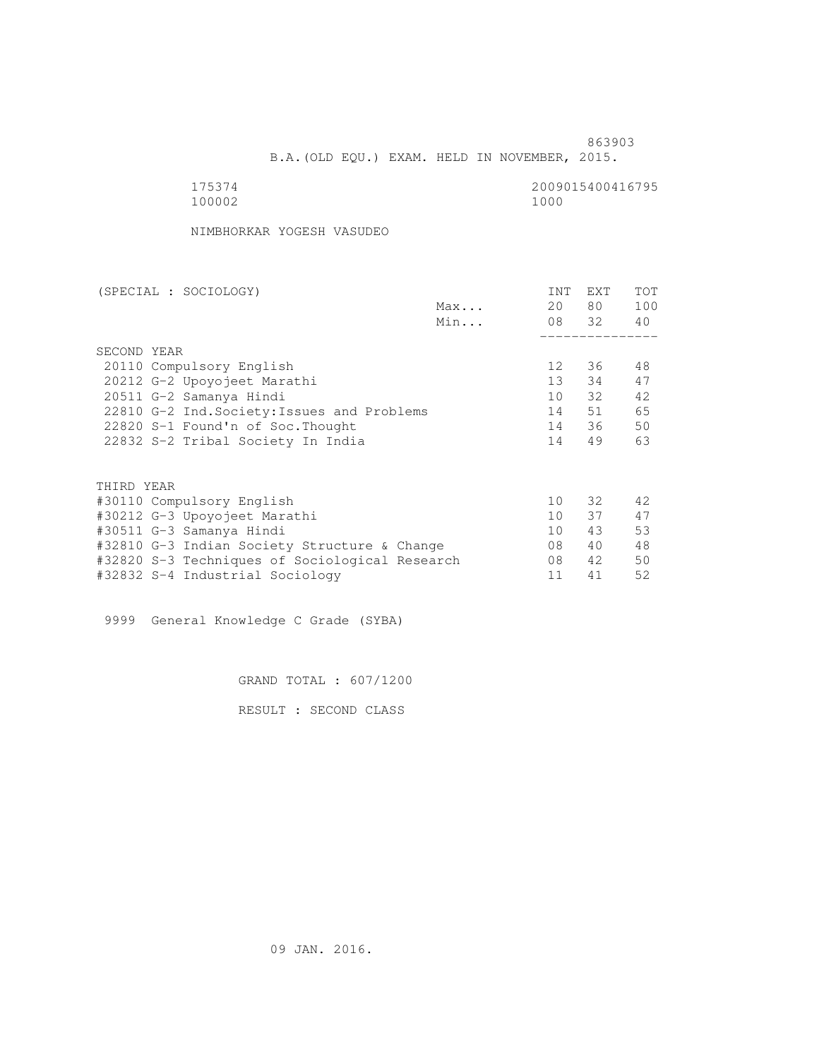863903

B.A.(OLD EQU.) EXAM. HELD IN NOVEMBER, 2015.

175374 2009015400416795

100002 1000

NIMBHORKAR YOGESH VASUDEO

| (SPECIAL : SOCIOLOGY) | | INT | EXT | TOT |
|---|---|---|---|---|
| | Max... | 20 | 80 | 100 |
| | Min... | 08 | 32 | 40 |
| **SECOND YEAR** | | | | |
| 20110 Compulsory English | | 12 | 36 | 48 |
| 20212 G-2 Upoyojeet Marathi | | 13 | 34 | 47 |
| 20511 G-2 Samanya Hindi | | 10 | 32 | 42 |
| 22810 G-2 Ind.Society:Issues and Problems | | 14 | 51 | 65 |
| 22820 S-1 Found'n of Soc.Thought | | 14 | 36 | 50 |
| 22832 S-2 Tribal Society In India | | 14 | 49 | 63 |
| **THIRD YEAR** | | | | |
| #30110 Compulsory English | | 10 | 32 | 42 |
| #30212 G-3 Upoyojeet Marathi | | 10 | 37 | 47 |
| #30511 G-3 Samanya Hindi | | 10 | 43 | 53 |
| #32810 G-3 Indian Society Structure & Change | | 08 | 40 | 48 |
| #32820 S-3 Techniques of Sociological Research | | 08 | 42 | 50 |
| #32832 S-4 Industrial Sociology | | 11 | 41 | 52 |

9999 General Knowledge C Grade (SYBA)

GRAND TOTAL : 607/1200

RESULT : SECOND CLASS

09 JAN. 2016.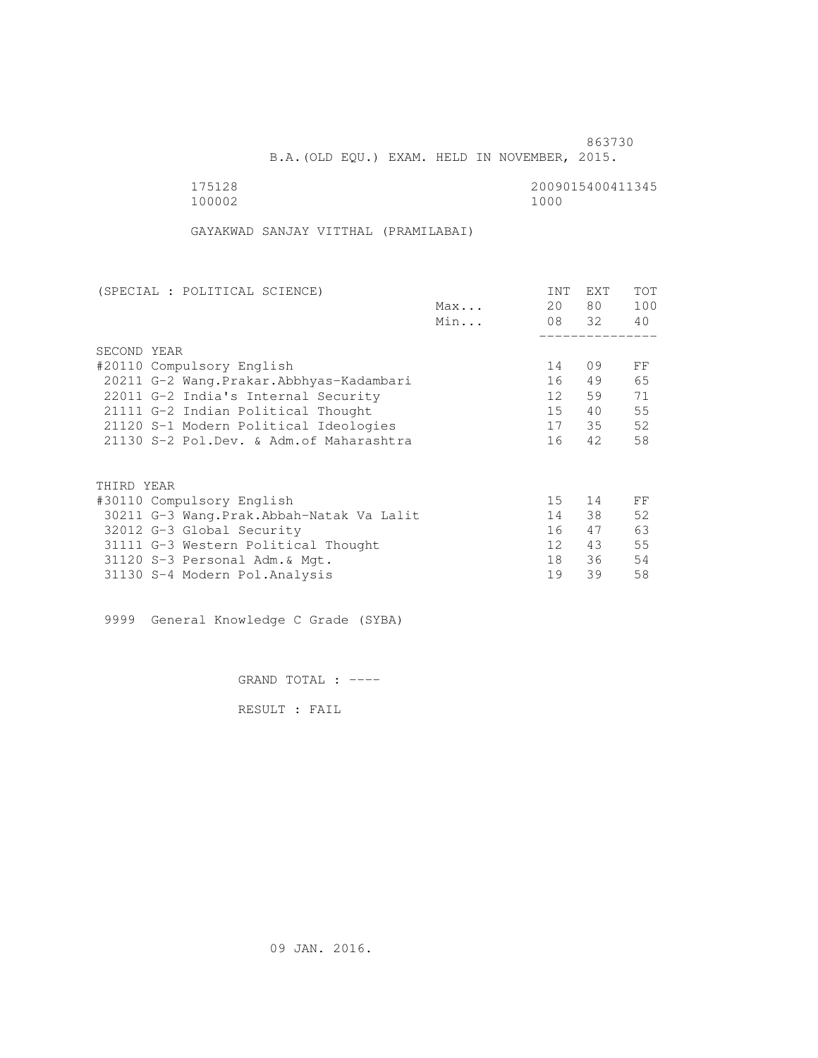863730

B.A.(OLD EQU.) EXAM. HELD IN NOVEMBER, 2015.

175128 2009015400411345
100002 1000

GAYAKWAD SANJAY VITTHAL (PRAMILABAI)

| (SPECIAL : POLITICAL SCIENCE) | | INT | EXT | TOT |
|---|---|---|---|---|
| | Max... | 20 | 80 | 100 |
| | Min... | 08 | 32 | 40 |
| SECOND YEAR | | | | |
| #20110 Compulsory English | | 14 | 09 | FF |
| 20211 G-2 Wang.Prakar.Abbhyas-Kadambari | | 16 | 49 | 65 |
| 22011 G-2 India's Internal Security | | 12 | 59 | 71 |
| 21111 G-2 Indian Political Thought | | 15 | 40 | 55 |
| 21120 S-1 Modern Political Ideologies | | 17 | 35 | 52 |
| 21130 S-2 Pol.Dev. & Adm.of Maharashtra | | 16 | 42 | 58 |
| THIRD YEAR | | | | |
| #30110 Compulsory English | | 15 | 14 | FF |
| 30211 G-3 Wang.Prak.Abbah-Natak Va Lalit | | 14 | 38 | 52 |
| 32012 G-3 Global Security | | 16 | 47 | 63 |
| 31111 G-3 Western Political Thought | | 12 | 43 | 55 |
| 31120 S-3 Personal Adm.& Mgt. | | 18 | 36 | 54 |
| 31130 S-4 Modern Pol.Analysis | | 19 | 39 | 58 |

9999 General Knowledge C Grade (SYBA)

GRAND TOTAL : ----

RESULT : FAIL

09 JAN. 2016.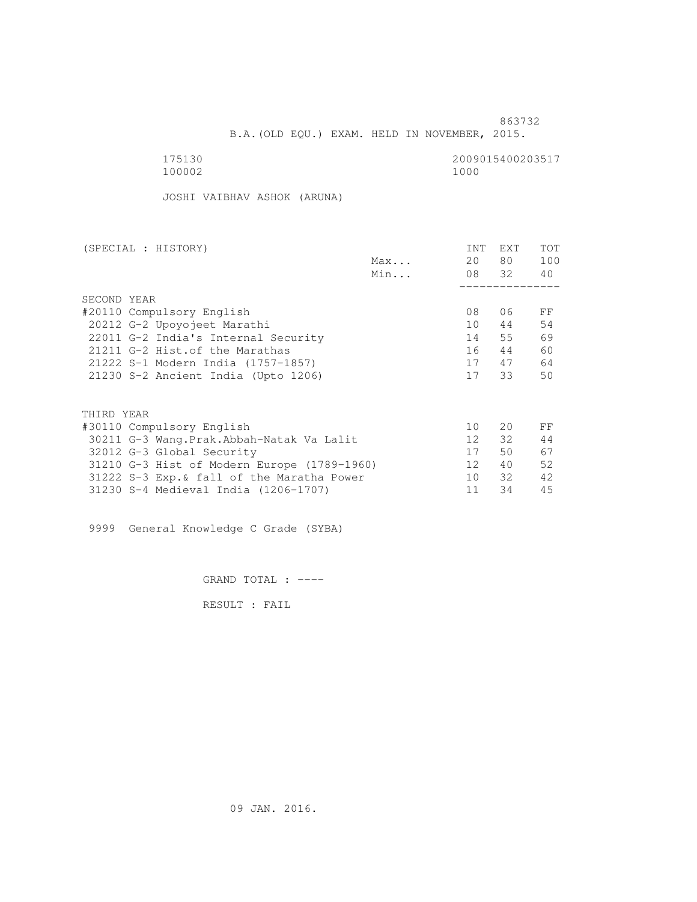863732

B.A.(OLD EQU.) EXAM. HELD IN NOVEMBER, 2015.

175130 2009015400203517
100002 1000

JOSHI VAIBHAV ASHOK (ARUNA)

| (SPECIAL : HISTORY) | | INT | EXT | TOT |
|---|---|---|---|---|
| | Max... | 20 | 80 | 100 |
| | Min... | 08 | 32 | 40 |
| SECOND YEAR | | | | |
| #20110 Compulsory English | | 08 | 06 | FF |
| 20212 G-2 Upoyojeet Marathi | | 10 | 44 | 54 |
| 22011 G-2 India's Internal Security | | 14 | 55 | 69 |
| 21211 G-2 Hist.of the Marathas | | 16 | 44 | 60 |
| 21222 S-1 Modern India (1757-1857) | | 17 | 47 | 64 |
| 21230 S-2 Ancient India (Upto 1206) | | 17 | 33 | 50 |
| THIRD YEAR | | | | |
| #30110 Compulsory English | | 10 | 20 | FF |
| 30211 G-3 Wang.Prak.Abbah-Natak Va Lalit | | 12 | 32 | 44 |
| 32012 G-3 Global Security | | 17 | 50 | 67 |
| 31210 G-3 Hist of Modern Europe (1789-1960) | | 12 | 40 | 52 |
| 31222 S-3 Exp.& fall of the Maratha Power | | 10 | 32 | 42 |
| 31230 S-4 Medieval India (1206-1707) | | 11 | 34 | 45 |

9999 General Knowledge C Grade (SYBA)

GRAND TOTAL : ----

RESULT : FAIL

09 JAN. 2016.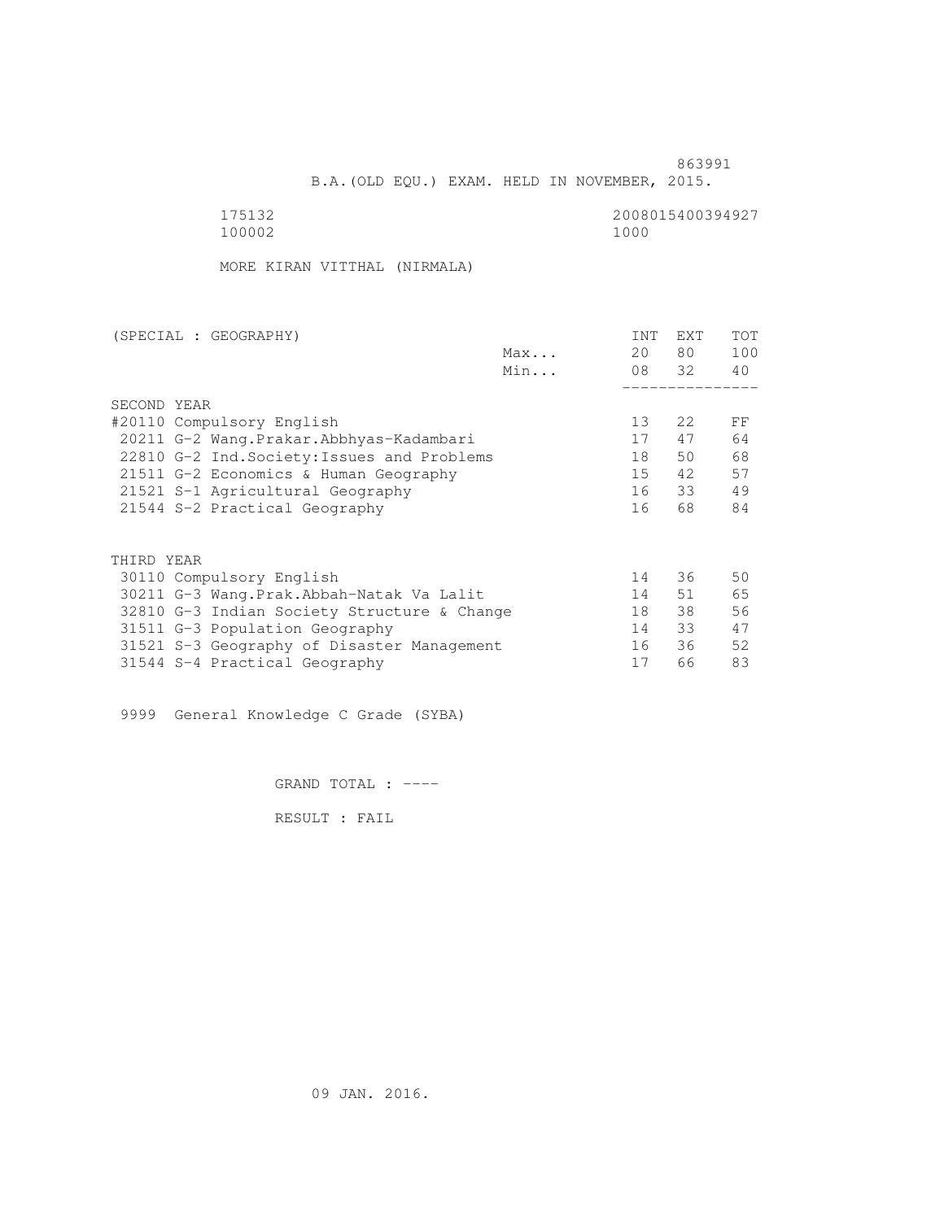863991

B.A.(OLD EQU.) EXAM. HELD IN NOVEMBER, 2015.

175132 2008015400394927
100002 1000

MORE KIRAN VITTHAL (NIRMALA)

| (SPECIAL : GEOGRAPHY) | | INT | EXT | TOT |
|---|---|---|---|---|
| | Max... | 20 | 80 | 100 |
| | Min... | 08 | 32 | 40 |
| **SECOND YEAR** | | | | |
| #20110 Compulsory English | | 13 | 22 | FF |
| 20211 G-2 Wang.Prakar.Abbhyas-Kadambari | | 17 | 47 | 64 |
| 22810 G-2 Ind.Society:Issues and Problems | | 18 | 50 | 68 |
| 21511 G-2 Economics & Human Geography | | 15 | 42 | 57 |
| 21521 S-1 Agricultural Geography | | 16 | 33 | 49 |
| 21544 S-2 Practical Geography | | 16 | 68 | 84 |
| **THIRD YEAR** | | | | |
| 30110 Compulsory English | | 14 | 36 | 50 |
| 30211 G-3 Wang.Prak.Abbah-Natak Va Lalit | | 14 | 51 | 65 |
| 32810 G-3 Indian Society Structure & Change | | 18 | 38 | 56 |
| 31511 G-3 Population Geography | | 14 | 33 | 47 |
| 31521 S-3 Geography of Disaster Management | | 16 | 36 | 52 |
| 31544 S-4 Practical Geography | | 17 | 66 | 83 |

9999 General Knowledge C Grade (SYBA)

GRAND TOTAL : ----

RESULT : FAIL

09 JAN. 2016.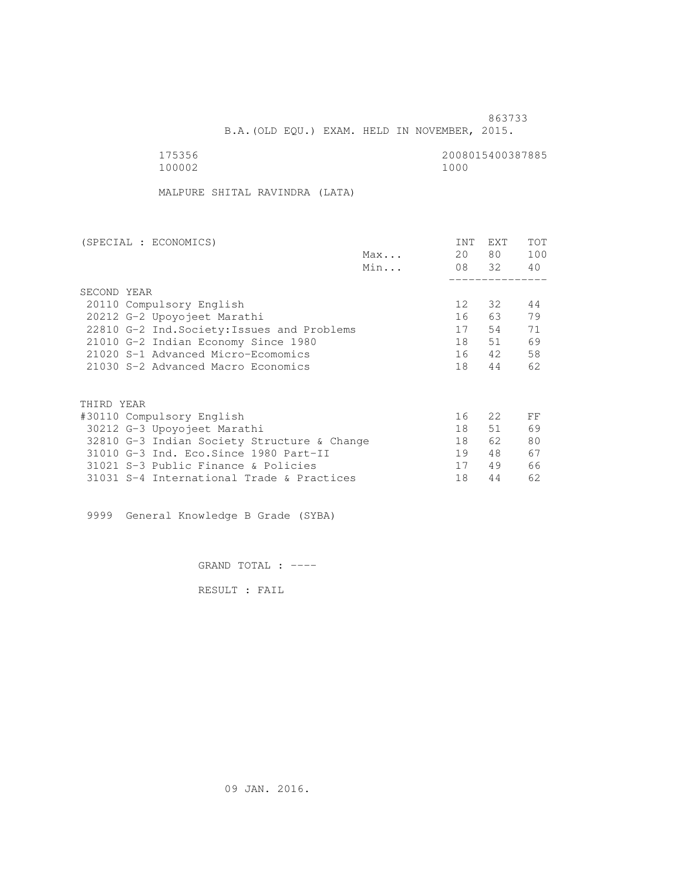863733

B.A.(OLD EQU.) EXAM. HELD IN NOVEMBER, 2015.

175356 2008015400387885
100002 1000

MALPURE SHITAL RAVINDRA (LATA)

| (SPECIAL : ECONOMICS) | | INT | EXT | TOT |
|---|---|---|---|---|
| | Max... | 20 | 80 | 100 |
| | Min... | 08 | 32 | 40 |
| **SECOND YEAR** | | | | |
| 20110 Compulsory English | | 12 | 32 | 44 |
| 20212 G-2 Upoyojeet Marathi | | 16 | 63 | 79 |
| 22810 G-2 Ind.Society:Issues and Problems | | 17 | 54 | 71 |
| 21010 G-2 Indian Economy Since 1980 | | 18 | 51 | 69 |
| 21020 S-1 Advanced Micro-Ecomomics | | 16 | 42 | 58 |
| 21030 S-2 Advanced Macro Economics | | 18 | 44 | 62 |
| **THIRD YEAR** | | | | |
| #30110 Compulsory English | | 16 | 22 | FF |
| 30212 G-3 Upoyojeet Marathi | | 18 | 51 | 69 |
| 32810 G-3 Indian Society Structure & Change | | 18 | 62 | 80 |
| 31010 G-3 Ind. Eco.Since 1980 Part-II | | 19 | 48 | 67 |
| 31021 S-3 Public Finance & Policies | | 17 | 49 | 66 |
| 31031 S-4 International Trade & Practices | | 18 | 44 | 62 |

9999 General Knowledge B Grade (SYBA)

GRAND TOTAL : ----

RESULT : FAIL

09 JAN. 2016.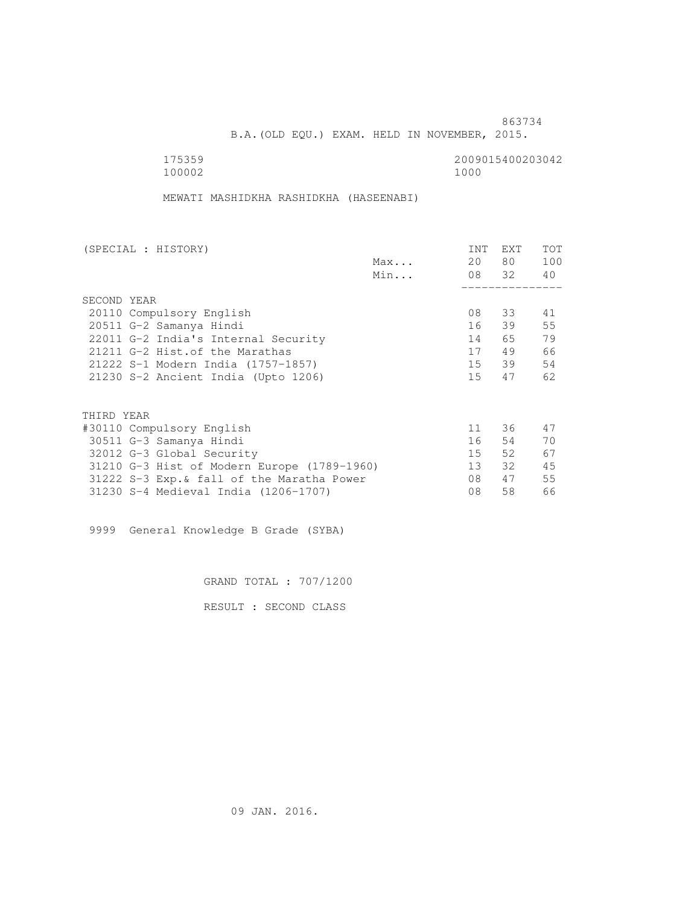863734

B.A.(OLD EQU.) EXAM. HELD IN NOVEMBER, 2015.

175359 2009015400203042
100002 1000

MEWATI MASHIDKHA RASHIDKHA (HASEENABI)

| (SPECIAL : HISTORY) | | INT | EXT | TOT |
|---|---|---|---|---|
| | Max... | 20 | 80 | 100 |
| | Min... | 08 | 32 | 40 |
| SECOND YEAR | | | | |
| 20110 Compulsory English | | 08 | 33 | 41 |
| 20511 G-2 Samanya Hindi | | 16 | 39 | 55 |
| 22011 G-2 India's Internal Security | | 14 | 65 | 79 |
| 21211 G-2 Hist.of the Marathas | | 17 | 49 | 66 |
| 21222 S-1 Modern India (1757-1857) | | 15 | 39 | 54 |
| 21230 S-2 Ancient India (Upto 1206) | | 15 | 47 | 62 |
| THIRD YEAR | | | | |
| #30110 Compulsory English | | 11 | 36 | 47 |
| 30511 G-3 Samanya Hindi | | 16 | 54 | 70 |
| 32012 G-3 Global Security | | 15 | 52 | 67 |
| 31210 G-3 Hist of Modern Europe (1789-1960) | | 13 | 32 | 45 |
| 31222 S-3 Exp.& fall of the Maratha Power | | 08 | 47 | 55 |
| 31230 S-4 Medieval India (1206-1707) | | 08 | 58 | 66 |

9999 General Knowledge B Grade (SYBA)

GRAND TOTAL : 707/1200

RESULT : SECOND CLASS

09 JAN. 2016.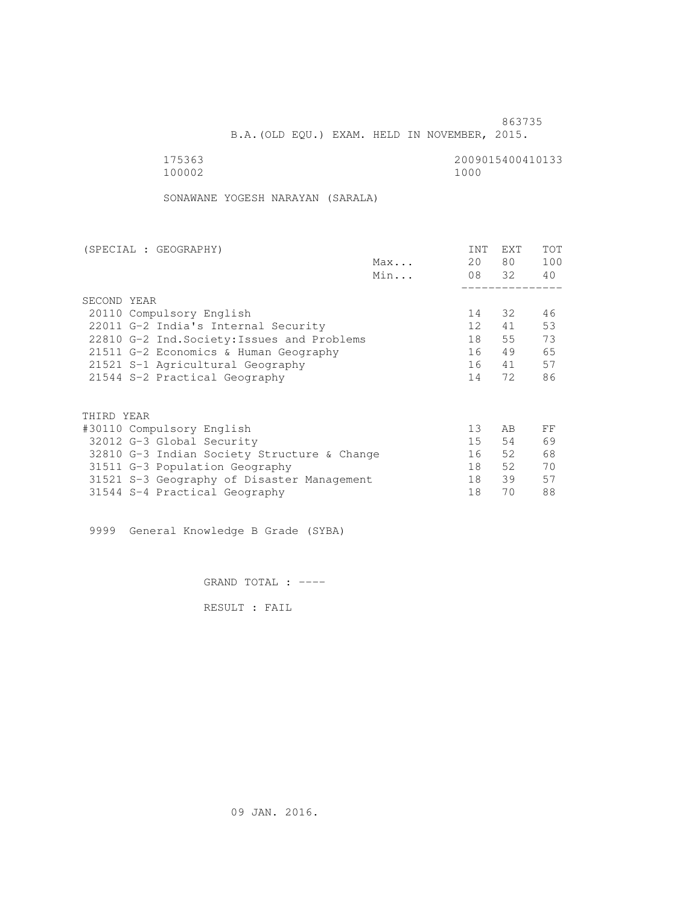863735

B.A.(OLD EQU.) EXAM. HELD IN NOVEMBER, 2015.

175363 2009015400410133
100002 1000

SONAWANE YOGESH NARAYAN (SARALA)

| (SPECIAL : GEOGRAPHY) | | INT | EXT | TOT |
|---|---|---|---|---|
| | Max... | 20 | 80 | 100 |
| | Min... | 08 | 32 | 40 |
| SECOND YEAR | | | | |
| 20110 Compulsory English | | 14 | 32 | 46 |
| 22011 G-2 India's Internal Security | | 12 | 41 | 53 |
| 22810 G-2 Ind.Society:Issues and Problems | | 18 | 55 | 73 |
| 21511 G-2 Economics & Human Geography | | 16 | 49 | 65 |
| 21521 S-1 Agricultural Geography | | 16 | 41 | 57 |
| 21544 S-2 Practical Geography | | 14 | 72 | 86 |
| THIRD YEAR | | | | |
| #30110 Compulsory English | | 13 | AB | FF |
| 32012 G-3 Global Security | | 15 | 54 | 69 |
| 32810 G-3 Indian Society Structure & Change | | 16 | 52 | 68 |
| 31511 G-3 Population Geography | | 18 | 52 | 70 |
| 31521 S-3 Geography of Disaster Management | | 18 | 39 | 57 |
| 31544 S-4 Practical Geography | | 18 | 70 | 88 |

9999 General Knowledge B Grade (SYBA)

GRAND TOTAL : ----

RESULT : FAIL

09 JAN. 2016.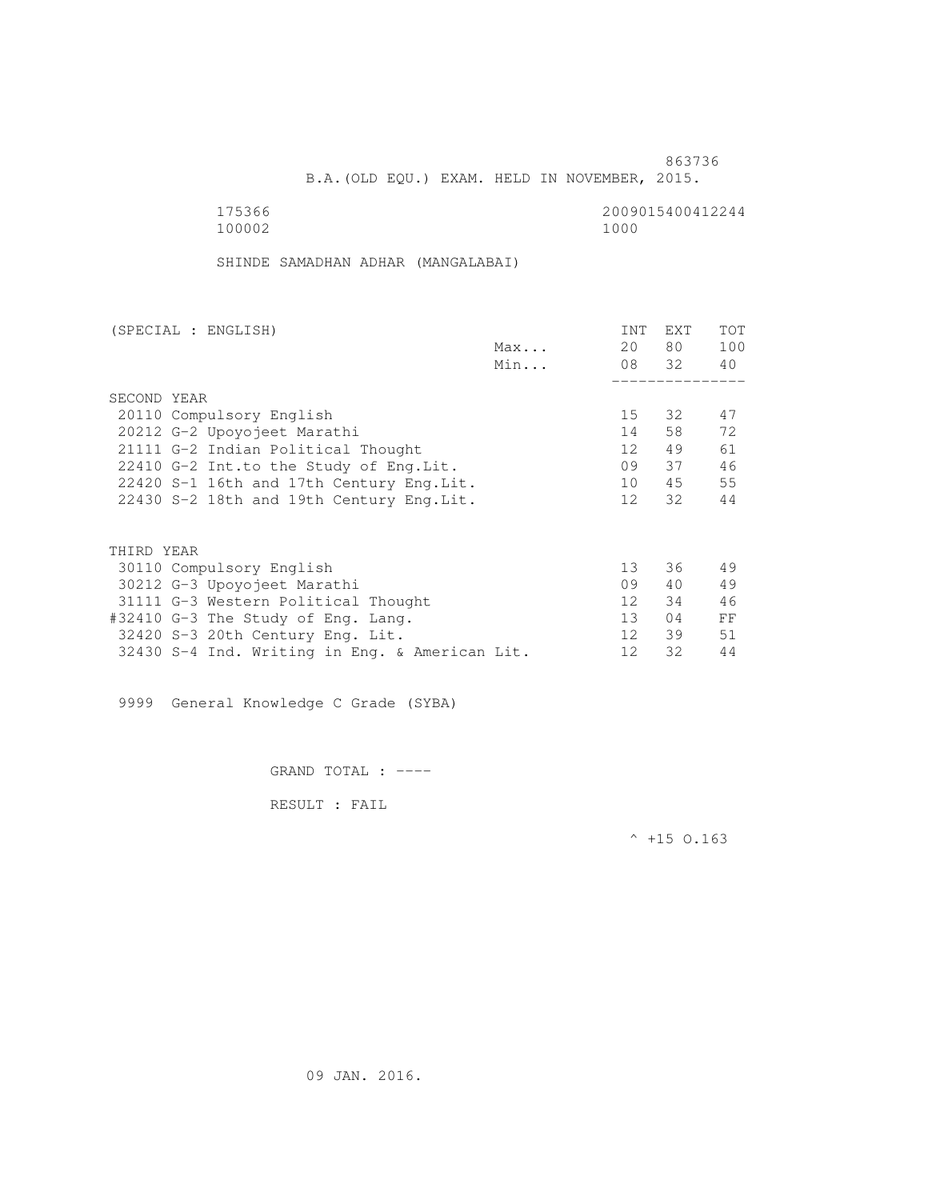863736

B.A.(OLD EQU.) EXAM. HELD IN NOVEMBER, 2015.

175366 2009015400412244
100002 1000

SHINDE SAMADHAN ADHAR (MANGALABAI)

| (SPECIAL : ENGLISH) | | INT | EXT | TOT |
|---|---|---|---|---|
| | Max... | 20 | 80 | 100 |
| | Min... | 08 | 32 | 40 |
| **SECOND YEAR** | | | | |
| 20110 Compulsory English | | 15 | 32 | 47 |
| 20212 G-2 Upoyojeet Marathi | | 14 | 58 | 72 |
| 21111 G-2 Indian Political Thought | | 12 | 49 | 61 |
| 22410 G-2 Int.to the Study of Eng.Lit. | | 09 | 37 | 46 |
| 22420 S-1 16th and 17th Century Eng.Lit. | | 10 | 45 | 55 |
| 22430 S-2 18th and 19th Century Eng.Lit. | | 12 | 32 | 44 |
| **THIRD YEAR** | | | | |
| 30110 Compulsory English | | 13 | 36 | 49 |
| 30212 G-3 Upoyojeet Marathi | | 09 | 40 | 49 |
| 31111 G-3 Western Political Thought | | 12 | 34 | 46 |
| #32410 G-3 The Study of Eng. Lang. | | 13 | 04 | FF |
| 32420 S-3 20th Century Eng. Lit. | | 12 | 39 | 51 |
| 32430 S-4 Ind. Writing in Eng. & American Lit. | | 12 | 32 | 44 |

9999 General Knowledge C Grade (SYBA)

GRAND TOTAL : ----

RESULT : FAIL

^ +15 O.163

09 JAN. 2016.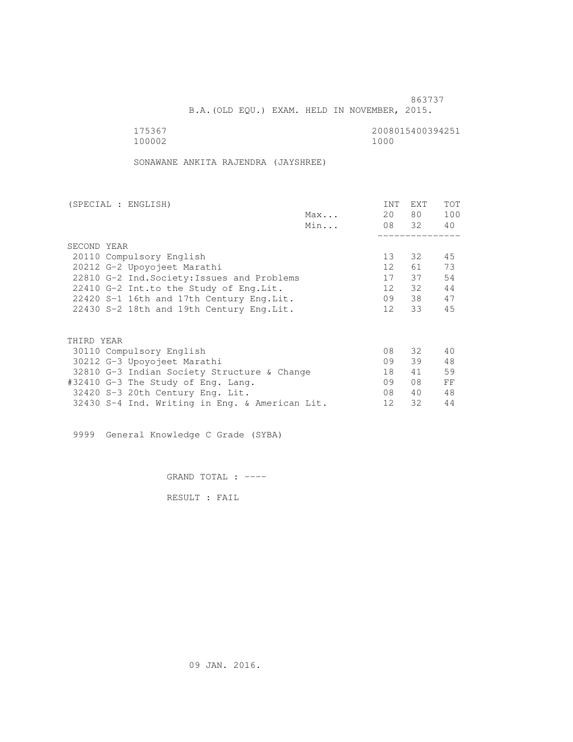863737

B.A.(OLD EQU.) EXAM. HELD IN NOVEMBER, 2015.

175367 2008015400394251
100002 1000

SONAWANE ANKITA RAJENDRA (JAYSHREE)

| (SPECIAL : ENGLISH) | | INT | EXT | TOT |
|---|---|---|---|---|
| | Max... | 20 | 80 | 100 |
| | Min... | 08 | 32 | 40 |
| **SECOND YEAR** | | | | |
| 20110 Compulsory English | | 13 | 32 | 45 |
| 20212 G-2 Upoyojeet Marathi | | 12 | 61 | 73 |
| 22810 G-2 Ind.Society:Issues and Problems | | 17 | 37 | 54 |
| 22410 G-2 Int.to the Study of Eng.Lit. | | 12 | 32 | 44 |
| 22420 S-1 16th and 17th Century Eng.Lit. | | 09 | 38 | 47 |
| 22430 S-2 18th and 19th Century Eng.Lit. | | 12 | 33 | 45 |
| **THIRD YEAR** | | | | |
| 30110 Compulsory English | | 08 | 32 | 40 |
| 30212 G-3 Upoyojeet Marathi | | 09 | 39 | 48 |
| 32810 G-3 Indian Society Structure & Change | | 18 | 41 | 59 |
| #32410 G-3 The Study of Eng. Lang. | | 09 | 08 | FF |
| 32420 S-3 20th Century Eng. Lit. | | 08 | 40 | 48 |
| 32430 S-4 Ind. Writing in Eng. & American Lit. | | 12 | 32 | 44 |

9999 General Knowledge C Grade (SYBA)

GRAND TOTAL : ----

RESULT : FAIL

09 JAN. 2016.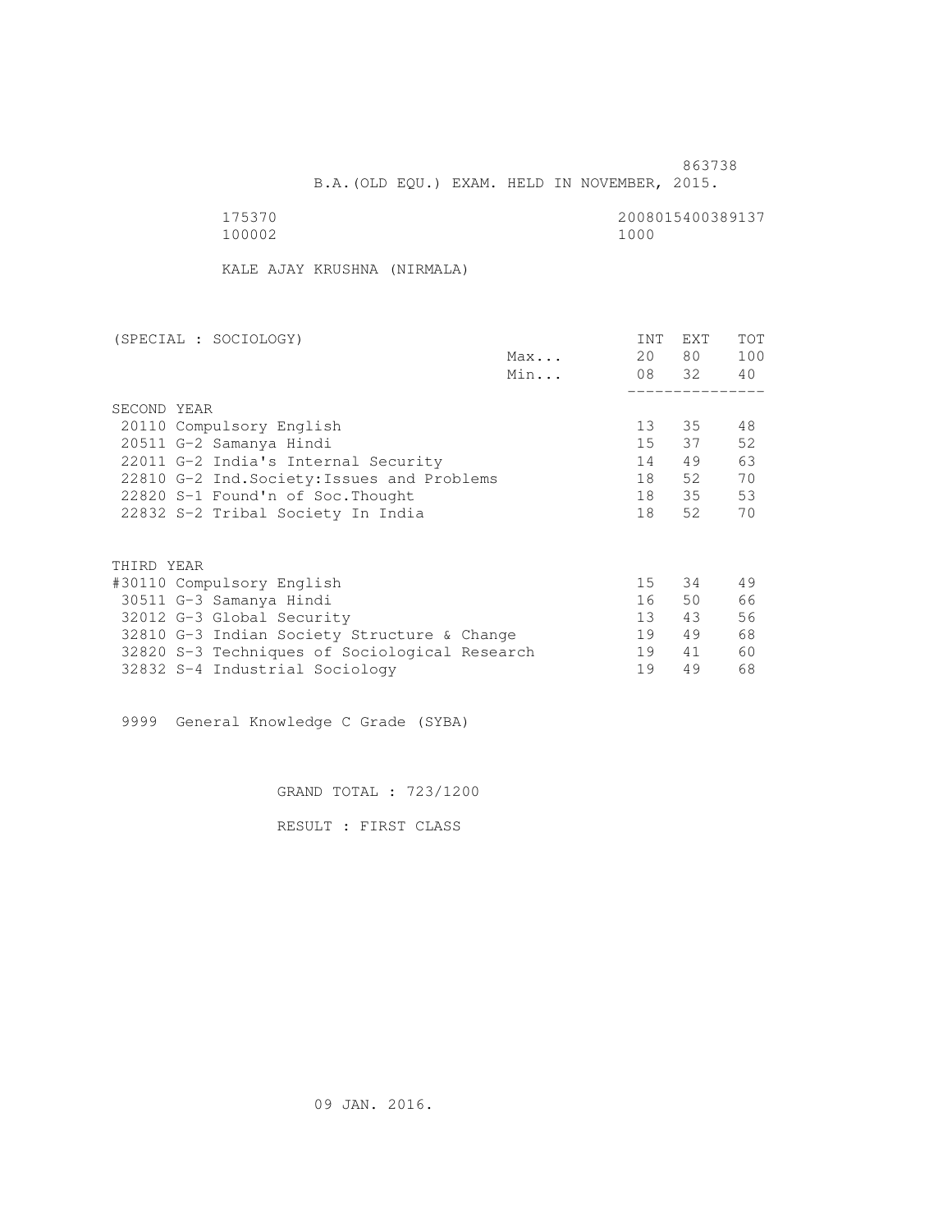863738

B.A.(OLD EQU.) EXAM. HELD IN NOVEMBER, 2015.

175370 2008015400389137
100002 1000

KALE AJAY KRUSHNA (NIRMALA)

| (SPECIAL : SOCIOLOGY) | | INT | EXT | TOT |
|---|---|---|---|---|
| | Max... | 20 | 80 | 100 |
| | Min... | 08 | 32 | 40 |
| **SECOND YEAR** | | | | |
| 20110 Compulsory English | | 13 | 35 | 48 |
| 20511 G-2 Samanya Hindi | | 15 | 37 | 52 |
| 22011 G-2 India's Internal Security | | 14 | 49 | 63 |
| 22810 G-2 Ind.Society:Issues and Problems | | 18 | 52 | 70 |
| 22820 S-1 Found'n of Soc.Thought | | 18 | 35 | 53 |
| 22832 S-2 Tribal Society In India | | 18 | 52 | 70 |
| **THIRD YEAR** | | | | |
| #30110 Compulsory English | | 15 | 34 | 49 |
| 30511 G-3 Samanya Hindi | | 16 | 50 | 66 |
| 32012 G-3 Global Security | | 13 | 43 | 56 |
| 32810 G-3 Indian Society Structure & Change | | 19 | 49 | 68 |
| 32820 S-3 Techniques of Sociological Research | | 19 | 41 | 60 |
| 32832 S-4 Industrial Sociology | | 19 | 49 | 68 |

9999 General Knowledge C Grade (SYBA)

GRAND TOTAL : 723/1200

RESULT : FIRST CLASS

09 JAN. 2016.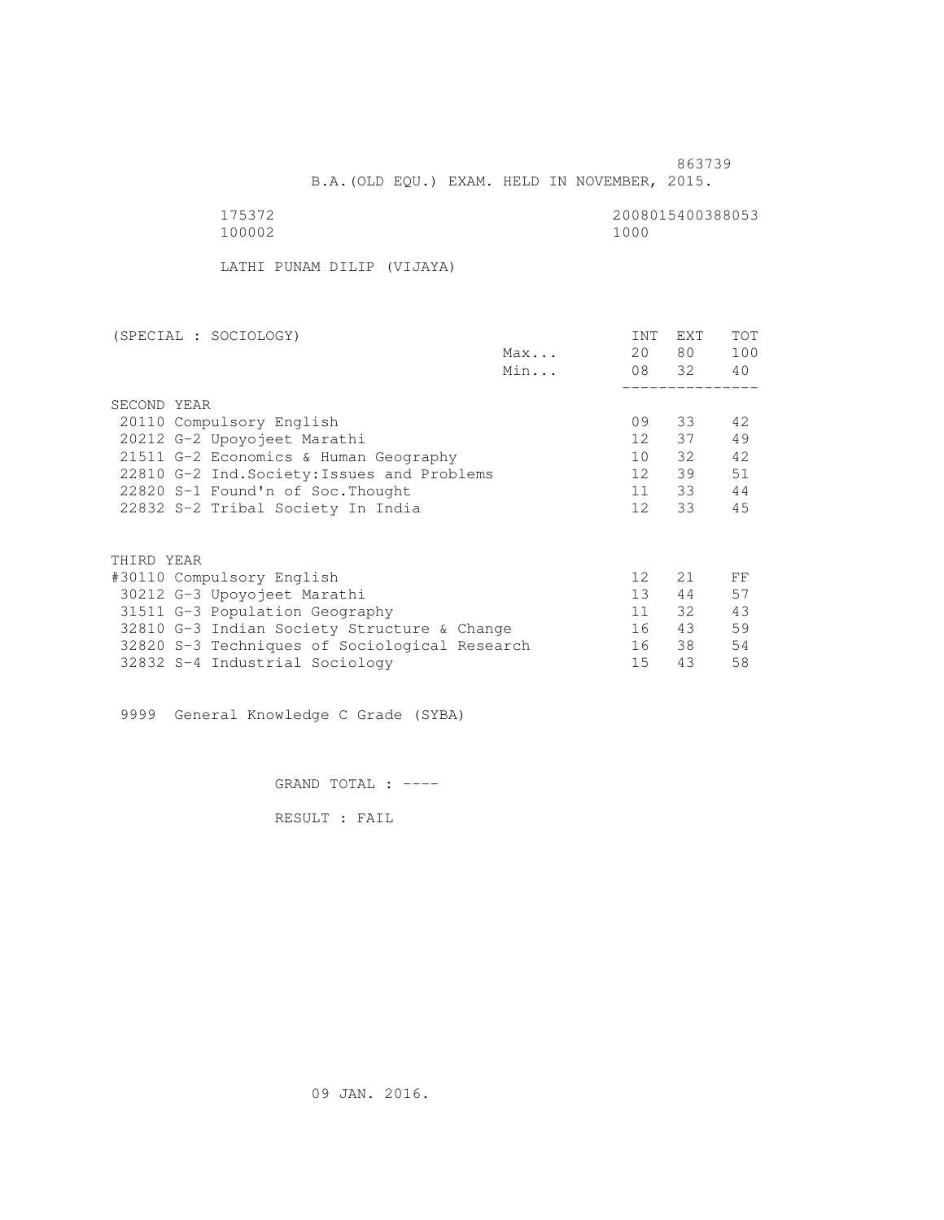863739

B.A.(OLD EQU.) EXAM. HELD IN NOVEMBER, 2015.

175372 2008015400388053
100002 1000

LATHI PUNAM DILIP (VIJAYA)

| (SPECIAL : SOCIOLOGY) | | INT | EXT | TOT |
|---|---|---|---|---|
| | Max... | 20 | 80 | 100 |
| | Min... | 08 | 32 | 40 |
| **SECOND YEAR** | | | | |
| 20110 Compulsory English | | 09 | 33 | 42 |
| 20212 G-2 Upoyojeet Marathi | | 12 | 37 | 49 |
| 21511 G-2 Economics & Human Geography | | 10 | 32 | 42 |
| 22810 G-2 Ind.Society:Issues and Problems | | 12 | 39 | 51 |
| 22820 S-1 Found'n of Soc.Thought | | 11 | 33 | 44 |
| 22832 S-2 Tribal Society In India | | 12 | 33 | 45 |
| **THIRD YEAR** | | | | |
| #30110 Compulsory English | | 12 | 21 | FF |
| 30212 G-3 Upoyojeet Marathi | | 13 | 44 | 57 |
| 31511 G-3 Population Geography | | 11 | 32 | 43 |
| 32810 G-3 Indian Society Structure & Change | | 16 | 43 | 59 |
| 32820 S-3 Techniques of Sociological Research | | 16 | 38 | 54 |
| 32832 S-4 Industrial Sociology | | 15 | 43 | 58 |

9999 General Knowledge C Grade (SYBA)

GRAND TOTAL : ----

RESULT : FAIL

09 JAN. 2016.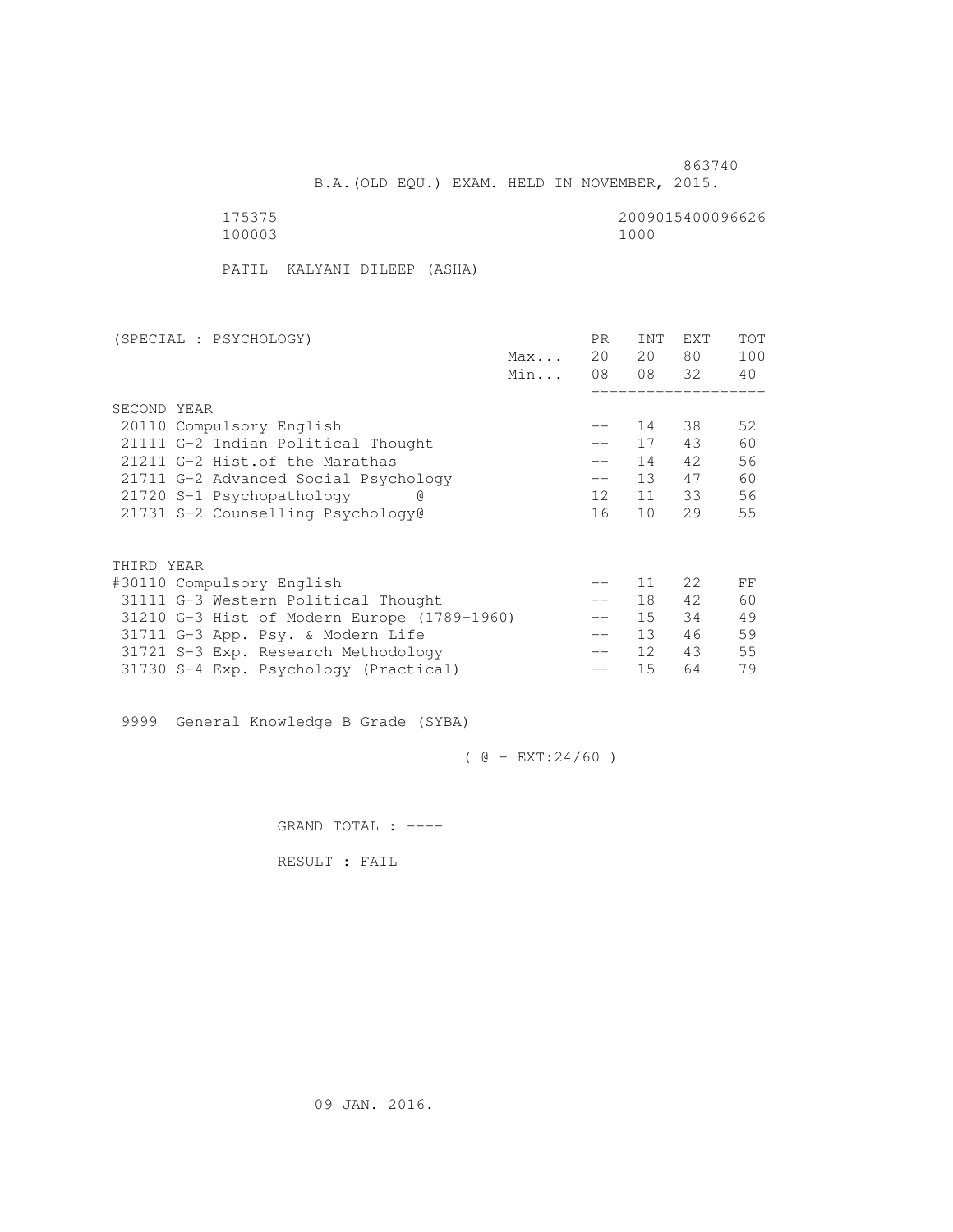863740

B.A.(OLD EQU.) EXAM. HELD IN NOVEMBER, 2015.

175375 2009015400096626

100003 1000

PATIL KALYANI DILEEP (ASHA)

| (SPECIAL : PSYCHOLOGY) | | PR | INT | EXT | TOT |
|---|---|---|---|---|---|
| | Max... | 20 | 20 | 80 | 100 |
| | Min... | 08 | 08 | 32 | 40 |
| **SECOND YEAR** | | | | | |
| 20110 Compulsory English | | -- | 14 | 38 | 52 |
| 21111 G-2 Indian Political Thought | | -- | 17 | 43 | 60 |
| 21211 G-2 Hist.of the Marathas | | -- | 14 | 42 | 56 |
| 21711 G-2 Advanced Social Psychology | | -- | 13 | 47 | 60 |
| 21720 S-1 Psychopathology @ | | 12 | 11 | 33 | 56 |
| 21731 S-2 Counselling Psychology@ | | 16 | 10 | 29 | 55 |
| **THIRD YEAR** | | | | | |
| #30110 Compulsory English | | -- | 11 | 22 | FF |
| 31111 G-3 Western Political Thought | | -- | 18 | 42 | 60 |
| 31210 G-3 Hist of Modern Europe (1789-1960) | | -- | 15 | 34 | 49 |
| 31711 G-3 App. Psy. & Modern Life | | -- | 13 | 46 | 59 |
| 31721 S-3 Exp. Research Methodology | | -- | 12 | 43 | 55 |
| 31730 S-4 Exp. Psychology (Practical) | | -- | 15 | 64 | 79 |

9999 General Knowledge B Grade (SYBA)

( @ - EXT:24/60 )

GRAND TOTAL : ----

RESULT : FAIL

09 JAN. 2016.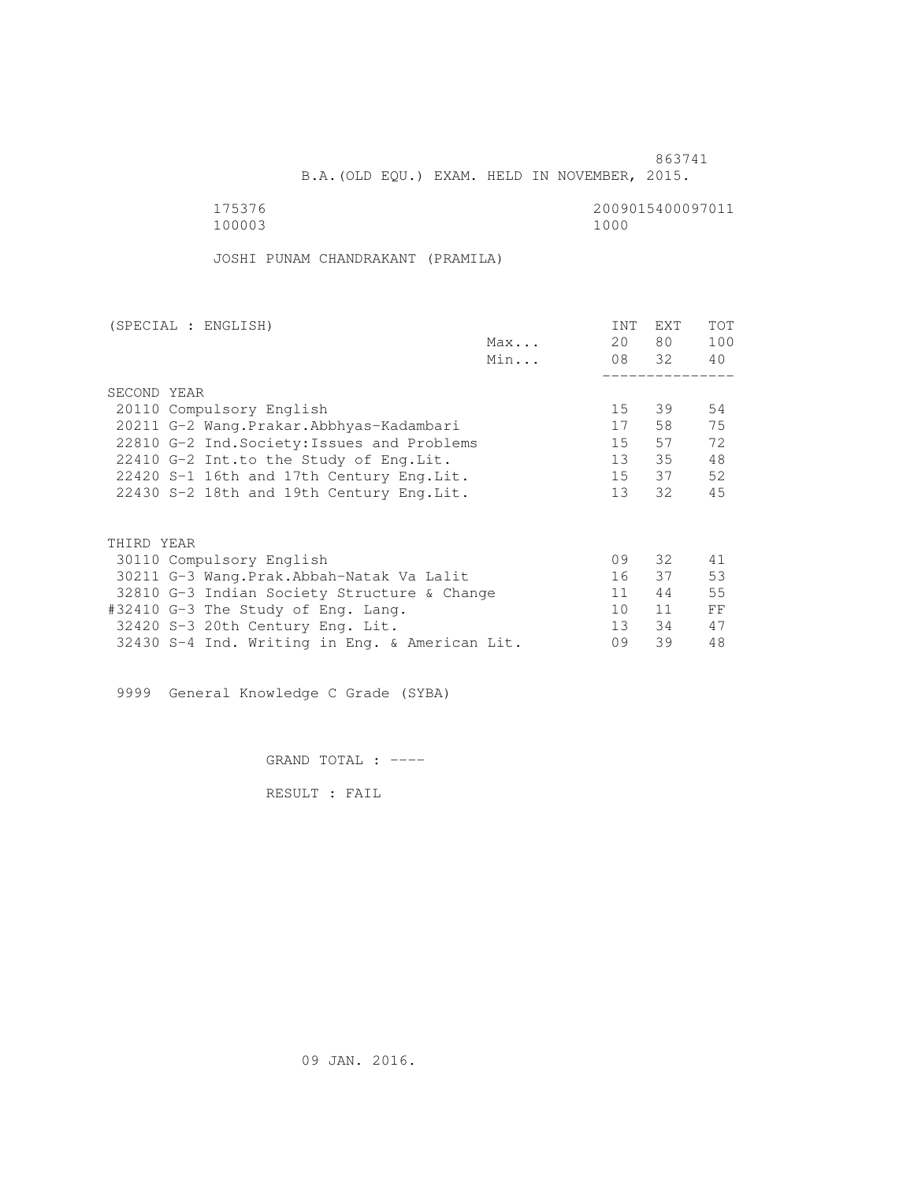863741

B.A.(OLD EQU.) EXAM. HELD IN NOVEMBER, 2015.

175376 2009015400097011
100003 1000

JOSHI PUNAM CHANDRAKANT (PRAMILA)

| (SPECIAL : ENGLISH) | | INT | EXT | TOT |
|---|---|---|---|---|
| | Max... | 20 | 80 | 100 |
| | Min... | 08 | 32 | 40 |
| SECOND YEAR | | | | |
| 20110 Compulsory English | | 15 | 39 | 54 |
| 20211 G-2 Wang.Prakar.Abbhyas-Kadambari | | 17 | 58 | 75 |
| 22810 G-2 Ind.Society:Issues and Problems | | 15 | 57 | 72 |
| 22410 G-2 Int.to the Study of Eng.Lit. | | 13 | 35 | 48 |
| 22420 S-1 16th and 17th Century Eng.Lit. | | 15 | 37 | 52 |
| 22430 S-2 18th and 19th Century Eng.Lit. | | 13 | 32 | 45 |
| THIRD YEAR | | | | |
| 30110 Compulsory English | | 09 | 32 | 41 |
| 30211 G-3 Wang.Prak.Abbah-Natak Va Lalit | | 16 | 37 | 53 |
| 32810 G-3 Indian Society Structure & Change | | 11 | 44 | 55 |
| #32410 G-3 The Study of Eng. Lang. | | 10 | 11 | FF |
| 32420 S-3 20th Century Eng. Lit. | | 13 | 34 | 47 |
| 32430 S-4 Ind. Writing in Eng. & American Lit. | | 09 | 39 | 48 |

9999 General Knowledge C Grade (SYBA)

GRAND TOTAL : ----

RESULT : FAIL

09 JAN. 2016.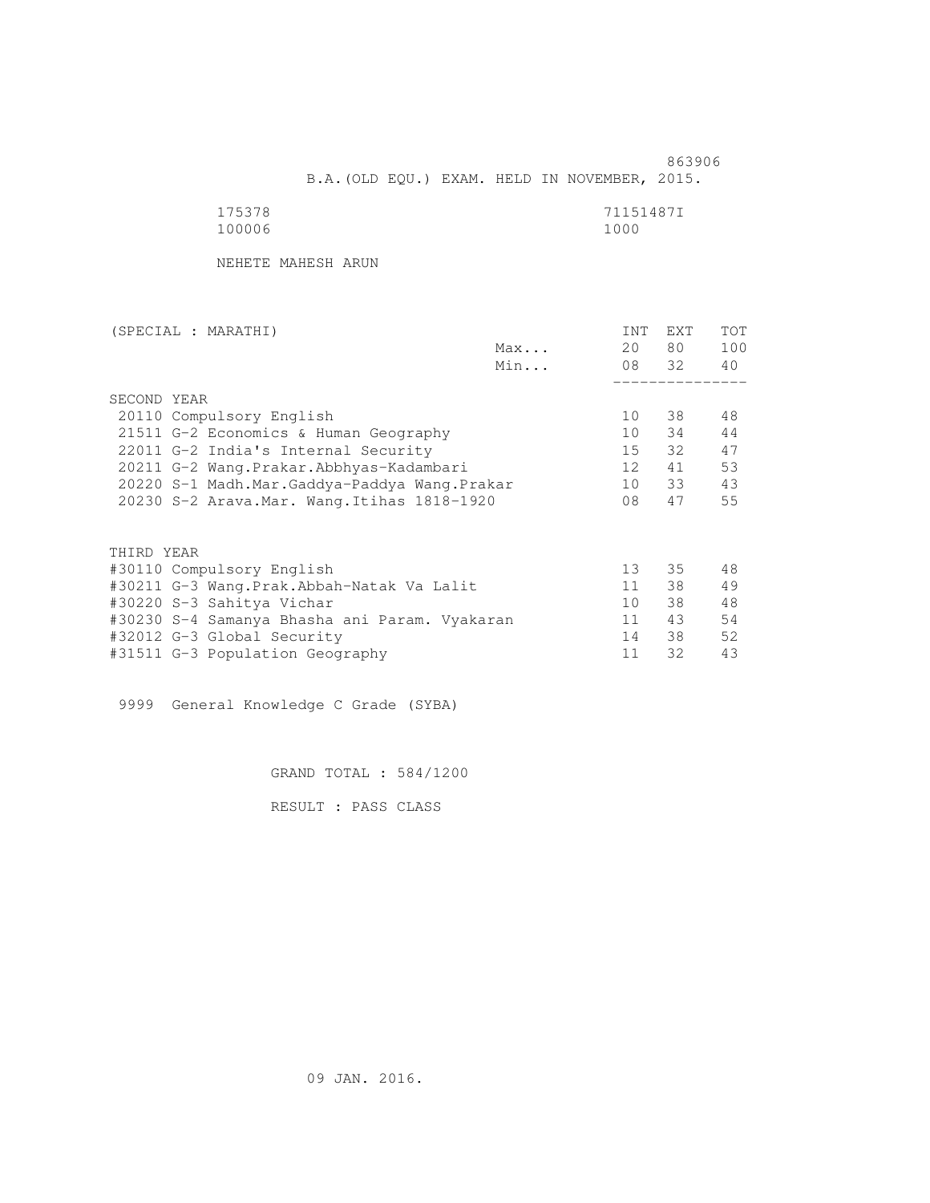863906

B.A.(OLD EQU.) EXAM. HELD IN NOVEMBER, 2015.

175378 71151487I
100006 1000

NEHETE MAHESH ARUN

| (SPECIAL : MARATHI) | | INT | EXT | TOT |
|---|---|---|---|---|
| | Max... | 20 | 80 | 100 |
| | Min... | 08 | 32 | 40 |
| **SECOND YEAR** | | | | |
| 20110 Compulsory English | | 10 | 38 | 48 |
| 21511 G-2 Economics & Human Geography | | 10 | 34 | 44 |
| 22011 G-2 India's Internal Security | | 15 | 32 | 47 |
| 20211 G-2 Wang.Prakar.Abbhyas-Kadambari | | 12 | 41 | 53 |
| 20220 S-1 Madh.Mar.Gaddya-Paddya Wang.Prakar | | 10 | 33 | 43 |
| 20230 S-2 Arava.Mar. Wang.Itihas 1818-1920 | | 08 | 47 | 55 |
| **THIRD YEAR** | | | | |
| #30110 Compulsory English | | 13 | 35 | 48 |
| #30211 G-3 Wang.Prak.Abbah-Natak Va Lalit | | 11 | 38 | 49 |
| #30220 S-3 Sahitya Vichar | | 10 | 38 | 48 |
| #30230 S-4 Samanya Bhasha ani Param. Vyakaran | | 11 | 43 | 54 |
| #32012 G-3 Global Security | | 14 | 38 | 52 |
| #31511 G-3 Population Geography | | 11 | 32 | 43 |

9999 General Knowledge C Grade (SYBA)

GRAND TOTAL : 584/1200

RESULT : PASS CLASS

09 JAN. 2016.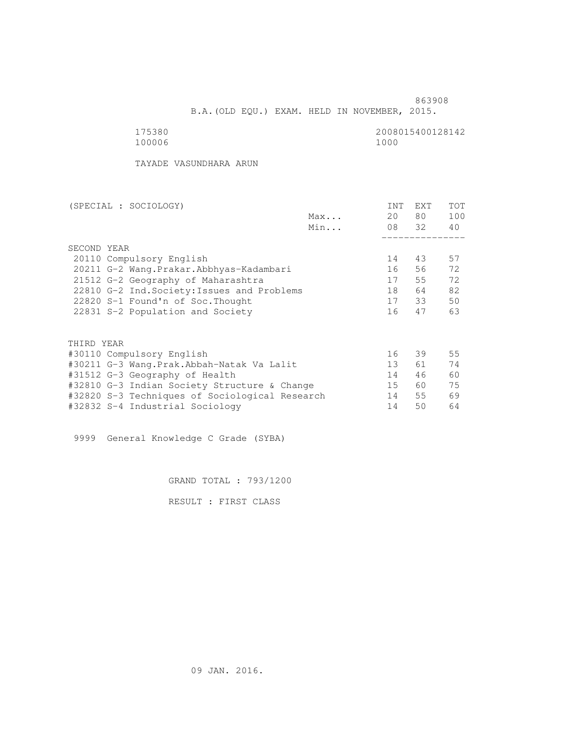863908

B.A.(OLD EQU.) EXAM. HELD IN NOVEMBER, 2015.

175380 2008015400128142
100006 1000

TAYADE VASUNDHARA ARUN

| (SPECIAL : SOCIOLOGY) | | INT | EXT | TOT |
|---|---|---|---|---|
| | Max... | 20 | 80 | 100 |
| | Min... | 08 | 32 | 40 |
| SECOND YEAR | | | | |
| 20110 Compulsory English | | 14 | 43 | 57 |
| 20211 G-2 Wang.Prakar.Abbhyas-Kadambari | | 16 | 56 | 72 |
| 21512 G-2 Geography of Maharashtra | | 17 | 55 | 72 |
| 22810 G-2 Ind.Society:Issues and Problems | | 18 | 64 | 82 |
| 22820 S-1 Found'n of Soc.Thought | | 17 | 33 | 50 |
| 22831 S-2 Population and Society | | 16 | 47 | 63 |
| THIRD YEAR | | | | |
| #30110 Compulsory English | | 16 | 39 | 55 |
| #30211 G-3 Wang.Prak.Abbah-Natak Va Lalit | | 13 | 61 | 74 |
| #31512 G-3 Geography of Health | | 14 | 46 | 60 |
| #32810 G-3 Indian Society Structure & Change | | 15 | 60 | 75 |
| #32820 S-3 Techniques of Sociological Research | | 14 | 55 | 69 |
| #32832 S-4 Industrial Sociology | | 14 | 50 | 64 |

9999 General Knowledge C Grade (SYBA)

GRAND TOTAL : 793/1200

RESULT : FIRST CLASS

09 JAN. 2016.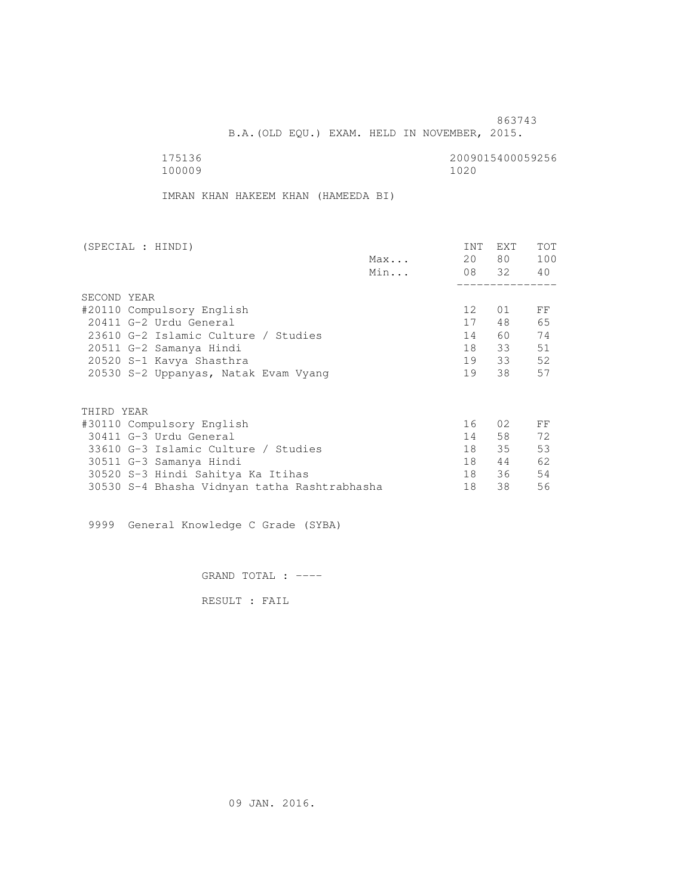863743

B.A.(OLD EQU.) EXAM. HELD IN NOVEMBER, 2015.

175136 2009015400059256

100009 1020

IMRAN KHAN HAKEEM KHAN (HAMEEDA BI)

| (SPECIAL : HINDI) | | INT | EXT | TOT |
|---|---|---|---|---|
| | Max... | 20 | 80 | 100 |
| | Min... | 08 | 32 | 40 |
| SECOND YEAR | | | | |
| #20110 Compulsory English | | 12 | 01 | FF |
| 20411 G-2 Urdu General | | 17 | 48 | 65 |
| 23610 G-2 Islamic Culture / Studies | | 14 | 60 | 74 |
| 20511 G-2 Samanya Hindi | | 18 | 33 | 51 |
| 20520 S-1 Kavya Shasthra | | 19 | 33 | 52 |
| 20530 S-2 Uppanyas, Natak Evam Vyang | | 19 | 38 | 57 |
| THIRD YEAR | | | | |
| #30110 Compulsory English | | 16 | 02 | FF |
| 30411 G-3 Urdu General | | 14 | 58 | 72 |
| 33610 G-3 Islamic Culture / Studies | | 18 | 35 | 53 |
| 30511 G-3 Samanya Hindi | | 18 | 44 | 62 |
| 30520 S-3 Hindi Sahitya Ka Itihas | | 18 | 36 | 54 |
| 30530 S-4 Bhasha Vidnyan tatha Rashtrabhasha | | 18 | 38 | 56 |

9999 General Knowledge C Grade (SYBA)

GRAND TOTAL : ----

RESULT : FAIL

09 JAN. 2016.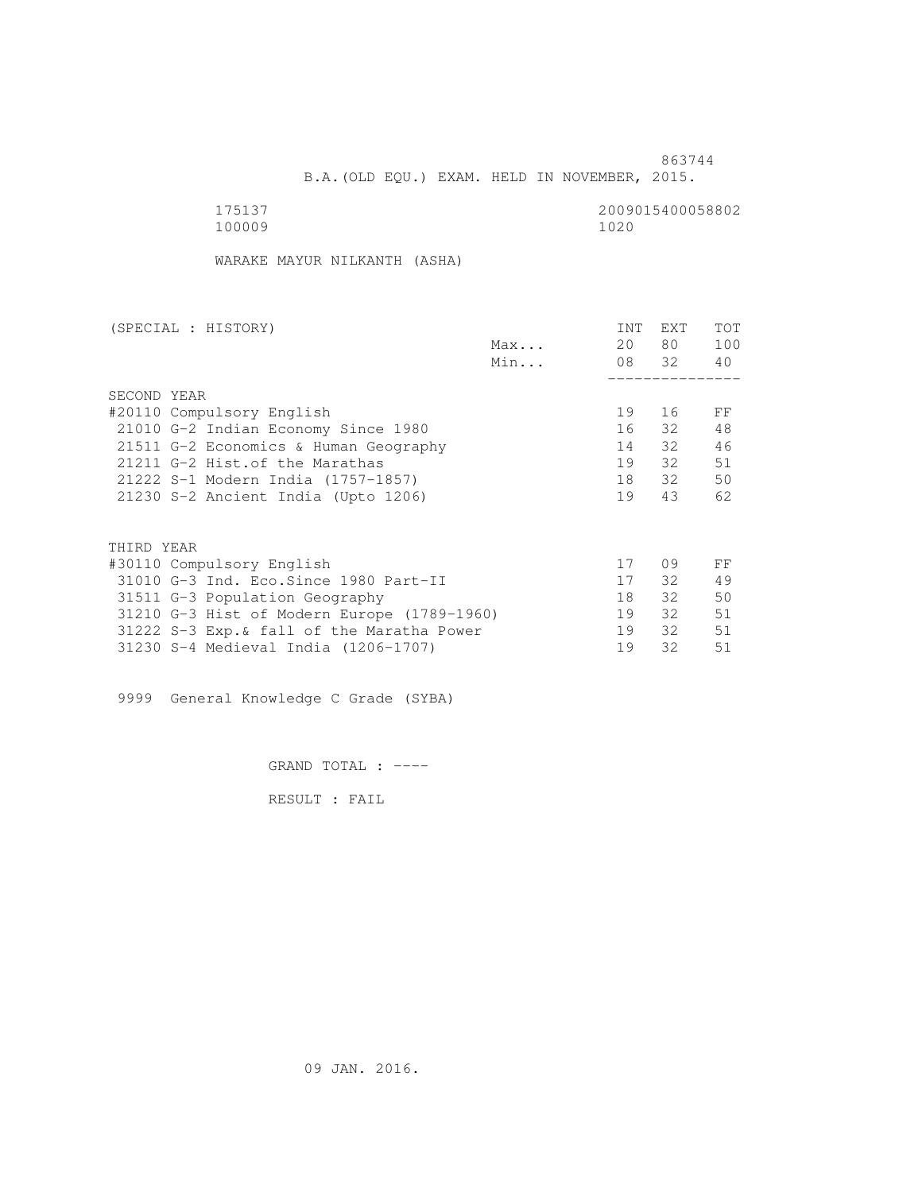863744

B.A.(OLD EQU.) EXAM. HELD IN NOVEMBER, 2015.

175137 2009015400058802
100009 1020

WARAKE MAYUR NILKANTH (ASHA)

| (SPECIAL : HISTORY) | | INT | EXT | TOT |
|---|---|---|---|---|
| | Max... | 20 | 80 | 100 |
| | Min... | 08 | 32 | 40 |
| SECOND YEAR | | | | |
| #20110 Compulsory English | | 19 | 16 | FF |
| 21010 G-2 Indian Economy Since 1980 | | 16 | 32 | 48 |
| 21511 G-2 Economics & Human Geography | | 14 | 32 | 46 |
| 21211 G-2 Hist.of the Marathas | | 19 | 32 | 51 |
| 21222 S-1 Modern India (1757-1857) | | 18 | 32 | 50 |
| 21230 S-2 Ancient India (Upto 1206) | | 19 | 43 | 62 |
| THIRD YEAR | | | | |
| #30110 Compulsory English | | 17 | 09 | FF |
| 31010 G-3 Ind. Eco.Since 1980 Part-II | | 17 | 32 | 49 |
| 31511 G-3 Population Geography | | 18 | 32 | 50 |
| 31210 G-3 Hist of Modern Europe (1789-1960) | | 19 | 32 | 51 |
| 31222 S-3 Exp.& fall of the Maratha Power | | 19 | 32 | 51 |
| 31230 S-4 Medieval India (1206-1707) | | 19 | 32 | 51 |

9999 General Knowledge C Grade (SYBA)

GRAND TOTAL : ----

RESULT : FAIL

09 JAN. 2016.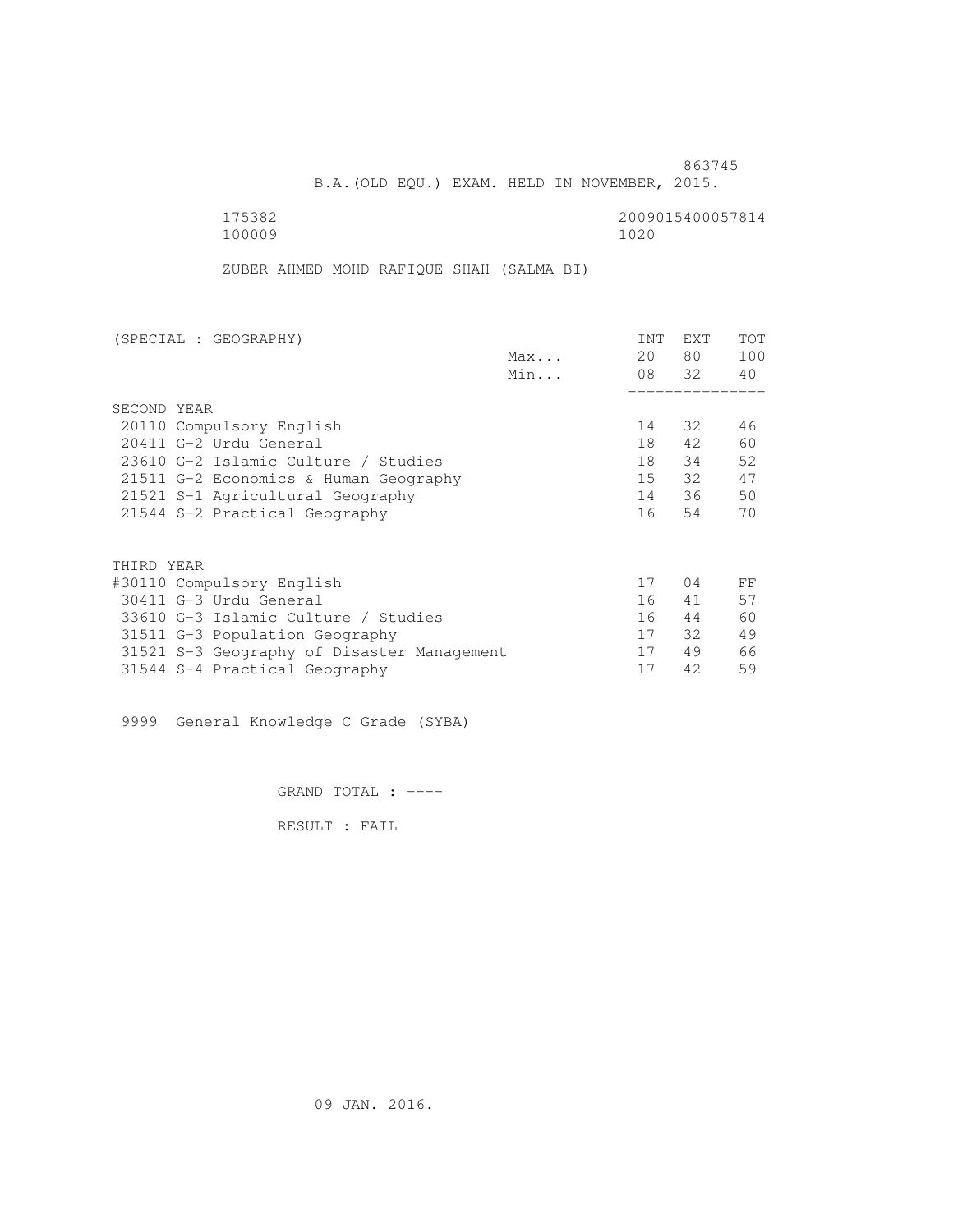863745

B.A.(OLD EQU.) EXAM. HELD IN NOVEMBER, 2015.

175382 2009015400057814
100009 1020

ZUBER AHMED MOHD RAFIQUE SHAH (SALMA BI)

| (SPECIAL : GEOGRAPHY) | | INT | EXT | TOT |
|---|---|---|---|---|
| | Max... | 20 | 80 | 100 |
| | Min... | 08 | 32 | 40 |
| SECOND YEAR | | | | |
| 20110 Compulsory English | | 14 | 32 | 46 |
| 20411 G-2 Urdu General | | 18 | 42 | 60 |
| 23610 G-2 Islamic Culture / Studies | | 18 | 34 | 52 |
| 21511 G-2 Economics & Human Geography | | 15 | 32 | 47 |
| 21521 S-1 Agricultural Geography | | 14 | 36 | 50 |
| 21544 S-2 Practical Geography | | 16 | 54 | 70 |
| THIRD YEAR | | | | |
| #30110 Compulsory English | | 17 | 04 | FF |
| 30411 G-3 Urdu General | | 16 | 41 | 57 |
| 33610 G-3 Islamic Culture / Studies | | 16 | 44 | 60 |
| 31511 G-3 Population Geography | | 17 | 32 | 49 |
| 31521 S-3 Geography of Disaster Management | | 17 | 49 | 66 |
| 31544 S-4 Practical Geography | | 17 | 42 | 59 |

9999 General Knowledge C Grade (SYBA)

GRAND TOTAL : ----

RESULT : FAIL

09 JAN. 2016.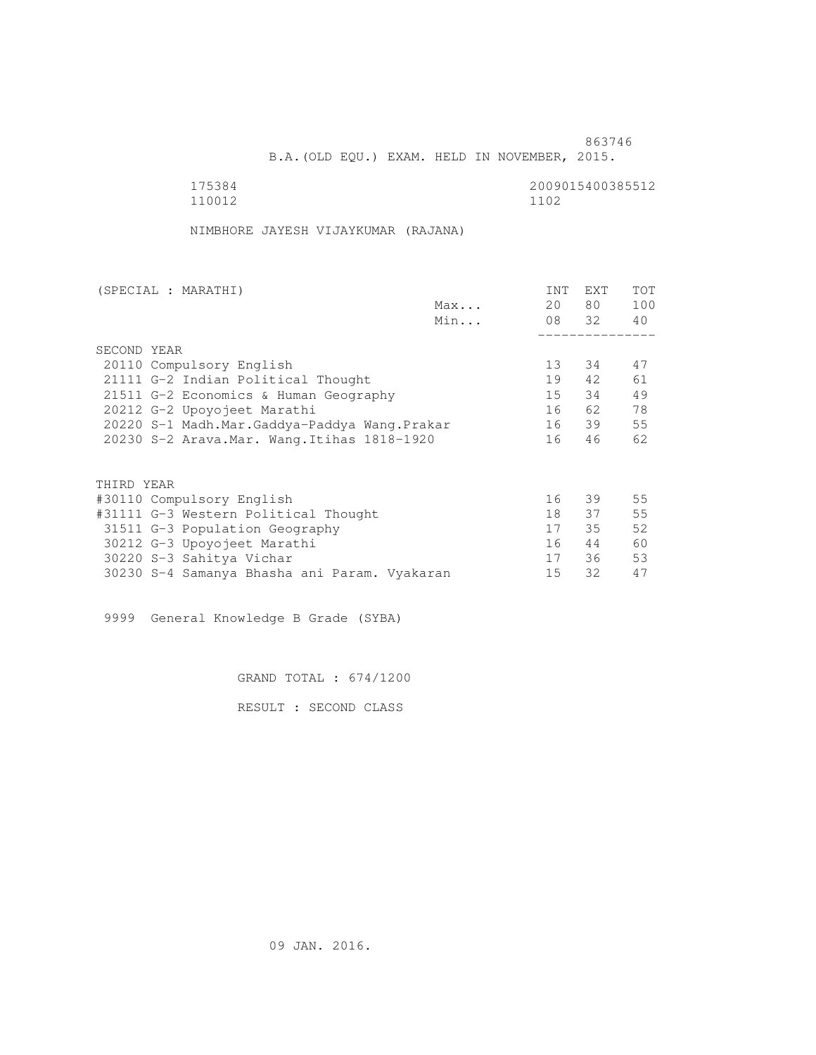863746

B.A.(OLD EQU.) EXAM. HELD IN NOVEMBER, 2015.

175384 2009015400385512
110012 1102

NIMBHORE JAYESH VIJAYKUMAR (RAJANA)

| (SPECIAL : MARATHI) | | INT | EXT | TOT |
|---|---|---|---|---|
| | Max... | 20 | 80 | 100 |
| | Min... | 08 | 32 | 40 |
| SECOND YEAR | | | | |
| 20110 Compulsory English | | 13 | 34 | 47 |
| 21111 G-2 Indian Political Thought | | 19 | 42 | 61 |
| 21511 G-2 Economics & Human Geography | | 15 | 34 | 49 |
| 20212 G-2 Upoyojeet Marathi | | 16 | 62 | 78 |
| 20220 S-1 Madh.Mar.Gaddya-Paddya Wang.Prakar | | 16 | 39 | 55 |
| 20230 S-2 Arava.Mar. Wang.Itihas 1818-1920 | | 16 | 46 | 62 |
| THIRD YEAR | | | | |
| #30110 Compulsory English | | 16 | 39 | 55 |
| #31111 G-3 Western Political Thought | | 18 | 37 | 55 |
| 31511 G-3 Population Geography | | 17 | 35 | 52 |
| 30212 G-3 Upoyojeet Marathi | | 16 | 44 | 60 |
| 30220 S-3 Sahitya Vichar | | 17 | 36 | 53 |
| 30230 S-4 Samanya Bhasha ani Param. Vyakaran | | 15 | 32 | 47 |

9999 General Knowledge B Grade (SYBA)

GRAND TOTAL : 674/1200

RESULT : SECOND CLASS

09 JAN. 2016.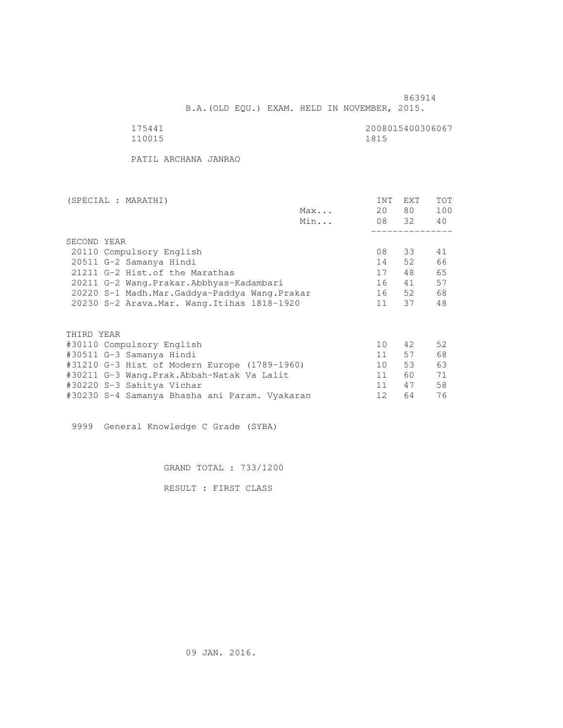863914

B.A.(OLD EQU.) EXAM. HELD IN NOVEMBER, 2015.

175441 2008015400306067
110015 1815

PATIL ARCHANA JANRAO

| (SPECIAL : MARATHI) | | INT | EXT | TOT |
|---|---|---|---|---|
| | Max... | 20 | 80 | 100 |
| | Min... | 08 | 32 | 40 |
| SECOND YEAR | | | | |
| 20110 Compulsory English | | 08 | 33 | 41 |
| 20511 G-2 Samanya Hindi | | 14 | 52 | 66 |
| 21211 G-2 Hist.of the Marathas | | 17 | 48 | 65 |
| 20211 G-2 Wang.Prakar.Abbhyas-Kadambari | | 16 | 41 | 57 |
| 20220 S-1 Madh.Mar.Gaddya-Paddya Wang.Prakar | | 16 | 52 | 68 |
| 20230 S-2 Arava.Mar. Wang.Itihas 1818-1920 | | 11 | 37 | 48 |
| THIRD YEAR | | | | |
| #30110 Compulsory English | | 10 | 42 | 52 |
| #30511 G-3 Samanya Hindi | | 11 | 57 | 68 |
| #31210 G-3 Hist of Modern Europe (1789-1960) | | 10 | 53 | 63 |
| #30211 G-3 Wang.Prak.Abbah-Natak Va Lalit | | 11 | 60 | 71 |
| #30220 S-3 Sahitya Vichar | | 11 | 47 | 58 |
| #30230 S-4 Samanya Bhasha ani Param. Vyakaran | | 12 | 64 | 76 |

9999 General Knowledge C Grade (SYBA)

GRAND TOTAL : 733/1200

RESULT : FIRST CLASS

09 JAN. 2016.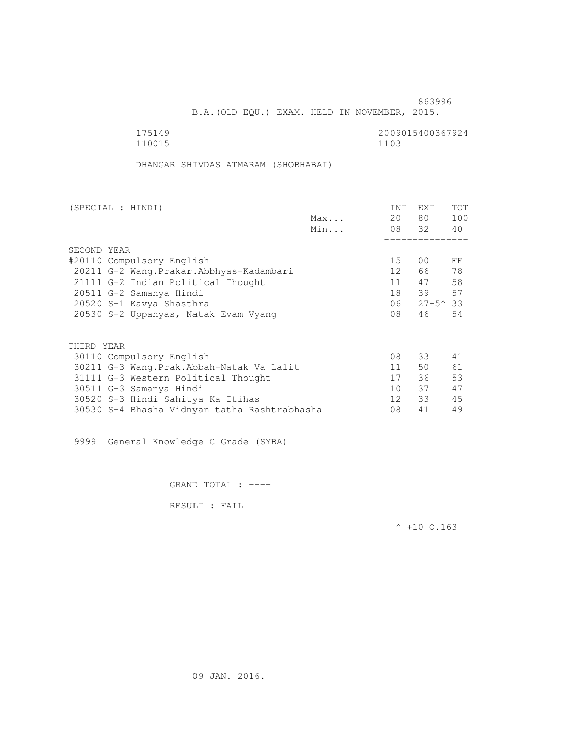863996

B.A.(OLD EQU.) EXAM. HELD IN NOVEMBER, 2015.

175149 2009015400367924
110015 1103

DHANGAR SHIVDAS ATMARAM (SHOBHABAI)

| (SPECIAL : HINDI) | | INT | EXT | TOT |
|---|---|---|---|---|
| | Max... | 20 | 80 | 100 |
| | Min... | 08 | 32 | 40 |
| **SECOND YEAR** | | | | |
| #20110 Compulsory English | | 15 | 00 | FF |
| 20211 G-2 Wang.Prakar.Abbhyas-Kadambari | | 12 | 66 | 78 |
| 21111 G-2 Indian Political Thought | | 11 | 47 | 58 |
| 20511 G-2 Samanya Hindi | | 18 | 39 | 57 |
| 20520 S-1 Kavya Shasthra | | 06 | 27+5^ | 33 |
| 20530 S-2 Uppanyas, Natak Evam Vyang | | 08 | 46 | 54 |
| **THIRD YEAR** | | | | |
| 30110 Compulsory English | | 08 | 33 | 41 |
| 30211 G-3 Wang.Prak.Abbah-Natak Va Lalit | | 11 | 50 | 61 |
| 31111 G-3 Western Political Thought | | 17 | 36 | 53 |
| 30511 G-3 Samanya Hindi | | 10 | 37 | 47 |
| 30520 S-3 Hindi Sahitya Ka Itihas | | 12 | 33 | 45 |
| 30530 S-4 Bhasha Vidnyan tatha Rashtrabhasha | | 08 | 41 | 49 |

9999 General Knowledge C Grade (SYBA)

GRAND TOTAL : ----

RESULT : FAIL

^ +10 O.163

09 JAN. 2016.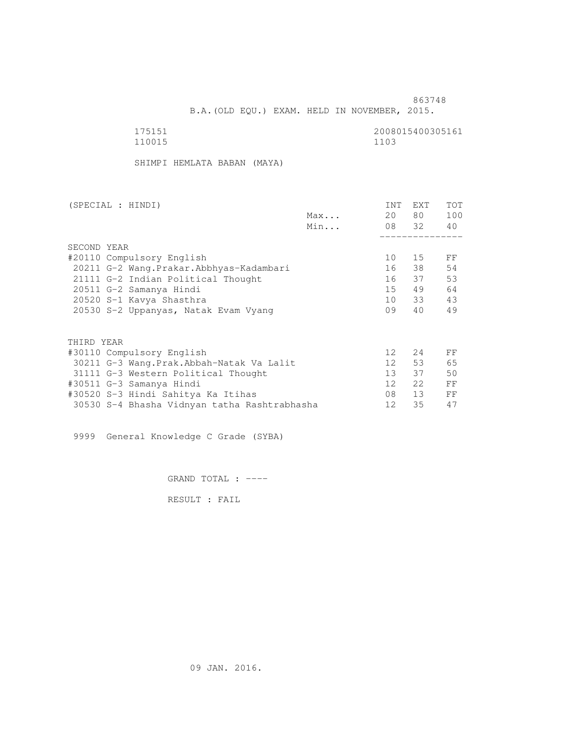863748

B.A.(OLD EQU.) EXAM. HELD IN NOVEMBER, 2015.

175151 2008015400305161
110015 1103

SHIMPI HEMLATA BABAN (MAYA)

| (SPECIAL : HINDI) | | INT | EXT | TOT |
|---|---|---|---|---|
| | Max... | 20 | 80 | 100 |
| | Min... | 08 | 32 | 40 |
| **SECOND YEAR** | | | | |
| #20110 Compulsory English | | 10 | 15 | FF |
| 20211 G-2 Wang.Prakar.Abbhyas-Kadambari | | 16 | 38 | 54 |
| 21111 G-2 Indian Political Thought | | 16 | 37 | 53 |
| 20511 G-2 Samanya Hindi | | 15 | 49 | 64 |
| 20520 S-1 Kavya Shasthra | | 10 | 33 | 43 |
| 20530 S-2 Uppanyas, Natak Evam Vyang | | 09 | 40 | 49 |
| **THIRD YEAR** | | | | |
| #30110 Compulsory English | | 12 | 24 | FF |
| 30211 G-3 Wang.Prak.Abbah-Natak Va Lalit | | 12 | 53 | 65 |
| 31111 G-3 Western Political Thought | | 13 | 37 | 50 |
| #30511 G-3 Samanya Hindi | | 12 | 22 | FF |
| #30520 S-3 Hindi Sahitya Ka Itihas | | 08 | 13 | FF |
| 30530 S-4 Bhasha Vidnyan tatha Rashtrabhasha | | 12 | 35 | 47 |

9999 General Knowledge C Grade (SYBA)

GRAND TOTAL : ----

RESULT : FAIL

09 JAN. 2016.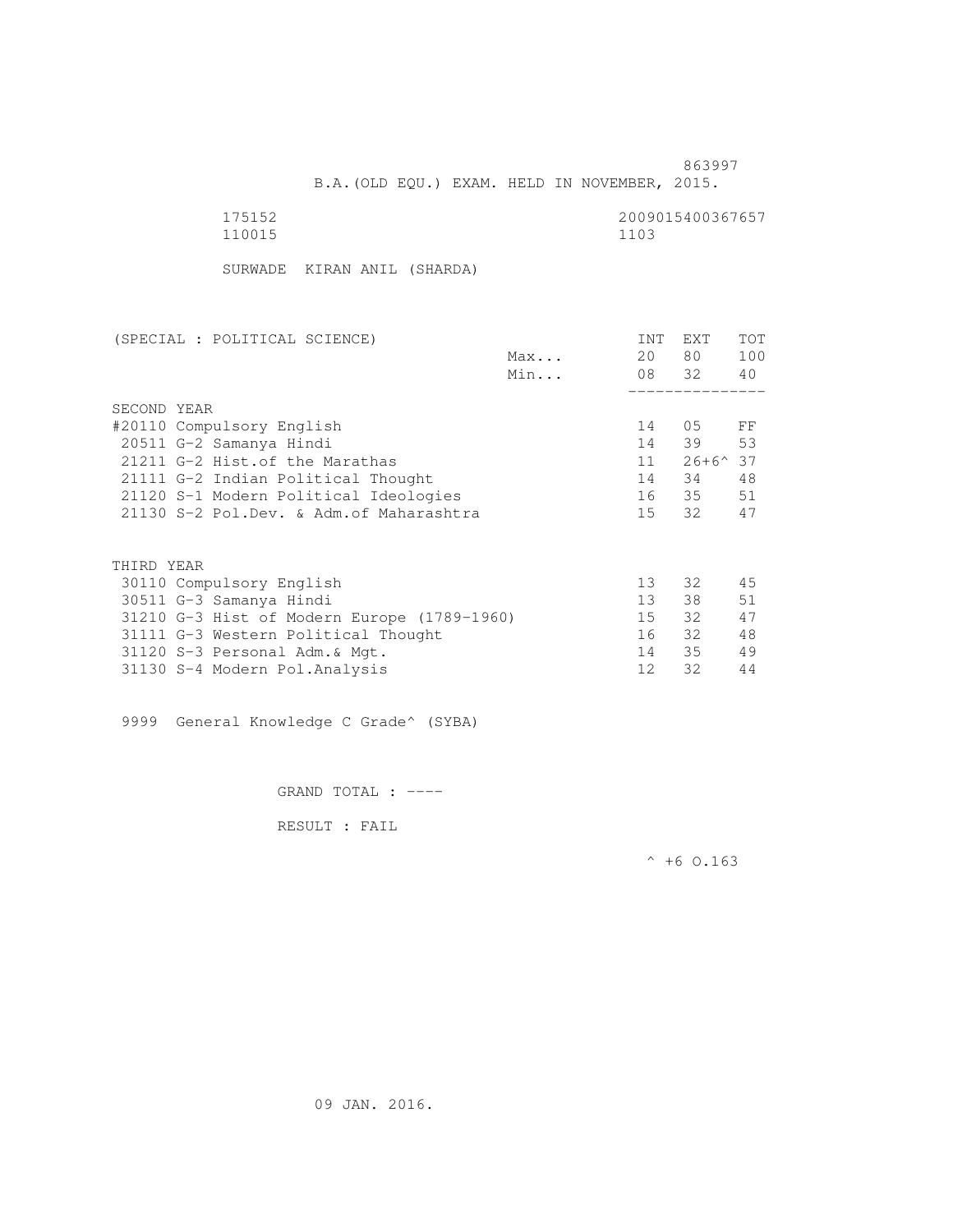863997

B.A.(OLD EQU.) EXAM. HELD IN NOVEMBER, 2015.

175152 2009015400367657
110015 1103

SURWADE KIRAN ANIL (SHARDA)

| (SPECIAL : POLITICAL SCIENCE) | | INT | EXT | TOT |
|---|---|---|---|---|
| | Max... | 20 | 80 | 100 |
| | Min... | 08 | 32 | 40 |
| SECOND YEAR | | | | |
| #20110 Compulsory English | | 14 | 05 | FF |
| 20511 G-2 Samanya Hindi | | 14 | 39 | 53 |
| 21211 G-2 Hist.of the Marathas | | 11 | 26+6^ | 37 |
| 21111 G-2 Indian Political Thought | | 14 | 34 | 48 |
| 21120 S-1 Modern Political Ideologies | | 16 | 35 | 51 |
| 21130 S-2 Pol.Dev. & Adm.of Maharashtra | | 15 | 32 | 47 |
| THIRD YEAR | | | | |
| 30110 Compulsory English | | 13 | 32 | 45 |
| 30511 G-3 Samanya Hindi | | 13 | 38 | 51 |
| 31210 G-3 Hist of Modern Europe (1789-1960) | | 15 | 32 | 47 |
| 31111 G-3 Western Political Thought | | 16 | 32 | 48 |
| 31120 S-3 Personal Adm.& Mgt. | | 14 | 35 | 49 |
| 31130 S-4 Modern Pol.Analysis | | 12 | 32 | 44 |

9999 General Knowledge C Grade^ (SYBA)

GRAND TOTAL : ----

RESULT : FAIL

^ +6 O.163

09 JAN. 2016.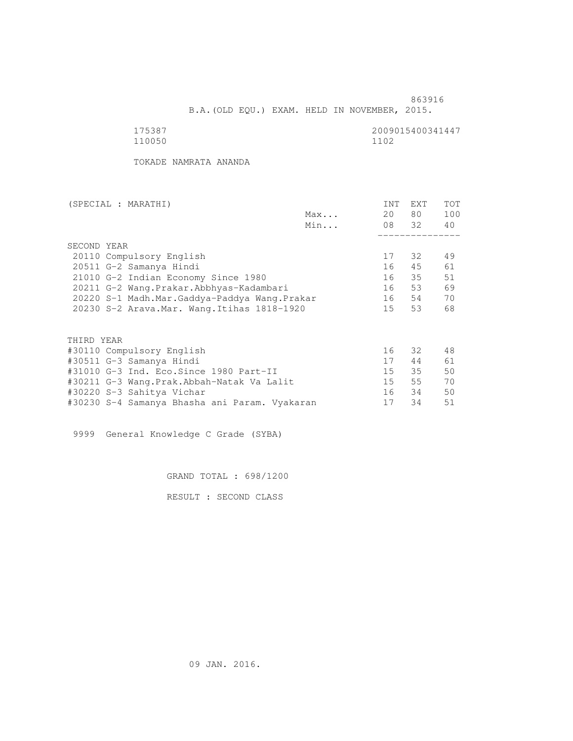863916

B.A.(OLD EQU.) EXAM. HELD IN NOVEMBER, 2015.

175387 2009015400341447
110050 1102

TOKADE NAMRATA ANANDA

| (SPECIAL : MARATHI) | | INT | EXT | TOT |
|---|---|---|---|---|
| | Max... | 20 | 80 | 100 |
| | Min... | 08 | 32 | 40 |
| **SECOND YEAR** | | | | |
| 20110 Compulsory English | | 17 | 32 | 49 |
| 20511 G-2 Samanya Hindi | | 16 | 45 | 61 |
| 21010 G-2 Indian Economy Since 1980 | | 16 | 35 | 51 |
| 20211 G-2 Wang.Prakar.Abbhyas-Kadambari | | 16 | 53 | 69 |
| 20220 S-1 Madh.Mar.Gaddya-Paddya Wang.Prakar | | 16 | 54 | 70 |
| 20230 S-2 Arava.Mar. Wang.Itihas 1818-1920 | | 15 | 53 | 68 |
| **THIRD YEAR** | | | | |
| #30110 Compulsory English | | 16 | 32 | 48 |
| #30511 G-3 Samanya Hindi | | 17 | 44 | 61 |
| #31010 G-3 Ind. Eco.Since 1980 Part-II | | 15 | 35 | 50 |
| #30211 G-3 Wang.Prak.Abbah-Natak Va Lalit | | 15 | 55 | 70 |
| #30220 S-3 Sahitya Vichar | | 16 | 34 | 50 |
| #30230 S-4 Samanya Bhasha ani Param. Vyakaran | | 17 | 34 | 51 |

9999 General Knowledge C Grade (SYBA)

GRAND TOTAL : 698/1200

RESULT : SECOND CLASS

09 JAN. 2016.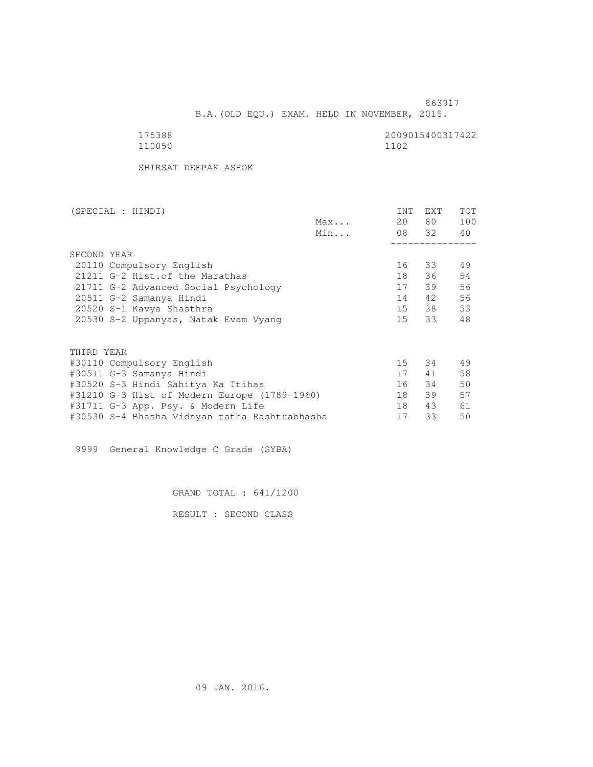863917

B.A.(OLD EQU.) EXAM. HELD IN NOVEMBER, 2015.

175388 2009015400317422

110050 1102

SHIRSAT DEEPAK ASHOK

| (SPECIAL : HINDI) | | INT | EXT | TOT |
|---|---|---|---|---|
| | Max... | 20 | 80 | 100 |
| | Min... | 08 | 32 | 40 |
| SECOND YEAR | | | | |
| 20110 Compulsory English | | 16 | 33 | 49 |
| 21211 G-2 Hist.of the Marathas | | 18 | 36 | 54 |
| 21711 G-2 Advanced Social Psychology | | 17 | 39 | 56 |
| 20511 G-2 Samanya Hindi | | 14 | 42 | 56 |
| 20520 S-1 Kavya Shasthra | | 15 | 38 | 53 |
| 20530 S-2 Uppanyas, Natak Evam Vyang | | 15 | 33 | 48 |
| THIRD YEAR | | | | |
| #30110 Compulsory English | | 15 | 34 | 49 |
| #30511 G-3 Samanya Hindi | | 17 | 41 | 58 |
| #30520 S-3 Hindi Sahitya Ka Itihas | | 16 | 34 | 50 |
| #31210 G-3 Hist of Modern Europe (1789-1960) | | 18 | 39 | 57 |
| #31711 G-3 App. Psy. & Modern Life | | 18 | 43 | 61 |
| #30530 S-4 Bhasha Vidnyan tatha Rashtrabhasha | | 17 | 33 | 50 |

9999 General Knowledge C Grade (SYBA)

GRAND TOTAL : 641/1200

RESULT : SECOND CLASS

09 JAN. 2016.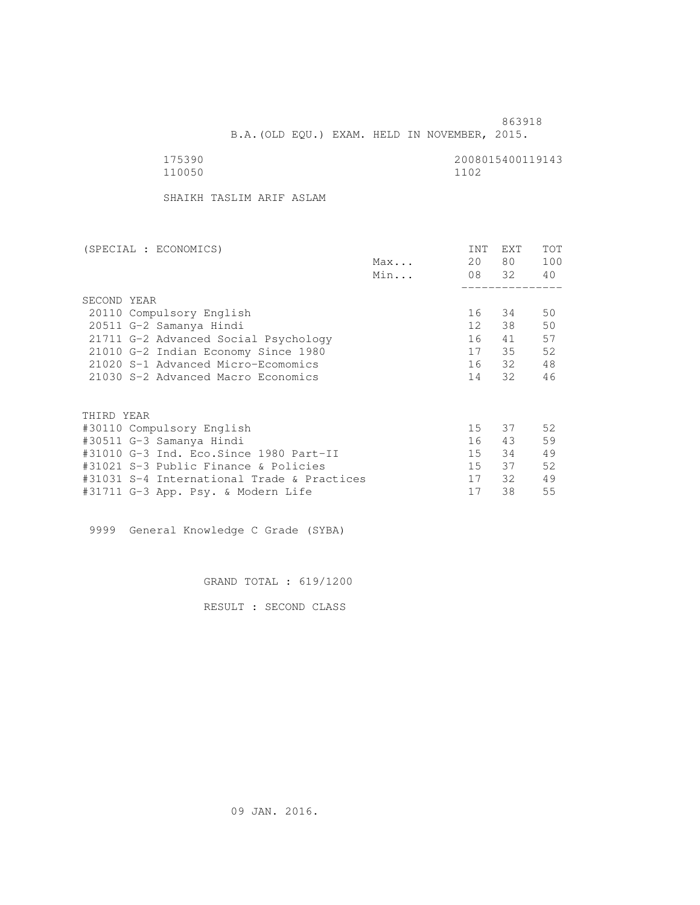863918

B.A.(OLD EQU.) EXAM. HELD IN NOVEMBER, 2015.

175390 2008015400119143
110050 1102

SHAIKH TASLIM ARIF ASLAM

| (SPECIAL : ECONOMICS) | | INT | EXT | TOT |
|---|---|---|---|---|
| | Max... | 20 | 80 | 100 |
| | Min... | 08 | 32 | 40 |
| SECOND YEAR | | | | |
| 20110 Compulsory English | | 16 | 34 | 50 |
| 20511 G-2 Samanya Hindi | | 12 | 38 | 50 |
| 21711 G-2 Advanced Social Psychology | | 16 | 41 | 57 |
| 21010 G-2 Indian Economy Since 1980 | | 17 | 35 | 52 |
| 21020 S-1 Advanced Micro-Ecomomics | | 16 | 32 | 48 |
| 21030 S-2 Advanced Macro Economics | | 14 | 32 | 46 |
| THIRD YEAR | | | | |
| #30110 Compulsory English | | 15 | 37 | 52 |
| #30511 G-3 Samanya Hindi | | 16 | 43 | 59 |
| #31010 G-3 Ind. Eco.Since 1980 Part-II | | 15 | 34 | 49 |
| #31021 S-3 Public Finance & Policies | | 15 | 37 | 52 |
| #31031 S-4 International Trade & Practices | | 17 | 32 | 49 |
| #31711 G-3 App. Psy. & Modern Life | | 17 | 38 | 55 |

9999 General Knowledge C Grade (SYBA)

GRAND TOTAL : 619/1200

RESULT : SECOND CLASS

09 JAN. 2016.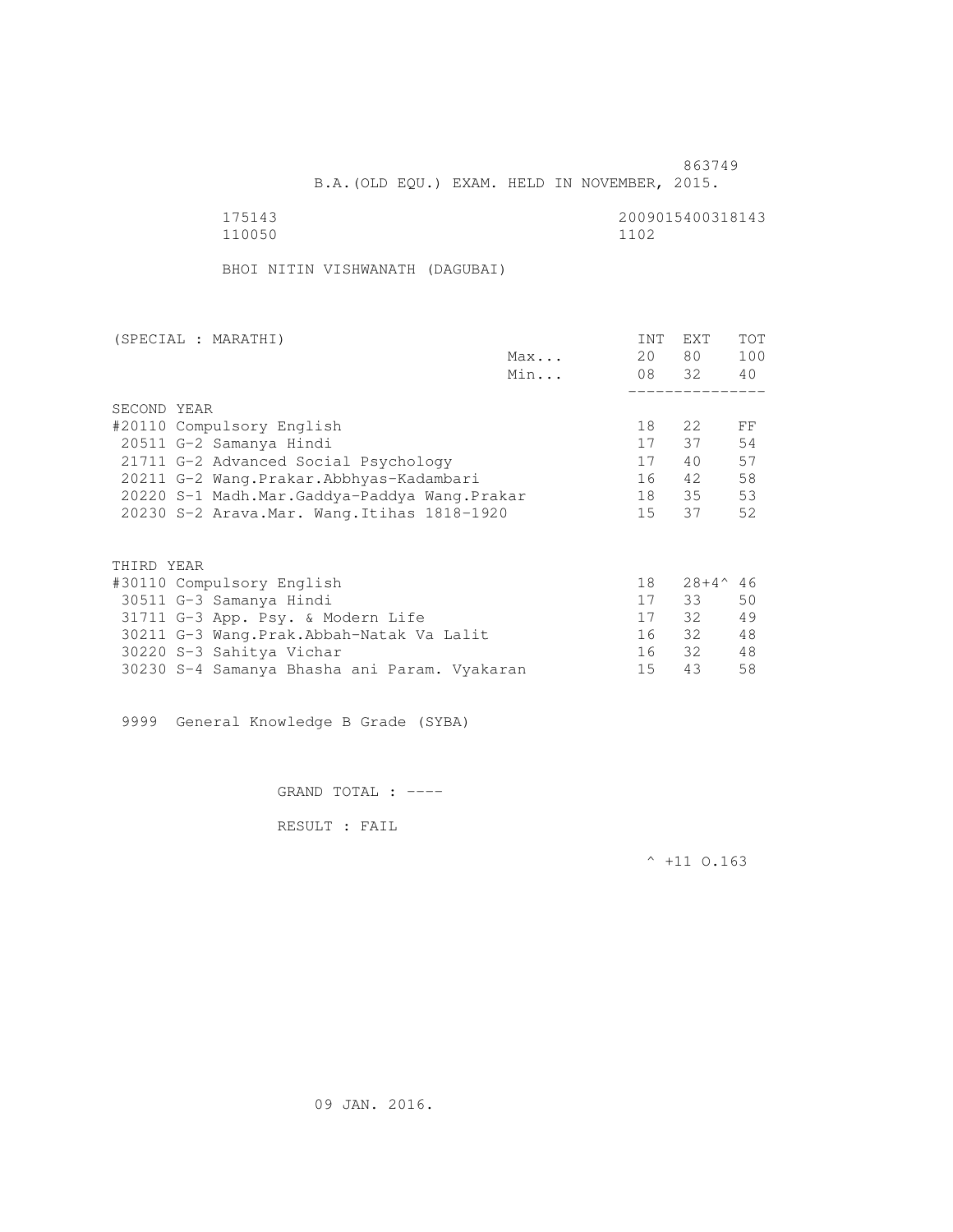863749

B.A.(OLD EQU.) EXAM. HELD IN NOVEMBER, 2015.

175143 2009015400318143
110050 1102

BHOI NITIN VISHWANATH (DAGUBAI)

| (SPECIAL : MARATHI) | | INT | EXT | TOT |
|---|---|---|---|---|
| | Max... | 20 | 80 | 100 |
| | Min... | 08 | 32 | 40 |
| SECOND YEAR | | | | |
| #20110 Compulsory English | | 18 | 22 | FF |
| 20511 G-2 Samanya Hindi | | 17 | 37 | 54 |
| 21711 G-2 Advanced Social Psychology | | 17 | 40 | 57 |
| 20211 G-2 Wang.Prakar.Abbhyas-Kadambari | | 16 | 42 | 58 |
| 20220 S-1 Madh.Mar.Gaddya-Paddya Wang.Prakar | | 18 | 35 | 53 |
| 20230 S-2 Arava.Mar. Wang.Itihas 1818-1920 | | 15 | 37 | 52 |
| THIRD YEAR | | | | |
| #30110 Compulsory English | | 18 | 28+4^ | 46 |
| 30511 G-3 Samanya Hindi | | 17 | 33 | 50 |
| 31711 G-3 App. Psy. & Modern Life | | 17 | 32 | 49 |
| 30211 G-3 Wang.Prak.Abbah-Natak Va Lalit | | 16 | 32 | 48 |
| 30220 S-3 Sahitya Vichar | | 16 | 32 | 48 |
| 30230 S-4 Samanya Bhasha ani Param. Vyakaran | | 15 | 43 | 58 |

9999 General Knowledge B Grade (SYBA)

GRAND TOTAL : ----

RESULT : FAIL

^ +11 O.163

09 JAN. 2016.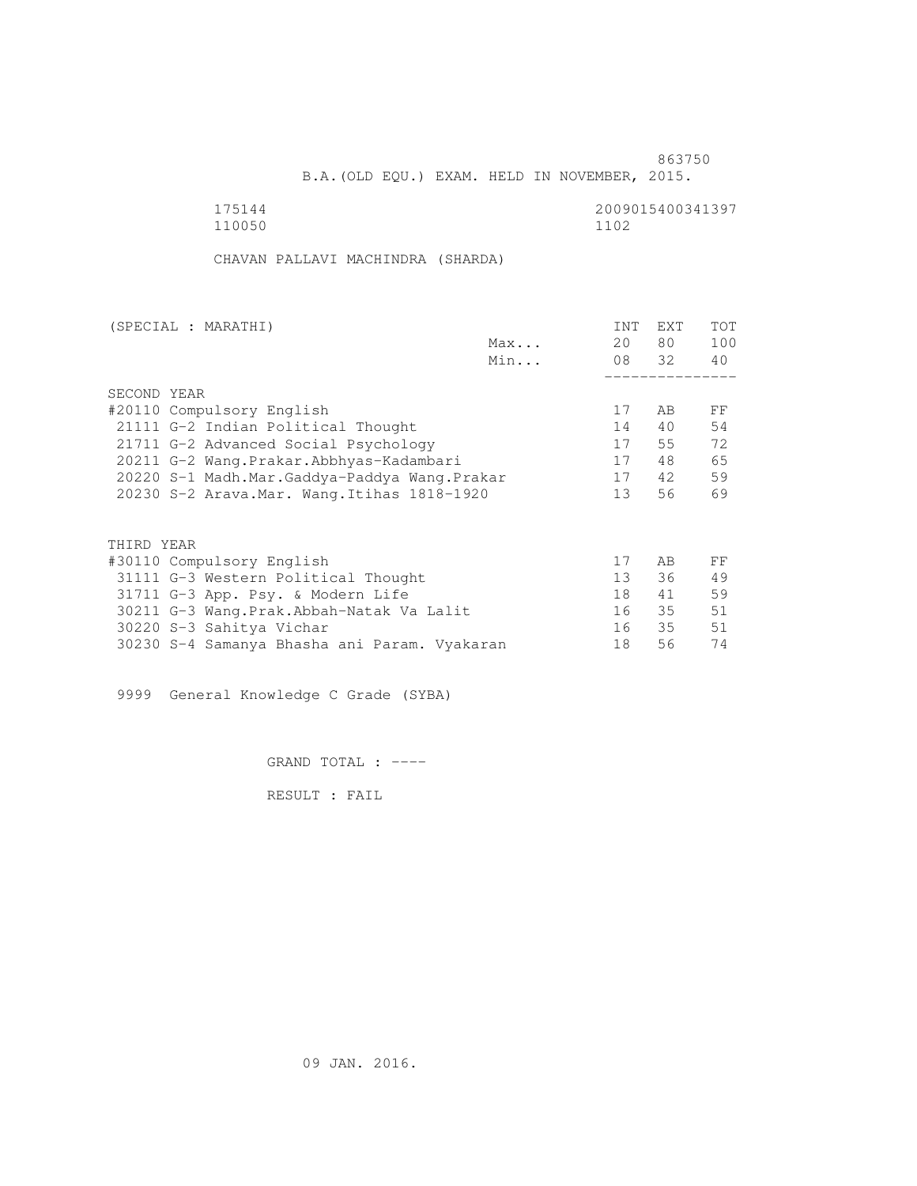863750

B.A.(OLD EQU.) EXAM. HELD IN NOVEMBER, 2015.

175144 2009015400341397
110050 1102

CHAVAN PALLAVI MACHINDRA (SHARDA)

| (SPECIAL : MARATHI) | | INT | EXT | TOT |
|---|---|---|---|---|
| | Max... | 20 | 80 | 100 |
| | Min... | 08 | 32 | 40 |
| SECOND YEAR | | | | |
| #20110 Compulsory English | | 17 | AB | FF |
| 21111 G-2 Indian Political Thought | | 14 | 40 | 54 |
| 21711 G-2 Advanced Social Psychology | | 17 | 55 | 72 |
| 20211 G-2 Wang.Prakar.Abbhyas-Kadambari | | 17 | 48 | 65 |
| 20220 S-1 Madh.Mar.Gaddya-Paddya Wang.Prakar | | 17 | 42 | 59 |
| 20230 S-2 Arava.Mar. Wang.Itihas 1818-1920 | | 13 | 56 | 69 |
| THIRD YEAR | | | | |
| #30110 Compulsory English | | 17 | AB | FF |
| 31111 G-3 Western Political Thought | | 13 | 36 | 49 |
| 31711 G-3 App. Psy. & Modern Life | | 18 | 41 | 59 |
| 30211 G-3 Wang.Prak.Abbah-Natak Va Lalit | | 16 | 35 | 51 |
| 30220 S-3 Sahitya Vichar | | 16 | 35 | 51 |
| 30230 S-4 Samanya Bhasha ani Param. Vyakaran | | 18 | 56 | 74 |

9999 General Knowledge C Grade (SYBA)

GRAND TOTAL : ----

RESULT : FAIL

09 JAN. 2016.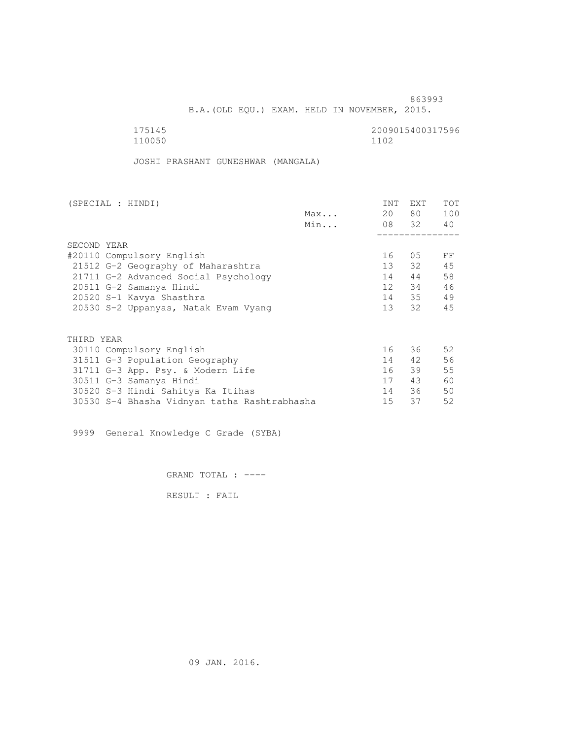863993

B.A.(OLD EQU.) EXAM. HELD IN NOVEMBER, 2015.

175145 2009015400317596
110050 1102

JOSHI PRASHANT GUNESHWAR (MANGALA)

| (SPECIAL : HINDI) | | INT | EXT | TOT |
|---|---|---|---|---|
| | Max... | 20 | 80 | 100 |
| | Min... | 08 | 32 | 40 |
| SECOND YEAR | | | | |
| #20110 Compulsory English | | 16 | 05 | FF |
| 21512 G-2 Geography of Maharashtra | | 13 | 32 | 45 |
| 21711 G-2 Advanced Social Psychology | | 14 | 44 | 58 |
| 20511 G-2 Samanya Hindi | | 12 | 34 | 46 |
| 20520 S-1 Kavya Shasthra | | 14 | 35 | 49 |
| 20530 S-2 Uppanyas, Natak Evam Vyang | | 13 | 32 | 45 |
| THIRD YEAR | | | | |
| 30110 Compulsory English | | 16 | 36 | 52 |
| 31511 G-3 Population Geography | | 14 | 42 | 56 |
| 31711 G-3 App. Psy. & Modern Life | | 16 | 39 | 55 |
| 30511 G-3 Samanya Hindi | | 17 | 43 | 60 |
| 30520 S-3 Hindi Sahitya Ka Itihas | | 14 | 36 | 50 |
| 30530 S-4 Bhasha Vidnyan tatha Rashtrabhasha | | 15 | 37 | 52 |

9999 General Knowledge C Grade (SYBA)

GRAND TOTAL : ----

RESULT : FAIL

09 JAN. 2016.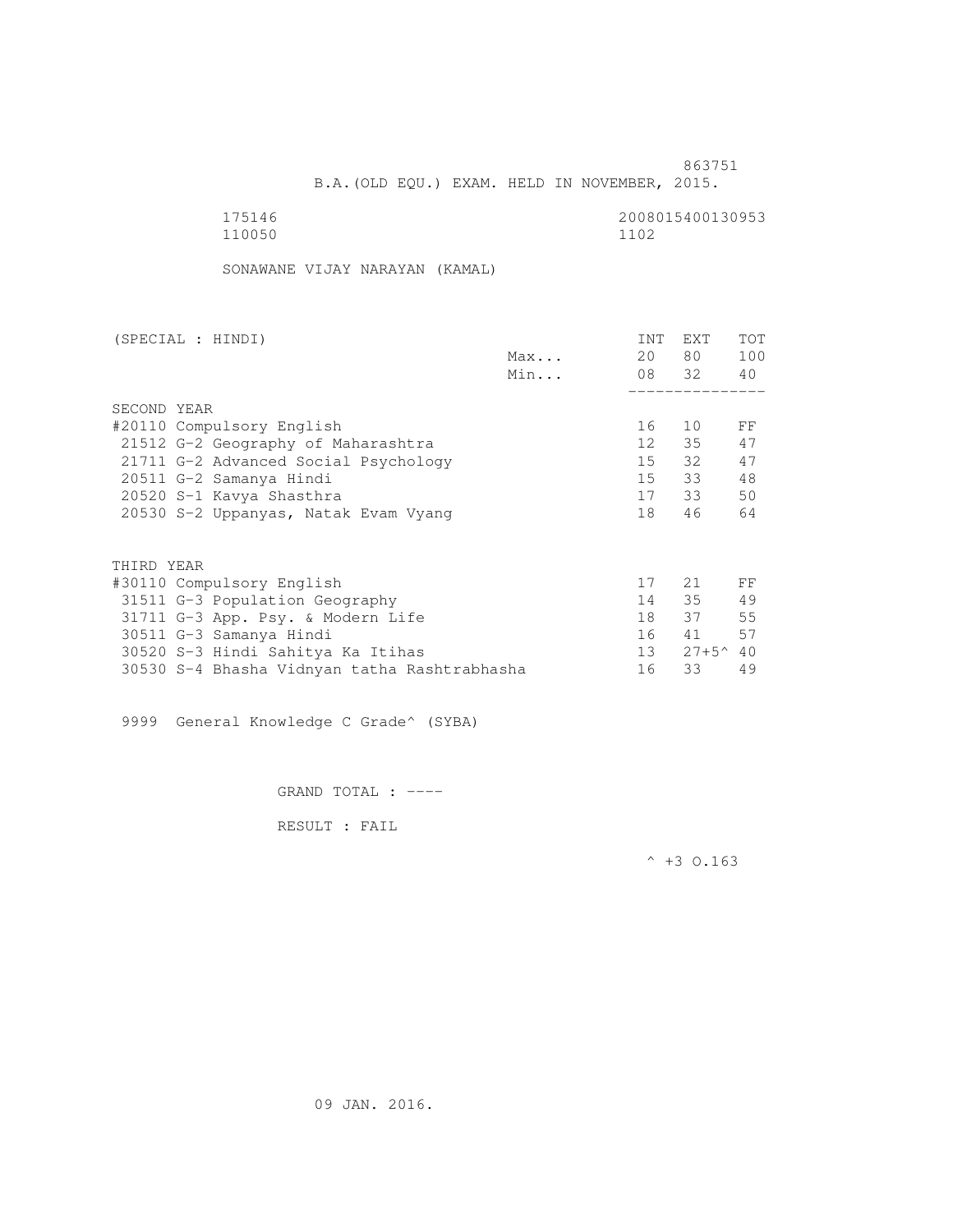863751

B.A.(OLD EQU.) EXAM. HELD IN NOVEMBER, 2015.

175146 2008015400130953
110050 1102

SONAWANE VIJAY NARAYAN (KAMAL)

| (SPECIAL : HINDI) | | INT | EXT | TOT |
|---|---|---|---|---|
| | Max... | 20 | 80 | 100 |
| | Min... | 08 | 32 | 40 |
| **SECOND YEAR** | | | | |
| #20110 Compulsory English | | 16 | 10 | FF |
| 21512 G-2 Geography of Maharashtra | | 12 | 35 | 47 |
| 21711 G-2 Advanced Social Psychology | | 15 | 32 | 47 |
| 20511 G-2 Samanya Hindi | | 15 | 33 | 48 |
| 20520 S-1 Kavya Shasthra | | 17 | 33 | 50 |
| 20530 S-2 Uppanyas, Natak Evam Vyang | | 18 | 46 | 64 |
| **THIRD YEAR** | | | | |
| #30110 Compulsory English | | 17 | 21 | FF |
| 31511 G-3 Population Geography | | 14 | 35 | 49 |
| 31711 G-3 App. Psy. & Modern Life | | 18 | 37 | 55 |
| 30511 G-3 Samanya Hindi | | 16 | 41 | 57 |
| 30520 S-3 Hindi Sahitya Ka Itihas | | 13 | 27+5^ | 40 |
| 30530 S-4 Bhasha Vidnyan tatha Rashtrabhasha | | 16 | 33 | 49 |

9999 General Knowledge C Grade^ (SYBA)

GRAND TOTAL : ----

RESULT : FAIL

^ +3 O.163

09 JAN. 2016.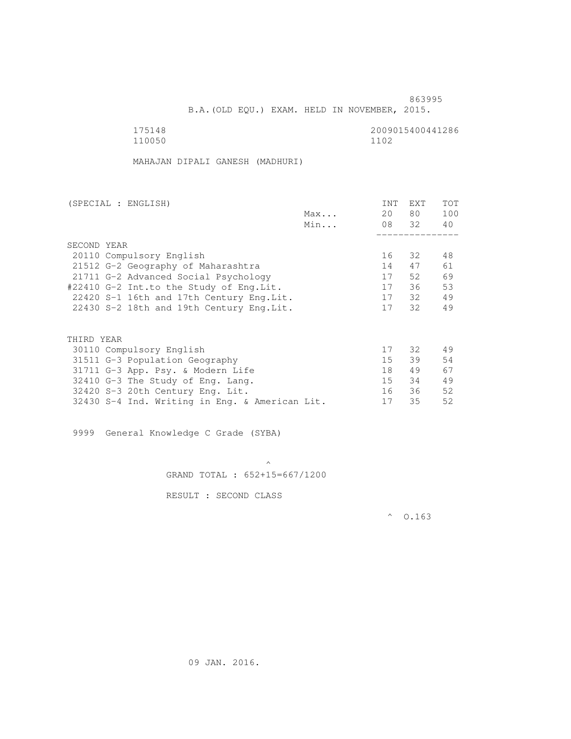863995

B.A.(OLD EQU.) EXAM. HELD IN NOVEMBER, 2015.

175148 2009015400441286
110050 1102

MAHAJAN DIPALI GANESH (MADHURI)

| (SPECIAL : ENGLISH) | | INT | EXT | TOT |
|---|---|---|---|---|
| | Max... | 20 | 80 | 100 |
| | Min... | 08 | 32 | 40 |
| SECOND YEAR | | | | |
| 20110 Compulsory English | | 16 | 32 | 48 |
| 21512 G-2 Geography of Maharashtra | | 14 | 47 | 61 |
| 21711 G-2 Advanced Social Psychology | | 17 | 52 | 69 |
| #22410 G-2 Int.to the Study of Eng.Lit. | | 17 | 36 | 53 |
| 22420 S-1 16th and 17th Century Eng.Lit. | | 17 | 32 | 49 |
| 22430 S-2 18th and 19th Century Eng.Lit. | | 17 | 32 | 49 |
| THIRD YEAR | | | | |
| 30110 Compulsory English | | 17 | 32 | 49 |
| 31511 G-3 Population Geography | | 15 | 39 | 54 |
| 31711 G-3 App. Psy. & Modern Life | | 18 | 49 | 67 |
| 32410 G-3 The Study of Eng. Lang. | | 15 | 34 | 49 |
| 32420 S-3 20th Century Eng. Lit. | | 16 | 36 | 52 |
| 32430 S-4 Ind. Writing in Eng. & American Lit. | | 17 | 35 | 52 |

9999 General Knowledge C Grade (SYBA)

^
GRAND TOTAL : 652+15=667/1200

RESULT : SECOND CLASS

^ O.163

09 JAN. 2016.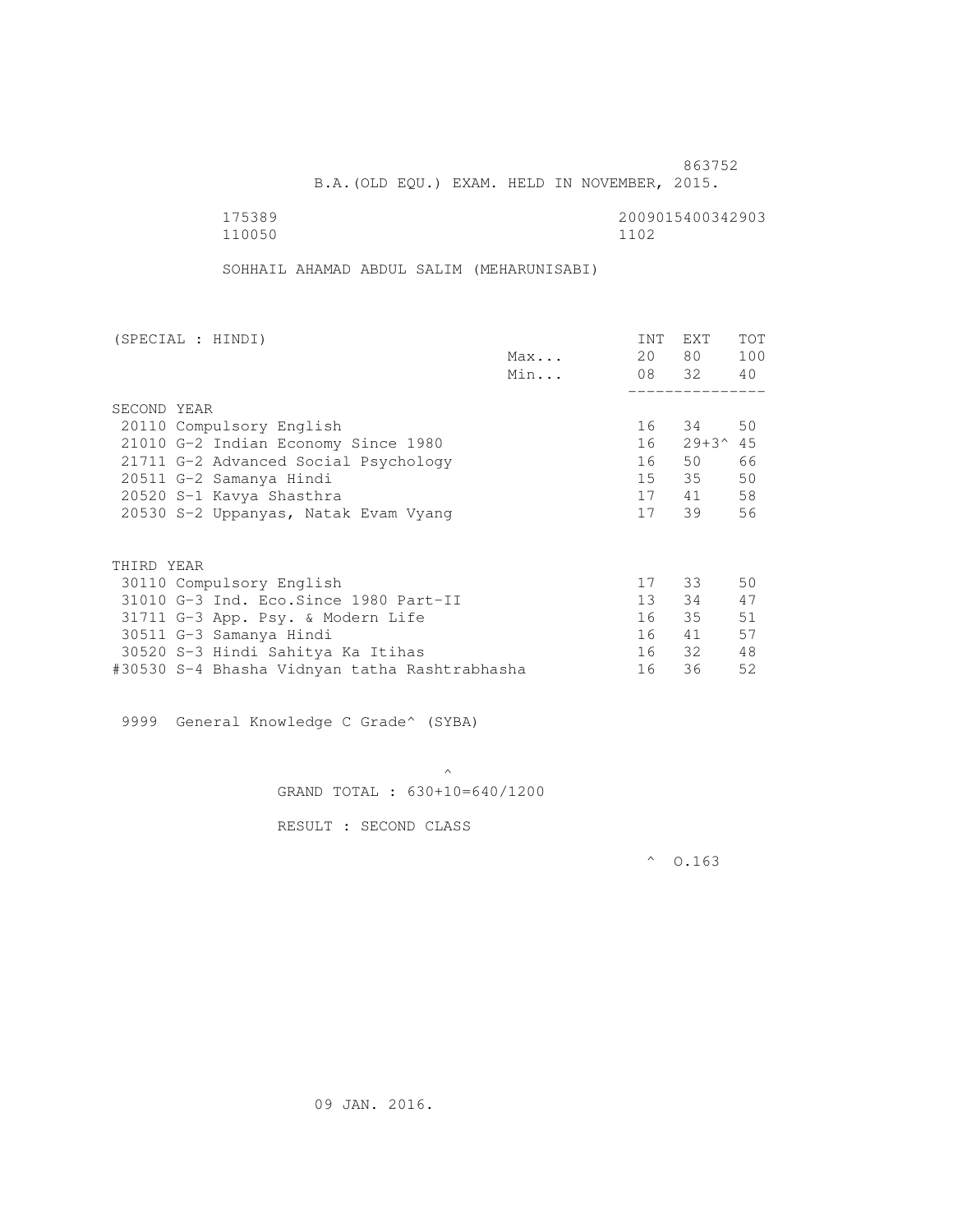863752

B.A.(OLD EQU.) EXAM. HELD IN NOVEMBER, 2015.

175389 2009015400342903

110050 1102

SOHHAIL AHAMAD ABDUL SALIM (MEHARUNISABI)

| (SPECIAL : HINDI) | | INT | EXT | TOT |
|---|---|---|---|---|
| | Max... | 20 | 80 | 100 |
| | Min... | 08 | 32 | 40 |
| SECOND YEAR | | | | |
| 20110 Compulsory English | | 16 | 34 | 50 |
| 21010 G-2 Indian Economy Since 1980 | | 16 | 29+3^ | 45 |
| 21711 G-2 Advanced Social Psychology | | 16 | 50 | 66 |
| 20511 G-2 Samanya Hindi | | 15 | 35 | 50 |
| 20520 S-1 Kavya Shasthra | | 17 | 41 | 58 |
| 20530 S-2 Uppanyas, Natak Evam Vyang | | 17 | 39 | 56 |
| THIRD YEAR | | | | |
| 30110 Compulsory English | | 17 | 33 | 50 |
| 31010 G-3 Ind. Eco.Since 1980 Part-II | | 13 | 34 | 47 |
| 31711 G-3 App. Psy. & Modern Life | | 16 | 35 | 51 |
| 30511 G-3 Samanya Hindi | | 16 | 41 | 57 |
| 30520 S-3 Hindi Sahitya Ka Itihas | | 16 | 32 | 48 |
| #30530 S-4 Bhasha Vidnyan tatha Rashtrabhasha | | 16 | 36 | 52 |

9999 General Knowledge C Grade^ (SYBA)

^

GRAND TOTAL : 630+10=640/1200

RESULT : SECOND CLASS

^ O.163

09 JAN. 2016.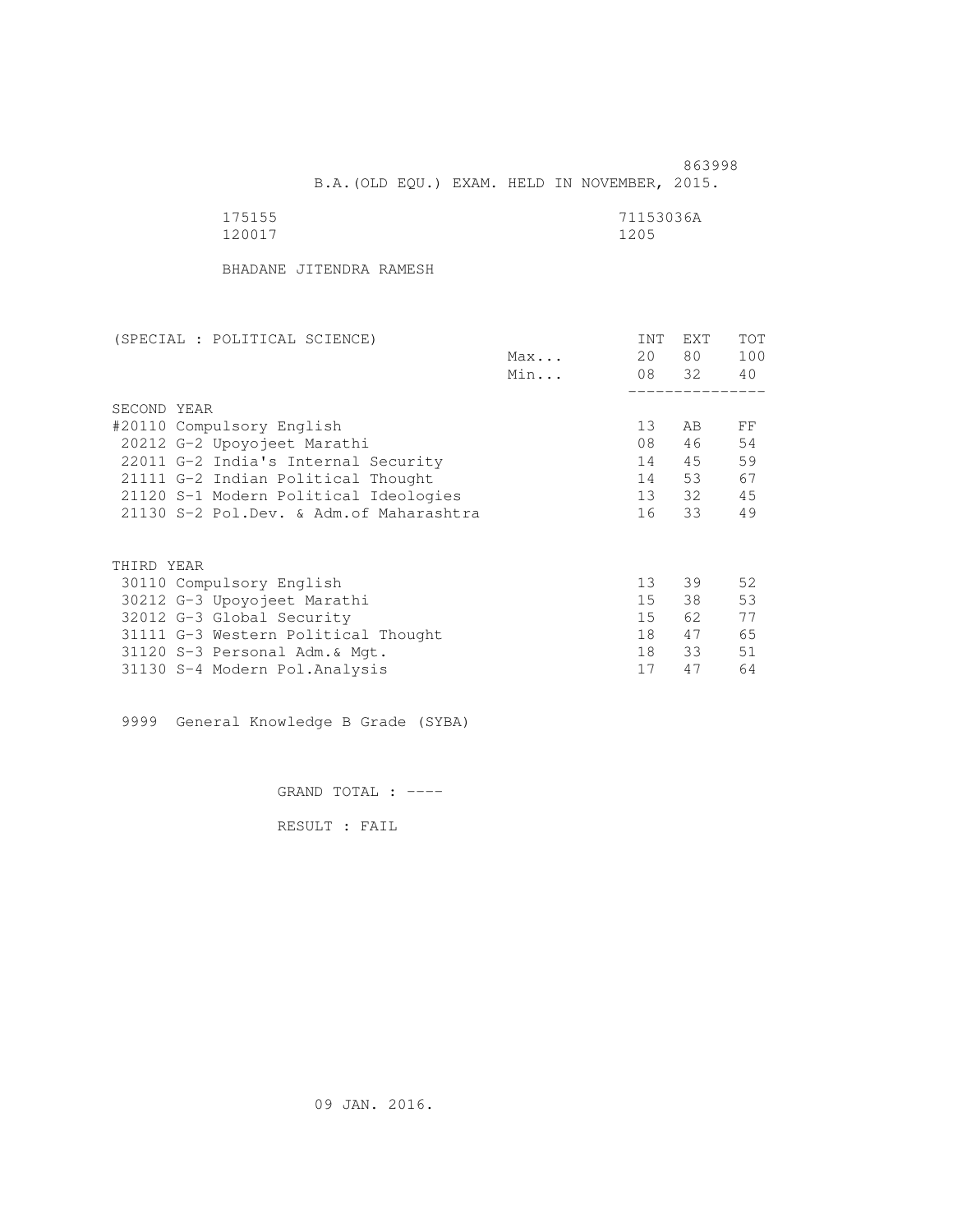863998

B.A.(OLD EQU.) EXAM. HELD IN NOVEMBER, 2015.

175155 71153036A
120017 1205

BHADANE JITENDRA RAMESH

| (SPECIAL : POLITICAL SCIENCE) | | INT | EXT | TOT |
|---|---|---|---|---|
| | Max... | 20 | 80 | 100 |
| | Min... | 08 | 32 | 40 |
| SECOND YEAR | | | | |
| #20110 Compulsory English | | 13 | AB | FF |
| 20212 G-2 Upoyojeet Marathi | | 08 | 46 | 54 |
| 22011 G-2 India's Internal Security | | 14 | 45 | 59 |
| 21111 G-2 Indian Political Thought | | 14 | 53 | 67 |
| 21120 S-1 Modern Political Ideologies | | 13 | 32 | 45 |
| 21130 S-2 Pol.Dev. & Adm.of Maharashtra | | 16 | 33 | 49 |
| THIRD YEAR | | | | |
| 30110 Compulsory English | | 13 | 39 | 52 |
| 30212 G-3 Upoyojeet Marathi | | 15 | 38 | 53 |
| 32012 G-3 Global Security | | 15 | 62 | 77 |
| 31111 G-3 Western Political Thought | | 18 | 47 | 65 |
| 31120 S-3 Personal Adm.& Mgt. | | 18 | 33 | 51 |
| 31130 S-4 Modern Pol.Analysis | | 17 | 47 | 64 |

9999 General Knowledge B Grade (SYBA)

GRAND TOTAL : ----

RESULT : FAIL

09 JAN. 2016.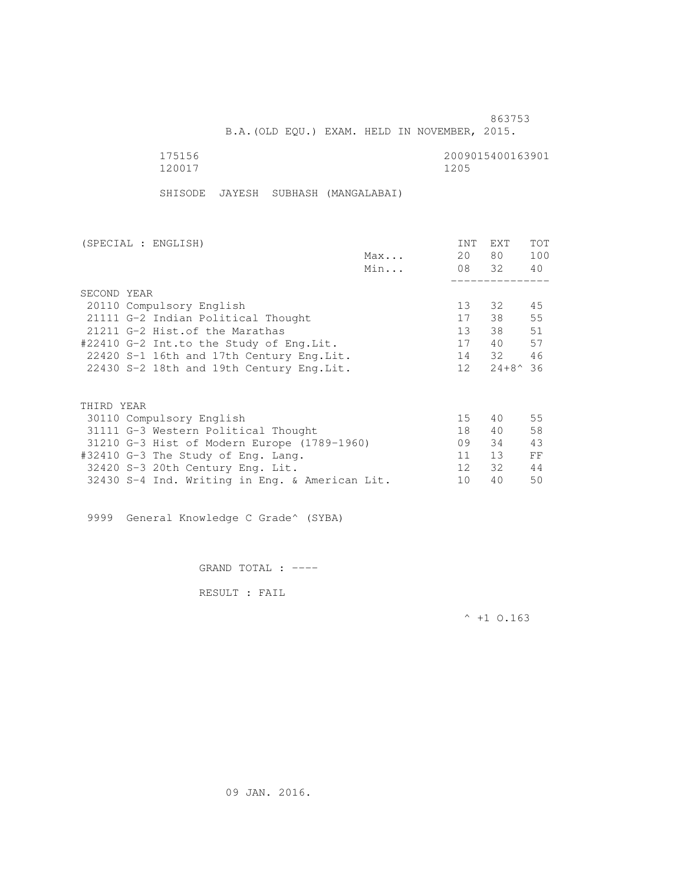863753

B.A.(OLD EQU.) EXAM. HELD IN NOVEMBER, 2015.

175156　　　　　　　　　　2009015400163901
120017　　　　　　　　　　1205

SHISODE JAYESH SUBHASH (MANGALABAI)

| (SPECIAL : ENGLISH) | | INT | EXT | TOT |
|---|---|---|---|---|
| | Max... | 20 | 80 | 100 |
| | Min... | 08 | 32 | 40 |
| **SECOND YEAR** | | | | |
| 20110 Compulsory English | | 13 | 32 | 45 |
| 21111 G-2 Indian Political Thought | | 17 | 38 | 55 |
| 21211 G-2 Hist.of the Marathas | | 13 | 38 | 51 |
| #22410 G-2 Int.to the Study of Eng.Lit. | | 17 | 40 | 57 |
| 22420 S-1 16th and 17th Century Eng.Lit. | | 14 | 32 | 46 |
| 22430 S-2 18th and 19th Century Eng.Lit. | | 12 | 24+8^ | 36 |
| **THIRD YEAR** | | | | |
| 30110 Compulsory English | | 15 | 40 | 55 |
| 31111 G-3 Western Political Thought | | 18 | 40 | 58 |
| 31210 G-3 Hist of Modern Europe (1789-1960) | | 09 | 34 | 43 |
| #32410 G-3 The Study of Eng. Lang. | | 11 | 13 | FF |
| 32420 S-3 20th Century Eng. Lit. | | 12 | 32 | 44 |
| 32430 S-4 Ind. Writing in Eng. & American Lit. | | 10 | 40 | 50 |

9999 General Knowledge C Grade^ (SYBA)

GRAND TOTAL : ----

RESULT : FAIL

^ +1 O.163

09 JAN. 2016.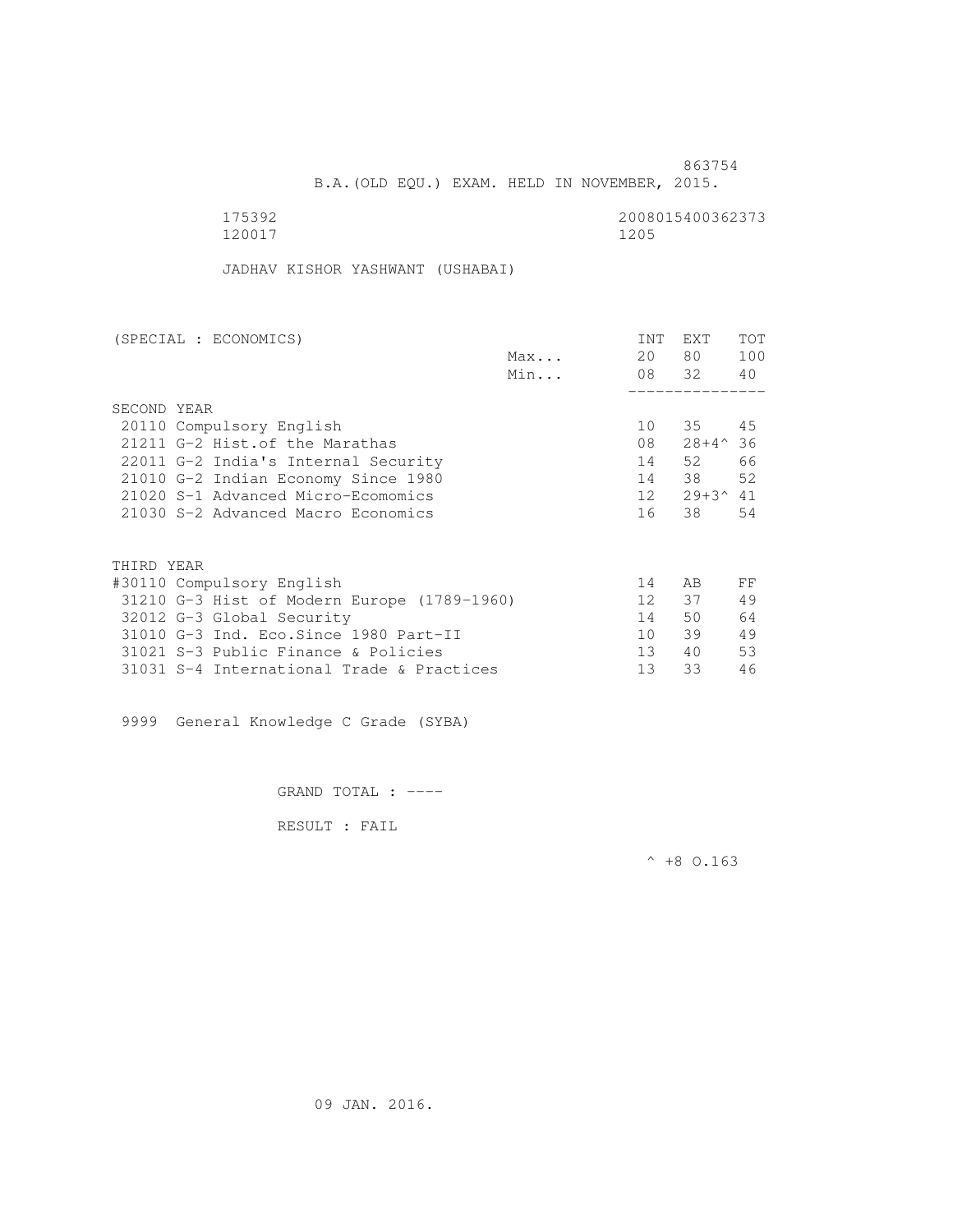863754

B.A.(OLD EQU.) EXAM. HELD IN NOVEMBER, 2015.

175392 2008015400362373
120017 1205

JADHAV KISHOR YASHWANT (USHABAI)

| (SPECIAL : ECONOMICS) | | INT | EXT | TOT |
|---|---|---|---|---|
| | Max... | 20 | 80 | 100 |
| | Min... | 08 | 32 | 40 |
| **SECOND YEAR** | | | | |
| 20110 Compulsory English | | 10 | 35 | 45 |
| 21211 G-2 Hist.of the Marathas | | 08 | 28+4^ | 36 |
| 22011 G-2 India's Internal Security | | 14 | 52 | 66 |
| 21010 G-2 Indian Economy Since 1980 | | 14 | 38 | 52 |
| 21020 S-1 Advanced Micro-Ecomomics | | 12 | 29+3^ | 41 |
| 21030 S-2 Advanced Macro Economics | | 16 | 38 | 54 |
| **THIRD YEAR** | | | | |
| #30110 Compulsory English | | 14 | AB | FF |
| 31210 G-3 Hist of Modern Europe (1789-1960) | | 12 | 37 | 49 |
| 32012 G-3 Global Security | | 14 | 50 | 64 |
| 31010 G-3 Ind. Eco.Since 1980 Part-II | | 10 | 39 | 49 |
| 31021 S-3 Public Finance & Policies | | 13 | 40 | 53 |
| 31031 S-4 International Trade & Practices | | 13 | 33 | 46 |

9999 General Knowledge C Grade (SYBA)

GRAND TOTAL : ----

RESULT : FAIL

^ +8 O.163

09 JAN. 2016.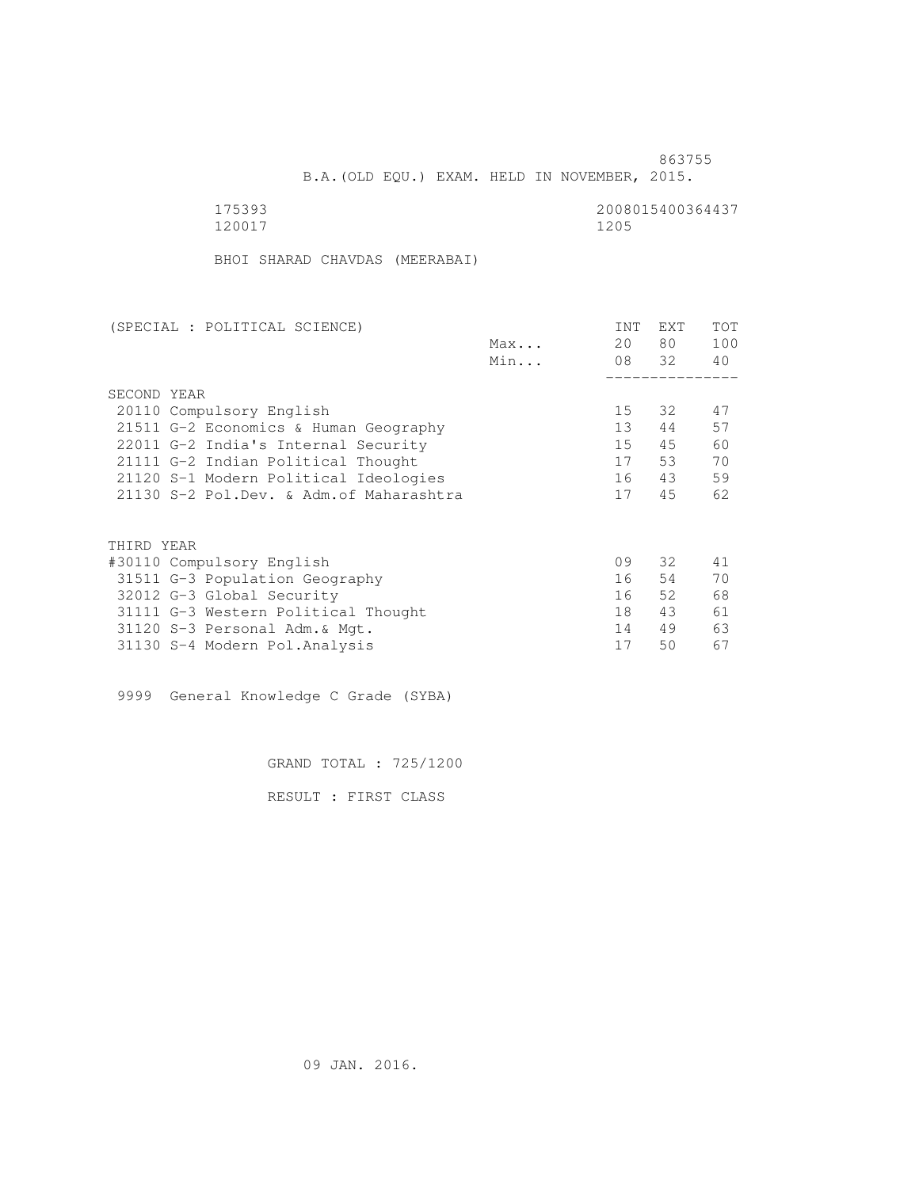863755

B.A.(OLD EQU.) EXAM. HELD IN NOVEMBER, 2015.

175393 2008015400364437
120017 1205

BHOI SHARAD CHAVDAS (MEERABAI)

| (SPECIAL : POLITICAL SCIENCE) | | INT | EXT | TOT |
|---|---|---|---|---|
| | Max... | 20 | 80 | 100 |
| | Min... | 08 | 32 | 40 |
| SECOND YEAR | | | | |
| 20110 Compulsory English | | 15 | 32 | 47 |
| 21511 G-2 Economics & Human Geography | | 13 | 44 | 57 |
| 22011 G-2 India's Internal Security | | 15 | 45 | 60 |
| 21111 G-2 Indian Political Thought | | 17 | 53 | 70 |
| 21120 S-1 Modern Political Ideologies | | 16 | 43 | 59 |
| 21130 S-2 Pol.Dev. & Adm.of Maharashtra | | 17 | 45 | 62 |
| THIRD YEAR | | | | |
| #30110 Compulsory English | | 09 | 32 | 41 |
| 31511 G-3 Population Geography | | 16 | 54 | 70 |
| 32012 G-3 Global Security | | 16 | 52 | 68 |
| 31111 G-3 Western Political Thought | | 18 | 43 | 61 |
| 31120 S-3 Personal Adm.& Mgt. | | 14 | 49 | 63 |
| 31130 S-4 Modern Pol.Analysis | | 17 | 50 | 67 |

9999 General Knowledge C Grade (SYBA)

GRAND TOTAL : 725/1200

RESULT : FIRST CLASS

09 JAN. 2016.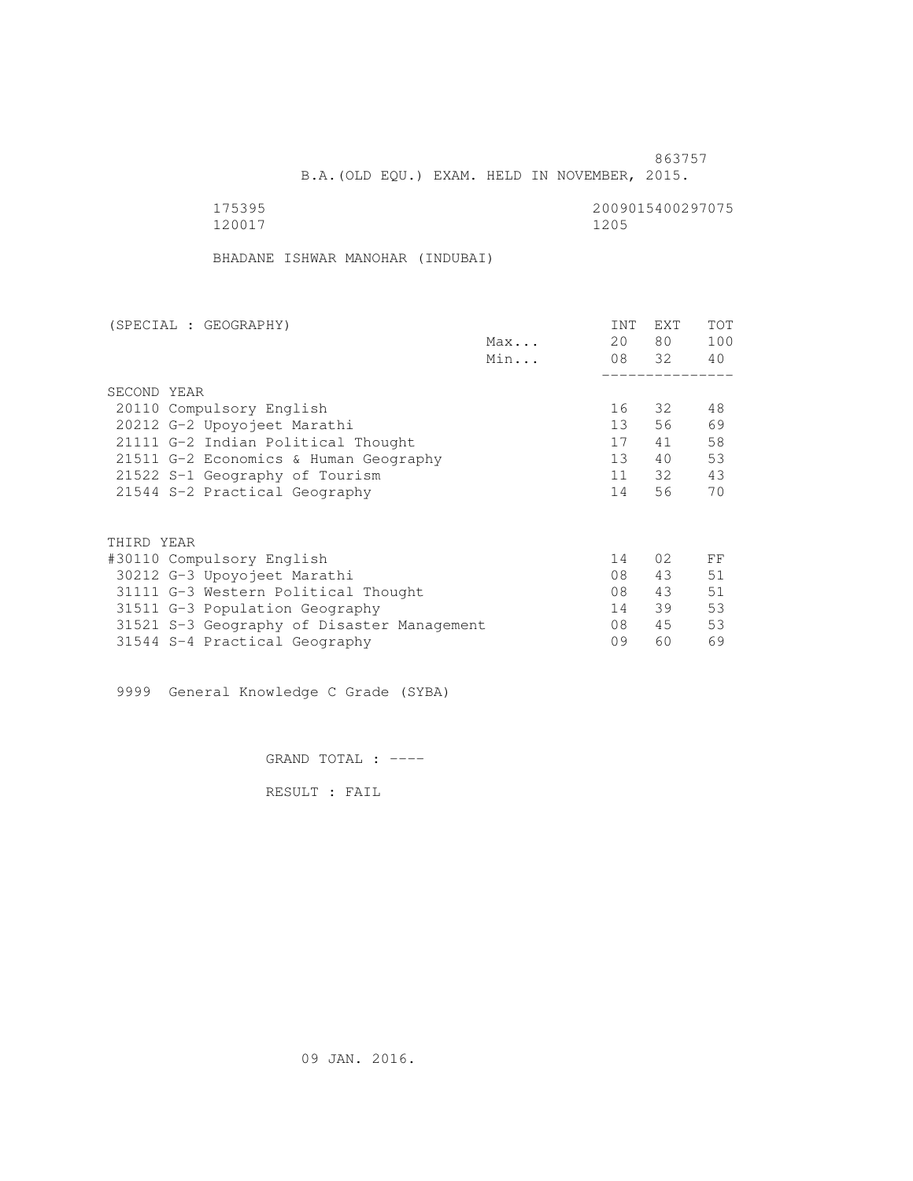863757

B.A.(OLD EQU.) EXAM. HELD IN NOVEMBER, 2015.

175395 2009015400297075

120017 1205

BHADANE ISHWAR MANOHAR (INDUBAI)

| (SPECIAL : GEOGRAPHY) | | INT | EXT | TOT |
|---|---|---|---|---|
| | Max... | 20 | 80 | 100 |
| | Min... | 08 | 32 | 40 |
| **SECOND YEAR** | | | | |
| 20110 Compulsory English | | 16 | 32 | 48 |
| 20212 G-2 Upoyojeet Marathi | | 13 | 56 | 69 |
| 21111 G-2 Indian Political Thought | | 17 | 41 | 58 |
| 21511 G-2 Economics & Human Geography | | 13 | 40 | 53 |
| 21522 S-1 Geography of Tourism | | 11 | 32 | 43 |
| 21544 S-2 Practical Geography | | 14 | 56 | 70 |
| **THIRD YEAR** | | | | |
| #30110 Compulsory English | | 14 | 02 | FF |
| 30212 G-3 Upoyojeet Marathi | | 08 | 43 | 51 |
| 31111 G-3 Western Political Thought | | 08 | 43 | 51 |
| 31511 G-3 Population Geography | | 14 | 39 | 53 |
| 31521 S-3 Geography of Disaster Management | | 08 | 45 | 53 |
| 31544 S-4 Practical Geography | | 09 | 60 | 69 |

9999 General Knowledge C Grade (SYBA)

GRAND TOTAL : ----

RESULT : FAIL

09 JAN. 2016.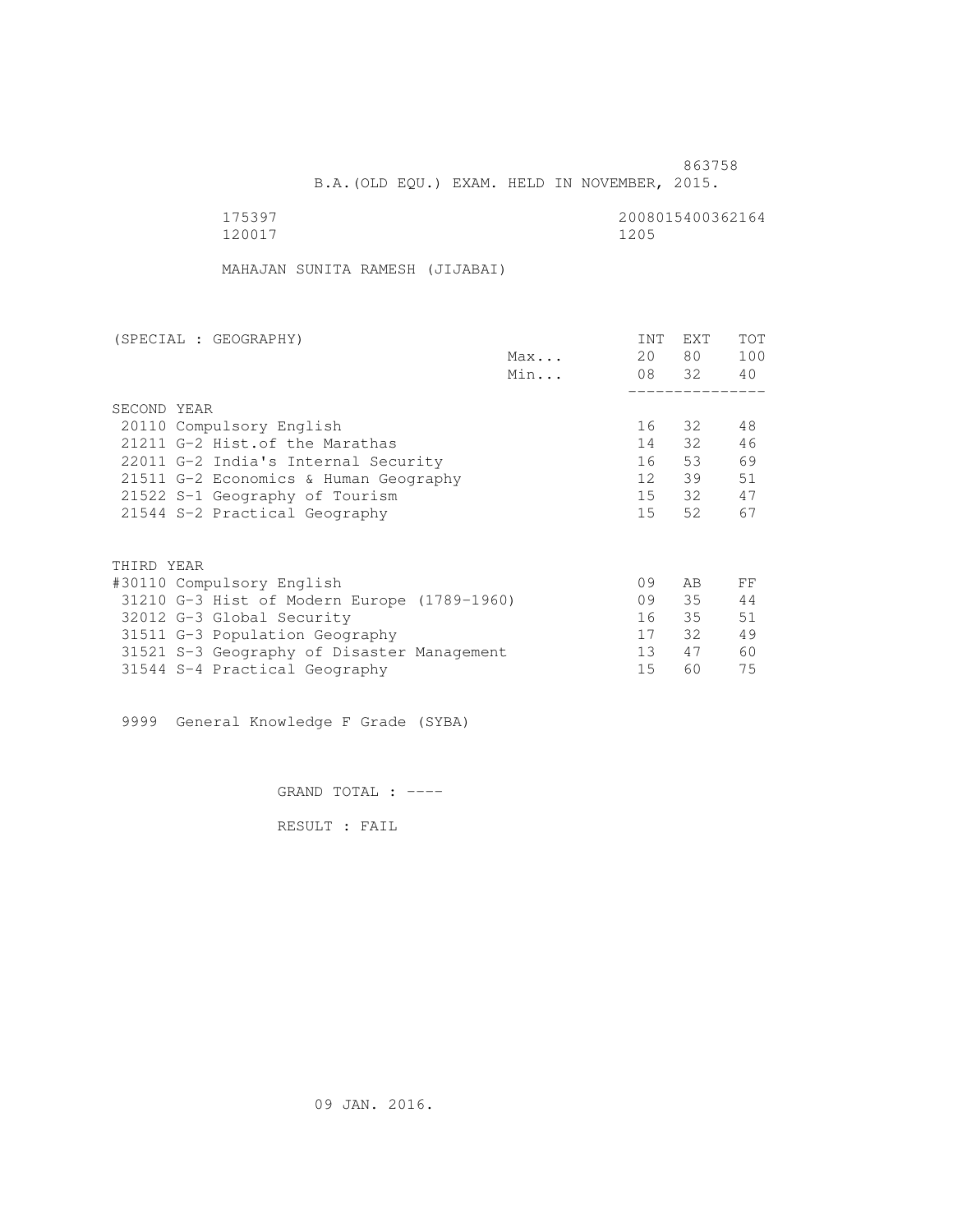863758

B.A.(OLD EQU.) EXAM. HELD IN NOVEMBER, 2015.

175397 2008015400362164
120017 1205

MAHAJAN SUNITA RAMESH (JIJABAI)

| (SPECIAL : GEOGRAPHY) | | INT | EXT | TOT |
|---|---|---|---|---|
| | Max... | 20 | 80 | 100 |
| | Min... | 08 | 32 | 40 |
| SECOND YEAR | | | | |
| 20110 Compulsory English | | 16 | 32 | 48 |
| 21211 G-2 Hist.of the Marathas | | 14 | 32 | 46 |
| 22011 G-2 India's Internal Security | | 16 | 53 | 69 |
| 21511 G-2 Economics & Human Geography | | 12 | 39 | 51 |
| 21522 S-1 Geography of Tourism | | 15 | 32 | 47 |
| 21544 S-2 Practical Geography | | 15 | 52 | 67 |
| THIRD YEAR | | | | |
| #30110 Compulsory English | | 09 | AB | FF |
| 31210 G-3 Hist of Modern Europe (1789-1960) | | 09 | 35 | 44 |
| 32012 G-3 Global Security | | 16 | 35 | 51 |
| 31511 G-3 Population Geography | | 17 | 32 | 49 |
| 31521 S-3 Geography of Disaster Management | | 13 | 47 | 60 |
| 31544 S-4 Practical Geography | | 15 | 60 | 75 |

9999 General Knowledge F Grade (SYBA)

GRAND TOTAL : ----

RESULT : FAIL

09 JAN. 2016.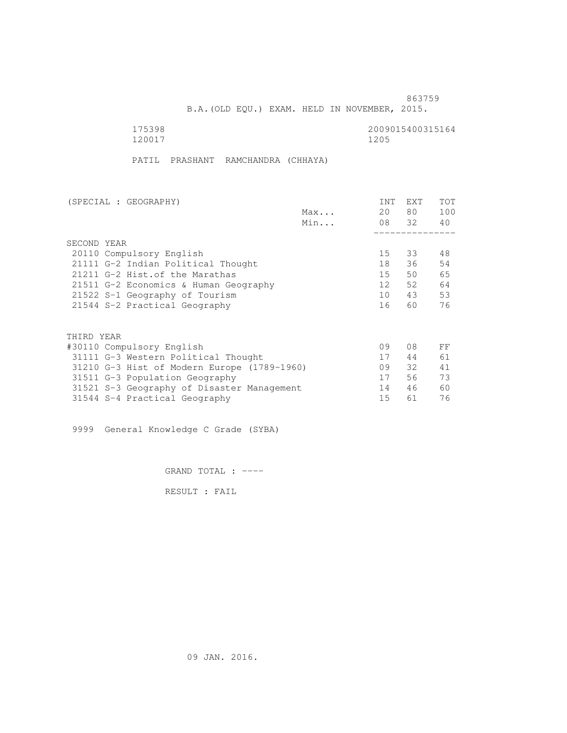863759

B.A.(OLD EQU.) EXAM. HELD IN NOVEMBER, 2015.

175398 2009015400315164
120017 1205

PATIL PRASHANT RAMCHANDRA (CHHAYA)

| (SPECIAL : GEOGRAPHY) | | INT | EXT | TOT |
|---|---|---|---|---|
| | Max... | 20 | 80 | 100 |
| | Min... | 08 | 32 | 40 |
| SECOND YEAR | | | | |
| 20110 Compulsory English | | 15 | 33 | 48 |
| 21111 G-2 Indian Political Thought | | 18 | 36 | 54 |
| 21211 G-2 Hist.of the Marathas | | 15 | 50 | 65 |
| 21511 G-2 Economics & Human Geography | | 12 | 52 | 64 |
| 21522 S-1 Geography of Tourism | | 10 | 43 | 53 |
| 21544 S-2 Practical Geography | | 16 | 60 | 76 |
| THIRD YEAR | | | | |
| #30110 Compulsory English | | 09 | 08 | FF |
| 31111 G-3 Western Political Thought | | 17 | 44 | 61 |
| 31210 G-3 Hist of Modern Europe (1789-1960) | | 09 | 32 | 41 |
| 31511 G-3 Population Geography | | 17 | 56 | 73 |
| 31521 S-3 Geography of Disaster Management | | 14 | 46 | 60 |
| 31544 S-4 Practical Geography | | 15 | 61 | 76 |

9999 General Knowledge C Grade (SYBA)

GRAND TOTAL : ----

RESULT : FAIL

09 JAN. 2016.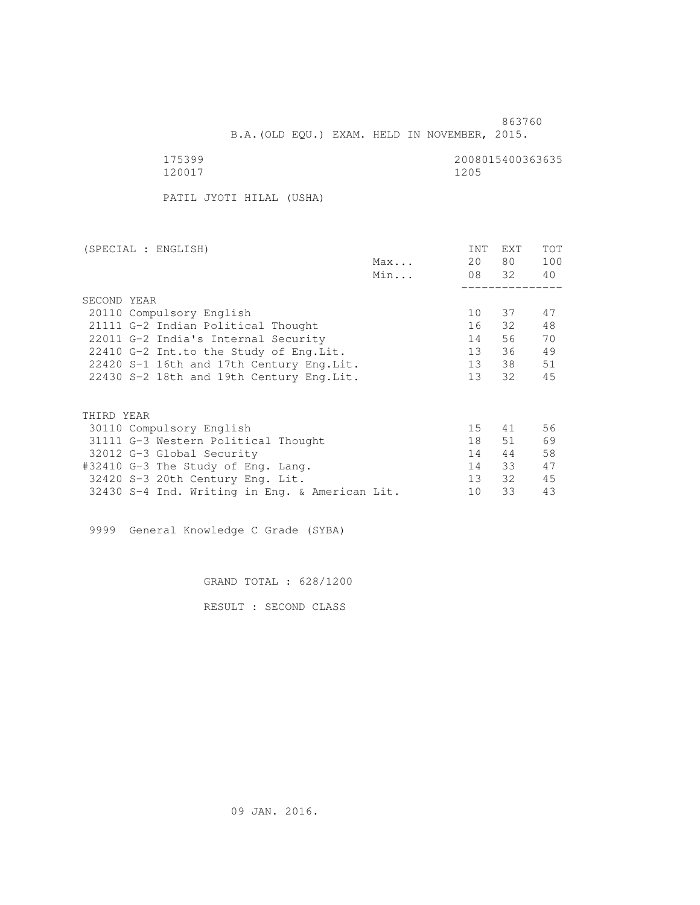863760

B.A.(OLD EQU.) EXAM. HELD IN NOVEMBER, 2015.

175399 2008015400363635
120017 1205

PATIL JYOTI HILAL (USHA)

| (SPECIAL : ENGLISH) | | INT | EXT | TOT |
|---|---|---|---|---|
| | Max... | 20 | 80 | 100 |
| | Min... | 08 | 32 | 40 |
| **SECOND YEAR** | | | | |
| 20110 Compulsory English | | 10 | 37 | 47 |
| 21111 G-2 Indian Political Thought | | 16 | 32 | 48 |
| 22011 G-2 India's Internal Security | | 14 | 56 | 70 |
| 22410 G-2 Int.to the Study of Eng.Lit. | | 13 | 36 | 49 |
| 22420 S-1 16th and 17th Century Eng.Lit. | | 13 | 38 | 51 |
| 22430 S-2 18th and 19th Century Eng.Lit. | | 13 | 32 | 45 |
| **THIRD YEAR** | | | | |
| 30110 Compulsory English | | 15 | 41 | 56 |
| 31111 G-3 Western Political Thought | | 18 | 51 | 69 |
| 32012 G-3 Global Security | | 14 | 44 | 58 |
| #32410 G-3 The Study of Eng. Lang. | | 14 | 33 | 47 |
| 32420 S-3 20th Century Eng. Lit. | | 13 | 32 | 45 |
| 32430 S-4 Ind. Writing in Eng. & American Lit. | | 10 | 33 | 43 |

9999 General Knowledge C Grade (SYBA)

GRAND TOTAL : 628/1200

RESULT : SECOND CLASS

09 JAN. 2016.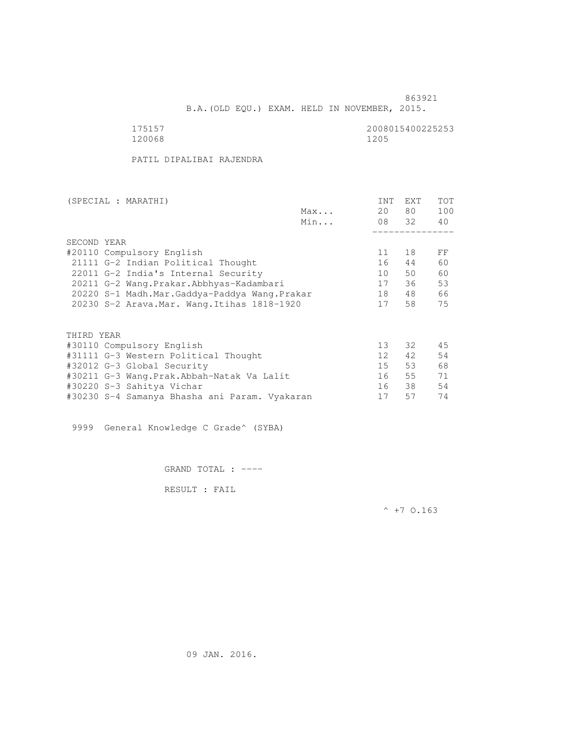863921

B.A.(OLD EQU.) EXAM. HELD IN NOVEMBER, 2015.

175157 2008015400225253
120068 1205

PATIL DIPALIBAI RAJENDRA

| (SPECIAL : MARATHI) | | INT | EXT | TOT |
|---|---|---|---|---|
| | Max... | 20 | 80 | 100 |
| | Min... | 08 | 32 | 40 |
| SECOND YEAR | | | | |
| #20110 Compulsory English | | 11 | 18 | FF |
| 21111 G-2 Indian Political Thought | | 16 | 44 | 60 |
| 22011 G-2 India's Internal Security | | 10 | 50 | 60 |
| 20211 G-2 Wang.Prakar.Abbhyas-Kadambari | | 17 | 36 | 53 |
| 20220 S-1 Madh.Mar.Gaddya-Paddya Wang.Prakar | | 18 | 48 | 66 |
| 20230 S-2 Arava.Mar. Wang.Itihas 1818-1920 | | 17 | 58 | 75 |
| THIRD YEAR | | | | |
| #30110 Compulsory English | | 13 | 32 | 45 |
| #31111 G-3 Western Political Thought | | 12 | 42 | 54 |
| #32012 G-3 Global Security | | 15 | 53 | 68 |
| #30211 G-3 Wang.Prak.Abbah-Natak Va Lalit | | 16 | 55 | 71 |
| #30220 S-3 Sahitya Vichar | | 16 | 38 | 54 |
| #30230 S-4 Samanya Bhasha ani Param. Vyakaran | | 17 | 57 | 74 |

9999 General Knowledge C Grade^ (SYBA)

GRAND TOTAL : ----

RESULT : FAIL

^ +7 O.163

09 JAN. 2016.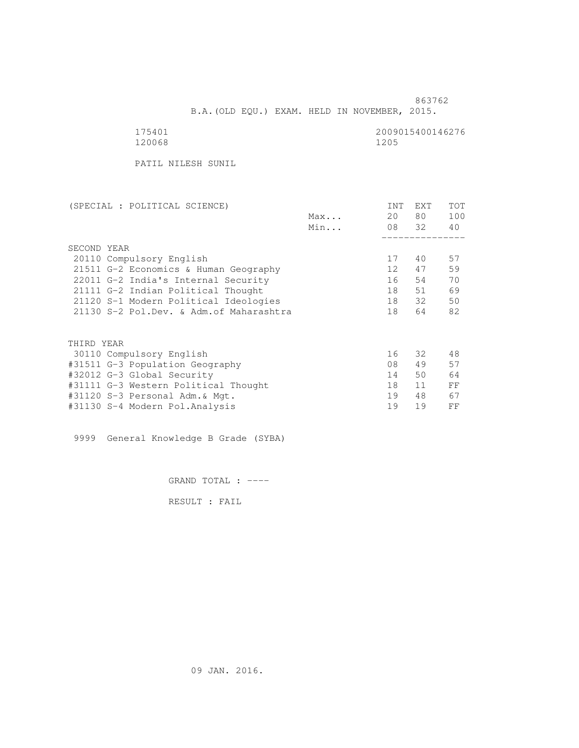863762

B.A.(OLD EQU.) EXAM. HELD IN NOVEMBER, 2015.

175401 2009015400146276
120068 1205

PATIL NILESH SUNIL

| (SPECIAL : POLITICAL SCIENCE) | | INT | EXT | TOT |
|---|---|---|---|---|
| | Max... | 20 | 80 | 100 |
| | Min... | 08 | 32 | 40 |
| SECOND YEAR | | | | |
| 20110 Compulsory English | | 17 | 40 | 57 |
| 21511 G-2 Economics & Human Geography | | 12 | 47 | 59 |
| 22011 G-2 India's Internal Security | | 16 | 54 | 70 |
| 21111 G-2 Indian Political Thought | | 18 | 51 | 69 |
| 21120 S-1 Modern Political Ideologies | | 18 | 32 | 50 |
| 21130 S-2 Pol.Dev. & Adm.of Maharashtra | | 18 | 64 | 82 |
| THIRD YEAR | | | | |
| 30110 Compulsory English | | 16 | 32 | 48 |
| #31511 G-3 Population Geography | | 08 | 49 | 57 |
| #32012 G-3 Global Security | | 14 | 50 | 64 |
| #31111 G-3 Western Political Thought | | 18 | 11 | FF |
| #31120 S-3 Personal Adm.& Mgt. | | 19 | 48 | 67 |
| #31130 S-4 Modern Pol.Analysis | | 19 | 19 | FF |

9999 General Knowledge B Grade (SYBA)

GRAND TOTAL : ----

RESULT : FAIL

09 JAN. 2016.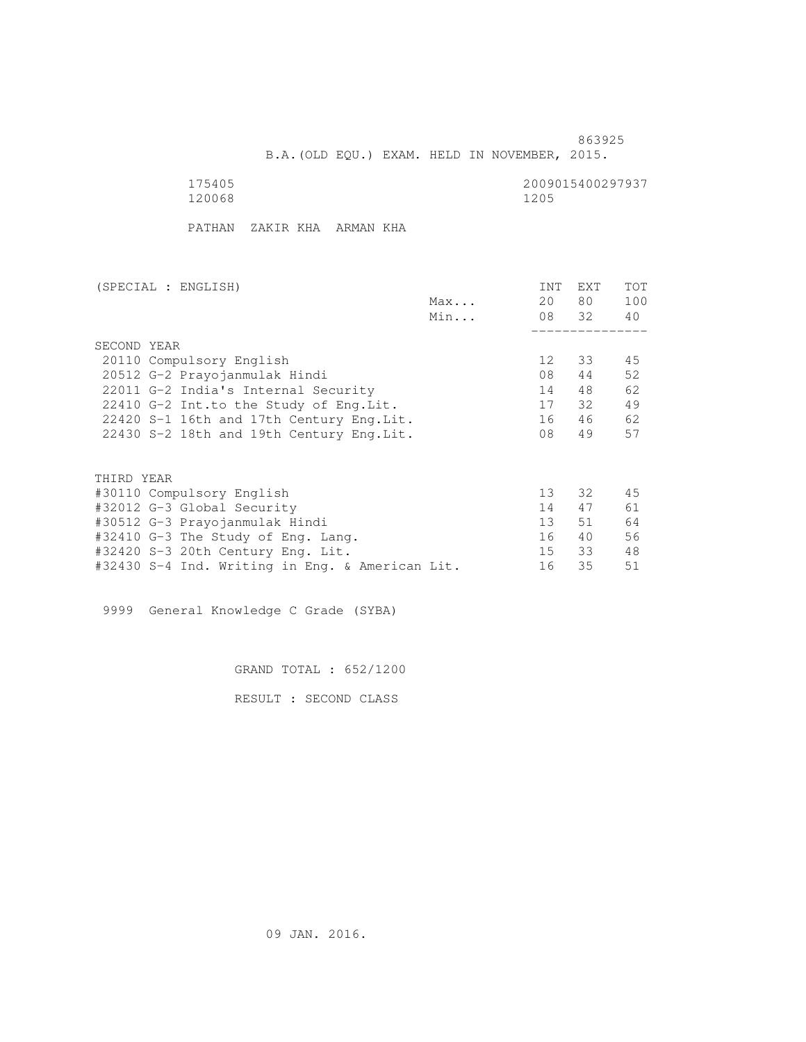863925

B.A.(OLD EQU.) EXAM. HELD IN NOVEMBER, 2015.

175405 2009015400297937
120068 1205

PATHAN ZAKIR KHA ARMAN KHA

| (SPECIAL : ENGLISH) | | INT | EXT | TOT |
|---|---|---|---|---|
| | Max... | 20 | 80 | 100 |
| | Min... | 08 | 32 | 40 |
| **SECOND YEAR** | | | | |
| 20110 Compulsory English | | 12 | 33 | 45 |
| 20512 G-2 Prayojanmulak Hindi | | 08 | 44 | 52 |
| 22011 G-2 India's Internal Security | | 14 | 48 | 62 |
| 22410 G-2 Int.to the Study of Eng.Lit. | | 17 | 32 | 49 |
| 22420 S-1 16th and 17th Century Eng.Lit. | | 16 | 46 | 62 |
| 22430 S-2 18th and 19th Century Eng.Lit. | | 08 | 49 | 57 |
| **THIRD YEAR** | | | | |
| #30110 Compulsory English | | 13 | 32 | 45 |
| #32012 G-3 Global Security | | 14 | 47 | 61 |
| #30512 G-3 Prayojanmulak Hindi | | 13 | 51 | 64 |
| #32410 G-3 The Study of Eng. Lang. | | 16 | 40 | 56 |
| #32420 S-3 20th Century Eng. Lit. | | 15 | 33 | 48 |
| #32430 S-4 Ind. Writing in Eng. & American Lit. | | 16 | 35 | 51 |

9999 General Knowledge C Grade (SYBA)

GRAND TOTAL : 652/1200

RESULT : SECOND CLASS

09 JAN. 2016.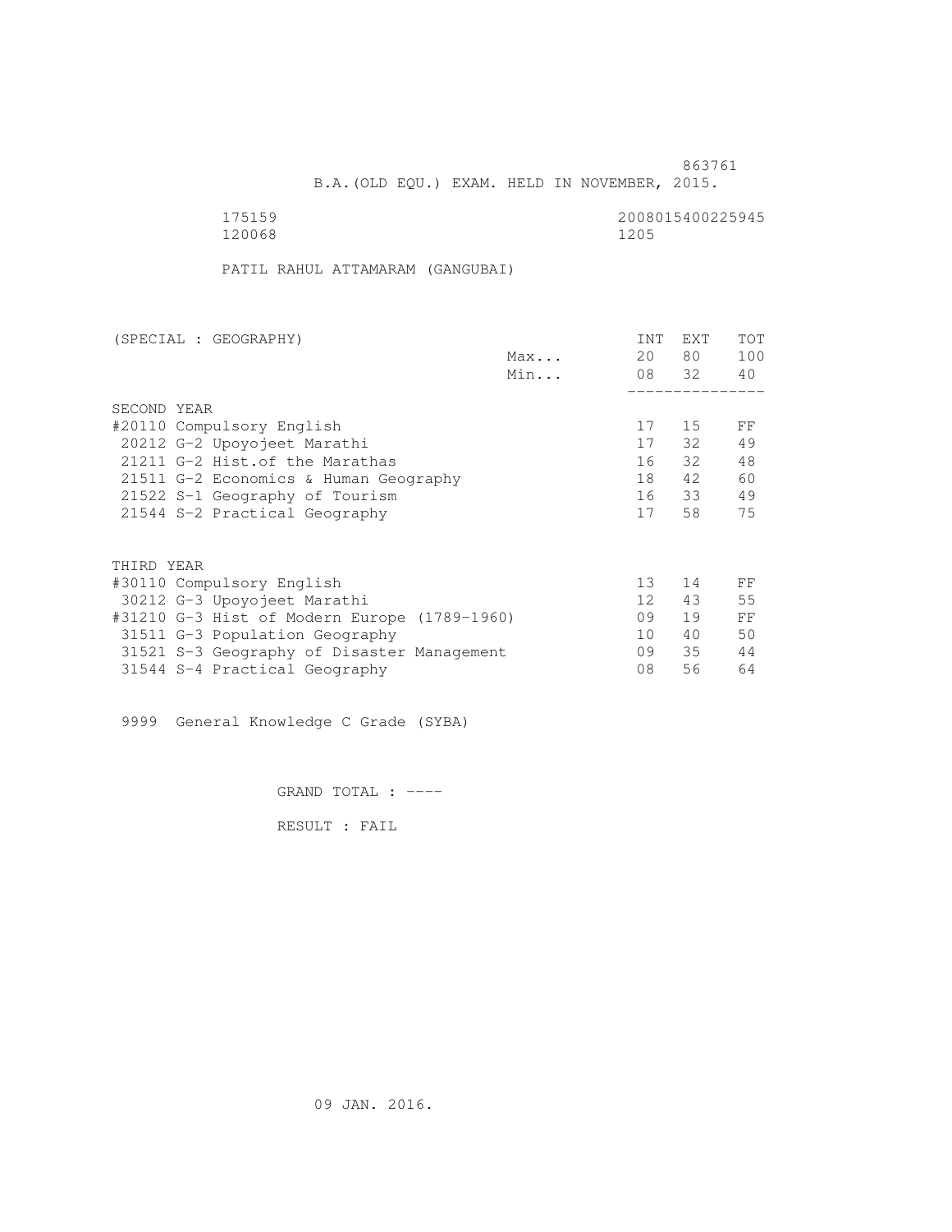863761

B.A.(OLD EQU.) EXAM. HELD IN NOVEMBER, 2015.

175159 2008015400225945

120068 1205

PATIL RAHUL ATTAMARAM (GANGUBAI)

| (SPECIAL : GEOGRAPHY) | | INT | EXT | TOT |
|---|---|---|---|---|
| | Max... | 20 | 80 | 100 |
| | Min... | 08 | 32 | 40 |
| SECOND YEAR | | | | |
| #20110 Compulsory English | | 17 | 15 | FF |
| 20212 G-2 Upoyojeet Marathi | | 17 | 32 | 49 |
| 21211 G-2 Hist.of the Marathas | | 16 | 32 | 48 |
| 21511 G-2 Economics & Human Geography | | 18 | 42 | 60 |
| 21522 S-1 Geography of Tourism | | 16 | 33 | 49 |
| 21544 S-2 Practical Geography | | 17 | 58 | 75 |
| THIRD YEAR | | | | |
| #30110 Compulsory English | | 13 | 14 | FF |
| 30212 G-3 Upoyojeet Marathi | | 12 | 43 | 55 |
| #31210 G-3 Hist of Modern Europe (1789-1960) | | 09 | 19 | FF |
| 31511 G-3 Population Geography | | 10 | 40 | 50 |
| 31521 S-3 Geography of Disaster Management | | 09 | 35 | 44 |
| 31544 S-4 Practical Geography | | 08 | 56 | 64 |

9999 General Knowledge C Grade (SYBA)

GRAND TOTAL : ----

RESULT : FAIL

09 JAN. 2016.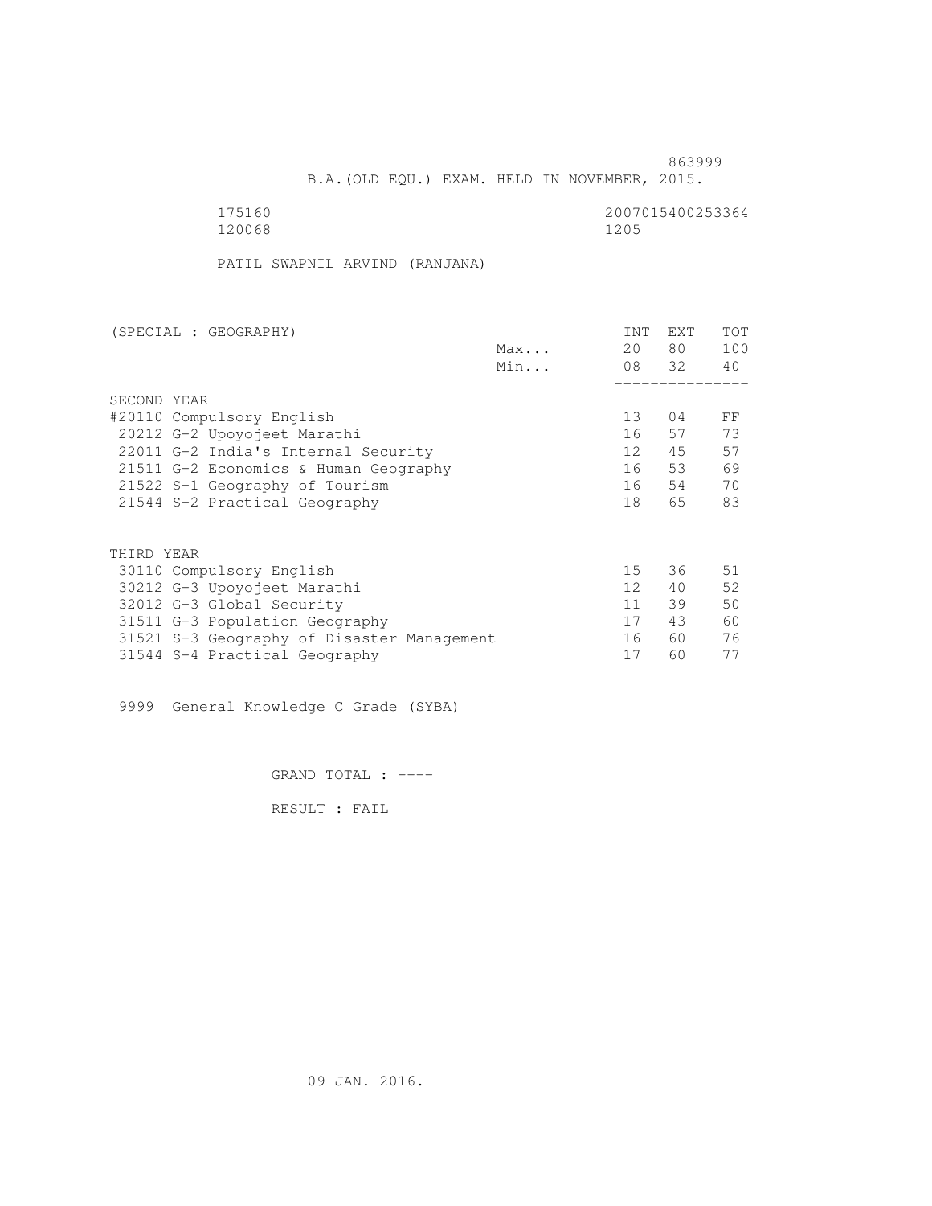863999

B.A.(OLD EQU.) EXAM. HELD IN NOVEMBER, 2015.

175160 2007015400253364
120068 1205

PATIL SWAPNIL ARVIND (RANJANA)

| (SPECIAL : GEOGRAPHY) | | INT | EXT | TOT |
|---|---|---|---|---|
| | Max... | 20 | 80 | 100 |
| | Min... | 08 | 32 | 40 |
| SECOND YEAR | | | | |
| #20110 Compulsory English | | 13 | 04 | FF |
| 20212 G-2 Upoyojeet Marathi | | 16 | 57 | 73 |
| 22011 G-2 India's Internal Security | | 12 | 45 | 57 |
| 21511 G-2 Economics & Human Geography | | 16 | 53 | 69 |
| 21522 S-1 Geography of Tourism | | 16 | 54 | 70 |
| 21544 S-2 Practical Geography | | 18 | 65 | 83 |
| THIRD YEAR | | | | |
| 30110 Compulsory English | | 15 | 36 | 51 |
| 30212 G-3 Upoyojeet Marathi | | 12 | 40 | 52 |
| 32012 G-3 Global Security | | 11 | 39 | 50 |
| 31511 G-3 Population Geography | | 17 | 43 | 60 |
| 31521 S-3 Geography of Disaster Management | | 16 | 60 | 76 |
| 31544 S-4 Practical Geography | | 17 | 60 | 77 |

9999 General Knowledge C Grade (SYBA)

GRAND TOTAL : ----

RESULT : FAIL

09 JAN. 2016.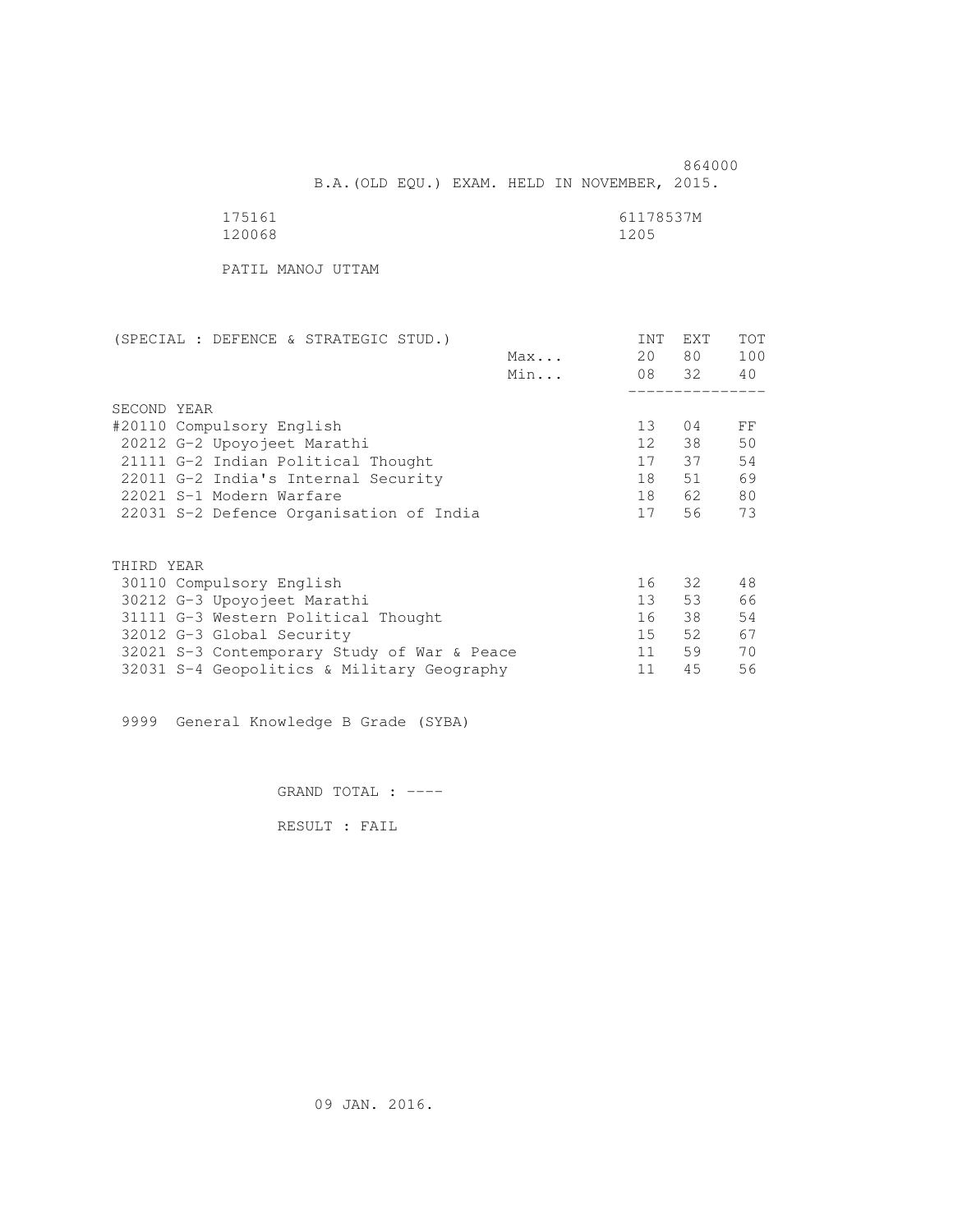864000

B.A.(OLD EQU.) EXAM. HELD IN NOVEMBER, 2015.

175161 61178537M
120068 1205

PATIL MANOJ UTTAM

| (SPECIAL : DEFENCE & STRATEGIC STUD.) | | INT | EXT | TOT |
|---|---|---|---|---|
| | Max... | 20 | 80 | 100 |
| | Min... | 08 | 32 | 40 |
| SECOND YEAR | | | | |
| #20110 Compulsory English | | 13 | 04 | FF |
| 20212 G-2 Upoyojeet Marathi | | 12 | 38 | 50 |
| 21111 G-2 Indian Political Thought | | 17 | 37 | 54 |
| 22011 G-2 India's Internal Security | | 18 | 51 | 69 |
| 22021 S-1 Modern Warfare | | 18 | 62 | 80 |
| 22031 S-2 Defence Organisation of India | | 17 | 56 | 73 |
| THIRD YEAR | | | | |
| 30110 Compulsory English | | 16 | 32 | 48 |
| 30212 G-3 Upoyojeet Marathi | | 13 | 53 | 66 |
| 31111 G-3 Western Political Thought | | 16 | 38 | 54 |
| 32012 G-3 Global Security | | 15 | 52 | 67 |
| 32021 S-3 Contemporary Study of War & Peace | | 11 | 59 | 70 |
| 32031 S-4 Geopolitics & Military Geography | | 11 | 45 | 56 |

9999 General Knowledge B Grade (SYBA)

GRAND TOTAL : ----

RESULT : FAIL

09 JAN. 2016.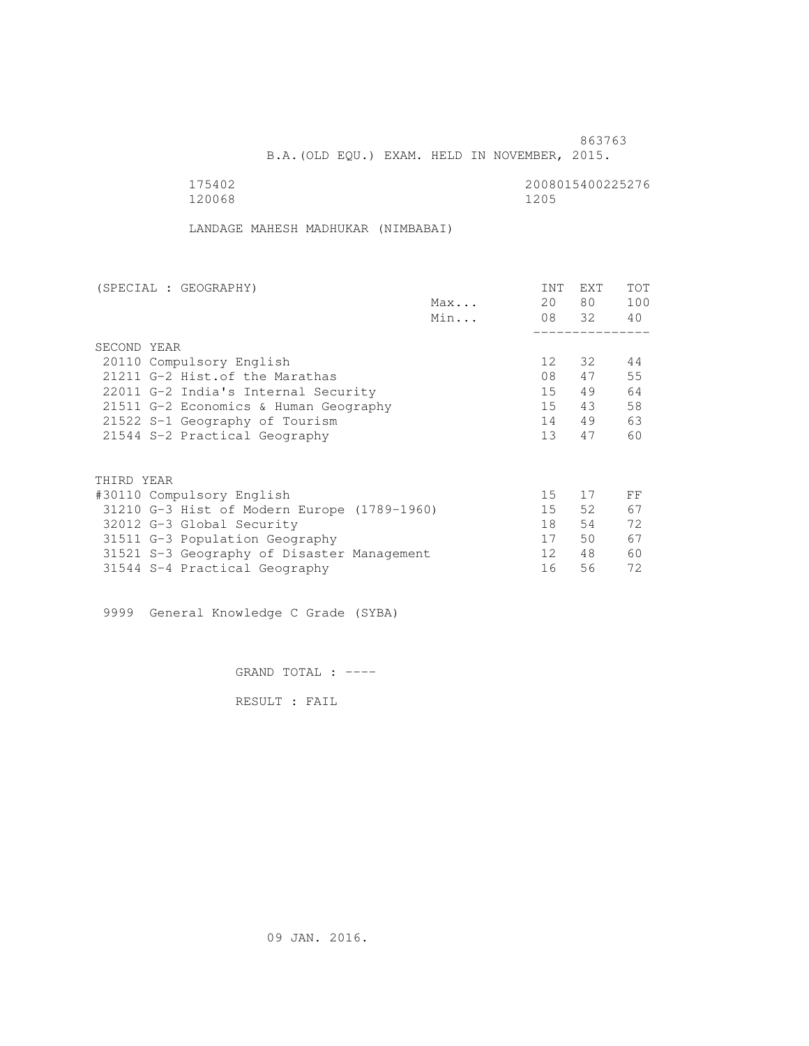863763

B.A.(OLD EQU.) EXAM. HELD IN NOVEMBER, 2015.

175402 2008015400225276
120068 1205

LANDAGE MAHESH MADHUKAR (NIMBABAI)

| (SPECIAL : GEOGRAPHY) | | INT | EXT | TOT |
|---|---|---|---|---|
| | Max... | 20 | 80 | 100 |
| | Min... | 08 | 32 | 40 |
| SECOND YEAR | | | | |
| 20110 Compulsory English | | 12 | 32 | 44 |
| 21211 G-2 Hist.of the Marathas | | 08 | 47 | 55 |
| 22011 G-2 India's Internal Security | | 15 | 49 | 64 |
| 21511 G-2 Economics & Human Geography | | 15 | 43 | 58 |
| 21522 S-1 Geography of Tourism | | 14 | 49 | 63 |
| 21544 S-2 Practical Geography | | 13 | 47 | 60 |
| THIRD YEAR | | | | |
| #30110 Compulsory English | | 15 | 17 | FF |
| 31210 G-3 Hist of Modern Europe (1789-1960) | | 15 | 52 | 67 |
| 32012 G-3 Global Security | | 18 | 54 | 72 |
| 31511 G-3 Population Geography | | 17 | 50 | 67 |
| 31521 S-3 Geography of Disaster Management | | 12 | 48 | 60 |
| 31544 S-4 Practical Geography | | 16 | 56 | 72 |

9999 General Knowledge C Grade (SYBA)

GRAND TOTAL : ----

RESULT : FAIL

09 JAN. 2016.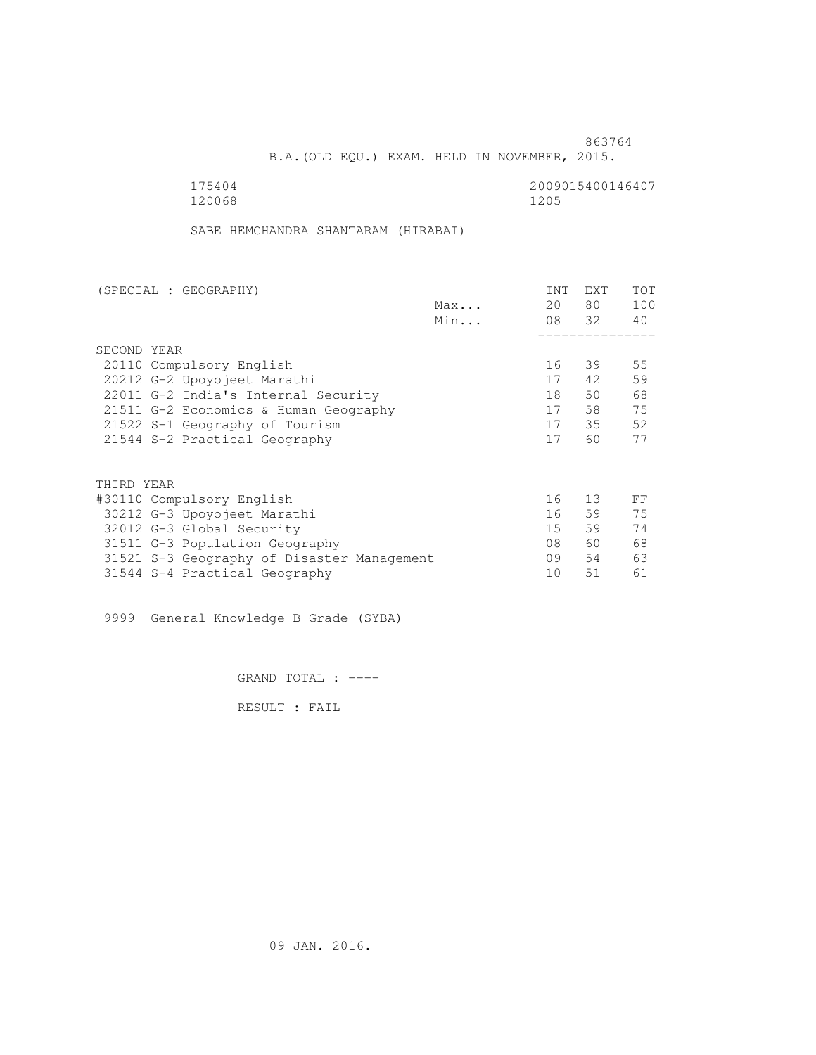863764

B.A.(OLD EQU.) EXAM. HELD IN NOVEMBER, 2015.

175404 2009015400146407
120068 1205

SABE HEMCHANDRA SHANTARAM (HIRABAI)

| (SPECIAL : GEOGRAPHY) | | INT | EXT | TOT |
|---|---|---|---|---|
| | Max... | 20 | 80 | 100 |
| | Min... | 08 | 32 | 40 |
| **SECOND YEAR** | | | | |
| 20110 Compulsory English | | 16 | 39 | 55 |
| 20212 G-2 Upoyojeet Marathi | | 17 | 42 | 59 |
| 22011 G-2 India's Internal Security | | 18 | 50 | 68 |
| 21511 G-2 Economics & Human Geography | | 17 | 58 | 75 |
| 21522 S-1 Geography of Tourism | | 17 | 35 | 52 |
| 21544 S-2 Practical Geography | | 17 | 60 | 77 |
| **THIRD YEAR** | | | | |
| #30110 Compulsory English | | 16 | 13 | FF |
| 30212 G-3 Upoyojeet Marathi | | 16 | 59 | 75 |
| 32012 G-3 Global Security | | 15 | 59 | 74 |
| 31511 G-3 Population Geography | | 08 | 60 | 68 |
| 31521 S-3 Geography of Disaster Management | | 09 | 54 | 63 |
| 31544 S-4 Practical Geography | | 10 | 51 | 61 |

9999 General Knowledge B Grade (SYBA)

GRAND TOTAL : ----

RESULT : FAIL

09 JAN. 2016.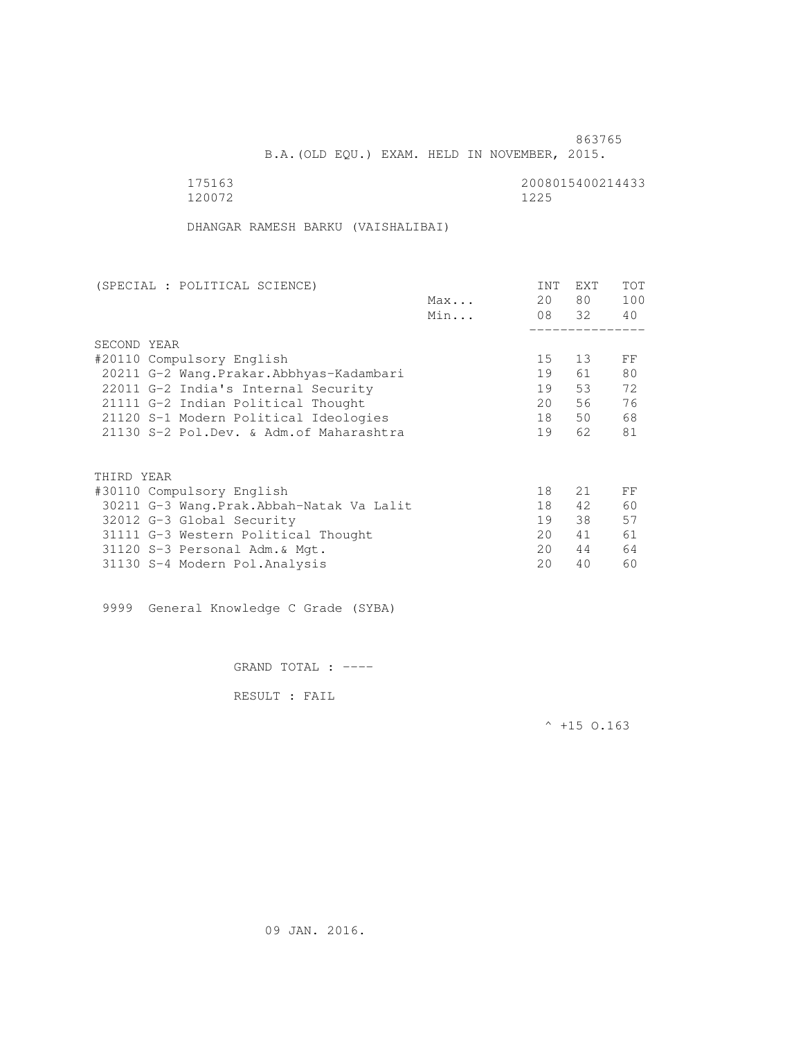863765

B.A.(OLD EQU.) EXAM. HELD IN NOVEMBER, 2015.

175163 2008015400214433
120072 1225

DHANGAR RAMESH BARKU (VAISHALIBAI)

| (SPECIAL : POLITICAL SCIENCE) | | INT | EXT | TOT |
|---|---|---|---|---|
| | Max... | 20 | 80 | 100 |
| | Min... | 08 | 32 | 40 |
| SECOND YEAR | | | | |
| #20110 Compulsory English | | 15 | 13 | FF |
| 20211 G-2 Wang.Prakar.Abbhyas-Kadambari | | 19 | 61 | 80 |
| 22011 G-2 India's Internal Security | | 19 | 53 | 72 |
| 21111 G-2 Indian Political Thought | | 20 | 56 | 76 |
| 21120 S-1 Modern Political Ideologies | | 18 | 50 | 68 |
| 21130 S-2 Pol.Dev. & Adm.of Maharashtra | | 19 | 62 | 81 |
| THIRD YEAR | | | | |
| #30110 Compulsory English | | 18 | 21 | FF |
| 30211 G-3 Wang.Prak.Abbah-Natak Va Lalit | | 18 | 42 | 60 |
| 32012 G-3 Global Security | | 19 | 38 | 57 |
| 31111 G-3 Western Political Thought | | 20 | 41 | 61 |
| 31120 S-3 Personal Adm.& Mgt. | | 20 | 44 | 64 |
| 31130 S-4 Modern Pol.Analysis | | 20 | 40 | 60 |

9999 General Knowledge C Grade (SYBA)

GRAND TOTAL : ----

RESULT : FAIL

^ +15 O.163

09 JAN. 2016.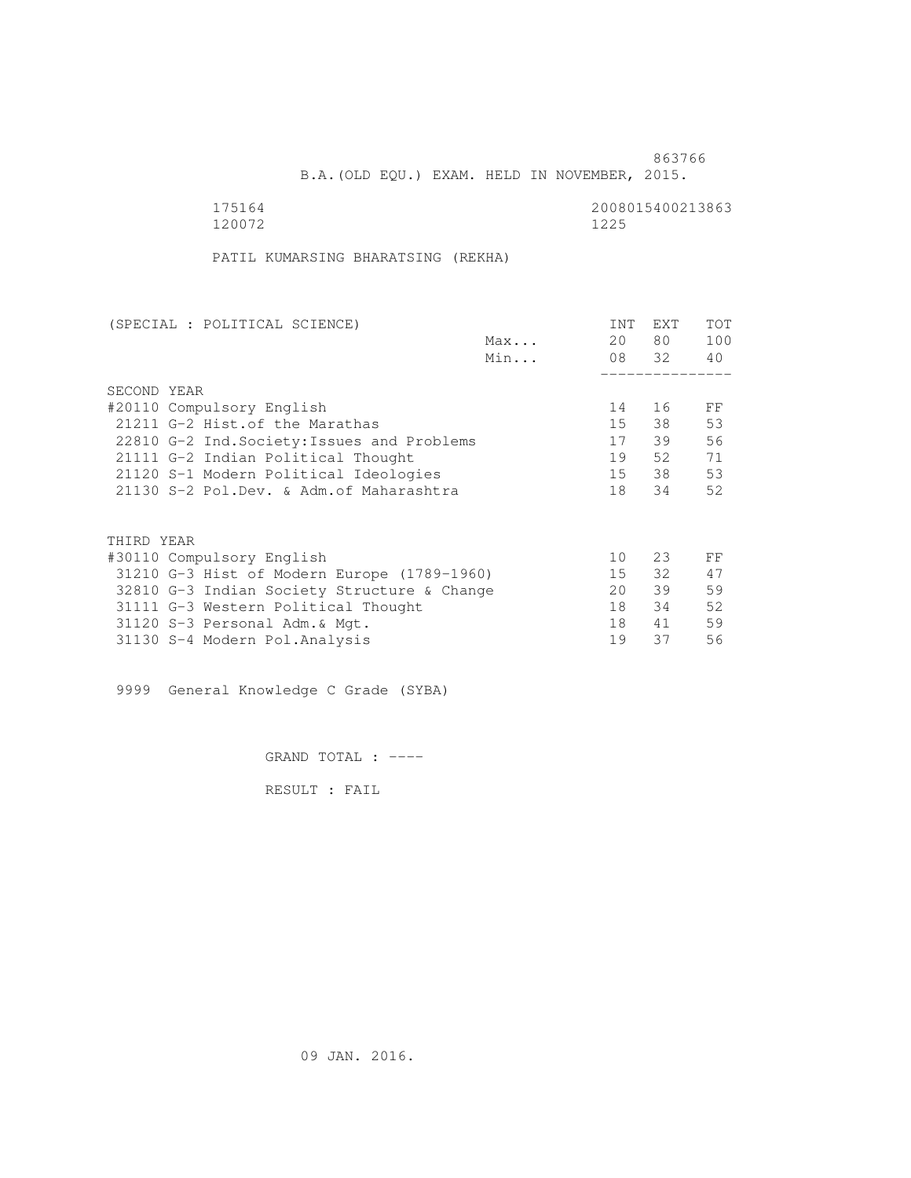863766

B.A.(OLD EQU.) EXAM. HELD IN NOVEMBER, 2015.

175164 2008015400213863
120072 1225

PATIL KUMARSING BHARATSING (REKHA)

| (SPECIAL : POLITICAL SCIENCE) | | INT | EXT | TOT |
|---|---|---|---|---|
| | Max... | 20 | 80 | 100 |
| | Min... | 08 | 32 | 40 |
| **SECOND YEAR** | | | | |
| #20110 Compulsory English | | 14 | 16 | FF |
| 21211 G-2 Hist.of the Marathas | | 15 | 38 | 53 |
| 22810 G-2 Ind.Society:Issues and Problems | | 17 | 39 | 56 |
| 21111 G-2 Indian Political Thought | | 19 | 52 | 71 |
| 21120 S-1 Modern Political Ideologies | | 15 | 38 | 53 |
| 21130 S-2 Pol.Dev. & Adm.of Maharashtra | | 18 | 34 | 52 |
| **THIRD YEAR** | | | | |
| #30110 Compulsory English | | 10 | 23 | FF |
| 31210 G-3 Hist of Modern Europe (1789-1960) | | 15 | 32 | 47 |
| 32810 G-3 Indian Society Structure & Change | | 20 | 39 | 59 |
| 31111 G-3 Western Political Thought | | 18 | 34 | 52 |
| 31120 S-3 Personal Adm.& Mgt. | | 18 | 41 | 59 |
| 31130 S-4 Modern Pol.Analysis | | 19 | 37 | 56 |

9999 General Knowledge C Grade (SYBA)

GRAND TOTAL : ----

RESULT : FAIL

09 JAN. 2016.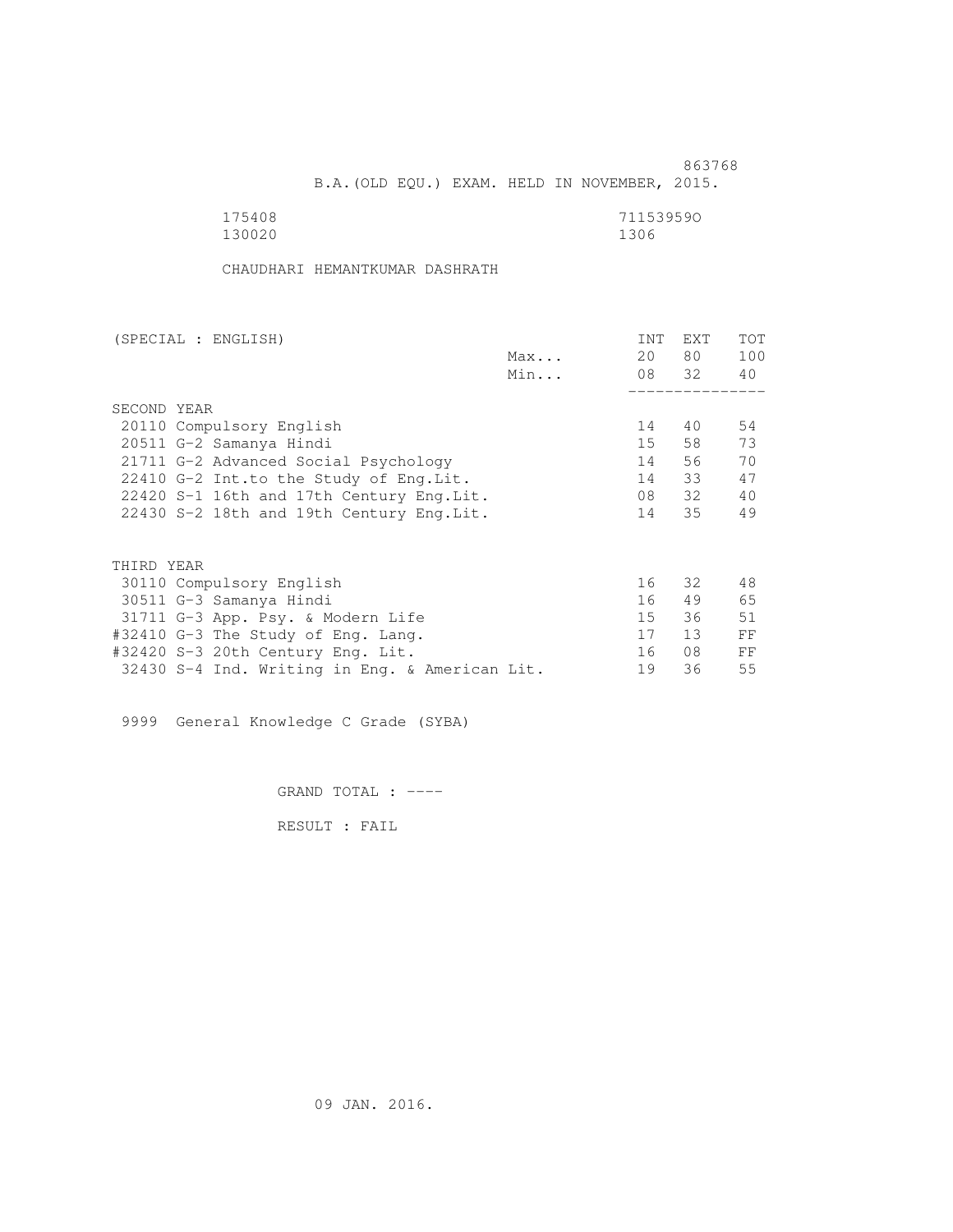863768

B.A.(OLD EQU.) EXAM. HELD IN NOVEMBER, 2015.

175408　　　　711539590
130020　　　　1306

CHAUDHARI HEMANTKUMAR DASHRATH

| (SPECIAL : ENGLISH) | | INT | EXT | TOT |
|---|---|---|---|---|
| | Max... | 20 | 80 | 100 |
| | Min... | 08 | 32 | 40 |
| **SECOND YEAR** | | | | |
| 20110 Compulsory English | | 14 | 40 | 54 |
| 20511 G-2 Samanya Hindi | | 15 | 58 | 73 |
| 21711 G-2 Advanced Social Psychology | | 14 | 56 | 70 |
| 22410 G-2 Int.to the Study of Eng.Lit. | | 14 | 33 | 47 |
| 22420 S-1 16th and 17th Century Eng.Lit. | | 08 | 32 | 40 |
| 22430 S-2 18th and 19th Century Eng.Lit. | | 14 | 35 | 49 |
| **THIRD YEAR** | | | | |
| 30110 Compulsory English | | 16 | 32 | 48 |
| 30511 G-3 Samanya Hindi | | 16 | 49 | 65 |
| 31711 G-3 App. Psy. & Modern Life | | 15 | 36 | 51 |
| #32410 G-3 The Study of Eng. Lang. | | 17 | 13 | FF |
| #32420 S-3 20th Century Eng. Lit. | | 16 | 08 | FF |
| 32430 S-4 Ind. Writing in Eng. & American Lit. | | 19 | 36 | 55 |

9999 General Knowledge C Grade (SYBA)

GRAND TOTAL : ----

RESULT : FAIL

09 JAN. 2016.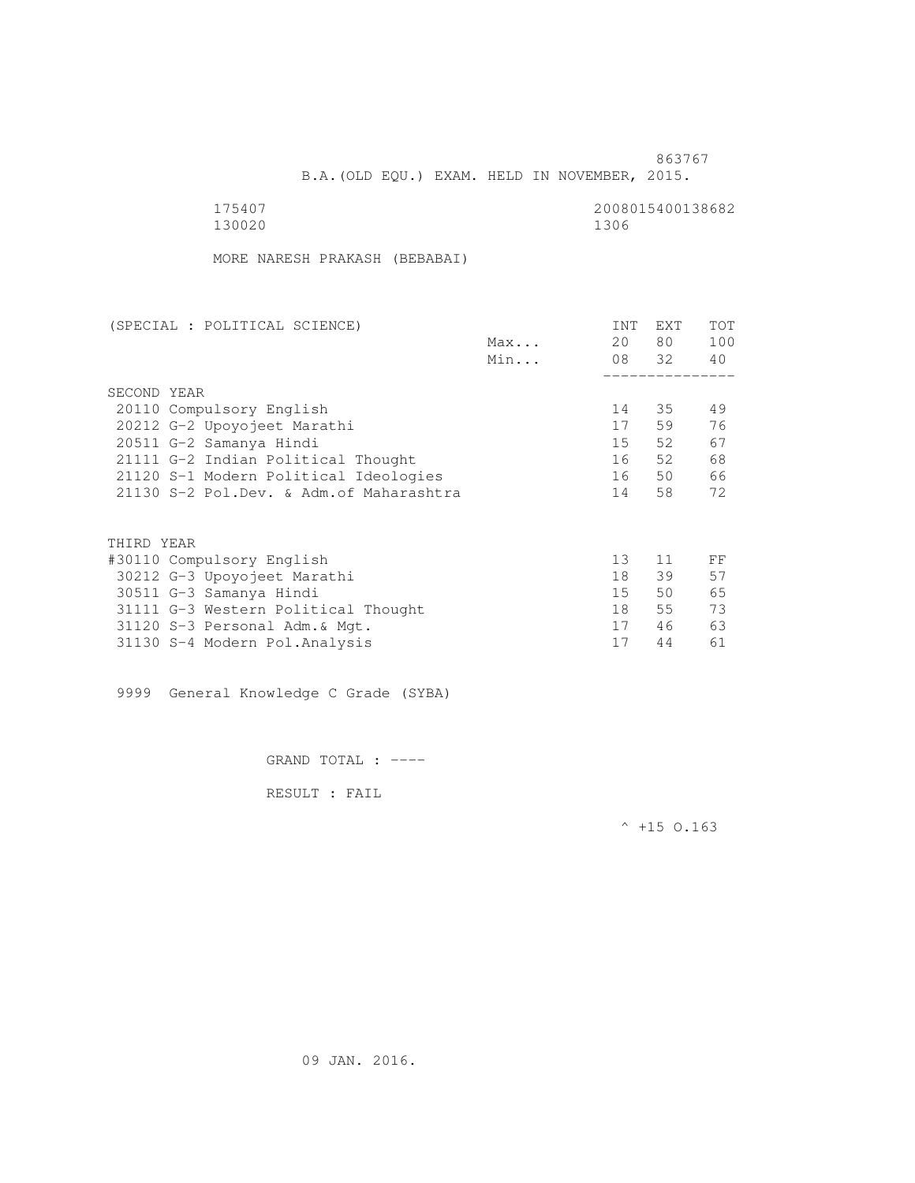863767

B.A.(OLD EQU.) EXAM. HELD IN NOVEMBER, 2015.

175407 2008015400138682
130020 1306

MORE NARESH PRAKASH (BEBABAI)

| (SPECIAL : POLITICAL SCIENCE) | | INT | EXT | TOT |
|---|---|---|---|---|
| | Max... | 20 | 80 | 100 |
| | Min... | 08 | 32 | 40 |
| **SECOND YEAR** | | | | |
| 20110 Compulsory English | | 14 | 35 | 49 |
| 20212 G-2 Upoyojeet Marathi | | 17 | 59 | 76 |
| 20511 G-2 Samanya Hindi | | 15 | 52 | 67 |
| 21111 G-2 Indian Political Thought | | 16 | 52 | 68 |
| 21120 S-1 Modern Political Ideologies | | 16 | 50 | 66 |
| 21130 S-2 Pol.Dev. & Adm.of Maharashtra | | 14 | 58 | 72 |
| **THIRD YEAR** | | | | |
| #30110 Compulsory English | | 13 | 11 | FF |
| 30212 G-3 Upoyojeet Marathi | | 18 | 39 | 57 |
| 30511 G-3 Samanya Hindi | | 15 | 50 | 65 |
| 31111 G-3 Western Political Thought | | 18 | 55 | 73 |
| 31120 S-3 Personal Adm.& Mgt. | | 17 | 46 | 63 |
| 31130 S-4 Modern Pol.Analysis | | 17 | 44 | 61 |

9999 General Knowledge C Grade (SYBA)

GRAND TOTAL : ----

RESULT : FAIL

^ +15 O.163

09 JAN. 2016.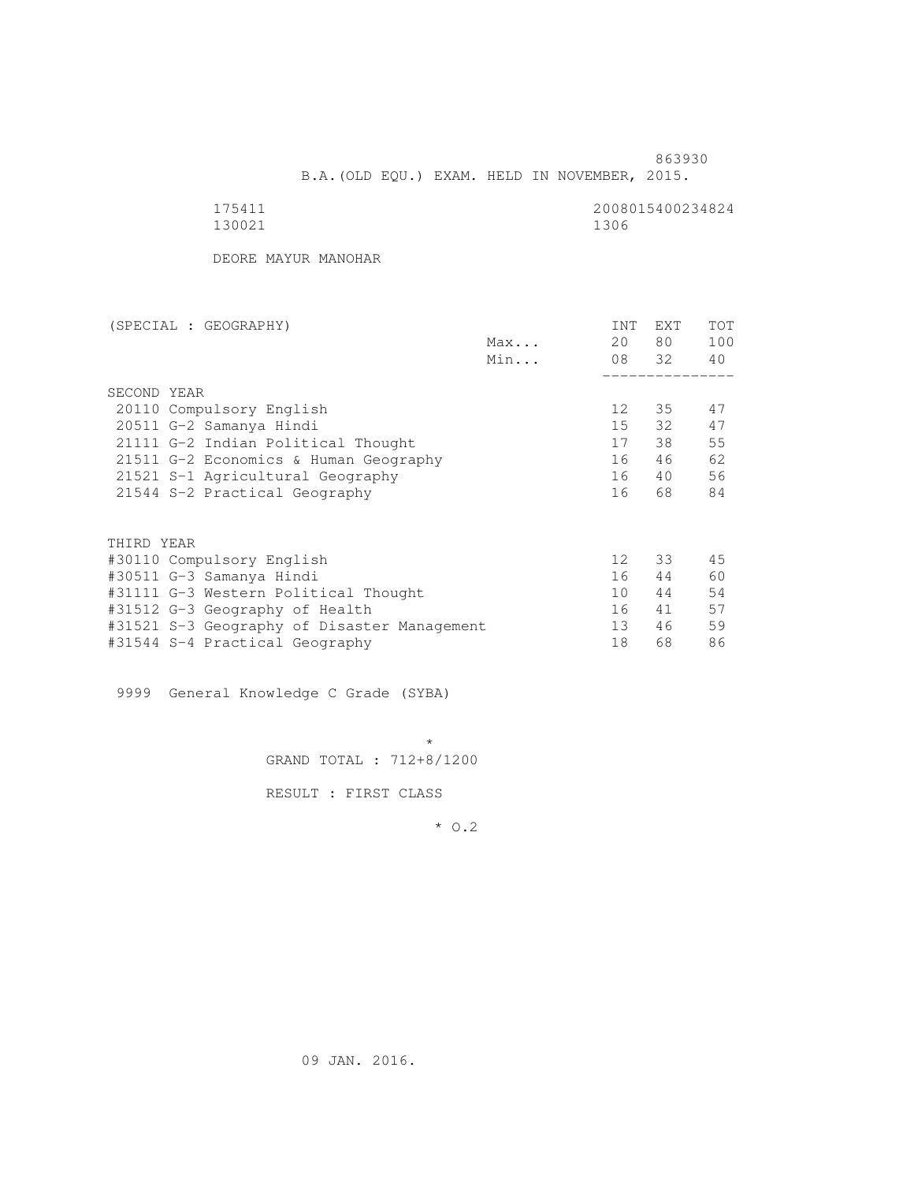863930

B.A.(OLD EQU.) EXAM. HELD IN NOVEMBER, 2015.

175411 2008015400234824
130021 1306

DEORE MAYUR MANOHAR

| (SPECIAL : GEOGRAPHY) | | INT | EXT | TOT |
|---|---|---|---|---|
| | Max... | 20 | 80 | 100 |
| | Min... | 08 | 32 | 40 |
| SECOND YEAR | | | | |
| 20110 Compulsory English | | 12 | 35 | 47 |
| 20511 G-2 Samanya Hindi | | 15 | 32 | 47 |
| 21111 G-2 Indian Political Thought | | 17 | 38 | 55 |
| 21511 G-2 Economics & Human Geography | | 16 | 46 | 62 |
| 21521 S-1 Agricultural Geography | | 16 | 40 | 56 |
| 21544 S-2 Practical Geography | | 16 | 68 | 84 |
| THIRD YEAR | | | | |
| #30110 Compulsory English | | 12 | 33 | 45 |
| #30511 G-3 Samanya Hindi | | 16 | 44 | 60 |
| #31111 G-3 Western Political Thought | | 10 | 44 | 54 |
| #31512 G-3 Geography of Health | | 16 | 41 | 57 |
| #31521 S-3 Geography of Disaster Management | | 13 | 46 | 59 |
| #31544 S-4 Practical Geography | | 18 | 68 | 86 |

9999 General Knowledge C Grade (SYBA)

*
GRAND TOTAL : 712+8/1200

RESULT : FIRST CLASS

* O.2

09 JAN. 2016.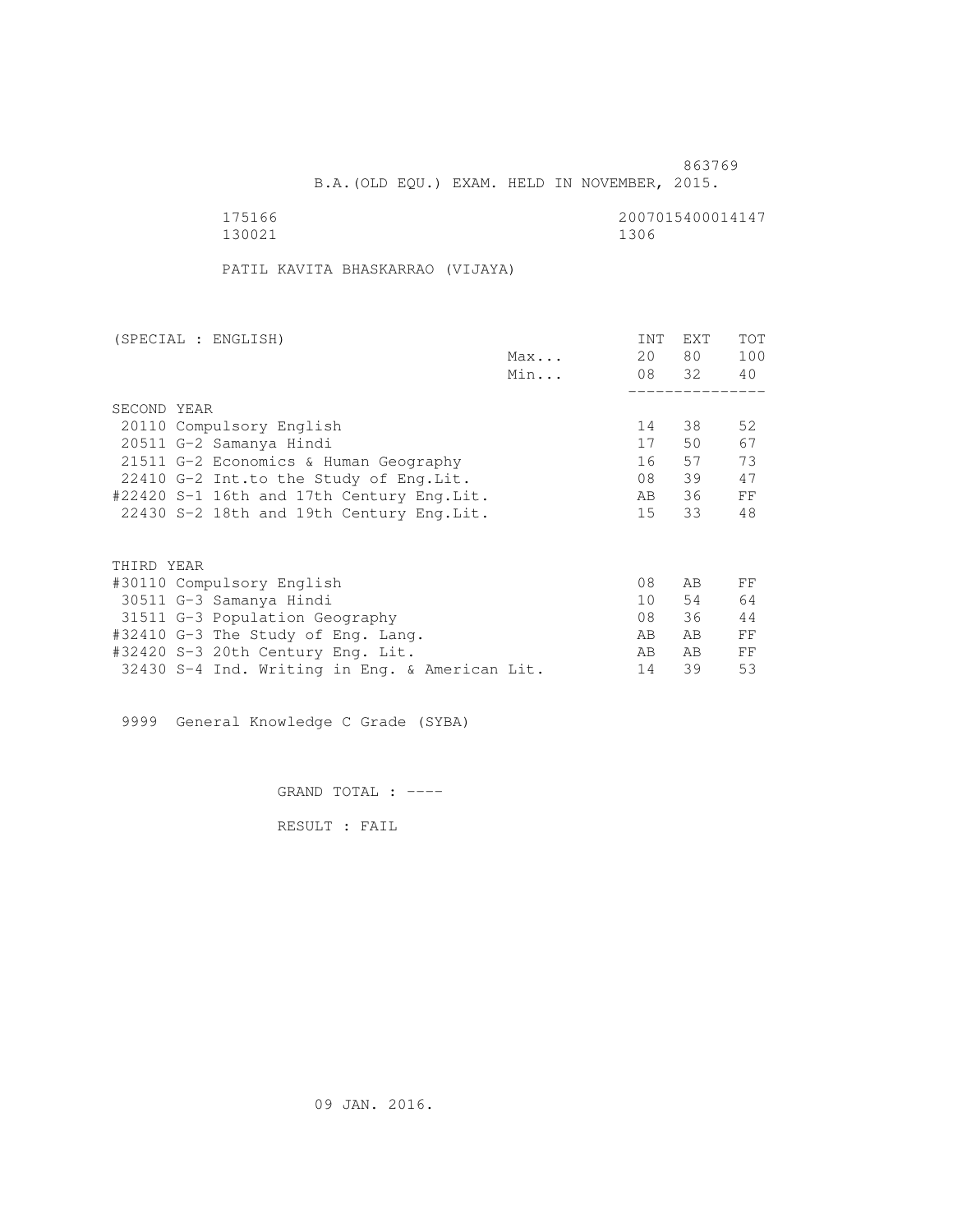863769

B.A.(OLD EQU.) EXAM. HELD IN NOVEMBER, 2015.

175166 2007015400014147
130021 1306

PATIL KAVITA BHASKARRAO (VIJAYA)

| (SPECIAL : ENGLISH) | | INT | EXT | TOT |
|---|---|---|---|---|
| | Max... | 20 | 80 | 100 |
| | Min... | 08 | 32 | 40 |
| **SECOND YEAR** | | | | |
| 20110 Compulsory English | | 14 | 38 | 52 |
| 20511 G-2 Samanya Hindi | | 17 | 50 | 67 |
| 21511 G-2 Economics & Human Geography | | 16 | 57 | 73 |
| 22410 G-2 Int.to the Study of Eng.Lit. | | 08 | 39 | 47 |
| #22420 S-1 16th and 17th Century Eng.Lit. | | AB | 36 | FF |
| 22430 S-2 18th and 19th Century Eng.Lit. | | 15 | 33 | 48 |
| **THIRD YEAR** | | | | |
| #30110 Compulsory English | | 08 | AB | FF |
| 30511 G-3 Samanya Hindi | | 10 | 54 | 64 |
| 31511 G-3 Population Geography | | 08 | 36 | 44 |
| #32410 G-3 The Study of Eng. Lang. | | AB | AB | FF |
| #32420 S-3 20th Century Eng. Lit. | | AB | AB | FF |
| 32430 S-4 Ind. Writing in Eng. & American Lit. | | 14 | 39 | 53 |

9999 General Knowledge C Grade (SYBA)

GRAND TOTAL : ----

RESULT : FAIL

09 JAN. 2016.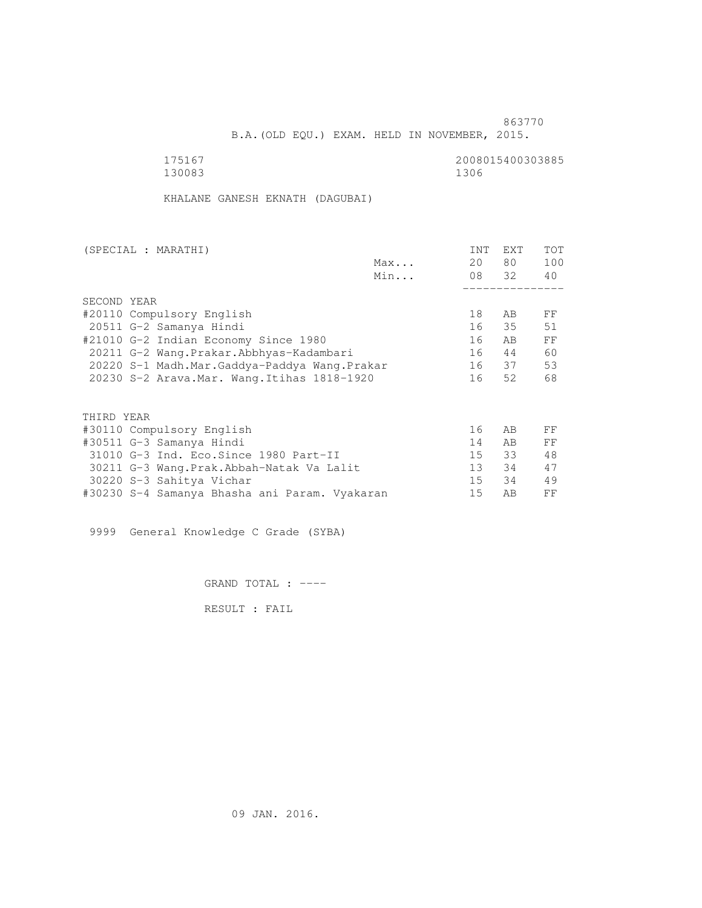863770

B.A.(OLD EQU.) EXAM. HELD IN NOVEMBER, 2015.

175167 2008015400303885
130083 1306

KHALANE GANESH EKNATH (DAGUBAI)

| (SPECIAL : MARATHI) | | INT | EXT | TOT |
|---|---|---|---|---|
| | Max... | 20 | 80 | 100 |
| | Min... | 08 | 32 | 40 |
| SECOND YEAR | | | | |
| #20110 Compulsory English | | 18 | AB | FF |
| 20511 G-2 Samanya Hindi | | 16 | 35 | 51 |
| #21010 G-2 Indian Economy Since 1980 | | 16 | AB | FF |
| 20211 G-2 Wang.Prakar.Abbhyas-Kadambari | | 16 | 44 | 60 |
| 20220 S-1 Madh.Mar.Gaddya-Paddya Wang.Prakar | | 16 | 37 | 53 |
| 20230 S-2 Arava.Mar. Wang.Itihas 1818-1920 | | 16 | 52 | 68 |
| THIRD YEAR | | | | |
| #30110 Compulsory English | | 16 | AB | FF |
| #30511 G-3 Samanya Hindi | | 14 | AB | FF |
| 31010 G-3 Ind. Eco.Since 1980 Part-II | | 15 | 33 | 48 |
| 30211 G-3 Wang.Prak.Abbah-Natak Va Lalit | | 13 | 34 | 47 |
| 30220 S-3 Sahitya Vichar | | 15 | 34 | 49 |
| #30230 S-4 Samanya Bhasha ani Param. Vyakaran | | 15 | AB | FF |

9999 General Knowledge C Grade (SYBA)

GRAND TOTAL : ----

RESULT : FAIL

09 JAN. 2016.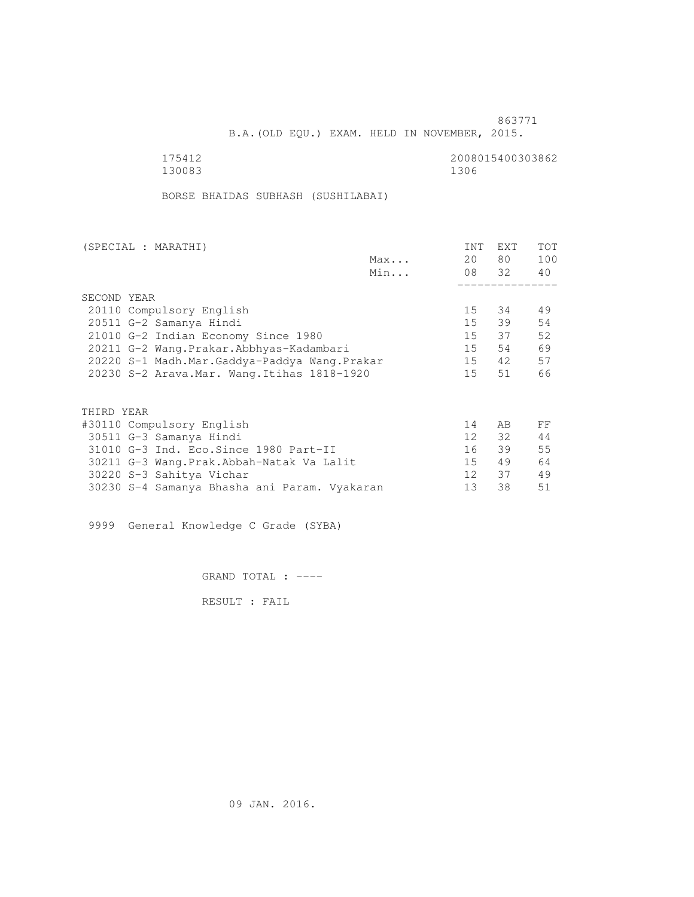863771

B.A.(OLD EQU.) EXAM. HELD IN NOVEMBER, 2015.

175412 2008015400303862
130083 1306

BORSE BHAIDAS SUBHASH (SUSHILABAI)

| (SPECIAL : MARATHI) | | INT | EXT | TOT |
|---|---|---|---|---|
| | Max... | 20 | 80 | 100 |
| | Min... | 08 | 32 | 40 |
| **SECOND YEAR** | | | | |
| 20110 Compulsory English | | 15 | 34 | 49 |
| 20511 G-2 Samanya Hindi | | 15 | 39 | 54 |
| 21010 G-2 Indian Economy Since 1980 | | 15 | 37 | 52 |
| 20211 G-2 Wang.Prakar.Abbhyas-Kadambari | | 15 | 54 | 69 |
| 20220 S-1 Madh.Mar.Gaddya-Paddya Wang.Prakar | | 15 | 42 | 57 |
| 20230 S-2 Arava.Mar. Wang.Itihas 1818-1920 | | 15 | 51 | 66 |
| **THIRD YEAR** | | | | |
| #30110 Compulsory English | | 14 | AB | FF |
| 30511 G-3 Samanya Hindi | | 12 | 32 | 44 |
| 31010 G-3 Ind. Eco.Since 1980 Part-II | | 16 | 39 | 55 |
| 30211 G-3 Wang.Prak.Abbah-Natak Va Lalit | | 15 | 49 | 64 |
| 30220 S-3 Sahitya Vichar | | 12 | 37 | 49 |
| 30230 S-4 Samanya Bhasha ani Param. Vyakaran | | 13 | 38 | 51 |

9999 General Knowledge C Grade (SYBA)

GRAND TOTAL : ----

RESULT : FAIL

09 JAN. 2016.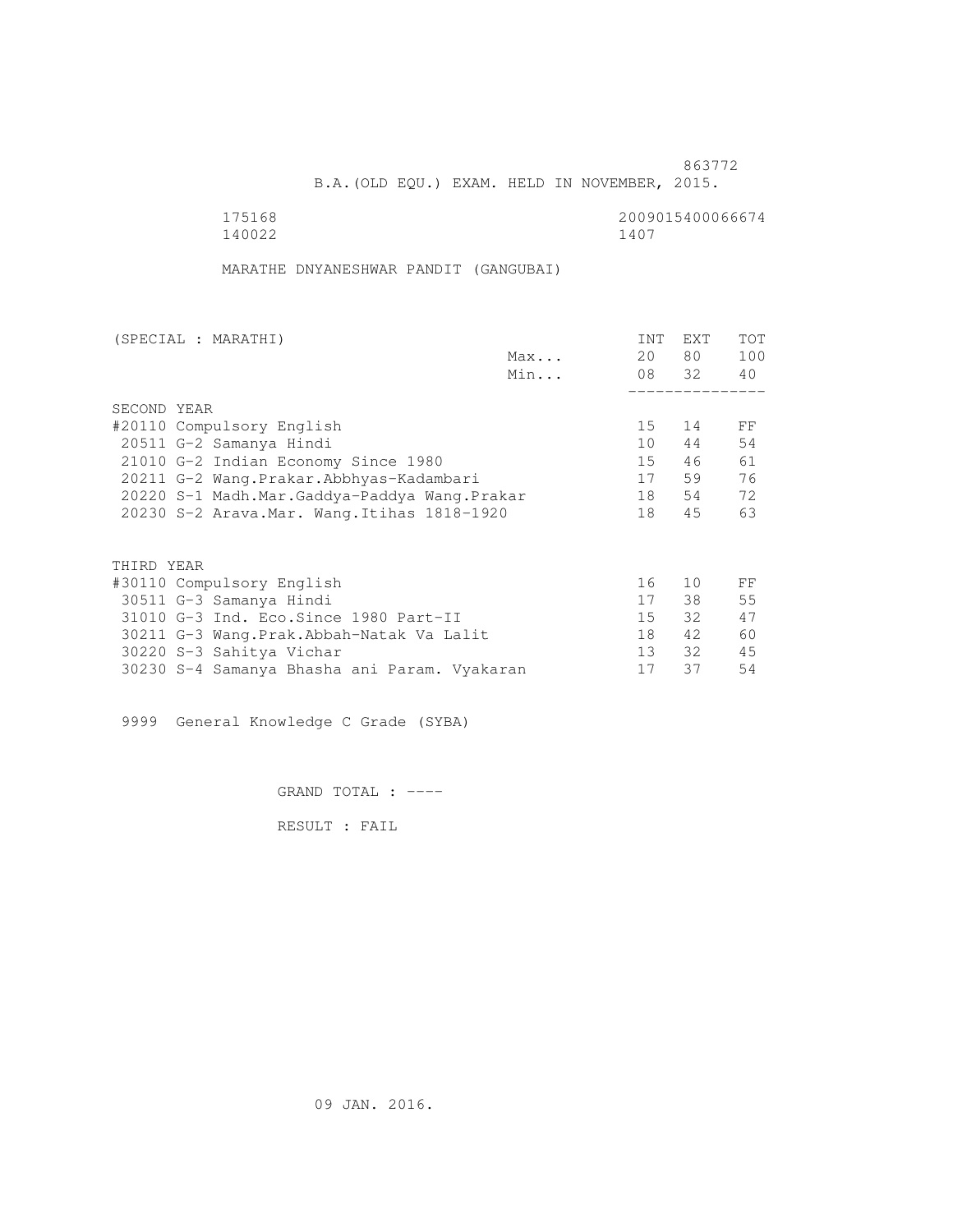863772

B.A.(OLD EQU.) EXAM. HELD IN NOVEMBER, 2015.

175168 2009015400066674
140022 1407

MARATHE DNYANESHWAR PANDIT (GANGUBAI)

| (SPECIAL : MARATHI) | | INT | EXT | TOT |
|---|---|---|---|---|
| | Max... | 20 | 80 | 100 |
| | Min... | 08 | 32 | 40 |
| **SECOND YEAR** | | | | |
| #20110 Compulsory English | | 15 | 14 | FF |
| 20511 G-2 Samanya Hindi | | 10 | 44 | 54 |
| 21010 G-2 Indian Economy Since 1980 | | 15 | 46 | 61 |
| 20211 G-2 Wang.Prakar.Abbhyas-Kadambari | | 17 | 59 | 76 |
| 20220 S-1 Madh.Mar.Gaddya-Paddya Wang.Prakar | | 18 | 54 | 72 |
| 20230 S-2 Arava.Mar. Wang.Itihas 1818-1920 | | 18 | 45 | 63 |
| **THIRD YEAR** | | | | |
| #30110 Compulsory English | | 16 | 10 | FF |
| 30511 G-3 Samanya Hindi | | 17 | 38 | 55 |
| 31010 G-3 Ind. Eco.Since 1980 Part-II | | 15 | 32 | 47 |
| 30211 G-3 Wang.Prak.Abbah-Natak Va Lalit | | 18 | 42 | 60 |
| 30220 S-3 Sahitya Vichar | | 13 | 32 | 45 |
| 30230 S-4 Samanya Bhasha ani Param. Vyakaran | | 17 | 37 | 54 |

9999 General Knowledge C Grade (SYBA)

GRAND TOTAL : ----

RESULT : FAIL

09 JAN. 2016.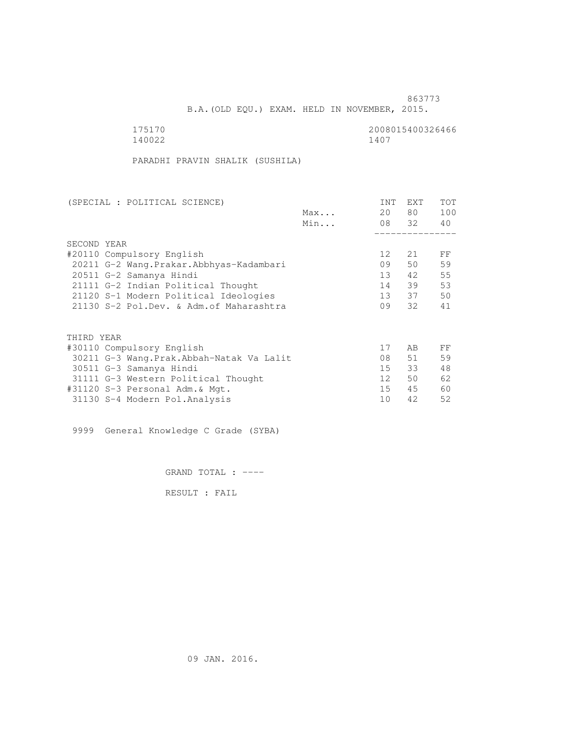863773

B.A.(OLD EQU.) EXAM. HELD IN NOVEMBER, 2015.

175170 2008015400326466
140022 1407

PARADHI PRAVIN SHALIK (SUSHILA)

| (SPECIAL : POLITICAL SCIENCE) | | INT | EXT | TOT |
|---|---|---|---|---|
| | Max... | 20 | 80 | 100 |
| | Min... | 08 | 32 | 40 |
| SECOND YEAR | | | | |
| #20110 Compulsory English | | 12 | 21 | FF |
| 20211 G-2 Wang.Prakar.Abbhyas-Kadambari | | 09 | 50 | 59 |
| 20511 G-2 Samanya Hindi | | 13 | 42 | 55 |
| 21111 G-2 Indian Political Thought | | 14 | 39 | 53 |
| 21120 S-1 Modern Political Ideologies | | 13 | 37 | 50 |
| 21130 S-2 Pol.Dev. & Adm.of Maharashtra | | 09 | 32 | 41 |
| THIRD YEAR | | | | |
| #30110 Compulsory English | | 17 | AB | FF |
| 30211 G-3 Wang.Prak.Abbah-Natak Va Lalit | | 08 | 51 | 59 |
| 30511 G-3 Samanya Hindi | | 15 | 33 | 48 |
| 31111 G-3 Western Political Thought | | 12 | 50 | 62 |
| #31120 S-3 Personal Adm.& Mgt. | | 15 | 45 | 60 |
| 31130 S-4 Modern Pol.Analysis | | 10 | 42 | 52 |

9999 General Knowledge C Grade (SYBA)

GRAND TOTAL : ----

RESULT : FAIL

09 JAN. 2016.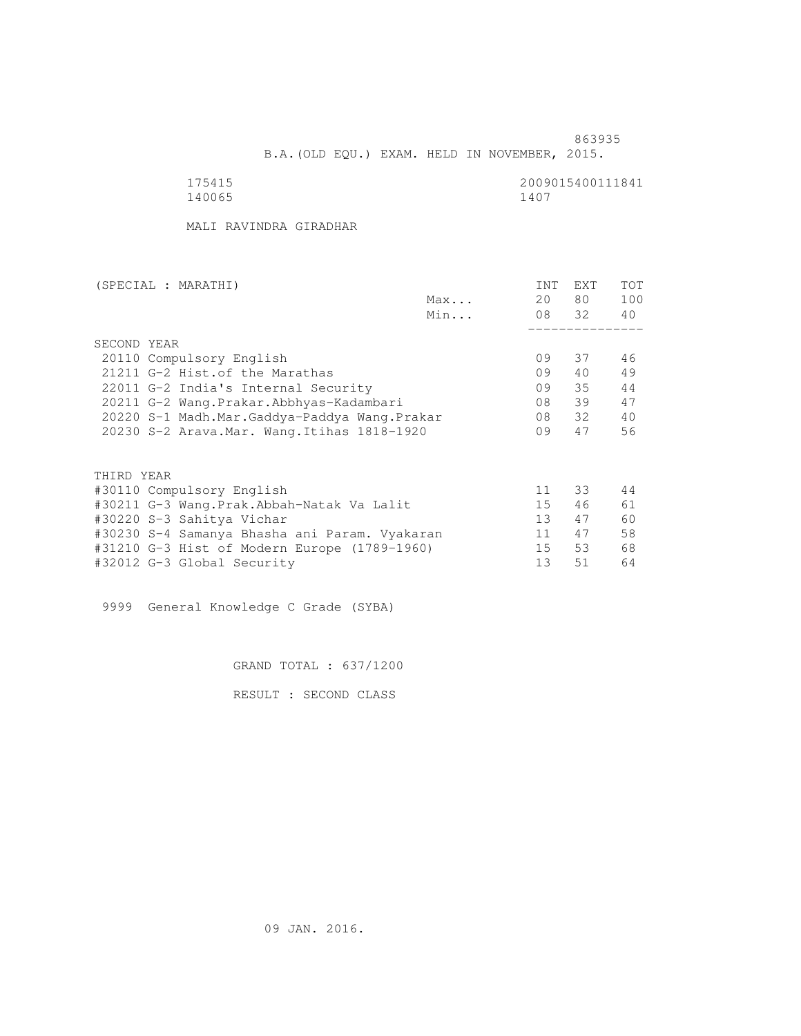863935

B.A.(OLD EQU.) EXAM. HELD IN NOVEMBER, 2015.

175415 2009015400111841
140065 1407

MALI RAVINDRA GIRADHAR

| (SPECIAL : MARATHI) | | INT | EXT | TOT |
|---|---|---|---|---|
| | Max... | 20 | 80 | 100 |
| | Min... | 08 | 32 | 40 |
| SECOND YEAR | | | | |
| 20110 Compulsory English | | 09 | 37 | 46 |
| 21211 G-2 Hist.of the Marathas | | 09 | 40 | 49 |
| 22011 G-2 India's Internal Security | | 09 | 35 | 44 |
| 20211 G-2 Wang.Prakar.Abbhyas-Kadambari | | 08 | 39 | 47 |
| 20220 S-1 Madh.Mar.Gaddya-Paddya Wang.Prakar | | 08 | 32 | 40 |
| 20230 S-2 Arava.Mar. Wang.Itihas 1818-1920 | | 09 | 47 | 56 |
| THIRD YEAR | | | | |
| #30110 Compulsory English | | 11 | 33 | 44 |
| #30211 G-3 Wang.Prak.Abbah-Natak Va Lalit | | 15 | 46 | 61 |
| #30220 S-3 Sahitya Vichar | | 13 | 47 | 60 |
| #30230 S-4 Samanya Bhasha ani Param. Vyakaran | | 11 | 47 | 58 |
| #31210 G-3 Hist of Modern Europe (1789-1960) | | 15 | 53 | 68 |
| #32012 G-3 Global Security | | 13 | 51 | 64 |

9999 General Knowledge C Grade (SYBA)

GRAND TOTAL : 637/1200

RESULT : SECOND CLASS

09 JAN. 2016.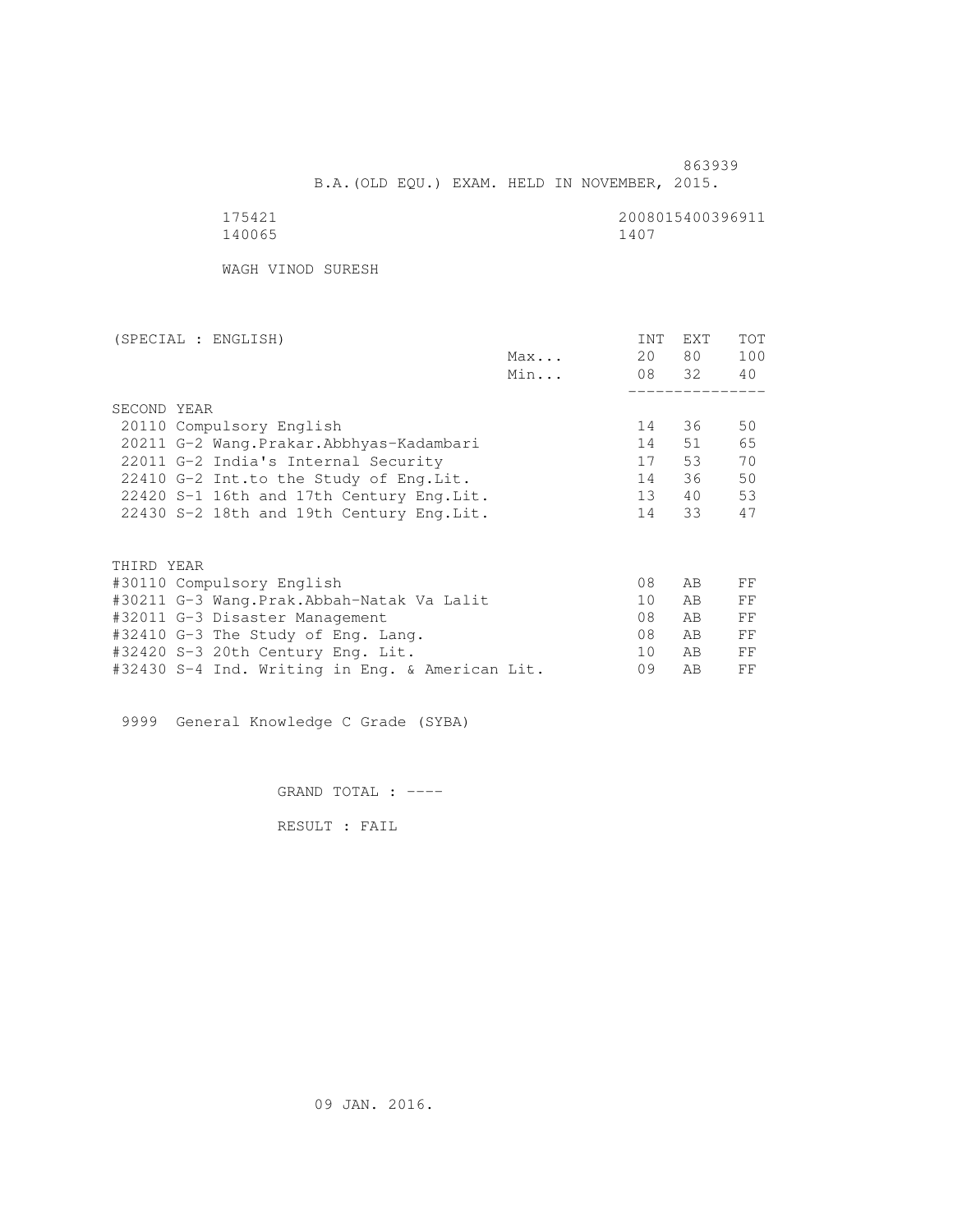863939

B.A.(OLD EQU.) EXAM. HELD IN NOVEMBER, 2015.

175421 2008015400396911
140065 1407

WAGH VINOD SURESH

| (SPECIAL : ENGLISH) | | INT | EXT | TOT |
|---|---|---|---|---|
| | Max... | 20 | 80 | 100 |
| | Min... | 08 | 32 | 40 |
| **SECOND YEAR** | | | | |
| 20110 Compulsory English | | 14 | 36 | 50 |
| 20211 G-2 Wang.Prakar.Abbhyas-Kadambari | | 14 | 51 | 65 |
| 22011 G-2 India's Internal Security | | 17 | 53 | 70 |
| 22410 G-2 Int.to the Study of Eng.Lit. | | 14 | 36 | 50 |
| 22420 S-1 16th and 17th Century Eng.Lit. | | 13 | 40 | 53 |
| 22430 S-2 18th and 19th Century Eng.Lit. | | 14 | 33 | 47 |
| **THIRD YEAR** | | | | |
| #30110 Compulsory English | | 08 | AB | FF |
| #30211 G-3 Wang.Prak.Abbah-Natak Va Lalit | | 10 | AB | FF |
| #32011 G-3 Disaster Management | | 08 | AB | FF |
| #32410 G-3 The Study of Eng. Lang. | | 08 | AB | FF |
| #32420 S-3 20th Century Eng. Lit. | | 10 | AB | FF |
| #32430 S-4 Ind. Writing in Eng. & American Lit. | | 09 | AB | FF |

9999 General Knowledge C Grade (SYBA)

GRAND TOTAL : ----

RESULT : FAIL

09 JAN. 2016.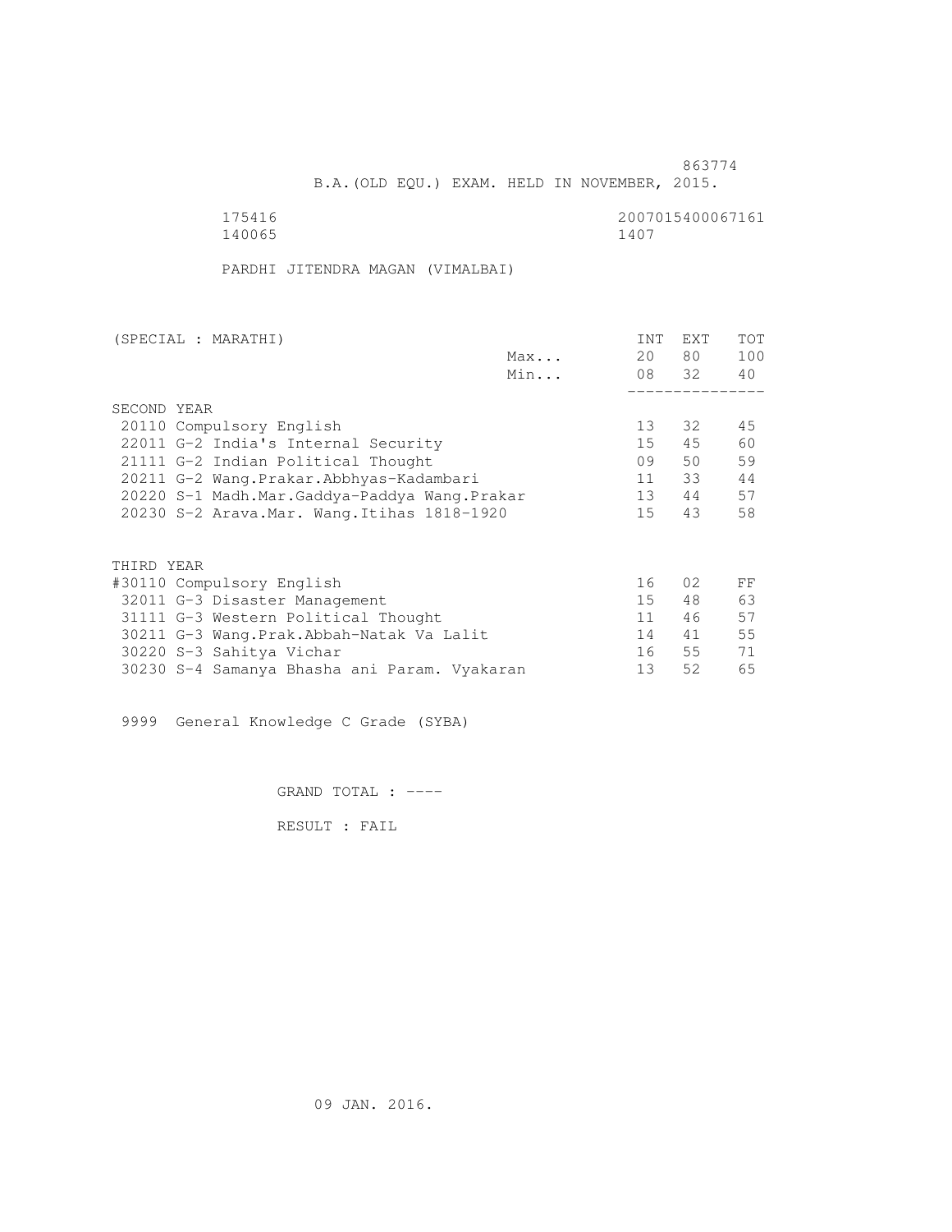863774

B.A.(OLD EQU.) EXAM. HELD IN NOVEMBER, 2015.

175416 2007015400067161
140065 1407

PARDHI JITENDRA MAGAN (VIMALBAI)

| (SPECIAL : MARATHI) | | INT | EXT | TOT |
|---|---|---|---|---|
| | Max... | 20 | 80 | 100 |
| | Min... | 08 | 32 | 40 |
| SECOND YEAR | | | | |
| 20110 Compulsory English | | 13 | 32 | 45 |
| 22011 G-2 India's Internal Security | | 15 | 45 | 60 |
| 21111 G-2 Indian Political Thought | | 09 | 50 | 59 |
| 20211 G-2 Wang.Prakar.Abbhyas-Kadambari | | 11 | 33 | 44 |
| 20220 S-1 Madh.Mar.Gaddya-Paddya Wang.Prakar | | 13 | 44 | 57 |
| 20230 S-2 Arava.Mar. Wang.Itihas 1818-1920 | | 15 | 43 | 58 |
| THIRD YEAR | | | | |
| #30110 Compulsory English | | 16 | 02 | FF |
| 32011 G-3 Disaster Management | | 15 | 48 | 63 |
| 31111 G-3 Western Political Thought | | 11 | 46 | 57 |
| 30211 G-3 Wang.Prak.Abbah-Natak Va Lalit | | 14 | 41 | 55 |
| 30220 S-3 Sahitya Vichar | | 16 | 55 | 71 |
| 30230 S-4 Samanya Bhasha ani Param. Vyakaran | | 13 | 52 | 65 |

9999 General Knowledge C Grade (SYBA)

GRAND TOTAL : ----

RESULT : FAIL

09 JAN. 2016.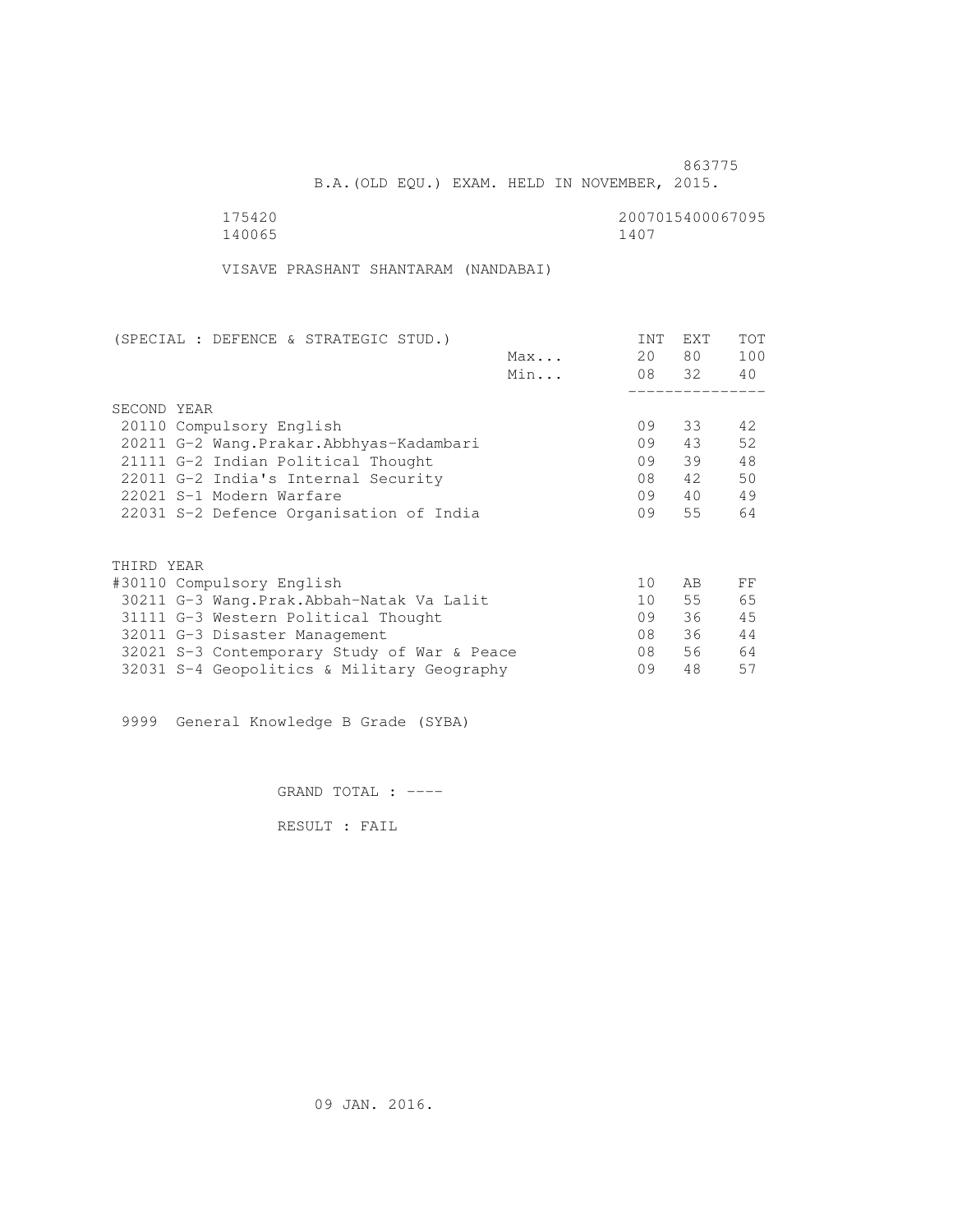863775

B.A.(OLD EQU.) EXAM. HELD IN NOVEMBER, 2015.

175420 2007015400067095
140065 1407

VISAVE PRASHANT SHANTARAM (NANDABAI)

| (SPECIAL : DEFENCE & STRATEGIC STUD.) | | INT | EXT | TOT |
|---|---|---|---|---|
| | Max... | 20 | 80 | 100 |
| | Min... | 08 | 32 | 40 |
| **SECOND YEAR** | | | | |
| 20110 Compulsory English | | 09 | 33 | 42 |
| 20211 G-2 Wang.Prakar.Abbhyas-Kadambari | | 09 | 43 | 52 |
| 21111 G-2 Indian Political Thought | | 09 | 39 | 48 |
| 22011 G-2 India's Internal Security | | 08 | 42 | 50 |
| 22021 S-1 Modern Warfare | | 09 | 40 | 49 |
| 22031 S-2 Defence Organisation of India | | 09 | 55 | 64 |
| **THIRD YEAR** | | | | |
| #30110 Compulsory English | | 10 | AB | FF |
| 30211 G-3 Wang.Prak.Abbah-Natak Va Lalit | | 10 | 55 | 65 |
| 31111 G-3 Western Political Thought | | 09 | 36 | 45 |
| 32011 G-3 Disaster Management | | 08 | 36 | 44 |
| 32021 S-3 Contemporary Study of War & Peace | | 08 | 56 | 64 |
| 32031 S-4 Geopolitics & Military Geography | | 09 | 48 | 57 |

9999 General Knowledge B Grade (SYBA)

GRAND TOTAL : ----

RESULT : FAIL

09 JAN. 2016.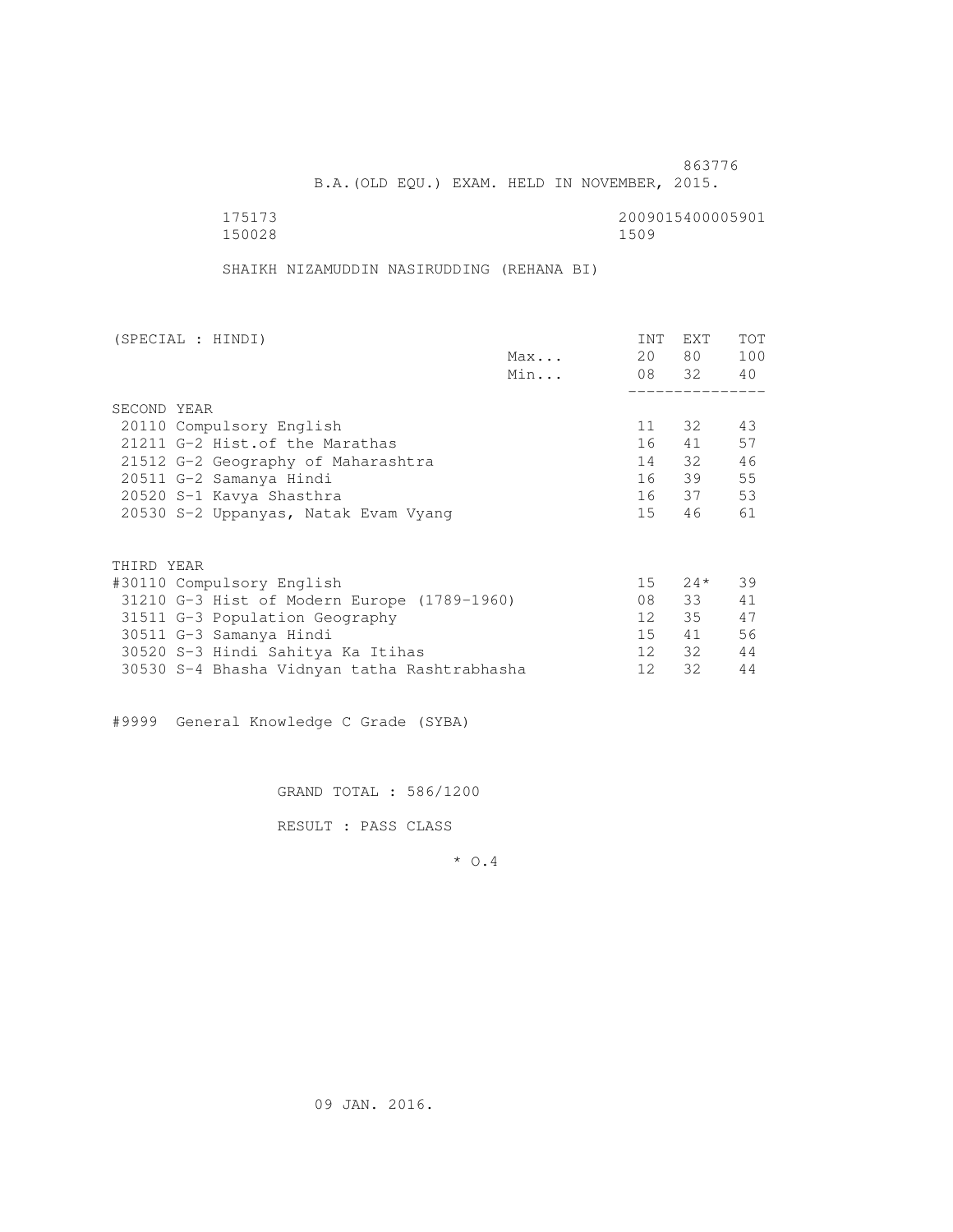863776

B.A.(OLD EQU.) EXAM. HELD IN NOVEMBER, 2015.

175173 2009015400005901
150028 1509

SHAIKH NIZAMUDDIN NASIRUDDING (REHANA BI)

| (SPECIAL : HINDI) | | INT | EXT | TOT |
|---|---|---|---|---|
| | Max... | 20 | 80 | 100 |
| | Min... | 08 | 32 | 40 |
| SECOND YEAR | | | | |
| 20110 Compulsory English | | 11 | 32 | 43 |
| 21211 G-2 Hist.of the Marathas | | 16 | 41 | 57 |
| 21512 G-2 Geography of Maharashtra | | 14 | 32 | 46 |
| 20511 G-2 Samanya Hindi | | 16 | 39 | 55 |
| 20520 S-1 Kavya Shasthra | | 16 | 37 | 53 |
| 20530 S-2 Uppanyas, Natak Evam Vyang | | 15 | 46 | 61 |
| THIRD YEAR | | | | |
| #30110 Compulsory English | | 15 | 24* | 39 |
| 31210 G-3 Hist of Modern Europe (1789-1960) | | 08 | 33 | 41 |
| 31511 G-3 Population Geography | | 12 | 35 | 47 |
| 30511 G-3 Samanya Hindi | | 15 | 41 | 56 |
| 30520 S-3 Hindi Sahitya Ka Itihas | | 12 | 32 | 44 |
| 30530 S-4 Bhasha Vidnyan tatha Rashtrabhasha | | 12 | 32 | 44 |

#9999 General Knowledge C Grade (SYBA)

GRAND TOTAL : 586/1200

RESULT : PASS CLASS

* O.4

09 JAN. 2016.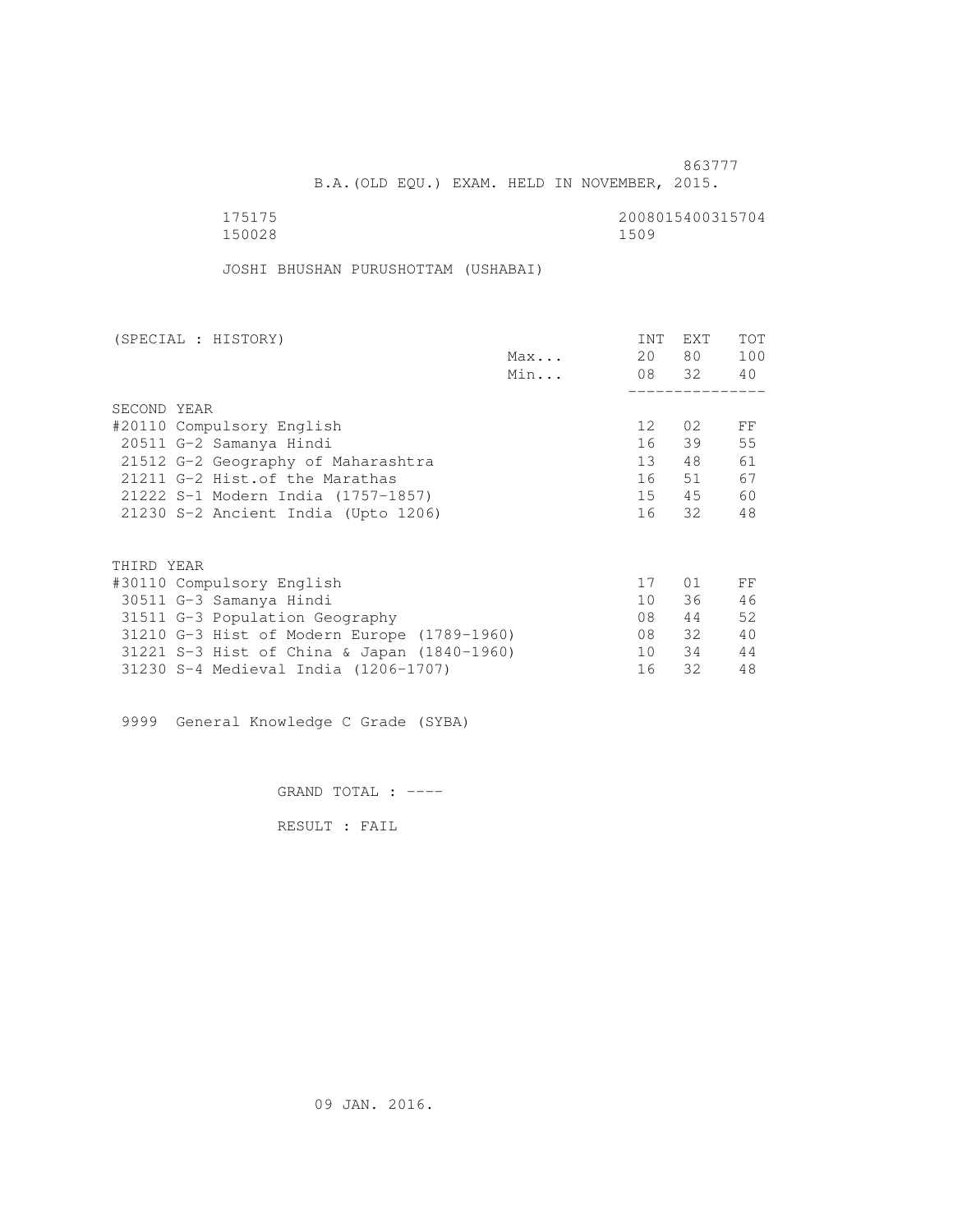863777

B.A.(OLD EQU.) EXAM. HELD IN NOVEMBER, 2015.

175175 2008015400315704
150028 1509

JOSHI BHUSHAN PURUSHOTTAM (USHABAI)

| (SPECIAL : HISTORY) | | INT | EXT | TOT |
|---|---|---|---|---|
| | Max... | 20 | 80 | 100 |
| | Min... | 08 | 32 | 40 |
| SECOND YEAR | | | | |
| #20110 Compulsory English | | 12 | 02 | FF |
| 20511 G-2 Samanya Hindi | | 16 | 39 | 55 |
| 21512 G-2 Geography of Maharashtra | | 13 | 48 | 61 |
| 21211 G-2 Hist.of the Marathas | | 16 | 51 | 67 |
| 21222 S-1 Modern India (1757-1857) | | 15 | 45 | 60 |
| 21230 S-2 Ancient India (Upto 1206) | | 16 | 32 | 48 |
| THIRD YEAR | | | | |
| #30110 Compulsory English | | 17 | 01 | FF |
| 30511 G-3 Samanya Hindi | | 10 | 36 | 46 |
| 31511 G-3 Population Geography | | 08 | 44 | 52 |
| 31210 G-3 Hist of Modern Europe (1789-1960) | | 08 | 32 | 40 |
| 31221 S-3 Hist of China & Japan (1840-1960) | | 10 | 34 | 44 |
| 31230 S-4 Medieval India (1206-1707) | | 16 | 32 | 48 |

9999 General Knowledge C Grade (SYBA)

GRAND TOTAL : ----

RESULT : FAIL

09 JAN. 2016.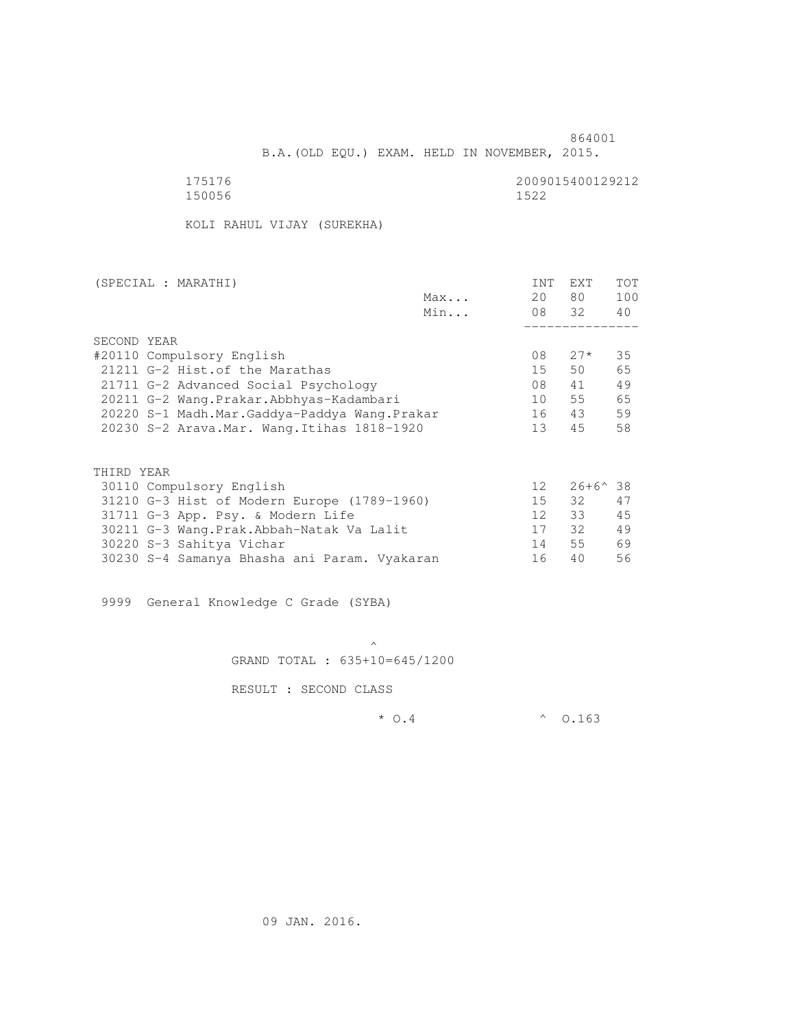864001

B.A.(OLD EQU.) EXAM. HELD IN NOVEMBER, 2015.

175176 2009015400129212
150056 1522

KOLI RAHUL VIJAY (SUREKHA)

| (SPECIAL : MARATHI) | | INT | EXT | TOT |
|---|---|---|---|---|
| | Max... | 20 | 80 | 100 |
| | Min... | 08 | 32 | 40 |
| **SECOND YEAR** | | | | |
| #20110 Compulsory English | | 08 | 27* | 35 |
| 21211 G-2 Hist.of the Marathas | | 15 | 50 | 65 |
| 21711 G-2 Advanced Social Psychology | | 08 | 41 | 49 |
| 20211 G-2 Wang.Prakar.Abbhyas-Kadambari | | 10 | 55 | 65 |
| 20220 S-1 Madh.Mar.Gaddya-Paddya Wang.Prakar | | 16 | 43 | 59 |
| 20230 S-2 Arava.Mar. Wang.Itihas 1818-1920 | | 13 | 45 | 58 |
| **THIRD YEAR** | | | | |
| 30110 Compulsory English | | 12 | 26+6^ | 38 |
| 31210 G-3 Hist of Modern Europe (1789-1960) | | 15 | 32 | 47 |
| 31711 G-3 App. Psy. & Modern Life | | 12 | 33 | 45 |
| 30211 G-3 Wang.Prak.Abbah-Natak Va Lalit | | 17 | 32 | 49 |
| 30220 S-3 Sahitya Vichar | | 14 | 55 | 69 |
| 30230 S-4 Samanya Bhasha ani Param. Vyakaran | | 16 | 40 | 56 |

9999 General Knowledge C Grade (SYBA)

^
GRAND TOTAL : 635+10=645/1200

RESULT : SECOND CLASS

\* O.4 ^ O.163

09 JAN. 2016.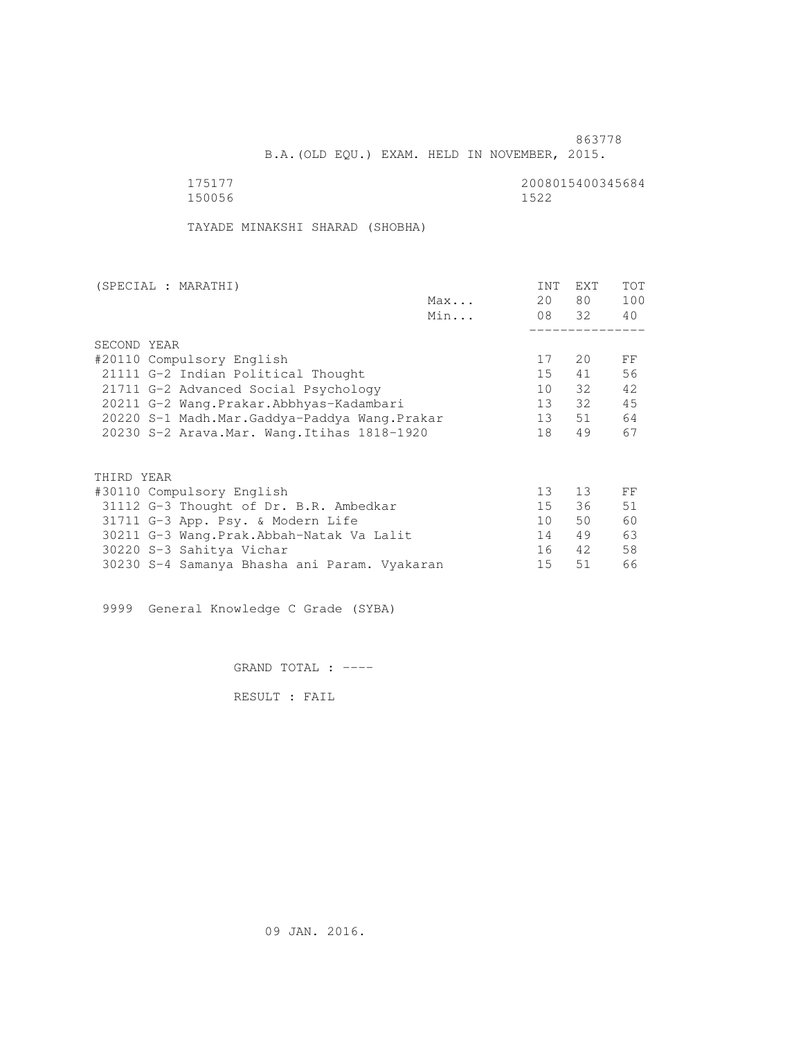863778

B.A.(OLD EQU.) EXAM. HELD IN NOVEMBER, 2015.

175177 2008015400345684
150056 1522

TAYADE MINAKSHI SHARAD (SHOBHA)

| (SPECIAL : MARATHI) | | INT | EXT | TOT |
|---|---|---|---|---|
| | Max... | 20 | 80 | 100 |
| | Min... | 08 | 32 | 40 |
| SECOND YEAR | | | | |
| #20110 Compulsory English | | 17 | 20 | FF |
| 21111 G-2 Indian Political Thought | | 15 | 41 | 56 |
| 21711 G-2 Advanced Social Psychology | | 10 | 32 | 42 |
| 20211 G-2 Wang.Prakar.Abbhyas-Kadambari | | 13 | 32 | 45 |
| 20220 S-1 Madh.Mar.Gaddya-Paddya Wang.Prakar | | 13 | 51 | 64 |
| 20230 S-2 Arava.Mar. Wang.Itihas 1818-1920 | | 18 | 49 | 67 |
| THIRD YEAR | | | | |
| #30110 Compulsory English | | 13 | 13 | FF |
| 31112 G-3 Thought of Dr. B.R. Ambedkar | | 15 | 36 | 51 |
| 31711 G-3 App. Psy. & Modern Life | | 10 | 50 | 60 |
| 30211 G-3 Wang.Prak.Abbah-Natak Va Lalit | | 14 | 49 | 63 |
| 30220 S-3 Sahitya Vichar | | 16 | 42 | 58 |
| 30230 S-4 Samanya Bhasha ani Param. Vyakaran | | 15 | 51 | 66 |

9999 General Knowledge C Grade (SYBA)

GRAND TOTAL : ----

RESULT : FAIL

09 JAN. 2016.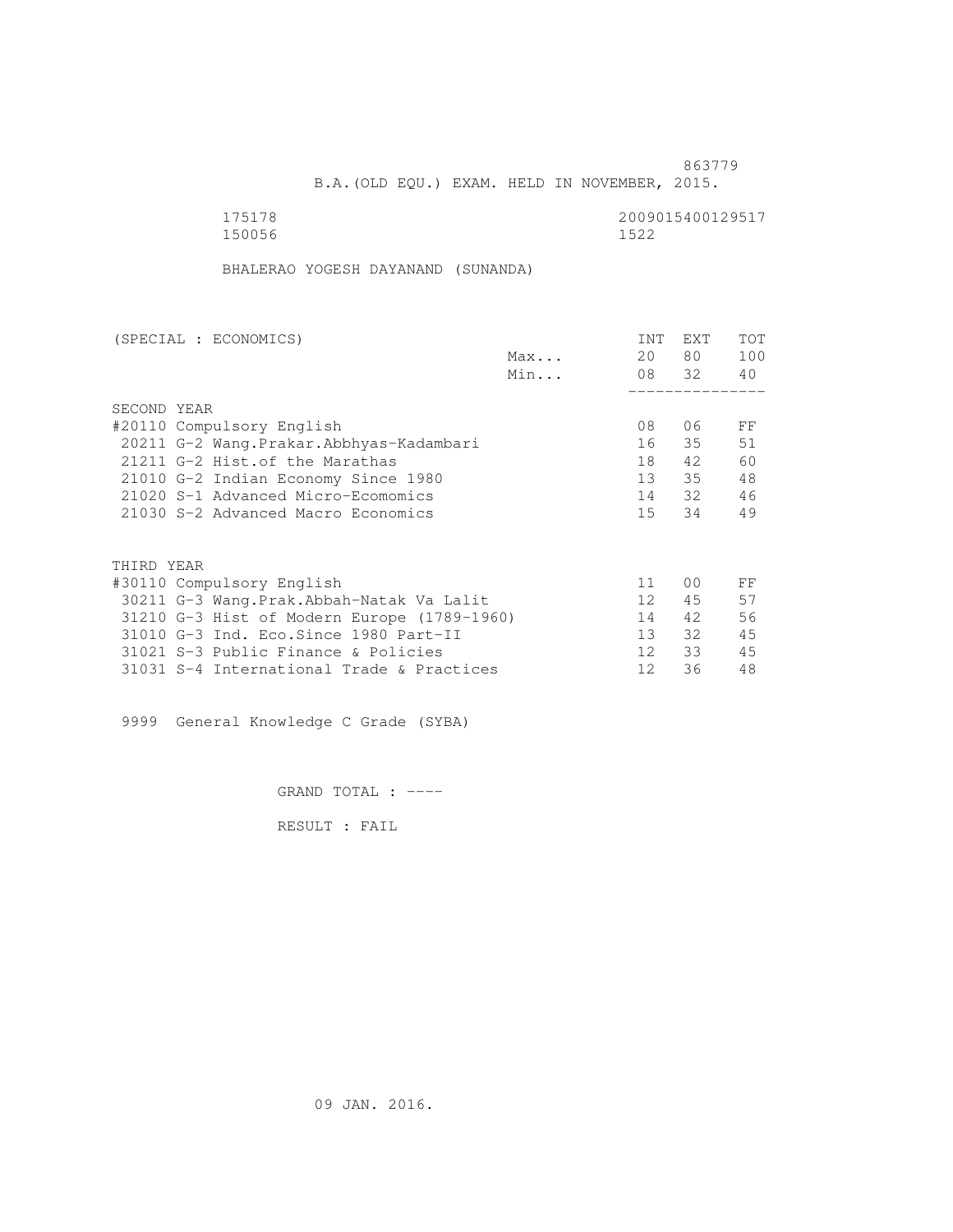863779

B.A.(OLD EQU.) EXAM. HELD IN NOVEMBER, 2015.

175178 2009015400129517
150056 1522

BHALERAO YOGESH DAYANAND (SUNANDA)

| (SPECIAL : ECONOMICS) | | INT | EXT | TOT |
|---|---|---|---|---|
| | Max... | 20 | 80 | 100 |
| | Min... | 08 | 32 | 40 |
| SECOND YEAR | | | | |
| #20110 Compulsory English | | 08 | 06 | FF |
| 20211 G-2 Wang.Prakar.Abbhyas-Kadambari | | 16 | 35 | 51 |
| 21211 G-2 Hist.of the Marathas | | 18 | 42 | 60 |
| 21010 G-2 Indian Economy Since 1980 | | 13 | 35 | 48 |
| 21020 S-1 Advanced Micro-Ecomomics | | 14 | 32 | 46 |
| 21030 S-2 Advanced Macro Economics | | 15 | 34 | 49 |
| THIRD YEAR | | | | |
| #30110 Compulsory English | | 11 | 00 | FF |
| 30211 G-3 Wang.Prak.Abbah-Natak Va Lalit | | 12 | 45 | 57 |
| 31210 G-3 Hist of Modern Europe (1789-1960) | | 14 | 42 | 56 |
| 31010 G-3 Ind. Eco.Since 1980 Part-II | | 13 | 32 | 45 |
| 31021 S-3 Public Finance & Policies | | 12 | 33 | 45 |
| 31031 S-4 International Trade & Practices | | 12 | 36 | 48 |

9999 General Knowledge C Grade (SYBA)

GRAND TOTAL : ----

RESULT : FAIL

09 JAN. 2016.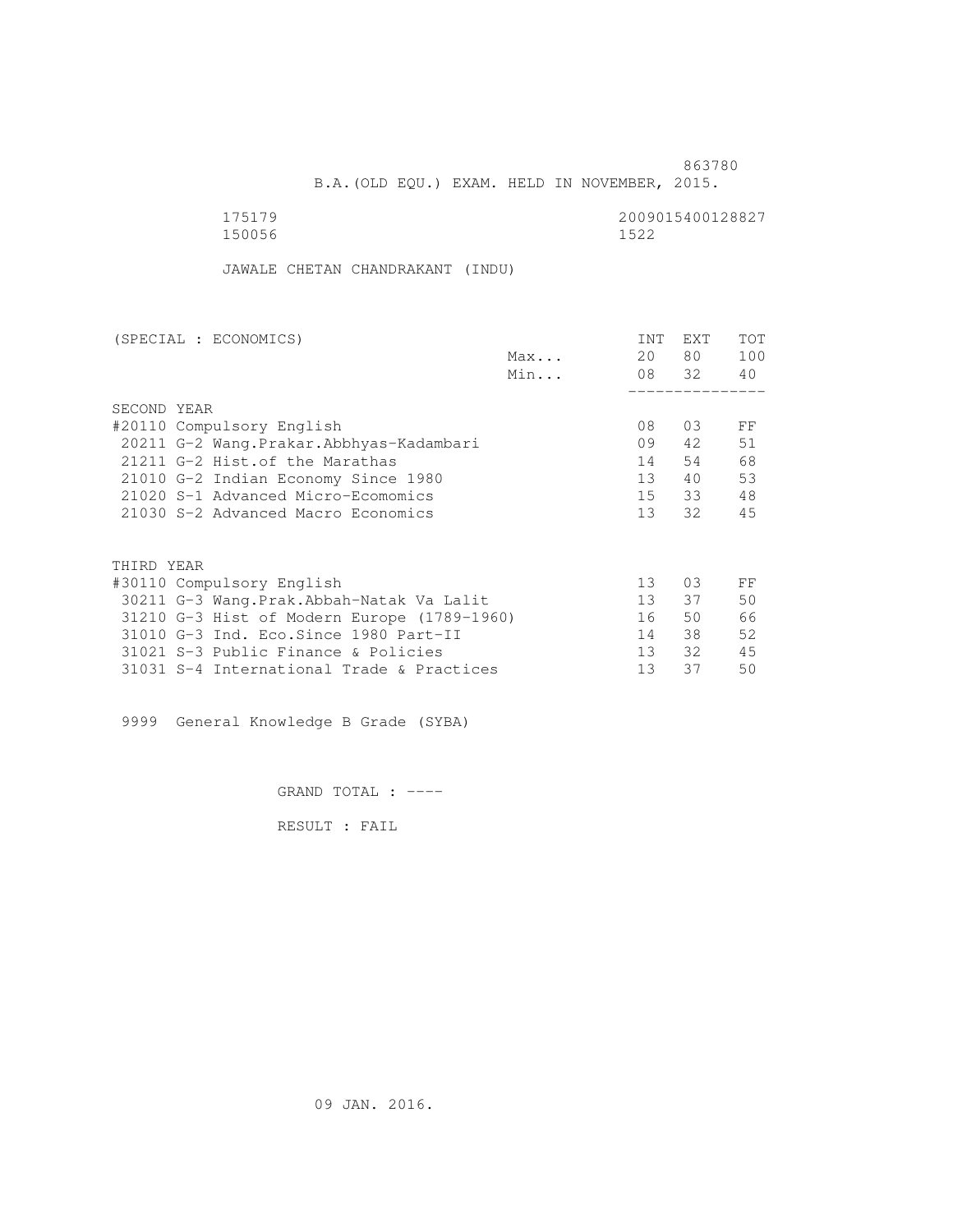863780

B.A.(OLD EQU.) EXAM. HELD IN NOVEMBER, 2015.

175179 2009015400128827
150056 1522

JAWALE CHETAN CHANDRAKANT (INDU)

| (SPECIAL : ECONOMICS) | | INT | EXT | TOT |
|---|---|---|---|---|
| | Max... | 20 | 80 | 100 |
| | Min... | 08 | 32 | 40 |
| **SECOND YEAR** | | | | |
| #20110 Compulsory English | | 08 | 03 | FF |
| 20211 G-2 Wang.Prakar.Abbhyas-Kadambari | | 09 | 42 | 51 |
| 21211 G-2 Hist.of the Marathas | | 14 | 54 | 68 |
| 21010 G-2 Indian Economy Since 1980 | | 13 | 40 | 53 |
| 21020 S-1 Advanced Micro-Ecomomics | | 15 | 33 | 48 |
| 21030 S-2 Advanced Macro Economics | | 13 | 32 | 45 |
| **THIRD YEAR** | | | | |
| #30110 Compulsory English | | 13 | 03 | FF |
| 30211 G-3 Wang.Prak.Abbah-Natak Va Lalit | | 13 | 37 | 50 |
| 31210 G-3 Hist of Modern Europe (1789-1960) | | 16 | 50 | 66 |
| 31010 G-3 Ind. Eco.Since 1980 Part-II | | 14 | 38 | 52 |
| 31021 S-3 Public Finance & Policies | | 13 | 32 | 45 |
| 31031 S-4 International Trade & Practices | | 13 | 37 | 50 |

9999 General Knowledge B Grade (SYBA)

GRAND TOTAL : ----

RESULT : FAIL

09 JAN. 2016.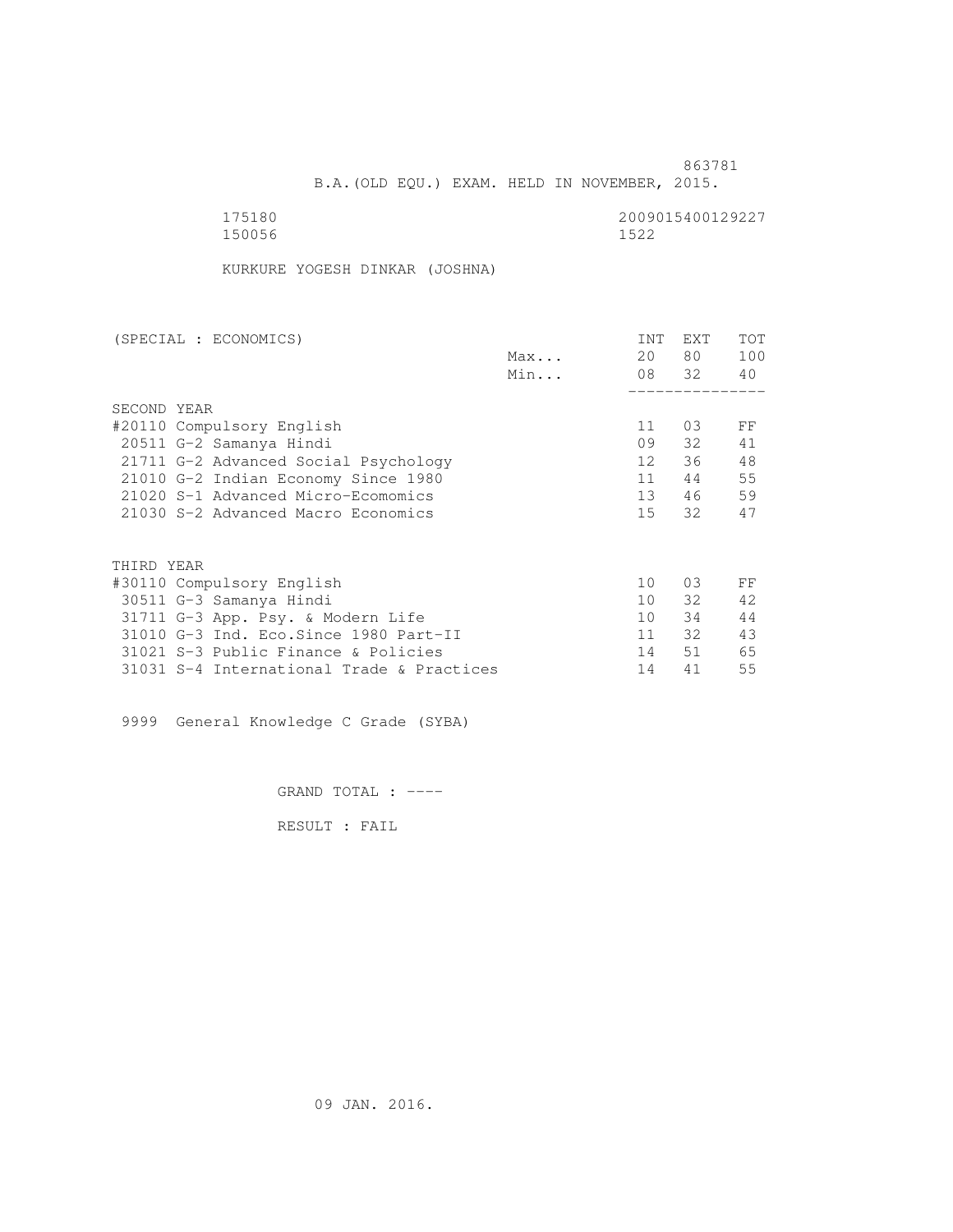863781

B.A.(OLD EQU.) EXAM. HELD IN NOVEMBER, 2015.

175180 2009015400129227
150056 1522

KURKURE YOGESH DINKAR (JOSHNA)

| (SPECIAL : ECONOMICS) | | INT | EXT | TOT |
|---|---|---|---|---|
| | Max... | 20 | 80 | 100 |
| | Min... | 08 | 32 | 40 |
| SECOND YEAR | | | | |
| #20110 Compulsory English | | 11 | 03 | FF |
| 20511 G-2 Samanya Hindi | | 09 | 32 | 41 |
| 21711 G-2 Advanced Social Psychology | | 12 | 36 | 48 |
| 21010 G-2 Indian Economy Since 1980 | | 11 | 44 | 55 |
| 21020 S-1 Advanced Micro-Ecomomics | | 13 | 46 | 59 |
| 21030 S-2 Advanced Macro Economics | | 15 | 32 | 47 |
| THIRD YEAR | | | | |
| #30110 Compulsory English | | 10 | 03 | FF |
| 30511 G-3 Samanya Hindi | | 10 | 32 | 42 |
| 31711 G-3 App. Psy. & Modern Life | | 10 | 34 | 44 |
| 31010 G-3 Ind. Eco.Since 1980 Part-II | | 11 | 32 | 43 |
| 31021 S-3 Public Finance & Policies | | 14 | 51 | 65 |
| 31031 S-4 International Trade & Practices | | 14 | 41 | 55 |

9999 General Knowledge C Grade (SYBA)

GRAND TOTAL : ----

RESULT : FAIL

09 JAN. 2016.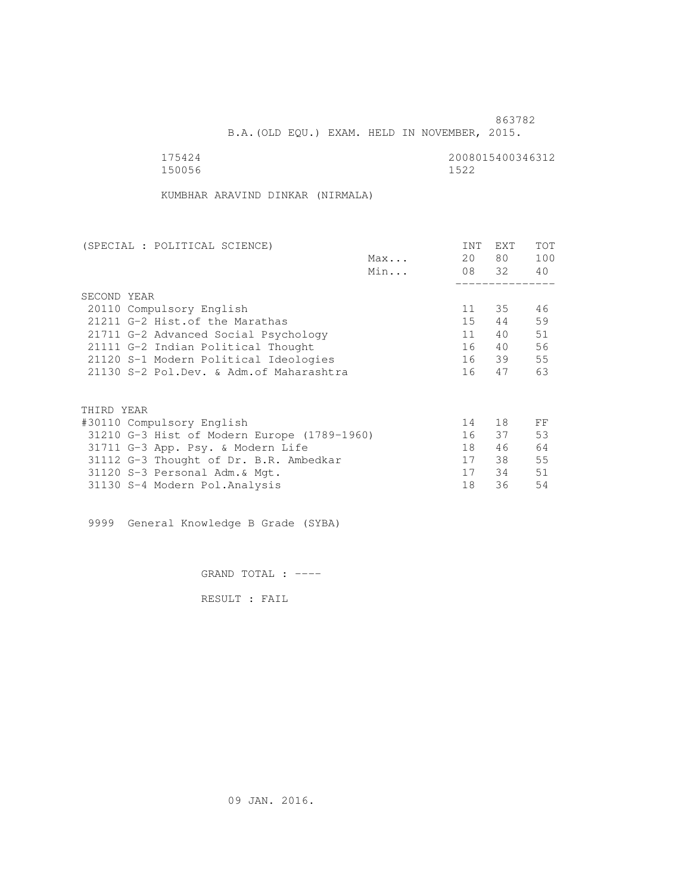863782

B.A.(OLD EQU.) EXAM. HELD IN NOVEMBER, 2015.

175424 2008015400346312
150056 1522

KUMBHAR ARAVIND DINKAR (NIRMALA)

| (SPECIAL : POLITICAL SCIENCE) | | INT | EXT | TOT |
|---|---|---|---|---|
| | Max... | 20 | 80 | 100 |
| | Min... | 08 | 32 | 40 |
| SECOND YEAR | | | | |
| 20110 Compulsory English | | 11 | 35 | 46 |
| 21211 G-2 Hist.of the Marathas | | 15 | 44 | 59 |
| 21711 G-2 Advanced Social Psychology | | 11 | 40 | 51 |
| 21111 G-2 Indian Political Thought | | 16 | 40 | 56 |
| 21120 S-1 Modern Political Ideologies | | 16 | 39 | 55 |
| 21130 S-2 Pol.Dev. & Adm.of Maharashtra | | 16 | 47 | 63 |
| THIRD YEAR | | | | |
| #30110 Compulsory English | | 14 | 18 | FF |
| 31210 G-3 Hist of Modern Europe (1789-1960) | | 16 | 37 | 53 |
| 31711 G-3 App. Psy. & Modern Life | | 18 | 46 | 64 |
| 31112 G-3 Thought of Dr. B.R. Ambedkar | | 17 | 38 | 55 |
| 31120 S-3 Personal Adm.& Mgt. | | 17 | 34 | 51 |
| 31130 S-4 Modern Pol.Analysis | | 18 | 36 | 54 |

9999 General Knowledge B Grade (SYBA)

GRAND TOTAL : ----

RESULT : FAIL

09 JAN. 2016.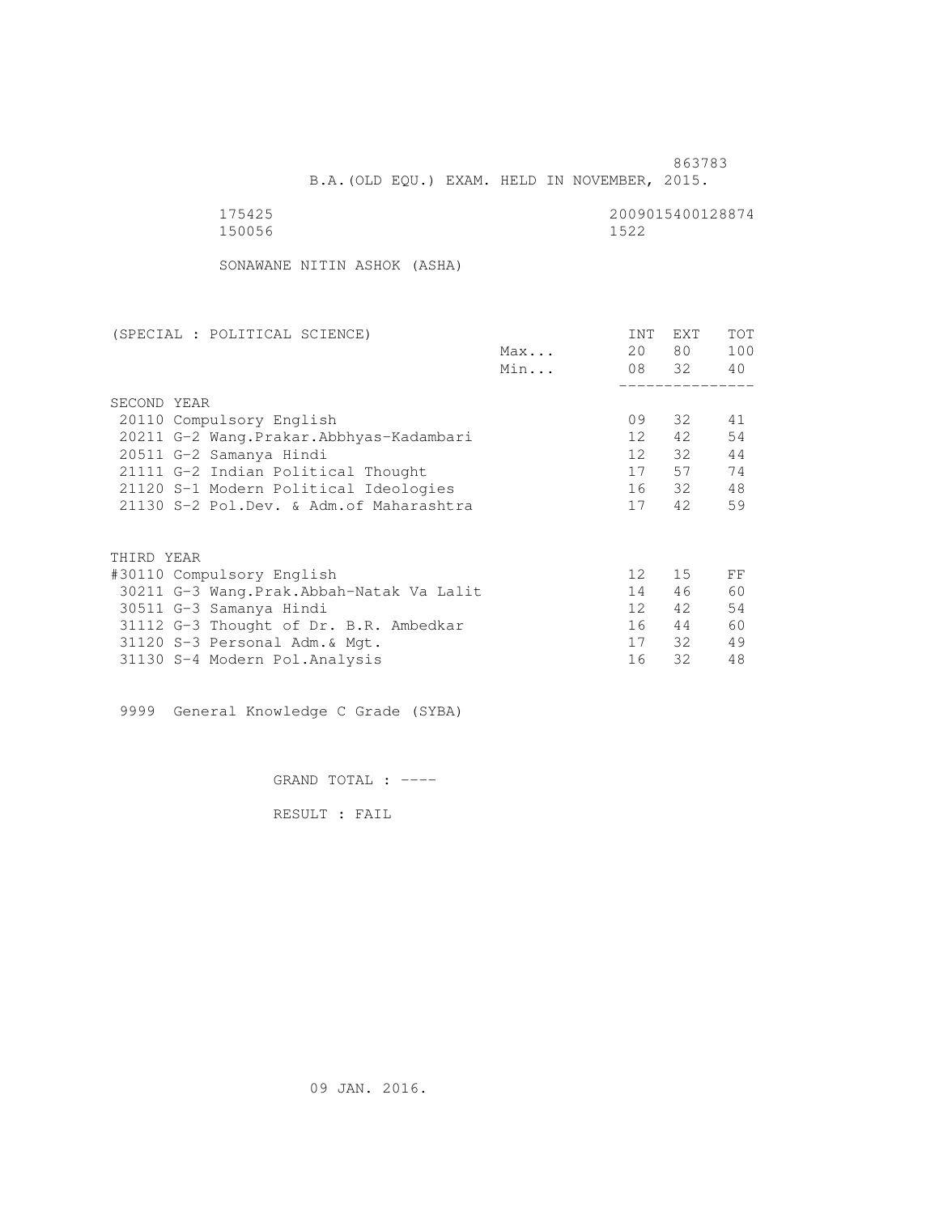863783

B.A.(OLD EQU.) EXAM. HELD IN NOVEMBER, 2015.

175425 2009015400128874
150056 1522

SONAWANE NITIN ASHOK (ASHA)

| (SPECIAL : POLITICAL SCIENCE) | | INT | EXT | TOT |
|---|---|---|---|---|
| | Max... | 20 | 80 | 100 |
| | Min... | 08 | 32 | 40 |
| **SECOND YEAR** | | | | |
| 20110 Compulsory English | | 09 | 32 | 41 |
| 20211 G-2 Wang.Prakar.Abbhyas-Kadambari | | 12 | 42 | 54 |
| 20511 G-2 Samanya Hindi | | 12 | 32 | 44 |
| 21111 G-2 Indian Political Thought | | 17 | 57 | 74 |
| 21120 S-1 Modern Political Ideologies | | 16 | 32 | 48 |
| 21130 S-2 Pol.Dev. & Adm.of Maharashtra | | 17 | 42 | 59 |
| **THIRD YEAR** | | | | |
| #30110 Compulsory English | | 12 | 15 | FF |
| 30211 G-3 Wang.Prak.Abbah-Natak Va Lalit | | 14 | 46 | 60 |
| 30511 G-3 Samanya Hindi | | 12 | 42 | 54 |
| 31112 G-3 Thought of Dr. B.R. Ambedkar | | 16 | 44 | 60 |
| 31120 S-3 Personal Adm.& Mgt. | | 17 | 32 | 49 |
| 31130 S-4 Modern Pol.Analysis | | 16 | 32 | 48 |

9999 General Knowledge C Grade (SYBA)

GRAND TOTAL : ----

RESULT : FAIL

09 JAN. 2016.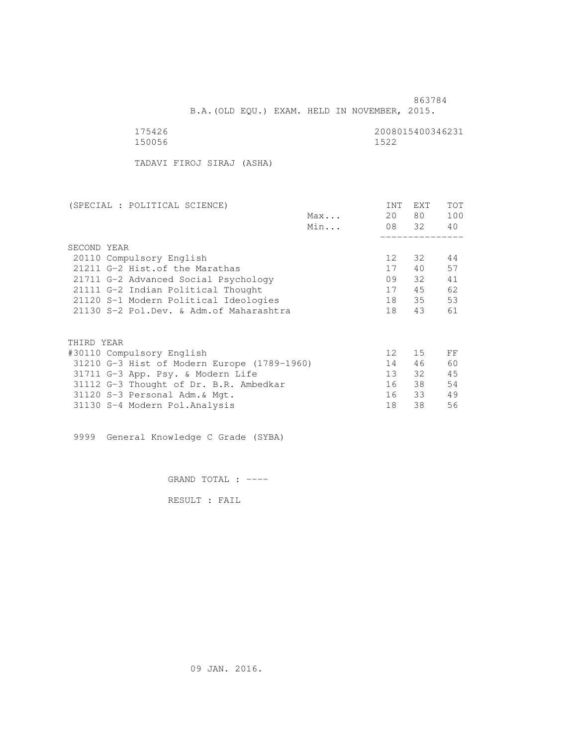863784

B.A.(OLD EQU.) EXAM. HELD IN NOVEMBER, 2015.

175426 2008015400346231
150056 1522

TADAVI FIROJ SIRAJ (ASHA)

| (SPECIAL : POLITICAL SCIENCE) | | INT | EXT | TOT |
|---|---|---|---|---|
| | Max... | 20 | 80 | 100 |
| | Min... | 08 | 32 | 40 |
| **SECOND YEAR** | | | | |
| 20110 Compulsory English | | 12 | 32 | 44 |
| 21211 G-2 Hist.of the Marathas | | 17 | 40 | 57 |
| 21711 G-2 Advanced Social Psychology | | 09 | 32 | 41 |
| 21111 G-2 Indian Political Thought | | 17 | 45 | 62 |
| 21120 S-1 Modern Political Ideologies | | 18 | 35 | 53 |
| 21130 S-2 Pol.Dev. & Adm.of Maharashtra | | 18 | 43 | 61 |
| **THIRD YEAR** | | | | |
| #30110 Compulsory English | | 12 | 15 | FF |
| 31210 G-3 Hist of Modern Europe (1789-1960) | | 14 | 46 | 60 |
| 31711 G-3 App. Psy. & Modern Life | | 13 | 32 | 45 |
| 31112 G-3 Thought of Dr. B.R. Ambedkar | | 16 | 38 | 54 |
| 31120 S-3 Personal Adm.& Mgt. | | 16 | 33 | 49 |
| 31130 S-4 Modern Pol.Analysis | | 18 | 38 | 56 |

9999 General Knowledge C Grade (SYBA)

GRAND TOTAL : ----

RESULT : FAIL

09 JAN. 2016.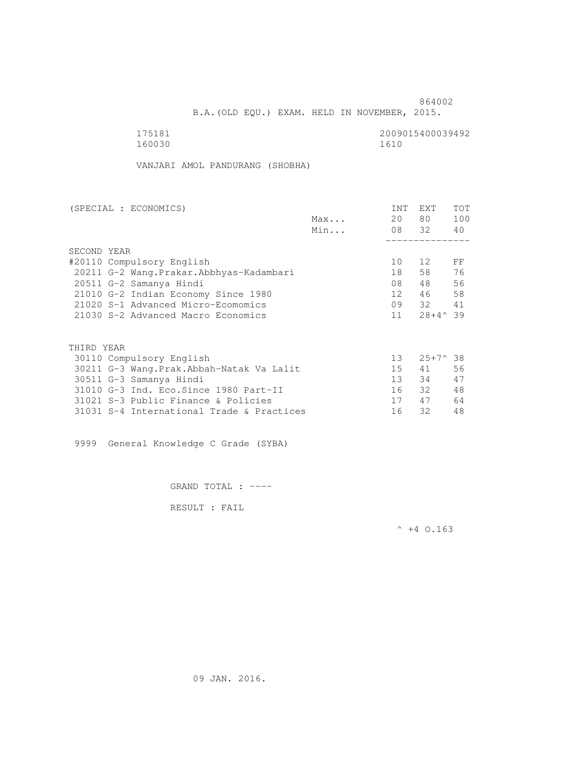864002

B.A.(OLD EQU.) EXAM. HELD IN NOVEMBER, 2015.

175181 2009015400039492

160030 1610

VANJARI AMOL PANDURANG (SHOBHA)

| (SPECIAL : ECONOMICS) | | INT | EXT | TOT |
|---|---|---|---|---|
| | Max... | 20 | 80 | 100 |
| | Min... | 08 | 32 | 40 |
| **SECOND YEAR** | | | | |
| #20110 Compulsory English | | 10 | 12 | FF |
| 20211 G-2 Wang.Prakar.Abbhyas-Kadambari | | 18 | 58 | 76 |
| 20511 G-2 Samanya Hindi | | 08 | 48 | 56 |
| 21010 G-2 Indian Economy Since 1980 | | 12 | 46 | 58 |
| 21020 S-1 Advanced Micro-Ecomomics | | 09 | 32 | 41 |
| 21030 S-2 Advanced Macro Economics | | 11 | 28+4^ | 39 |
| **THIRD YEAR** | | | | |
| 30110 Compulsory English | | 13 | 25+7^ | 38 |
| 30211 G-3 Wang.Prak.Abbah-Natak Va Lalit | | 15 | 41 | 56 |
| 30511 G-3 Samanya Hindi | | 13 | 34 | 47 |
| 31010 G-3 Ind. Eco.Since 1980 Part-II | | 16 | 32 | 48 |
| 31021 S-3 Public Finance & Policies | | 17 | 47 | 64 |
| 31031 S-4 International Trade & Practices | | 16 | 32 | 48 |

9999 General Knowledge C Grade (SYBA)

GRAND TOTAL : ----

RESULT : FAIL

^ +4 O.163

09 JAN. 2016.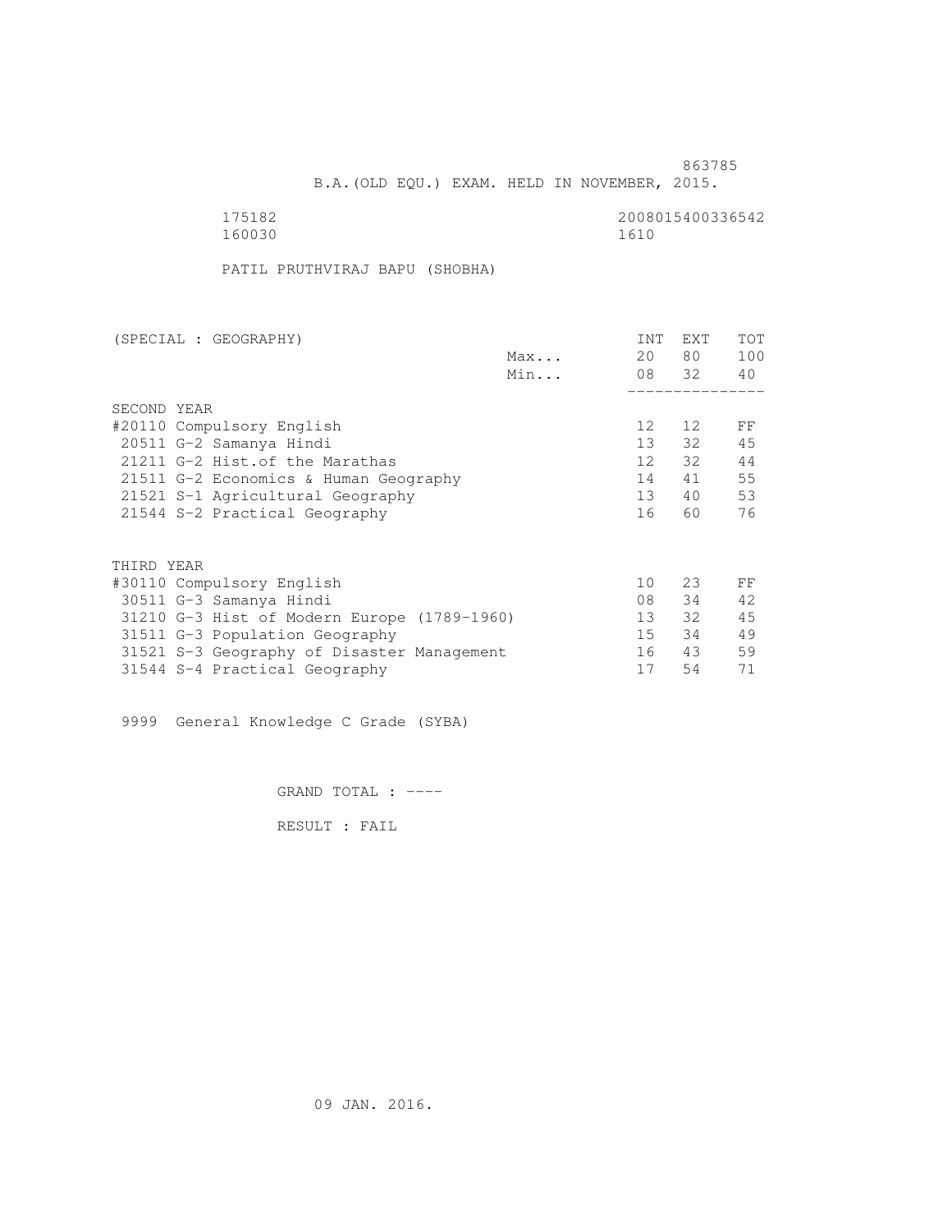863785

B.A.(OLD EQU.) EXAM. HELD IN NOVEMBER, 2015.

175182 2008015400336542
160030 1610

PATIL PRUTHVIRAJ BAPU (SHOBHA)

| (SPECIAL : GEOGRAPHY) | | INT | EXT | TOT |
|---|---|---|---|---|
| | Max... | 20 | 80 | 100 |
| | Min... | 08 | 32 | 40 |
| **SECOND YEAR** | | | | |
| #20110 Compulsory English | | 12 | 12 | FF |
| 20511 G-2 Samanya Hindi | | 13 | 32 | 45 |
| 21211 G-2 Hist.of the Marathas | | 12 | 32 | 44 |
| 21511 G-2 Economics & Human Geography | | 14 | 41 | 55 |
| 21521 S-1 Agricultural Geography | | 13 | 40 | 53 |
| 21544 S-2 Practical Geography | | 16 | 60 | 76 |
| **THIRD YEAR** | | | | |
| #30110 Compulsory English | | 10 | 23 | FF |
| 30511 G-3 Samanya Hindi | | 08 | 34 | 42 |
| 31210 G-3 Hist of Modern Europe (1789-1960) | | 13 | 32 | 45 |
| 31511 G-3 Population Geography | | 15 | 34 | 49 |
| 31521 S-3 Geography of Disaster Management | | 16 | 43 | 59 |
| 31544 S-4 Practical Geography | | 17 | 54 | 71 |

9999 General Knowledge C Grade (SYBA)

GRAND TOTAL : ----

RESULT : FAIL

09 JAN. 2016.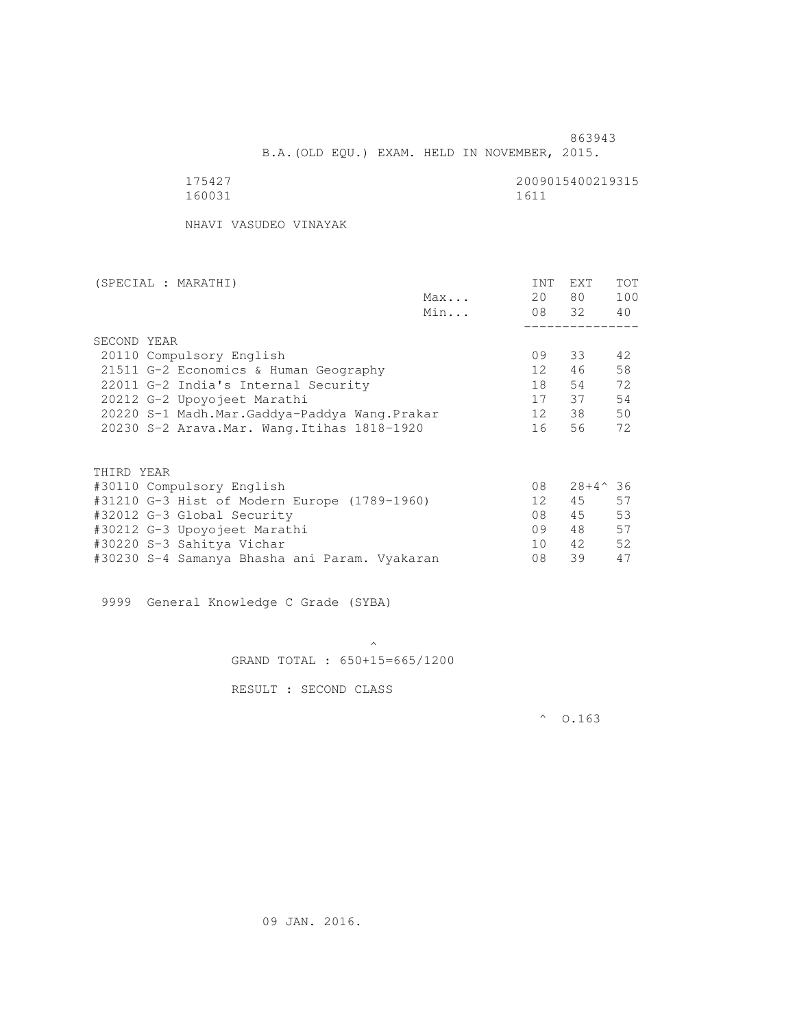863943

B.A.(OLD EQU.) EXAM. HELD IN NOVEMBER, 2015.

175427 2009015400219315

160031 1611

NHAVI VASUDEO VINAYAK

| (SPECIAL : MARATHI) | | INT | EXT | TOT |
|---|---|---|---|---|
| | Max... | 20 | 80 | 100 |
| | Min... | 08 | 32 | 40 |
| SECOND YEAR | | | | |
| 20110 Compulsory English | | 09 | 33 | 42 |
| 21511 G-2 Economics & Human Geography | | 12 | 46 | 58 |
| 22011 G-2 India's Internal Security | | 18 | 54 | 72 |
| 20212 G-2 Upoyojeet Marathi | | 17 | 37 | 54 |
| 20220 S-1 Madh.Mar.Gaddya-Paddya Wang.Prakar | | 12 | 38 | 50 |
| 20230 S-2 Arava.Mar. Wang.Itihas 1818-1920 | | 16 | 56 | 72 |
| THIRD YEAR | | | | |
| #30110 Compulsory English | | 08 | 28+4^ | 36 |
| #31210 G-3 Hist of Modern Europe (1789-1960) | | 12 | 45 | 57 |
| #32012 G-3 Global Security | | 08 | 45 | 53 |
| #30212 G-3 Upoyojeet Marathi | | 09 | 48 | 57 |
| #30220 S-3 Sahitya Vichar | | 10 | 42 | 52 |
| #30230 S-4 Samanya Bhasha ani Param. Vyakaran | | 08 | 39 | 47 |

9999 General Knowledge C Grade (SYBA)

^

GRAND TOTAL : 650+15=665/1200

RESULT : SECOND CLASS

^ O.163

09 JAN. 2016.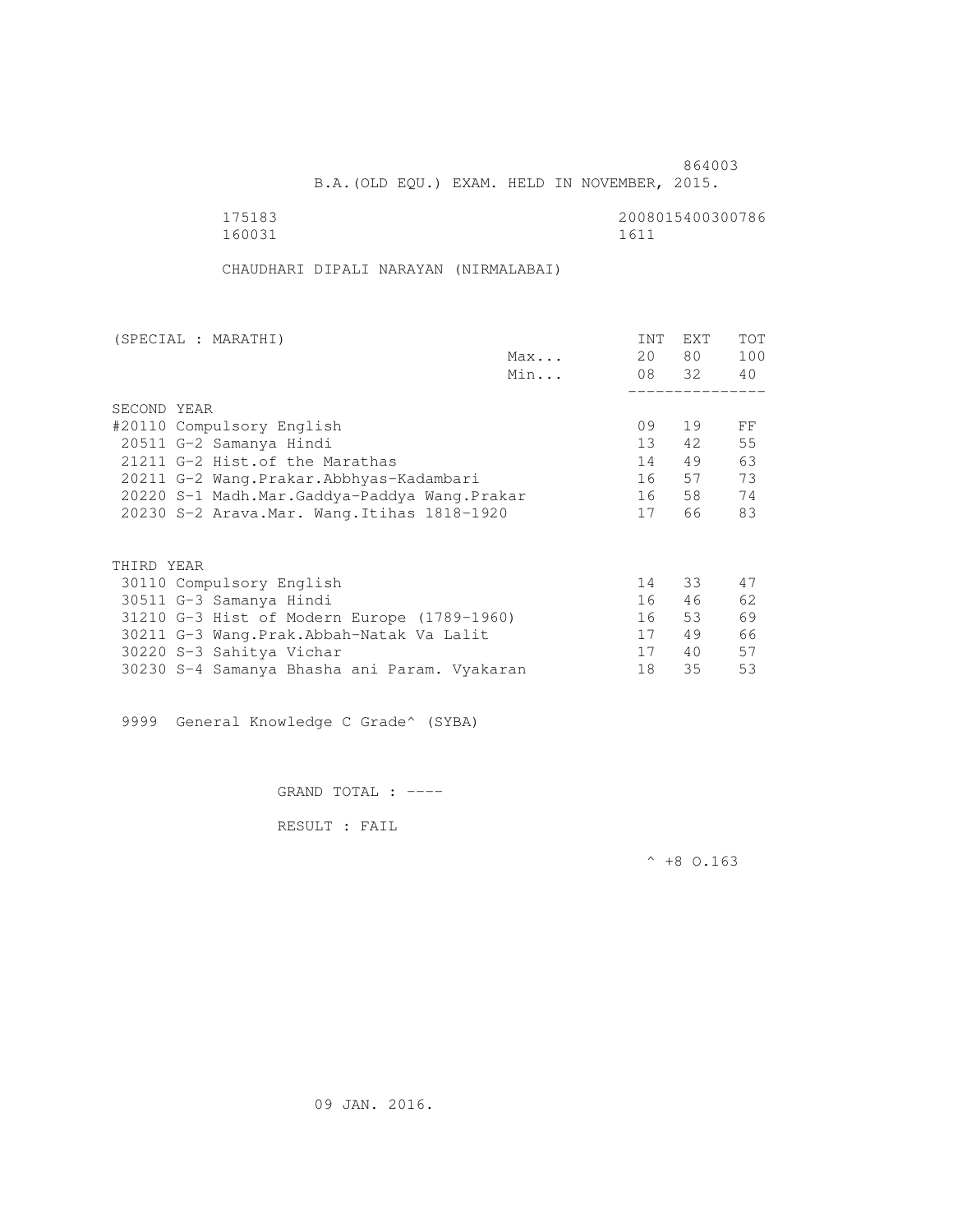864003

B.A.(OLD EQU.) EXAM. HELD IN NOVEMBER, 2015.

175183 2008015400300786
160031 1611

CHAUDHARI DIPALI NARAYAN (NIRMALABAI)

| (SPECIAL : MARATHI) | | INT | EXT | TOT |
|---|---|---|---|---|
| | Max... | 20 | 80 | 100 |
| | Min... | 08 | 32 | 40 |
| SECOND YEAR | | | | |
| #20110 Compulsory English | | 09 | 19 | FF |
| 20511 G-2 Samanya Hindi | | 13 | 42 | 55 |
| 21211 G-2 Hist.of the Marathas | | 14 | 49 | 63 |
| 20211 G-2 Wang.Prakar.Abbhyas-Kadambari | | 16 | 57 | 73 |
| 20220 S-1 Madh.Mar.Gaddya-Paddya Wang.Prakar | | 16 | 58 | 74 |
| 20230 S-2 Arava.Mar. Wang.Itihas 1818-1920 | | 17 | 66 | 83 |
| THIRD YEAR | | | | |
| 30110 Compulsory English | | 14 | 33 | 47 |
| 30511 G-3 Samanya Hindi | | 16 | 46 | 62 |
| 31210 G-3 Hist of Modern Europe (1789-1960) | | 16 | 53 | 69 |
| 30211 G-3 Wang.Prak.Abbah-Natak Va Lalit | | 17 | 49 | 66 |
| 30220 S-3 Sahitya Vichar | | 17 | 40 | 57 |
| 30230 S-4 Samanya Bhasha ani Param. Vyakaran | | 18 | 35 | 53 |

9999 General Knowledge C Grade^ (SYBA)

GRAND TOTAL : ----

RESULT : FAIL

^ +8 O.163

09 JAN. 2016.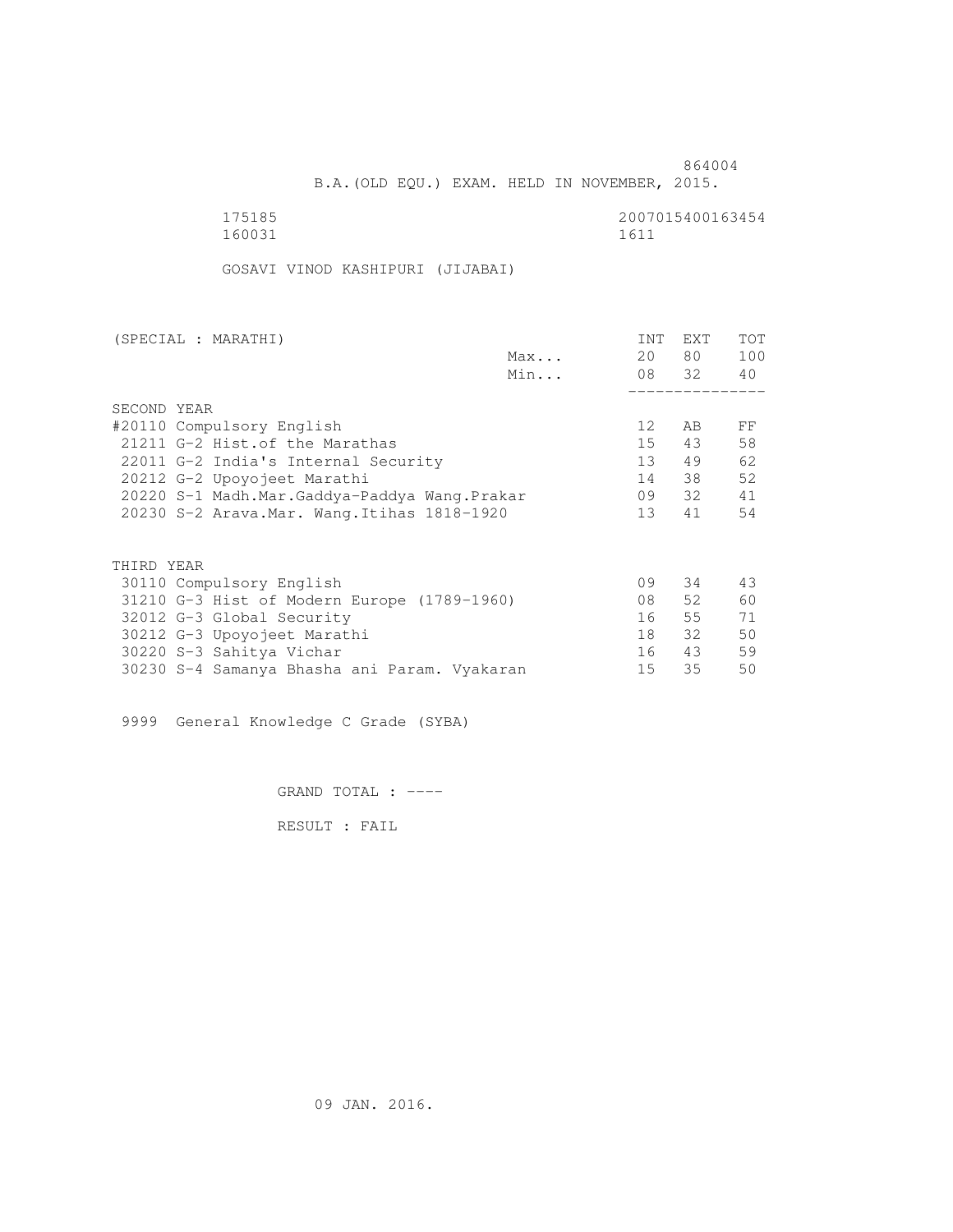864004

B.A.(OLD EQU.) EXAM. HELD IN NOVEMBER, 2015.

175185 2007015400163454
160031 1611

GOSAVI VINOD KASHIPURI (JIJABAI)

| (SPECIAL : MARATHI) | | INT | EXT | TOT |
|---|---|---|---|---|
| | Max... | 20 | 80 | 100 |
| | Min... | 08 | 32 | 40 |
| SECOND YEAR | | | | |
| #20110 Compulsory English | | 12 | AB | FF |
| 21211 G-2 Hist.of the Marathas | | 15 | 43 | 58 |
| 22011 G-2 India's Internal Security | | 13 | 49 | 62 |
| 20212 G-2 Upoyojeet Marathi | | 14 | 38 | 52 |
| 20220 S-1 Madh.Mar.Gaddya-Paddya Wang.Prakar | | 09 | 32 | 41 |
| 20230 S-2 Arava.Mar. Wang.Itihas 1818-1920 | | 13 | 41 | 54 |
| THIRD YEAR | | | | |
| 30110 Compulsory English | | 09 | 34 | 43 |
| 31210 G-3 Hist of Modern Europe (1789-1960) | | 08 | 52 | 60 |
| 32012 G-3 Global Security | | 16 | 55 | 71 |
| 30212 G-3 Upoyojeet Marathi | | 18 | 32 | 50 |
| 30220 S-3 Sahitya Vichar | | 16 | 43 | 59 |
| 30230 S-4 Samanya Bhasha ani Param. Vyakaran | | 15 | 35 | 50 |

9999 General Knowledge C Grade (SYBA)

GRAND TOTAL : ----

RESULT : FAIL

09 JAN. 2016.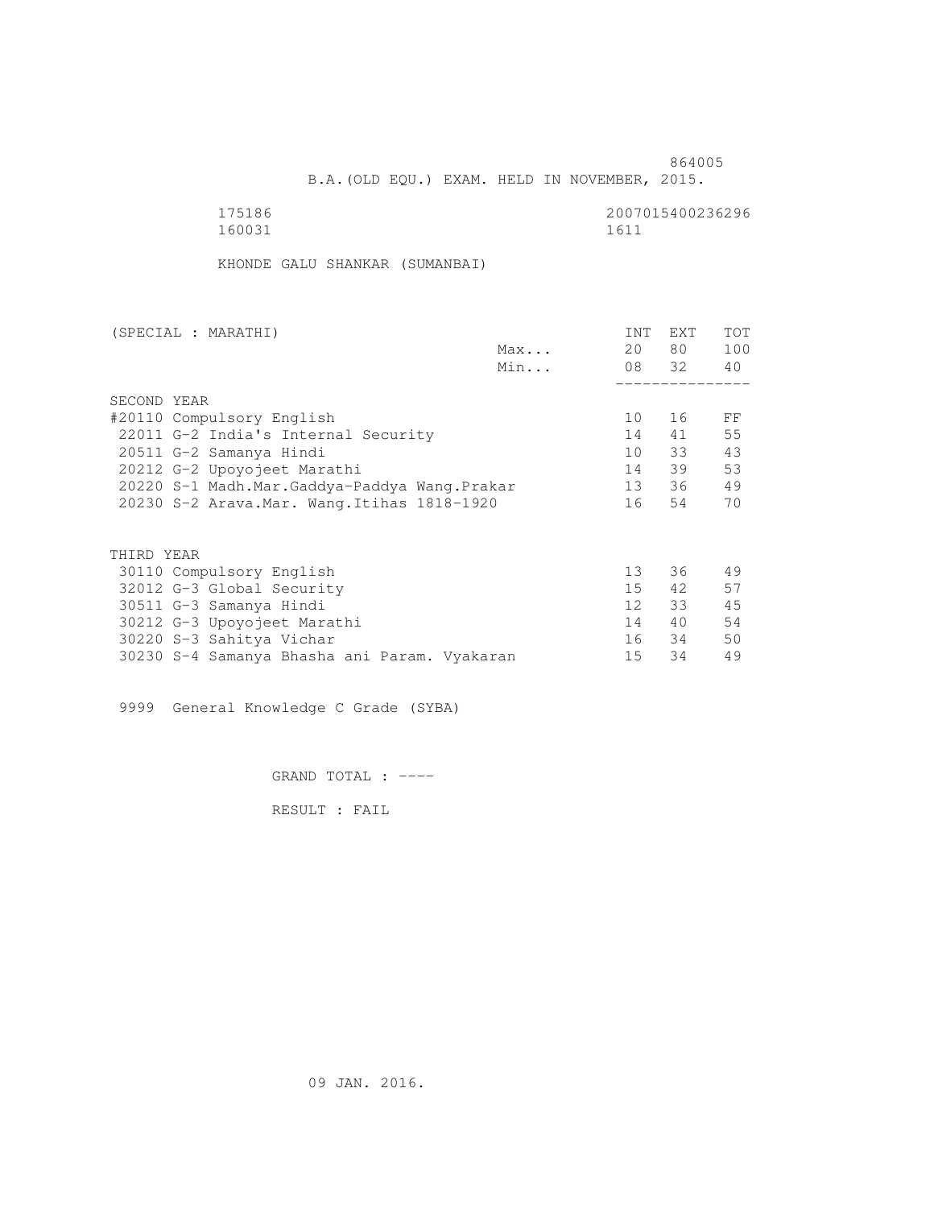864005

B.A.(OLD EQU.) EXAM. HELD IN NOVEMBER, 2015.

175186 2007015400236296
160031 1611

KHONDE GALU SHANKAR (SUMANBAI)

| (SPECIAL : MARATHI) | | INT | EXT | TOT |
|---|---|---|---|---|
| | Max... | 20 | 80 | 100 |
| | Min... | 08 | 32 | 40 |
| SECOND YEAR | | | | |
| #20110 Compulsory English | | 10 | 16 | FF |
| 22011 G-2 India's Internal Security | | 14 | 41 | 55 |
| 20511 G-2 Samanya Hindi | | 10 | 33 | 43 |
| 20212 G-2 Upoyojeet Marathi | | 14 | 39 | 53 |
| 20220 S-1 Madh.Mar.Gaddya-Paddya Wang.Prakar | | 13 | 36 | 49 |
| 20230 S-2 Arava.Mar. Wang.Itihas 1818-1920 | | 16 | 54 | 70 |
| THIRD YEAR | | | | |
| 30110 Compulsory English | | 13 | 36 | 49 |
| 32012 G-3 Global Security | | 15 | 42 | 57 |
| 30511 G-3 Samanya Hindi | | 12 | 33 | 45 |
| 30212 G-3 Upoyojeet Marathi | | 14 | 40 | 54 |
| 30220 S-3 Sahitya Vichar | | 16 | 34 | 50 |
| 30230 S-4 Samanya Bhasha ani Param. Vyakaran | | 15 | 34 | 49 |

9999 General Knowledge C Grade (SYBA)

GRAND TOTAL : ----

RESULT : FAIL

09 JAN. 2016.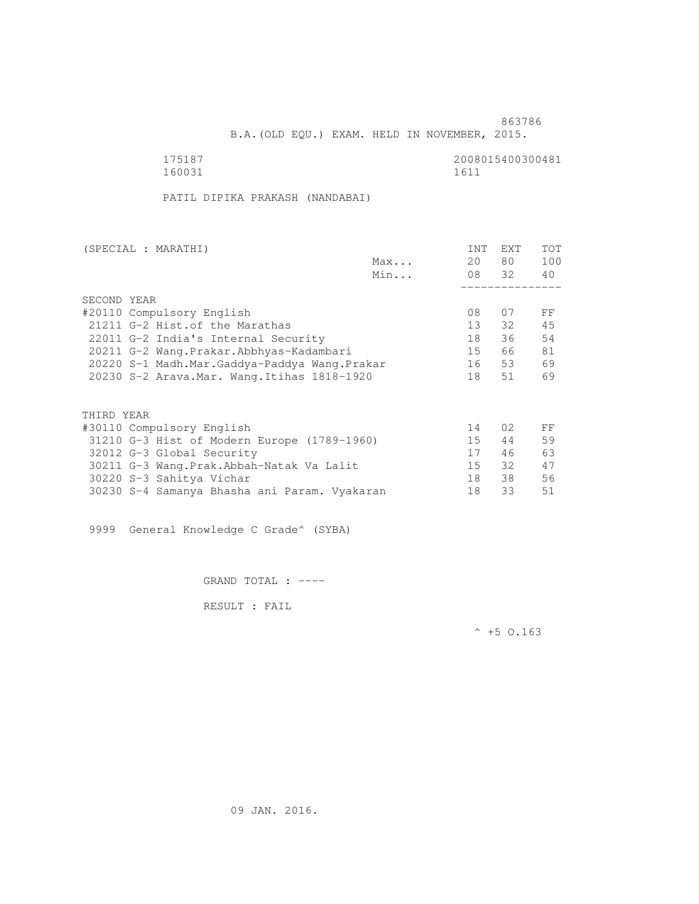863786

B.A.(OLD EQU.) EXAM. HELD IN NOVEMBER, 2015.

175187 2008015400300481
160031 1611

PATIL DIPIKA PRAKASH (NANDABAI)

| (SPECIAL : MARATHI) | | INT | EXT | TOT |
|---|---|---|---|---|
| | Max... | 20 | 80 | 100 |
| | Min... | 08 | 32 | 40 |
| SECOND YEAR | | | | |
| #20110 Compulsory English | | 08 | 07 | FF |
| 21211 G-2 Hist.of the Marathas | | 13 | 32 | 45 |
| 22011 G-2 India's Internal Security | | 18 | 36 | 54 |
| 20211 G-2 Wang.Prakar.Abbhyas-Kadambari | | 15 | 66 | 81 |
| 20220 S-1 Madh.Mar.Gaddya-Paddya Wang.Prakar | | 16 | 53 | 69 |
| 20230 S-2 Arava.Mar. Wang.Itihas 1818-1920 | | 18 | 51 | 69 |
| THIRD YEAR | | | | |
| #30110 Compulsory English | | 14 | 02 | FF |
| 31210 G-3 Hist of Modern Europe (1789-1960) | | 15 | 44 | 59 |
| 32012 G-3 Global Security | | 17 | 46 | 63 |
| 30211 G-3 Wang.Prak.Abbah-Natak Va Lalit | | 15 | 32 | 47 |
| 30220 S-3 Sahitya Vichar | | 18 | 38 | 56 |
| 30230 S-4 Samanya Bhasha ani Param. Vyakaran | | 18 | 33 | 51 |

9999 General Knowledge C Grade^ (SYBA)

GRAND TOTAL : ----

RESULT : FAIL

^ +5 O.163

09 JAN. 2016.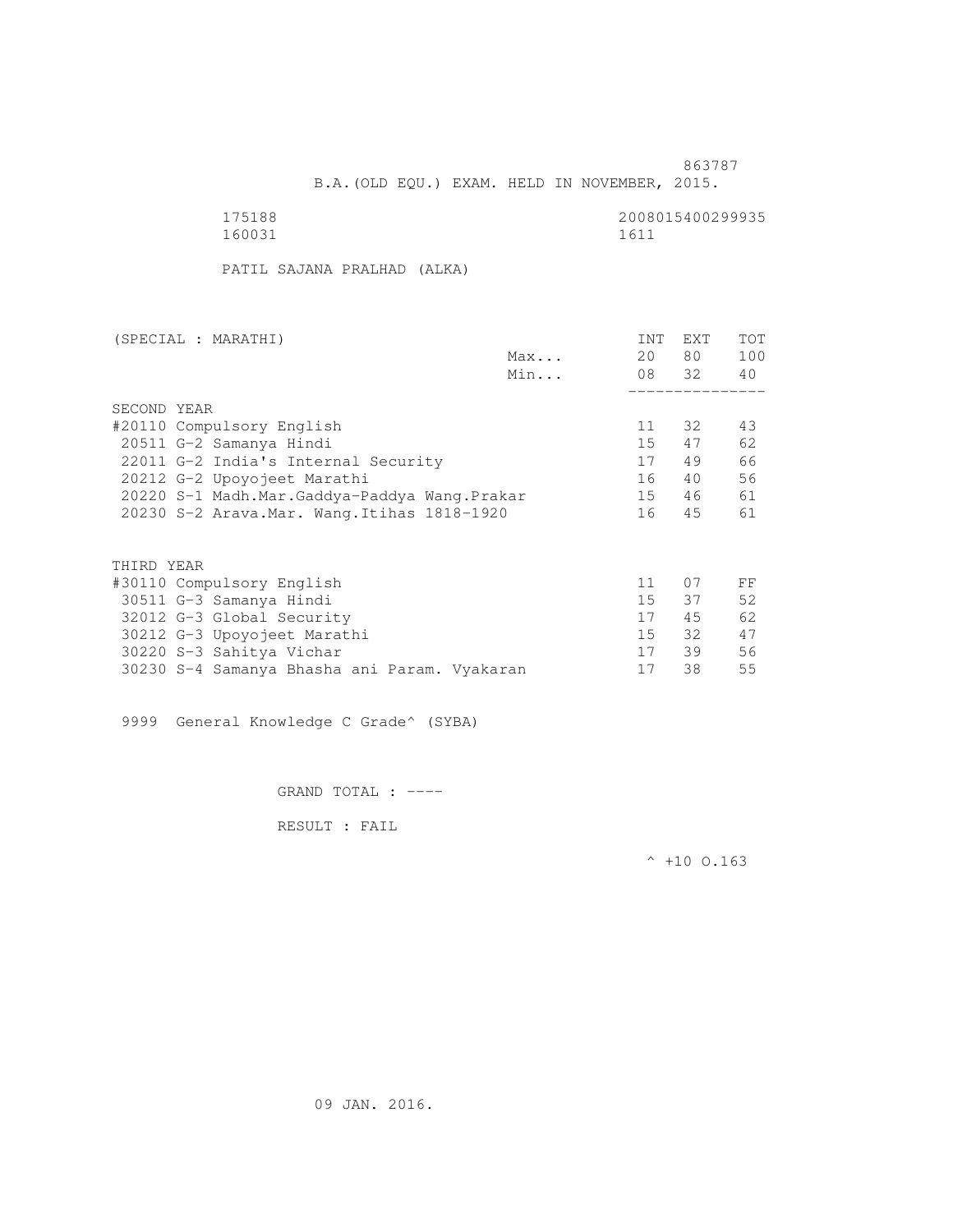863787

B.A.(OLD EQU.) EXAM. HELD IN NOVEMBER, 2015.

175188 2008015400299935
160031 1611

PATIL SAJANA PRALHAD (ALKA)

| (SPECIAL : MARATHI) | | INT | EXT | TOT |
|---|---|---|---|---|
| | Max... | 20 | 80 | 100 |
| | Min... | 08 | 32 | 40 |
| SECOND YEAR | | | | |
| #20110 Compulsory English | | 11 | 32 | 43 |
| 20511 G-2 Samanya Hindi | | 15 | 47 | 62 |
| 22011 G-2 India's Internal Security | | 17 | 49 | 66 |
| 20212 G-2 Upoyojeet Marathi | | 16 | 40 | 56 |
| 20220 S-1 Madh.Mar.Gaddya-Paddya Wang.Prakar | | 15 | 46 | 61 |
| 20230 S-2 Arava.Mar. Wang.Itihas 1818-1920 | | 16 | 45 | 61 |
| THIRD YEAR | | | | |
| #30110 Compulsory English | | 11 | 07 | FF |
| 30511 G-3 Samanya Hindi | | 15 | 37 | 52 |
| 32012 G-3 Global Security | | 17 | 45 | 62 |
| 30212 G-3 Upoyojeet Marathi | | 15 | 32 | 47 |
| 30220 S-3 Sahitya Vichar | | 17 | 39 | 56 |
| 30230 S-4 Samanya Bhasha ani Param. Vyakaran | | 17 | 38 | 55 |

9999 General Knowledge C Grade^ (SYBA)

GRAND TOTAL : ----

RESULT : FAIL

^ +10 O.163

09 JAN. 2016.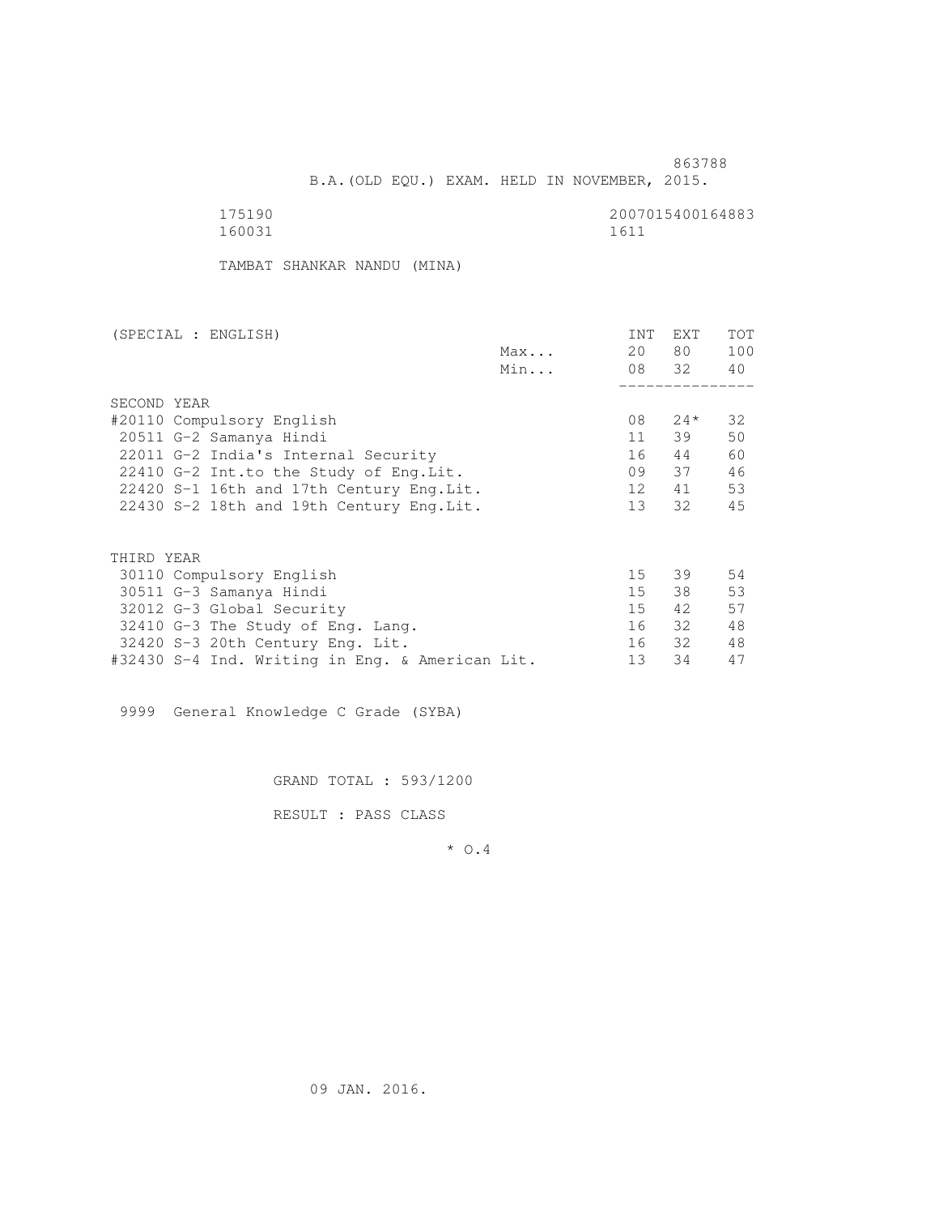863788

B.A.(OLD EQU.) EXAM. HELD IN NOVEMBER, 2015.

175190 2007015400164883
160031 1611

TAMBAT SHANKAR NANDU (MINA)

| (SPECIAL : ENGLISH) | | INT | EXT | TOT |
|---|---|---|---|---|
| | Max... | 20 | 80 | 100 |
| | Min... | 08 | 32 | 40 |
| SECOND YEAR | | | | |
| #20110 Compulsory English | | 08 | 24* | 32 |
| 20511 G-2 Samanya Hindi | | 11 | 39 | 50 |
| 22011 G-2 India's Internal Security | | 16 | 44 | 60 |
| 22410 G-2 Int.to the Study of Eng.Lit. | | 09 | 37 | 46 |
| 22420 S-1 16th and 17th Century Eng.Lit. | | 12 | 41 | 53 |
| 22430 S-2 18th and 19th Century Eng.Lit. | | 13 | 32 | 45 |
| THIRD YEAR | | | | |
| 30110 Compulsory English | | 15 | 39 | 54 |
| 30511 G-3 Samanya Hindi | | 15 | 38 | 53 |
| 32012 G-3 Global Security | | 15 | 42 | 57 |
| 32410 G-3 The Study of Eng. Lang. | | 16 | 32 | 48 |
| 32420 S-3 20th Century Eng. Lit. | | 16 | 32 | 48 |
| #32430 S-4 Ind. Writing in Eng. & American Lit. | | 13 | 34 | 47 |

9999 General Knowledge C Grade (SYBA)

GRAND TOTAL : 593/1200

RESULT : PASS CLASS

* O.4

09 JAN. 2016.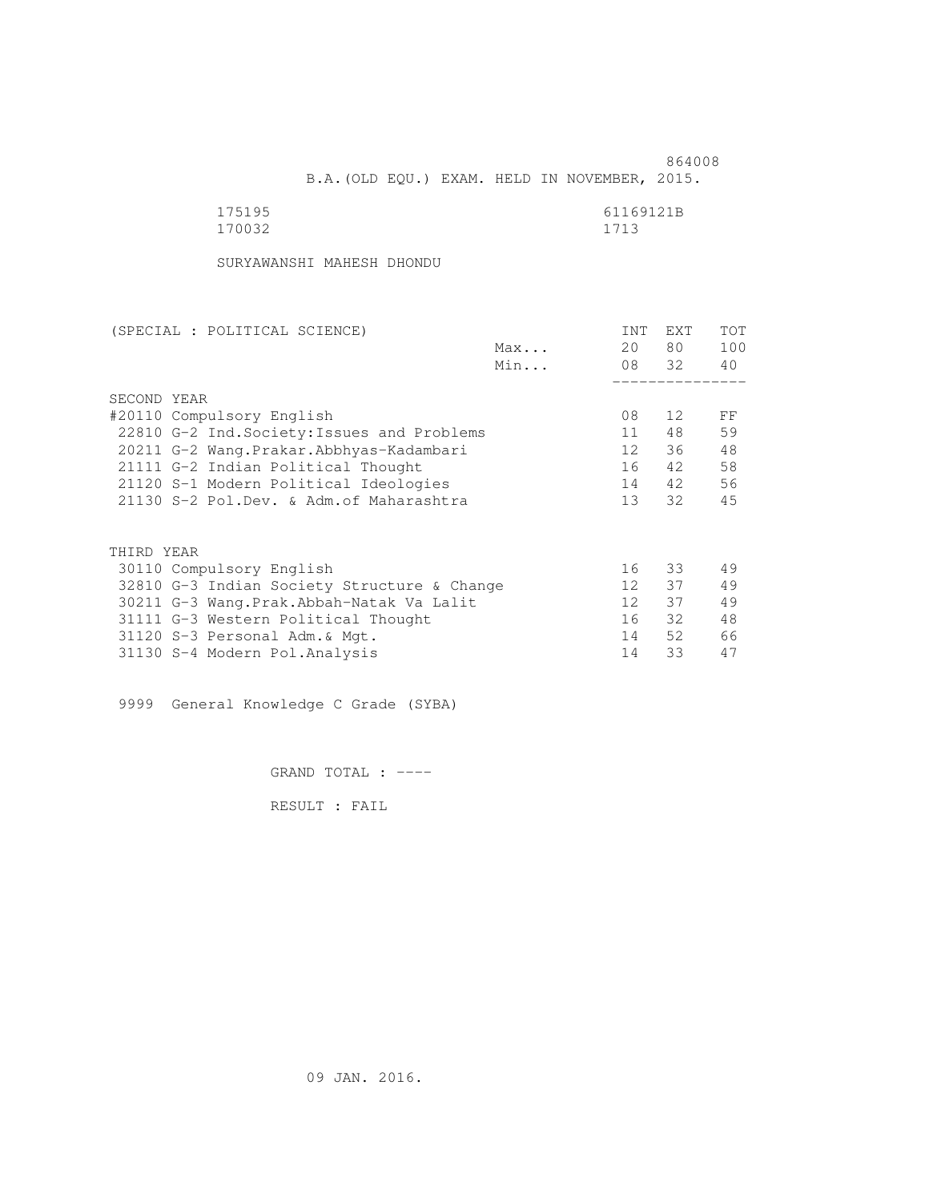864008

B.A.(OLD EQU.) EXAM. HELD IN NOVEMBER, 2015.

175195 61169121B
170032 1713

SURYAWANSHI MAHESH DHONDU

| (SPECIAL : POLITICAL SCIENCE) | | INT | EXT | TOT |
|---|---|---|---|---|
| | Max... | 20 | 80 | 100 |
| | Min... | 08 | 32 | 40 |
| **SECOND YEAR** | | | | |
| #20110 Compulsory English | | 08 | 12 | FF |
| 22810 G-2 Ind.Society:Issues and Problems | | 11 | 48 | 59 |
| 20211 G-2 Wang.Prakar.Abbhyas-Kadambari | | 12 | 36 | 48 |
| 21111 G-2 Indian Political Thought | | 16 | 42 | 58 |
| 21120 S-1 Modern Political Ideologies | | 14 | 42 | 56 |
| 21130 S-2 Pol.Dev. & Adm.of Maharashtra | | 13 | 32 | 45 |
| **THIRD YEAR** | | | | |
| 30110 Compulsory English | | 16 | 33 | 49 |
| 32810 G-3 Indian Society Structure & Change | | 12 | 37 | 49 |
| 30211 G-3 Wang.Prak.Abbah-Natak Va Lalit | | 12 | 37 | 49 |
| 31111 G-3 Western Political Thought | | 16 | 32 | 48 |
| 31120 S-3 Personal Adm.& Mgt. | | 14 | 52 | 66 |
| 31130 S-4 Modern Pol.Analysis | | 14 | 33 | 47 |

9999 General Knowledge C Grade (SYBA)

GRAND TOTAL : ----

RESULT : FAIL

09 JAN. 2016.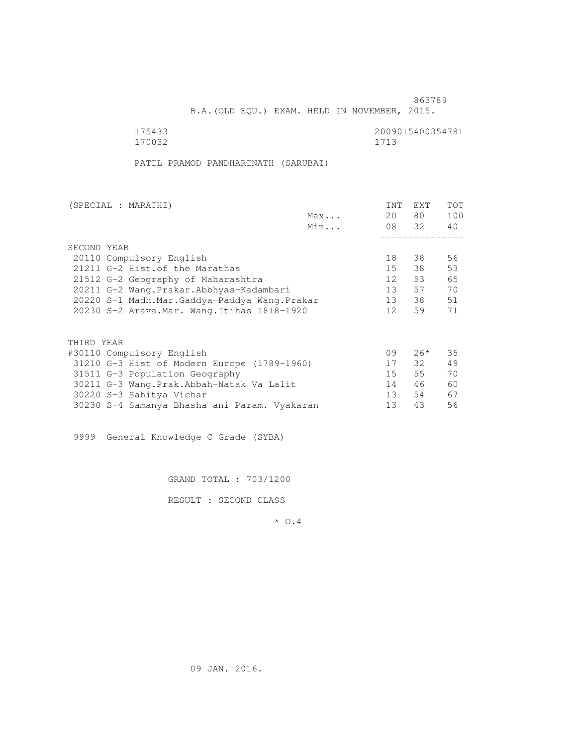863789

B.A.(OLD EQU.) EXAM. HELD IN NOVEMBER, 2015.

175433 2009015400354781
170032 1713

PATIL PRAMOD PANDHARINATH (SARUBAI)

| (SPECIAL : MARATHI) | | INT | EXT | TOT |
|---|---|---|---|---|
| | Max... | 20 | 80 | 100 |
| | Min... | 08 | 32 | 40 |
| SECOND YEAR | | | | |
| 20110 Compulsory English | | 18 | 38 | 56 |
| 21211 G-2 Hist.of the Marathas | | 15 | 38 | 53 |
| 21512 G-2 Geography of Maharashtra | | 12 | 53 | 65 |
| 20211 G-2 Wang.Prakar.Abbhyas-Kadambari | | 13 | 57 | 70 |
| 20220 S-1 Madh.Mar.Gaddya-Paddya Wang.Prakar | | 13 | 38 | 51 |
| 20230 S-2 Arava.Mar. Wang.Itihas 1818-1920 | | 12 | 59 | 71 |
| THIRD YEAR | | | | |
| #30110 Compulsory English | | 09 | 26* | 35 |
| 31210 G-3 Hist of Modern Europe (1789-1960) | | 17 | 32 | 49 |
| 31511 G-3 Population Geography | | 15 | 55 | 70 |
| 30211 G-3 Wang.Prak.Abbah-Natak Va Lalit | | 14 | 46 | 60 |
| 30220 S-3 Sahitya Vichar | | 13 | 54 | 67 |
| 30230 S-4 Samanya Bhasha ani Param. Vyakaran | | 13 | 43 | 56 |

9999 General Knowledge C Grade (SYBA)

GRAND TOTAL : 703/1200

RESULT : SECOND CLASS

* O.4

09 JAN. 2016.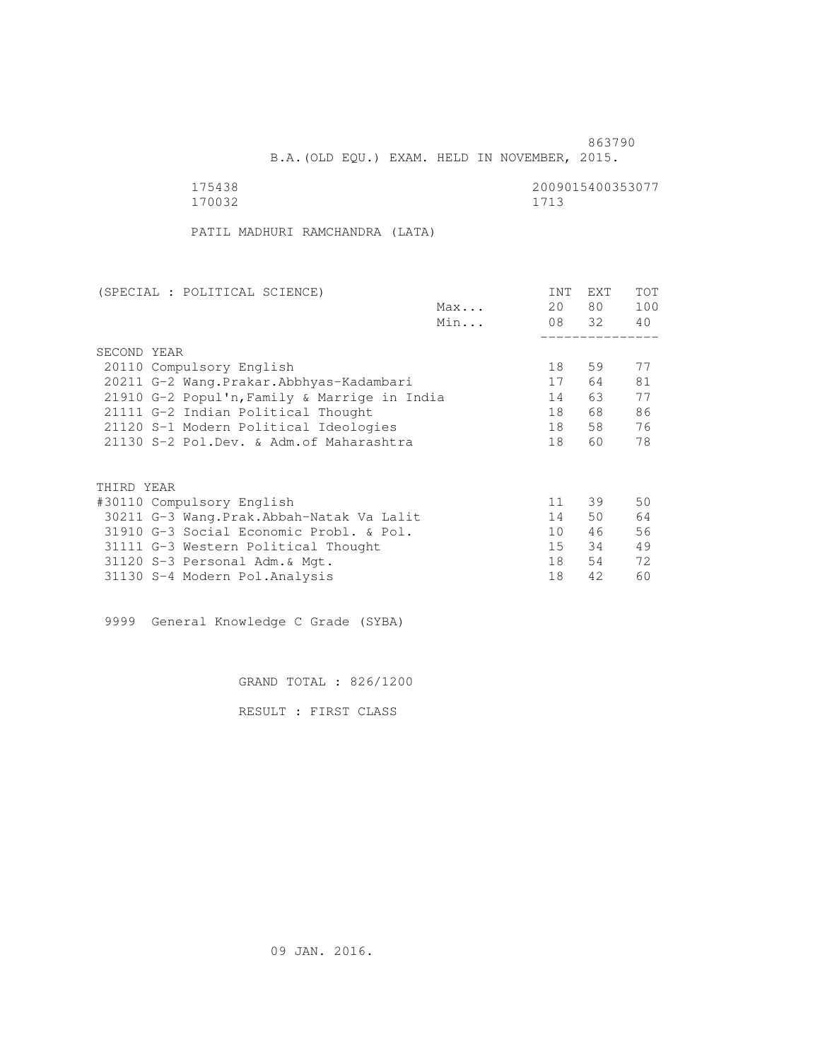863790

B.A.(OLD EQU.) EXAM. HELD IN NOVEMBER, 2015.

175438 2009015400353077
170032 1713

PATIL MADHURI RAMCHANDRA (LATA)

| (SPECIAL : POLITICAL SCIENCE) | | INT | EXT | TOT |
|---|---|---|---|---|
| | Max... | 20 | 80 | 100 |
| | Min... | 08 | 32 | 40 |
| **SECOND YEAR** | | | | |
| 20110 Compulsory English | | 18 | 59 | 77 |
| 20211 G-2 Wang.Prakar.Abbhyas-Kadambari | | 17 | 64 | 81 |
| 21910 G-2 Popul'n,Family & Marrige in India | | 14 | 63 | 77 |
| 21111 G-2 Indian Political Thought | | 18 | 68 | 86 |
| 21120 S-1 Modern Political Ideologies | | 18 | 58 | 76 |
| 21130 S-2 Pol.Dev. & Adm.of Maharashtra | | 18 | 60 | 78 |
| **THIRD YEAR** | | | | |
| #30110 Compulsory English | | 11 | 39 | 50 |
| 30211 G-3 Wang.Prak.Abbah-Natak Va Lalit | | 14 | 50 | 64 |
| 31910 G-3 Social Economic Probl. & Pol. | | 10 | 46 | 56 |
| 31111 G-3 Western Political Thought | | 15 | 34 | 49 |
| 31120 S-3 Personal Adm.& Mgt. | | 18 | 54 | 72 |
| 31130 S-4 Modern Pol.Analysis | | 18 | 42 | 60 |

9999 General Knowledge C Grade (SYBA)

GRAND TOTAL : 826/1200

RESULT : FIRST CLASS

09 JAN. 2016.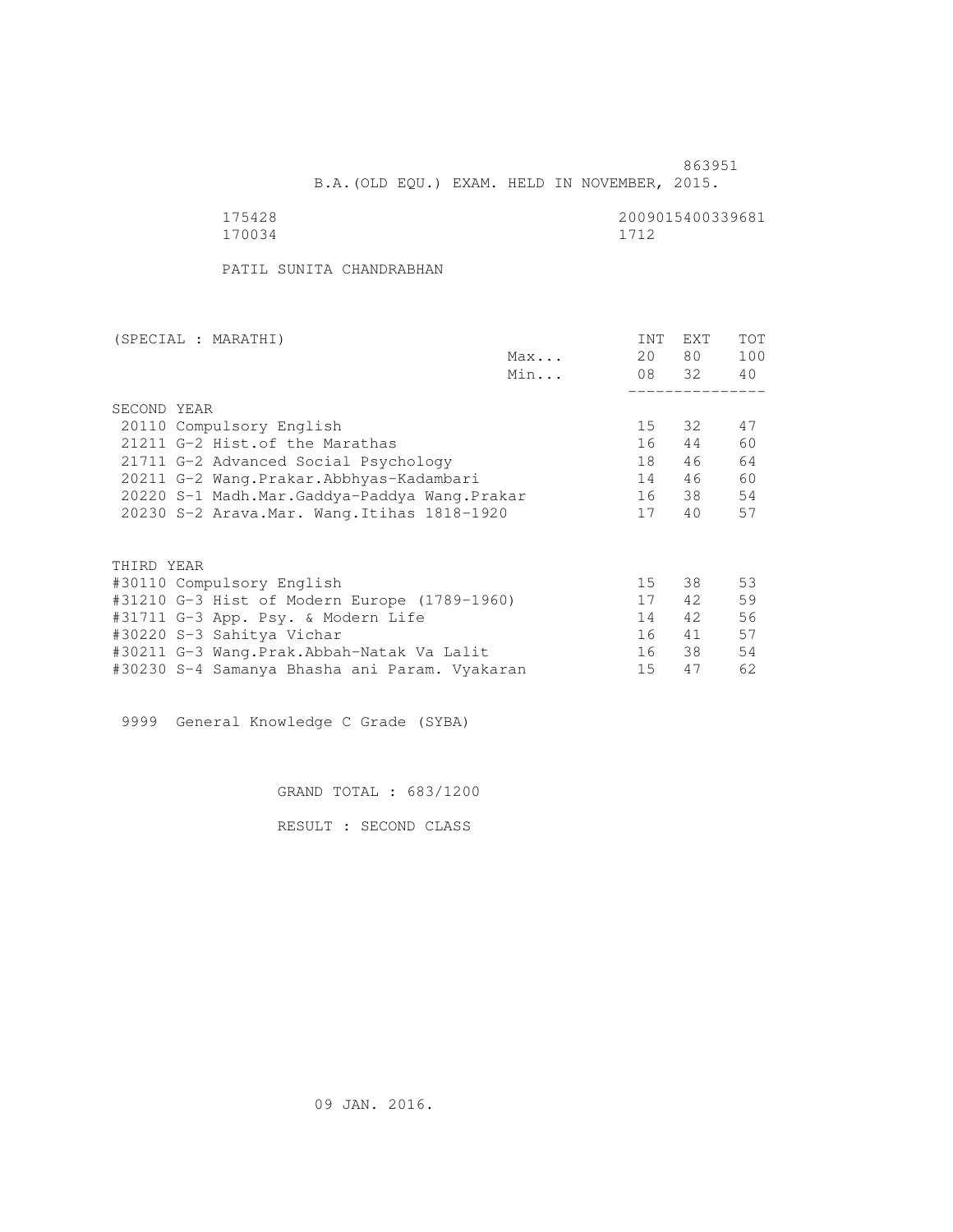863951

B.A.(OLD EQU.) EXAM. HELD IN NOVEMBER, 2015.

175428 2009015400339681
170034 1712

PATIL SUNITA CHANDRABHAN

| (SPECIAL : MARATHI) | | INT | EXT | TOT |
|---|---|---|---|---|
| | Max... | 20 | 80 | 100 |
| | Min... | 08 | 32 | 40 |
| **SECOND YEAR** | | | | |
| 20110 Compulsory English | | 15 | 32 | 47 |
| 21211 G-2 Hist.of the Marathas | | 16 | 44 | 60 |
| 21711 G-2 Advanced Social Psychology | | 18 | 46 | 64 |
| 20211 G-2 Wang.Prakar.Abbhyas-Kadambari | | 14 | 46 | 60 |
| 20220 S-1 Madh.Mar.Gaddya-Paddya Wang.Prakar | | 16 | 38 | 54 |
| 20230 S-2 Arava.Mar. Wang.Itihas 1818-1920 | | 17 | 40 | 57 |
| **THIRD YEAR** | | | | |
| #30110 Compulsory English | | 15 | 38 | 53 |
| #31210 G-3 Hist of Modern Europe (1789-1960) | | 17 | 42 | 59 |
| #31711 G-3 App. Psy. & Modern Life | | 14 | 42 | 56 |
| #30220 S-3 Sahitya Vichar | | 16 | 41 | 57 |
| #30211 G-3 Wang.Prak.Abbah-Natak Va Lalit | | 16 | 38 | 54 |
| #30230 S-4 Samanya Bhasha ani Param. Vyakaran | | 15 | 47 | 62 |

9999 General Knowledge C Grade (SYBA)

GRAND TOTAL : 683/1200

RESULT : SECOND CLASS

09 JAN. 2016.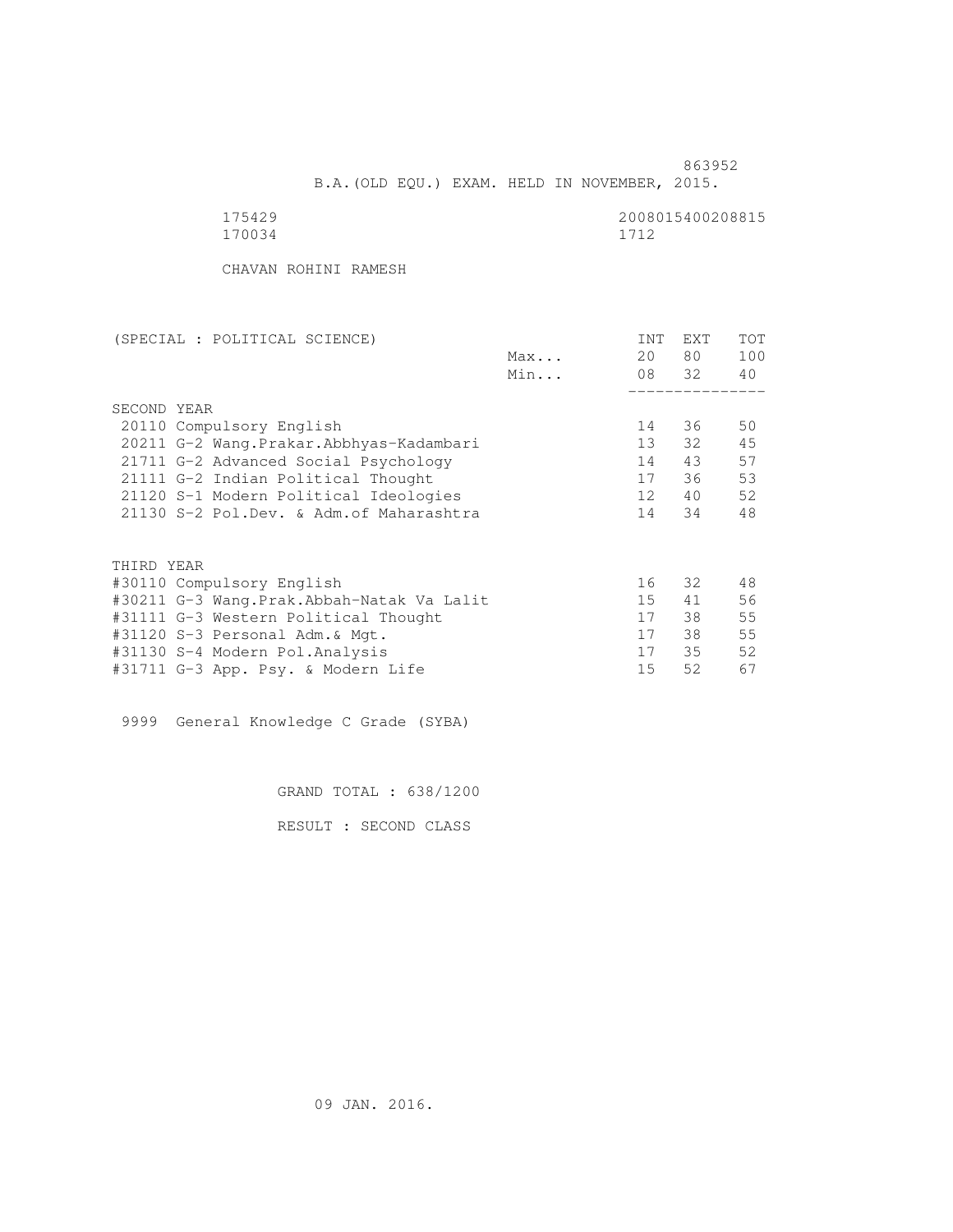863952

B.A.(OLD EQU.) EXAM. HELD IN NOVEMBER, 2015.

175429 2008015400208815

170034 1712

CHAVAN ROHINI RAMESH

| (SPECIAL : POLITICAL SCIENCE) | | INT | EXT | TOT |
|---|---|---|---|---|
| | Max... | 20 | 80 | 100 |
| | Min... | 08 | 32 | 40 |
| SECOND YEAR | | | | |
| 20110 Compulsory English | | 14 | 36 | 50 |
| 20211 G-2 Wang.Prakar.Abbhyas-Kadambari | | 13 | 32 | 45 |
| 21711 G-2 Advanced Social Psychology | | 14 | 43 | 57 |
| 21111 G-2 Indian Political Thought | | 17 | 36 | 53 |
| 21120 S-1 Modern Political Ideologies | | 12 | 40 | 52 |
| 21130 S-2 Pol.Dev. & Adm.of Maharashtra | | 14 | 34 | 48 |
| THIRD YEAR | | | | |
| #30110 Compulsory English | | 16 | 32 | 48 |
| #30211 G-3 Wang.Prak.Abbah-Natak Va Lalit | | 15 | 41 | 56 |
| #31111 G-3 Western Political Thought | | 17 | 38 | 55 |
| #31120 S-3 Personal Adm.& Mgt. | | 17 | 38 | 55 |
| #31130 S-4 Modern Pol.Analysis | | 17 | 35 | 52 |
| #31711 G-3 App. Psy. & Modern Life | | 15 | 52 | 67 |

9999 General Knowledge C Grade (SYBA)

GRAND TOTAL : 638/1200

RESULT : SECOND CLASS

09 JAN. 2016.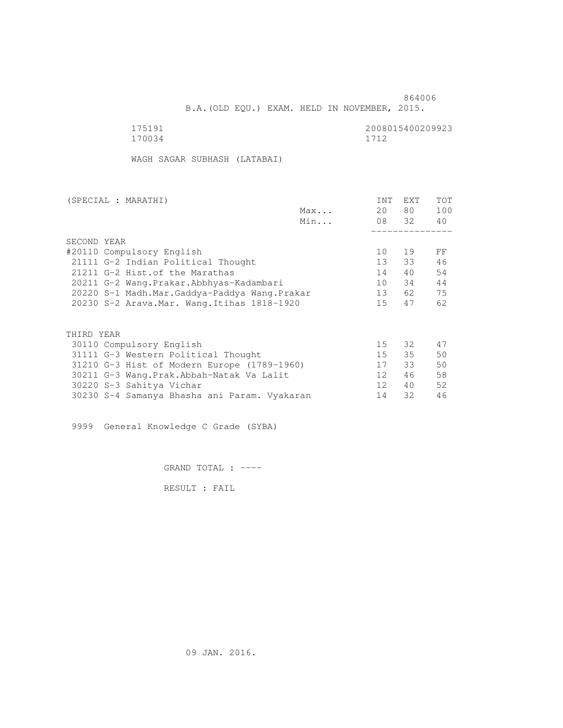864006

B.A.(OLD EQU.) EXAM. HELD IN NOVEMBER, 2015.

175191 2008015400209923
170034 1712

WAGH SAGAR SUBHASH (LATABAI)

| (SPECIAL : MARATHI) | | INT | EXT | TOT |
|---|---|---|---|---|
| | Max... | 20 | 80 | 100 |
| | Min... | 08 | 32 | 40 |
| SECOND YEAR | | | | |
| #20110 Compulsory English | | 10 | 19 | FF |
| 21111 G-2 Indian Political Thought | | 13 | 33 | 46 |
| 21211 G-2 Hist.of the Marathas | | 14 | 40 | 54 |
| 20211 G-2 Wang.Prakar.Abbhyas-Kadambari | | 10 | 34 | 44 |
| 20220 S-1 Madh.Mar.Gaddya-Paddya Wang.Prakar | | 13 | 62 | 75 |
| 20230 S-2 Arava.Mar. Wang.Itihas 1818-1920 | | 15 | 47 | 62 |
| THIRD YEAR | | | | |
| 30110 Compulsory English | | 15 | 32 | 47 |
| 31111 G-3 Western Political Thought | | 15 | 35 | 50 |
| 31210 G-3 Hist of Modern Europe (1789-1960) | | 17 | 33 | 50 |
| 30211 G-3 Wang.Prak.Abbah-Natak Va Lalit | | 12 | 46 | 58 |
| 30220 S-3 Sahitya Vichar | | 12 | 40 | 52 |
| 30230 S-4 Samanya Bhasha ani Param. Vyakaran | | 14 | 32 | 46 |

9999 General Knowledge C Grade (SYBA)

GRAND TOTAL : ----

RESULT : FAIL

09 JAN. 2016.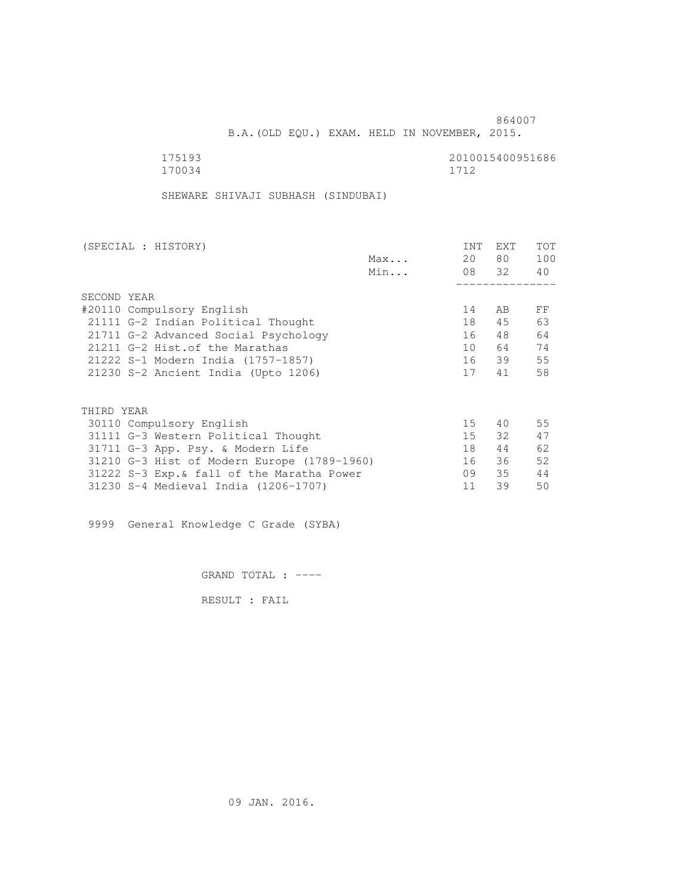864007

B.A.(OLD EQU.) EXAM. HELD IN NOVEMBER, 2015.

175193 2010015400951686
170034 1712

SHEWARE SHIVAJI SUBHASH (SINDUBAI)

| (SPECIAL : HISTORY) | | INT | EXT | TOT |
|---|---|---|---|---|
| | Max... | 20 | 80 | 100 |
| | Min... | 08 | 32 | 40 |
| SECOND YEAR | | | | |
| #20110 Compulsory English | | 14 | AB | FF |
| 21111 G-2 Indian Political Thought | | 18 | 45 | 63 |
| 21711 G-2 Advanced Social Psychology | | 16 | 48 | 64 |
| 21211 G-2 Hist.of the Marathas | | 10 | 64 | 74 |
| 21222 S-1 Modern India (1757-1857) | | 16 | 39 | 55 |
| 21230 S-2 Ancient India (Upto 1206) | | 17 | 41 | 58 |
| THIRD YEAR | | | | |
| 30110 Compulsory English | | 15 | 40 | 55 |
| 31111 G-3 Western Political Thought | | 15 | 32 | 47 |
| 31711 G-3 App. Psy. & Modern Life | | 18 | 44 | 62 |
| 31210 G-3 Hist of Modern Europe (1789-1960) | | 16 | 36 | 52 |
| 31222 S-3 Exp.& fall of the Maratha Power | | 09 | 35 | 44 |
| 31230 S-4 Medieval India (1206-1707) | | 11 | 39 | 50 |

9999 General Knowledge C Grade (SYBA)

GRAND TOTAL : ----

RESULT : FAIL

09 JAN. 2016.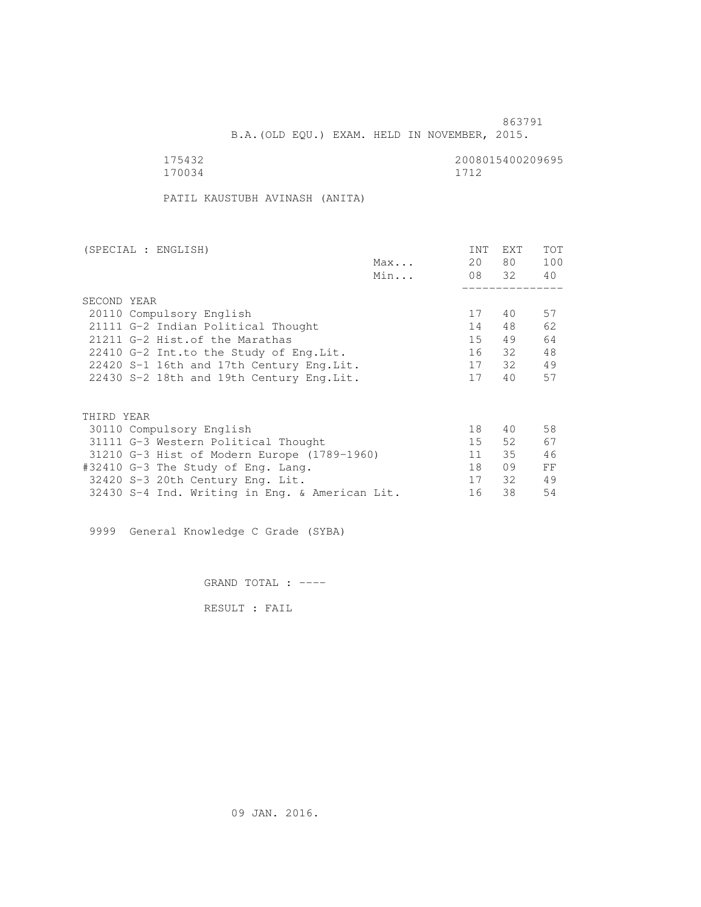863791

B.A.(OLD EQU.) EXAM. HELD IN NOVEMBER, 2015.

175432 2008015400209695
170034 1712

PATIL KAUSTUBH AVINASH (ANITA)

| (SPECIAL : ENGLISH) | | INT | EXT | TOT |
|---|---|---|---|---|
| | Max... | 20 | 80 | 100 |
| | Min... | 08 | 32 | 40 |
| **SECOND YEAR** | | | | |
| 20110 Compulsory English | | 17 | 40 | 57 |
| 21111 G-2 Indian Political Thought | | 14 | 48 | 62 |
| 21211 G-2 Hist.of the Marathas | | 15 | 49 | 64 |
| 22410 G-2 Int.to the Study of Eng.Lit. | | 16 | 32 | 48 |
| 22420 S-1 16th and 17th Century Eng.Lit. | | 17 | 32 | 49 |
| 22430 S-2 18th and 19th Century Eng.Lit. | | 17 | 40 | 57 |
| **THIRD YEAR** | | | | |
| 30110 Compulsory English | | 18 | 40 | 58 |
| 31111 G-3 Western Political Thought | | 15 | 52 | 67 |
| 31210 G-3 Hist of Modern Europe (1789-1960) | | 11 | 35 | 46 |
| #32410 G-3 The Study of Eng. Lang. | | 18 | 09 | FF |
| 32420 S-3 20th Century Eng. Lit. | | 17 | 32 | 49 |
| 32430 S-4 Ind. Writing in Eng. & American Lit. | | 16 | 38 | 54 |

9999 General Knowledge C Grade (SYBA)

GRAND TOTAL : ----

RESULT : FAIL

09 JAN. 2016.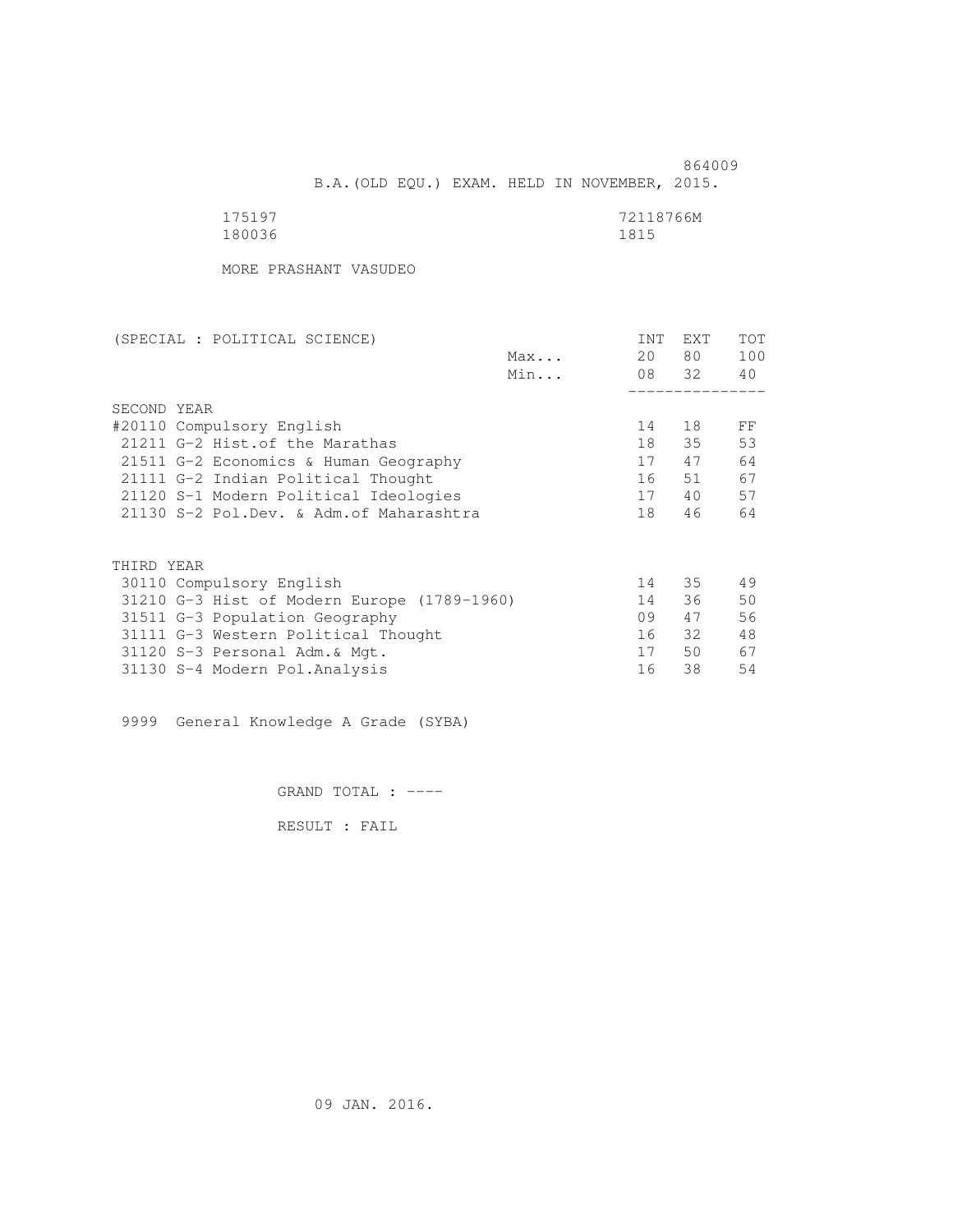864009

B.A.(OLD EQU.) EXAM. HELD IN NOVEMBER, 2015.

175197 72118766M
180036 1815

MORE PRASHANT VASUDEO

| (SPECIAL : POLITICAL SCIENCE) | | INT | EXT | TOT |
|---|---|---|---|---|
| | Max... | 20 | 80 | 100 |
| | Min... | 08 | 32 | 40 |
| SECOND YEAR | | | | |
| #20110 Compulsory English | | 14 | 18 | FF |
| 21211 G-2 Hist.of the Marathas | | 18 | 35 | 53 |
| 21511 G-2 Economics & Human Geography | | 17 | 47 | 64 |
| 21111 G-2 Indian Political Thought | | 16 | 51 | 67 |
| 21120 S-1 Modern Political Ideologies | | 17 | 40 | 57 |
| 21130 S-2 Pol.Dev. & Adm.of Maharashtra | | 18 | 46 | 64 |
| THIRD YEAR | | | | |
| 30110 Compulsory English | | 14 | 35 | 49 |
| 31210 G-3 Hist of Modern Europe (1789-1960) | | 14 | 36 | 50 |
| 31511 G-3 Population Geography | | 09 | 47 | 56 |
| 31111 G-3 Western Political Thought | | 16 | 32 | 48 |
| 31120 S-3 Personal Adm.& Mgt. | | 17 | 50 | 67 |
| 31130 S-4 Modern Pol.Analysis | | 16 | 38 | 54 |

9999 General Knowledge A Grade (SYBA)

GRAND TOTAL : ----

RESULT : FAIL

09 JAN. 2016.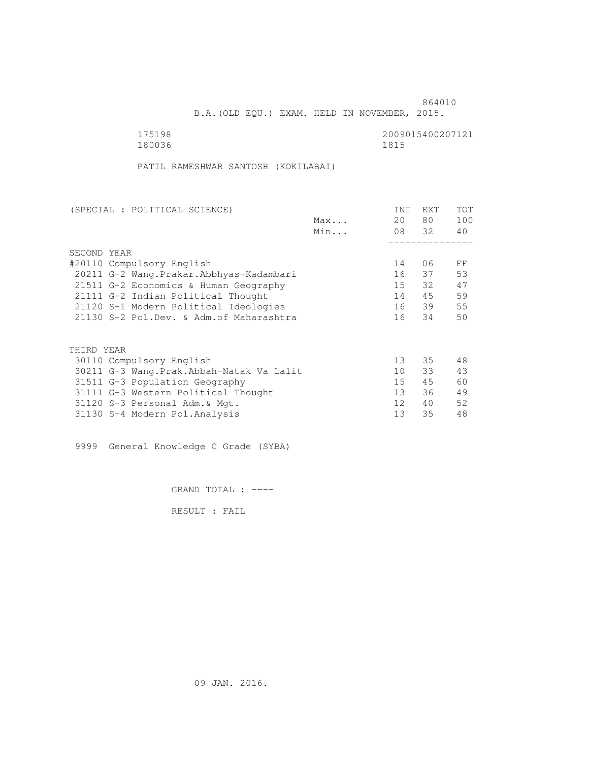864010

B.A.(OLD EQU.) EXAM. HELD IN NOVEMBER, 2015.

175198 2009015400207121
180036 1815

PATIL RAMESHWAR SANTOSH (KOKILABAI)

| (SPECIAL : POLITICAL SCIENCE) | | INT | EXT | TOT |
|---|---|---|---|---|
| | Max... | 20 | 80 | 100 |
| | Min... | 08 | 32 | 40 |
| SECOND YEAR | | | | |
| #20110 Compulsory English | | 14 | 06 | FF |
| 20211 G-2 Wang.Prakar.Abbhyas-Kadambari | | 16 | 37 | 53 |
| 21511 G-2 Economics & Human Geography | | 15 | 32 | 47 |
| 21111 G-2 Indian Political Thought | | 14 | 45 | 59 |
| 21120 S-1 Modern Political Ideologies | | 16 | 39 | 55 |
| 21130 S-2 Pol.Dev. & Adm.of Maharashtra | | 16 | 34 | 50 |
| THIRD YEAR | | | | |
| 30110 Compulsory English | | 13 | 35 | 48 |
| 30211 G-3 Wang.Prak.Abbah-Natak Va Lalit | | 10 | 33 | 43 |
| 31511 G-3 Population Geography | | 15 | 45 | 60 |
| 31111 G-3 Western Political Thought | | 13 | 36 | 49 |
| 31120 S-3 Personal Adm.& Mgt. | | 12 | 40 | 52 |
| 31130 S-4 Modern Pol.Analysis | | 13 | 35 | 48 |

9999 General Knowledge C Grade (SYBA)

GRAND TOTAL : ----

RESULT : FAIL

09 JAN. 2016.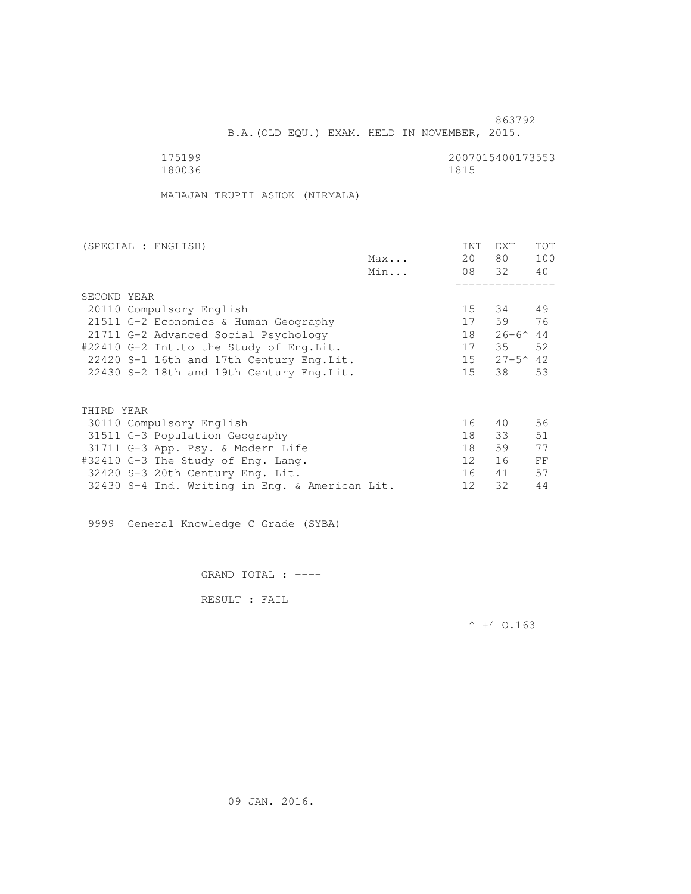863792

B.A.(OLD EQU.) EXAM. HELD IN NOVEMBER, 2015.

175199 2007015400173553
180036 1815

MAHAJAN TRUPTI ASHOK (NIRMALA)

| (SPECIAL : ENGLISH) | | INT | EXT | TOT |
|---|---|---|---|---|
| | Max... | 20 | 80 | 100 |
| | Min... | 08 | 32 | 40 |
| **SECOND YEAR** | | | | |
| 20110 Compulsory English | | 15 | 34 | 49 |
| 21511 G-2 Economics & Human Geography | | 17 | 59 | 76 |
| 21711 G-2 Advanced Social Psychology | | 18 | 26+6^ | 44 |
| #22410 G-2 Int.to the Study of Eng.Lit. | | 17 | 35 | 52 |
| 22420 S-1 16th and 17th Century Eng.Lit. | | 15 | 27+5^ | 42 |
| 22430 S-2 18th and 19th Century Eng.Lit. | | 15 | 38 | 53 |
| **THIRD YEAR** | | | | |
| 30110 Compulsory English | | 16 | 40 | 56 |
| 31511 G-3 Population Geography | | 18 | 33 | 51 |
| 31711 G-3 App. Psy. & Modern Life | | 18 | 59 | 77 |
| #32410 G-3 The Study of Eng. Lang. | | 12 | 16 | FF |
| 32420 S-3 20th Century Eng. Lit. | | 16 | 41 | 57 |
| 32430 S-4 Ind. Writing in Eng. & American Lit. | | 12 | 32 | 44 |

9999 General Knowledge C Grade (SYBA)

GRAND TOTAL : ----

RESULT : FAIL

^ +4 O.163

09 JAN. 2016.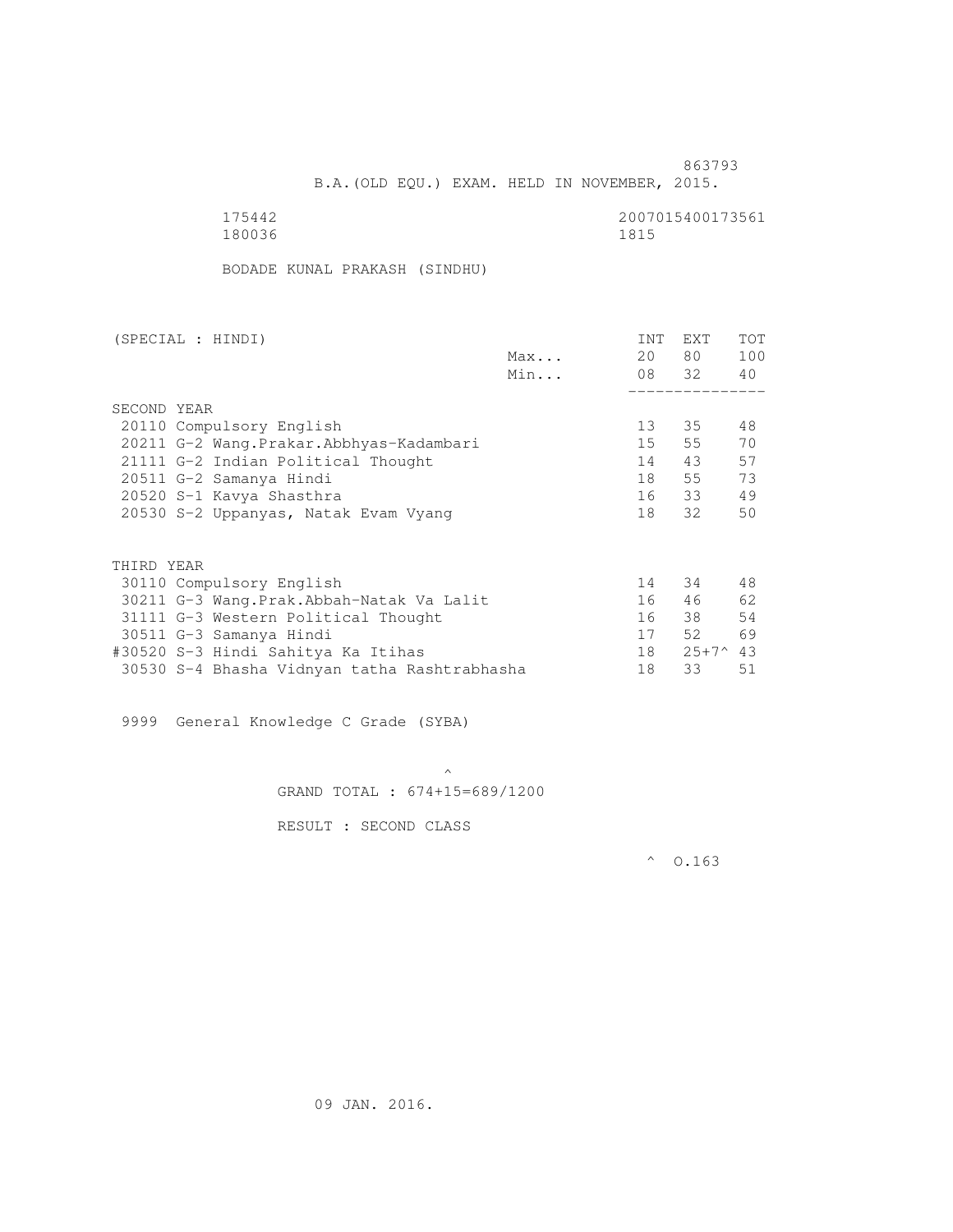863793

B.A.(OLD EQU.) EXAM. HELD IN NOVEMBER, 2015.

175442 2007015400173561
180036 1815

BODADE KUNAL PRAKASH (SINDHU)

| (SPECIAL : HINDI) | | INT | EXT | TOT |
|---|---|---|---|---|
| | Max... | 20 | 80 | 100 |
| | Min... | 08 | 32 | 40 |
| **SECOND YEAR** | | | | |
| 20110 Compulsory English | | 13 | 35 | 48 |
| 20211 G-2 Wang.Prakar.Abbhyas-Kadambari | | 15 | 55 | 70 |
| 21111 G-2 Indian Political Thought | | 14 | 43 | 57 |
| 20511 G-2 Samanya Hindi | | 18 | 55 | 73 |
| 20520 S-1 Kavya Shasthra | | 16 | 33 | 49 |
| 20530 S-2 Uppanyas, Natak Evam Vyang | | 18 | 32 | 50 |
| **THIRD YEAR** | | | | |
| 30110 Compulsory English | | 14 | 34 | 48 |
| 30211 G-3 Wang.Prak.Abbah-Natak Va Lalit | | 16 | 46 | 62 |
| 31111 G-3 Western Political Thought | | 16 | 38 | 54 |
| 30511 G-3 Samanya Hindi | | 17 | 52 | 69 |
| #30520 S-3 Hindi Sahitya Ka Itihas | | 18 | 25+7^ | 43 |
| 30530 S-4 Bhasha Vidnyan tatha Rashtrabhasha | | 18 | 33 | 51 |

9999 General Knowledge C Grade (SYBA)

^

GRAND TOTAL : 674+15=689/1200

RESULT : SECOND CLASS

^ O.163

09 JAN. 2016.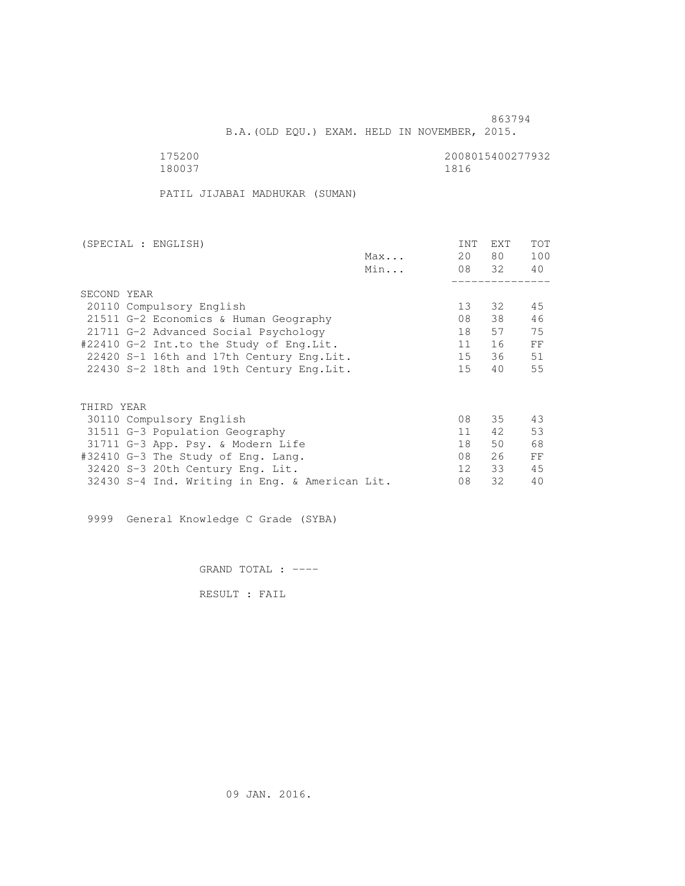863794

B.A.(OLD EQU.) EXAM. HELD IN NOVEMBER, 2015.

175200 2008015400277932
180037 1816

PATIL JIJABAI MADHUKAR (SUMAN)

| (SPECIAL : ENGLISH) | | INT | EXT | TOT |
|---|---|---|---|---|
| | Max... | 20 | 80 | 100 |
| | Min... | 08 | 32 | 40 |
| **SECOND YEAR** | | | | |
| 20110 Compulsory English | | 13 | 32 | 45 |
| 21511 G-2 Economics & Human Geography | | 08 | 38 | 46 |
| 21711 G-2 Advanced Social Psychology | | 18 | 57 | 75 |
| #22410 G-2 Int.to the Study of Eng.Lit. | | 11 | 16 | FF |
| 22420 S-1 16th and 17th Century Eng.Lit. | | 15 | 36 | 51 |
| 22430 S-2 18th and 19th Century Eng.Lit. | | 15 | 40 | 55 |
| **THIRD YEAR** | | | | |
| 30110 Compulsory English | | 08 | 35 | 43 |
| 31511 G-3 Population Geography | | 11 | 42 | 53 |
| 31711 G-3 App. Psy. & Modern Life | | 18 | 50 | 68 |
| #32410 G-3 The Study of Eng. Lang. | | 08 | 26 | FF |
| 32420 S-3 20th Century Eng. Lit. | | 12 | 33 | 45 |
| 32430 S-4 Ind. Writing in Eng. & American Lit. | | 08 | 32 | 40 |

9999 General Knowledge C Grade (SYBA)

GRAND TOTAL : ----

RESULT : FAIL

09 JAN. 2016.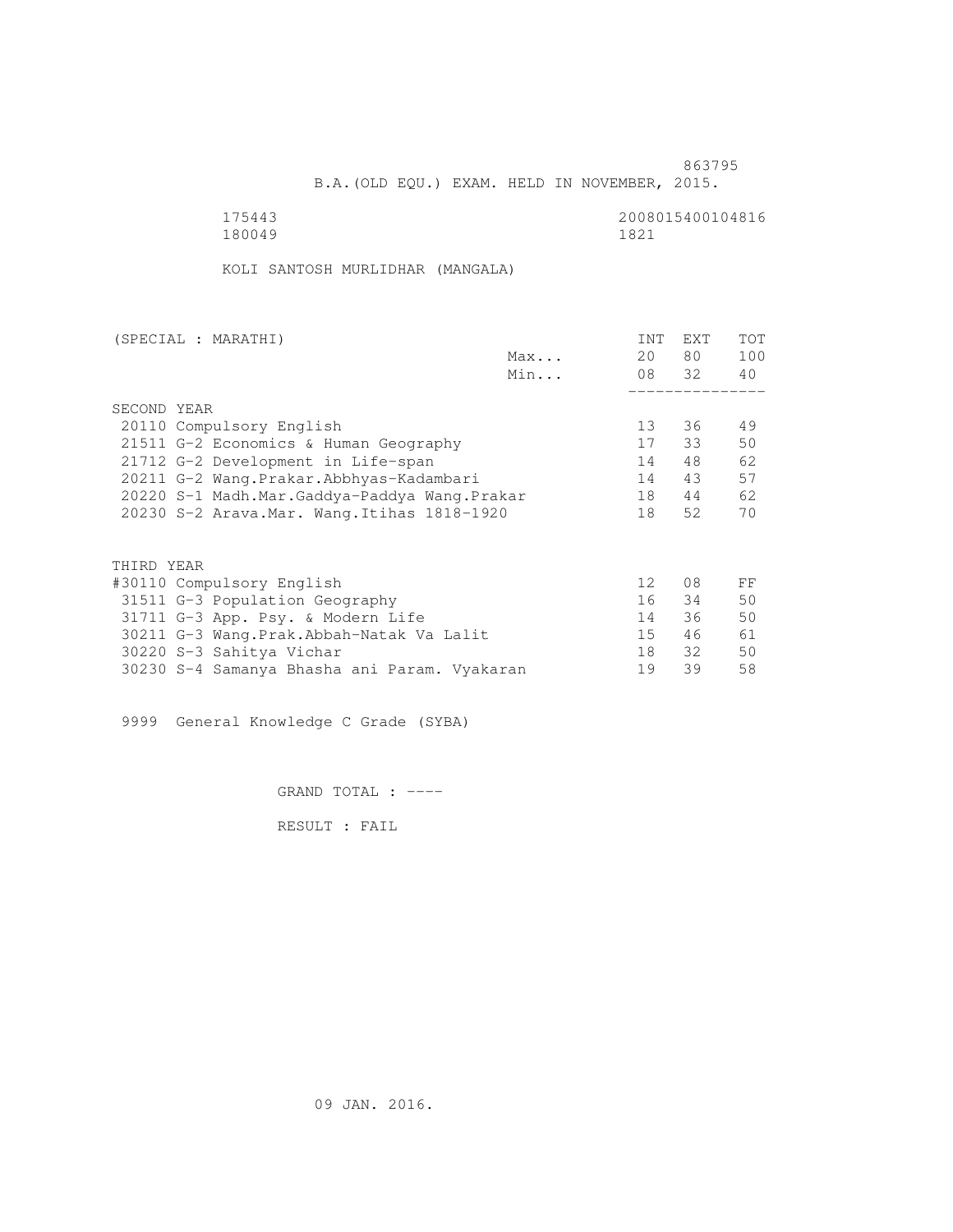863795

B.A.(OLD EQU.) EXAM. HELD IN NOVEMBER, 2015.

175443 2008015400104816
180049 1821

KOLI SANTOSH MURLIDHAR (MANGALA)

| (SPECIAL : MARATHI) | | INT | EXT | TOT |
|---|---|---|---|---|
| | Max... | 20 | 80 | 100 |
| | Min... | 08 | 32 | 40 |
| SECOND YEAR | | | | |
| 20110 Compulsory English | | 13 | 36 | 49 |
| 21511 G-2 Economics & Human Geography | | 17 | 33 | 50 |
| 21712 G-2 Development in Life-span | | 14 | 48 | 62 |
| 20211 G-2 Wang.Prakar.Abbhyas-Kadambari | | 14 | 43 | 57 |
| 20220 S-1 Madh.Mar.Gaddya-Paddya Wang.Prakar | | 18 | 44 | 62 |
| 20230 S-2 Arava.Mar. Wang.Itihas 1818-1920 | | 18 | 52 | 70 |
| THIRD YEAR | | | | |
| #30110 Compulsory English | | 12 | 08 | FF |
| 31511 G-3 Population Geography | | 16 | 34 | 50 |
| 31711 G-3 App. Psy. & Modern Life | | 14 | 36 | 50 |
| 30211 G-3 Wang.Prak.Abbah-Natak Va Lalit | | 15 | 46 | 61 |
| 30220 S-3 Sahitya Vichar | | 18 | 32 | 50 |
| 30230 S-4 Samanya Bhasha ani Param. Vyakaran | | 19 | 39 | 58 |

9999 General Knowledge C Grade (SYBA)

GRAND TOTAL : ----

RESULT : FAIL

09 JAN. 2016.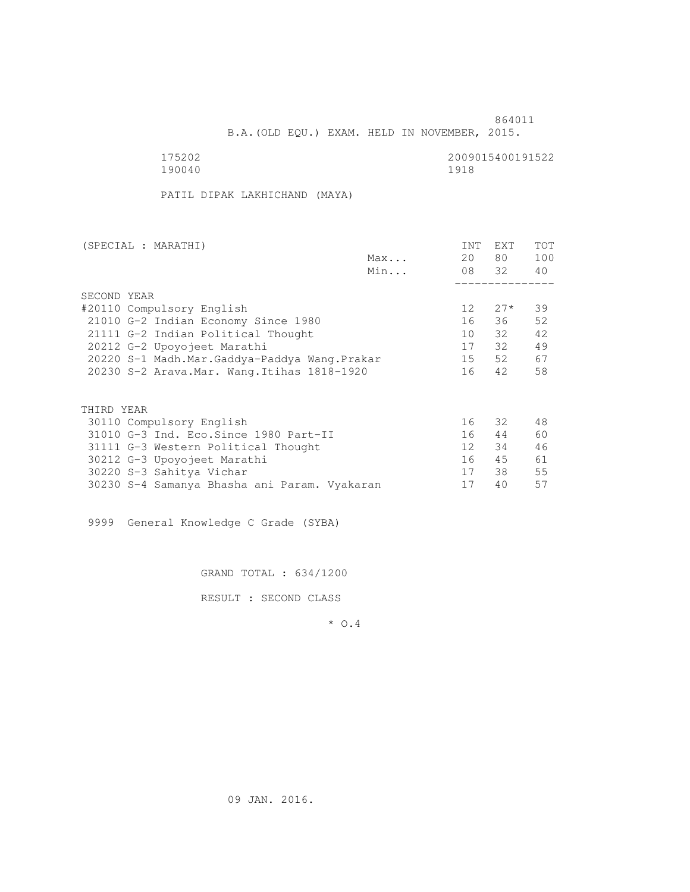864011

B.A.(OLD EQU.) EXAM. HELD IN NOVEMBER, 2015.

175202 2009015400191522

190040 1918

PATIL DIPAK LAKHICHAND (MAYA)

| (SPECIAL : MARATHI) | | INT | EXT | TOT |
|---|---|---|---|---|
| | Max... | 20 | 80 | 100 |
| | Min... | 08 | 32 | 40 |
| SECOND YEAR | | | | |
| #20110 Compulsory English | | 12 | 27* | 39 |
| 21010 G-2 Indian Economy Since 1980 | | 16 | 36 | 52 |
| 21111 G-2 Indian Political Thought | | 10 | 32 | 42 |
| 20212 G-2 Upoyojeet Marathi | | 17 | 32 | 49 |
| 20220 S-1 Madh.Mar.Gaddya-Paddya Wang.Prakar | | 15 | 52 | 67 |
| 20230 S-2 Arava.Mar. Wang.Itihas 1818-1920 | | 16 | 42 | 58 |
| THIRD YEAR | | | | |
| 30110 Compulsory English | | 16 | 32 | 48 |
| 31010 G-3 Ind. Eco.Since 1980 Part-II | | 16 | 44 | 60 |
| 31111 G-3 Western Political Thought | | 12 | 34 | 46 |
| 30212 G-3 Upoyojeet Marathi | | 16 | 45 | 61 |
| 30220 S-3 Sahitya Vichar | | 17 | 38 | 55 |
| 30230 S-4 Samanya Bhasha ani Param. Vyakaran | | 17 | 40 | 57 |

9999 General Knowledge C Grade (SYBA)

GRAND TOTAL : 634/1200

RESULT : SECOND CLASS

* O.4

09 JAN. 2016.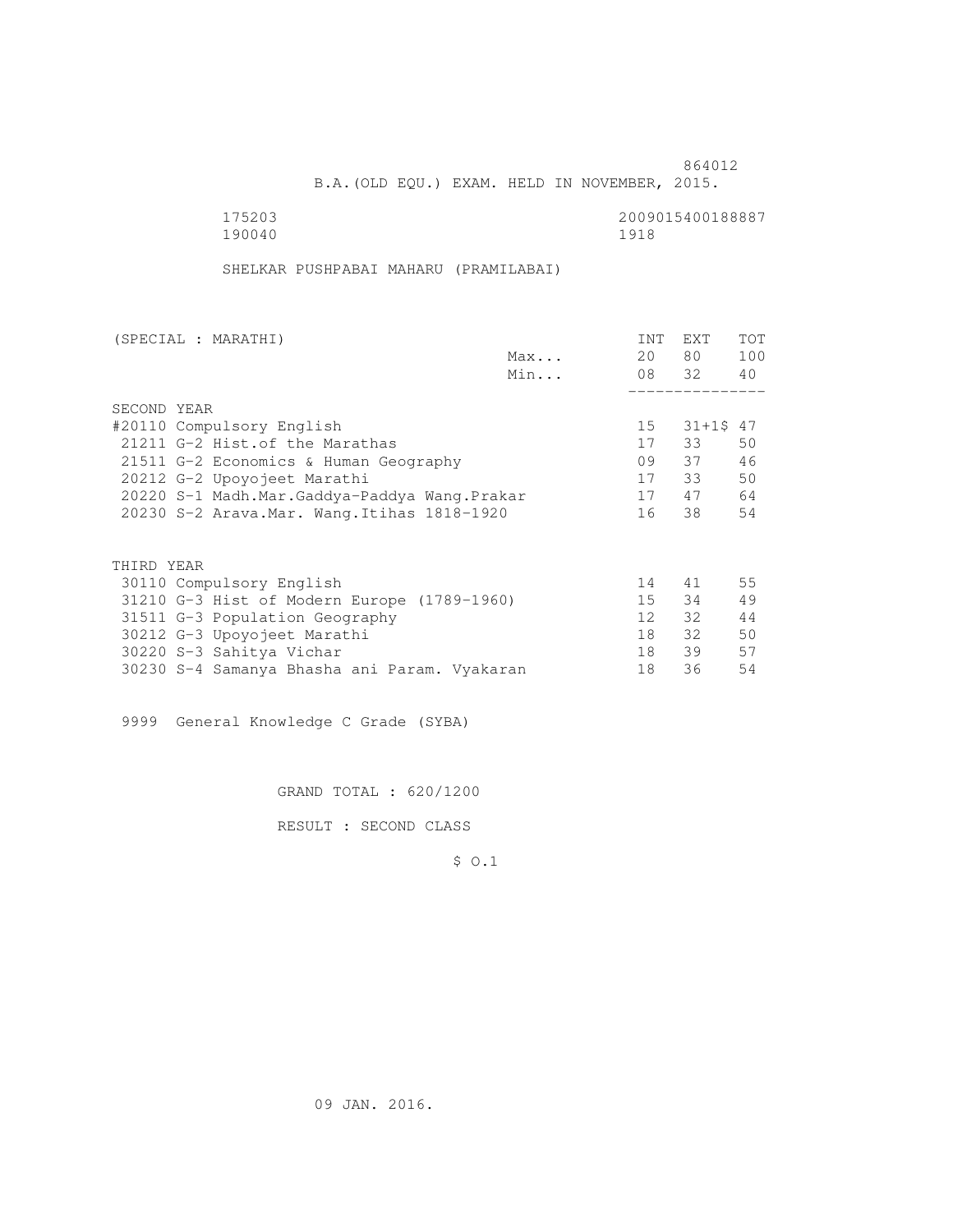864012

B.A.(OLD EQU.) EXAM. HELD IN NOVEMBER, 2015.

175203 2009015400188887
190040 1918

SHELKAR PUSHPABAI MAHARU (PRAMILABAI)

| (SPECIAL : MARATHI) | | INT | EXT | TOT |
|---|---|---|---|---|
| | Max... | 20 | 80 | 100 |
| | Min... | 08 | 32 | 40 |
| SECOND YEAR | | | | |
| #20110 Compulsory English | | 15 | 31+1$ | 47 |
| 21211 G-2 Hist.of the Marathas | | 17 | 33 | 50 |
| 21511 G-2 Economics & Human Geography | | 09 | 37 | 46 |
| 20212 G-2 Upoyojeet Marathi | | 17 | 33 | 50 |
| 20220 S-1 Madh.Mar.Gaddya-Paddya Wang.Prakar | | 17 | 47 | 64 |
| 20230 S-2 Arava.Mar. Wang.Itihas 1818-1920 | | 16 | 38 | 54 |
| THIRD YEAR | | | | |
| 30110 Compulsory English | | 14 | 41 | 55 |
| 31210 G-3 Hist of Modern Europe (1789-1960) | | 15 | 34 | 49 |
| 31511 G-3 Population Geography | | 12 | 32 | 44 |
| 30212 G-3 Upoyojeet Marathi | | 18 | 32 | 50 |
| 30220 S-3 Sahitya Vichar | | 18 | 39 | 57 |
| 30230 S-4 Samanya Bhasha ani Param. Vyakaran | | 18 | 36 | 54 |

9999 General Knowledge C Grade (SYBA)

GRAND TOTAL : 620/1200

RESULT : SECOND CLASS

$ O.1

09 JAN. 2016.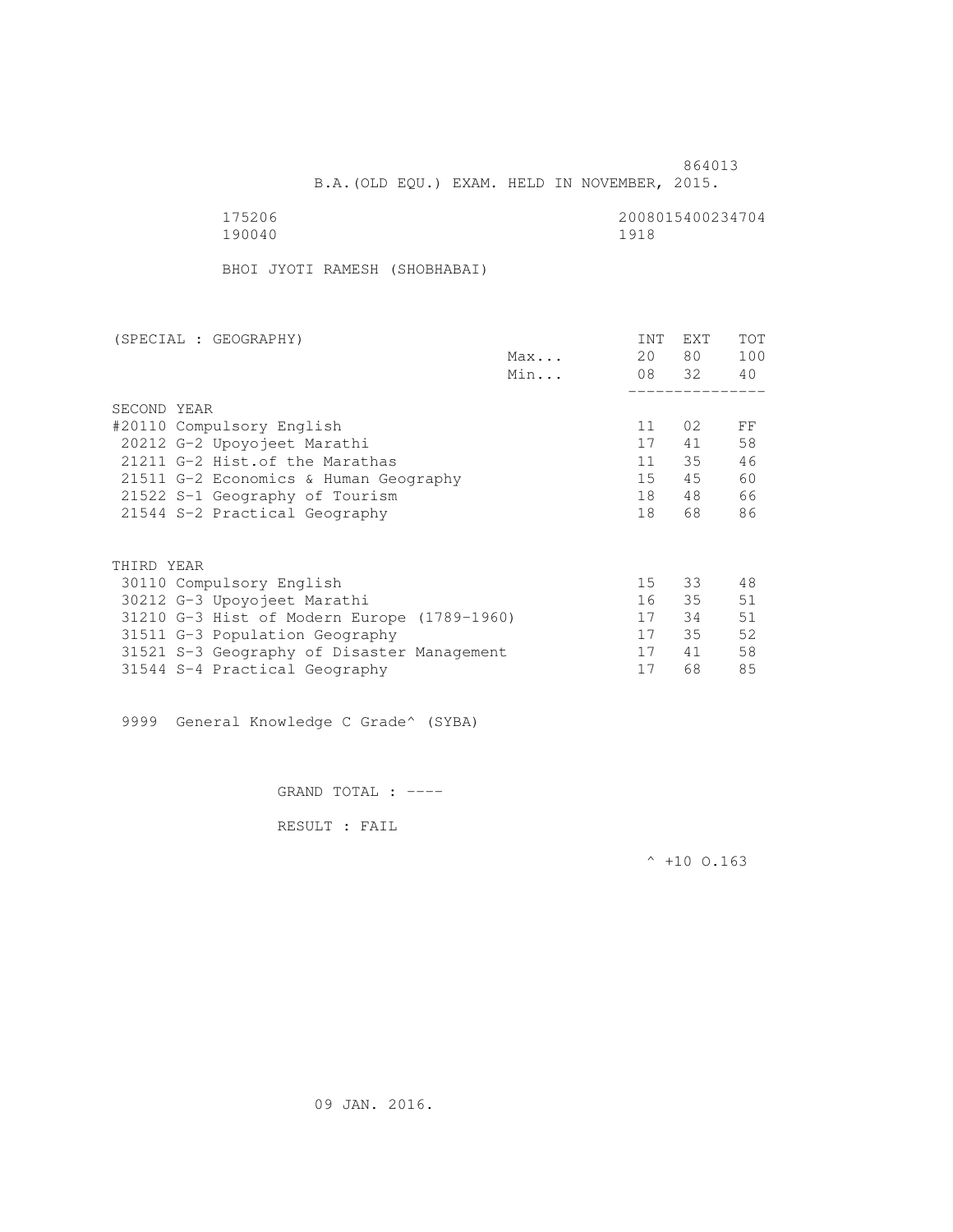864013

B.A.(OLD EQU.) EXAM. HELD IN NOVEMBER, 2015.

175206 2008015400234704
190040 1918

BHOI JYOTI RAMESH (SHOBHABAI)

| (SPECIAL : GEOGRAPHY) | | INT | EXT | TOT |
|---|---|---|---|---|
| | Max... | 20 | 80 | 100 |
| | Min... | 08 | 32 | 40 |
| **SECOND YEAR** | | | | |
| #20110 Compulsory English | | 11 | 02 | FF |
| 20212 G-2 Upoyojeet Marathi | | 17 | 41 | 58 |
| 21211 G-2 Hist.of the Marathas | | 11 | 35 | 46 |
| 21511 G-2 Economics & Human Geography | | 15 | 45 | 60 |
| 21522 S-1 Geography of Tourism | | 18 | 48 | 66 |
| 21544 S-2 Practical Geography | | 18 | 68 | 86 |
| **THIRD YEAR** | | | | |
| 30110 Compulsory English | | 15 | 33 | 48 |
| 30212 G-3 Upoyojeet Marathi | | 16 | 35 | 51 |
| 31210 G-3 Hist of Modern Europe (1789-1960) | | 17 | 34 | 51 |
| 31511 G-3 Population Geography | | 17 | 35 | 52 |
| 31521 S-3 Geography of Disaster Management | | 17 | 41 | 58 |
| 31544 S-4 Practical Geography | | 17 | 68 | 85 |

9999 General Knowledge C Grade^ (SYBA)

GRAND TOTAL : ----

RESULT : FAIL

^ +10 O.163

09 JAN. 2016.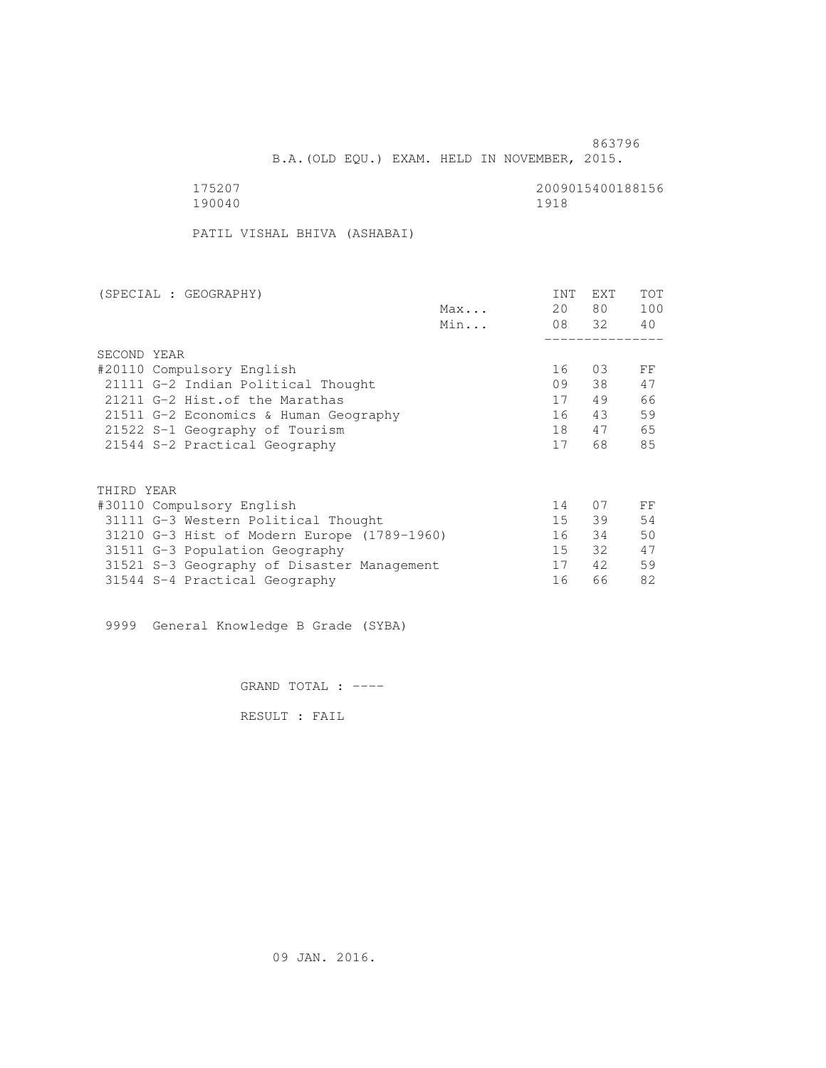863796

B.A.(OLD EQU.) EXAM. HELD IN NOVEMBER, 2015.

175207 2009015400188156
190040 1918

PATIL VISHAL BHIVA (ASHABAI)

| (SPECIAL : GEOGRAPHY) | | INT | EXT | TOT |
|---|---|---|---|---|
| | Max... | 20 | 80 | 100 |
| | Min... | 08 | 32 | 40 |
| SECOND YEAR | | | | |
| #20110 Compulsory English | | 16 | 03 | FF |
| 21111 G-2 Indian Political Thought | | 09 | 38 | 47 |
| 21211 G-2 Hist.of the Marathas | | 17 | 49 | 66 |
| 21511 G-2 Economics & Human Geography | | 16 | 43 | 59 |
| 21522 S-1 Geography of Tourism | | 18 | 47 | 65 |
| 21544 S-2 Practical Geography | | 17 | 68 | 85 |
| THIRD YEAR | | | | |
| #30110 Compulsory English | | 14 | 07 | FF |
| 31111 G-3 Western Political Thought | | 15 | 39 | 54 |
| 31210 G-3 Hist of Modern Europe (1789-1960) | | 16 | 34 | 50 |
| 31511 G-3 Population Geography | | 15 | 32 | 47 |
| 31521 S-3 Geography of Disaster Management | | 17 | 42 | 59 |
| 31544 S-4 Practical Geography | | 16 | 66 | 82 |

9999 General Knowledge B Grade (SYBA)

GRAND TOTAL : ----

RESULT : FAIL

09 JAN. 2016.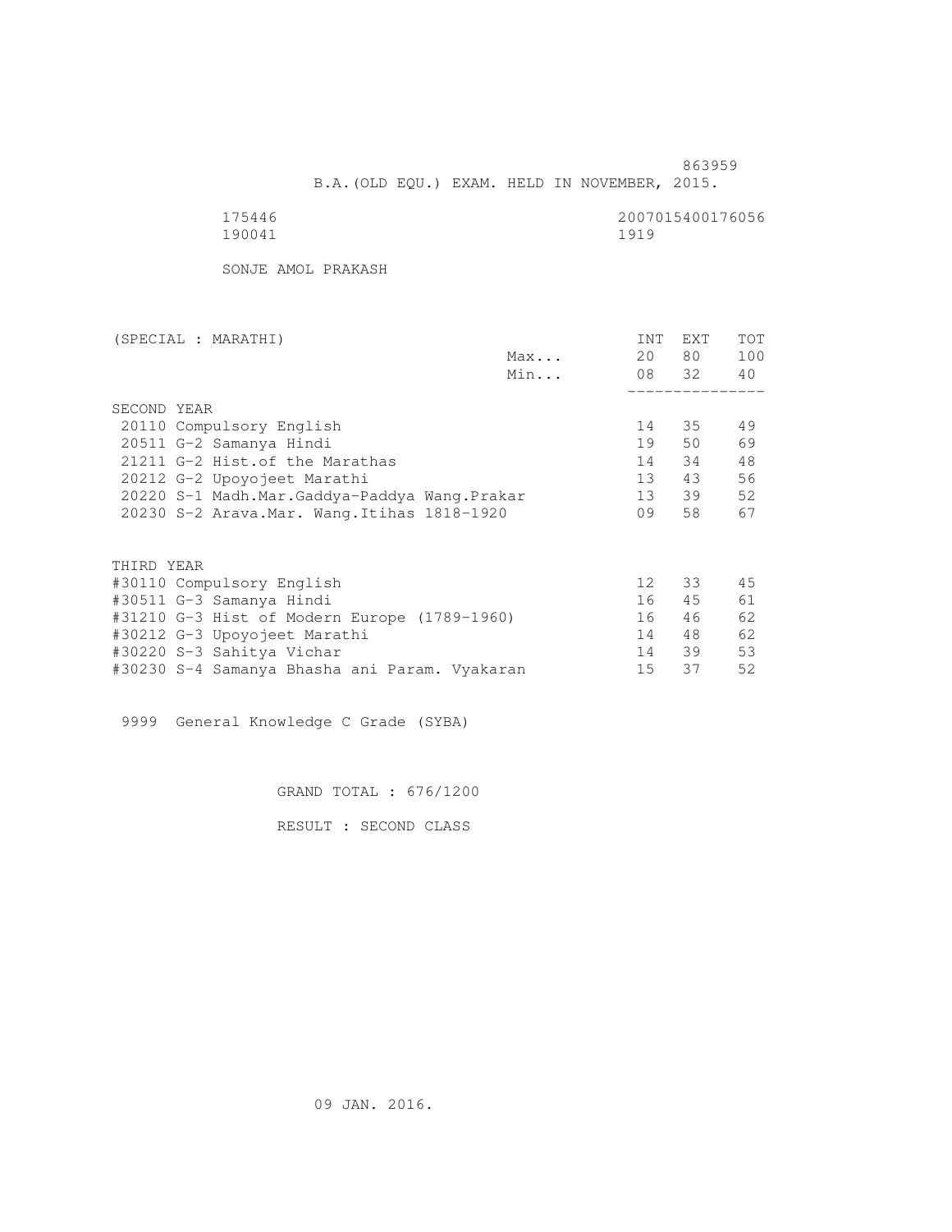863959

B.A.(OLD EQU.) EXAM. HELD IN NOVEMBER, 2015.

175446 2007015400176056
190041 1919

SONJE AMOL PRAKASH

| (SPECIAL : MARATHI) | | INT | EXT | TOT |
|---|---|---|---|---|
| | Max... | 20 | 80 | 100 |
| | Min... | 08 | 32 | 40 |
| SECOND YEAR | | | | |
| 20110 Compulsory English | | 14 | 35 | 49 |
| 20511 G-2 Samanya Hindi | | 19 | 50 | 69 |
| 21211 G-2 Hist.of the Marathas | | 14 | 34 | 48 |
| 20212 G-2 Upoyojeet Marathi | | 13 | 43 | 56 |
| 20220 S-1 Madh.Mar.Gaddya-Paddya Wang.Prakar | | 13 | 39 | 52 |
| 20230 S-2 Arava.Mar. Wang.Itihas 1818-1920 | | 09 | 58 | 67 |
| THIRD YEAR | | | | |
| #30110 Compulsory English | | 12 | 33 | 45 |
| #30511 G-3 Samanya Hindi | | 16 | 45 | 61 |
| #31210 G-3 Hist of Modern Europe (1789-1960) | | 16 | 46 | 62 |
| #30212 G-3 Upoyojeet Marathi | | 14 | 48 | 62 |
| #30220 S-3 Sahitya Vichar | | 14 | 39 | 53 |
| #30230 S-4 Samanya Bhasha ani Param. Vyakaran | | 15 | 37 | 52 |

9999 General Knowledge C Grade (SYBA)

GRAND TOTAL : 676/1200

RESULT : SECOND CLASS

09 JAN. 2016.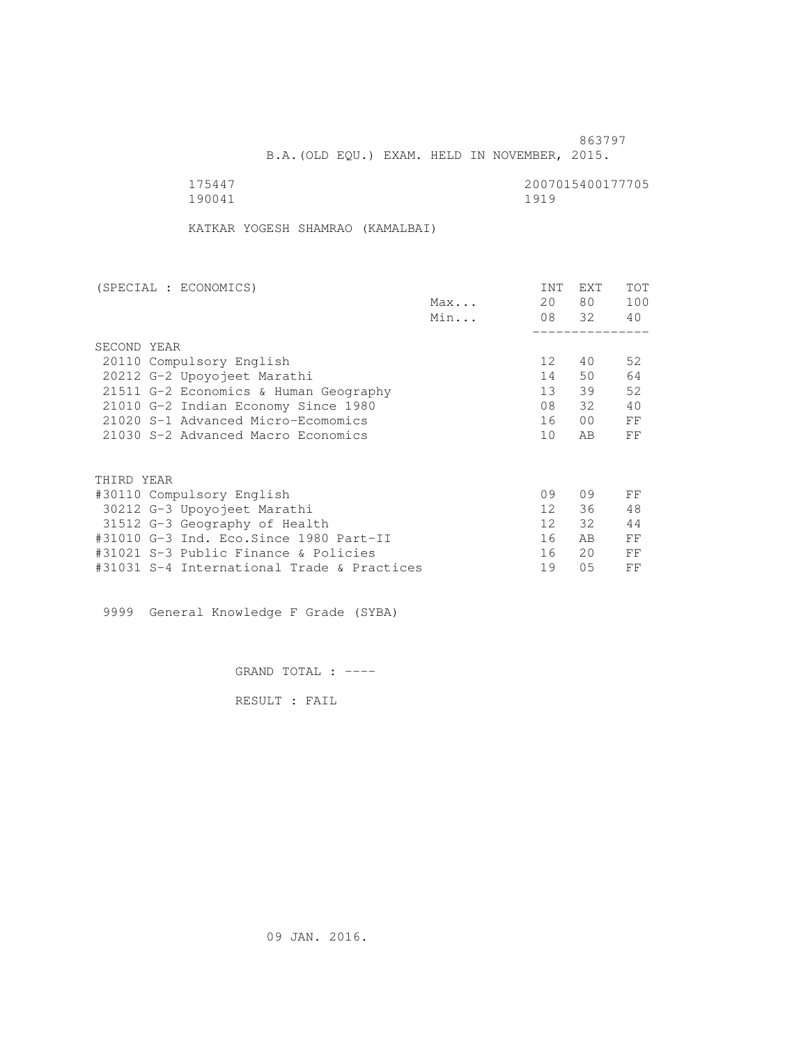863797

B.A.(OLD EQU.) EXAM. HELD IN NOVEMBER, 2015.

175447 2007015400177705
190041 1919

KATKAR YOGESH SHAMRAO (KAMALBAI)

| (SPECIAL : ECONOMICS) | | INT | EXT | TOT |
|---|---|---|---|---|
| | Max... | 20 | 80 | 100 |
| | Min... | 08 | 32 | 40 |
| SECOND YEAR | | | | |
| 20110 Compulsory English | | 12 | 40 | 52 |
| 20212 G-2 Upoyojeet Marathi | | 14 | 50 | 64 |
| 21511 G-2 Economics & Human Geography | | 13 | 39 | 52 |
| 21010 G-2 Indian Economy Since 1980 | | 08 | 32 | 40 |
| 21020 S-1 Advanced Micro-Ecomomics | | 16 | 00 | FF |
| 21030 S-2 Advanced Macro Economics | | 10 | AB | FF |
| THIRD YEAR | | | | |
| #30110 Compulsory English | | 09 | 09 | FF |
| 30212 G-3 Upoyojeet Marathi | | 12 | 36 | 48 |
| 31512 G-3 Geography of Health | | 12 | 32 | 44 |
| #31010 G-3 Ind. Eco.Since 1980 Part-II | | 16 | AB | FF |
| #31021 S-3 Public Finance & Policies | | 16 | 20 | FF |
| #31031 S-4 International Trade & Practices | | 19 | 05 | FF |

9999 General Knowledge F Grade (SYBA)

GRAND TOTAL : ----

RESULT : FAIL

09 JAN. 2016.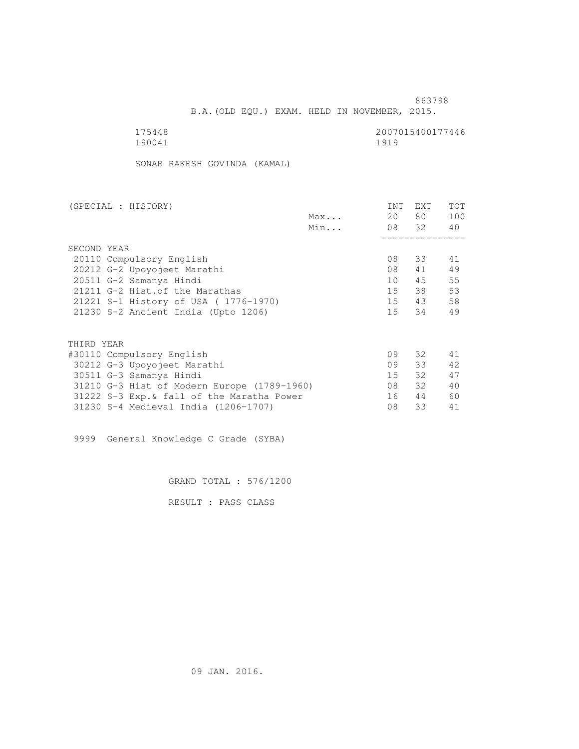863798

B.A.(OLD EQU.) EXAM. HELD IN NOVEMBER, 2015.

175448 2007015400177446
190041 1919

SONAR RAKESH GOVINDA (KAMAL)

| (SPECIAL : HISTORY) | | INT | EXT | TOT |
|---|---|---|---|---|
| | Max... | 20 | 80 | 100 |
| | Min... | 08 | 32 | 40 |
| **SECOND YEAR** | | | | |
| 20110 Compulsory English | | 08 | 33 | 41 |
| 20212 G-2 Upoyojeet Marathi | | 08 | 41 | 49 |
| 20511 G-2 Samanya Hindi | | 10 | 45 | 55 |
| 21211 G-2 Hist.of the Marathas | | 15 | 38 | 53 |
| 21221 S-1 History of USA ( 1776-1970) | | 15 | 43 | 58 |
| 21230 S-2 Ancient India (Upto 1206) | | 15 | 34 | 49 |
| **THIRD YEAR** | | | | |
| #30110 Compulsory English | | 09 | 32 | 41 |
| 30212 G-3 Upoyojeet Marathi | | 09 | 33 | 42 |
| 30511 G-3 Samanya Hindi | | 15 | 32 | 47 |
| 31210 G-3 Hist of Modern Europe (1789-1960) | | 08 | 32 | 40 |
| 31222 S-3 Exp.& fall of the Maratha Power | | 16 | 44 | 60 |
| 31230 S-4 Medieval India (1206-1707) | | 08 | 33 | 41 |

9999 General Knowledge C Grade (SYBA)

GRAND TOTAL : 576/1200

RESULT : PASS CLASS

09 JAN. 2016.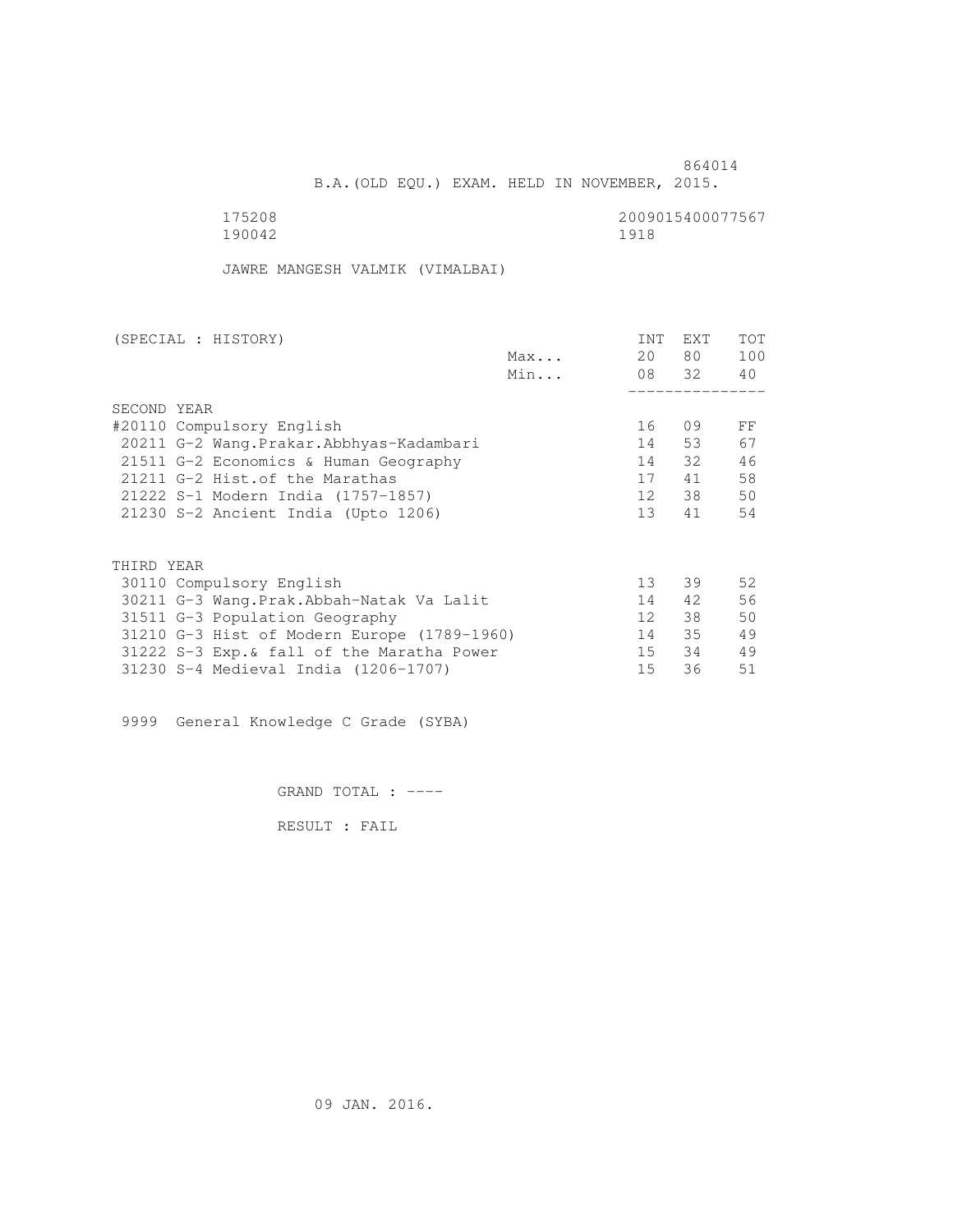864014

B.A.(OLD EQU.) EXAM. HELD IN NOVEMBER, 2015.

175208 2009015400077567
190042 1918

JAWRE MANGESH VALMIK (VIMALBAI)

| (SPECIAL : HISTORY) | | INT | EXT | TOT |
|---|---|---|---|---|
| | Max... | 20 | 80 | 100 |
| | Min... | 08 | 32 | 40 |
| SECOND YEAR | | | | |
| #20110 Compulsory English | | 16 | 09 | FF |
| 20211 G-2 Wang.Prakar.Abbhyas-Kadambari | | 14 | 53 | 67 |
| 21511 G-2 Economics & Human Geography | | 14 | 32 | 46 |
| 21211 G-2 Hist.of the Marathas | | 17 | 41 | 58 |
| 21222 S-1 Modern India (1757-1857) | | 12 | 38 | 50 |
| 21230 S-2 Ancient India (Upto 1206) | | 13 | 41 | 54 |
| THIRD YEAR | | | | |
| 30110 Compulsory English | | 13 | 39 | 52 |
| 30211 G-3 Wang.Prak.Abbah-Natak Va Lalit | | 14 | 42 | 56 |
| 31511 G-3 Population Geography | | 12 | 38 | 50 |
| 31210 G-3 Hist of Modern Europe (1789-1960) | | 14 | 35 | 49 |
| 31222 S-3 Exp.& fall of the Maratha Power | | 15 | 34 | 49 |
| 31230 S-4 Medieval India (1206-1707) | | 15 | 36 | 51 |

9999 General Knowledge C Grade (SYBA)

GRAND TOTAL : ----

RESULT : FAIL

09 JAN. 2016.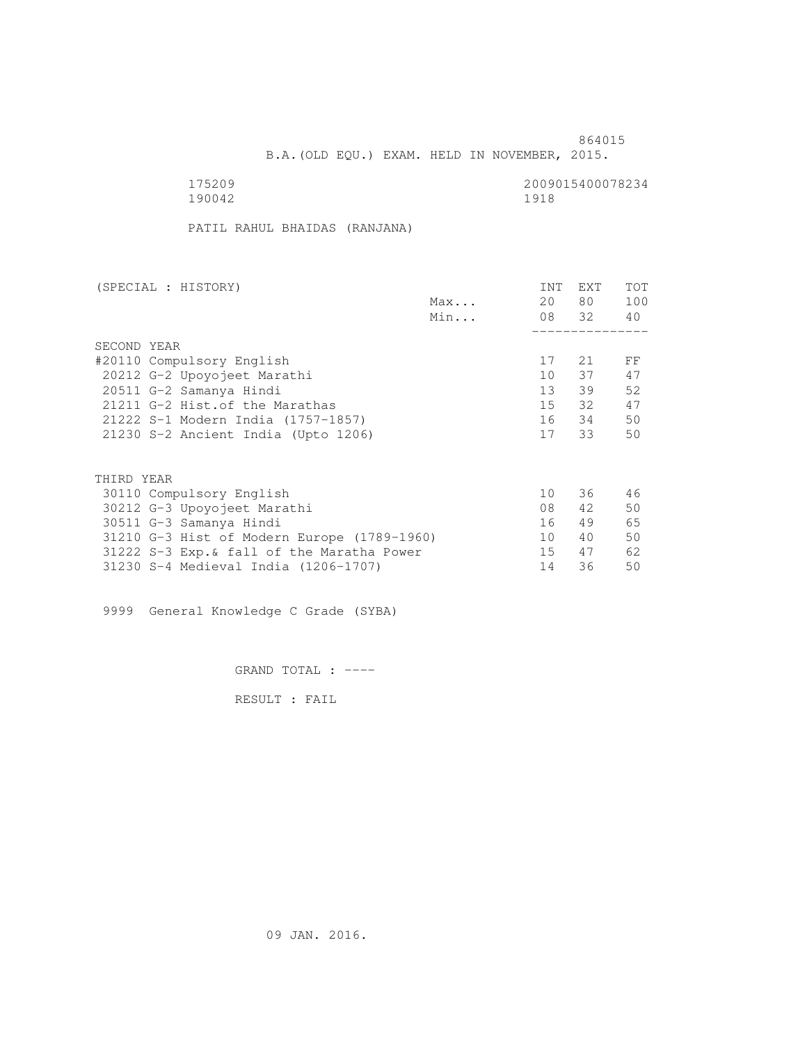864015

B.A.(OLD EQU.) EXAM. HELD IN NOVEMBER, 2015.

175209 2009015400078234
190042 1918

PATIL RAHUL BHAIDAS (RANJANA)

| (SPECIAL : HISTORY) | | INT | EXT | TOT |
|---|---|---|---|---|
| | Max... | 20 | 80 | 100 |
| | Min... | 08 | 32 | 40 |
| SECOND YEAR | | | | |
| #20110 Compulsory English | | 17 | 21 | FF |
| 20212 G-2 Upoyojeet Marathi | | 10 | 37 | 47 |
| 20511 G-2 Samanya Hindi | | 13 | 39 | 52 |
| 21211 G-2 Hist.of the Marathas | | 15 | 32 | 47 |
| 21222 S-1 Modern India (1757-1857) | | 16 | 34 | 50 |
| 21230 S-2 Ancient India (Upto 1206) | | 17 | 33 | 50 |
| THIRD YEAR | | | | |
| 30110 Compulsory English | | 10 | 36 | 46 |
| 30212 G-3 Upoyojeet Marathi | | 08 | 42 | 50 |
| 30511 G-3 Samanya Hindi | | 16 | 49 | 65 |
| 31210 G-3 Hist of Modern Europe (1789-1960) | | 10 | 40 | 50 |
| 31222 S-3 Exp.& fall of the Maratha Power | | 15 | 47 | 62 |
| 31230 S-4 Medieval India (1206-1707) | | 14 | 36 | 50 |

9999 General Knowledge C Grade (SYBA)

GRAND TOTAL : ----

RESULT : FAIL

09 JAN. 2016.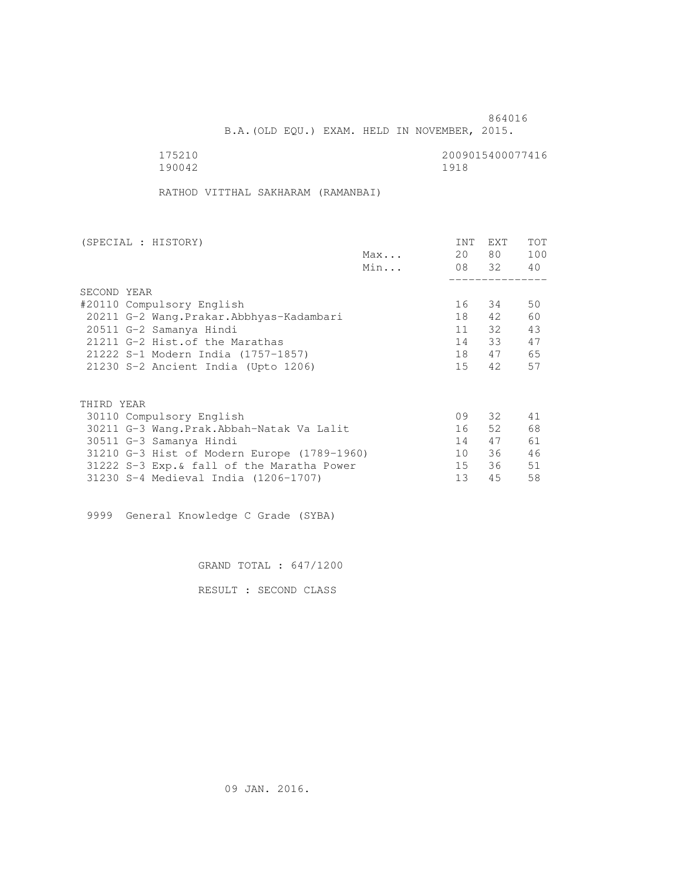864016

B.A.(OLD EQU.) EXAM. HELD IN NOVEMBER, 2015.

175210 2009015400077416
190042 1918

RATHOD VITTHAL SAKHARAM (RAMANBAI)

| (SPECIAL : HISTORY) | | INT | EXT | TOT |
|---|---|---|---|---|
| | Max... | 20 | 80 | 100 |
| | Min... | 08 | 32 | 40 |
| SECOND YEAR | | | | |
| #20110 Compulsory English | | 16 | 34 | 50 |
| 20211 G-2 Wang.Prakar.Abbhyas-Kadambari | | 18 | 42 | 60 |
| 20511 G-2 Samanya Hindi | | 11 | 32 | 43 |
| 21211 G-2 Hist.of the Marathas | | 14 | 33 | 47 |
| 21222 S-1 Modern India (1757-1857) | | 18 | 47 | 65 |
| 21230 S-2 Ancient India (Upto 1206) | | 15 | 42 | 57 |
| THIRD YEAR | | | | |
| 30110 Compulsory English | | 09 | 32 | 41 |
| 30211 G-3 Wang.Prak.Abbah-Natak Va Lalit | | 16 | 52 | 68 |
| 30511 G-3 Samanya Hindi | | 14 | 47 | 61 |
| 31210 G-3 Hist of Modern Europe (1789-1960) | | 10 | 36 | 46 |
| 31222 S-3 Exp.& fall of the Maratha Power | | 15 | 36 | 51 |
| 31230 S-4 Medieval India (1206-1707) | | 13 | 45 | 58 |

9999 General Knowledge C Grade (SYBA)

GRAND TOTAL : 647/1200

RESULT : SECOND CLASS

09 JAN. 2016.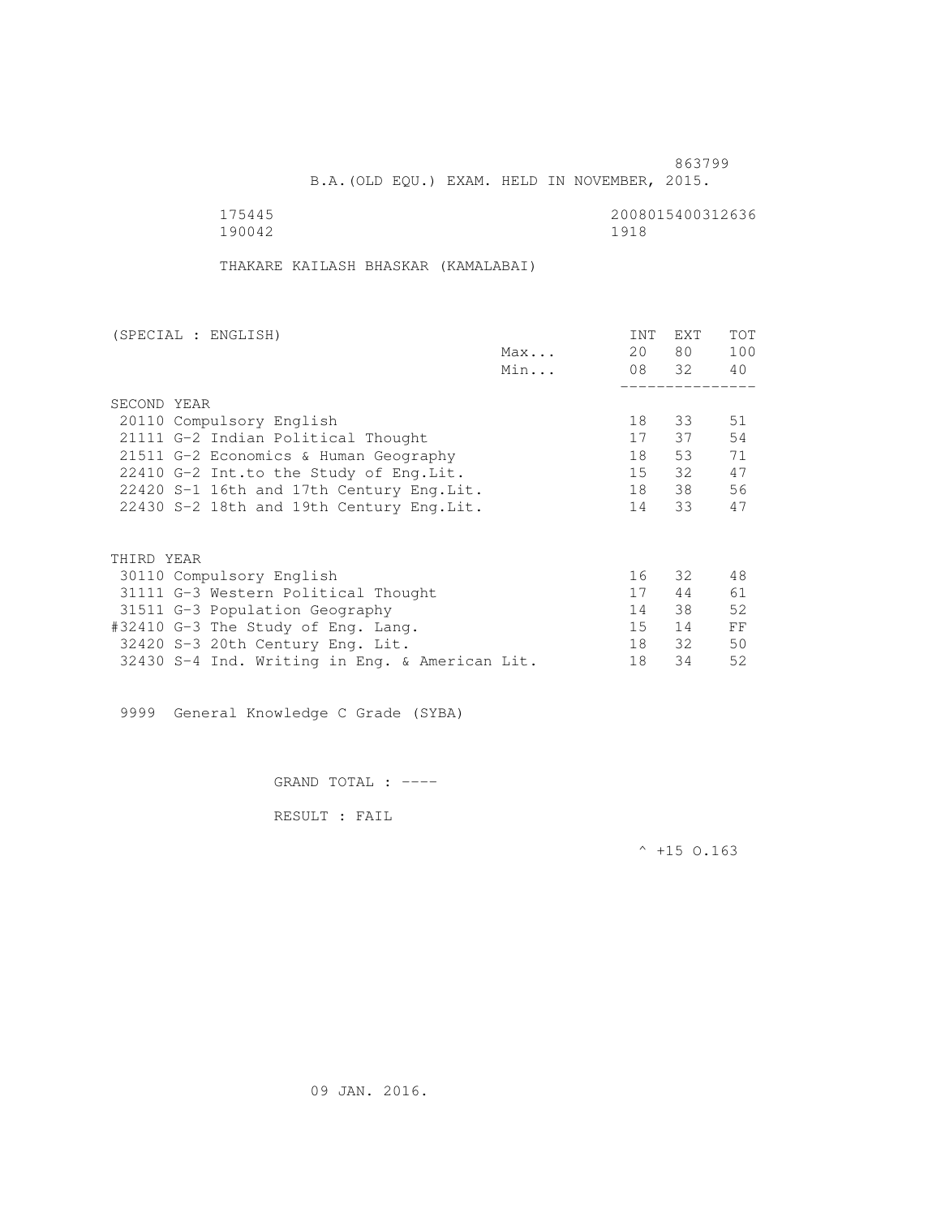863799

B.A.(OLD EQU.) EXAM. HELD IN NOVEMBER, 2015.

175445 2008015400312636
190042 1918

THAKARE KAILASH BHASKAR (KAMALABAI)

| (SPECIAL : ENGLISH) | | INT | EXT | TOT |
|---|---|---|---|---|
| | Max... | 20 | 80 | 100 |
| | Min... | 08 | 32 | 40 |
| **SECOND YEAR** | | | | |
| 20110 Compulsory English | | 18 | 33 | 51 |
| 21111 G-2 Indian Political Thought | | 17 | 37 | 54 |
| 21511 G-2 Economics & Human Geography | | 18 | 53 | 71 |
| 22410 G-2 Int.to the Study of Eng.Lit. | | 15 | 32 | 47 |
| 22420 S-1 16th and 17th Century Eng.Lit. | | 18 | 38 | 56 |
| 22430 S-2 18th and 19th Century Eng.Lit. | | 14 | 33 | 47 |
| **THIRD YEAR** | | | | |
| 30110 Compulsory English | | 16 | 32 | 48 |
| 31111 G-3 Western Political Thought | | 17 | 44 | 61 |
| 31511 G-3 Population Geography | | 14 | 38 | 52 |
| #32410 G-3 The Study of Eng. Lang. | | 15 | 14 | FF |
| 32420 S-3 20th Century Eng. Lit. | | 18 | 32 | 50 |
| 32430 S-4 Ind. Writing in Eng. & American Lit. | | 18 | 34 | 52 |

9999 General Knowledge C Grade (SYBA)

GRAND TOTAL : ----

RESULT : FAIL

^ +15 O.163

09 JAN. 2016.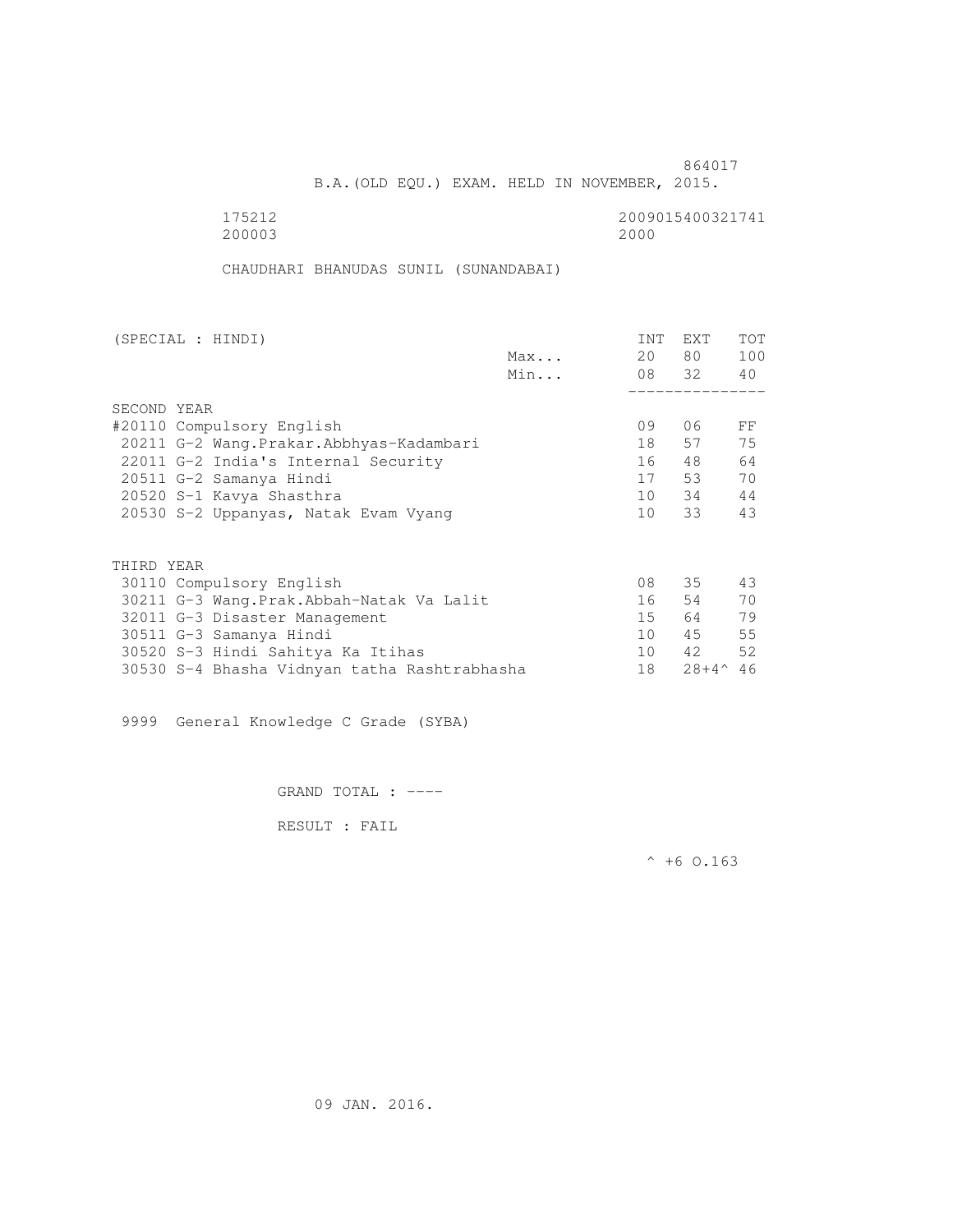864017

B.A.(OLD EQU.) EXAM. HELD IN NOVEMBER, 2015.

175212 2009015400321741
200003 2000

CHAUDHARI BHANUDAS SUNIL (SUNANDABAI)

| (SPECIAL : HINDI) | | INT | EXT | TOT |
|---|---|---|---|---|
| | Max... | 20 | 80 | 100 |
| | Min... | 08 | 32 | 40 |
| **SECOND YEAR** | | | | |
| #20110 Compulsory English | | 09 | 06 | FF |
| 20211 G-2 Wang.Prakar.Abbhyas-Kadambari | | 18 | 57 | 75 |
| 22011 G-2 India's Internal Security | | 16 | 48 | 64 |
| 20511 G-2 Samanya Hindi | | 17 | 53 | 70 |
| 20520 S-1 Kavya Shasthra | | 10 | 34 | 44 |
| 20530 S-2 Uppanyas, Natak Evam Vyang | | 10 | 33 | 43 |
| **THIRD YEAR** | | | | |
| 30110 Compulsory English | | 08 | 35 | 43 |
| 30211 G-3 Wang.Prak.Abbah-Natak Va Lalit | | 16 | 54 | 70 |
| 32011 G-3 Disaster Management | | 15 | 64 | 79 |
| 30511 G-3 Samanya Hindi | | 10 | 45 | 55 |
| 30520 S-3 Hindi Sahitya Ka Itihas | | 10 | 42 | 52 |
| 30530 S-4 Bhasha Vidnyan tatha Rashtrabhasha | | 18 | 28+4^ | 46 |

9999 General Knowledge C Grade (SYBA)

GRAND TOTAL : ----

RESULT : FAIL

^ +6 O.163

09 JAN. 2016.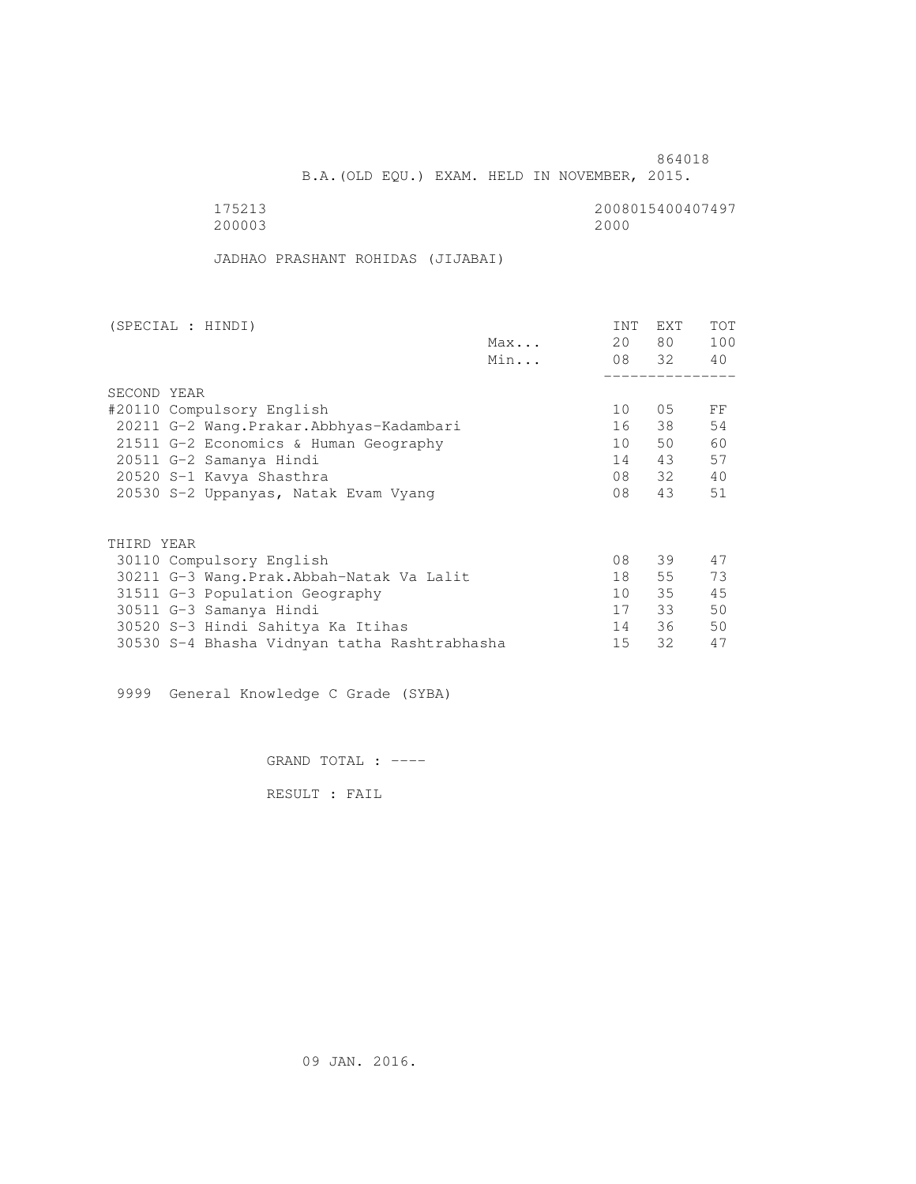864018

B.A.(OLD EQU.) EXAM. HELD IN NOVEMBER, 2015.

175213 2008015400407497
200003 2000

JADHAO PRASHANT ROHIDAS (JIJABAI)

| (SPECIAL : HINDI) | | INT | EXT | TOT |
|---|---|---|---|---|
| | Max... | 20 | 80 | 100 |
| | Min... | 08 | 32 | 40 |
| SECOND YEAR | | | | |
| #20110 Compulsory English | | 10 | 05 | FF |
| 20211 G-2 Wang.Prakar.Abbhyas-Kadambari | | 16 | 38 | 54 |
| 21511 G-2 Economics & Human Geography | | 10 | 50 | 60 |
| 20511 G-2 Samanya Hindi | | 14 | 43 | 57 |
| 20520 S-1 Kavya Shasthra | | 08 | 32 | 40 |
| 20530 S-2 Uppanyas, Natak Evam Vyang | | 08 | 43 | 51 |
| THIRD YEAR | | | | |
| 30110 Compulsory English | | 08 | 39 | 47 |
| 30211 G-3 Wang.Prak.Abbah-Natak Va Lalit | | 18 | 55 | 73 |
| 31511 G-3 Population Geography | | 10 | 35 | 45 |
| 30511 G-3 Samanya Hindi | | 17 | 33 | 50 |
| 30520 S-3 Hindi Sahitya Ka Itihas | | 14 | 36 | 50 |
| 30530 S-4 Bhasha Vidnyan tatha Rashtrabhasha | | 15 | 32 | 47 |

9999 General Knowledge C Grade (SYBA)

GRAND TOTAL : ----

RESULT : FAIL

09 JAN. 2016.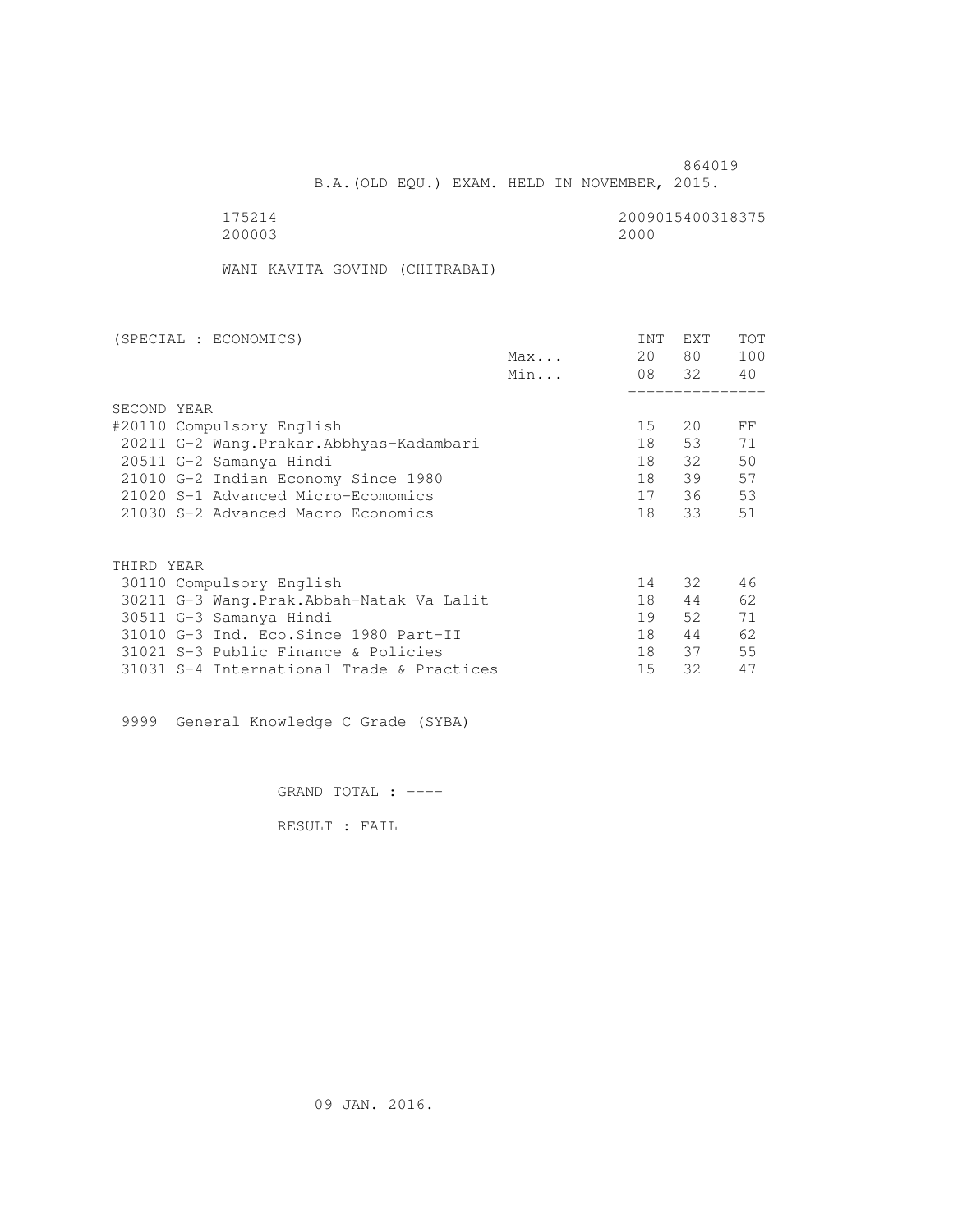864019

B.A.(OLD EQU.) EXAM. HELD IN NOVEMBER, 2015.

175214 2009015400318375
200003 2000

WANI KAVITA GOVIND (CHITRABAI)

| (SPECIAL : ECONOMICS) | | INT | EXT | TOT |
|---|---|---|---|---|
| | Max... | 20 | 80 | 100 |
| | Min... | 08 | 32 | 40 |
| **SECOND YEAR** | | | | |
| #20110 Compulsory English | | 15 | 20 | FF |
| 20211 G-2 Wang.Prakar.Abbhyas-Kadambari | | 18 | 53 | 71 |
| 20511 G-2 Samanya Hindi | | 18 | 32 | 50 |
| 21010 G-2 Indian Economy Since 1980 | | 18 | 39 | 57 |
| 21020 S-1 Advanced Micro-Ecomomics | | 17 | 36 | 53 |
| 21030 S-2 Advanced Macro Economics | | 18 | 33 | 51 |
| **THIRD YEAR** | | | | |
| 30110 Compulsory English | | 14 | 32 | 46 |
| 30211 G-3 Wang.Prak.Abbah-Natak Va Lalit | | 18 | 44 | 62 |
| 30511 G-3 Samanya Hindi | | 19 | 52 | 71 |
| 31010 G-3 Ind. Eco.Since 1980 Part-II | | 18 | 44 | 62 |
| 31021 S-3 Public Finance & Policies | | 18 | 37 | 55 |
| 31031 S-4 International Trade & Practices | | 15 | 32 | 47 |

9999 General Knowledge C Grade (SYBA)

GRAND TOTAL : ----

RESULT : FAIL

09 JAN. 2016.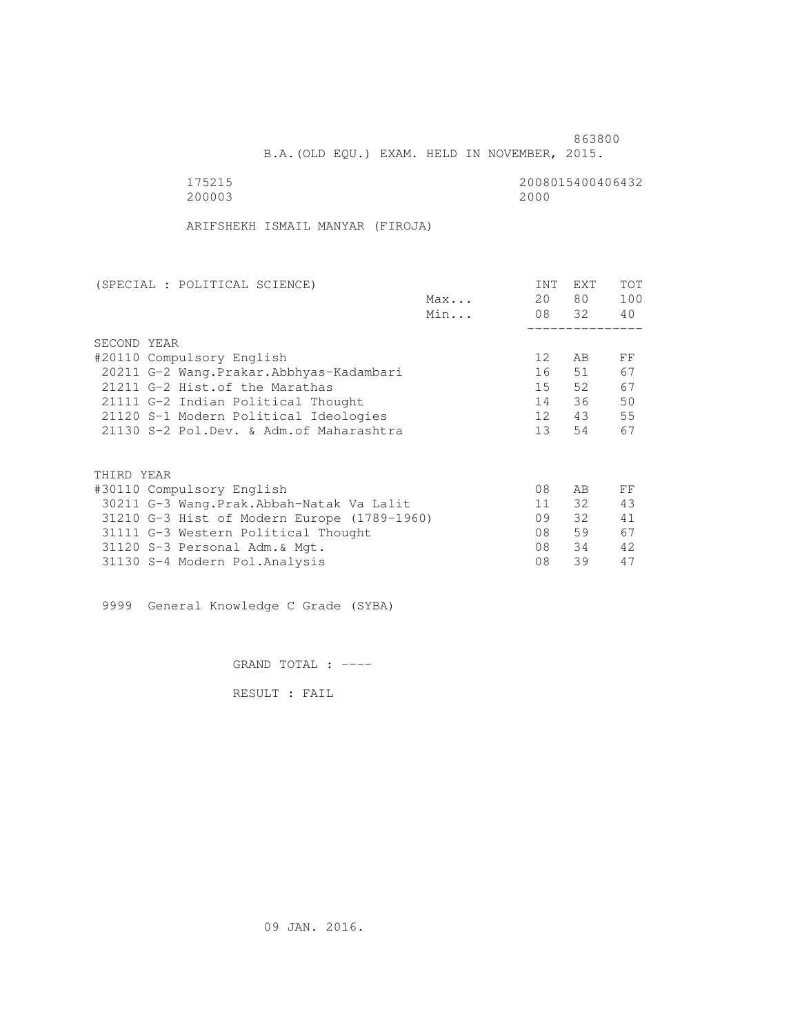863800

B.A.(OLD EQU.) EXAM. HELD IN NOVEMBER, 2015.

175215 2008015400406432
200003 2000

ARIFSHEKH ISMAIL MANYAR (FIROJA)

| (SPECIAL : POLITICAL SCIENCE) | | INT | EXT | TOT |
|---|---|---|---|---|
| | Max... | 20 | 80 | 100 |
| | Min... | 08 | 32 | 40 |
| **SECOND YEAR** | | | | |
| #20110 Compulsory English | | 12 | AB | FF |
| 20211 G-2 Wang.Prakar.Abbhyas-Kadambari | | 16 | 51 | 67 |
| 21211 G-2 Hist.of the Marathas | | 15 | 52 | 67 |
| 21111 G-2 Indian Political Thought | | 14 | 36 | 50 |
| 21120 S-1 Modern Political Ideologies | | 12 | 43 | 55 |
| 21130 S-2 Pol.Dev. & Adm.of Maharashtra | | 13 | 54 | 67 |
| **THIRD YEAR** | | | | |
| #30110 Compulsory English | | 08 | AB | FF |
| 30211 G-3 Wang.Prak.Abbah-Natak Va Lalit | | 11 | 32 | 43 |
| 31210 G-3 Hist of Modern Europe (1789-1960) | | 09 | 32 | 41 |
| 31111 G-3 Western Political Thought | | 08 | 59 | 67 |
| 31120 S-3 Personal Adm.& Mgt. | | 08 | 34 | 42 |
| 31130 S-4 Modern Pol.Analysis | | 08 | 39 | 47 |

9999 General Knowledge C Grade (SYBA)

GRAND TOTAL : ----

RESULT : FAIL

09 JAN. 2016.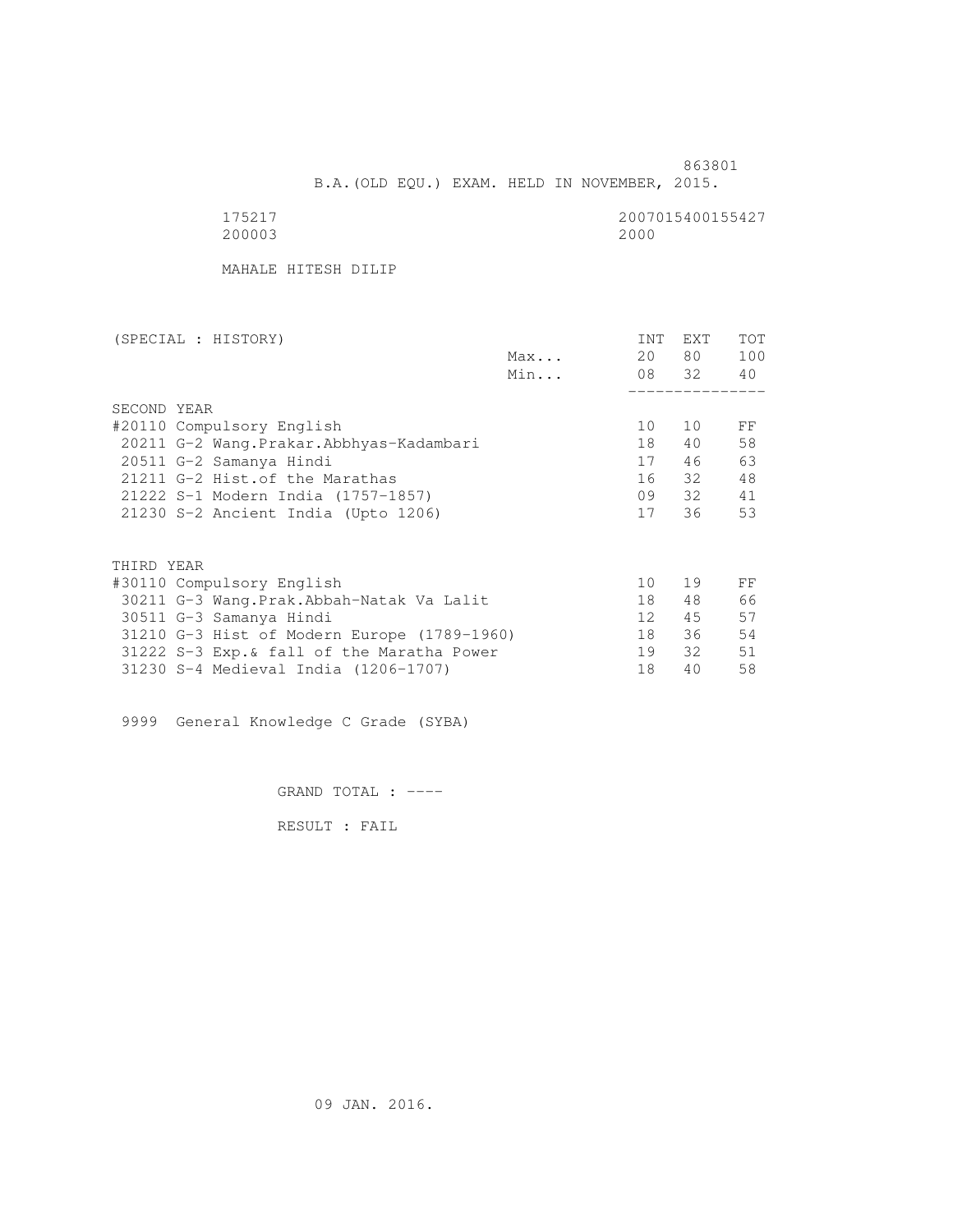863801

B.A.(OLD EQU.) EXAM. HELD IN NOVEMBER, 2015.

175217 2007015400155427
200003 2000

MAHALE HITESH DILIP

| (SPECIAL : HISTORY) | | INT | EXT | TOT |
|---|---|---|---|---|
| | Max... | 20 | 80 | 100 |
| | Min... | 08 | 32 | 40 |
| **SECOND YEAR** | | | | |
| #20110 Compulsory English | | 10 | 10 | FF |
| 20211 G-2 Wang.Prakar.Abbhyas-Kadambari | | 18 | 40 | 58 |
| 20511 G-2 Samanya Hindi | | 17 | 46 | 63 |
| 21211 G-2 Hist.of the Marathas | | 16 | 32 | 48 |
| 21222 S-1 Modern India (1757-1857) | | 09 | 32 | 41 |
| 21230 S-2 Ancient India (Upto 1206) | | 17 | 36 | 53 |
| **THIRD YEAR** | | | | |
| #30110 Compulsory English | | 10 | 19 | FF |
| 30211 G-3 Wang.Prak.Abbah-Natak Va Lalit | | 18 | 48 | 66 |
| 30511 G-3 Samanya Hindi | | 12 | 45 | 57 |
| 31210 G-3 Hist of Modern Europe (1789-1960) | | 18 | 36 | 54 |
| 31222 S-3 Exp.& fall of the Maratha Power | | 19 | 32 | 51 |
| 31230 S-4 Medieval India (1206-1707) | | 18 | 40 | 58 |

9999 General Knowledge C Grade (SYBA)

GRAND TOTAL : ----

RESULT : FAIL

09 JAN. 2016.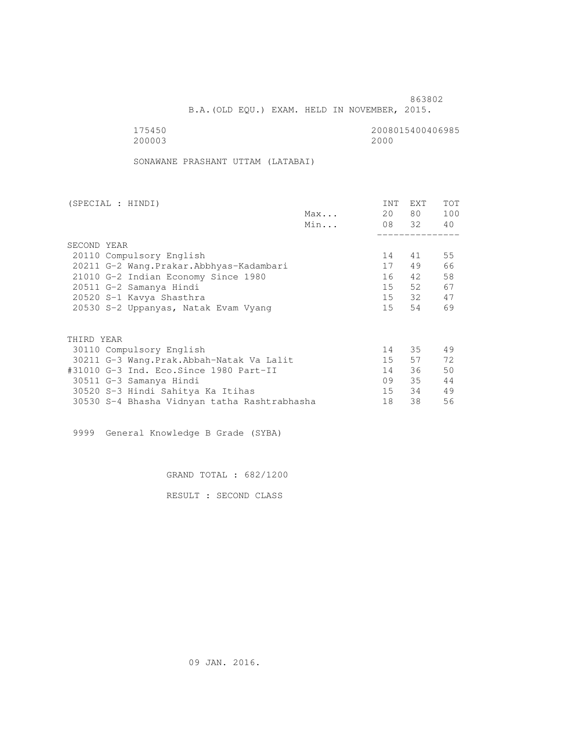863802

B.A.(OLD EQU.) EXAM. HELD IN NOVEMBER, 2015.

175450 2008015400406985
200003 2000

SONAWANE PRASHANT UTTAM (LATABAI)

| (SPECIAL : HINDI) | | INT | EXT | TOT |
|---|---|---|---|---|
| | Max... | 20 | 80 | 100 |
| | Min... | 08 | 32 | 40 |
| SECOND YEAR | | | | |
| 20110 Compulsory English | | 14 | 41 | 55 |
| 20211 G-2 Wang.Prakar.Abbhyas-Kadambari | | 17 | 49 | 66 |
| 21010 G-2 Indian Economy Since 1980 | | 16 | 42 | 58 |
| 20511 G-2 Samanya Hindi | | 15 | 52 | 67 |
| 20520 S-1 Kavya Shasthra | | 15 | 32 | 47 |
| 20530 S-2 Uppanyas, Natak Evam Vyang | | 15 | 54 | 69 |
| THIRD YEAR | | | | |
| 30110 Compulsory English | | 14 | 35 | 49 |
| 30211 G-3 Wang.Prak.Abbah-Natak Va Lalit | | 15 | 57 | 72 |
| #31010 G-3 Ind. Eco.Since 1980 Part-II | | 14 | 36 | 50 |
| 30511 G-3 Samanya Hindi | | 09 | 35 | 44 |
| 30520 S-3 Hindi Sahitya Ka Itihas | | 15 | 34 | 49 |
| 30530 S-4 Bhasha Vidnyan tatha Rashtrabhasha | | 18 | 38 | 56 |

9999 General Knowledge B Grade (SYBA)

GRAND TOTAL : 682/1200

RESULT : SECOND CLASS

09 JAN. 2016.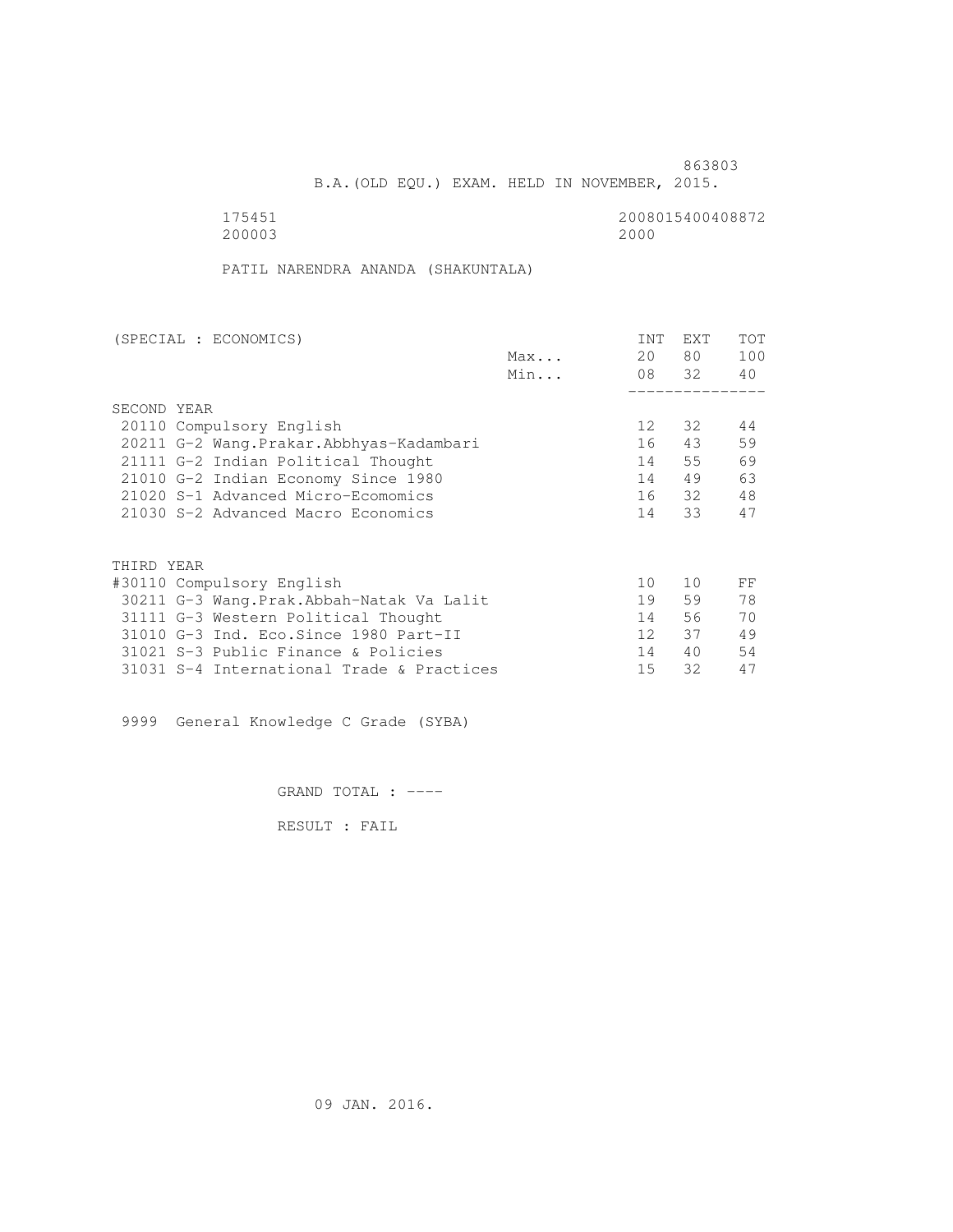863803

B.A.(OLD EQU.) EXAM. HELD IN NOVEMBER, 2015.

175451 2008015400408872
200003 2000

PATIL NARENDRA ANANDA (SHAKUNTALA)

| (SPECIAL : ECONOMICS) | | INT | EXT | TOT |
|---|---|---|---|---|
| | Max... | 20 | 80 | 100 |
| | Min... | 08 | 32 | 40 |
| **SECOND YEAR** | | | | |
| 20110 Compulsory English | | 12 | 32 | 44 |
| 20211 G-2 Wang.Prakar.Abbhyas-Kadambari | | 16 | 43 | 59 |
| 21111 G-2 Indian Political Thought | | 14 | 55 | 69 |
| 21010 G-2 Indian Economy Since 1980 | | 14 | 49 | 63 |
| 21020 S-1 Advanced Micro-Ecomomics | | 16 | 32 | 48 |
| 21030 S-2 Advanced Macro Economics | | 14 | 33 | 47 |
| **THIRD YEAR** | | | | |
| #30110 Compulsory English | | 10 | 10 | FF |
| 30211 G-3 Wang.Prak.Abbah-Natak Va Lalit | | 19 | 59 | 78 |
| 31111 G-3 Western Political Thought | | 14 | 56 | 70 |
| 31010 G-3 Ind. Eco.Since 1980 Part-II | | 12 | 37 | 49 |
| 31021 S-3 Public Finance & Policies | | 14 | 40 | 54 |
| 31031 S-4 International Trade & Practices | | 15 | 32 | 47 |

9999 General Knowledge C Grade (SYBA)

GRAND TOTAL : ----

RESULT : FAIL

09 JAN. 2016.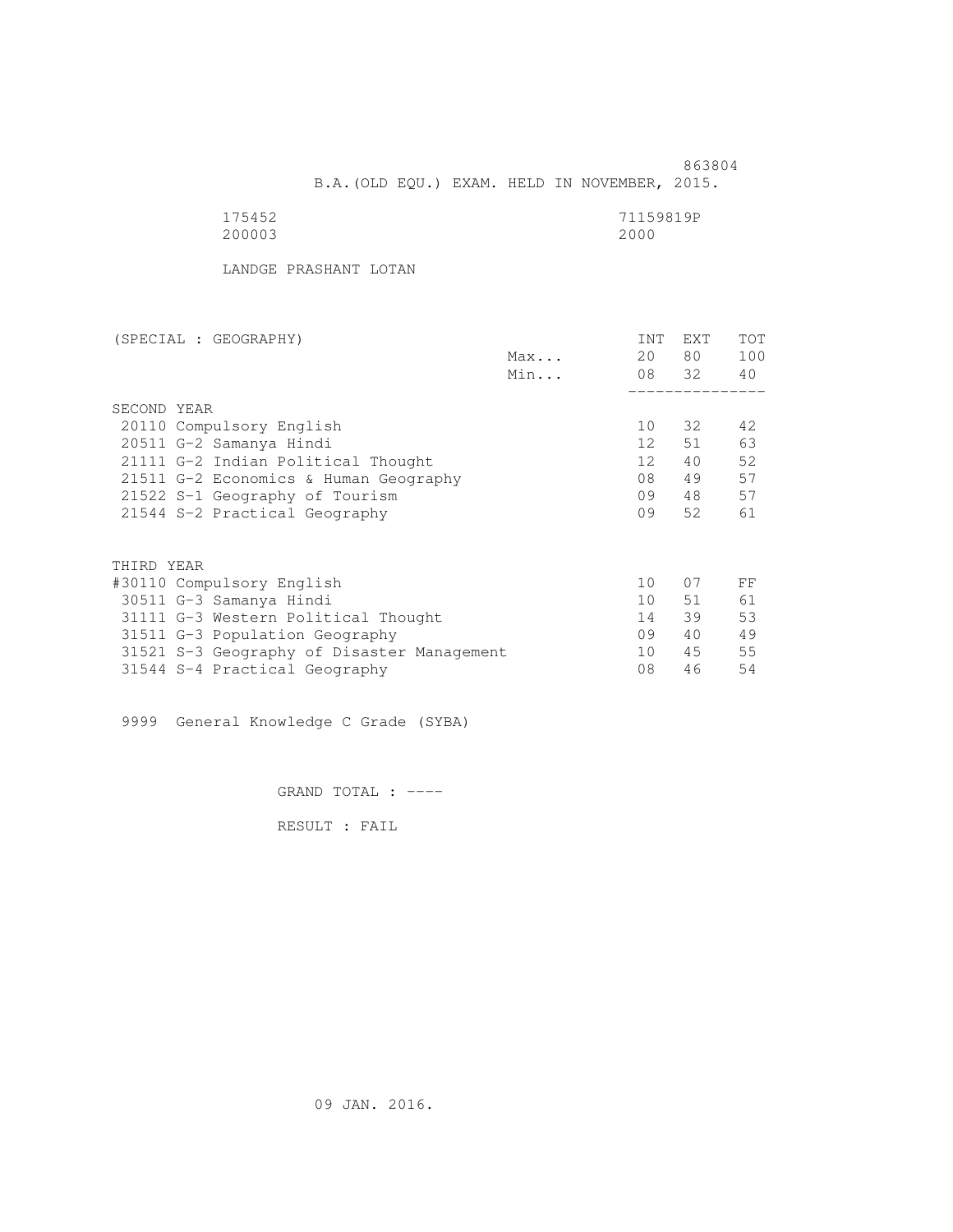863804

B.A.(OLD EQU.) EXAM. HELD IN NOVEMBER, 2015.

175452 71159819P
200003 2000

LANDGE PRASHANT LOTAN

| (SPECIAL : GEOGRAPHY) | | INT | EXT | TOT |
|---|---|---|---|---|
| | Max... | 20 | 80 | 100 |
| | Min... | 08 | 32 | 40 |
| SECOND YEAR | | | | |
| 20110 Compulsory English | | 10 | 32 | 42 |
| 20511 G-2 Samanya Hindi | | 12 | 51 | 63 |
| 21111 G-2 Indian Political Thought | | 12 | 40 | 52 |
| 21511 G-2 Economics & Human Geography | | 08 | 49 | 57 |
| 21522 S-1 Geography of Tourism | | 09 | 48 | 57 |
| 21544 S-2 Practical Geography | | 09 | 52 | 61 |
| THIRD YEAR | | | | |
| #30110 Compulsory English | | 10 | 07 | FF |
| 30511 G-3 Samanya Hindi | | 10 | 51 | 61 |
| 31111 G-3 Western Political Thought | | 14 | 39 | 53 |
| 31511 G-3 Population Geography | | 09 | 40 | 49 |
| 31521 S-3 Geography of Disaster Management | | 10 | 45 | 55 |
| 31544 S-4 Practical Geography | | 08 | 46 | 54 |

9999 General Knowledge C Grade (SYBA)

GRAND TOTAL : ----

RESULT : FAIL

09 JAN. 2016.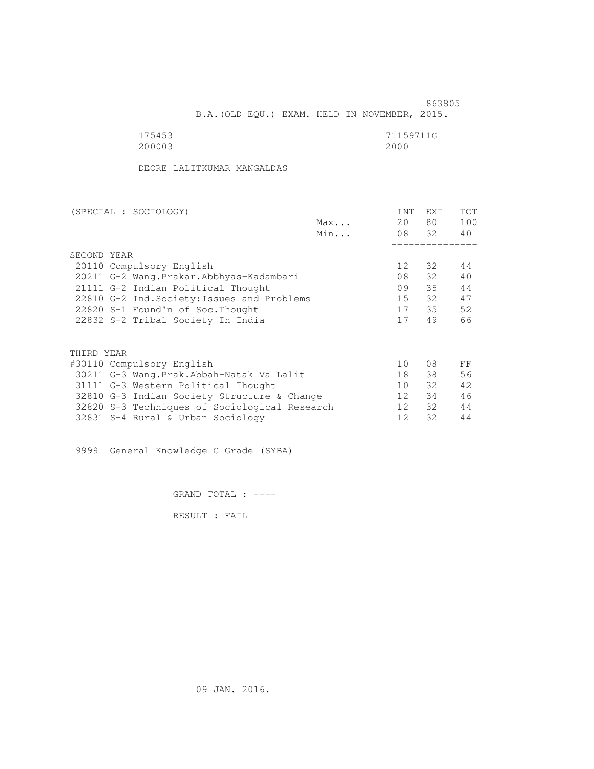863805

B.A.(OLD EQU.) EXAM. HELD IN NOVEMBER, 2015.

175453 71159711G

200003 2000

DEORE LALITKUMAR MANGALDAS

| (SPECIAL : SOCIOLOGY) | | INT | EXT | TOT |
|---|---|---|---|---|
| | Max... | 20 | 80 | 100 |
| | Min... | 08 | 32 | 40 |
| **SECOND YEAR** | | | | |
| 20110 Compulsory English | | 12 | 32 | 44 |
| 20211 G-2 Wang.Prakar.Abbhyas-Kadambari | | 08 | 32 | 40 |
| 21111 G-2 Indian Political Thought | | 09 | 35 | 44 |
| 22810 G-2 Ind.Society:Issues and Problems | | 15 | 32 | 47 |
| 22820 S-1 Found'n of Soc.Thought | | 17 | 35 | 52 |
| 22832 S-2 Tribal Society In India | | 17 | 49 | 66 |
| **THIRD YEAR** | | | | |
| #30110 Compulsory English | | 10 | 08 | FF |
| 30211 G-3 Wang.Prak.Abbah-Natak Va Lalit | | 18 | 38 | 56 |
| 31111 G-3 Western Political Thought | | 10 | 32 | 42 |
| 32810 G-3 Indian Society Structure & Change | | 12 | 34 | 46 |
| 32820 S-3 Techniques of Sociological Research | | 12 | 32 | 44 |
| 32831 S-4 Rural & Urban Sociology | | 12 | 32 | 44 |

9999 General Knowledge C Grade (SYBA)

GRAND TOTAL : ----

RESULT : FAIL

09 JAN. 2016.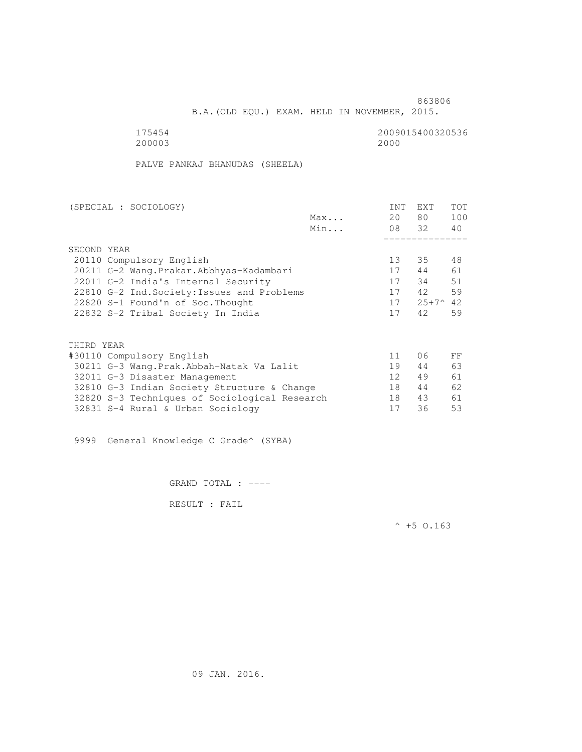863806

B.A.(OLD EQU.) EXAM. HELD IN NOVEMBER, 2015.

175454 2009015400320536
200003 2000

PALVE PANKAJ BHANUDAS (SHEELA)

| (SPECIAL : SOCIOLOGY) | | INT | EXT | TOT |
|---|---|---|---|---|
| | Max... | 20 | 80 | 100 |
| | Min... | 08 | 32 | 40 |
| SECOND YEAR | | | | |
| 20110 Compulsory English | | 13 | 35 | 48 |
| 20211 G-2 Wang.Prakar.Abbhyas-Kadambari | | 17 | 44 | 61 |
| 22011 G-2 India's Internal Security | | 17 | 34 | 51 |
| 22810 G-2 Ind.Society:Issues and Problems | | 17 | 42 | 59 |
| 22820 S-1 Found'n of Soc.Thought | | 17 | 25+7^ | 42 |
| 22832 S-2 Tribal Society In India | | 17 | 42 | 59 |
| THIRD YEAR | | | | |
| #30110 Compulsory English | | 11 | 06 | FF |
| 30211 G-3 Wang.Prak.Abbah-Natak Va Lalit | | 19 | 44 | 63 |
| 32011 G-3 Disaster Management | | 12 | 49 | 61 |
| 32810 G-3 Indian Society Structure & Change | | 18 | 44 | 62 |
| 32820 S-3 Techniques of Sociological Research | | 18 | 43 | 61 |
| 32831 S-4 Rural & Urban Sociology | | 17 | 36 | 53 |

9999 General Knowledge C Grade^ (SYBA)

GRAND TOTAL : ----

RESULT : FAIL

^ +5 O.163

09 JAN. 2016.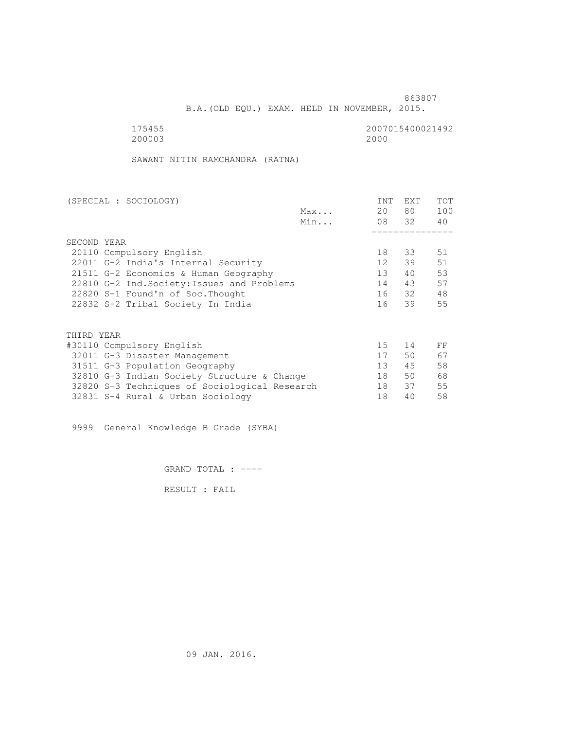863807

B.A.(OLD EQU.) EXAM. HELD IN NOVEMBER, 2015.

175455 2007015400021492
200003 2000

SAWANT NITIN RAMCHANDRA (RATNA)

| (SPECIAL : SOCIOLOGY) | | INT | EXT | TOT |
|---|---|---|---|---|
| | Max... | 20 | 80 | 100 |
| | Min... | 08 | 32 | 40 |
| SECOND YEAR | | | | |
| 20110 Compulsory English | | 18 | 33 | 51 |
| 22011 G-2 India's Internal Security | | 12 | 39 | 51 |
| 21511 G-2 Economics & Human Geography | | 13 | 40 | 53 |
| 22810 G-2 Ind.Society:Issues and Problems | | 14 | 43 | 57 |
| 22820 S-1 Found'n of Soc.Thought | | 16 | 32 | 48 |
| 22832 S-2 Tribal Society In India | | 16 | 39 | 55 |
| THIRD YEAR | | | | |
| #30110 Compulsory English | | 15 | 14 | FF |
| 32011 G-3 Disaster Management | | 17 | 50 | 67 |
| 31511 G-3 Population Geography | | 13 | 45 | 58 |
| 32810 G-3 Indian Society Structure & Change | | 18 | 50 | 68 |
| 32820 S-3 Techniques of Sociological Research | | 18 | 37 | 55 |
| 32831 S-4 Rural & Urban Sociology | | 18 | 40 | 58 |

9999 General Knowledge B Grade (SYBA)

GRAND TOTAL : ----

RESULT : FAIL

09 JAN. 2016.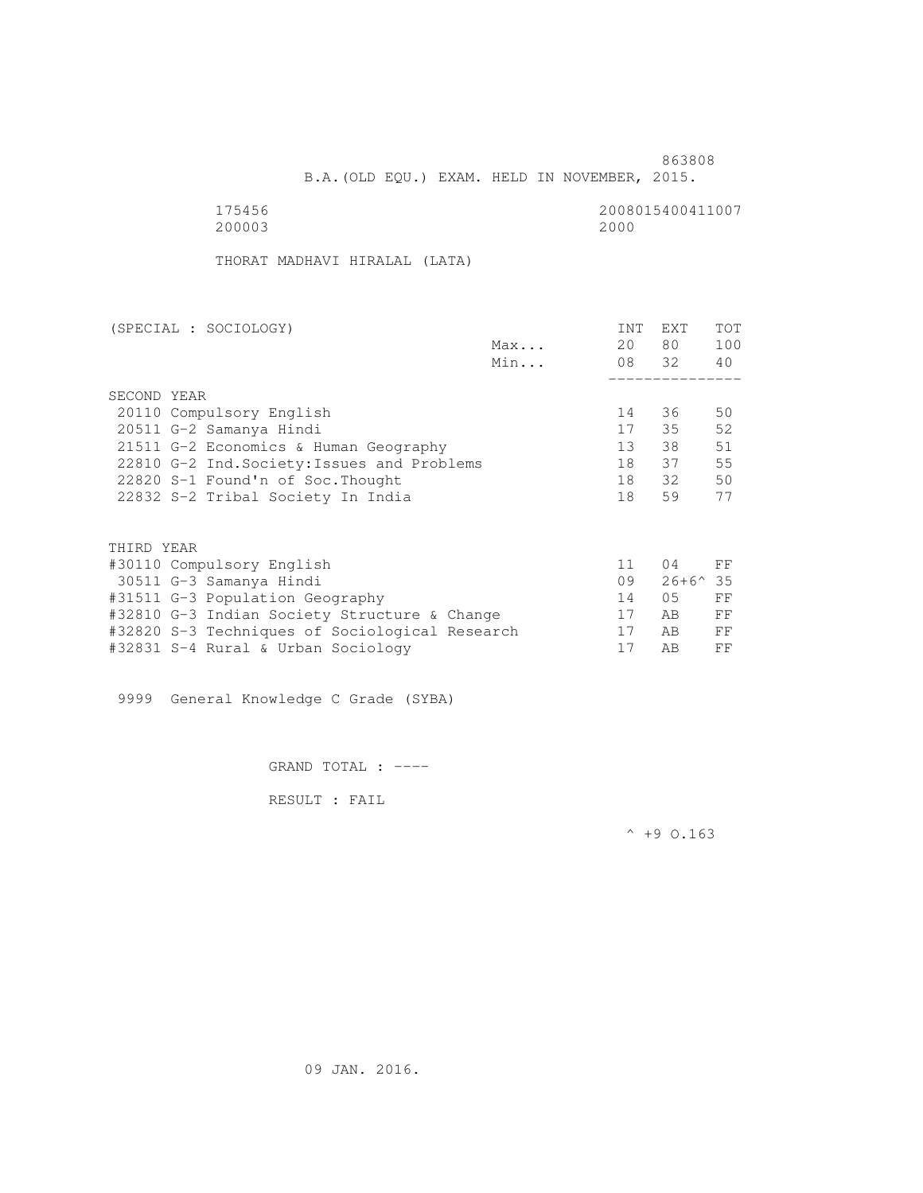863808

B.A.(OLD EQU.) EXAM. HELD IN NOVEMBER, 2015.

175456 2008015400411007

200003 2000

THORAT MADHAVI HIRALAL (LATA)

| (SPECIAL : SOCIOLOGY) | | INT | EXT | TOT |
|---|---|---|---|---|
| | Max... | 20 | 80 | 100 |
| | Min... | 08 | 32 | 40 |
| SECOND YEAR | | | | |
| 20110 Compulsory English | | 14 | 36 | 50 |
| 20511 G-2 Samanya Hindi | | 17 | 35 | 52 |
| 21511 G-2 Economics & Human Geography | | 13 | 38 | 51 |
| 22810 G-2 Ind.Society:Issues and Problems | | 18 | 37 | 55 |
| 22820 S-1 Found'n of Soc.Thought | | 18 | 32 | 50 |
| 22832 S-2 Tribal Society In India | | 18 | 59 | 77 |
| THIRD YEAR | | | | |
| #30110 Compulsory English | | 11 | 04 | FF |
| 30511 G-3 Samanya Hindi | | 09 | 26+6^ | 35 |
| #31511 G-3 Population Geography | | 14 | 05 | FF |
| #32810 G-3 Indian Society Structure & Change | | 17 | AB | FF |
| #32820 S-3 Techniques of Sociological Research | | 17 | AB | FF |
| #32831 S-4 Rural & Urban Sociology | | 17 | AB | FF |

9999 General Knowledge C Grade (SYBA)

GRAND TOTAL : ----

RESULT : FAIL

^ +9 O.163

09 JAN. 2016.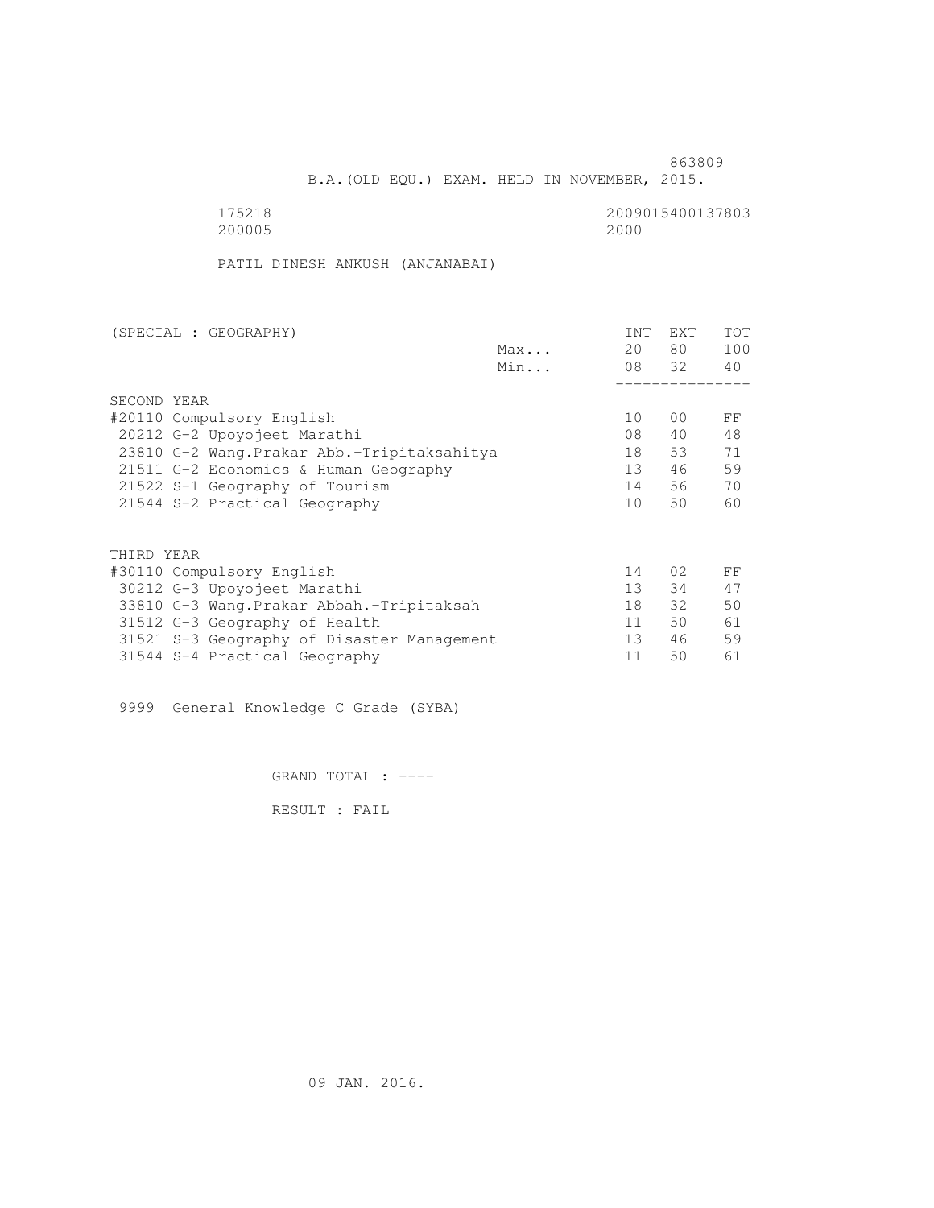863809

B.A.(OLD EQU.) EXAM. HELD IN NOVEMBER, 2015.

175218 2009015400137803
200005 2000

PATIL DINESH ANKUSH (ANJANABAI)

| (SPECIAL : GEOGRAPHY) | | INT | EXT | TOT |
|---|---|---|---|---|
| | Max... | 20 | 80 | 100 |
| | Min... | 08 | 32 | 40 |
| SECOND YEAR | | | | |
| #20110 Compulsory English | | 10 | 00 | FF |
| 20212 G-2 Upoyojeet Marathi | | 08 | 40 | 48 |
| 23810 G-2 Wang.Prakar Abb.-Tripitaksahitya | | 18 | 53 | 71 |
| 21511 G-2 Economics & Human Geography | | 13 | 46 | 59 |
| 21522 S-1 Geography of Tourism | | 14 | 56 | 70 |
| 21544 S-2 Practical Geography | | 10 | 50 | 60 |
| THIRD YEAR | | | | |
| #30110 Compulsory English | | 14 | 02 | FF |
| 30212 G-3 Upoyojeet Marathi | | 13 | 34 | 47 |
| 33810 G-3 Wang.Prakar Abbah.-Tripitaksah | | 18 | 32 | 50 |
| 31512 G-3 Geography of Health | | 11 | 50 | 61 |
| 31521 S-3 Geography of Disaster Management | | 13 | 46 | 59 |
| 31544 S-4 Practical Geography | | 11 | 50 | 61 |

9999 General Knowledge C Grade (SYBA)

GRAND TOTAL : ----

RESULT : FAIL

09 JAN. 2016.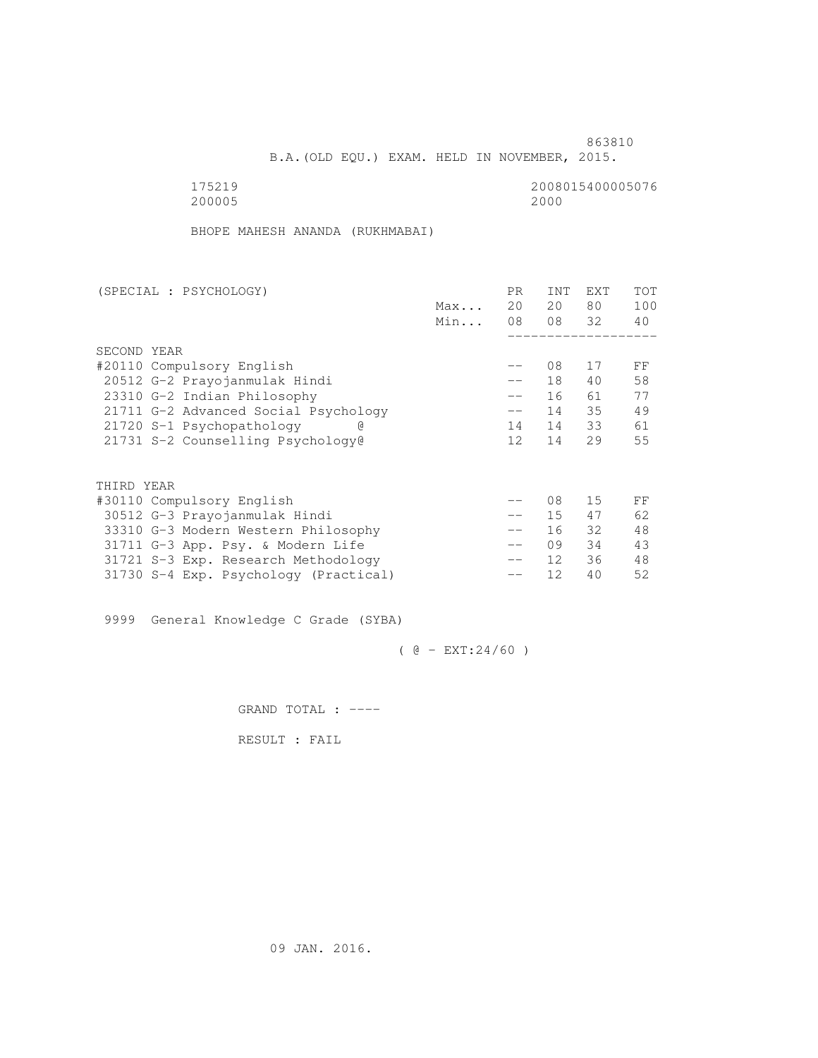863810

B.A.(OLD EQU.) EXAM. HELD IN NOVEMBER, 2015.

175219 2008015400005076
200005 2000

BHOPE MAHESH ANANDA (RUKHMABAI)

| (SPECIAL : PSYCHOLOGY) | | PR | INT | EXT | TOT |
|---|---|---|---|---|---|
| | Max... | 20 | 20 | 80 | 100 |
| | Min... | 08 | 08 | 32 | 40 |
| SECOND YEAR | | | | | |
| #20110 Compulsory English | | -- | 08 | 17 | FF |
| 20512 G-2 Prayojanmulak Hindi | | -- | 18 | 40 | 58 |
| 23310 G-2 Indian Philosophy | | -- | 16 | 61 | 77 |
| 21711 G-2 Advanced Social Psychology | | -- | 14 | 35 | 49 |
| 21720 S-1 Psychopathology @ | | 14 | 14 | 33 | 61 |
| 21731 S-2 Counselling Psychology@ | | 12 | 14 | 29 | 55 |
| THIRD YEAR | | | | | |
| #30110 Compulsory English | | -- | 08 | 15 | FF |
| 30512 G-3 Prayojanmulak Hindi | | -- | 15 | 47 | 62 |
| 33310 G-3 Modern Western Philosophy | | -- | 16 | 32 | 48 |
| 31711 G-3 App. Psy. & Modern Life | | -- | 09 | 34 | 43 |
| 31721 S-3 Exp. Research Methodology | | -- | 12 | 36 | 48 |
| 31730 S-4 Exp. Psychology (Practical) | | -- | 12 | 40 | 52 |

9999 General Knowledge C Grade (SYBA)

( @ - EXT:24/60 )

GRAND TOTAL : ----

RESULT : FAIL

09 JAN. 2016.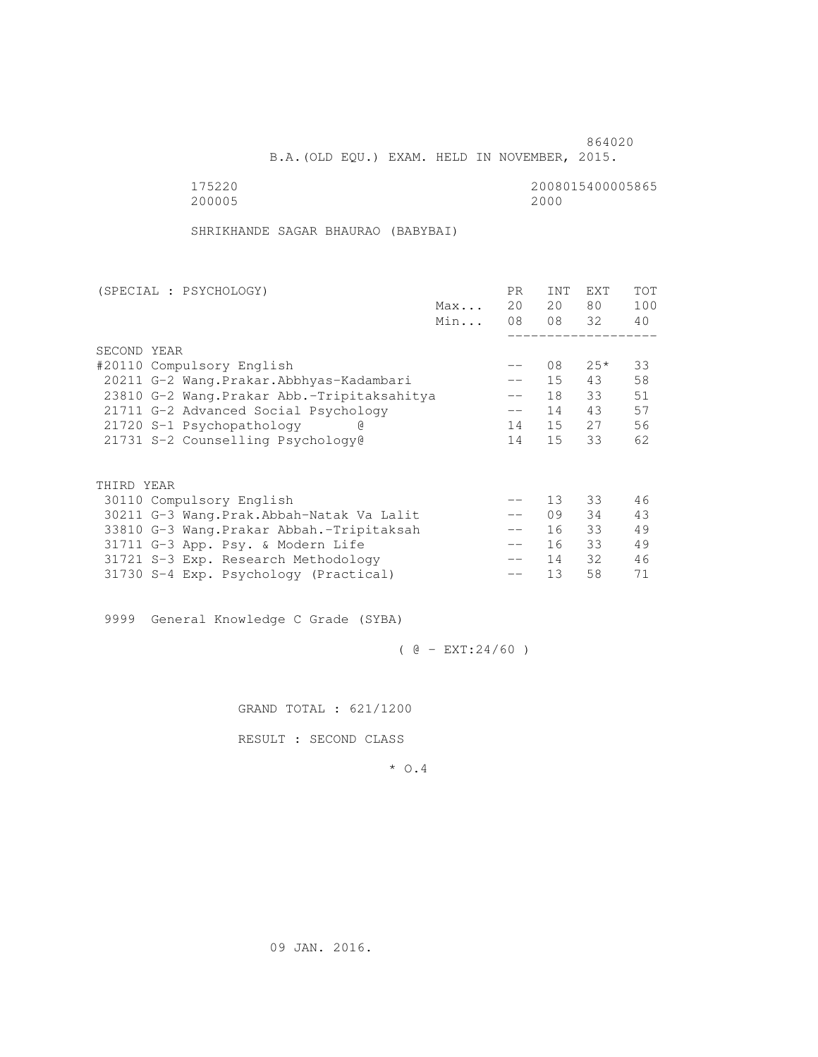864020

B.A.(OLD EQU.) EXAM. HELD IN NOVEMBER, 2015.

175220 2008015400005865
200005 2000

SHRIKHANDE SAGAR BHAURAO (BABYBAI)

| (SPECIAL : PSYCHOLOGY) | | PR | INT | EXT | TOT |
|---|---|---|---|---|---|
| | Max... | 20 | 20 | 80 | 100 |
| | Min... | 08 | 08 | 32 | 40 |
| SECOND YEAR | | | | | |
| #20110 Compulsory English | | -- | 08 | 25* | 33 |
| 20211 G-2 Wang.Prakar.Abbhyas-Kadambari | | -- | 15 | 43 | 58 |
| 23810 G-2 Wang.Prakar Abb.-Tripitaksahitya | | -- | 18 | 33 | 51 |
| 21711 G-2 Advanced Social Psychology | | -- | 14 | 43 | 57 |
| 21720 S-1 Psychopathology @ | | 14 | 15 | 27 | 56 |
| 21731 S-2 Counselling Psychology@ | | 14 | 15 | 33 | 62 |
| THIRD YEAR | | | | | |
| 30110 Compulsory English | | -- | 13 | 33 | 46 |
| 30211 G-3 Wang.Prak.Abbah-Natak Va Lalit | | -- | 09 | 34 | 43 |
| 33810 G-3 Wang.Prakar Abbah.-Tripitaksah | | -- | 16 | 33 | 49 |
| 31711 G-3 App. Psy. & Modern Life | | -- | 16 | 33 | 49 |
| 31721 S-3 Exp. Research Methodology | | -- | 14 | 32 | 46 |
| 31730 S-4 Exp. Psychology (Practical) | | -- | 13 | 58 | 71 |

9999 General Knowledge C Grade (SYBA)

( @ - EXT:24/60 )

GRAND TOTAL : 621/1200

RESULT : SECOND CLASS

* O.4

09 JAN. 2016.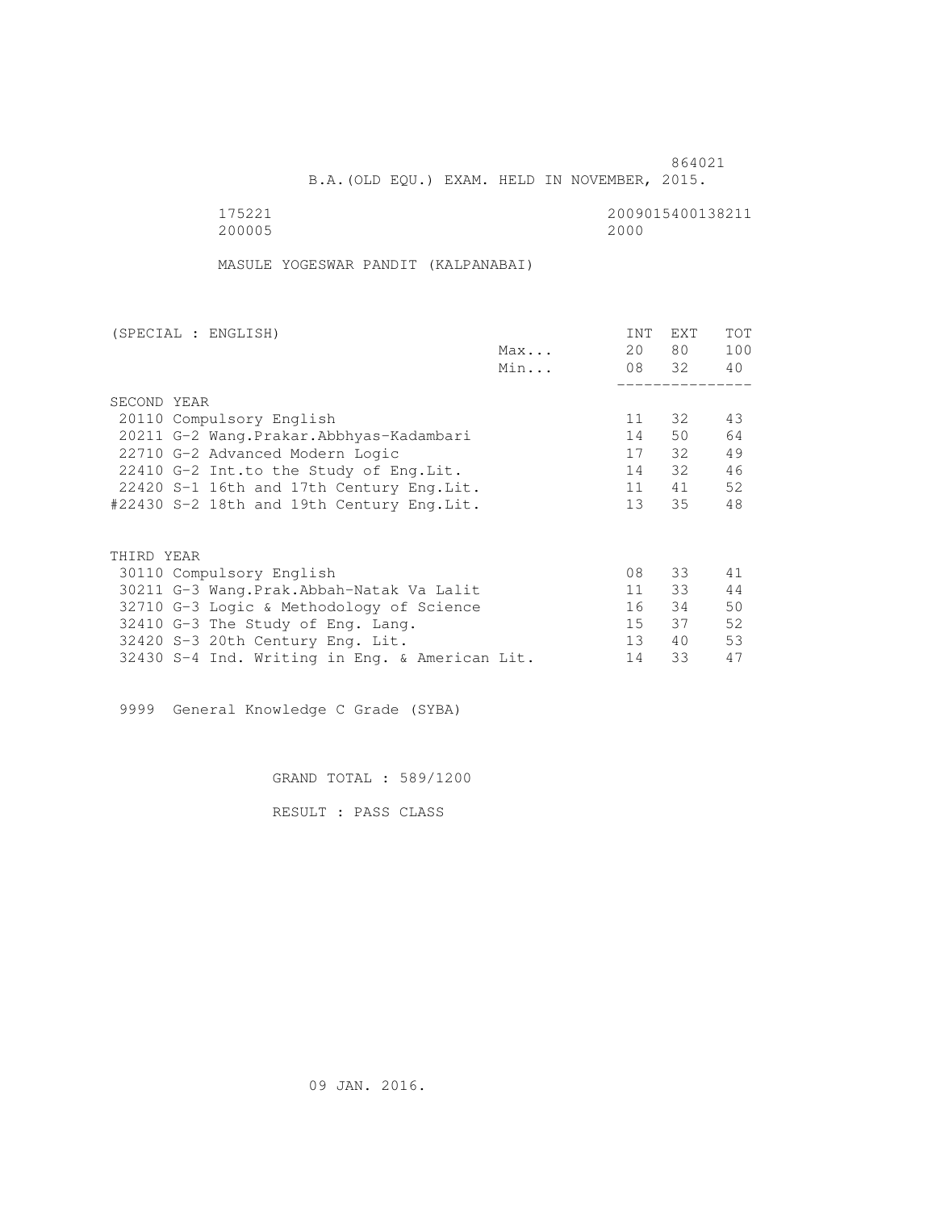864021

B.A.(OLD EQU.) EXAM. HELD IN NOVEMBER, 2015.

175221 2009015400138211
200005 2000

MASULE YOGESWAR PANDIT (KALPANABAI)

| (SPECIAL : ENGLISH) | | INT | EXT | TOT |
|---|---|---|---|---|
| | Max... | 20 | 80 | 100 |
| | Min... | 08 | 32 | 40 |
| SECOND YEAR | | | | |
| 20110 Compulsory English | | 11 | 32 | 43 |
| 20211 G-2 Wang.Prakar.Abbhyas-Kadambari | | 14 | 50 | 64 |
| 22710 G-2 Advanced Modern Logic | | 17 | 32 | 49 |
| 22410 G-2 Int.to the Study of Eng.Lit. | | 14 | 32 | 46 |
| 22420 S-1 16th and 17th Century Eng.Lit. | | 11 | 41 | 52 |
| #22430 S-2 18th and 19th Century Eng.Lit. | | 13 | 35 | 48 |
| THIRD YEAR | | | | |
| 30110 Compulsory English | | 08 | 33 | 41 |
| 30211 G-3 Wang.Prak.Abbah-Natak Va Lalit | | 11 | 33 | 44 |
| 32710 G-3 Logic & Methodology of Science | | 16 | 34 | 50 |
| 32410 G-3 The Study of Eng. Lang. | | 15 | 37 | 52 |
| 32420 S-3 20th Century Eng. Lit. | | 13 | 40 | 53 |
| 32430 S-4 Ind. Writing in Eng. & American Lit. | | 14 | 33 | 47 |

9999 General Knowledge C Grade (SYBA)

GRAND TOTAL : 589/1200

RESULT : PASS CLASS

09 JAN. 2016.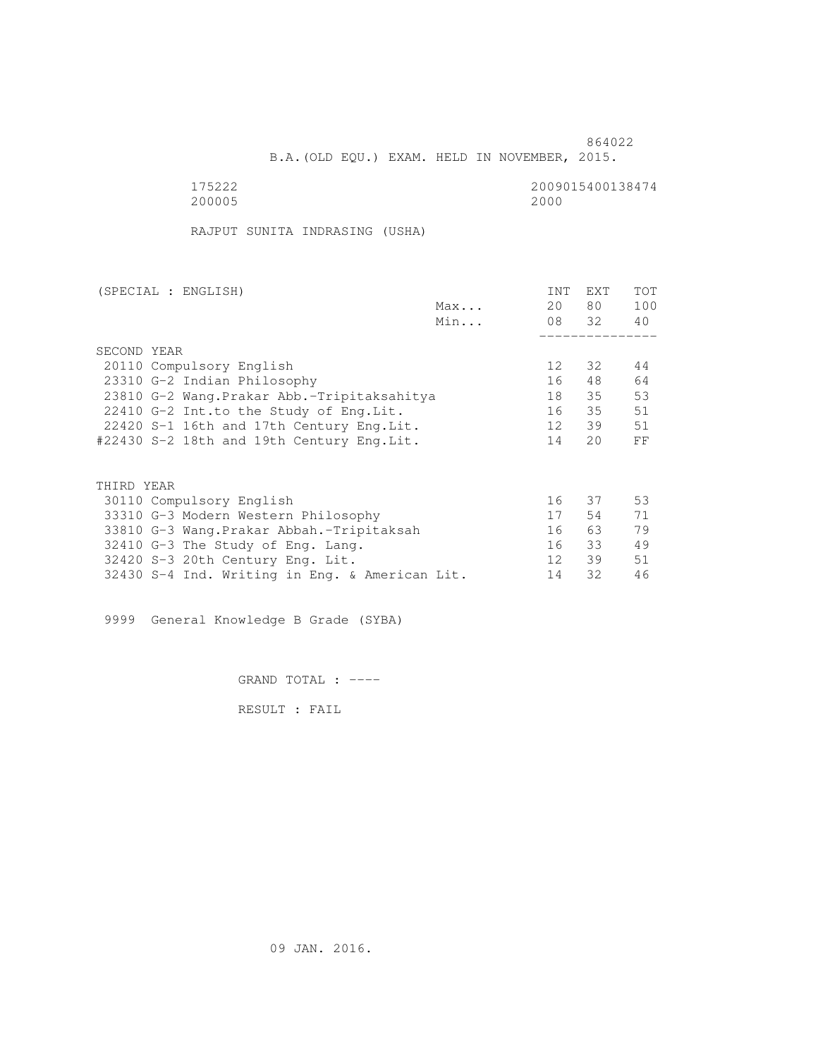864022

B.A.(OLD EQU.) EXAM. HELD IN NOVEMBER, 2015.

175222 2009015400138474
200005 2000

RAJPUT SUNITA INDRASING (USHA)

| (SPECIAL : ENGLISH) | | INT | EXT | TOT |
|---|---|---|---|---|
| | Max... | 20 | 80 | 100 |
| | Min... | 08 | 32 | 40 |
| SECOND YEAR | | | | |
| 20110 Compulsory English | | 12 | 32 | 44 |
| 23310 G-2 Indian Philosophy | | 16 | 48 | 64 |
| 23810 G-2 Wang.Prakar Abb.-Tripitaksahitya | | 18 | 35 | 53 |
| 22410 G-2 Int.to the Study of Eng.Lit. | | 16 | 35 | 51 |
| 22420 S-1 16th and 17th Century Eng.Lit. | | 12 | 39 | 51 |
| #22430 S-2 18th and 19th Century Eng.Lit. | | 14 | 20 | FF |
| THIRD YEAR | | | | |
| 30110 Compulsory English | | 16 | 37 | 53 |
| 33310 G-3 Modern Western Philosophy | | 17 | 54 | 71 |
| 33810 G-3 Wang.Prakar Abbah.-Tripitaksah | | 16 | 63 | 79 |
| 32410 G-3 The Study of Eng. Lang. | | 16 | 33 | 49 |
| 32420 S-3 20th Century Eng. Lit. | | 12 | 39 | 51 |
| 32430 S-4 Ind. Writing in Eng. & American Lit. | | 14 | 32 | 46 |

9999 General Knowledge B Grade (SYBA)

GRAND TOTAL : ----

RESULT : FAIL

09 JAN. 2016.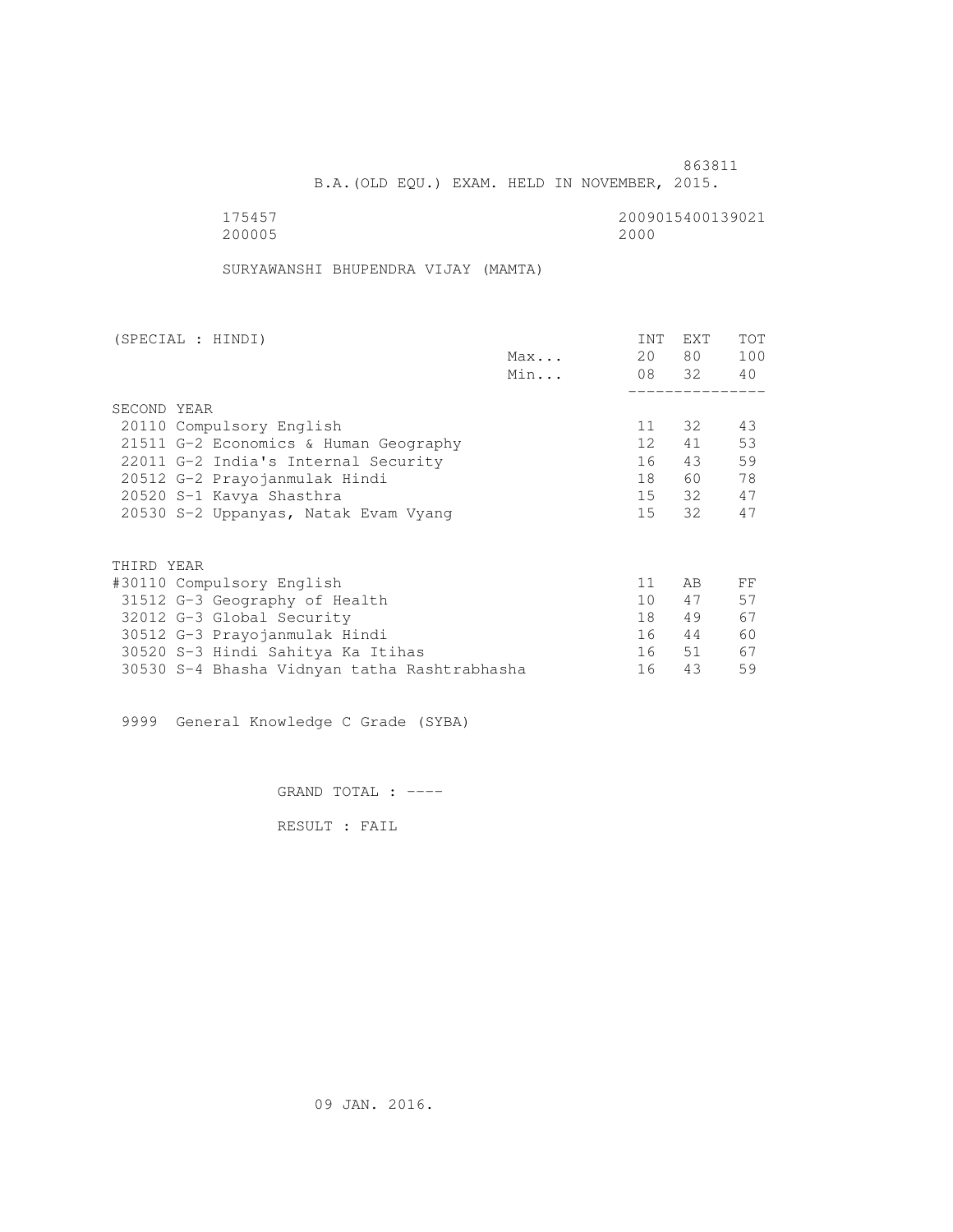863811

B.A.(OLD EQU.) EXAM. HELD IN NOVEMBER, 2015.

175457 2009015400139021
200005 2000

SURYAWANSHI BHUPENDRA VIJAY (MAMTA)

| (SPECIAL : HINDI) | | INT | EXT | TOT |
|---|---|---|---|---|
| | Max... | 20 | 80 | 100 |
| | Min... | 08 | 32 | 40 |
| **SECOND YEAR** | | | | |
| 20110 Compulsory English | | 11 | 32 | 43 |
| 21511 G-2 Economics & Human Geography | | 12 | 41 | 53 |
| 22011 G-2 India's Internal Security | | 16 | 43 | 59 |
| 20512 G-2 Prayojanmulak Hindi | | 18 | 60 | 78 |
| 20520 S-1 Kavya Shasthra | | 15 | 32 | 47 |
| 20530 S-2 Uppanyas, Natak Evam Vyang | | 15 | 32 | 47 |
| **THIRD YEAR** | | | | |
| #30110 Compulsory English | | 11 | AB | FF |
| 31512 G-3 Geography of Health | | 10 | 47 | 57 |
| 32012 G-3 Global Security | | 18 | 49 | 67 |
| 30512 G-3 Prayojanmulak Hindi | | 16 | 44 | 60 |
| 30520 S-3 Hindi Sahitya Ka Itihas | | 16 | 51 | 67 |
| 30530 S-4 Bhasha Vidnyan tatha Rashtrabhasha | | 16 | 43 | 59 |

9999 General Knowledge C Grade (SYBA)

GRAND TOTAL : ----

RESULT : FAIL

09 JAN. 2016.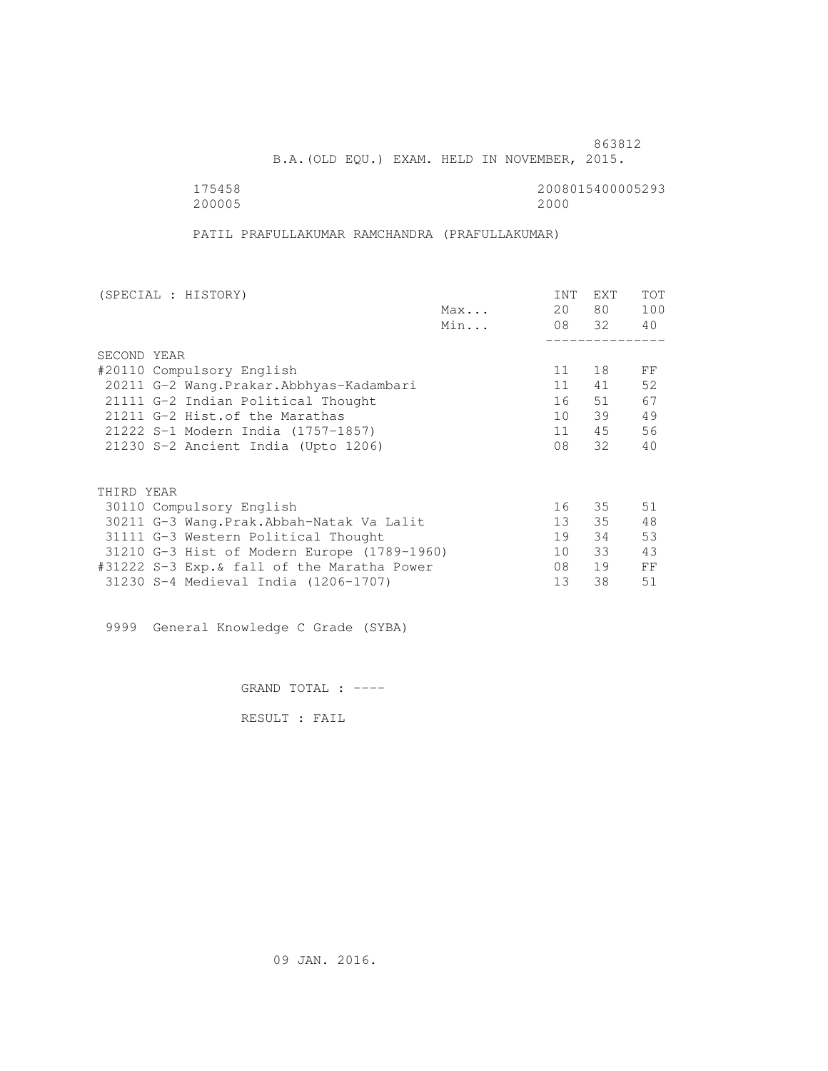863812

B.A.(OLD EQU.) EXAM. HELD IN NOVEMBER, 2015.

175458 2008015400005293
200005 2000

PATIL PRAFULLAKUMAR RAMCHANDRA (PRAFULLAKUMAR)

| (SPECIAL : HISTORY) | | INT | EXT | TOT |
|---|---|---|---|---|
| | Max... | 20 | 80 | 100 |
| | Min... | 08 | 32 | 40 |
| SECOND YEAR | | | | |
| #20110 Compulsory English | | 11 | 18 | FF |
| 20211 G-2 Wang.Prakar.Abbhyas-Kadambari | | 11 | 41 | 52 |
| 21111 G-2 Indian Political Thought | | 16 | 51 | 67 |
| 21211 G-2 Hist.of the Marathas | | 10 | 39 | 49 |
| 21222 S-1 Modern India (1757-1857) | | 11 | 45 | 56 |
| 21230 S-2 Ancient India (Upto 1206) | | 08 | 32 | 40 |
| THIRD YEAR | | | | |
| 30110 Compulsory English | | 16 | 35 | 51 |
| 30211 G-3 Wang.Prak.Abbah-Natak Va Lalit | | 13 | 35 | 48 |
| 31111 G-3 Western Political Thought | | 19 | 34 | 53 |
| 31210 G-3 Hist of Modern Europe (1789-1960) | | 10 | 33 | 43 |
| #31222 S-3 Exp.& fall of the Maratha Power | | 08 | 19 | FF |
| 31230 S-4 Medieval India (1206-1707) | | 13 | 38 | 51 |

9999 General Knowledge C Grade (SYBA)

GRAND TOTAL : ----

RESULT : FAIL

09 JAN. 2016.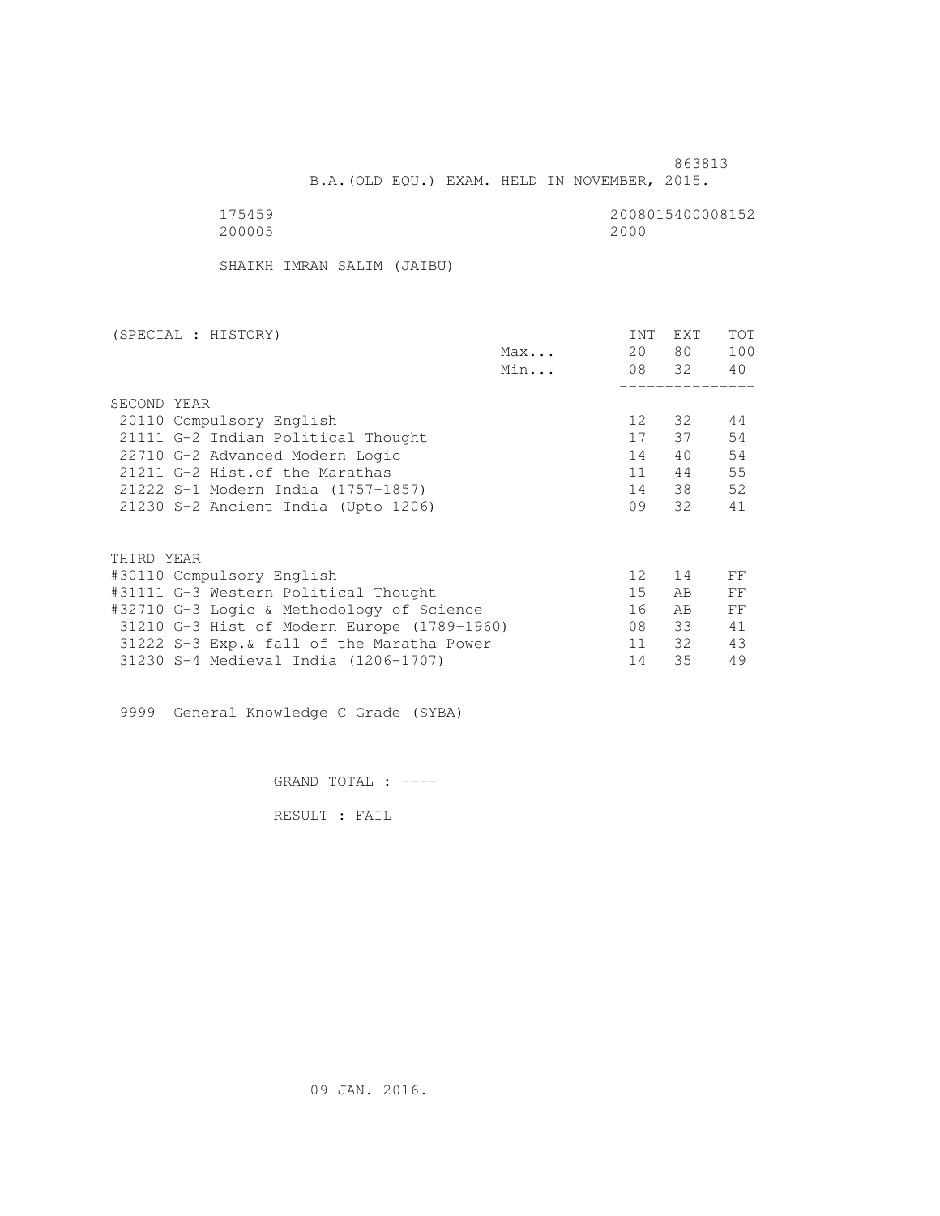863813

B.A.(OLD EQU.) EXAM. HELD IN NOVEMBER, 2015.

175459 2008015400008152
200005 2000

SHAIKH IMRAN SALIM (JAIBU)

| (SPECIAL : HISTORY) | | INT | EXT | TOT |
|---|---|---|---|---|
| | Max... | 20 | 80 | 100 |
| | Min... | 08 | 32 | 40 |
| SECOND YEAR | | | | |
| 20110 Compulsory English | | 12 | 32 | 44 |
| 21111 G-2 Indian Political Thought | | 17 | 37 | 54 |
| 22710 G-2 Advanced Modern Logic | | 14 | 40 | 54 |
| 21211 G-2 Hist.of the Marathas | | 11 | 44 | 55 |
| 21222 S-1 Modern India (1757-1857) | | 14 | 38 | 52 |
| 21230 S-2 Ancient India (Upto 1206) | | 09 | 32 | 41 |
| THIRD YEAR | | | | |
| #30110 Compulsory English | | 12 | 14 | FF |
| #31111 G-3 Western Political Thought | | 15 | AB | FF |
| #32710 G-3 Logic & Methodology of Science | | 16 | AB | FF |
| 31210 G-3 Hist of Modern Europe (1789-1960) | | 08 | 33 | 41 |
| 31222 S-3 Exp.& fall of the Maratha Power | | 11 | 32 | 43 |
| 31230 S-4 Medieval India (1206-1707) | | 14 | 35 | 49 |

9999 General Knowledge C Grade (SYBA)

GRAND TOTAL : ----

RESULT : FAIL

09 JAN. 2016.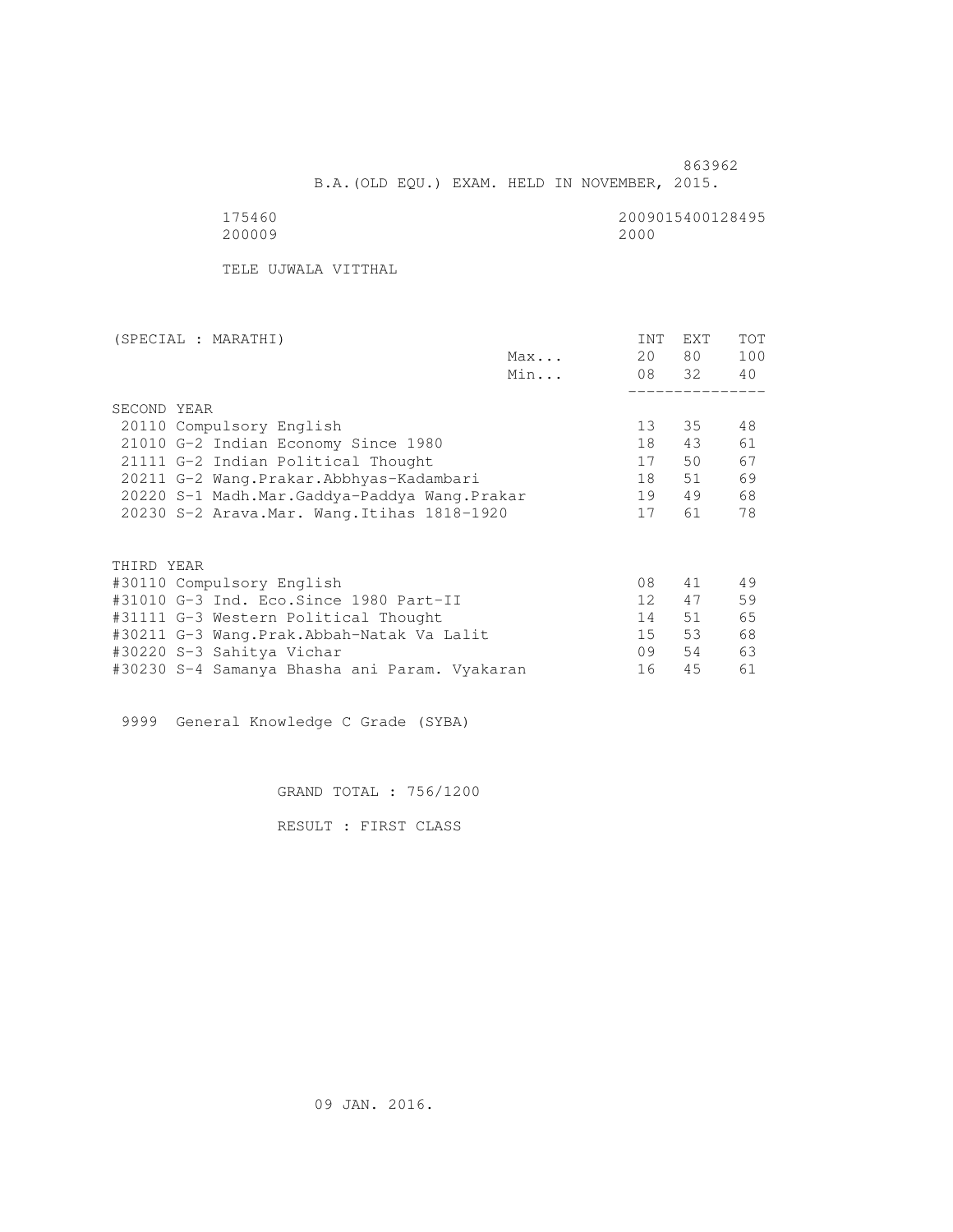863962

B.A.(OLD EQU.) EXAM. HELD IN NOVEMBER, 2015.

175460 2009015400128495
200009 2000

TELE UJWALA VITTHAL

| (SPECIAL : MARATHI) | | INT | EXT | TOT |
|---|---|---|---|---|
| | Max... | 20 | 80 | 100 |
| | Min... | 08 | 32 | 40 |
| SECOND YEAR | | | | |
| 20110 Compulsory English | | 13 | 35 | 48 |
| 21010 G-2 Indian Economy Since 1980 | | 18 | 43 | 61 |
| 21111 G-2 Indian Political Thought | | 17 | 50 | 67 |
| 20211 G-2 Wang.Prakar.Abbhyas-Kadambari | | 18 | 51 | 69 |
| 20220 S-1 Madh.Mar.Gaddya-Paddya Wang.Prakar | | 19 | 49 | 68 |
| 20230 S-2 Arava.Mar. Wang.Itihas 1818-1920 | | 17 | 61 | 78 |
| THIRD YEAR | | | | |
| #30110 Compulsory English | | 08 | 41 | 49 |
| #31010 G-3 Ind. Eco.Since 1980 Part-II | | 12 | 47 | 59 |
| #31111 G-3 Western Political Thought | | 14 | 51 | 65 |
| #30211 G-3 Wang.Prak.Abbah-Natak Va Lalit | | 15 | 53 | 68 |
| #30220 S-3 Sahitya Vichar | | 09 | 54 | 63 |
| #30230 S-4 Samanya Bhasha ani Param. Vyakaran | | 16 | 45 | 61 |

9999 General Knowledge C Grade (SYBA)

GRAND TOTAL : 756/1200

RESULT : FIRST CLASS

09 JAN. 2016.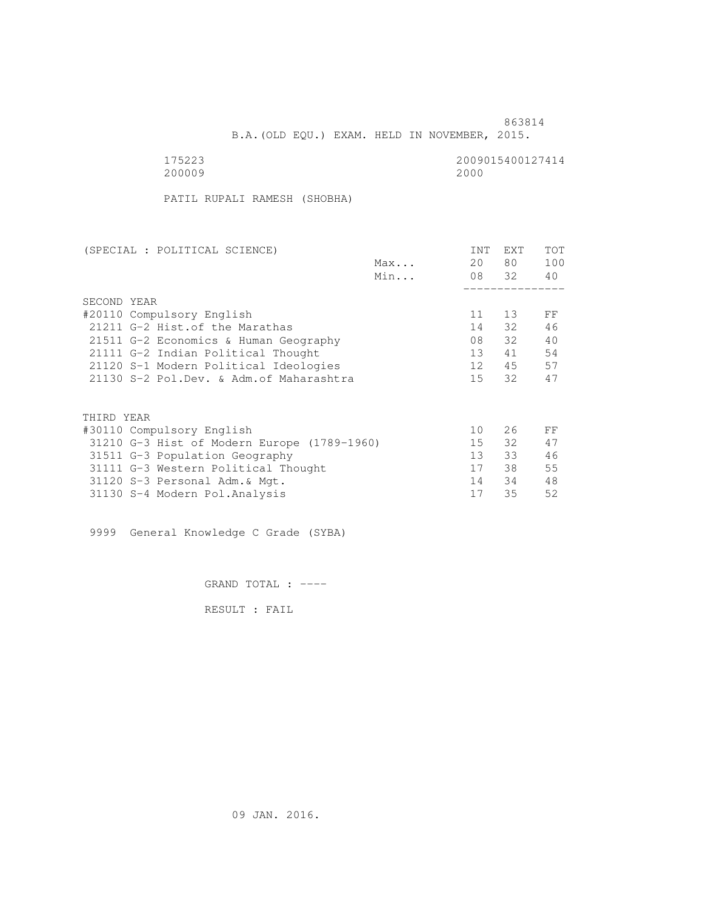863814

B.A.(OLD EQU.) EXAM. HELD IN NOVEMBER, 2015.

175223 2009015400127414
200009 2000

PATIL RUPALI RAMESH (SHOBHA)

| (SPECIAL : POLITICAL SCIENCE) | | INT | EXT | TOT |
|---|---|---|---|---|
| | Max... | 20 | 80 | 100 |
| | Min... | 08 | 32 | 40 |
| SECOND YEAR | | | | |
| #20110 Compulsory English | | 11 | 13 | FF |
| 21211 G-2 Hist.of the Marathas | | 14 | 32 | 46 |
| 21511 G-2 Economics & Human Geography | | 08 | 32 | 40 |
| 21111 G-2 Indian Political Thought | | 13 | 41 | 54 |
| 21120 S-1 Modern Political Ideologies | | 12 | 45 | 57 |
| 21130 S-2 Pol.Dev. & Adm.of Maharashtra | | 15 | 32 | 47 |
| THIRD YEAR | | | | |
| #30110 Compulsory English | | 10 | 26 | FF |
| 31210 G-3 Hist of Modern Europe (1789-1960) | | 15 | 32 | 47 |
| 31511 G-3 Population Geography | | 13 | 33 | 46 |
| 31111 G-3 Western Political Thought | | 17 | 38 | 55 |
| 31120 S-3 Personal Adm.& Mgt. | | 14 | 34 | 48 |
| 31130 S-4 Modern Pol.Analysis | | 17 | 35 | 52 |

9999 General Knowledge C Grade (SYBA)

GRAND TOTAL : ----

RESULT : FAIL

09 JAN. 2016.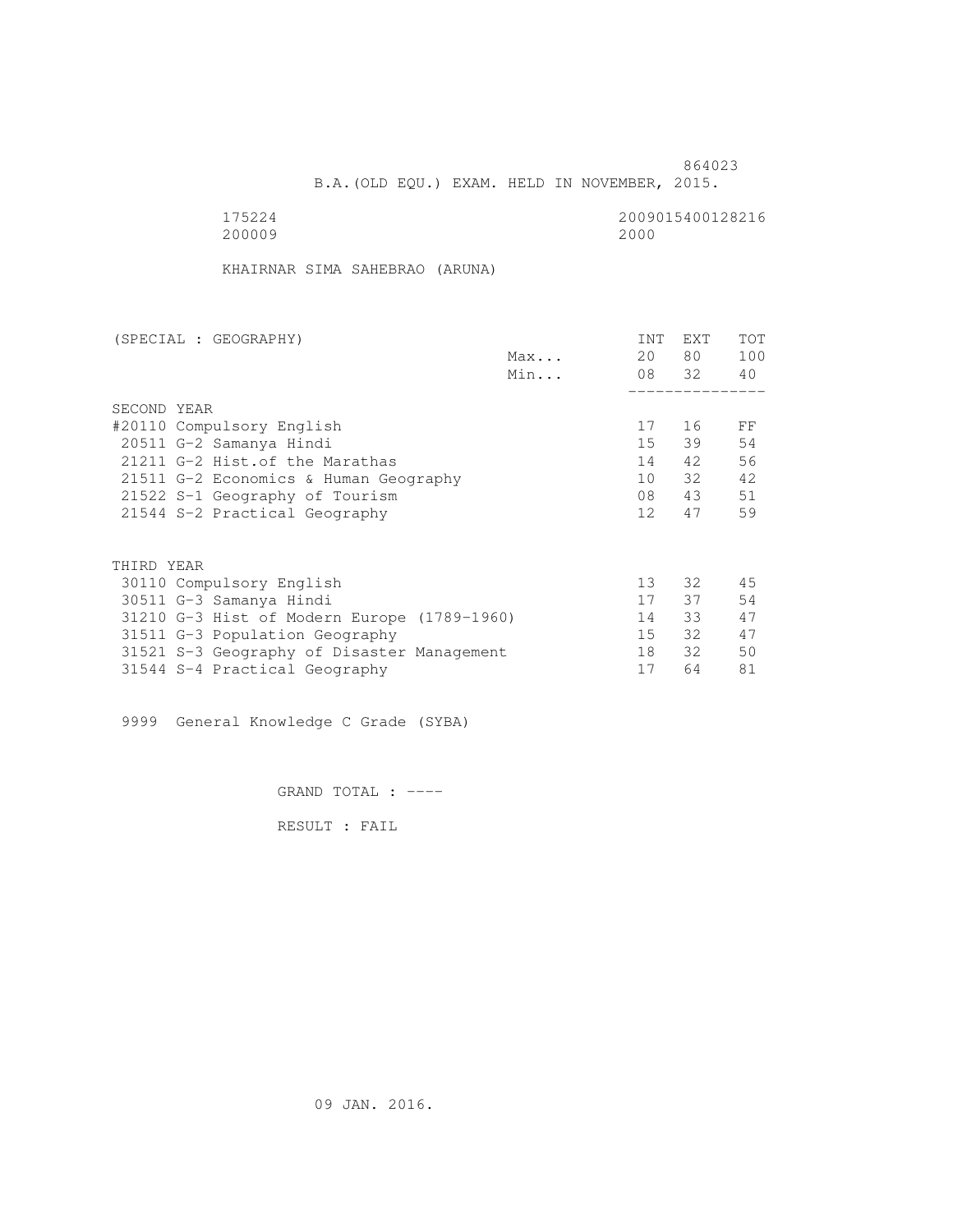864023

B.A.(OLD EQU.) EXAM. HELD IN NOVEMBER, 2015.

175224 2009015400128216
200009 2000

KHAIRNAR SIMA SAHEBRAO (ARUNA)

| (SPECIAL : GEOGRAPHY) | | INT | EXT | TOT |
|---|---|---|---|---|
| | Max... | 20 | 80 | 100 |
| | Min... | 08 | 32 | 40 |
| SECOND YEAR | | | | |
| #20110 Compulsory English | | 17 | 16 | FF |
| 20511 G-2 Samanya Hindi | | 15 | 39 | 54 |
| 21211 G-2 Hist.of the Marathas | | 14 | 42 | 56 |
| 21511 G-2 Economics & Human Geography | | 10 | 32 | 42 |
| 21522 S-1 Geography of Tourism | | 08 | 43 | 51 |
| 21544 S-2 Practical Geography | | 12 | 47 | 59 |
| THIRD YEAR | | | | |
| 30110 Compulsory English | | 13 | 32 | 45 |
| 30511 G-3 Samanya Hindi | | 17 | 37 | 54 |
| 31210 G-3 Hist of Modern Europe (1789-1960) | | 14 | 33 | 47 |
| 31511 G-3 Population Geography | | 15 | 32 | 47 |
| 31521 S-3 Geography of Disaster Management | | 18 | 32 | 50 |
| 31544 S-4 Practical Geography | | 17 | 64 | 81 |

9999 General Knowledge C Grade (SYBA)

GRAND TOTAL : ----

RESULT : FAIL

09 JAN. 2016.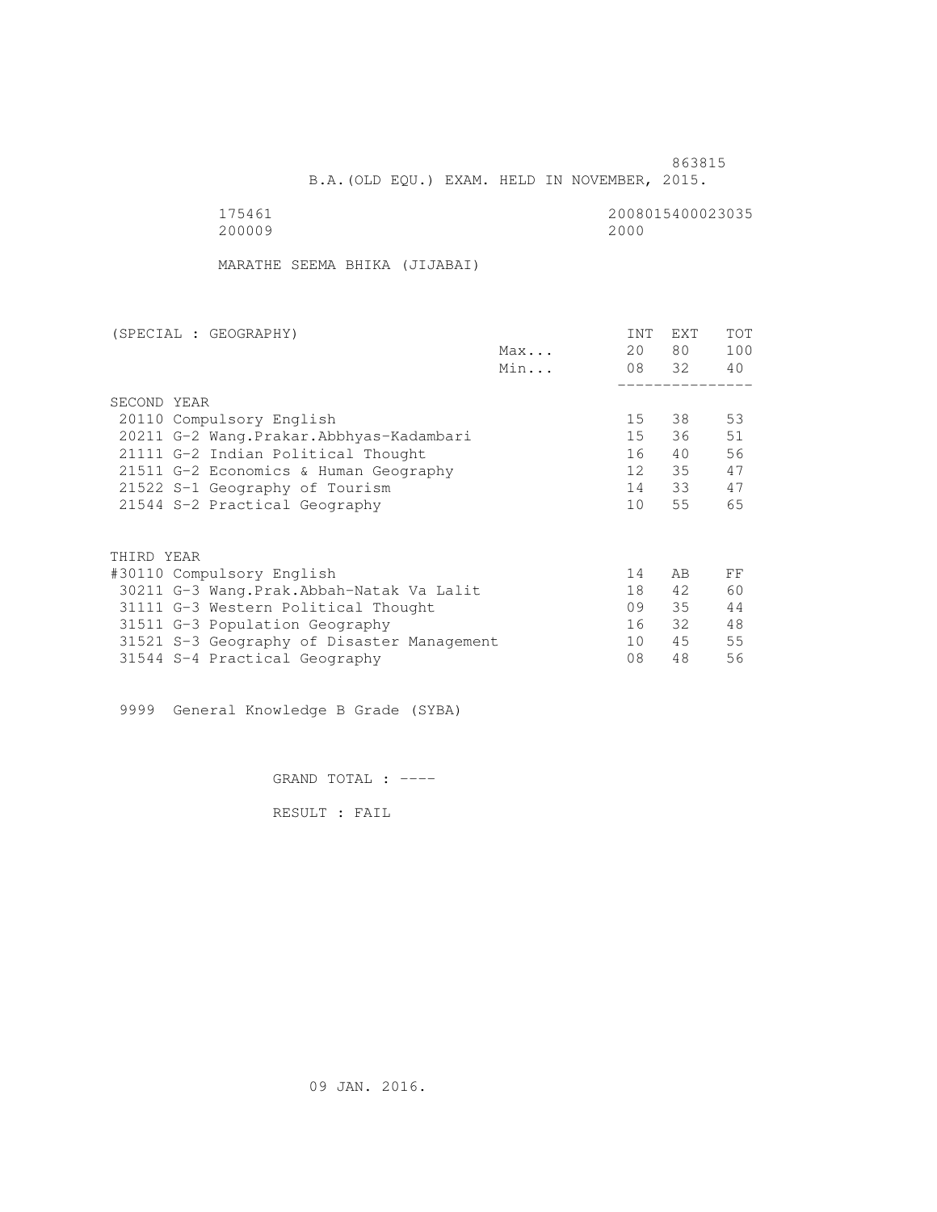863815

B.A.(OLD EQU.) EXAM. HELD IN NOVEMBER, 2015.

175461 2008015400023035
200009 2000

MARATHE SEEMA BHIKA (JIJABAI)

| (SPECIAL : GEOGRAPHY) | | INT | EXT | TOT |
|---|---|---|---|---|
| | Max... | 20 | 80 | 100 |
| | Min... | 08 | 32 | 40 |
| SECOND YEAR | | | | |
| 20110 Compulsory English | | 15 | 38 | 53 |
| 20211 G-2 Wang.Prakar.Abbhyas-Kadambari | | 15 | 36 | 51 |
| 21111 G-2 Indian Political Thought | | 16 | 40 | 56 |
| 21511 G-2 Economics & Human Geography | | 12 | 35 | 47 |
| 21522 S-1 Geography of Tourism | | 14 | 33 | 47 |
| 21544 S-2 Practical Geography | | 10 | 55 | 65 |
| THIRD YEAR | | | | |
| #30110 Compulsory English | | 14 | AB | FF |
| 30211 G-3 Wang.Prak.Abbah-Natak Va Lalit | | 18 | 42 | 60 |
| 31111 G-3 Western Political Thought | | 09 | 35 | 44 |
| 31511 G-3 Population Geography | | 16 | 32 | 48 |
| 31521 S-3 Geography of Disaster Management | | 10 | 45 | 55 |
| 31544 S-4 Practical Geography | | 08 | 48 | 56 |

9999 General Knowledge B Grade (SYBA)

GRAND TOTAL : ----

RESULT : FAIL

09 JAN. 2016.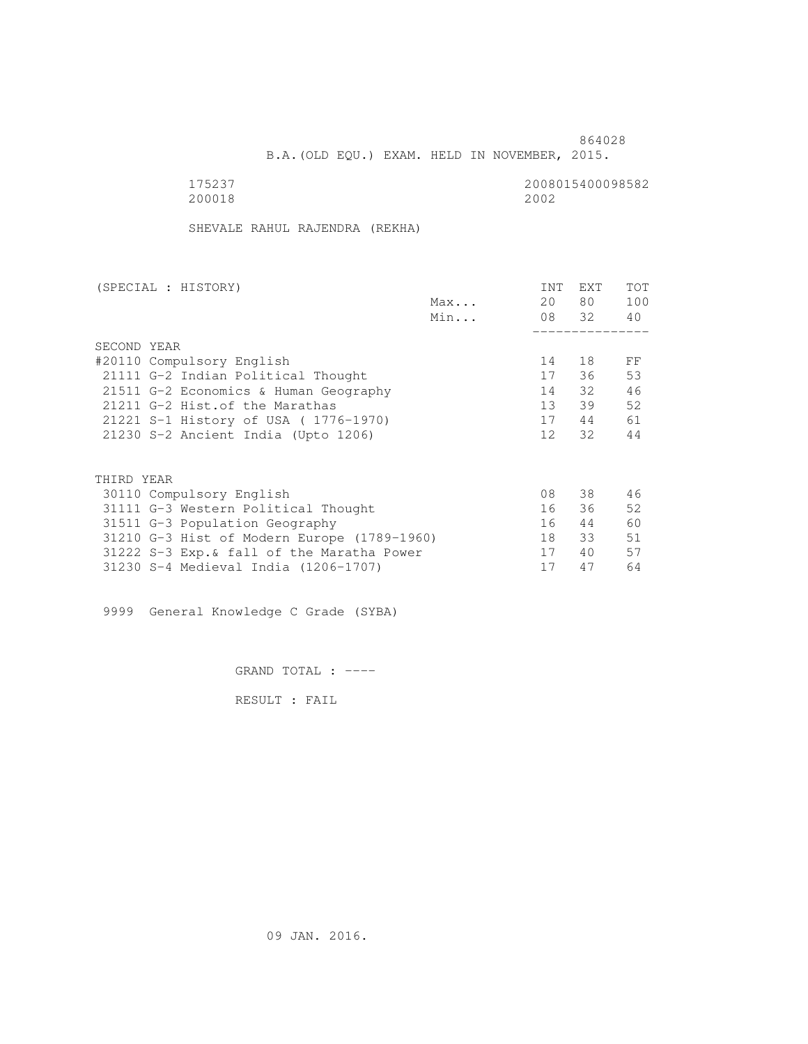864028

B.A.(OLD EQU.) EXAM. HELD IN NOVEMBER, 2015.

175237 2008015400098582
200018 2002

SHEVALE RAHUL RAJENDRA (REKHA)

| (SPECIAL : HISTORY) | | INT | EXT | TOT |
|---|---|---|---|---|
| | Max... | 20 | 80 | 100 |
| | Min... | 08 | 32 | 40 |
| **SECOND YEAR** | | | | |
| #20110 Compulsory English | | 14 | 18 | FF |
| 21111 G-2 Indian Political Thought | | 17 | 36 | 53 |
| 21511 G-2 Economics & Human Geography | | 14 | 32 | 46 |
| 21211 G-2 Hist.of the Marathas | | 13 | 39 | 52 |
| 21221 S-1 History of USA ( 1776-1970) | | 17 | 44 | 61 |
| 21230 S-2 Ancient India (Upto 1206) | | 12 | 32 | 44 |
| **THIRD YEAR** | | | | |
| 30110 Compulsory English | | 08 | 38 | 46 |
| 31111 G-3 Western Political Thought | | 16 | 36 | 52 |
| 31511 G-3 Population Geography | | 16 | 44 | 60 |
| 31210 G-3 Hist of Modern Europe (1789-1960) | | 18 | 33 | 51 |
| 31222 S-3 Exp.& fall of the Maratha Power | | 17 | 40 | 57 |
| 31230 S-4 Medieval India (1206-1707) | | 17 | 47 | 64 |

9999 General Knowledge C Grade (SYBA)

GRAND TOTAL : ----

RESULT : FAIL

09 JAN. 2016.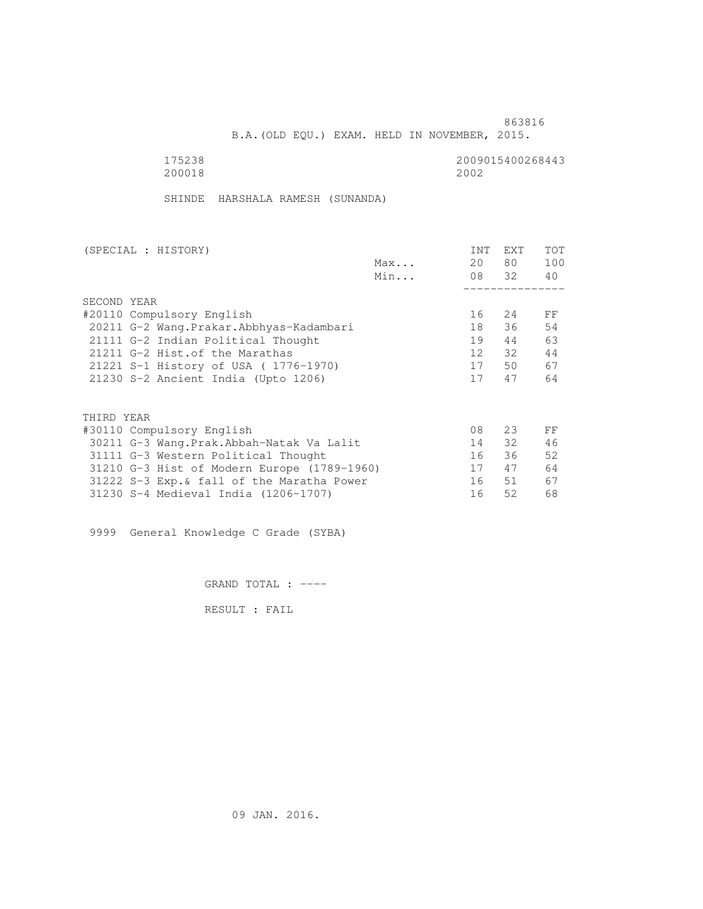863816

B.A.(OLD EQU.) EXAM. HELD IN NOVEMBER, 2015.

175238 2009015400268443
200018 2002

SHINDE HARSHALA RAMESH (SUNANDA)

| (SPECIAL : HISTORY) | | INT | EXT | TOT |
|---|---|---|---|---|
| | Max... | 20 | 80 | 100 |
| | Min... | 08 | 32 | 40 |
| **SECOND YEAR** | | | | |
| #20110 Compulsory English | | 16 | 24 | FF |
| 20211 G-2 Wang.Prakar.Abbhyas-Kadambari | | 18 | 36 | 54 |
| 21111 G-2 Indian Political Thought | | 19 | 44 | 63 |
| 21211 G-2 Hist.of the Marathas | | 12 | 32 | 44 |
| 21221 S-1 History of USA ( 1776-1970) | | 17 | 50 | 67 |
| 21230 S-2 Ancient India (Upto 1206) | | 17 | 47 | 64 |
| **THIRD YEAR** | | | | |
| #30110 Compulsory English | | 08 | 23 | FF |
| 30211 G-3 Wang.Prak.Abbah-Natak Va Lalit | | 14 | 32 | 46 |
| 31111 G-3 Western Political Thought | | 16 | 36 | 52 |
| 31210 G-3 Hist of Modern Europe (1789-1960) | | 17 | 47 | 64 |
| 31222 S-3 Exp.& fall of the Maratha Power | | 16 | 51 | 67 |
| 31230 S-4 Medieval India (1206-1707) | | 16 | 52 | 68 |

9999 General Knowledge C Grade (SYBA)

GRAND TOTAL : ----

RESULT : FAIL

09 JAN. 2016.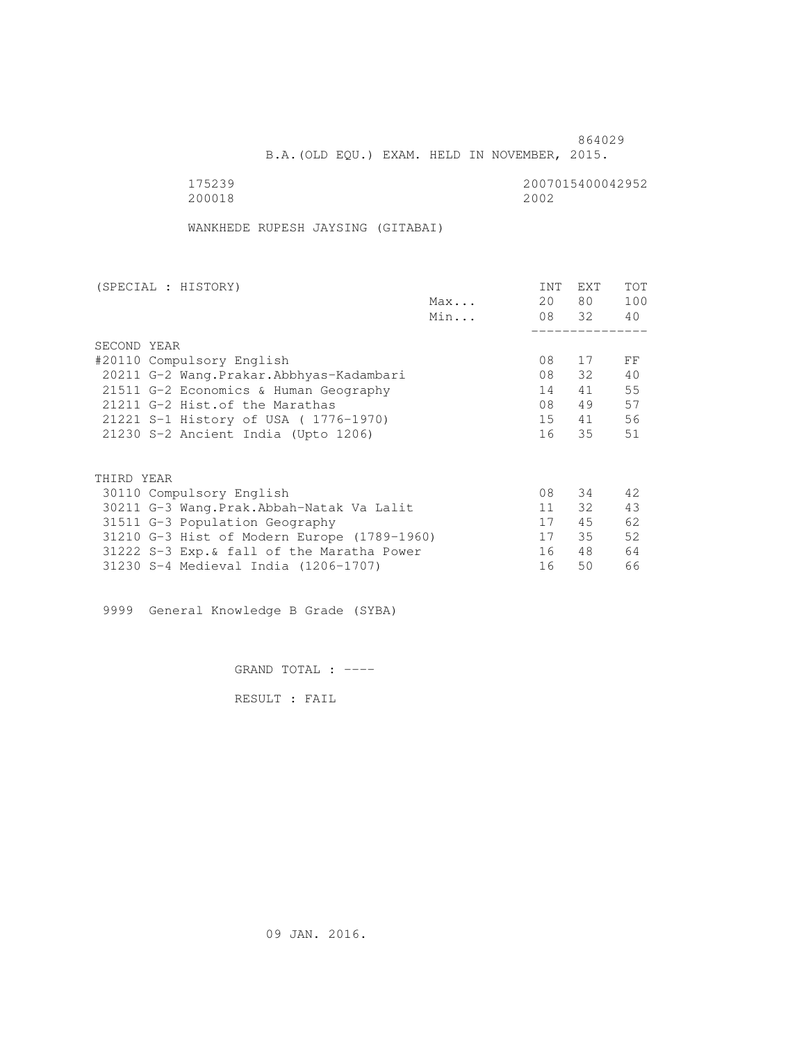864029

B.A.(OLD EQU.) EXAM. HELD IN NOVEMBER, 2015.

175239 2007015400042952
200018 2002

WANKHEDE RUPESH JAYSING (GITABAI)

| (SPECIAL : HISTORY) | | INT | EXT | TOT |
|---|---|---|---|---|
| | Max... | 20 | 80 | 100 |
| | Min... | 08 | 32 | 40 |
| **SECOND YEAR** | | | | |
| #20110 Compulsory English | | 08 | 17 | FF |
| 20211 G-2 Wang.Prakar.Abbhyas-Kadambari | | 08 | 32 | 40 |
| 21511 G-2 Economics & Human Geography | | 14 | 41 | 55 |
| 21211 G-2 Hist.of the Marathas | | 08 | 49 | 57 |
| 21221 S-1 History of USA ( 1776-1970) | | 15 | 41 | 56 |
| 21230 S-2 Ancient India (Upto 1206) | | 16 | 35 | 51 |
| **THIRD YEAR** | | | | |
| 30110 Compulsory English | | 08 | 34 | 42 |
| 30211 G-3 Wang.Prak.Abbah-Natak Va Lalit | | 11 | 32 | 43 |
| 31511 G-3 Population Geography | | 17 | 45 | 62 |
| 31210 G-3 Hist of Modern Europe (1789-1960) | | 17 | 35 | 52 |
| 31222 S-3 Exp.& fall of the Maratha Power | | 16 | 48 | 64 |
| 31230 S-4 Medieval India (1206-1707) | | 16 | 50 | 66 |

9999 General Knowledge B Grade (SYBA)

GRAND TOTAL : ----

RESULT : FAIL

09 JAN. 2016.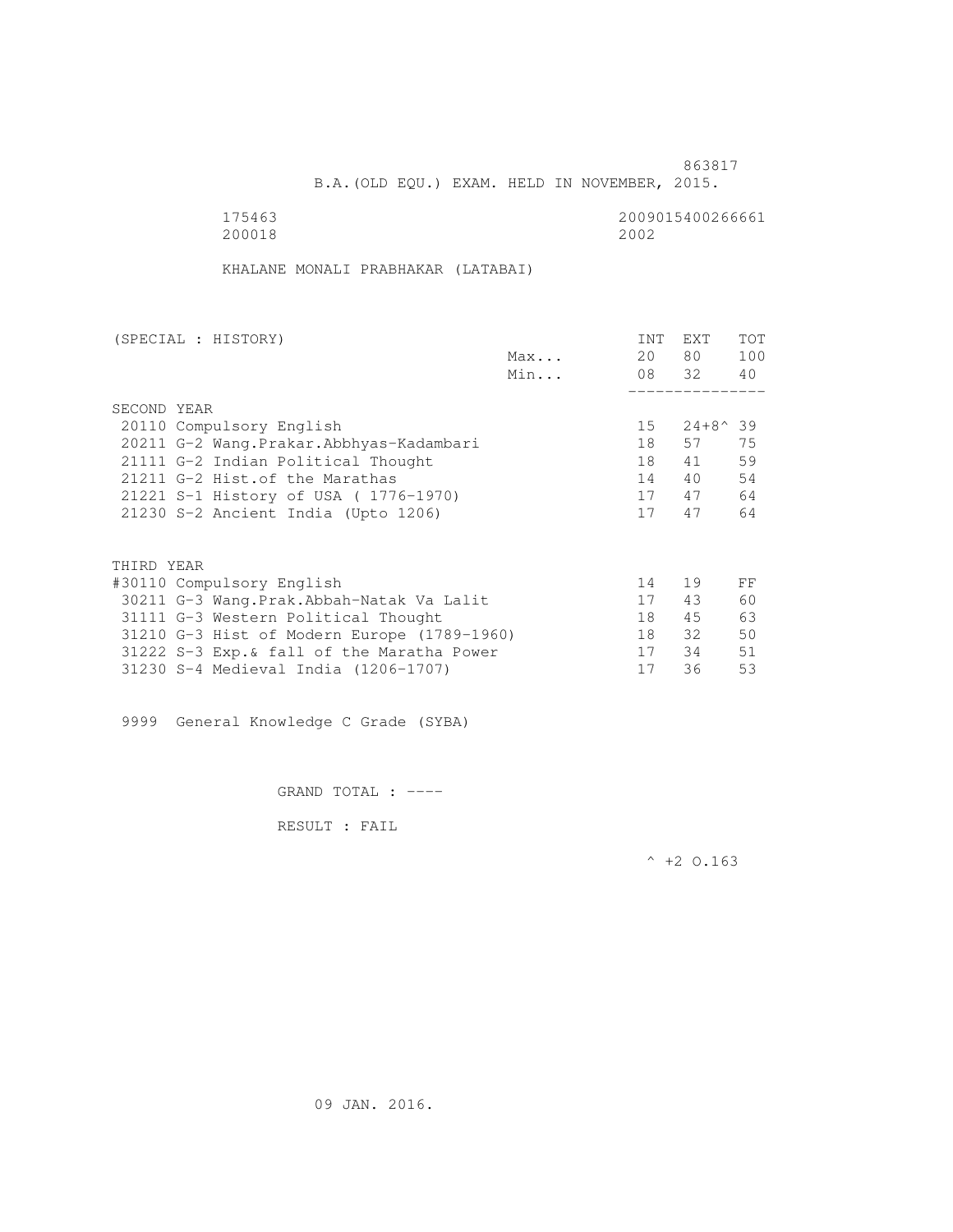863817

B.A.(OLD EQU.) EXAM. HELD IN NOVEMBER, 2015.

175463 2009015400266661
200018 2002

KHALANE MONALI PRABHAKAR (LATABAI)

| (SPECIAL : HISTORY) | | INT | EXT | TOT |
|---|---|---|---|---|
| | Max... | 20 | 80 | 100 |
| | Min... | 08 | 32 | 40 |
| **SECOND YEAR** | | | | |
| 20110 Compulsory English | | 15 | 24+8^ | 39 |
| 20211 G-2 Wang.Prakar.Abbhyas-Kadambari | | 18 | 57 | 75 |
| 21111 G-2 Indian Political Thought | | 18 | 41 | 59 |
| 21211 G-2 Hist.of the Marathas | | 14 | 40 | 54 |
| 21221 S-1 History of USA ( 1776-1970) | | 17 | 47 | 64 |
| 21230 S-2 Ancient India (Upto 1206) | | 17 | 47 | 64 |
| **THIRD YEAR** | | | | |
| #30110 Compulsory English | | 14 | 19 | FF |
| 30211 G-3 Wang.Prak.Abbah-Natak Va Lalit | | 17 | 43 | 60 |
| 31111 G-3 Western Political Thought | | 18 | 45 | 63 |
| 31210 G-3 Hist of Modern Europe (1789-1960) | | 18 | 32 | 50 |
| 31222 S-3 Exp.& fall of the Maratha Power | | 17 | 34 | 51 |
| 31230 S-4 Medieval India (1206-1707) | | 17 | 36 | 53 |

9999 General Knowledge C Grade (SYBA)

GRAND TOTAL : ----

RESULT : FAIL

^ +2 O.163

09 JAN. 2016.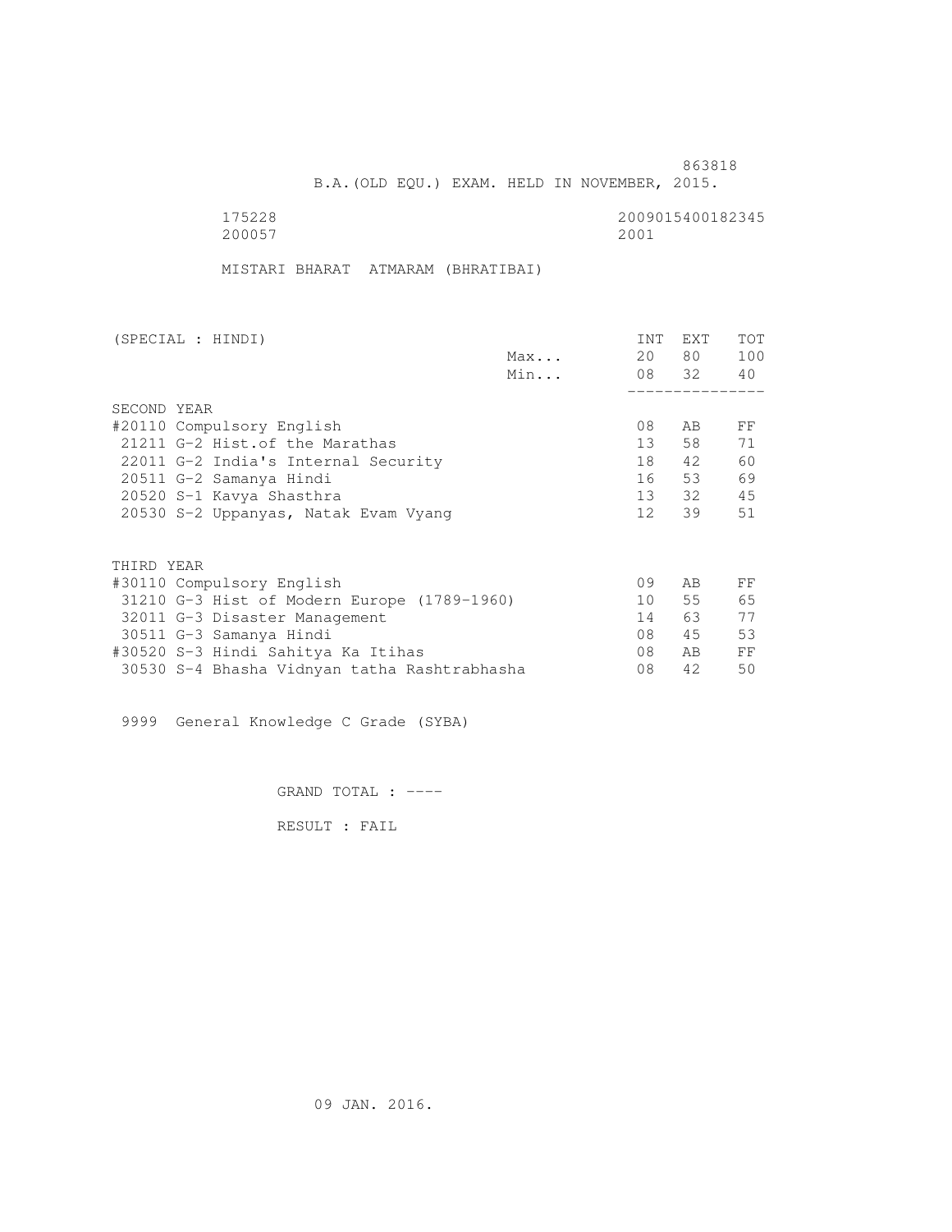863818

B.A.(OLD EQU.) EXAM. HELD IN NOVEMBER, 2015.

175228 2009015400182345
200057 2001

MISTARI BHARAT ATMARAM (BHRATIBAI)

| (SPECIAL : HINDI) | | INT | EXT | TOT |
|---|---|---|---|---|
| | Max... | 20 | 80 | 100 |
| | Min... | 08 | 32 | 40 |
| SECOND YEAR | | | | |
| #20110 Compulsory English | | 08 | AB | FF |
| 21211 G-2 Hist.of the Marathas | | 13 | 58 | 71 |
| 22011 G-2 India's Internal Security | | 18 | 42 | 60 |
| 20511 G-2 Samanya Hindi | | 16 | 53 | 69 |
| 20520 S-1 Kavya Shasthra | | 13 | 32 | 45 |
| 20530 S-2 Uppanyas, Natak Evam Vyang | | 12 | 39 | 51 |
| THIRD YEAR | | | | |
| #30110 Compulsory English | | 09 | AB | FF |
| 31210 G-3 Hist of Modern Europe (1789-1960) | | 10 | 55 | 65 |
| 32011 G-3 Disaster Management | | 14 | 63 | 77 |
| 30511 G-3 Samanya Hindi | | 08 | 45 | 53 |
| #30520 S-3 Hindi Sahitya Ka Itihas | | 08 | AB | FF |
| 30530 S-4 Bhasha Vidnyan tatha Rashtrabhasha | | 08 | 42 | 50 |

9999 General Knowledge C Grade (SYBA)

GRAND TOTAL : ----

RESULT : FAIL

09 JAN. 2016.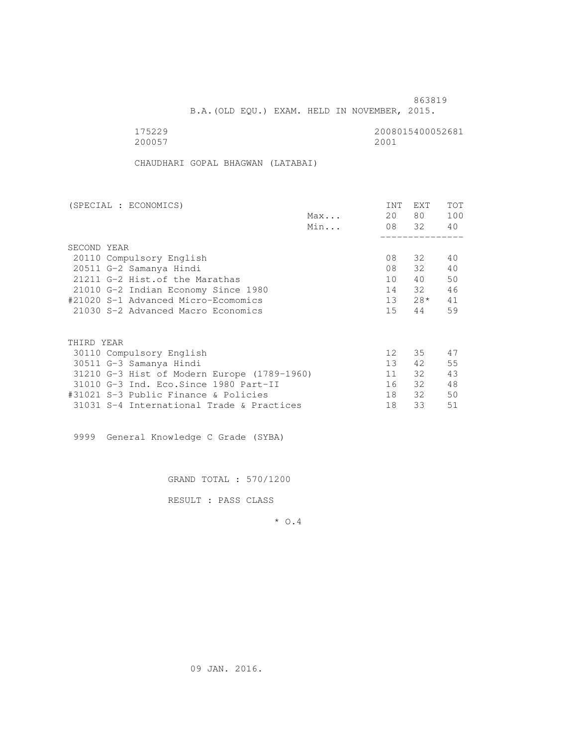863819

B.A.(OLD EQU.) EXAM. HELD IN NOVEMBER, 2015.

175229 2008015400052681
200057 2001

CHAUDHARI GOPAL BHAGWAN (LATABAI)

| (SPECIAL : ECONOMICS) | | INT | EXT | TOT |
|---|---|---|---|---|
| | Max... | 20 | 80 | 100 |
| | Min... | 08 | 32 | 40 |
| SECOND YEAR | | | | |
| 20110 Compulsory English | | 08 | 32 | 40 |
| 20511 G-2 Samanya Hindi | | 08 | 32 | 40 |
| 21211 G-2 Hist.of the Marathas | | 10 | 40 | 50 |
| 21010 G-2 Indian Economy Since 1980 | | 14 | 32 | 46 |
| #21020 S-1 Advanced Micro-Ecomomics | | 13 | 28* | 41 |
| 21030 S-2 Advanced Macro Economics | | 15 | 44 | 59 |
| THIRD YEAR | | | | |
| 30110 Compulsory English | | 12 | 35 | 47 |
| 30511 G-3 Samanya Hindi | | 13 | 42 | 55 |
| 31210 G-3 Hist of Modern Europe (1789-1960) | | 11 | 32 | 43 |
| 31010 G-3 Ind. Eco.Since 1980 Part-II | | 16 | 32 | 48 |
| #31021 S-3 Public Finance & Policies | | 18 | 32 | 50 |
| 31031 S-4 International Trade & Practices | | 18 | 33 | 51 |

9999 General Knowledge C Grade (SYBA)

GRAND TOTAL : 570/1200

RESULT : PASS CLASS

* O.4

09 JAN. 2016.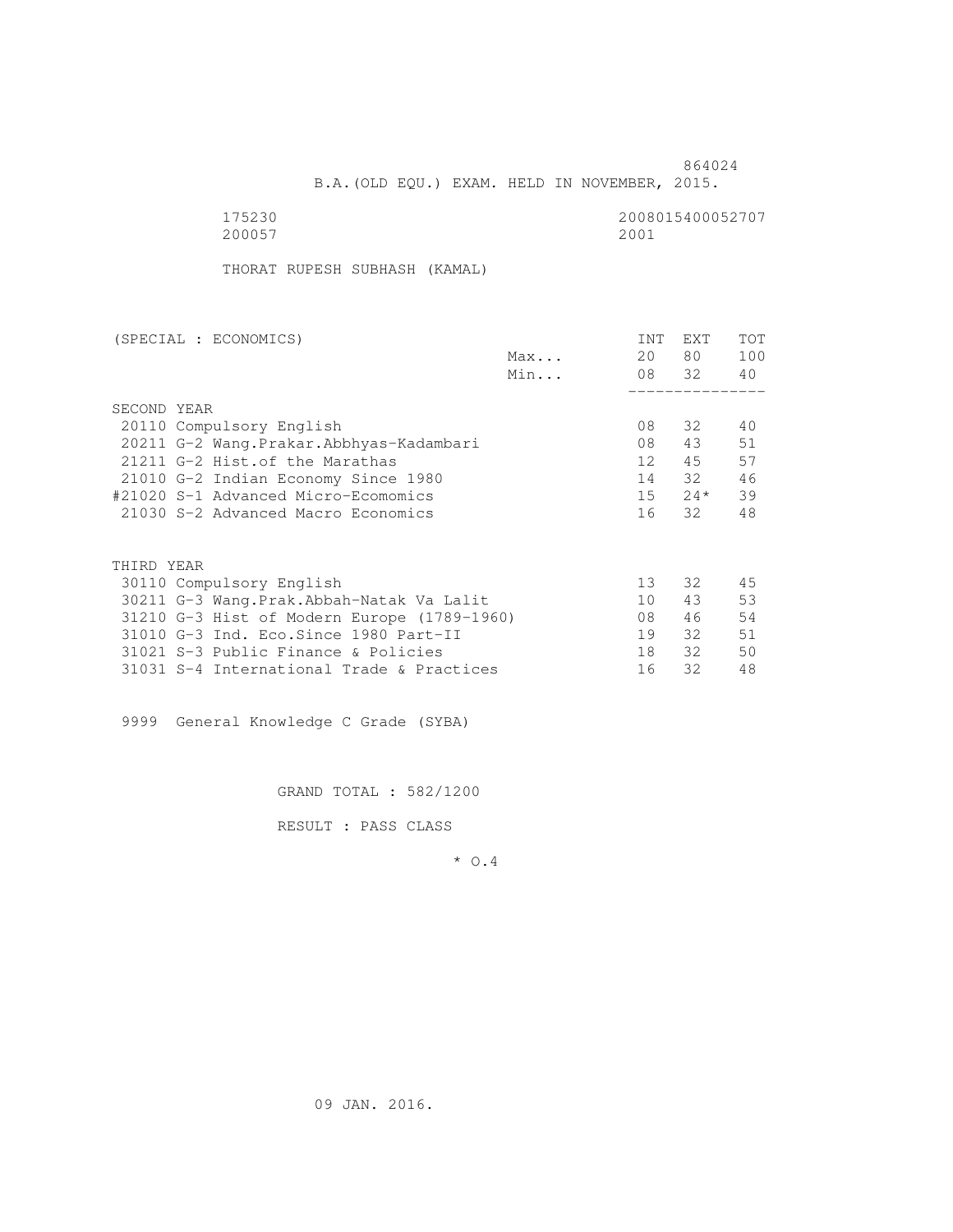864024

B.A.(OLD EQU.) EXAM. HELD IN NOVEMBER, 2015.

175230 2008015400052707
200057 2001

THORAT RUPESH SUBHASH (KAMAL)

| (SPECIAL : ECONOMICS) | | INT | EXT | TOT |
|---|---|---|---|---|
| | Max... | 20 | 80 | 100 |
| | Min... | 08 | 32 | 40 |
| SECOND YEAR | | | | |
| 20110 Compulsory English | | 08 | 32 | 40 |
| 20211 G-2 Wang.Prakar.Abbhyas-Kadambari | | 08 | 43 | 51 |
| 21211 G-2 Hist.of the Marathas | | 12 | 45 | 57 |
| 21010 G-2 Indian Economy Since 1980 | | 14 | 32 | 46 |
| #21020 S-1 Advanced Micro-Ecomomics | | 15 | 24* | 39 |
| 21030 S-2 Advanced Macro Economics | | 16 | 32 | 48 |
| THIRD YEAR | | | | |
| 30110 Compulsory English | | 13 | 32 | 45 |
| 30211 G-3 Wang.Prak.Abbah-Natak Va Lalit | | 10 | 43 | 53 |
| 31210 G-3 Hist of Modern Europe (1789-1960) | | 08 | 46 | 54 |
| 31010 G-3 Ind. Eco.Since 1980 Part-II | | 19 | 32 | 51 |
| 31021 S-3 Public Finance & Policies | | 18 | 32 | 50 |
| 31031 S-4 International Trade & Practices | | 16 | 32 | 48 |

9999 General Knowledge C Grade (SYBA)

GRAND TOTAL : 582/1200

RESULT : PASS CLASS

* O.4

09 JAN. 2016.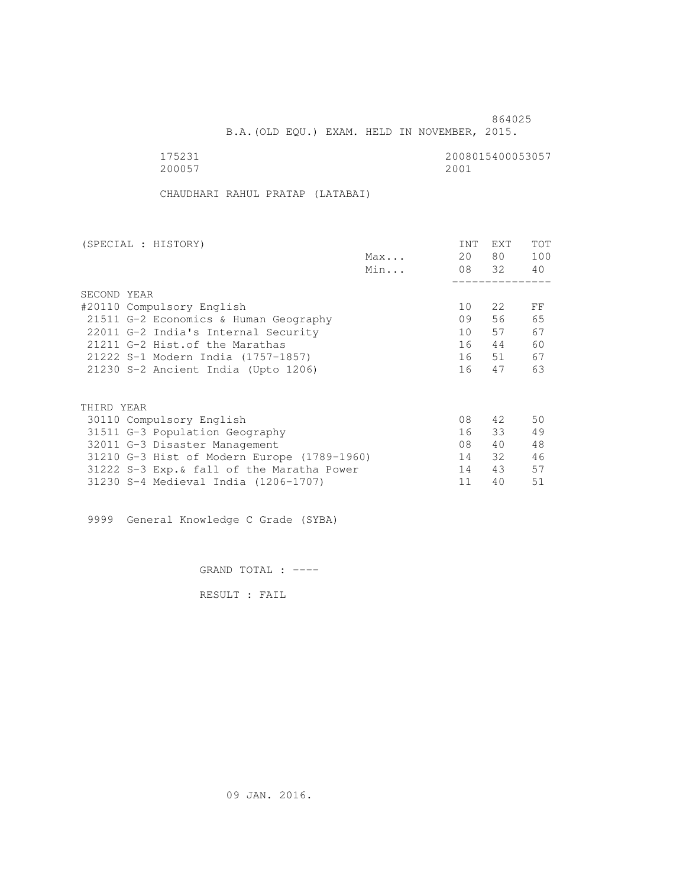864025

B.A.(OLD EQU.) EXAM. HELD IN NOVEMBER, 2015.

175231 2008015400053057
200057 2001

CHAUDHARI RAHUL PRATAP (LATABAI)

| (SPECIAL : HISTORY) | | INT | EXT | TOT |
|---|---|---|---|---|
| | Max... | 20 | 80 | 100 |
| | Min... | 08 | 32 | 40 |
| SECOND YEAR | | | | |
| #20110 Compulsory English | | 10 | 22 | FF |
| 21511 G-2 Economics & Human Geography | | 09 | 56 | 65 |
| 22011 G-2 India's Internal Security | | 10 | 57 | 67 |
| 21211 G-2 Hist.of the Marathas | | 16 | 44 | 60 |
| 21222 S-1 Modern India (1757-1857) | | 16 | 51 | 67 |
| 21230 S-2 Ancient India (Upto 1206) | | 16 | 47 | 63 |
| THIRD YEAR | | | | |
| 30110 Compulsory English | | 08 | 42 | 50 |
| 31511 G-3 Population Geography | | 16 | 33 | 49 |
| 32011 G-3 Disaster Management | | 08 | 40 | 48 |
| 31210 G-3 Hist of Modern Europe (1789-1960) | | 14 | 32 | 46 |
| 31222 S-3 Exp.& fall of the Maratha Power | | 14 | 43 | 57 |
| 31230 S-4 Medieval India (1206-1707) | | 11 | 40 | 51 |

9999 General Knowledge C Grade (SYBA)

GRAND TOTAL : ----

RESULT : FAIL

09 JAN. 2016.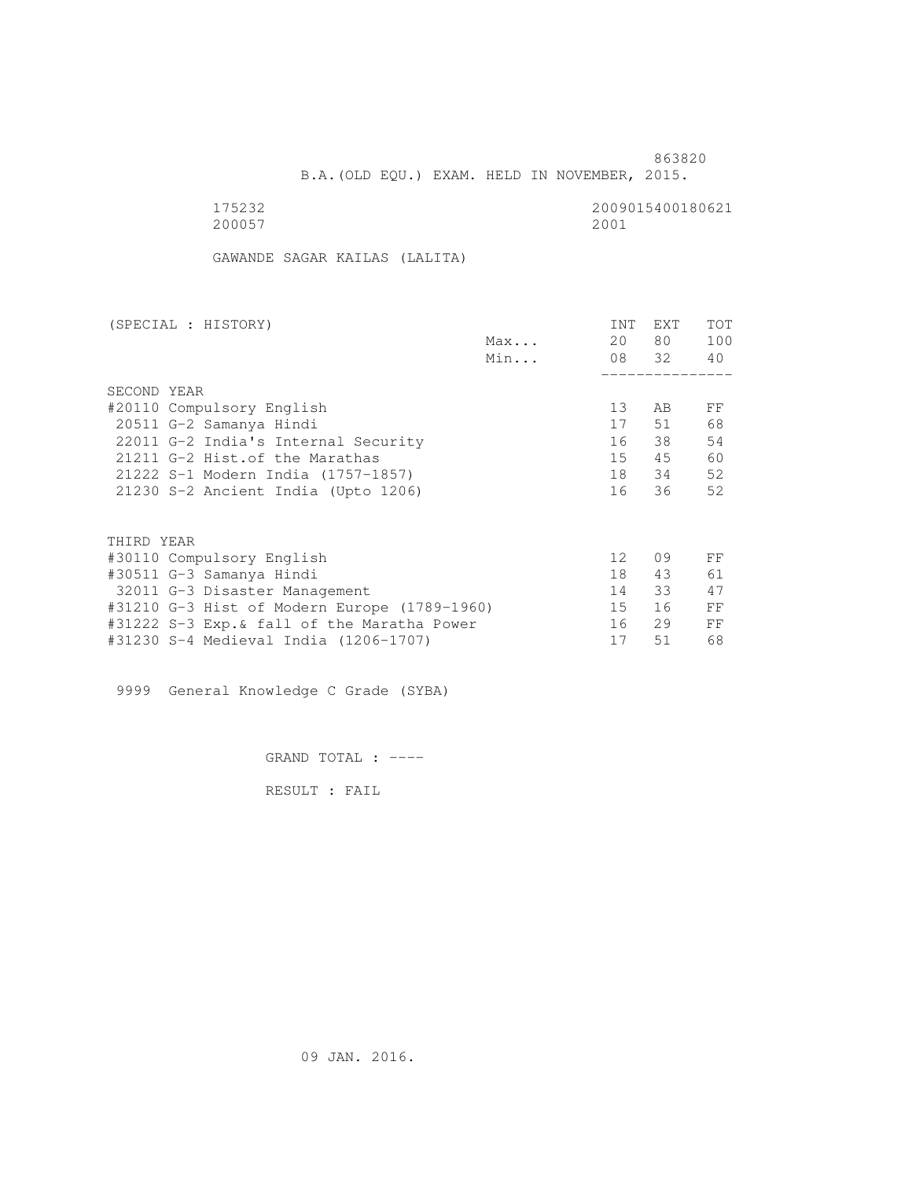863820

B.A.(OLD EQU.) EXAM. HELD IN NOVEMBER, 2015.

175232 2009015400180621
200057 2001

GAWANDE SAGAR KAILAS (LALITA)

| (SPECIAL : HISTORY) | | INT | EXT | TOT |
|---|---|---|---|---|
| | Max... | 20 | 80 | 100 |
| | Min... | 08 | 32 | 40 |
| SECOND YEAR | | | | |
| #20110 Compulsory English | | 13 | AB | FF |
| 20511 G-2 Samanya Hindi | | 17 | 51 | 68 |
| 22011 G-2 India's Internal Security | | 16 | 38 | 54 |
| 21211 G-2 Hist.of the Marathas | | 15 | 45 | 60 |
| 21222 S-1 Modern India (1757-1857) | | 18 | 34 | 52 |
| 21230 S-2 Ancient India (Upto 1206) | | 16 | 36 | 52 |
| THIRD YEAR | | | | |
| #30110 Compulsory English | | 12 | 09 | FF |
| #30511 G-3 Samanya Hindi | | 18 | 43 | 61 |
| 32011 G-3 Disaster Management | | 14 | 33 | 47 |
| #31210 G-3 Hist of Modern Europe (1789-1960) | | 15 | 16 | FF |
| #31222 S-3 Exp.& fall of the Maratha Power | | 16 | 29 | FF |
| #31230 S-4 Medieval India (1206-1707) | | 17 | 51 | 68 |

9999 General Knowledge C Grade (SYBA)

GRAND TOTAL : ----

RESULT : FAIL

09 JAN. 2016.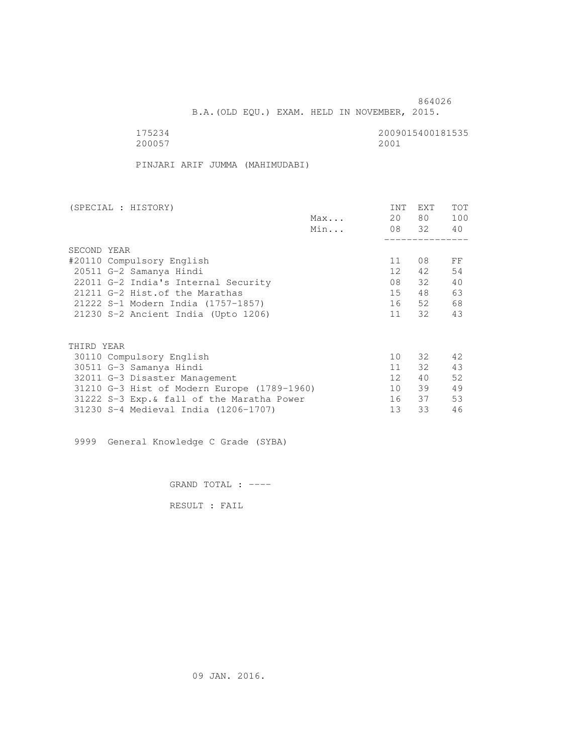864026

B.A.(OLD EQU.) EXAM. HELD IN NOVEMBER, 2015.

175234 2009015400181535
200057 2001

PINJARI ARIF JUMMA (MAHIMUDABI)

| (SPECIAL : HISTORY) | | INT | EXT | TOT |
|---|---|---|---|---|
| | Max... | 20 | 80 | 100 |
| | Min... | 08 | 32 | 40 |
| SECOND YEAR | | | | |
| #20110 Compulsory English | | 11 | 08 | FF |
| 20511 G-2 Samanya Hindi | | 12 | 42 | 54 |
| 22011 G-2 India's Internal Security | | 08 | 32 | 40 |
| 21211 G-2 Hist.of the Marathas | | 15 | 48 | 63 |
| 21222 S-1 Modern India (1757-1857) | | 16 | 52 | 68 |
| 21230 S-2 Ancient India (Upto 1206) | | 11 | 32 | 43 |
| THIRD YEAR | | | | |
| 30110 Compulsory English | | 10 | 32 | 42 |
| 30511 G-3 Samanya Hindi | | 11 | 32 | 43 |
| 32011 G-3 Disaster Management | | 12 | 40 | 52 |
| 31210 G-3 Hist of Modern Europe (1789-1960) | | 10 | 39 | 49 |
| 31222 S-3 Exp.& fall of the Maratha Power | | 16 | 37 | 53 |
| 31230 S-4 Medieval India (1206-1707) | | 13 | 33 | 46 |

9999 General Knowledge C Grade (SYBA)

GRAND TOTAL : ----

RESULT : FAIL

09 JAN. 2016.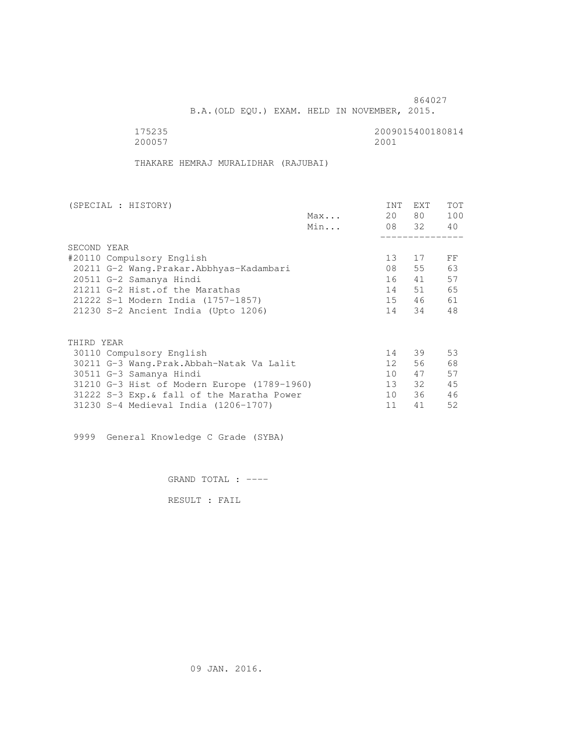864027

B.A.(OLD EQU.) EXAM. HELD IN NOVEMBER, 2015.

175235 2009015400180814
200057 2001

THAKARE HEMRAJ MURALIDHAR (RAJUBAI)

| (SPECIAL : HISTORY) | | INT | EXT | TOT |
|---|---|---|---|---|
| | Max... | 20 | 80 | 100 |
| | Min... | 08 | 32 | 40 |
| **SECOND YEAR** | | | | |
| #20110 Compulsory English | | 13 | 17 | FF |
| 20211 G-2 Wang.Prakar.Abbhyas-Kadambari | | 08 | 55 | 63 |
| 20511 G-2 Samanya Hindi | | 16 | 41 | 57 |
| 21211 G-2 Hist.of the Marathas | | 14 | 51 | 65 |
| 21222 S-1 Modern India (1757-1857) | | 15 | 46 | 61 |
| 21230 S-2 Ancient India (Upto 1206) | | 14 | 34 | 48 |
| **THIRD YEAR** | | | | |
| 30110 Compulsory English | | 14 | 39 | 53 |
| 30211 G-3 Wang.Prak.Abbah-Natak Va Lalit | | 12 | 56 | 68 |
| 30511 G-3 Samanya Hindi | | 10 | 47 | 57 |
| 31210 G-3 Hist of Modern Europe (1789-1960) | | 13 | 32 | 45 |
| 31222 S-3 Exp.& fall of the Maratha Power | | 10 | 36 | 46 |
| 31230 S-4 Medieval India (1206-1707) | | 11 | 41 | 52 |

9999 General Knowledge C Grade (SYBA)

GRAND TOTAL : ----

RESULT : FAIL

09 JAN. 2016.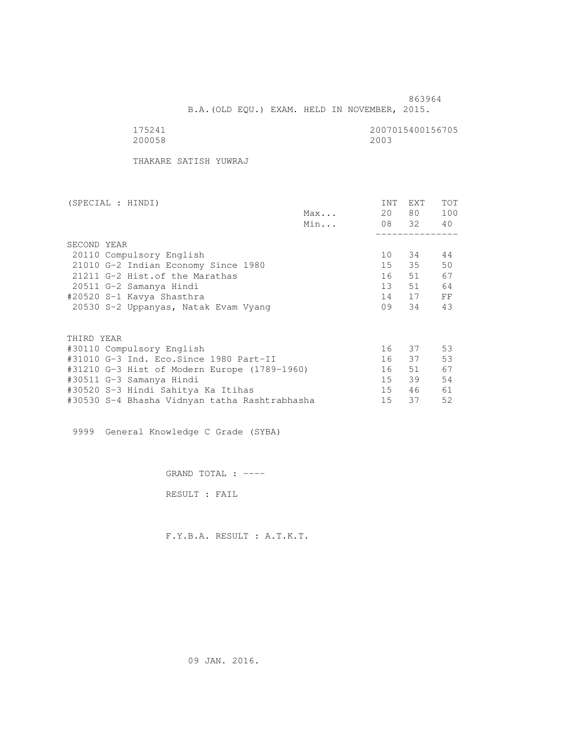863964

B.A.(OLD EQU.) EXAM. HELD IN NOVEMBER, 2015.

175241 2007015400156705
200058 2003

THAKARE SATISH YUWRAJ

| (SPECIAL : HINDI) | | INT | EXT | TOT |
|---|---|---|---|---|
| | Max... | 20 | 80 | 100 |
| | Min... | 08 | 32 | 40 |
| SECOND YEAR | | | | |
| 20110 Compulsory English | | 10 | 34 | 44 |
| 21010 G-2 Indian Economy Since 1980 | | 15 | 35 | 50 |
| 21211 G-2 Hist.of the Marathas | | 16 | 51 | 67 |
| 20511 G-2 Samanya Hindi | | 13 | 51 | 64 |
| #20520 S-1 Kavya Shasthra | | 14 | 17 | FF |
| 20530 S-2 Uppanyas, Natak Evam Vyang | | 09 | 34 | 43 |
| THIRD YEAR | | | | |
| #30110 Compulsory English | | 16 | 37 | 53 |
| #31010 G-3 Ind. Eco.Since 1980 Part-II | | 16 | 37 | 53 |
| #31210 G-3 Hist of Modern Europe (1789-1960) | | 16 | 51 | 67 |
| #30511 G-3 Samanya Hindi | | 15 | 39 | 54 |
| #30520 S-3 Hindi Sahitya Ka Itihas | | 15 | 46 | 61 |
| #30530 S-4 Bhasha Vidnyan tatha Rashtrabhasha | | 15 | 37 | 52 |

9999 General Knowledge C Grade (SYBA)

GRAND TOTAL : ----

RESULT : FAIL

F.Y.B.A. RESULT : A.T.K.T.

09 JAN. 2016.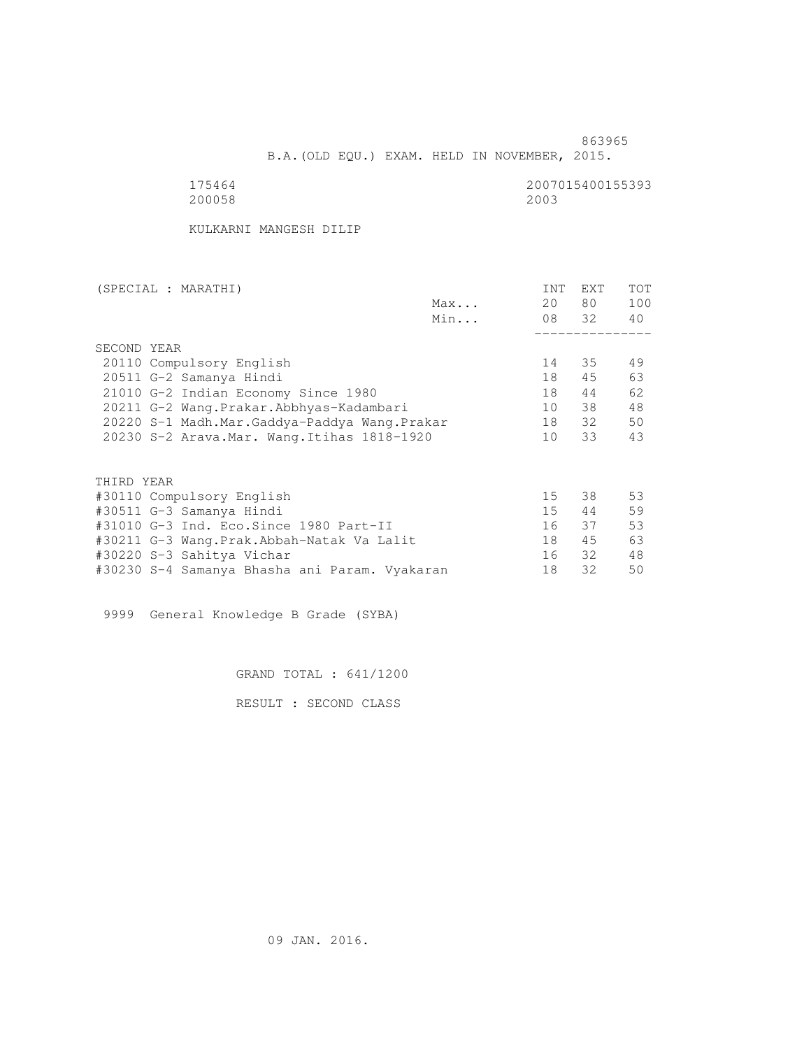863965

B.A.(OLD EQU.) EXAM. HELD IN NOVEMBER, 2015.

175464 2007015400155393
200058 2003

KULKARNI MANGESH DILIP

| (SPECIAL : MARATHI) | | INT | EXT | TOT |
|---|---|---|---|---|
| | Max... | 20 | 80 | 100 |
| | Min... | 08 | 32 | 40 |
| SECOND YEAR | | | | |
| 20110 Compulsory English | | 14 | 35 | 49 |
| 20511 G-2 Samanya Hindi | | 18 | 45 | 63 |
| 21010 G-2 Indian Economy Since 1980 | | 18 | 44 | 62 |
| 20211 G-2 Wang.Prakar.Abbhyas-Kadambari | | 10 | 38 | 48 |
| 20220 S-1 Madh.Mar.Gaddya-Paddya Wang.Prakar | | 18 | 32 | 50 |
| 20230 S-2 Arava.Mar. Wang.Itihas 1818-1920 | | 10 | 33 | 43 |
| THIRD YEAR | | | | |
| #30110 Compulsory English | | 15 | 38 | 53 |
| #30511 G-3 Samanya Hindi | | 15 | 44 | 59 |
| #31010 G-3 Ind. Eco.Since 1980 Part-II | | 16 | 37 | 53 |
| #30211 G-3 Wang.Prak.Abbah-Natak Va Lalit | | 18 | 45 | 63 |
| #30220 S-3 Sahitya Vichar | | 16 | 32 | 48 |
| #30230 S-4 Samanya Bhasha ani Param. Vyakaran | | 18 | 32 | 50 |

9999 General Knowledge B Grade (SYBA)

GRAND TOTAL : 641/1200

RESULT : SECOND CLASS

09 JAN. 2016.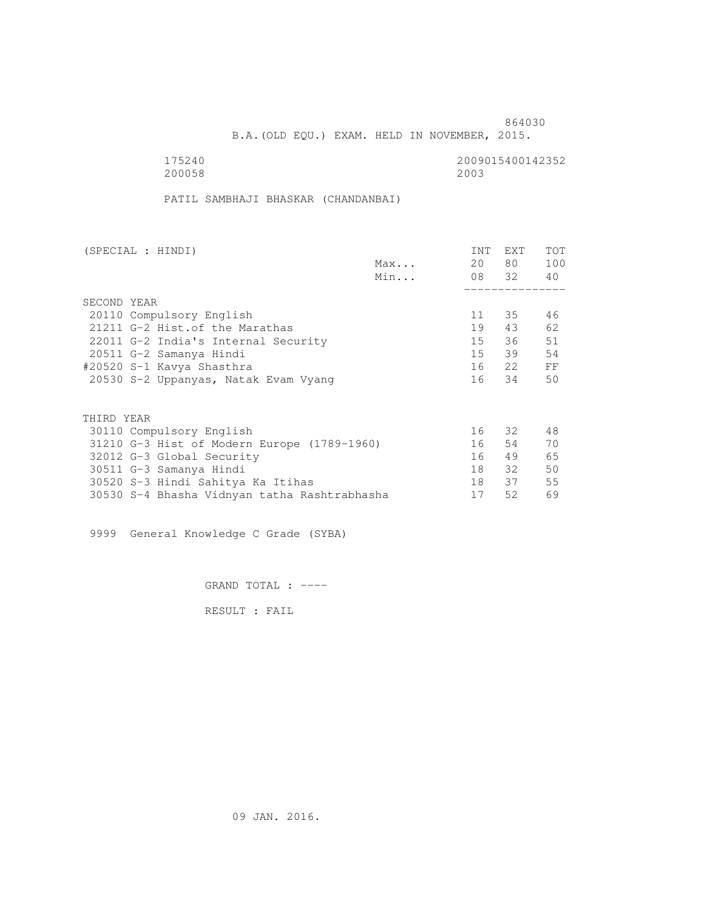864030

B.A.(OLD EQU.) EXAM. HELD IN NOVEMBER, 2015.

175240 2009015400142352
200058 2003

PATIL SAMBHAJI BHASKAR (CHANDANBAI)

| (SPECIAL : HINDI) | | INT | EXT | TOT |
|---|---|---|---|---|
| | Max... | 20 | 80 | 100 |
| | Min... | 08 | 32 | 40 |
| SECOND YEAR | | | | |
| 20110 Compulsory English | | 11 | 35 | 46 |
| 21211 G-2 Hist.of the Marathas | | 19 | 43 | 62 |
| 22011 G-2 India's Internal Security | | 15 | 36 | 51 |
| 20511 G-2 Samanya Hindi | | 15 | 39 | 54 |
| #20520 S-1 Kavya Shasthra | | 16 | 22 | FF |
| 20530 S-2 Uppanyas, Natak Evam Vyang | | 16 | 34 | 50 |
| THIRD YEAR | | | | |
| 30110 Compulsory English | | 16 | 32 | 48 |
| 31210 G-3 Hist of Modern Europe (1789-1960) | | 16 | 54 | 70 |
| 32012 G-3 Global Security | | 16 | 49 | 65 |
| 30511 G-3 Samanya Hindi | | 18 | 32 | 50 |
| 30520 S-3 Hindi Sahitya Ka Itihas | | 18 | 37 | 55 |
| 30530 S-4 Bhasha Vidnyan tatha Rashtrabhasha | | 17 | 52 | 69 |

9999 General Knowledge C Grade (SYBA)

GRAND TOTAL : ----

RESULT : FAIL

09 JAN. 2016.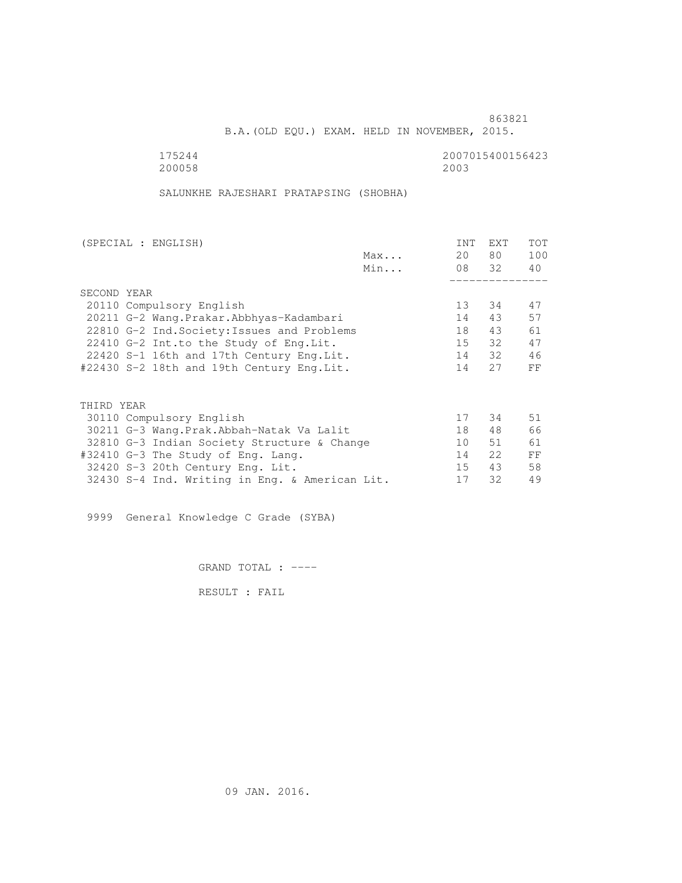863821

B.A.(OLD EQU.) EXAM. HELD IN NOVEMBER, 2015.

175244 2007015400156423
200058 2003

SALUNKHE RAJESHARI PRATAPSING (SHOBHA)

| (SPECIAL : ENGLISH) | | INT | EXT | TOT |
|---|---|---|---|---|
| | Max... | 20 | 80 | 100 |
| | Min... | 08 | 32 | 40 |
| SECOND YEAR | | | | |
| 20110 Compulsory English | | 13 | 34 | 47 |
| 20211 G-2 Wang.Prakar.Abbhyas-Kadambari | | 14 | 43 | 57 |
| 22810 G-2 Ind.Society:Issues and Problems | | 18 | 43 | 61 |
| 22410 G-2 Int.to the Study of Eng.Lit. | | 15 | 32 | 47 |
| 22420 S-1 16th and 17th Century Eng.Lit. | | 14 | 32 | 46 |
| #22430 S-2 18th and 19th Century Eng.Lit. | | 14 | 27 | FF |
| THIRD YEAR | | | | |
| 30110 Compulsory English | | 17 | 34 | 51 |
| 30211 G-3 Wang.Prak.Abbah-Natak Va Lalit | | 18 | 48 | 66 |
| 32810 G-3 Indian Society Structure & Change | | 10 | 51 | 61 |
| #32410 G-3 The Study of Eng. Lang. | | 14 | 22 | FF |
| 32420 S-3 20th Century Eng. Lit. | | 15 | 43 | 58 |
| 32430 S-4 Ind. Writing in Eng. & American Lit. | | 17 | 32 | 49 |

9999 General Knowledge C Grade (SYBA)

GRAND TOTAL : ----

RESULT : FAIL

09 JAN. 2016.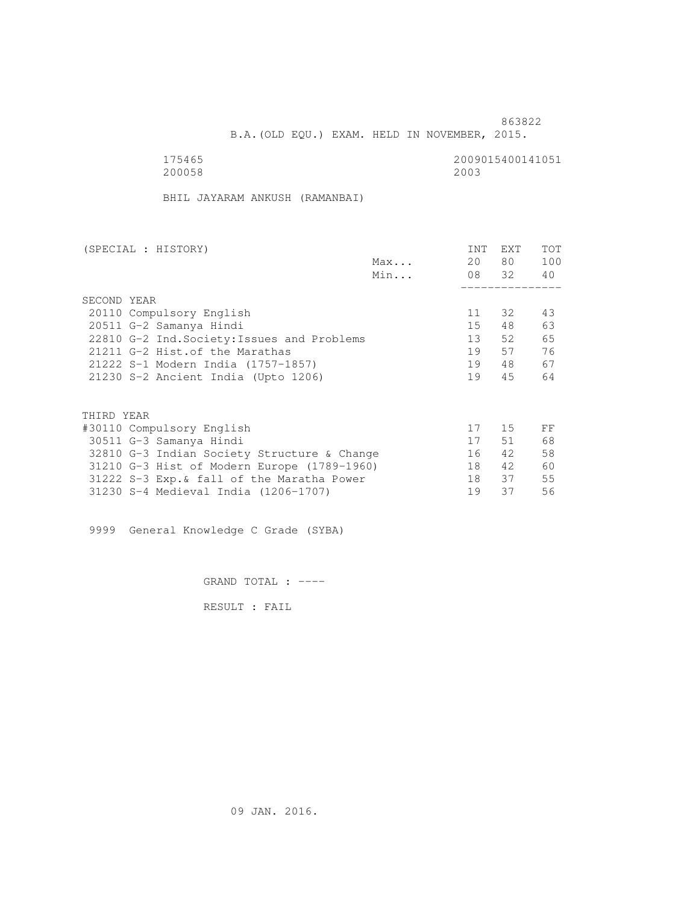863822

B.A.(OLD EQU.) EXAM. HELD IN NOVEMBER, 2015.

175465 2009015400141051
200058 2003

BHIL JAYARAM ANKUSH (RAMANBAI)

| (SPECIAL : HISTORY) | | INT | EXT | TOT |
|---|---|---|---|---|
| | Max... | 20 | 80 | 100 |
| | Min... | 08 | 32 | 40 |
| **SECOND YEAR** | | | | |
| 20110 Compulsory English | | 11 | 32 | 43 |
| 20511 G-2 Samanya Hindi | | 15 | 48 | 63 |
| 22810 G-2 Ind.Society:Issues and Problems | | 13 | 52 | 65 |
| 21211 G-2 Hist.of the Marathas | | 19 | 57 | 76 |
| 21222 S-1 Modern India (1757-1857) | | 19 | 48 | 67 |
| 21230 S-2 Ancient India (Upto 1206) | | 19 | 45 | 64 |
| **THIRD YEAR** | | | | |
| #30110 Compulsory English | | 17 | 15 | FF |
| 30511 G-3 Samanya Hindi | | 17 | 51 | 68 |
| 32810 G-3 Indian Society Structure & Change | | 16 | 42 | 58 |
| 31210 G-3 Hist of Modern Europe (1789-1960) | | 18 | 42 | 60 |
| 31222 S-3 Exp.& fall of the Maratha Power | | 18 | 37 | 55 |
| 31230 S-4 Medieval India (1206-1707) | | 19 | 37 | 56 |

9999 General Knowledge C Grade (SYBA)

GRAND TOTAL : ----

RESULT : FAIL

09 JAN. 2016.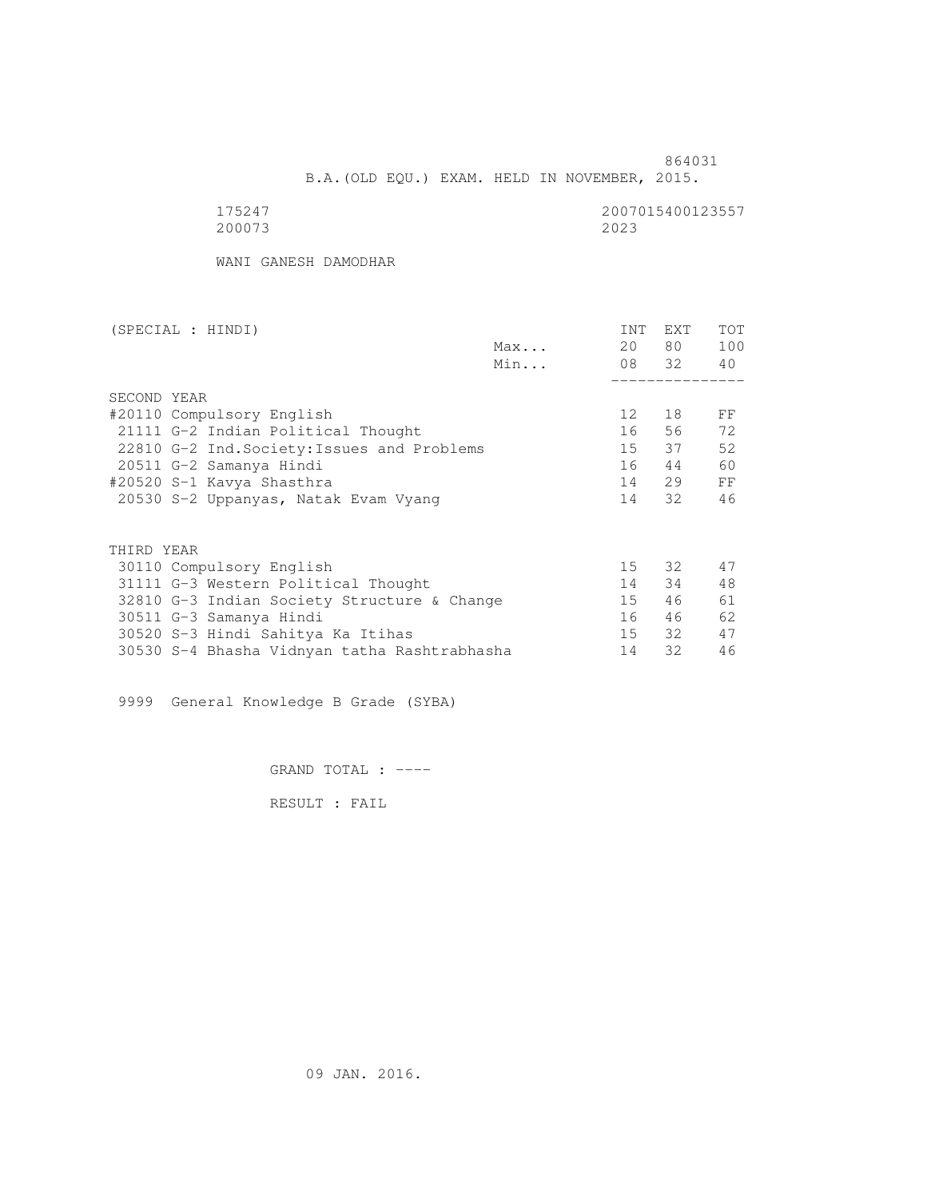864031

B.A.(OLD EQU.) EXAM. HELD IN NOVEMBER, 2015.

175247 2007015400123557
200073 2023

WANI GANESH DAMODHAR

| (SPECIAL : HINDI) | | INT | EXT | TOT |
|---|---|---|---|---|
| | Max... | 20 | 80 | 100 |
| | Min... | 08 | 32 | 40 |
| **SECOND YEAR** | | | | |
| #20110 Compulsory English | | 12 | 18 | FF |
| 21111 G-2 Indian Political Thought | | 16 | 56 | 72 |
| 22810 G-2 Ind.Society:Issues and Problems | | 15 | 37 | 52 |
| 20511 G-2 Samanya Hindi | | 16 | 44 | 60 |
| #20520 S-1 Kavya Shasthra | | 14 | 29 | FF |
| 20530 S-2 Uppanyas, Natak Evam Vyang | | 14 | 32 | 46 |
| **THIRD YEAR** | | | | |
| 30110 Compulsory English | | 15 | 32 | 47 |
| 31111 G-3 Western Political Thought | | 14 | 34 | 48 |
| 32810 G-3 Indian Society Structure & Change | | 15 | 46 | 61 |
| 30511 G-3 Samanya Hindi | | 16 | 46 | 62 |
| 30520 S-3 Hindi Sahitya Ka Itihas | | 15 | 32 | 47 |
| 30530 S-4 Bhasha Vidnyan tatha Rashtrabhasha | | 14 | 32 | 46 |

9999 General Knowledge B Grade (SYBA)

GRAND TOTAL : ----

RESULT : FAIL

09 JAN. 2016.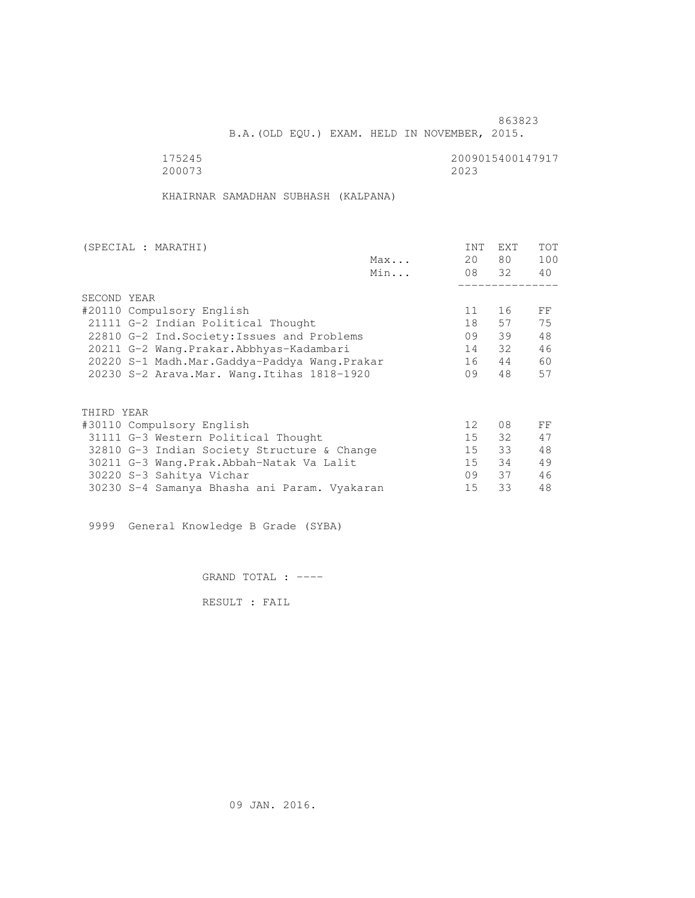863823

B.A.(OLD EQU.) EXAM. HELD IN NOVEMBER, 2015.

175245 2009015400147917
200073 2023

KHAIRNAR SAMADHAN SUBHASH (KALPANA)

| (SPECIAL : MARATHI) | | INT | EXT | TOT |
|---|---|---|---|---|
| | Max... | 20 | 80 | 100 |
| | Min... | 08 | 32 | 40 |
| SECOND YEAR | | | | |
| #20110 Compulsory English | | 11 | 16 | FF |
| 21111 G-2 Indian Political Thought | | 18 | 57 | 75 |
| 22810 G-2 Ind.Society:Issues and Problems | | 09 | 39 | 48 |
| 20211 G-2 Wang.Prakar.Abbhyas-Kadambari | | 14 | 32 | 46 |
| 20220 S-1 Madh.Mar.Gaddya-Paddya Wang.Prakar | | 16 | 44 | 60 |
| 20230 S-2 Arava.Mar. Wang.Itihas 1818-1920 | | 09 | 48 | 57 |
| THIRD YEAR | | | | |
| #30110 Compulsory English | | 12 | 08 | FF |
| 31111 G-3 Western Political Thought | | 15 | 32 | 47 |
| 32810 G-3 Indian Society Structure & Change | | 15 | 33 | 48 |
| 30211 G-3 Wang.Prak.Abbah-Natak Va Lalit | | 15 | 34 | 49 |
| 30220 S-3 Sahitya Vichar | | 09 | 37 | 46 |
| 30230 S-4 Samanya Bhasha ani Param. Vyakaran | | 15 | 33 | 48 |

9999 General Knowledge B Grade (SYBA)

GRAND TOTAL : ----

RESULT : FAIL

09 JAN. 2016.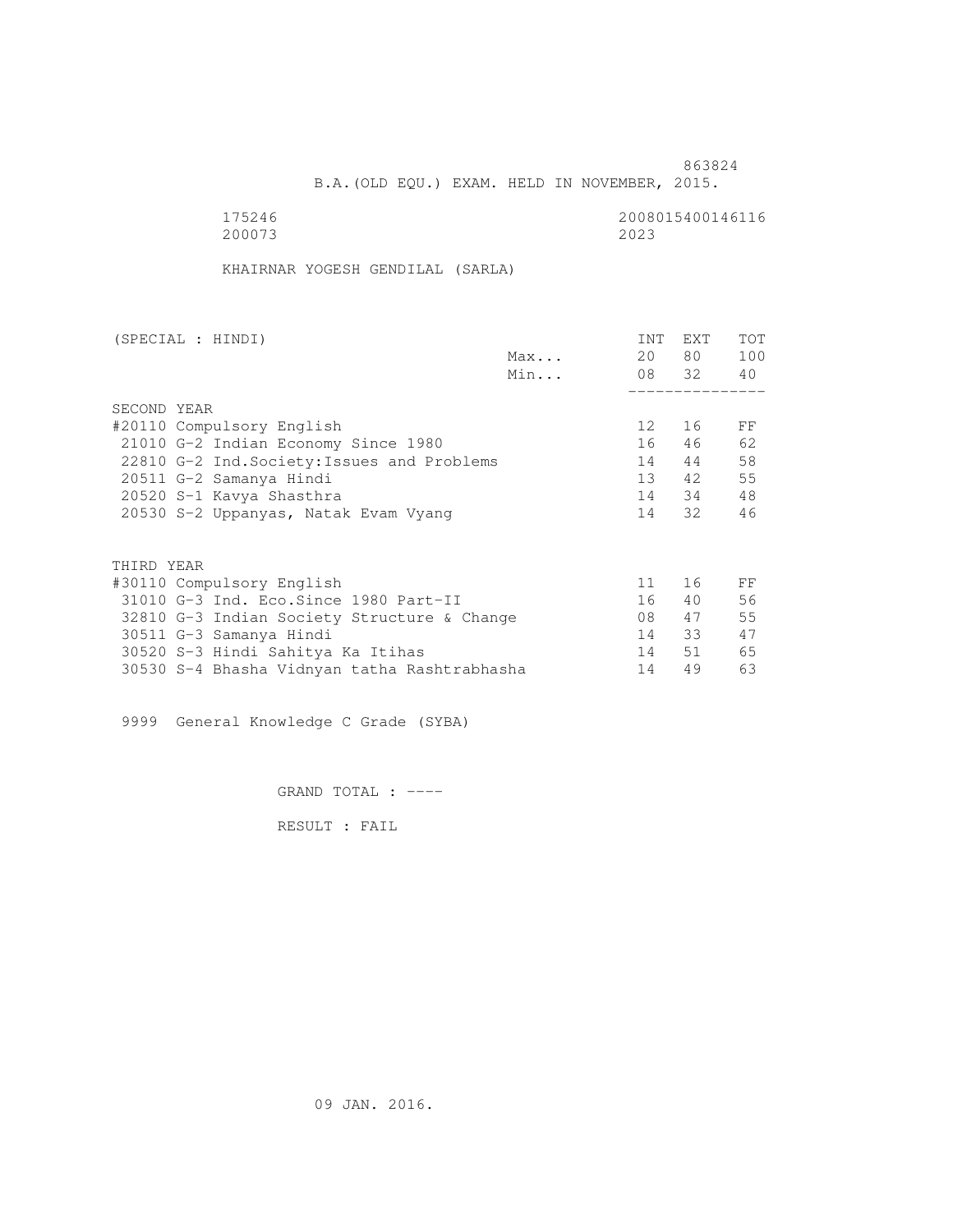863824

B.A.(OLD EQU.) EXAM. HELD IN NOVEMBER, 2015.

175246 2008015400146116
200073 2023

KHAIRNAR YOGESH GENDILAL (SARLA)

| (SPECIAL : HINDI) | | INT | EXT | TOT |
|---|---|---|---|---|
| | Max... | 20 | 80 | 100 |
| | Min... | 08 | 32 | 40 |
| **SECOND YEAR** | | | | |
| #20110 Compulsory English | | 12 | 16 | FF |
| 21010 G-2 Indian Economy Since 1980 | | 16 | 46 | 62 |
| 22810 G-2 Ind.Society:Issues and Problems | | 14 | 44 | 58 |
| 20511 G-2 Samanya Hindi | | 13 | 42 | 55 |
| 20520 S-1 Kavya Shasthra | | 14 | 34 | 48 |
| 20530 S-2 Uppanyas, Natak Evam Vyang | | 14 | 32 | 46 |
| **THIRD YEAR** | | | | |
| #30110 Compulsory English | | 11 | 16 | FF |
| 31010 G-3 Ind. Eco.Since 1980 Part-II | | 16 | 40 | 56 |
| 32810 G-3 Indian Society Structure & Change | | 08 | 47 | 55 |
| 30511 G-3 Samanya Hindi | | 14 | 33 | 47 |
| 30520 S-3 Hindi Sahitya Ka Itihas | | 14 | 51 | 65 |
| 30530 S-4 Bhasha Vidnyan tatha Rashtrabhasha | | 14 | 49 | 63 |

9999 General Knowledge C Grade (SYBA)

GRAND TOTAL : ----

RESULT : FAIL

09 JAN. 2016.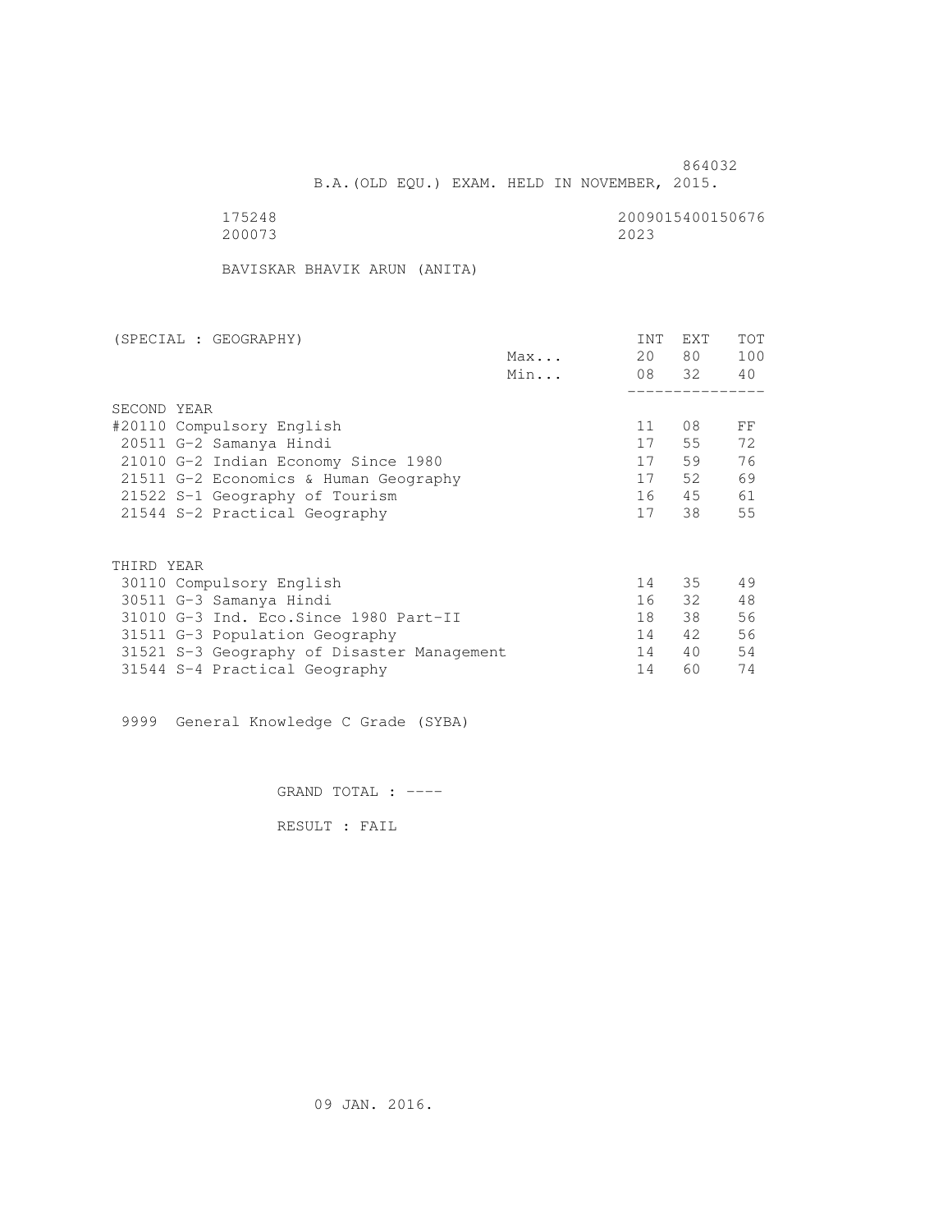864032

B.A.(OLD EQU.) EXAM. HELD IN NOVEMBER, 2015.

175248 2009015400150676
200073 2023

BAVISKAR BHAVIK ARUN (ANITA)

| (SPECIAL : GEOGRAPHY) | | INT | EXT | TOT |
|---|---|---|---|---|
| | Max... | 20 | 80 | 100 |
| | Min... | 08 | 32 | 40 |
| SECOND YEAR | | | | |
| #20110 Compulsory English | | 11 | 08 | FF |
| 20511 G-2 Samanya Hindi | | 17 | 55 | 72 |
| 21010 G-2 Indian Economy Since 1980 | | 17 | 59 | 76 |
| 21511 G-2 Economics & Human Geography | | 17 | 52 | 69 |
| 21522 S-1 Geography of Tourism | | 16 | 45 | 61 |
| 21544 S-2 Practical Geography | | 17 | 38 | 55 |
| THIRD YEAR | | | | |
| 30110 Compulsory English | | 14 | 35 | 49 |
| 30511 G-3 Samanya Hindi | | 16 | 32 | 48 |
| 31010 G-3 Ind. Eco.Since 1980 Part-II | | 18 | 38 | 56 |
| 31511 G-3 Population Geography | | 14 | 42 | 56 |
| 31521 S-3 Geography of Disaster Management | | 14 | 40 | 54 |
| 31544 S-4 Practical Geography | | 14 | 60 | 74 |

9999 General Knowledge C Grade (SYBA)

GRAND TOTAL : ----

RESULT : FAIL

09 JAN. 2016.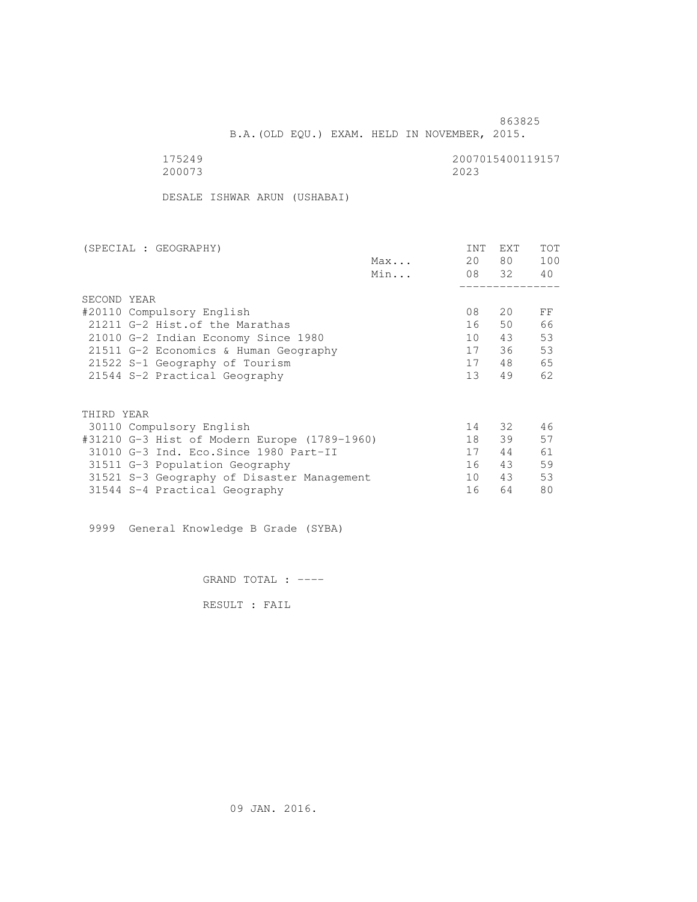863825

B.A.(OLD EQU.) EXAM. HELD IN NOVEMBER, 2015.

175249 2007015400119157
200073 2023

DESALE ISHWAR ARUN (USHABAI)

| (SPECIAL : GEOGRAPHY) | | INT | EXT | TOT |
|---|---|---|---|---|
| | Max... | 20 | 80 | 100 |
| | Min... | 08 | 32 | 40 |
| SECOND YEAR | | | | |
| #20110 Compulsory English | | 08 | 20 | FF |
| 21211 G-2 Hist.of the Marathas | | 16 | 50 | 66 |
| 21010 G-2 Indian Economy Since 1980 | | 10 | 43 | 53 |
| 21511 G-2 Economics & Human Geography | | 17 | 36 | 53 |
| 21522 S-1 Geography of Tourism | | 17 | 48 | 65 |
| 21544 S-2 Practical Geography | | 13 | 49 | 62 |
| THIRD YEAR | | | | |
| 30110 Compulsory English | | 14 | 32 | 46 |
| #31210 G-3 Hist of Modern Europe (1789-1960) | | 18 | 39 | 57 |
| 31010 G-3 Ind. Eco.Since 1980 Part-II | | 17 | 44 | 61 |
| 31511 G-3 Population Geography | | 16 | 43 | 59 |
| 31521 S-3 Geography of Disaster Management | | 10 | 43 | 53 |
| 31544 S-4 Practical Geography | | 16 | 64 | 80 |

9999 General Knowledge B Grade (SYBA)

GRAND TOTAL : ----

RESULT : FAIL

09 JAN. 2016.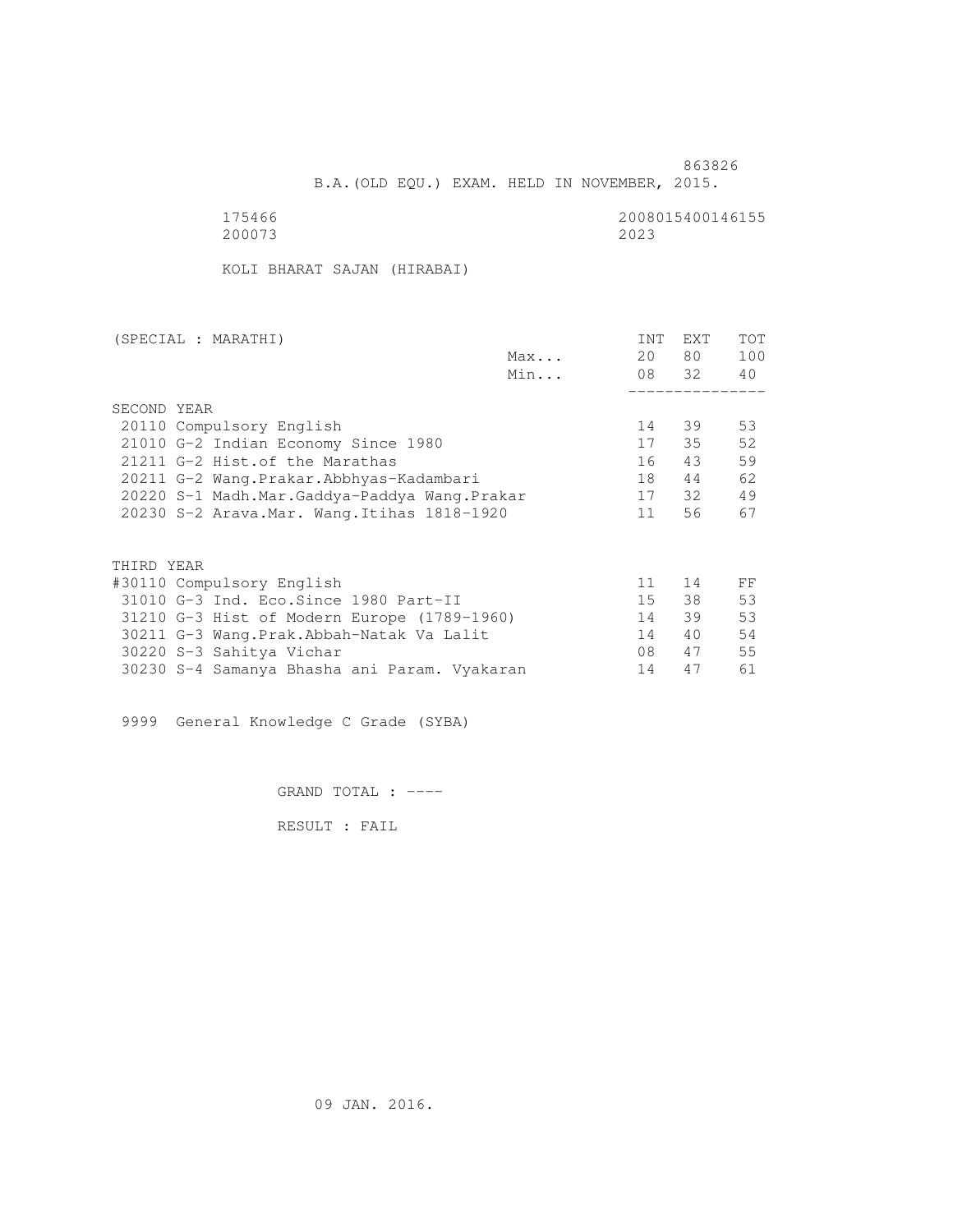863826

B.A.(OLD EQU.) EXAM. HELD IN NOVEMBER, 2015.

175466 2008015400146155
200073 2023

KOLI BHARAT SAJAN (HIRABAI)

| (SPECIAL : MARATHI) | | INT | EXT | TOT |
|---|---|---|---|---|
| | Max... | 20 | 80 | 100 |
| | Min... | 08 | 32 | 40 |
| **SECOND YEAR** | | | | |
| 20110 Compulsory English | | 14 | 39 | 53 |
| 21010 G-2 Indian Economy Since 1980 | | 17 | 35 | 52 |
| 21211 G-2 Hist.of the Marathas | | 16 | 43 | 59 |
| 20211 G-2 Wang.Prakar.Abbhyas-Kadambari | | 18 | 44 | 62 |
| 20220 S-1 Madh.Mar.Gaddya-Paddya Wang.Prakar | | 17 | 32 | 49 |
| 20230 S-2 Arava.Mar. Wang.Itihas 1818-1920 | | 11 | 56 | 67 |
| **THIRD YEAR** | | | | |
| #30110 Compulsory English | | 11 | 14 | FF |
| 31010 G-3 Ind. Eco.Since 1980 Part-II | | 15 | 38 | 53 |
| 31210 G-3 Hist of Modern Europe (1789-1960) | | 14 | 39 | 53 |
| 30211 G-3 Wang.Prak.Abbah-Natak Va Lalit | | 14 | 40 | 54 |
| 30220 S-3 Sahitya Vichar | | 08 | 47 | 55 |
| 30230 S-4 Samanya Bhasha ani Param. Vyakaran | | 14 | 47 | 61 |

9999 General Knowledge C Grade (SYBA)

GRAND TOTAL : ----

RESULT : FAIL

09 JAN. 2016.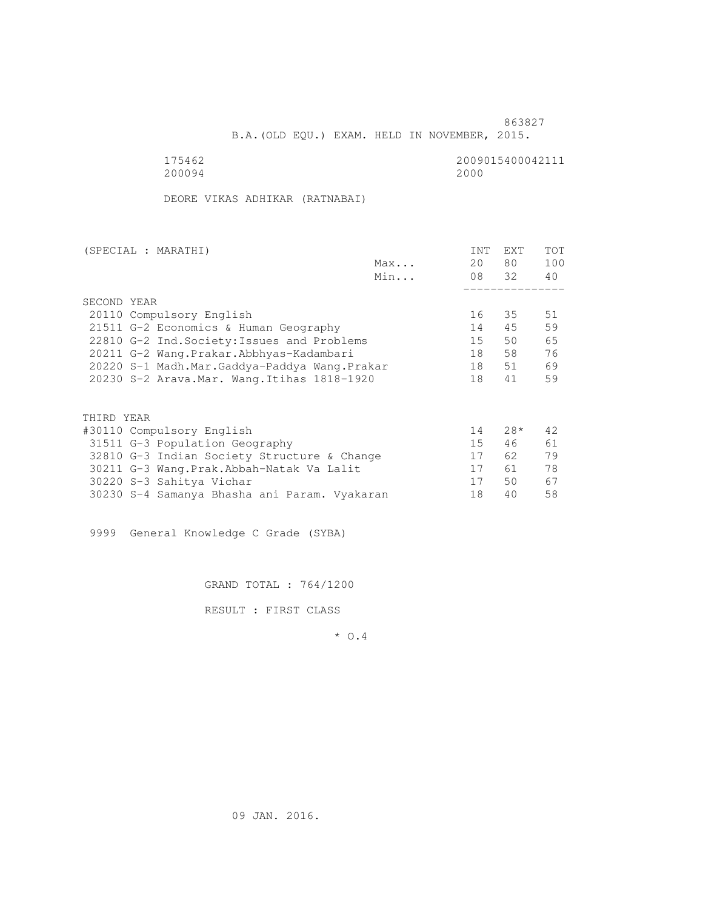863827

B.A.(OLD EQU.) EXAM. HELD IN NOVEMBER, 2015.

175462 2009015400042111
200094 2000

DEORE VIKAS ADHIKAR (RATNABAI)

| (SPECIAL : MARATHI) | | INT | EXT | TOT |
|---|---|---|---|---|
| | Max... | 20 | 80 | 100 |
| | Min... | 08 | 32 | 40 |
| SECOND YEAR | | | | |
| 20110 Compulsory English | | 16 | 35 | 51 |
| 21511 G-2 Economics & Human Geography | | 14 | 45 | 59 |
| 22810 G-2 Ind.Society:Issues and Problems | | 15 | 50 | 65 |
| 20211 G-2 Wang.Prakar.Abbhyas-Kadambari | | 18 | 58 | 76 |
| 20220 S-1 Madh.Mar.Gaddya-Paddya Wang.Prakar | | 18 | 51 | 69 |
| 20230 S-2 Arava.Mar. Wang.Itihas 1818-1920 | | 18 | 41 | 59 |
| THIRD YEAR | | | | |
| #30110 Compulsory English | | 14 | 28* | 42 |
| 31511 G-3 Population Geography | | 15 | 46 | 61 |
| 32810 G-3 Indian Society Structure & Change | | 17 | 62 | 79 |
| 30211 G-3 Wang.Prak.Abbah-Natak Va Lalit | | 17 | 61 | 78 |
| 30220 S-3 Sahitya Vichar | | 17 | 50 | 67 |
| 30230 S-4 Samanya Bhasha ani Param. Vyakaran | | 18 | 40 | 58 |

9999 General Knowledge C Grade (SYBA)

GRAND TOTAL : 764/1200

RESULT : FIRST CLASS

* O.4

09 JAN. 2016.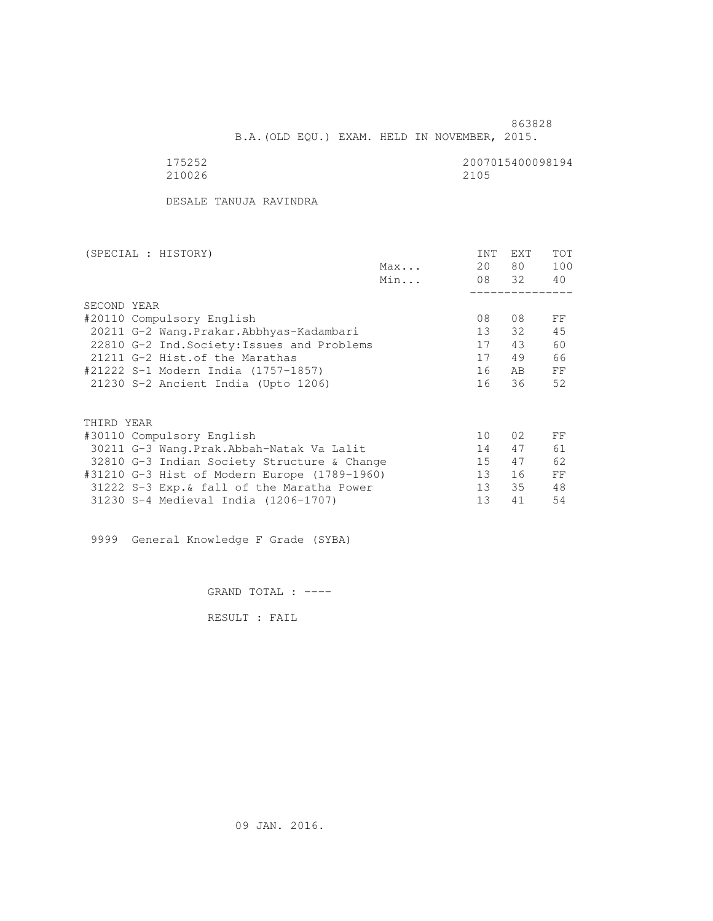863828

B.A.(OLD EQU.) EXAM. HELD IN NOVEMBER, 2015.

175252 2007015400098194
210026 2105

DESALE TANUJA RAVINDRA

| (SPECIAL : HISTORY) | | INT | EXT | TOT |
|---|---|---|---|---|
| | Max... | 20 | 80 | 100 |
| | Min... | 08 | 32 | 40 |
| **SECOND YEAR** | | | | |
| #20110 Compulsory English | | 08 | 08 | FF |
| 20211 G-2 Wang.Prakar.Abbhyas-Kadambari | | 13 | 32 | 45 |
| 22810 G-2 Ind.Society:Issues and Problems | | 17 | 43 | 60 |
| 21211 G-2 Hist.of the Marathas | | 17 | 49 | 66 |
| #21222 S-1 Modern India (1757-1857) | | 16 | AB | FF |
| 21230 S-2 Ancient India (Upto 1206) | | 16 | 36 | 52 |
| **THIRD YEAR** | | | | |
| #30110 Compulsory English | | 10 | 02 | FF |
| 30211 G-3 Wang.Prak.Abbah-Natak Va Lalit | | 14 | 47 | 61 |
| 32810 G-3 Indian Society Structure & Change | | 15 | 47 | 62 |
| #31210 G-3 Hist of Modern Europe (1789-1960) | | 13 | 16 | FF |
| 31222 S-3 Exp.& fall of the Maratha Power | | 13 | 35 | 48 |
| 31230 S-4 Medieval India (1206-1707) | | 13 | 41 | 54 |

9999 General Knowledge F Grade (SYBA)

GRAND TOTAL : ----

RESULT : FAIL

09 JAN. 2016.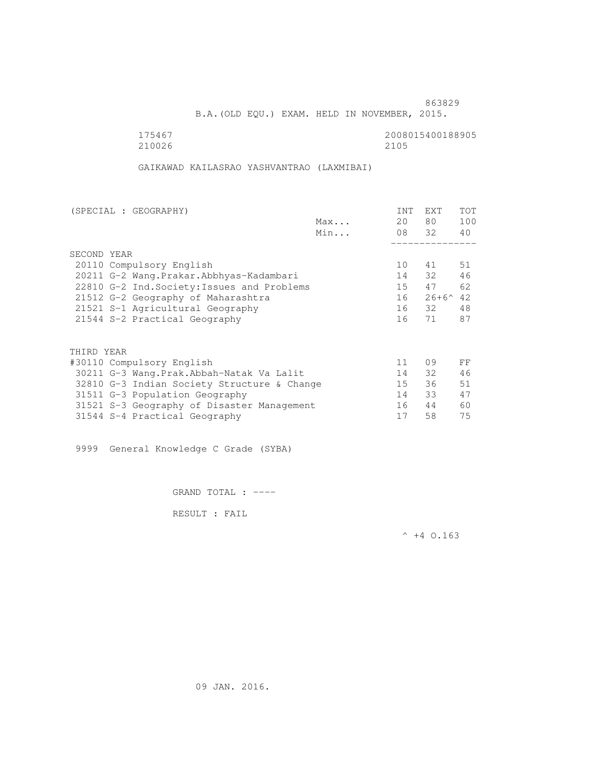863829

B.A.(OLD EQU.) EXAM. HELD IN NOVEMBER, 2015.

175467 2008015400188905
210026 2105

GAIKAWAD KAILASRAO YASHVANTRAO (LAXMIBAI)

| (SPECIAL : GEOGRAPHY) | | INT | EXT | TOT |
|---|---|---|---|---|
| | Max... | 20 | 80 | 100 |
| | Min... | 08 | 32 | 40 |
| SECOND YEAR | | | | |
| 20110 Compulsory English | | 10 | 41 | 51 |
| 20211 G-2 Wang.Prakar.Abbhyas-Kadambari | | 14 | 32 | 46 |
| 22810 G-2 Ind.Society:Issues and Problems | | 15 | 47 | 62 |
| 21512 G-2 Geography of Maharashtra | | 16 | 26+6^ | 42 |
| 21521 S-1 Agricultural Geography | | 16 | 32 | 48 |
| 21544 S-2 Practical Geography | | 16 | 71 | 87 |
| THIRD YEAR | | | | |
| #30110 Compulsory English | | 11 | 09 | FF |
| 30211 G-3 Wang.Prak.Abbah-Natak Va Lalit | | 14 | 32 | 46 |
| 32810 G-3 Indian Society Structure & Change | | 15 | 36 | 51 |
| 31511 G-3 Population Geography | | 14 | 33 | 47 |
| 31521 S-3 Geography of Disaster Management | | 16 | 44 | 60 |
| 31544 S-4 Practical Geography | | 17 | 58 | 75 |

9999 General Knowledge C Grade (SYBA)

GRAND TOTAL : ----

RESULT : FAIL

^ +4 O.163

09 JAN. 2016.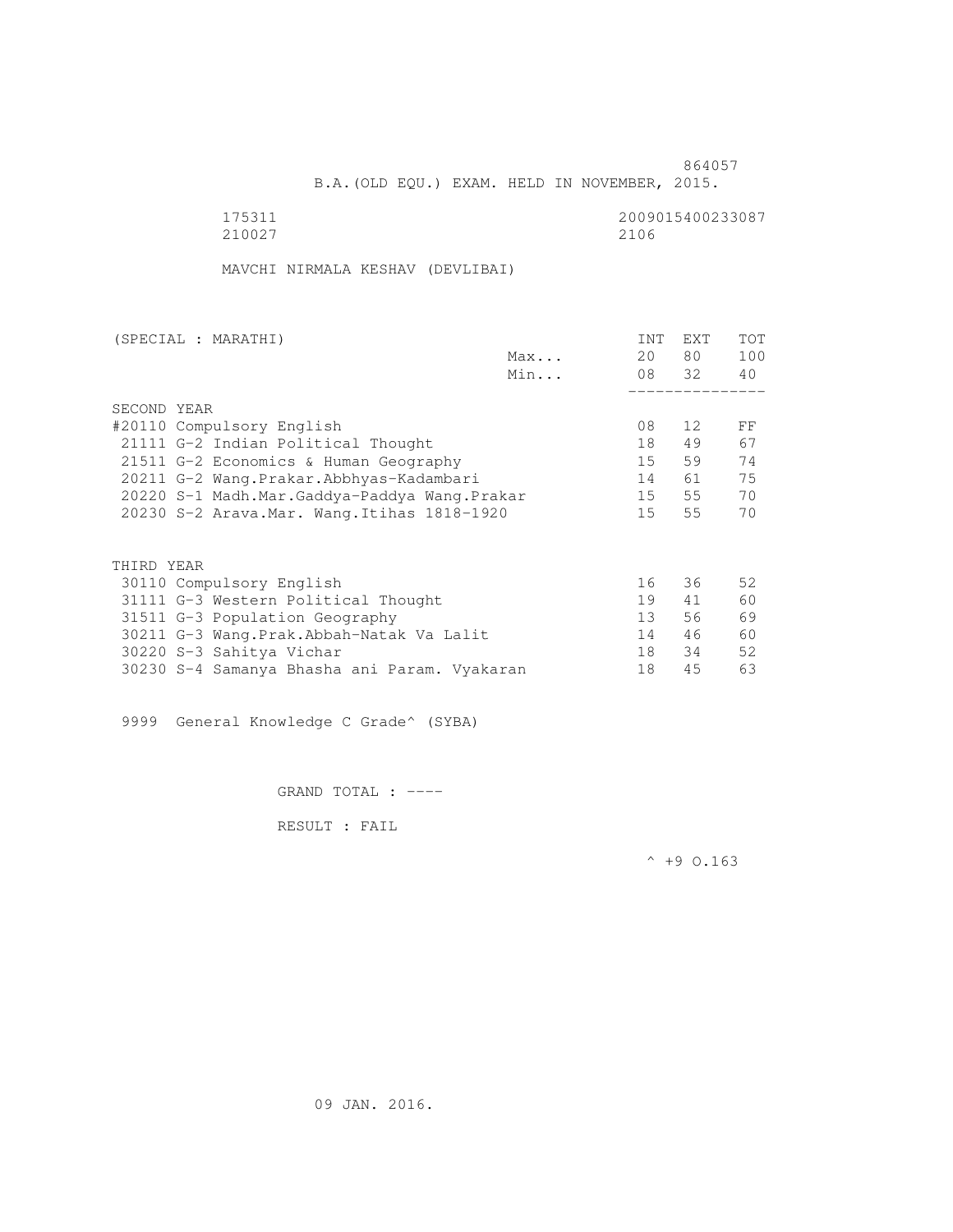864057

B.A.(OLD EQU.) EXAM. HELD IN NOVEMBER, 2015.

175311 2009015400233087
210027 2106

MAVCHI NIRMALA KESHAV (DEVLIBAI)

| (SPECIAL : MARATHI) | | INT | EXT | TOT |
|---|---|---|---|---|
| | Max... | 20 | 80 | 100 |
| | Min... | 08 | 32 | 40 |
| SECOND YEAR | | | | |
| #20110 Compulsory English | | 08 | 12 | FF |
| 21111 G-2 Indian Political Thought | | 18 | 49 | 67 |
| 21511 G-2 Economics & Human Geography | | 15 | 59 | 74 |
| 20211 G-2 Wang.Prakar.Abbhyas-Kadambari | | 14 | 61 | 75 |
| 20220 S-1 Madh.Mar.Gaddya-Paddya Wang.Prakar | | 15 | 55 | 70 |
| 20230 S-2 Arava.Mar. Wang.Itihas 1818-1920 | | 15 | 55 | 70 |
| THIRD YEAR | | | | |
| 30110 Compulsory English | | 16 | 36 | 52 |
| 31111 G-3 Western Political Thought | | 19 | 41 | 60 |
| 31511 G-3 Population Geography | | 13 | 56 | 69 |
| 30211 G-3 Wang.Prak.Abbah-Natak Va Lalit | | 14 | 46 | 60 |
| 30220 S-3 Sahitya Vichar | | 18 | 34 | 52 |
| 30230 S-4 Samanya Bhasha ani Param. Vyakaran | | 18 | 45 | 63 |

9999 General Knowledge C Grade^ (SYBA)

GRAND TOTAL : ----

RESULT : FAIL

^ +9 O.163

09 JAN. 2016.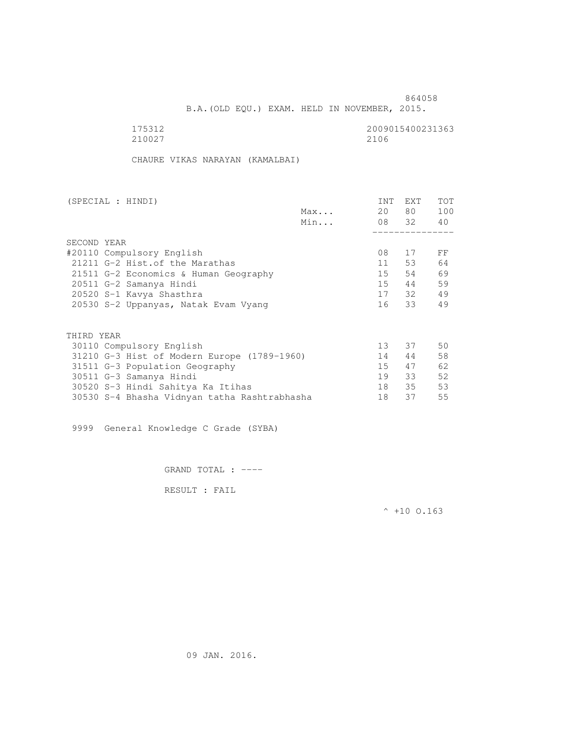864058

B.A.(OLD EQU.) EXAM. HELD IN NOVEMBER, 2015.

175312 2009015400231363
210027 2106

CHAURE VIKAS NARAYAN (KAMALBAI)

| (SPECIAL : HINDI) | | INT | EXT | TOT |
|---|---|---|---|---|
| | Max... | 20 | 80 | 100 |
| | Min... | 08 | 32 | 40 |
| SECOND YEAR | | | | |
| #20110 Compulsory English | | 08 | 17 | FF |
| 21211 G-2 Hist.of the Marathas | | 11 | 53 | 64 |
| 21511 G-2 Economics & Human Geography | | 15 | 54 | 69 |
| 20511 G-2 Samanya Hindi | | 15 | 44 | 59 |
| 20520 S-1 Kavya Shasthra | | 17 | 32 | 49 |
| 20530 S-2 Uppanyas, Natak Evam Vyang | | 16 | 33 | 49 |
| THIRD YEAR | | | | |
| 30110 Compulsory English | | 13 | 37 | 50 |
| 31210 G-3 Hist of Modern Europe (1789-1960) | | 14 | 44 | 58 |
| 31511 G-3 Population Geography | | 15 | 47 | 62 |
| 30511 G-3 Samanya Hindi | | 19 | 33 | 52 |
| 30520 S-3 Hindi Sahitya Ka Itihas | | 18 | 35 | 53 |
| 30530 S-4 Bhasha Vidnyan tatha Rashtrabhasha | | 18 | 37 | 55 |

9999 General Knowledge C Grade (SYBA)

GRAND TOTAL : ----

RESULT : FAIL

^ +10 O.163

09 JAN. 2016.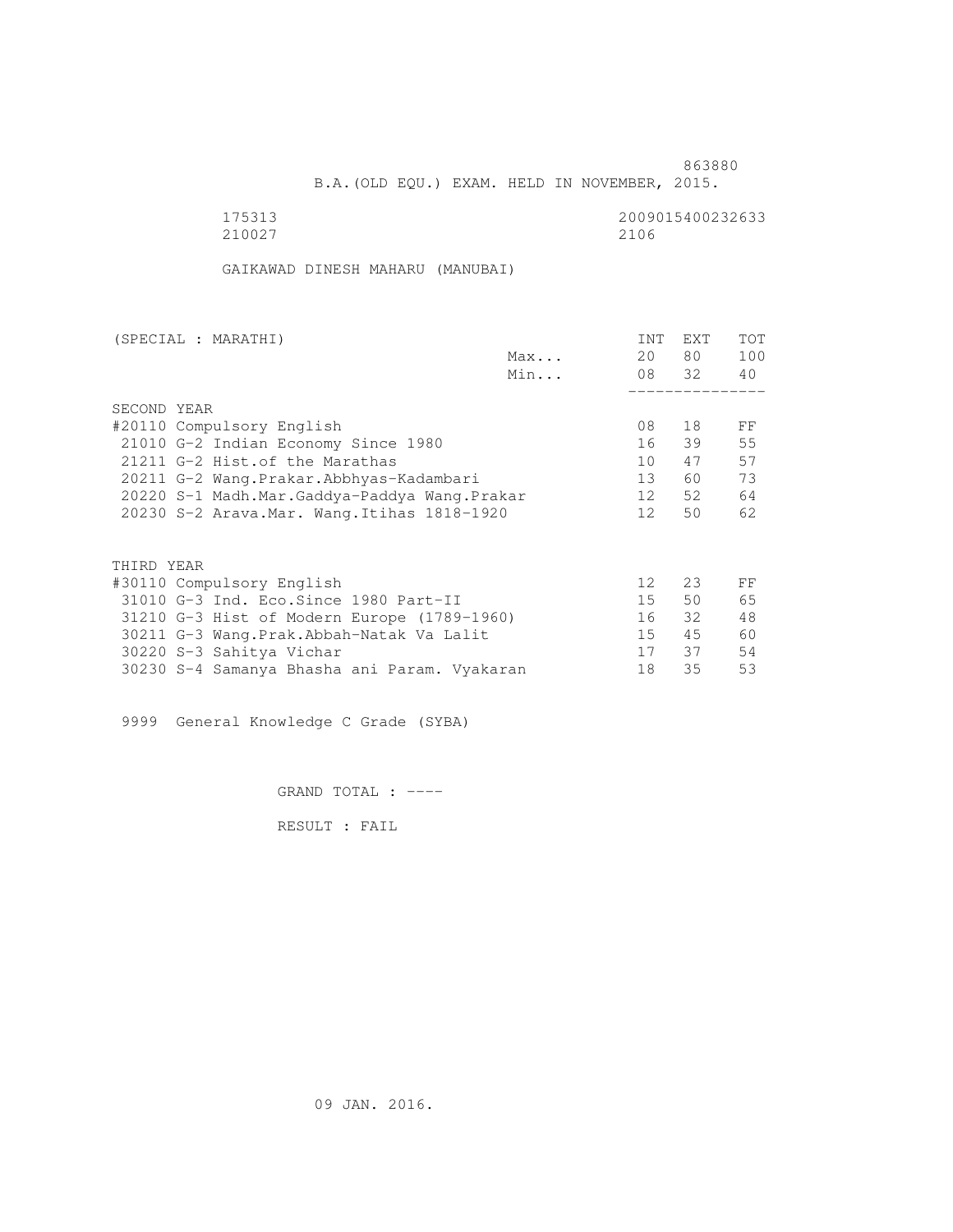863880

B.A.(OLD EQU.) EXAM. HELD IN NOVEMBER, 2015.

175313 2009015400232633
210027 2106

GAIKAWAD DINESH MAHARU (MANUBAI)

| (SPECIAL : MARATHI) | | INT | EXT | TOT |
|---|---|---|---|---|
| | Max... | 20 | 80 | 100 |
| | Min... | 08 | 32 | 40 |
| **SECOND YEAR** | | | | |
| #20110 Compulsory English | | 08 | 18 | FF |
| 21010 G-2 Indian Economy Since 1980 | | 16 | 39 | 55 |
| 21211 G-2 Hist.of the Marathas | | 10 | 47 | 57 |
| 20211 G-2 Wang.Prakar.Abbhyas-Kadambari | | 13 | 60 | 73 |
| 20220 S-1 Madh.Mar.Gaddya-Paddya Wang.Prakar | | 12 | 52 | 64 |
| 20230 S-2 Arava.Mar. Wang.Itihas 1818-1920 | | 12 | 50 | 62 |
| **THIRD YEAR** | | | | |
| #30110 Compulsory English | | 12 | 23 | FF |
| 31010 G-3 Ind. Eco.Since 1980 Part-II | | 15 | 50 | 65 |
| 31210 G-3 Hist of Modern Europe (1789-1960) | | 16 | 32 | 48 |
| 30211 G-3 Wang.Prak.Abbah-Natak Va Lalit | | 15 | 45 | 60 |
| 30220 S-3 Sahitya Vichar | | 17 | 37 | 54 |
| 30230 S-4 Samanya Bhasha ani Param. Vyakaran | | 18 | 35 | 53 |

9999 General Knowledge C Grade (SYBA)

GRAND TOTAL : ----

RESULT : FAIL

09 JAN. 2016.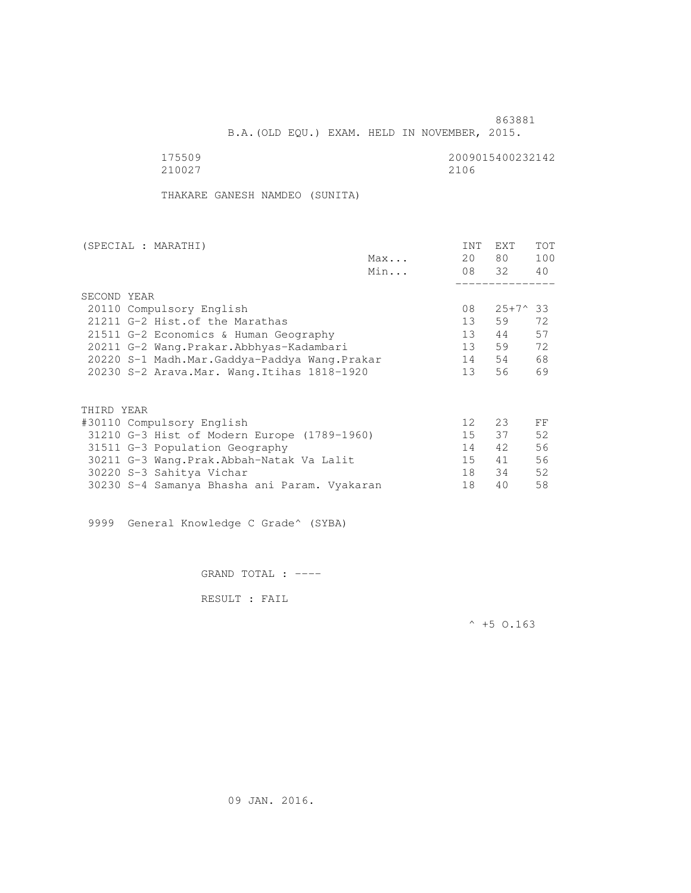863881

B.A.(OLD EQU.) EXAM. HELD IN NOVEMBER, 2015.

175509 2009015400232142
210027 2106

THAKARE GANESH NAMDEO (SUNITA)

| (SPECIAL : MARATHI) | | INT | EXT | TOT |
|---|---|---|---|---|
| | Max... | 20 | 80 | 100 |
| | Min... | 08 | 32 | 40 |
| **SECOND YEAR** | | | | |
| 20110 Compulsory English | | 08 | 25+7^ | 33 |
| 21211 G-2 Hist.of the Marathas | | 13 | 59 | 72 |
| 21511 G-2 Economics & Human Geography | | 13 | 44 | 57 |
| 20211 G-2 Wang.Prakar.Abbhyas-Kadambari | | 13 | 59 | 72 |
| 20220 S-1 Madh.Mar.Gaddya-Paddya Wang.Prakar | | 14 | 54 | 68 |
| 20230 S-2 Arava.Mar. Wang.Itihas 1818-1920 | | 13 | 56 | 69 |
| **THIRD YEAR** | | | | |
| #30110 Compulsory English | | 12 | 23 | FF |
| 31210 G-3 Hist of Modern Europe (1789-1960) | | 15 | 37 | 52 |
| 31511 G-3 Population Geography | | 14 | 42 | 56 |
| 30211 G-3 Wang.Prak.Abbah-Natak Va Lalit | | 15 | 41 | 56 |
| 30220 S-3 Sahitya Vichar | | 18 | 34 | 52 |
| 30230 S-4 Samanya Bhasha ani Param. Vyakaran | | 18 | 40 | 58 |

9999 General Knowledge C Grade^ (SYBA)

GRAND TOTAL : ----

RESULT : FAIL

^ +5 O.163

09 JAN. 2016.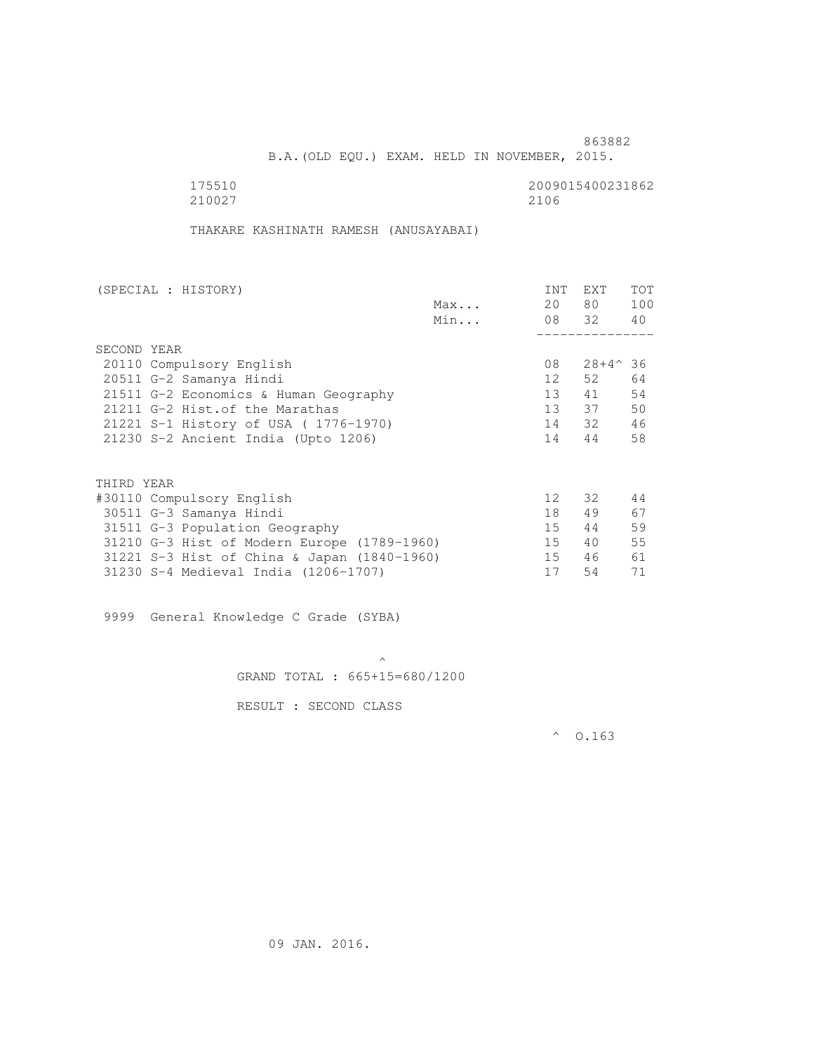863882

B.A.(OLD EQU.) EXAM. HELD IN NOVEMBER, 2015.

175510 2009015400231862
210027 2106

THAKARE KASHINATH RAMESH (ANUSAYABAI)

| (SPECIAL : HISTORY) | | INT | EXT | TOT |
|---|---|---|---|---|
| | Max... | 20 | 80 | 100 |
| | Min... | 08 | 32 | 40 |
| SECOND YEAR | | | | |
| 20110 Compulsory English | | 08 | 28+4^ | 36 |
| 20511 G-2 Samanya Hindi | | 12 | 52 | 64 |
| 21511 G-2 Economics & Human Geography | | 13 | 41 | 54 |
| 21211 G-2 Hist.of the Marathas | | 13 | 37 | 50 |
| 21221 S-1 History of USA ( 1776-1970) | | 14 | 32 | 46 |
| 21230 S-2 Ancient India (Upto 1206) | | 14 | 44 | 58 |
| THIRD YEAR | | | | |
| #30110 Compulsory English | | 12 | 32 | 44 |
| 30511 G-3 Samanya Hindi | | 18 | 49 | 67 |
| 31511 G-3 Population Geography | | 15 | 44 | 59 |
| 31210 G-3 Hist of Modern Europe (1789-1960) | | 15 | 40 | 55 |
| 31221 S-3 Hist of China & Japan (1840-1960) | | 15 | 46 | 61 |
| 31230 S-4 Medieval India (1206-1707) | | 17 | 54 | 71 |

9999 General Knowledge C Grade (SYBA)

^

GRAND TOTAL : 665+15=680/1200

RESULT : SECOND CLASS

^ O.163

09 JAN. 2016.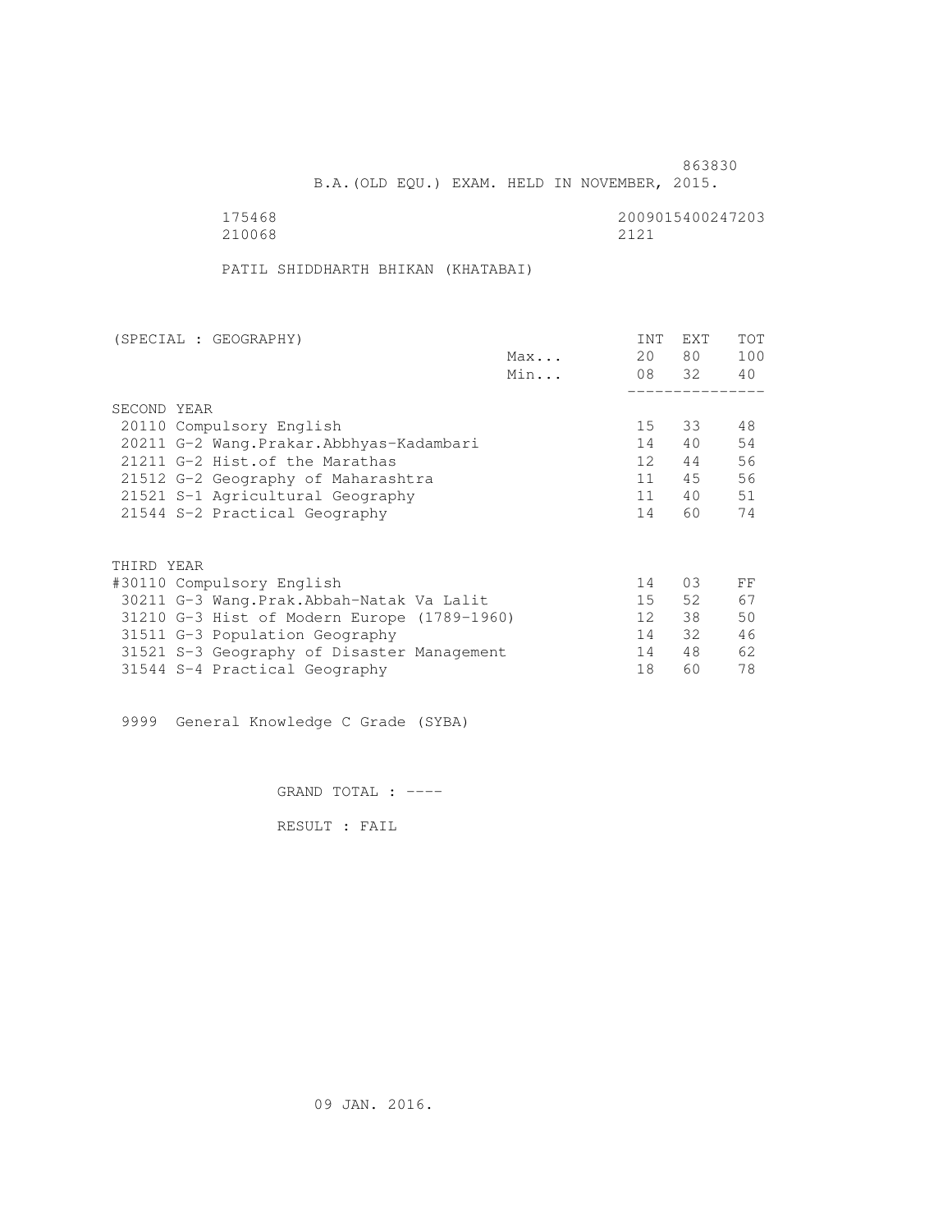863830

B.A.(OLD EQU.) EXAM. HELD IN NOVEMBER, 2015.

175468 2009015400247203
210068 2121

PATIL SHIDDHARTH BHIKAN (KHATABAI)

| (SPECIAL : GEOGRAPHY) | | INT | EXT | TOT |
|---|---|---|---|---|
| | Max... | 20 | 80 | 100 |
| | Min... | 08 | 32 | 40 |
| SECOND YEAR | | | | |
| 20110 Compulsory English | | 15 | 33 | 48 |
| 20211 G-2 Wang.Prakar.Abbhyas-Kadambari | | 14 | 40 | 54 |
| 21211 G-2 Hist.of the Marathas | | 12 | 44 | 56 |
| 21512 G-2 Geography of Maharashtra | | 11 | 45 | 56 |
| 21521 S-1 Agricultural Geography | | 11 | 40 | 51 |
| 21544 S-2 Practical Geography | | 14 | 60 | 74 |
| THIRD YEAR | | | | |
| #30110 Compulsory English | | 14 | 03 | FF |
| 30211 G-3 Wang.Prak.Abbah-Natak Va Lalit | | 15 | 52 | 67 |
| 31210 G-3 Hist of Modern Europe (1789-1960) | | 12 | 38 | 50 |
| 31511 G-3 Population Geography | | 14 | 32 | 46 |
| 31521 S-3 Geography of Disaster Management | | 14 | 48 | 62 |
| 31544 S-4 Practical Geography | | 18 | 60 | 78 |

9999 General Knowledge C Grade (SYBA)

GRAND TOTAL : ----

RESULT : FAIL

09 JAN. 2016.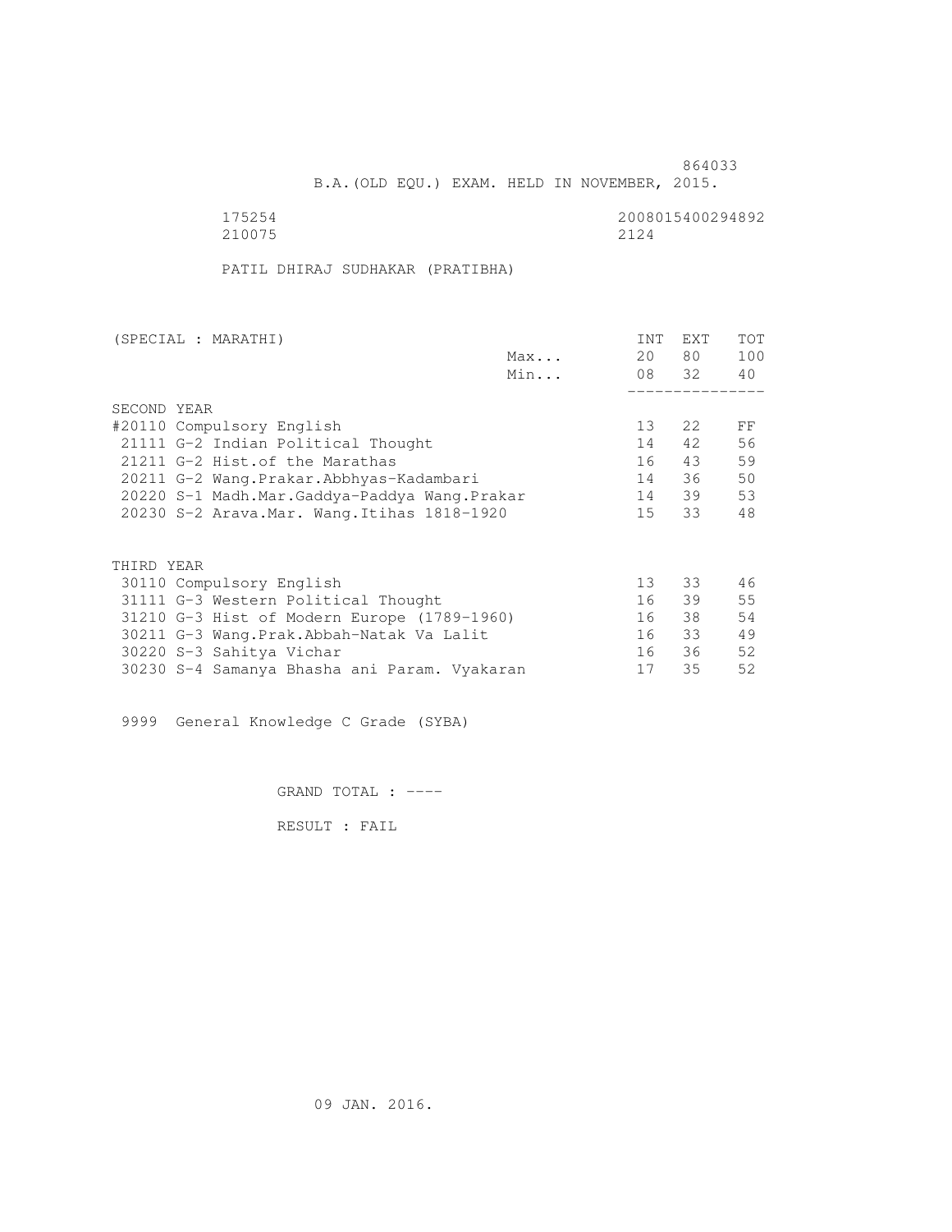864033

B.A.(OLD EQU.) EXAM. HELD IN NOVEMBER, 2015.

175254 2008015400294892
210075 2124

PATIL DHIRAJ SUDHAKAR (PRATIBHA)

| (SPECIAL : MARATHI) | | INT | EXT | TOT |
|---|---|---|---|---|
| | Max... | 20 | 80 | 100 |
| | Min... | 08 | 32 | 40 |
| SECOND YEAR | | | | |
| #20110 Compulsory English | | 13 | 22 | FF |
| 21111 G-2 Indian Political Thought | | 14 | 42 | 56 |
| 21211 G-2 Hist.of the Marathas | | 16 | 43 | 59 |
| 20211 G-2 Wang.Prakar.Abbhyas-Kadambari | | 14 | 36 | 50 |
| 20220 S-1 Madh.Mar.Gaddya-Paddya Wang.Prakar | | 14 | 39 | 53 |
| 20230 S-2 Arava.Mar. Wang.Itihas 1818-1920 | | 15 | 33 | 48 |
| THIRD YEAR | | | | |
| 30110 Compulsory English | | 13 | 33 | 46 |
| 31111 G-3 Western Political Thought | | 16 | 39 | 55 |
| 31210 G-3 Hist of Modern Europe (1789-1960) | | 16 | 38 | 54 |
| 30211 G-3 Wang.Prak.Abbah-Natak Va Lalit | | 16 | 33 | 49 |
| 30220 S-3 Sahitya Vichar | | 16 | 36 | 52 |
| 30230 S-4 Samanya Bhasha ani Param. Vyakaran | | 17 | 35 | 52 |

9999 General Knowledge C Grade (SYBA)

GRAND TOTAL : ----

RESULT : FAIL

09 JAN. 2016.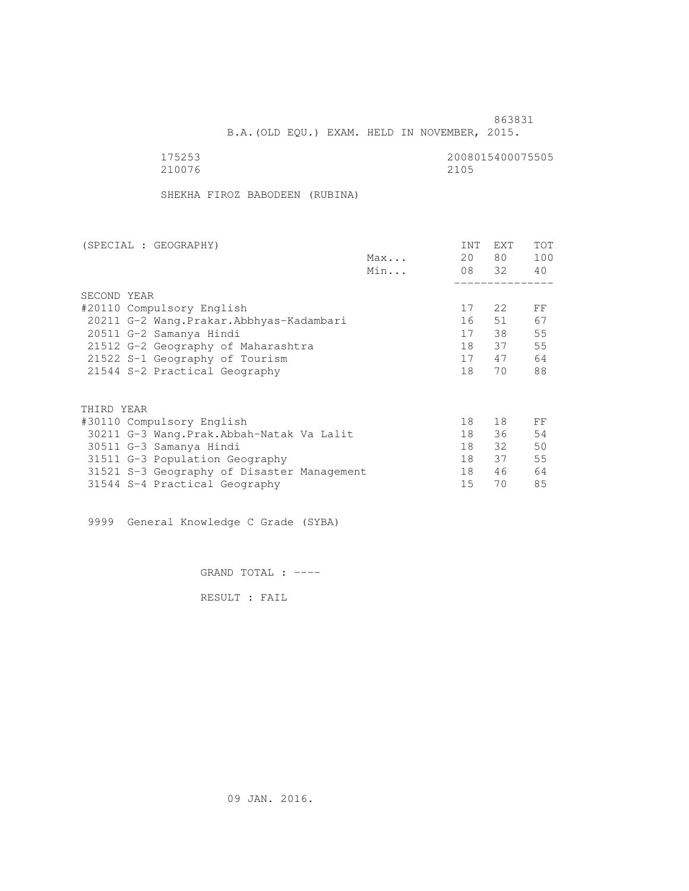863831

B.A.(OLD EQU.) EXAM. HELD IN NOVEMBER, 2015.

175253 2008015400075505
210076 2105

SHEKHA FIROZ BABODEEN (RUBINA)

| (SPECIAL : GEOGRAPHY) | | INT | EXT | TOT |
|---|---|---|---|---|
| | Max... | 20 | 80 | 100 |
| | Min... | 08 | 32 | 40 |
| **SECOND YEAR** | | | | |
| #20110 Compulsory English | | 17 | 22 | FF |
| 20211 G-2 Wang.Prakar.Abbhyas-Kadambari | | 16 | 51 | 67 |
| 20511 G-2 Samanya Hindi | | 17 | 38 | 55 |
| 21512 G-2 Geography of Maharashtra | | 18 | 37 | 55 |
| 21522 S-1 Geography of Tourism | | 17 | 47 | 64 |
| 21544 S-2 Practical Geography | | 18 | 70 | 88 |
| **THIRD YEAR** | | | | |
| #30110 Compulsory English | | 18 | 18 | FF |
| 30211 G-3 Wang.Prak.Abbah-Natak Va Lalit | | 18 | 36 | 54 |
| 30511 G-3 Samanya Hindi | | 18 | 32 | 50 |
| 31511 G-3 Population Geography | | 18 | 37 | 55 |
| 31521 S-3 Geography of Disaster Management | | 18 | 46 | 64 |
| 31544 S-4 Practical Geography | | 15 | 70 | 85 |

9999 General Knowledge C Grade (SYBA)

GRAND TOTAL : ----

RESULT : FAIL

09 JAN. 2016.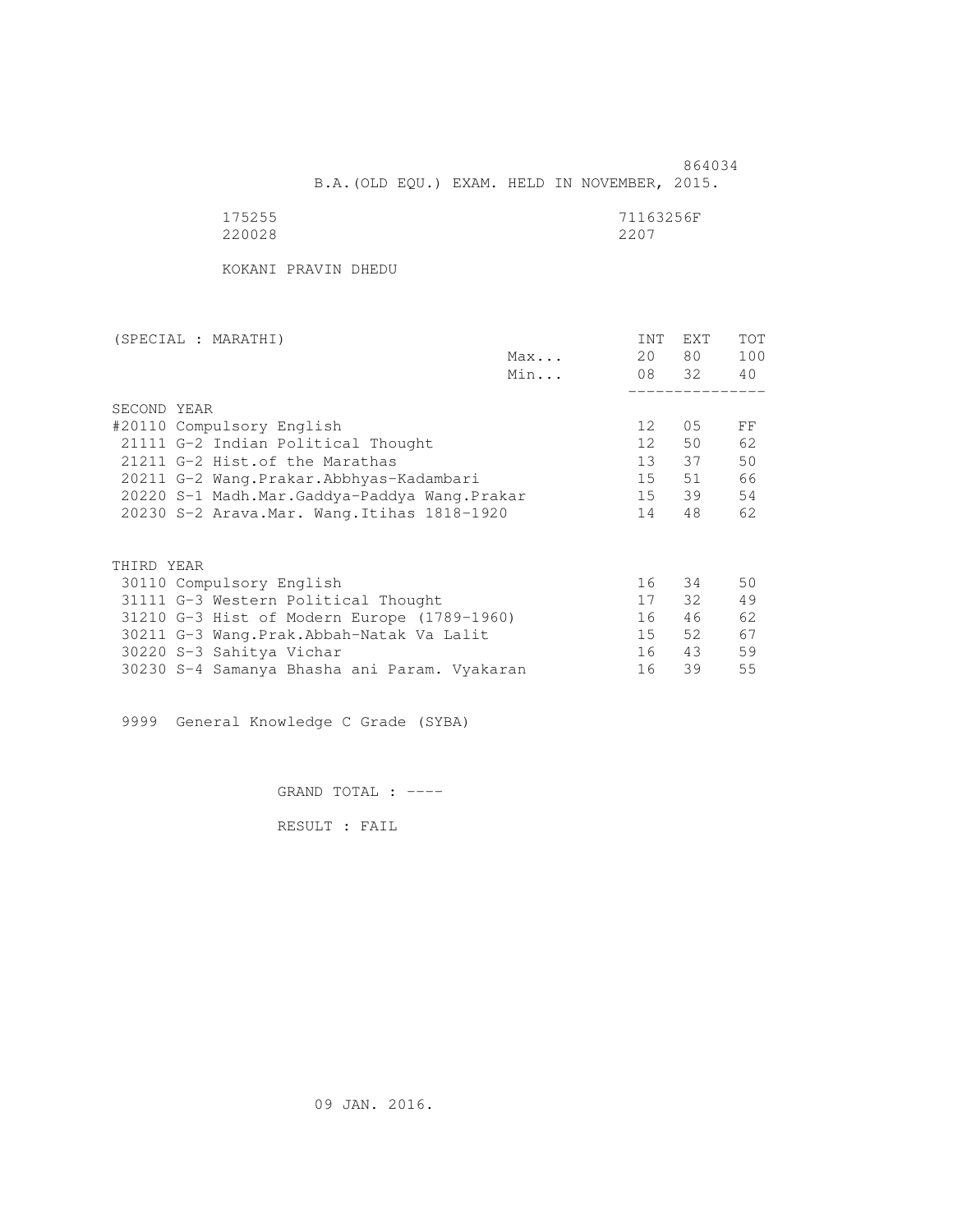864034

B.A.(OLD EQU.) EXAM. HELD IN NOVEMBER, 2015.

175255 71163256F
220028 2207

KOKANI PRAVIN DHEDU

| (SPECIAL : MARATHI) | | INT | EXT | TOT |
|---|---|---|---|---|
| | Max... | 20 | 80 | 100 |
| | Min... | 08 | 32 | 40 |
| SECOND YEAR | | | | |
| #20110 Compulsory English | | 12 | 05 | FF |
| 21111 G-2 Indian Political Thought | | 12 | 50 | 62 |
| 21211 G-2 Hist.of the Marathas | | 13 | 37 | 50 |
| 20211 G-2 Wang.Prakar.Abbhyas-Kadambari | | 15 | 51 | 66 |
| 20220 S-1 Madh.Mar.Gaddya-Paddya Wang.Prakar | | 15 | 39 | 54 |
| 20230 S-2 Arava.Mar. Wang.Itihas 1818-1920 | | 14 | 48 | 62 |
| THIRD YEAR | | | | |
| 30110 Compulsory English | | 16 | 34 | 50 |
| 31111 G-3 Western Political Thought | | 17 | 32 | 49 |
| 31210 G-3 Hist of Modern Europe (1789-1960) | | 16 | 46 | 62 |
| 30211 G-3 Wang.Prak.Abbah-Natak Va Lalit | | 15 | 52 | 67 |
| 30220 S-3 Sahitya Vichar | | 16 | 43 | 59 |
| 30230 S-4 Samanya Bhasha ani Param. Vyakaran | | 16 | 39 | 55 |

9999 General Knowledge C Grade (SYBA)

GRAND TOTAL : ----

RESULT : FAIL

09 JAN. 2016.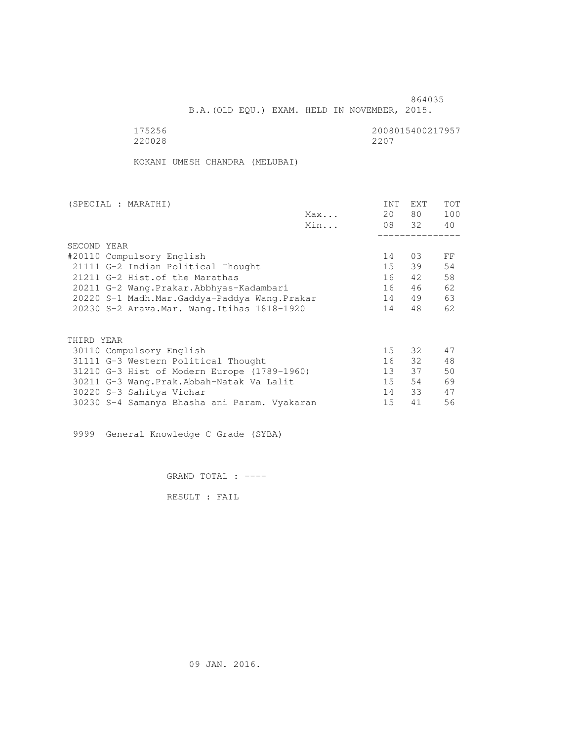864035

B.A.(OLD EQU.) EXAM. HELD IN NOVEMBER, 2015.

175256 2008015400217957
220028 2207

KOKANI UMESH CHANDRA (MELUBAI)

| (SPECIAL : MARATHI) | | INT | EXT | TOT |
|---|---|---|---|---|
| | Max... | 20 | 80 | 100 |
| | Min... | 08 | 32 | 40 |
| **SECOND YEAR** | | | | |
| #20110 Compulsory English | | 14 | 03 | FF |
| 21111 G-2 Indian Political Thought | | 15 | 39 | 54 |
| 21211 G-2 Hist.of the Marathas | | 16 | 42 | 58 |
| 20211 G-2 Wang.Prakar.Abbhyas-Kadambari | | 16 | 46 | 62 |
| 20220 S-1 Madh.Mar.Gaddya-Paddya Wang.Prakar | | 14 | 49 | 63 |
| 20230 S-2 Arava.Mar. Wang.Itihas 1818-1920 | | 14 | 48 | 62 |
| **THIRD YEAR** | | | | |
| 30110 Compulsory English | | 15 | 32 | 47 |
| 31111 G-3 Western Political Thought | | 16 | 32 | 48 |
| 31210 G-3 Hist of Modern Europe (1789-1960) | | 13 | 37 | 50 |
| 30211 G-3 Wang.Prak.Abbah-Natak Va Lalit | | 15 | 54 | 69 |
| 30220 S-3 Sahitya Vichar | | 14 | 33 | 47 |
| 30230 S-4 Samanya Bhasha ani Param. Vyakaran | | 15 | 41 | 56 |

9999 General Knowledge C Grade (SYBA)

GRAND TOTAL : ----

RESULT : FAIL

09 JAN. 2016.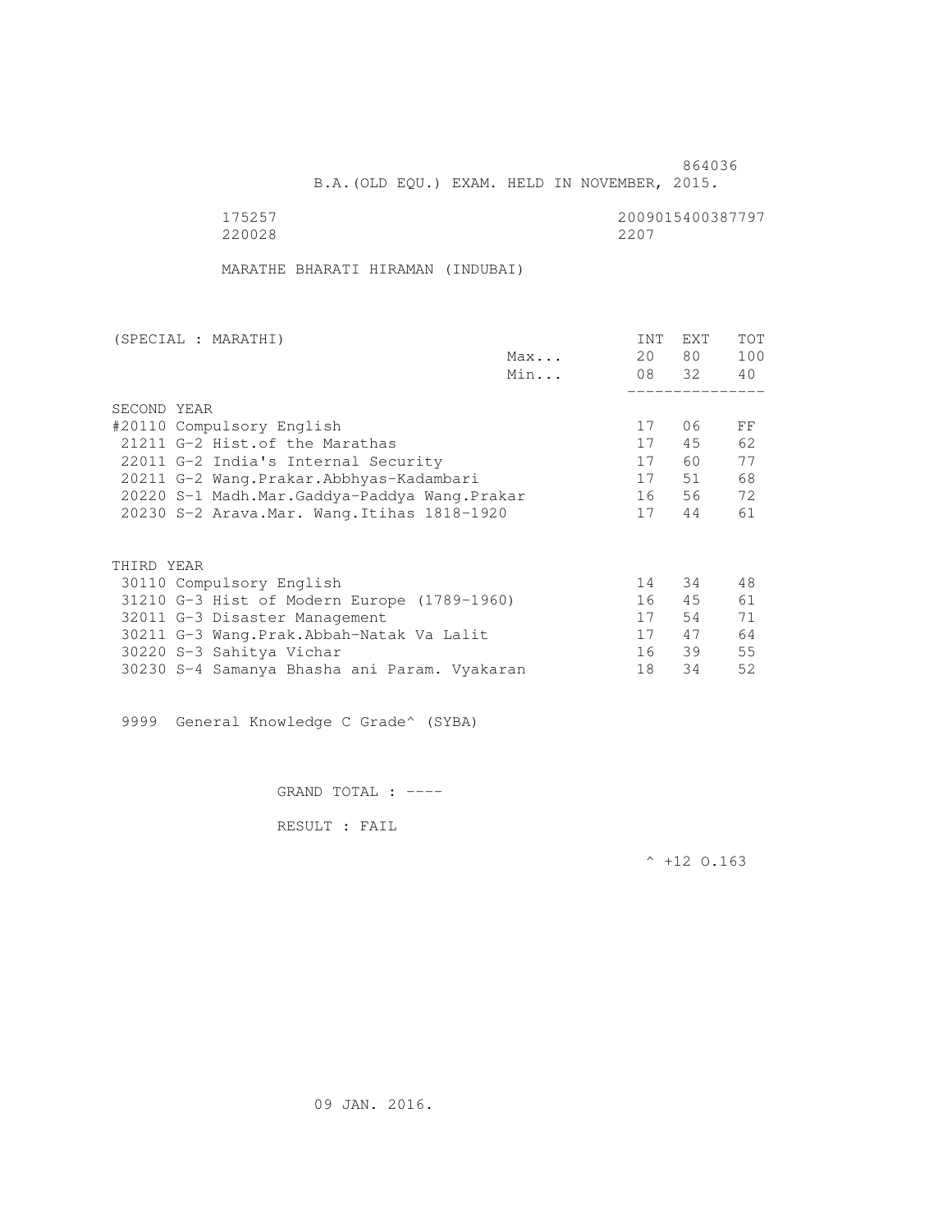864036

B.A.(OLD EQU.) EXAM. HELD IN NOVEMBER, 2015.

175257 2009015400387797
220028 2207

MARATHE BHARATI HIRAMAN (INDUBAI)

| (SPECIAL : MARATHI) | | INT | EXT | TOT |
|---|---|---|---|---|
| | Max... | 20 | 80 | 100 |
| | Min... | 08 | 32 | 40 |
| SECOND YEAR | | | | |
| #20110 Compulsory English | | 17 | 06 | FF |
| 21211 G-2 Hist.of the Marathas | | 17 | 45 | 62 |
| 22011 G-2 India's Internal Security | | 17 | 60 | 77 |
| 20211 G-2 Wang.Prakar.Abbhyas-Kadambari | | 17 | 51 | 68 |
| 20220 S-1 Madh.Mar.Gaddya-Paddya Wang.Prakar | | 16 | 56 | 72 |
| 20230 S-2 Arava.Mar. Wang.Itihas 1818-1920 | | 17 | 44 | 61 |
| THIRD YEAR | | | | |
| 30110 Compulsory English | | 14 | 34 | 48 |
| 31210 G-3 Hist of Modern Europe (1789-1960) | | 16 | 45 | 61 |
| 32011 G-3 Disaster Management | | 17 | 54 | 71 |
| 30211 G-3 Wang.Prak.Abbah-Natak Va Lalit | | 17 | 47 | 64 |
| 30220 S-3 Sahitya Vichar | | 16 | 39 | 55 |
| 30230 S-4 Samanya Bhasha ani Param. Vyakaran | | 18 | 34 | 52 |

9999 General Knowledge C Grade^ (SYBA)

GRAND TOTAL : ----

RESULT : FAIL

^ +12 O.163

09 JAN. 2016.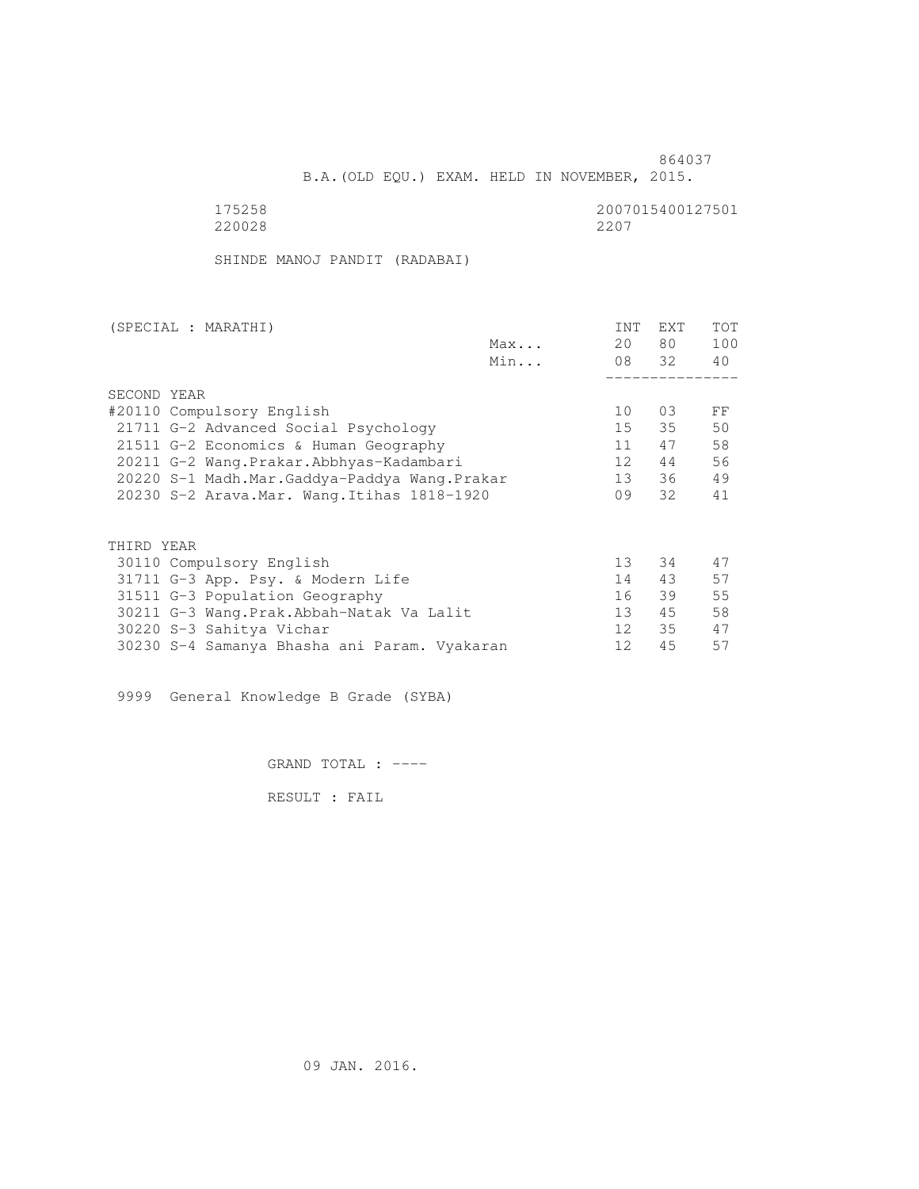864037

B.A.(OLD EQU.) EXAM. HELD IN NOVEMBER, 2015.

175258 2007015400127501
220028 2207

SHINDE MANOJ PANDIT (RADABAI)

| (SPECIAL : MARATHI) | | INT | EXT | TOT |
|---|---|---|---|---|
| | Max... | 20 | 80 | 100 |
| | Min... | 08 | 32 | 40 |
| SECOND YEAR | | | | |
| #20110 Compulsory English | | 10 | 03 | FF |
| 21711 G-2 Advanced Social Psychology | | 15 | 35 | 50 |
| 21511 G-2 Economics & Human Geography | | 11 | 47 | 58 |
| 20211 G-2 Wang.Prakar.Abbhyas-Kadambari | | 12 | 44 | 56 |
| 20220 S-1 Madh.Mar.Gaddya-Paddya Wang.Prakar | | 13 | 36 | 49 |
| 20230 S-2 Arava.Mar. Wang.Itihas 1818-1920 | | 09 | 32 | 41 |
| THIRD YEAR | | | | |
| 30110 Compulsory English | | 13 | 34 | 47 |
| 31711 G-3 App. Psy. & Modern Life | | 14 | 43 | 57 |
| 31511 G-3 Population Geography | | 16 | 39 | 55 |
| 30211 G-3 Wang.Prak.Abbah-Natak Va Lalit | | 13 | 45 | 58 |
| 30220 S-3 Sahitya Vichar | | 12 | 35 | 47 |
| 30230 S-4 Samanya Bhasha ani Param. Vyakaran | | 12 | 45 | 57 |

9999 General Knowledge B Grade (SYBA)

GRAND TOTAL : ----

RESULT : FAIL

09 JAN. 2016.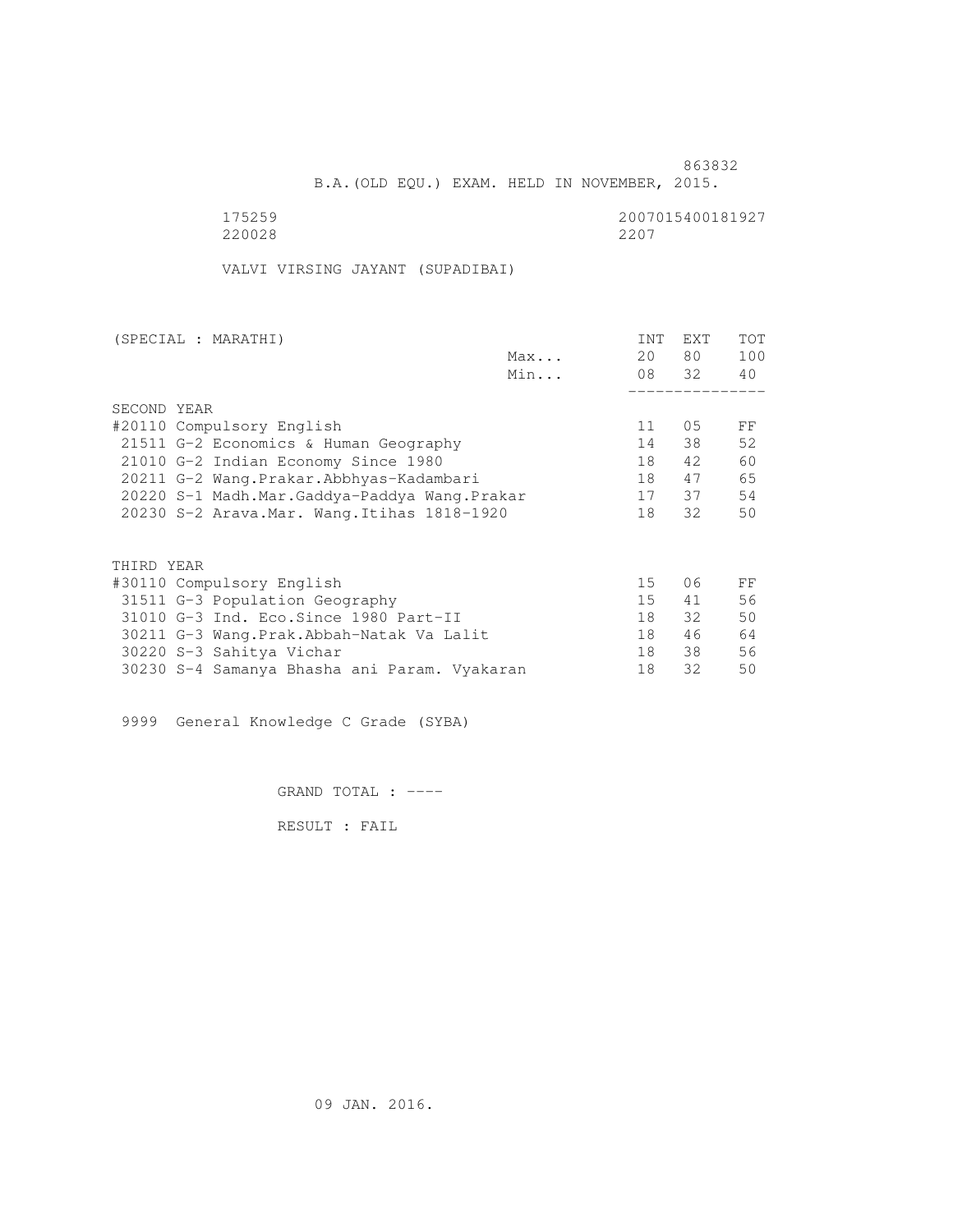863832

B.A.(OLD EQU.) EXAM. HELD IN NOVEMBER, 2015.

175259 2007015400181927
220028 2207

VALVI VIRSING JAYANT (SUPADIBAI)

| (SPECIAL : MARATHI) | | INT | EXT | TOT |
|---|---|---|---|---|
| | Max... | 20 | 80 | 100 |
| | Min... | 08 | 32 | 40 |
| SECOND YEAR | | | | |
| #20110 Compulsory English | | 11 | 05 | FF |
| 21511 G-2 Economics & Human Geography | | 14 | 38 | 52 |
| 21010 G-2 Indian Economy Since 1980 | | 18 | 42 | 60 |
| 20211 G-2 Wang.Prakar.Abbhyas-Kadambari | | 18 | 47 | 65 |
| 20220 S-1 Madh.Mar.Gaddya-Paddya Wang.Prakar | | 17 | 37 | 54 |
| 20230 S-2 Arava.Mar. Wang.Itihas 1818-1920 | | 18 | 32 | 50 |
| THIRD YEAR | | | | |
| #30110 Compulsory English | | 15 | 06 | FF |
| 31511 G-3 Population Geography | | 15 | 41 | 56 |
| 31010 G-3 Ind. Eco.Since 1980 Part-II | | 18 | 32 | 50 |
| 30211 G-3 Wang.Prak.Abbah-Natak Va Lalit | | 18 | 46 | 64 |
| 30220 S-3 Sahitya Vichar | | 18 | 38 | 56 |
| 30230 S-4 Samanya Bhasha ani Param. Vyakaran | | 18 | 32 | 50 |

9999 General Knowledge C Grade (SYBA)

GRAND TOTAL : ----

RESULT : FAIL

09 JAN. 2016.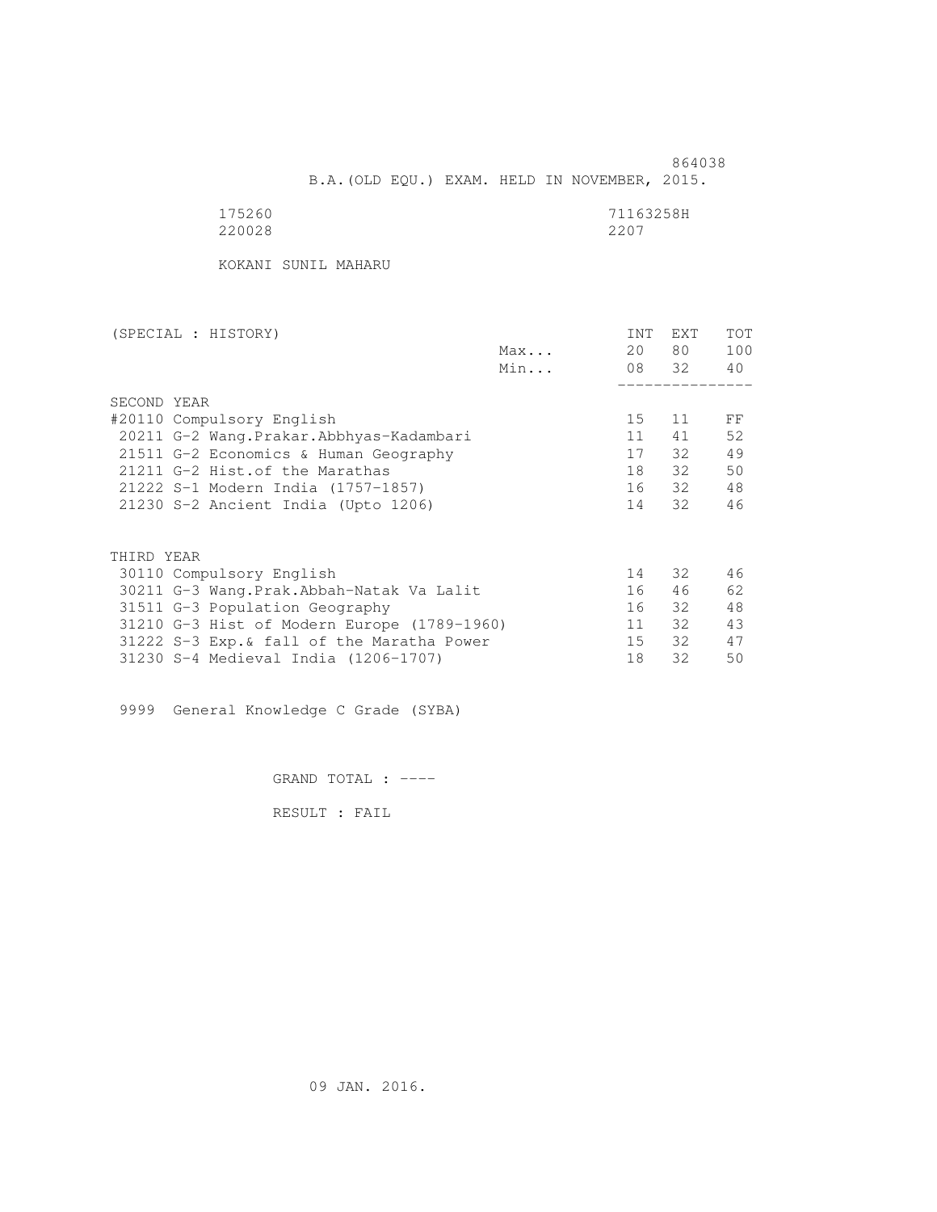864038

B.A.(OLD EQU.) EXAM. HELD IN NOVEMBER, 2015.

175260 71163258H
220028 2207

KOKANI SUNIL MAHARU

| (SPECIAL : HISTORY) | | INT | EXT | TOT |
|---|---|---|---|---|
| | Max... | 20 | 80 | 100 |
| | Min... | 08 | 32 | 40 |
| **SECOND YEAR** | | | | |
| #20110 Compulsory English | | 15 | 11 | FF |
| 20211 G-2 Wang.Prakar.Abbhyas-Kadambari | | 11 | 41 | 52 |
| 21511 G-2 Economics & Human Geography | | 17 | 32 | 49 |
| 21211 G-2 Hist.of the Marathas | | 18 | 32 | 50 |
| 21222 S-1 Modern India (1757-1857) | | 16 | 32 | 48 |
| 21230 S-2 Ancient India (Upto 1206) | | 14 | 32 | 46 |
| **THIRD YEAR** | | | | |
| 30110 Compulsory English | | 14 | 32 | 46 |
| 30211 G-3 Wang.Prak.Abbah-Natak Va Lalit | | 16 | 46 | 62 |
| 31511 G-3 Population Geography | | 16 | 32 | 48 |
| 31210 G-3 Hist of Modern Europe (1789-1960) | | 11 | 32 | 43 |
| 31222 S-3 Exp.& fall of the Maratha Power | | 15 | 32 | 47 |
| 31230 S-4 Medieval India (1206-1707) | | 18 | 32 | 50 |

9999 General Knowledge C Grade (SYBA)

GRAND TOTAL : ----

RESULT : FAIL

09 JAN. 2016.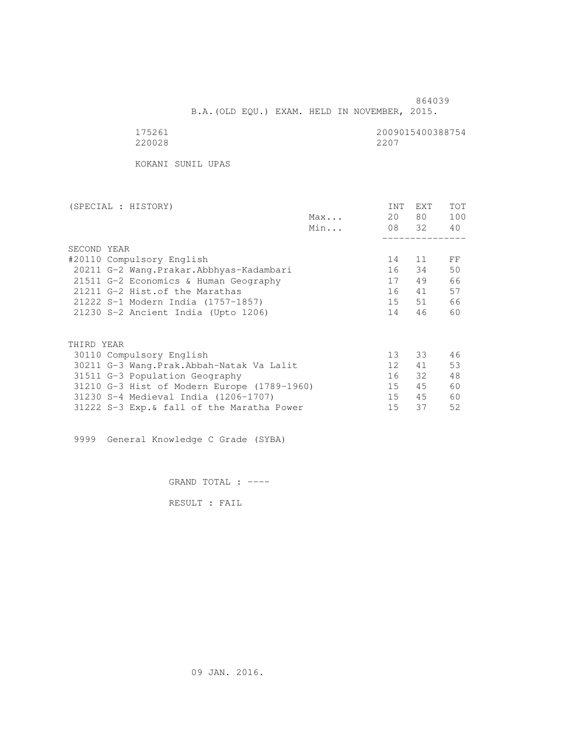864039

B.A.(OLD EQU.) EXAM. HELD IN NOVEMBER, 2015.

175261 2009015400388754
220028 2207

KOKANI SUNIL UPAS

| (SPECIAL : HISTORY) | | INT | EXT | TOT |
|---|---|---|---|---|
| | Max... | 20 | 80 | 100 |
| | Min... | 08 | 32 | 40 |
| **SECOND YEAR** | | | | |
| #20110 Compulsory English | | 14 | 11 | FF |
| 20211 G-2 Wang.Prakar.Abbhyas-Kadambari | | 16 | 34 | 50 |
| 21511 G-2 Economics & Human Geography | | 17 | 49 | 66 |
| 21211 G-2 Hist.of the Marathas | | 16 | 41 | 57 |
| 21222 S-1 Modern India (1757-1857) | | 15 | 51 | 66 |
| 21230 S-2 Ancient India (Upto 1206) | | 14 | 46 | 60 |
| **THIRD YEAR** | | | | |
| 30110 Compulsory English | | 13 | 33 | 46 |
| 30211 G-3 Wang.Prak.Abbah-Natak Va Lalit | | 12 | 41 | 53 |
| 31511 G-3 Population Geography | | 16 | 32 | 48 |
| 31210 G-3 Hist of Modern Europe (1789-1960) | | 15 | 45 | 60 |
| 31230 S-4 Medieval India (1206-1707) | | 15 | 45 | 60 |
| 31222 S-3 Exp.& fall of the Maratha Power | | 15 | 37 | 52 |

9999 General Knowledge C Grade (SYBA)

GRAND TOTAL : ----

RESULT : FAIL

09 JAN. 2016.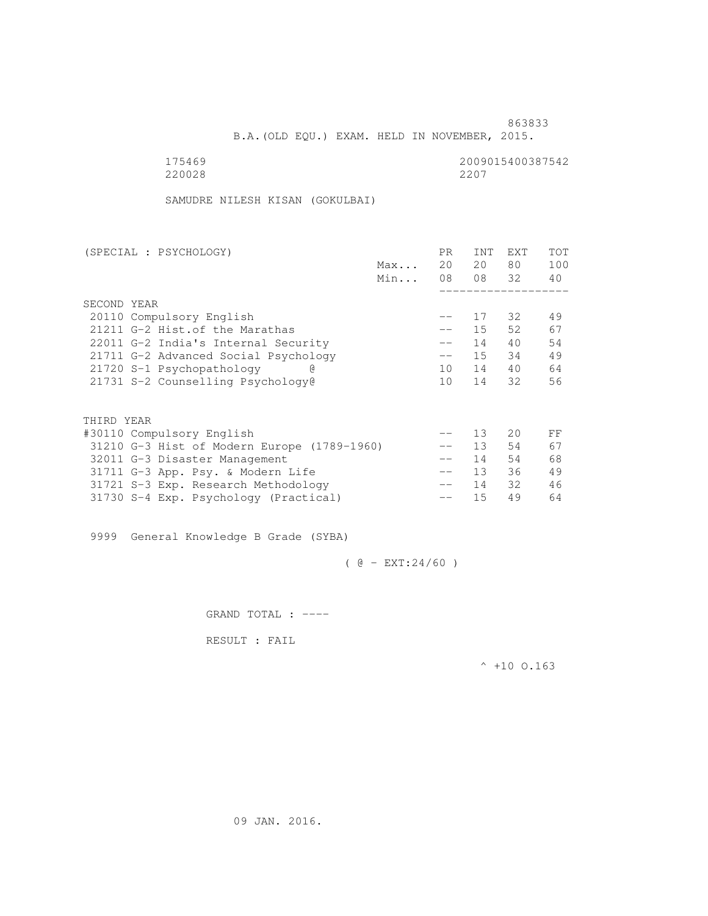863833

B.A.(OLD EQU.) EXAM. HELD IN NOVEMBER, 2015.

175469 2009015400387542
220028 2207

SAMUDRE NILESH KISAN (GOKULBAI)

| (SPECIAL : PSYCHOLOGY) | | PR | INT | EXT | TOT |
|---|---|---|---|---|---|
| | Max... | 20 | 20 | 80 | 100 |
| | Min... | 08 | 08 | 32 | 40 |
| **SECOND YEAR** | | | | | |
| 20110 Compulsory English | | -- | 17 | 32 | 49 |
| 21211 G-2 Hist.of the Marathas | | -- | 15 | 52 | 67 |
| 22011 G-2 India's Internal Security | | -- | 14 | 40 | 54 |
| 21711 G-2 Advanced Social Psychology | | -- | 15 | 34 | 49 |
| 21720 S-1 Psychopathology @ | | 10 | 14 | 40 | 64 |
| 21731 S-2 Counselling Psychology@ | | 10 | 14 | 32 | 56 |
| **THIRD YEAR** | | | | | |
| #30110 Compulsory English | | -- | 13 | 20 | FF |
| 31210 G-3 Hist of Modern Europe (1789-1960) | | -- | 13 | 54 | 67 |
| 32011 G-3 Disaster Management | | -- | 14 | 54 | 68 |
| 31711 G-3 App. Psy. & Modern Life | | -- | 13 | 36 | 49 |
| 31721 S-3 Exp. Research Methodology | | -- | 14 | 32 | 46 |
| 31730 S-4 Exp. Psychology (Practical) | | -- | 15 | 49 | 64 |

9999 General Knowledge B Grade (SYBA)

( @ - EXT:24/60 )

GRAND TOTAL : ----

RESULT : FAIL

^ +10 O.163

09 JAN. 2016.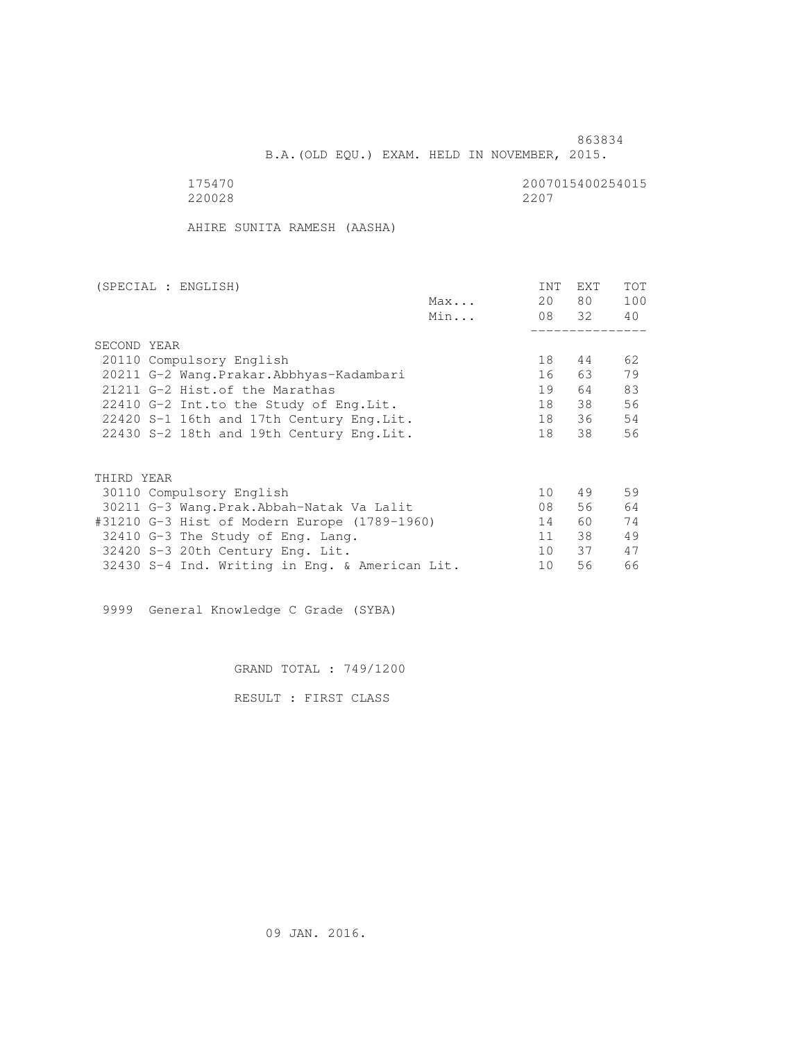863834

B.A.(OLD EQU.) EXAM. HELD IN NOVEMBER, 2015.

175470 2007015400254015
220028 2207

AHIRE SUNITA RAMESH (AASHA)

| (SPECIAL : ENGLISH) | | INT | EXT | TOT |
|---|---|---|---|---|
| | Max... | 20 | 80 | 100 |
| | Min... | 08 | 32 | 40 |
| SECOND YEAR | | | | |
| 20110 Compulsory English | | 18 | 44 | 62 |
| 20211 G-2 Wang.Prakar.Abbhyas-Kadambari | | 16 | 63 | 79 |
| 21211 G-2 Hist.of the Marathas | | 19 | 64 | 83 |
| 22410 G-2 Int.to the Study of Eng.Lit. | | 18 | 38 | 56 |
| 22420 S-1 16th and 17th Century Eng.Lit. | | 18 | 36 | 54 |
| 22430 S-2 18th and 19th Century Eng.Lit. | | 18 | 38 | 56 |
| THIRD YEAR | | | | |
| 30110 Compulsory English | | 10 | 49 | 59 |
| 30211 G-3 Wang.Prak.Abbah-Natak Va Lalit | | 08 | 56 | 64 |
| #31210 G-3 Hist of Modern Europe (1789-1960) | | 14 | 60 | 74 |
| 32410 G-3 The Study of Eng. Lang. | | 11 | 38 | 49 |
| 32420 S-3 20th Century Eng. Lit. | | 10 | 37 | 47 |
| 32430 S-4 Ind. Writing in Eng. & American Lit. | | 10 | 56 | 66 |

9999 General Knowledge C Grade (SYBA)

GRAND TOTAL : 749/1200

RESULT : FIRST CLASS

09 JAN. 2016.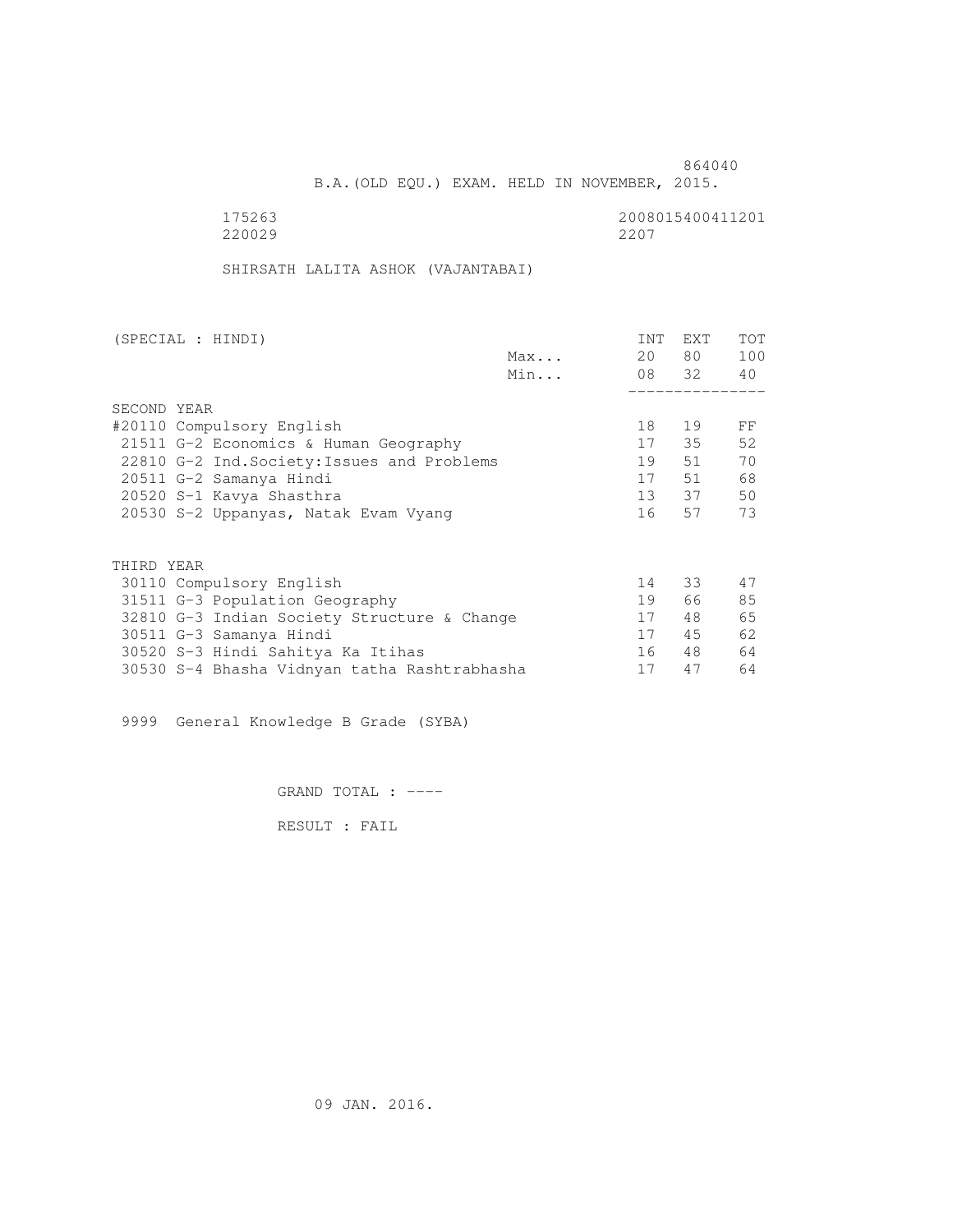864040

B.A.(OLD EQU.) EXAM. HELD IN NOVEMBER, 2015.

175263 2008015400411201
220029 2207

SHIRSATH LALITA ASHOK (VAJANTABAI)

| (SPECIAL : HINDI) | | INT | EXT | TOT |
|---|---|---|---|---|
| | Max... | 20 | 80 | 100 |
| | Min... | 08 | 32 | 40 |
| **SECOND YEAR** | | | | |
| #20110 Compulsory English | | 18 | 19 | FF |
| 21511 G-2 Economics & Human Geography | | 17 | 35 | 52 |
| 22810 G-2 Ind.Society:Issues and Problems | | 19 | 51 | 70 |
| 20511 G-2 Samanya Hindi | | 17 | 51 | 68 |
| 20520 S-1 Kavya Shasthra | | 13 | 37 | 50 |
| 20530 S-2 Uppanyas, Natak Evam Vyang | | 16 | 57 | 73 |
| **THIRD YEAR** | | | | |
| 30110 Compulsory English | | 14 | 33 | 47 |
| 31511 G-3 Population Geography | | 19 | 66 | 85 |
| 32810 G-3 Indian Society Structure & Change | | 17 | 48 | 65 |
| 30511 G-3 Samanya Hindi | | 17 | 45 | 62 |
| 30520 S-3 Hindi Sahitya Ka Itihas | | 16 | 48 | 64 |
| 30530 S-4 Bhasha Vidnyan tatha Rashtrabhasha | | 17 | 47 | 64 |

9999 General Knowledge B Grade (SYBA)

GRAND TOTAL : ----

RESULT : FAIL

09 JAN. 2016.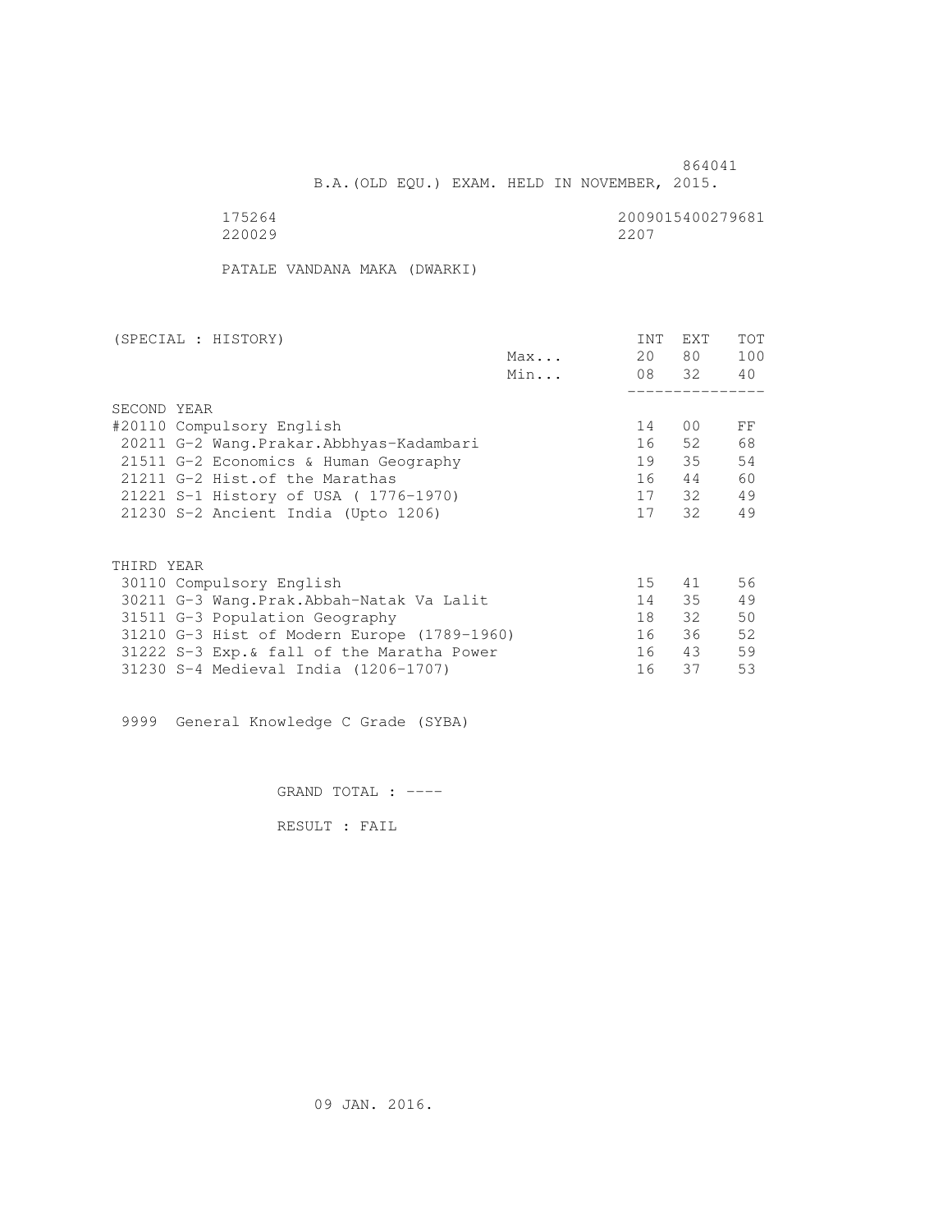864041

B.A.(OLD EQU.) EXAM. HELD IN NOVEMBER, 2015.

175264 2009015400279681
220029 2207

PATALE VANDANA MAKA (DWARKI)

| (SPECIAL : HISTORY) | | INT | EXT | TOT |
|---|---|---|---|---|
| | Max... | 20 | 80 | 100 |
| | Min... | 08 | 32 | 40 |
| SECOND YEAR | | | | |
| #20110 Compulsory English | | 14 | 00 | FF |
| 20211 G-2 Wang.Prakar.Abbhyas-Kadambari | | 16 | 52 | 68 |
| 21511 G-2 Economics & Human Geography | | 19 | 35 | 54 |
| 21211 G-2 Hist.of the Marathas | | 16 | 44 | 60 |
| 21221 S-1 History of USA ( 1776-1970) | | 17 | 32 | 49 |
| 21230 S-2 Ancient India (Upto 1206) | | 17 | 32 | 49 |
| THIRD YEAR | | | | |
| 30110 Compulsory English | | 15 | 41 | 56 |
| 30211 G-3 Wang.Prak.Abbah-Natak Va Lalit | | 14 | 35 | 49 |
| 31511 G-3 Population Geography | | 18 | 32 | 50 |
| 31210 G-3 Hist of Modern Europe (1789-1960) | | 16 | 36 | 52 |
| 31222 S-3 Exp.& fall of the Maratha Power | | 16 | 43 | 59 |
| 31230 S-4 Medieval India (1206-1707) | | 16 | 37 | 53 |

9999 General Knowledge C Grade (SYBA)

GRAND TOTAL : ----

RESULT : FAIL

09 JAN. 2016.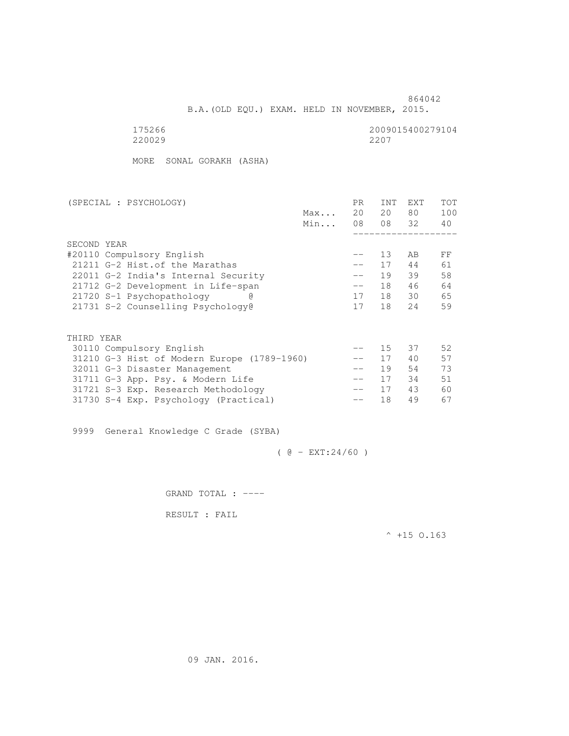864042

B.A.(OLD EQU.) EXAM. HELD IN NOVEMBER, 2015.

175266 2009015400279104
220029 2207

MORE SONAL GORAKH (ASHA)

| (SPECIAL : PSYCHOLOGY) | | PR | INT | EXT | TOT |
|---|---|---|---|---|---|
| | Max... | 20 | 20 | 80 | 100 |
| | Min... | 08 | 08 | 32 | 40 |
| **SECOND YEAR** | | | | | |
| #20110 Compulsory English | | -- | 13 | AB | FF |
| 21211 G-2 Hist.of the Marathas | | -- | 17 | 44 | 61 |
| 22011 G-2 India's Internal Security | | -- | 19 | 39 | 58 |
| 21712 G-2 Development in Life-span | | -- | 18 | 46 | 64 |
| 21720 S-1 Psychopathology @ | | 17 | 18 | 30 | 65 |
| 21731 S-2 Counselling Psychology@ | | 17 | 18 | 24 | 59 |
| **THIRD YEAR** | | | | | |
| 30110 Compulsory English | | -- | 15 | 37 | 52 |
| 31210 G-3 Hist of Modern Europe (1789-1960) | | -- | 17 | 40 | 57 |
| 32011 G-3 Disaster Management | | -- | 19 | 54 | 73 |
| 31711 G-3 App. Psy. & Modern Life | | -- | 17 | 34 | 51 |
| 31721 S-3 Exp. Research Methodology | | -- | 17 | 43 | 60 |
| 31730 S-4 Exp. Psychology (Practical) | | -- | 18 | 49 | 67 |

9999 General Knowledge C Grade (SYBA)

( @ - EXT:24/60 )

GRAND TOTAL : ----

RESULT : FAIL

^ +15 O.163

09 JAN. 2016.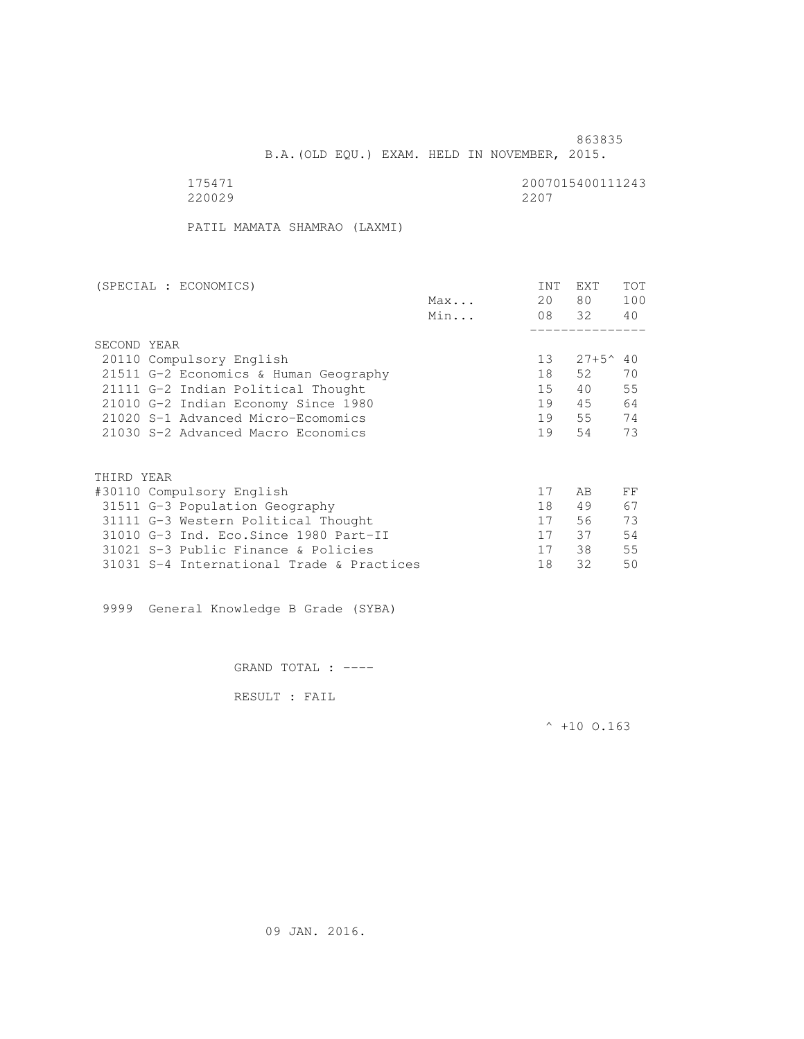863835

B.A.(OLD EQU.) EXAM. HELD IN NOVEMBER, 2015.

175471 2007015400111243
220029 2207

PATIL MAMATA SHAMRAO (LAXMI)

| (SPECIAL : ECONOMICS) | | INT | EXT | TOT |
|---|---|---|---|---|
| | Max... | 20 | 80 | 100 |
| | Min... | 08 | 32 | 40 |
| **SECOND YEAR** | | | | |
| 20110 Compulsory English | | 13 | 27+5^ | 40 |
| 21511 G-2 Economics & Human Geography | | 18 | 52 | 70 |
| 21111 G-2 Indian Political Thought | | 15 | 40 | 55 |
| 21010 G-2 Indian Economy Since 1980 | | 19 | 45 | 64 |
| 21020 S-1 Advanced Micro-Ecomomics | | 19 | 55 | 74 |
| 21030 S-2 Advanced Macro Economics | | 19 | 54 | 73 |
| **THIRD YEAR** | | | | |
| #30110 Compulsory English | | 17 | AB | FF |
| 31511 G-3 Population Geography | | 18 | 49 | 67 |
| 31111 G-3 Western Political Thought | | 17 | 56 | 73 |
| 31010 G-3 Ind. Eco.Since 1980 Part-II | | 17 | 37 | 54 |
| 31021 S-3 Public Finance & Policies | | 17 | 38 | 55 |
| 31031 S-4 International Trade & Practices | | 18 | 32 | 50 |

9999 General Knowledge B Grade (SYBA)

GRAND TOTAL : ----

RESULT : FAIL

^ +10 O.163

09 JAN. 2016.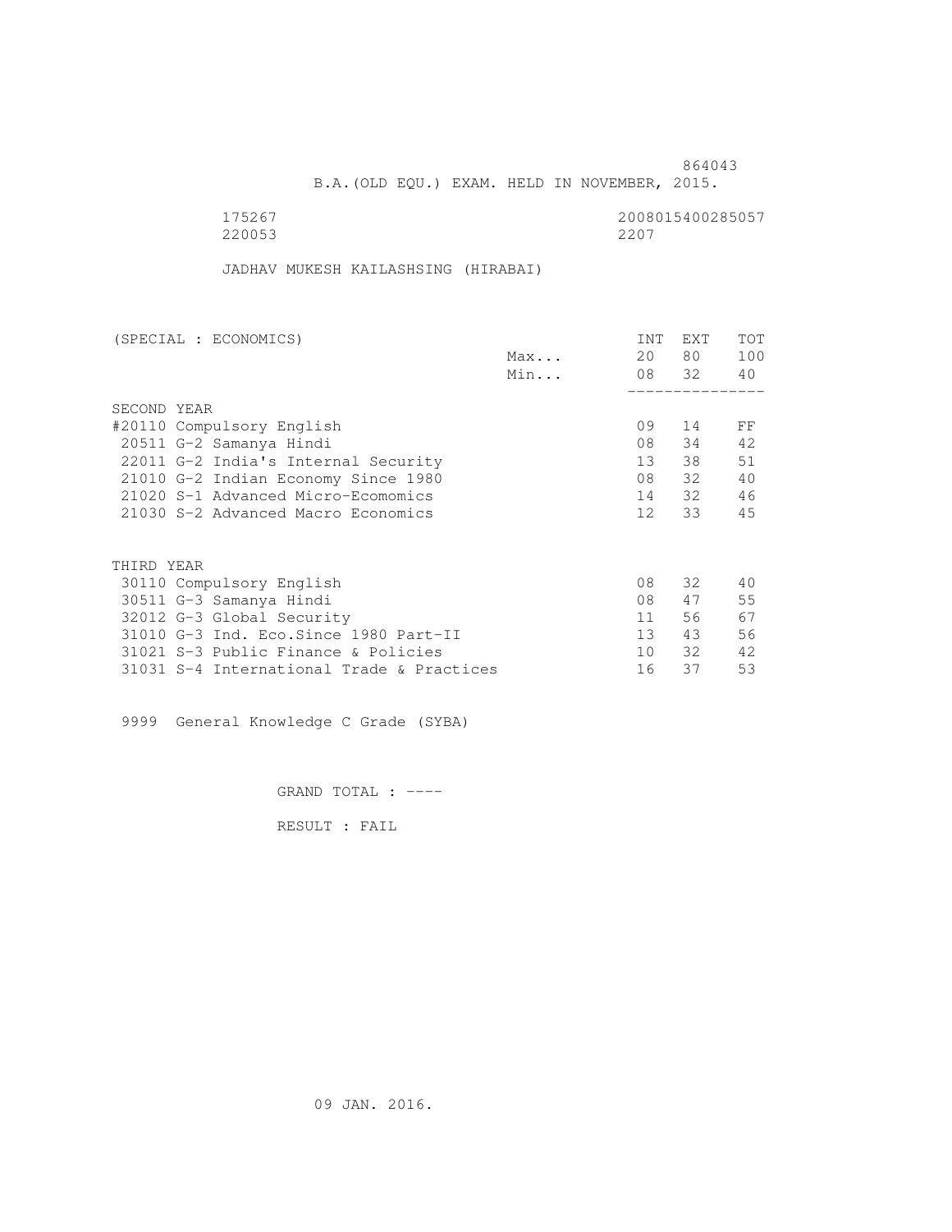864043

B.A.(OLD EQU.) EXAM. HELD IN NOVEMBER, 2015.

175267 2008015400285057
220053 2207

JADHAV MUKESH KAILASHSING (HIRABAI)

| (SPECIAL : ECONOMICS) | | INT | EXT | TOT |
|---|---|---|---|---|
| | Max... | 20 | 80 | 100 |
| | Min... | 08 | 32 | 40 |
| **SECOND YEAR** | | | | |
| #20110 Compulsory English | | 09 | 14 | FF |
| 20511 G-2 Samanya Hindi | | 08 | 34 | 42 |
| 22011 G-2 India's Internal Security | | 13 | 38 | 51 |
| 21010 G-2 Indian Economy Since 1980 | | 08 | 32 | 40 |
| 21020 S-1 Advanced Micro-Ecomomics | | 14 | 32 | 46 |
| 21030 S-2 Advanced Macro Economics | | 12 | 33 | 45 |
| **THIRD YEAR** | | | | |
| 30110 Compulsory English | | 08 | 32 | 40 |
| 30511 G-3 Samanya Hindi | | 08 | 47 | 55 |
| 32012 G-3 Global Security | | 11 | 56 | 67 |
| 31010 G-3 Ind. Eco.Since 1980 Part-II | | 13 | 43 | 56 |
| 31021 S-3 Public Finance & Policies | | 10 | 32 | 42 |
| 31031 S-4 International Trade & Practices | | 16 | 37 | 53 |

9999 General Knowledge C Grade (SYBA)

GRAND TOTAL : ----

RESULT : FAIL

09 JAN. 2016.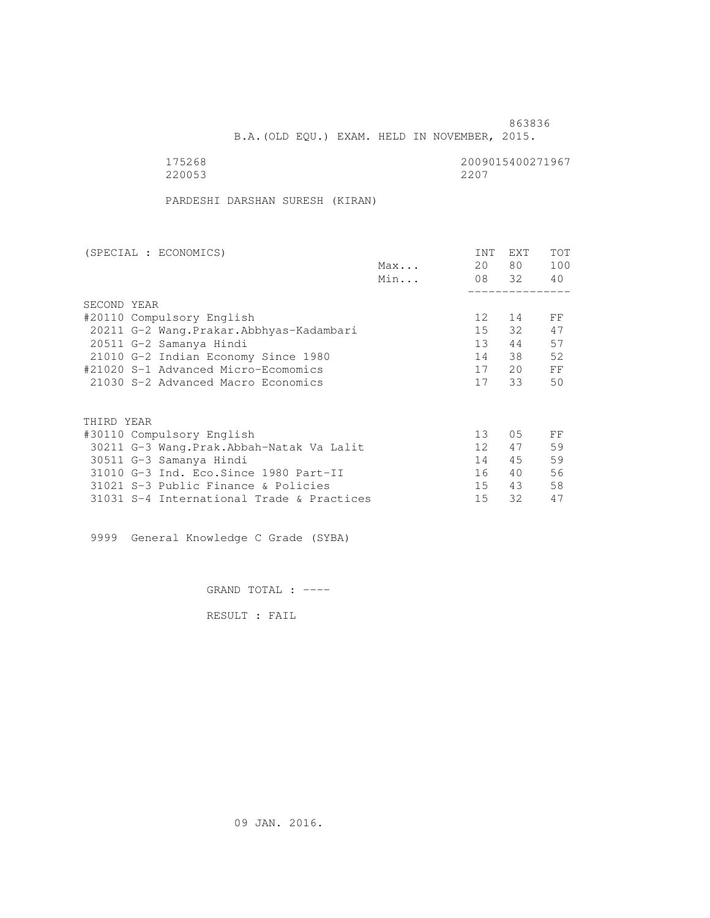863836

B.A.(OLD EQU.) EXAM. HELD IN NOVEMBER, 2015.

175268 2009015400271967
220053 2207

PARDESHI DARSHAN SURESH (KIRAN)

| (SPECIAL : ECONOMICS) | | INT | EXT | TOT |
|---|---|---|---|---|
| | Max... | 20 | 80 | 100 |
| | Min... | 08 | 32 | 40 |
| **SECOND YEAR** | | | | |
| #20110 Compulsory English | | 12 | 14 | FF |
| 20211 G-2 Wang.Prakar.Abbhyas-Kadambari | | 15 | 32 | 47 |
| 20511 G-2 Samanya Hindi | | 13 | 44 | 57 |
| 21010 G-2 Indian Economy Since 1980 | | 14 | 38 | 52 |
| #21020 S-1 Advanced Micro-Ecomomics | | 17 | 20 | FF |
| 21030 S-2 Advanced Macro Economics | | 17 | 33 | 50 |
| **THIRD YEAR** | | | | |
| #30110 Compulsory English | | 13 | 05 | FF |
| 30211 G-3 Wang.Prak.Abbah-Natak Va Lalit | | 12 | 47 | 59 |
| 30511 G-3 Samanya Hindi | | 14 | 45 | 59 |
| 31010 G-3 Ind. Eco.Since 1980 Part-II | | 16 | 40 | 56 |
| 31021 S-3 Public Finance & Policies | | 15 | 43 | 58 |
| 31031 S-4 International Trade & Practices | | 15 | 32 | 47 |

9999 General Knowledge C Grade (SYBA)

GRAND TOTAL : ----

RESULT : FAIL

09 JAN. 2016.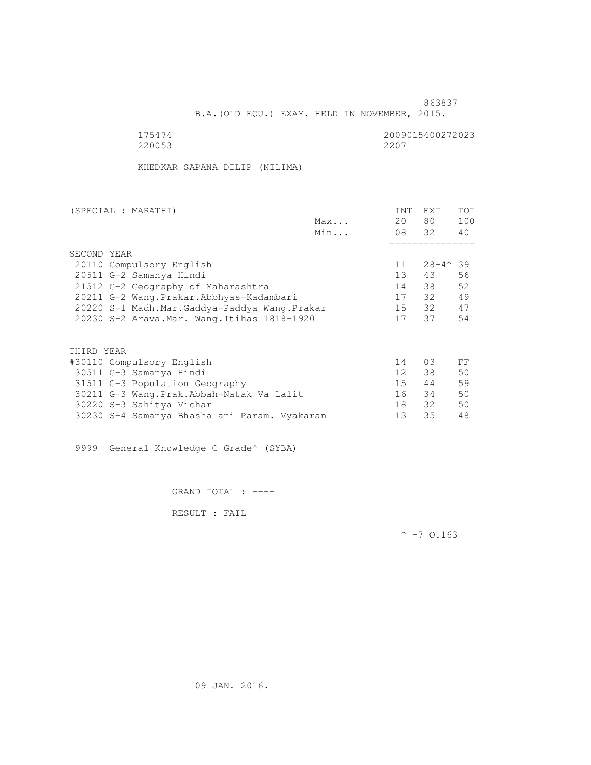863837

B.A.(OLD EQU.) EXAM. HELD IN NOVEMBER, 2015.

175474 2009015400272023
220053 2207

KHEDKAR SAPANA DILIP (NILIMA)

| (SPECIAL : MARATHI) | | INT | EXT | TOT |
|---|---|---|---|---|
| | Max... | 20 | 80 | 100 |
| | Min... | 08 | 32 | 40 |
| SECOND YEAR | | | | |
| 20110 Compulsory English | | 11 | 28+4^ | 39 |
| 20511 G-2 Samanya Hindi | | 13 | 43 | 56 |
| 21512 G-2 Geography of Maharashtra | | 14 | 38 | 52 |
| 20211 G-2 Wang.Prakar.Abbhyas-Kadambari | | 17 | 32 | 49 |
| 20220 S-1 Madh.Mar.Gaddya-Paddya Wang.Prakar | | 15 | 32 | 47 |
| 20230 S-2 Arava.Mar. Wang.Itihas 1818-1920 | | 17 | 37 | 54 |
| THIRD YEAR | | | | |
| #30110 Compulsory English | | 14 | 03 | FF |
| 30511 G-3 Samanya Hindi | | 12 | 38 | 50 |
| 31511 G-3 Population Geography | | 15 | 44 | 59 |
| 30211 G-3 Wang.Prak.Abbah-Natak Va Lalit | | 16 | 34 | 50 |
| 30220 S-3 Sahitya Vichar | | 18 | 32 | 50 |
| 30230 S-4 Samanya Bhasha ani Param. Vyakaran | | 13 | 35 | 48 |

9999 General Knowledge C Grade^ (SYBA)

GRAND TOTAL : ----

RESULT : FAIL

^ +7 O.163

09 JAN. 2016.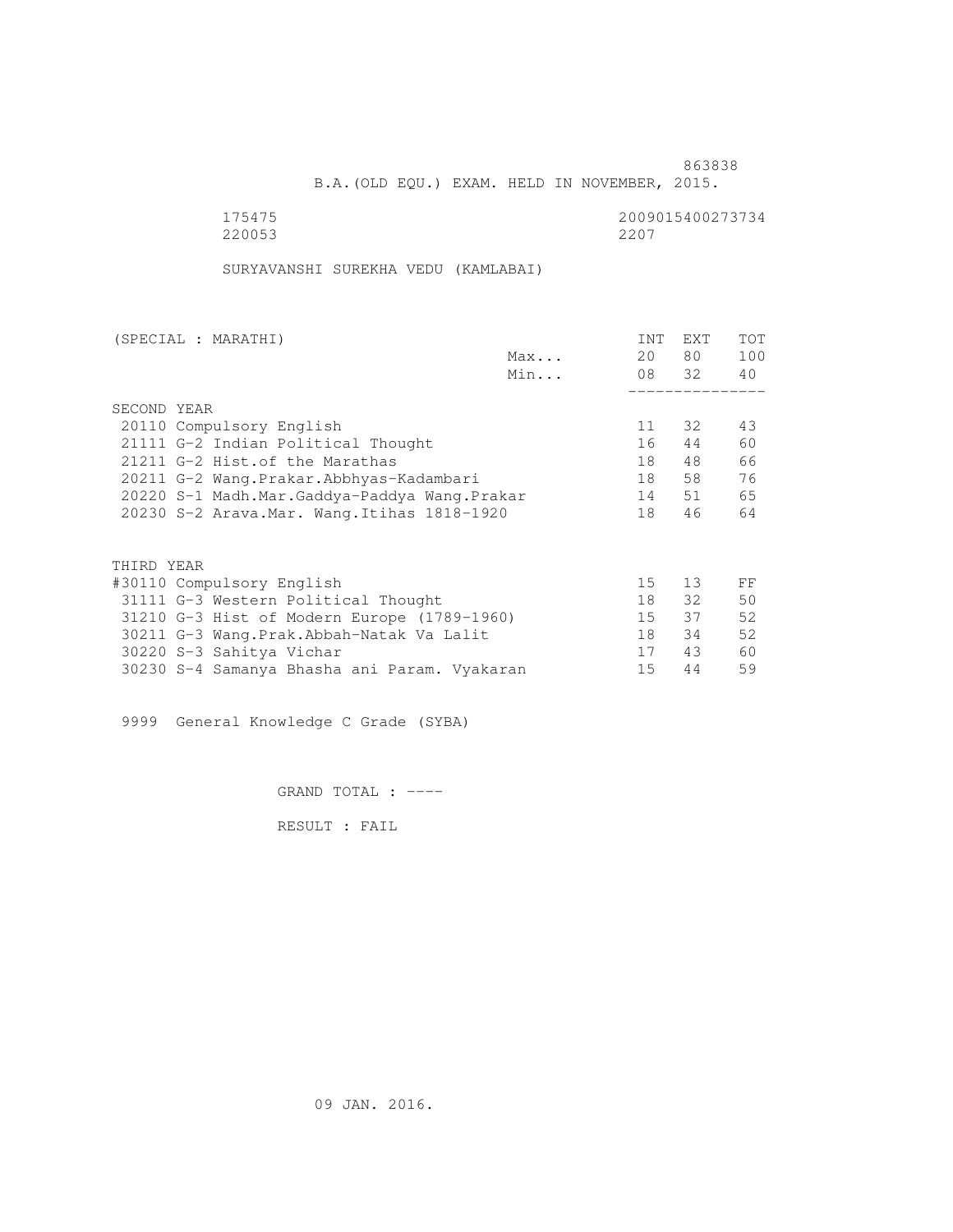863838

B.A.(OLD EQU.) EXAM. HELD IN NOVEMBER, 2015.

175475 2009015400273734
220053 2207

SURYAVANSHI SUREKHA VEDU (KAMLABAI)

| (SPECIAL : MARATHI) | | INT | EXT | TOT |
|---|---|---|---|---|
| | Max... | 20 | 80 | 100 |
| | Min... | 08 | 32 | 40 |
| SECOND YEAR | | | | |
| 20110 Compulsory English | | 11 | 32 | 43 |
| 21111 G-2 Indian Political Thought | | 16 | 44 | 60 |
| 21211 G-2 Hist.of the Marathas | | 18 | 48 | 66 |
| 20211 G-2 Wang.Prakar.Abbhyas-Kadambari | | 18 | 58 | 76 |
| 20220 S-1 Madh.Mar.Gaddya-Paddya Wang.Prakar | | 14 | 51 | 65 |
| 20230 S-2 Arava.Mar. Wang.Itihas 1818-1920 | | 18 | 46 | 64 |
| THIRD YEAR | | | | |
| #30110 Compulsory English | | 15 | 13 | FF |
| 31111 G-3 Western Political Thought | | 18 | 32 | 50 |
| 31210 G-3 Hist of Modern Europe (1789-1960) | | 15 | 37 | 52 |
| 30211 G-3 Wang.Prak.Abbah-Natak Va Lalit | | 18 | 34 | 52 |
| 30220 S-3 Sahitya Vichar | | 17 | 43 | 60 |
| 30230 S-4 Samanya Bhasha ani Param. Vyakaran | | 15 | 44 | 59 |

9999 General Knowledge C Grade (SYBA)

GRAND TOTAL : ----

RESULT : FAIL

09 JAN. 2016.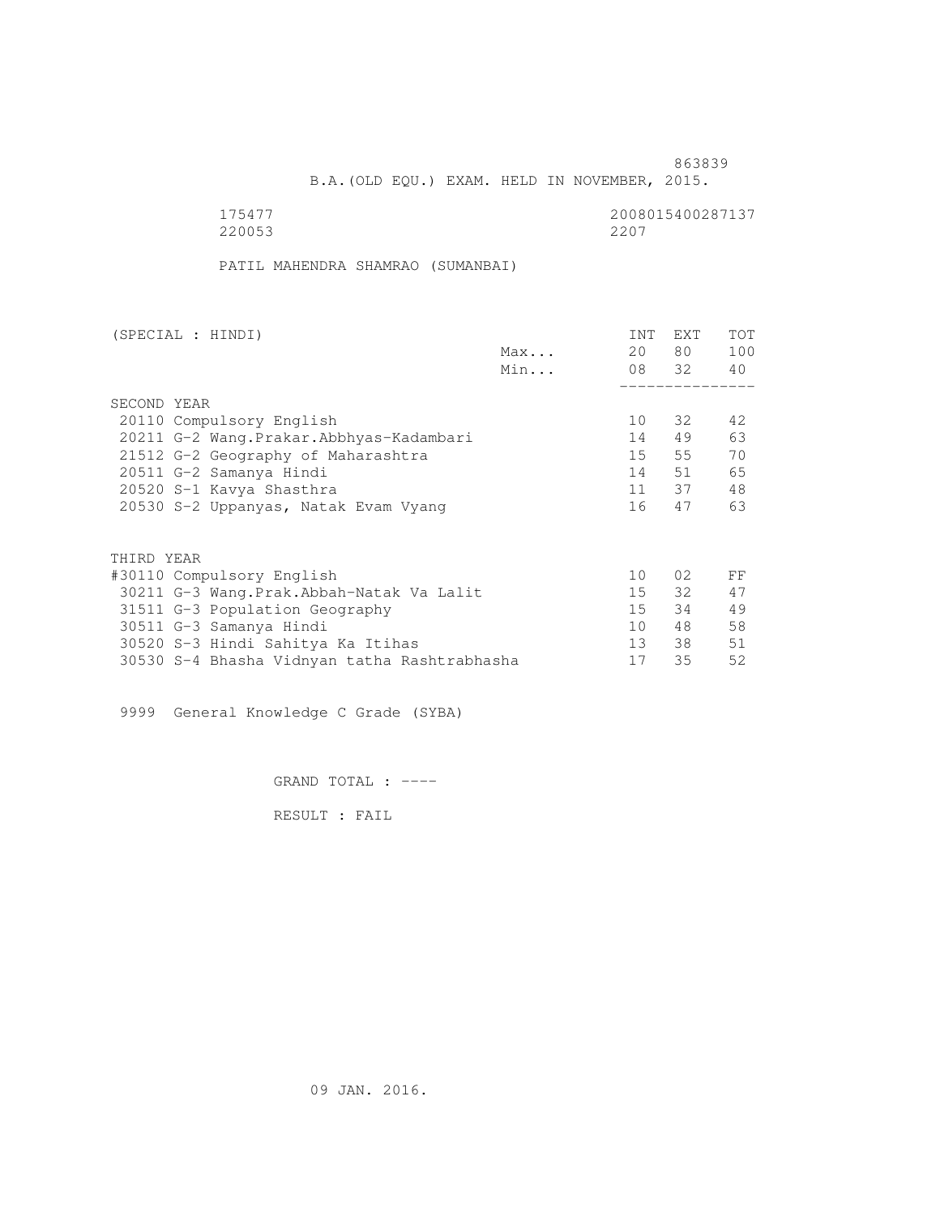863839

B.A.(OLD EQU.) EXAM. HELD IN NOVEMBER, 2015.

175477 2008015400287137
220053 2207

PATIL MAHENDRA SHAMRAO (SUMANBAI)

| (SPECIAL : HINDI) | | INT | EXT | TOT |
|---|---|---|---|---|
| | Max... | 20 | 80 | 100 |
| | Min... | 08 | 32 | 40 |
| SECOND YEAR | | | | |
| 20110 Compulsory English | | 10 | 32 | 42 |
| 20211 G-2 Wang.Prakar.Abbhyas-Kadambari | | 14 | 49 | 63 |
| 21512 G-2 Geography of Maharashtra | | 15 | 55 | 70 |
| 20511 G-2 Samanya Hindi | | 14 | 51 | 65 |
| 20520 S-1 Kavya Shasthra | | 11 | 37 | 48 |
| 20530 S-2 Uppanyas, Natak Evam Vyang | | 16 | 47 | 63 |
| THIRD YEAR | | | | |
| #30110 Compulsory English | | 10 | 02 | FF |
| 30211 G-3 Wang.Prak.Abbah-Natak Va Lalit | | 15 | 32 | 47 |
| 31511 G-3 Population Geography | | 15 | 34 | 49 |
| 30511 G-3 Samanya Hindi | | 10 | 48 | 58 |
| 30520 S-3 Hindi Sahitya Ka Itihas | | 13 | 38 | 51 |
| 30530 S-4 Bhasha Vidnyan tatha Rashtrabhasha | | 17 | 35 | 52 |

9999 General Knowledge C Grade (SYBA)

GRAND TOTAL : ----

RESULT : FAIL

09 JAN. 2016.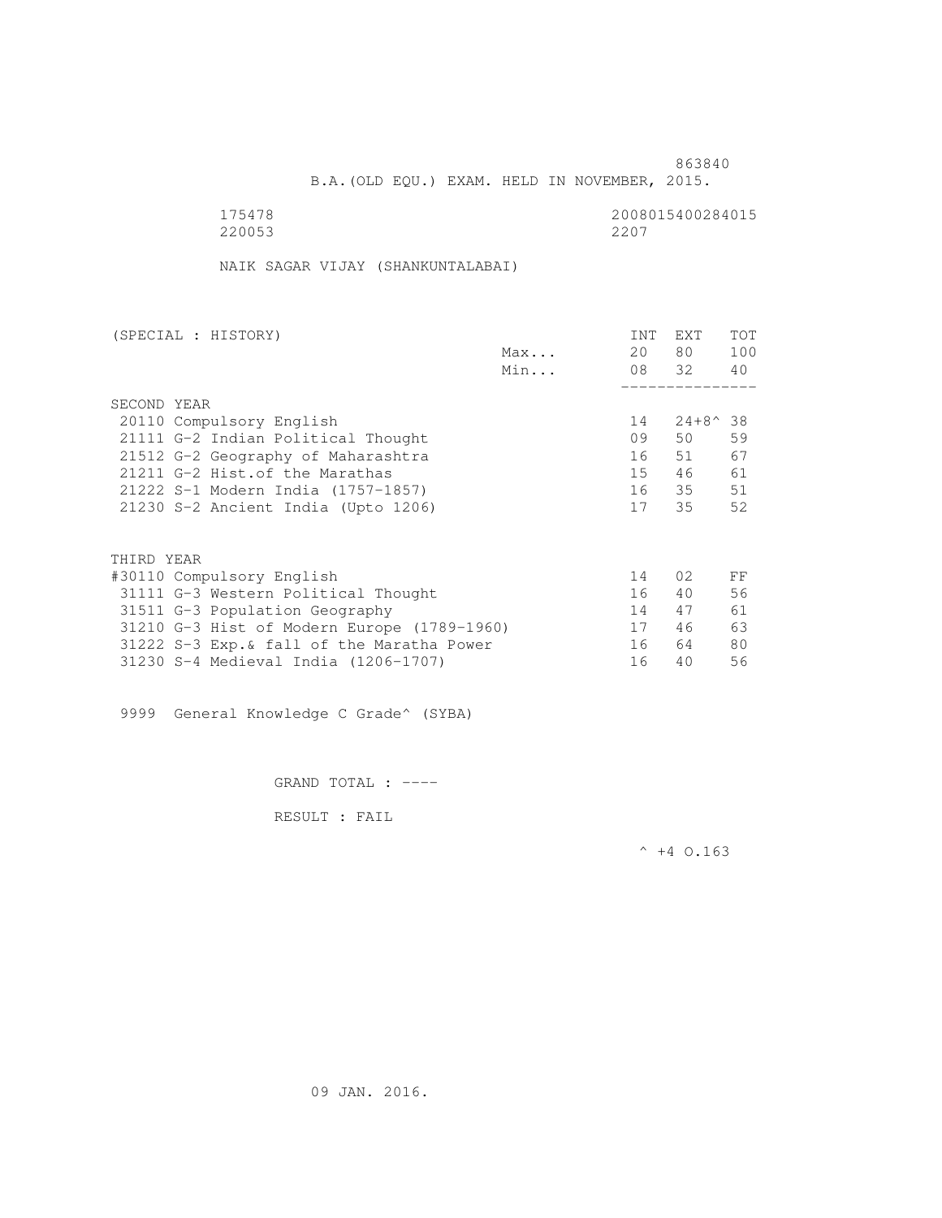863840

B.A.(OLD EQU.) EXAM. HELD IN NOVEMBER, 2015.

175478 2008015400284015
220053 2207

NAIK SAGAR VIJAY (SHANKUNTALABAI)

| (SPECIAL : HISTORY) | | INT | EXT | TOT |
|---|---|---|---|---|
| | Max... | 20 | 80 | 100 |
| | Min... | 08 | 32 | 40 |
| **SECOND YEAR** | | | | |
| 20110 Compulsory English | | 14 | 24+8^ | 38 |
| 21111 G-2 Indian Political Thought | | 09 | 50 | 59 |
| 21512 G-2 Geography of Maharashtra | | 16 | 51 | 67 |
| 21211 G-2 Hist.of the Marathas | | 15 | 46 | 61 |
| 21222 S-1 Modern India (1757-1857) | | 16 | 35 | 51 |
| 21230 S-2 Ancient India (Upto 1206) | | 17 | 35 | 52 |
| **THIRD YEAR** | | | | |
| #30110 Compulsory English | | 14 | 02 | FF |
| 31111 G-3 Western Political Thought | | 16 | 40 | 56 |
| 31511 G-3 Population Geography | | 14 | 47 | 61 |
| 31210 G-3 Hist of Modern Europe (1789-1960) | | 17 | 46 | 63 |
| 31222 S-3 Exp.& fall of the Maratha Power | | 16 | 64 | 80 |
| 31230 S-4 Medieval India (1206-1707) | | 16 | 40 | 56 |

9999 General Knowledge C Grade^ (SYBA)

GRAND TOTAL : ----

RESULT : FAIL

^ +4 O.163

09 JAN. 2016.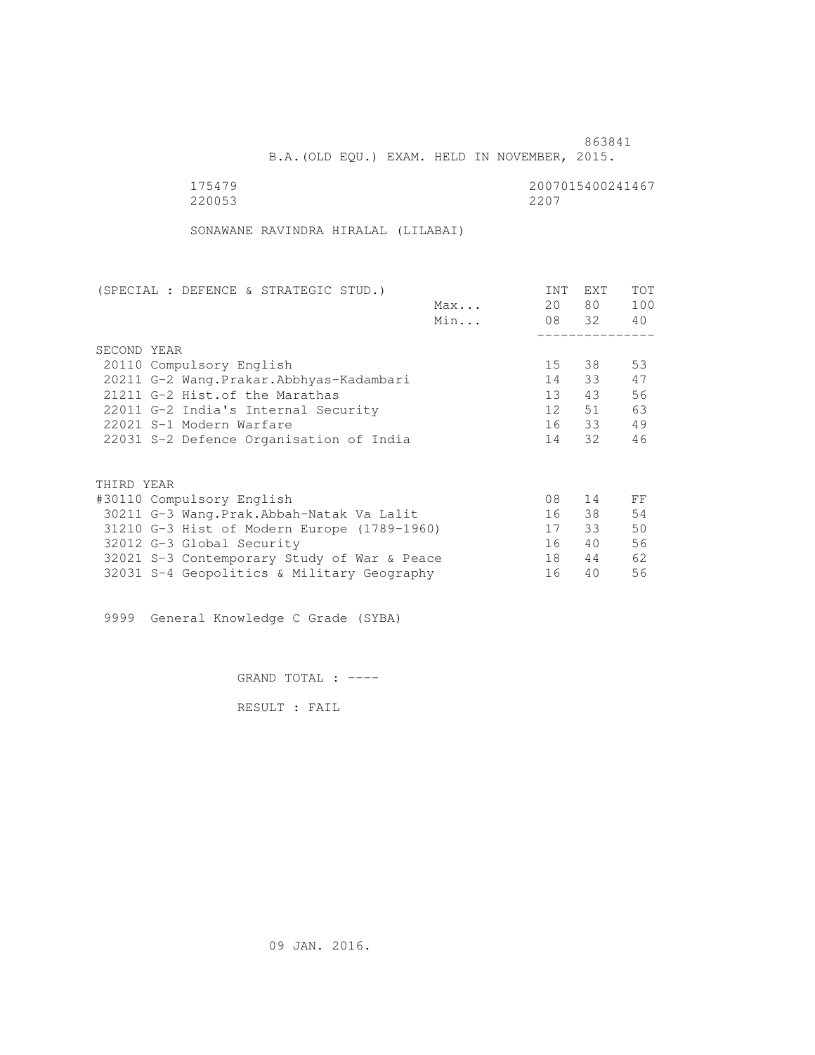863841

B.A.(OLD EQU.) EXAM. HELD IN NOVEMBER, 2015.

175479 2007015400241467
220053 2207

SONAWANE RAVINDRA HIRALAL (LILABAI)

| (SPECIAL : DEFENCE & STRATEGIC STUD.) | | INT | EXT | TOT |
|---|---|---|---|---|
| | Max... | 20 | 80 | 100 |
| | Min... | 08 | 32 | 40 |
| SECOND YEAR | | | | |
| 20110 Compulsory English | | 15 | 38 | 53 |
| 20211 G-2 Wang.Prakar.Abbhyas-Kadambari | | 14 | 33 | 47 |
| 21211 G-2 Hist.of the Marathas | | 13 | 43 | 56 |
| 22011 G-2 India's Internal Security | | 12 | 51 | 63 |
| 22021 S-1 Modern Warfare | | 16 | 33 | 49 |
| 22031 S-2 Defence Organisation of India | | 14 | 32 | 46 |
| THIRD YEAR | | | | |
| #30110 Compulsory English | | 08 | 14 | FF |
| 30211 G-3 Wang.Prak.Abbah-Natak Va Lalit | | 16 | 38 | 54 |
| 31210 G-3 Hist of Modern Europe (1789-1960) | | 17 | 33 | 50 |
| 32012 G-3 Global Security | | 16 | 40 | 56 |
| 32021 S-3 Contemporary Study of War & Peace | | 18 | 44 | 62 |
| 32031 S-4 Geopolitics & Military Geography | | 16 | 40 | 56 |

9999 General Knowledge C Grade (SYBA)

GRAND TOTAL : ----

RESULT : FAIL

09 JAN. 2016.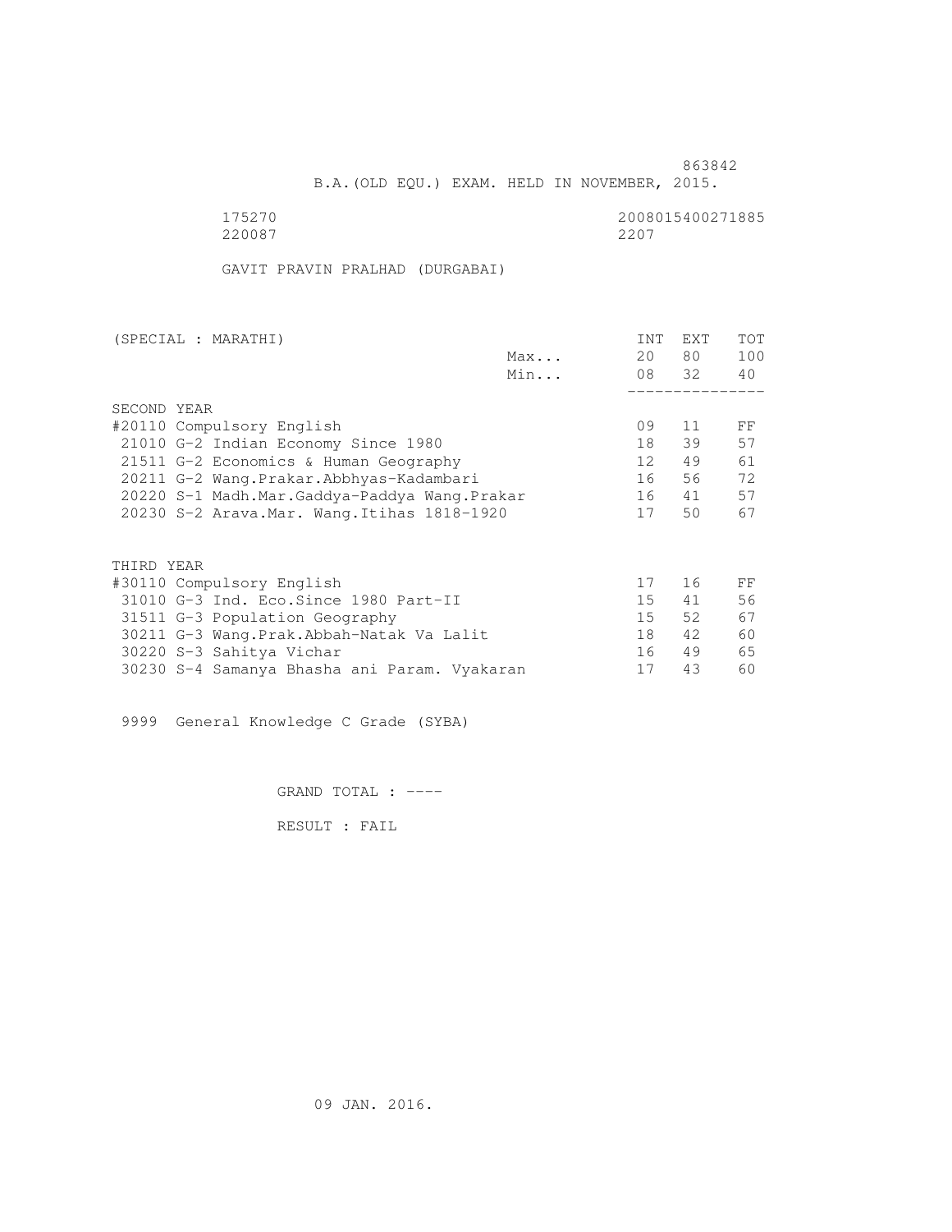863842

B.A.(OLD EQU.) EXAM. HELD IN NOVEMBER, 2015.

175270 2008015400271885
220087 2207

GAVIT PRAVIN PRALHAD (DURGABAI)

| (SPECIAL : MARATHI) | | INT | EXT | TOT |
|---|---|---|---|---|
| | Max... | 20 | 80 | 100 |
| | Min... | 08 | 32 | 40 |
| **SECOND YEAR** | | | | |
| #20110 Compulsory English | | 09 | 11 | FF |
| 21010 G-2 Indian Economy Since 1980 | | 18 | 39 | 57 |
| 21511 G-2 Economics & Human Geography | | 12 | 49 | 61 |
| 20211 G-2 Wang.Prakar.Abbhyas-Kadambari | | 16 | 56 | 72 |
| 20220 S-1 Madh.Mar.Gaddya-Paddya Wang.Prakar | | 16 | 41 | 57 |
| 20230 S-2 Arava.Mar. Wang.Itihas 1818-1920 | | 17 | 50 | 67 |
| **THIRD YEAR** | | | | |
| #30110 Compulsory English | | 17 | 16 | FF |
| 31010 G-3 Ind. Eco.Since 1980 Part-II | | 15 | 41 | 56 |
| 31511 G-3 Population Geography | | 15 | 52 | 67 |
| 30211 G-3 Wang.Prak.Abbah-Natak Va Lalit | | 18 | 42 | 60 |
| 30220 S-3 Sahitya Vichar | | 16 | 49 | 65 |
| 30230 S-4 Samanya Bhasha ani Param. Vyakaran | | 17 | 43 | 60 |

9999 General Knowledge C Grade (SYBA)

GRAND TOTAL : ----

RESULT : FAIL

09 JAN. 2016.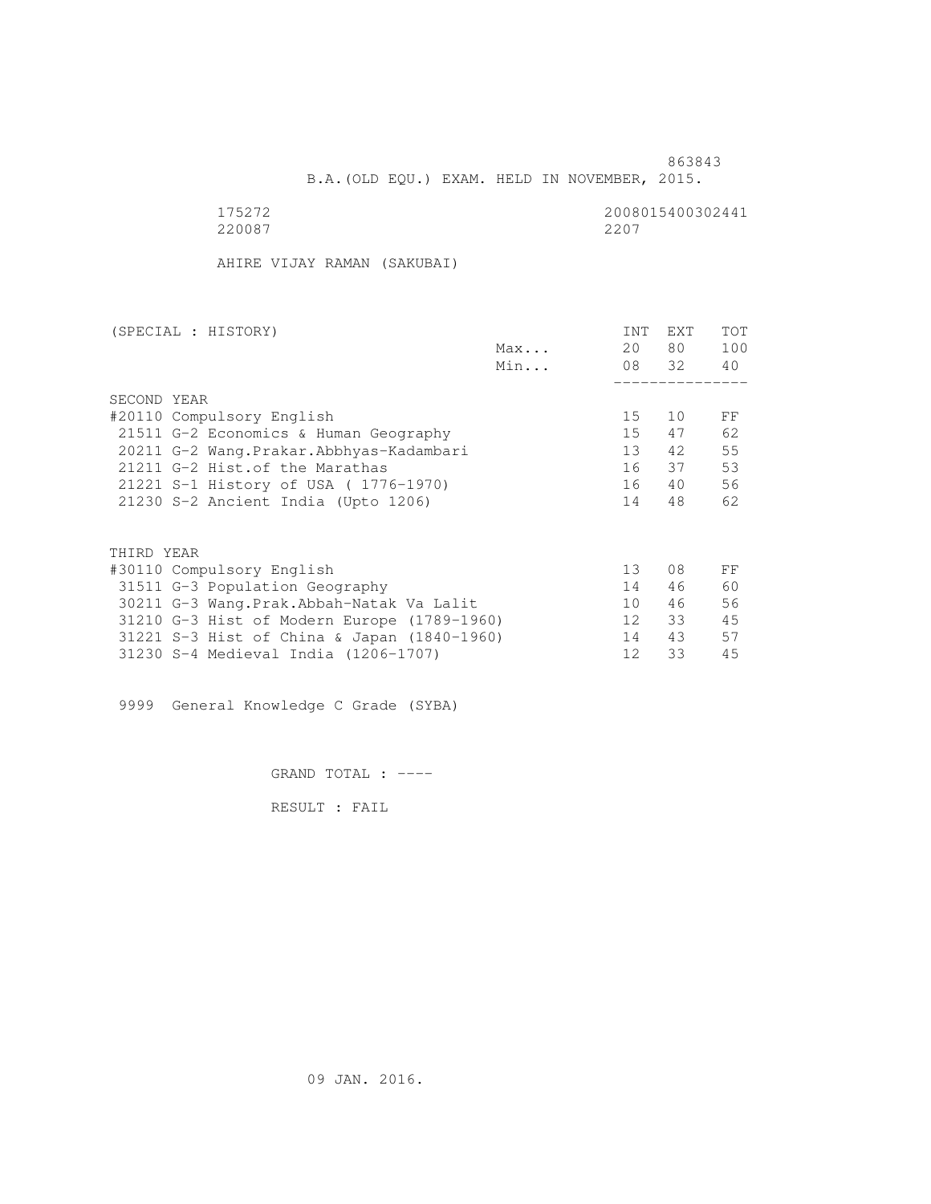863843

B.A.(OLD EQU.) EXAM. HELD IN NOVEMBER, 2015.

175272 2008015400302441
220087 2207

AHIRE VIJAY RAMAN (SAKUBAI)

| (SPECIAL : HISTORY) | | INT | EXT | TOT |
|---|---|---|---|---|
| | Max... | 20 | 80 | 100 |
| | Min... | 08 | 32 | 40 |
| **SECOND YEAR** | | | | |
| #20110 Compulsory English | | 15 | 10 | FF |
| 21511 G-2 Economics & Human Geography | | 15 | 47 | 62 |
| 20211 G-2 Wang.Prakar.Abbhyas-Kadambari | | 13 | 42 | 55 |
| 21211 G-2 Hist.of the Marathas | | 16 | 37 | 53 |
| 21221 S-1 History of USA ( 1776-1970) | | 16 | 40 | 56 |
| 21230 S-2 Ancient India (Upto 1206) | | 14 | 48 | 62 |
| **THIRD YEAR** | | | | |
| #30110 Compulsory English | | 13 | 08 | FF |
| 31511 G-3 Population Geography | | 14 | 46 | 60 |
| 30211 G-3 Wang.Prak.Abbah-Natak Va Lalit | | 10 | 46 | 56 |
| 31210 G-3 Hist of Modern Europe (1789-1960) | | 12 | 33 | 45 |
| 31221 S-3 Hist of China & Japan (1840-1960) | | 14 | 43 | 57 |
| 31230 S-4 Medieval India (1206-1707) | | 12 | 33 | 45 |

9999 General Knowledge C Grade (SYBA)

GRAND TOTAL : ----

RESULT : FAIL

09 JAN. 2016.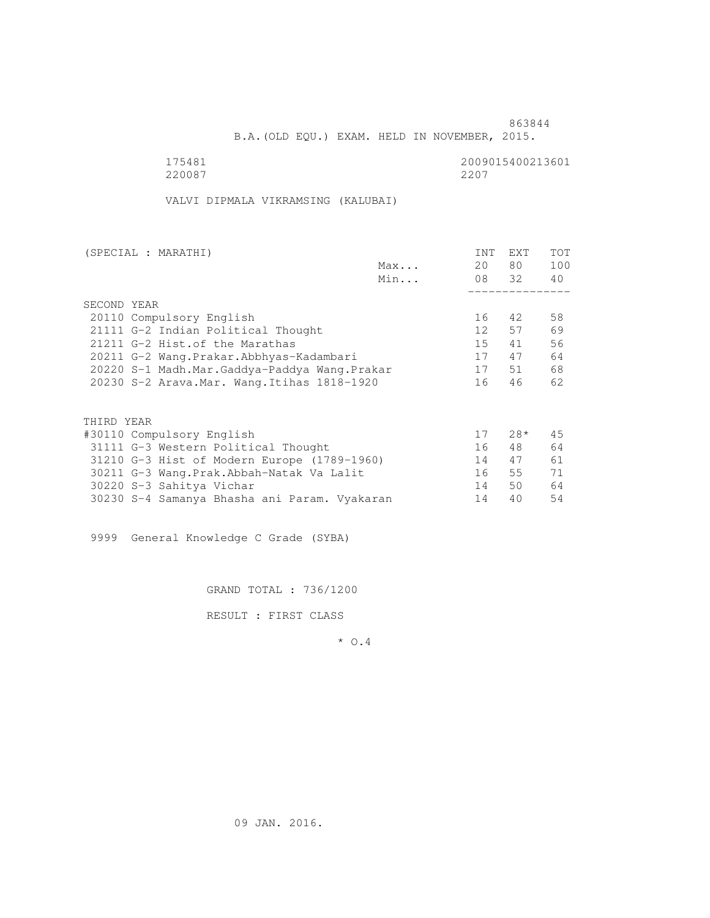863844

B.A.(OLD EQU.) EXAM. HELD IN NOVEMBER, 2015.

175481 2009015400213601
220087 2207

VALVI DIPMALA VIKRAMSING (KALUBAI)

| (SPECIAL : MARATHI) | | INT | EXT | TOT |
|---|---|---|---|---|
| | Max... | 20 | 80 | 100 |
| | Min... | 08 | 32 | 40 |
| SECOND YEAR | | | | |
| 20110 Compulsory English | | 16 | 42 | 58 |
| 21111 G-2 Indian Political Thought | | 12 | 57 | 69 |
| 21211 G-2 Hist.of the Marathas | | 15 | 41 | 56 |
| 20211 G-2 Wang.Prakar.Abbhyas-Kadambari | | 17 | 47 | 64 |
| 20220 S-1 Madh.Mar.Gaddya-Paddya Wang.Prakar | | 17 | 51 | 68 |
| 20230 S-2 Arava.Mar. Wang.Itihas 1818-1920 | | 16 | 46 | 62 |
| THIRD YEAR | | | | |
| #30110 Compulsory English | | 17 | 28* | 45 |
| 31111 G-3 Western Political Thought | | 16 | 48 | 64 |
| 31210 G-3 Hist of Modern Europe (1789-1960) | | 14 | 47 | 61 |
| 30211 G-3 Wang.Prak.Abbah-Natak Va Lalit | | 16 | 55 | 71 |
| 30220 S-3 Sahitya Vichar | | 14 | 50 | 64 |
| 30230 S-4 Samanya Bhasha ani Param. Vyakaran | | 14 | 40 | 54 |

9999 General Knowledge C Grade (SYBA)

GRAND TOTAL : 736/1200

RESULT : FIRST CLASS

* O.4

09 JAN. 2016.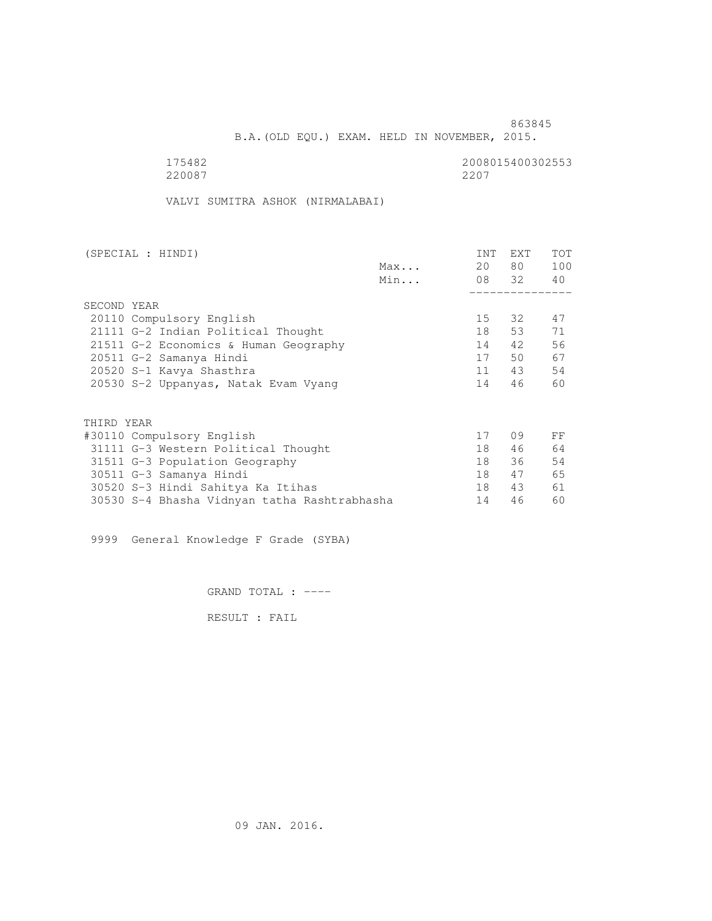863845

B.A.(OLD EQU.) EXAM. HELD IN NOVEMBER, 2015.

175482 2008015400302553
220087 2207

VALVI SUMITRA ASHOK (NIRMALABAI)

| (SPECIAL : HINDI) | | INT | EXT | TOT |
|---|---|---|---|---|
| | Max... | 20 | 80 | 100 |
| | Min... | 08 | 32 | 40 |
| SECOND YEAR | | | | |
| 20110 Compulsory English | | 15 | 32 | 47 |
| 21111 G-2 Indian Political Thought | | 18 | 53 | 71 |
| 21511 G-2 Economics & Human Geography | | 14 | 42 | 56 |
| 20511 G-2 Samanya Hindi | | 17 | 50 | 67 |
| 20520 S-1 Kavya Shasthra | | 11 | 43 | 54 |
| 20530 S-2 Uppanyas, Natak Evam Vyang | | 14 | 46 | 60 |
| THIRD YEAR | | | | |
| #30110 Compulsory English | | 17 | 09 | FF |
| 31111 G-3 Western Political Thought | | 18 | 46 | 64 |
| 31511 G-3 Population Geography | | 18 | 36 | 54 |
| 30511 G-3 Samanya Hindi | | 18 | 47 | 65 |
| 30520 S-3 Hindi Sahitya Ka Itihas | | 18 | 43 | 61 |
| 30530 S-4 Bhasha Vidnyan tatha Rashtrabhasha | | 14 | 46 | 60 |

9999 General Knowledge F Grade (SYBA)

GRAND TOTAL : ----

RESULT : FAIL

09 JAN. 2016.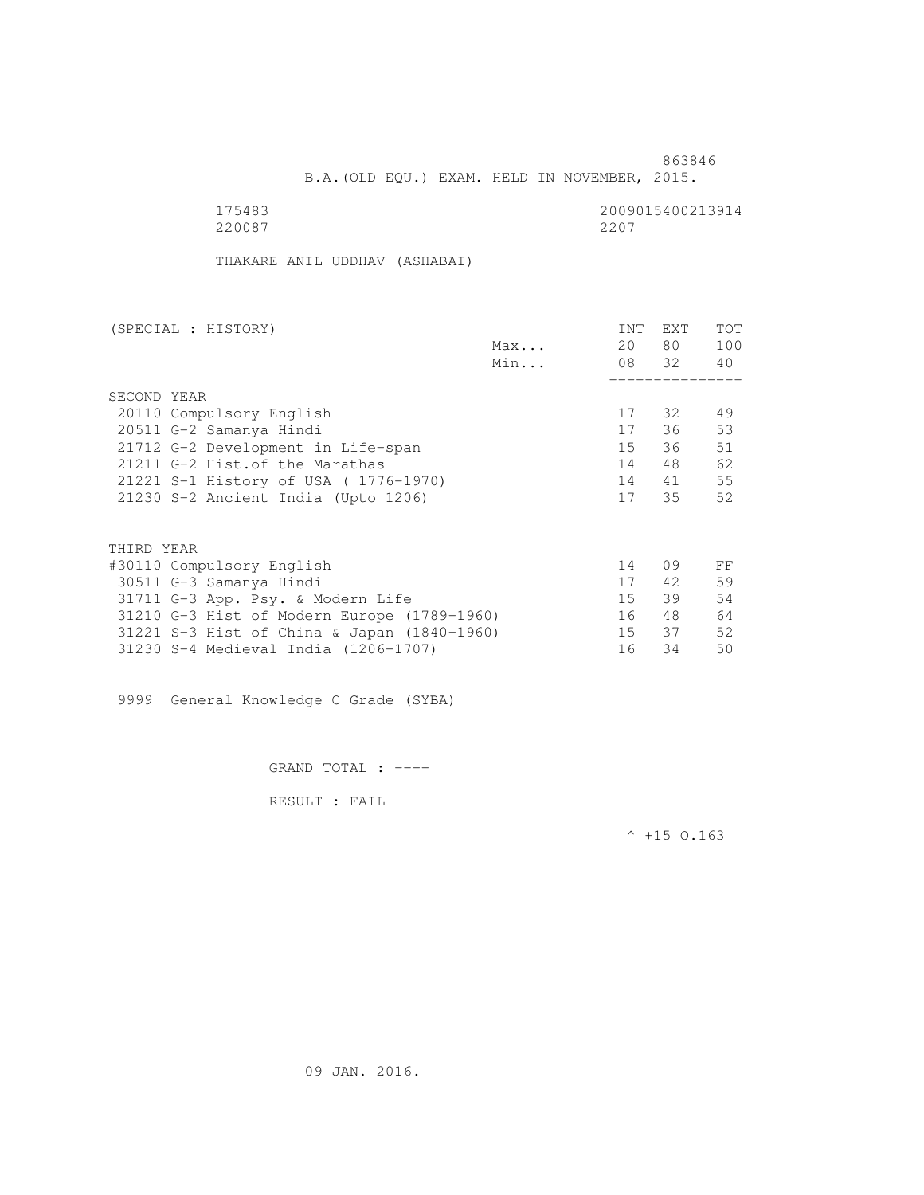863846

B.A.(OLD EQU.) EXAM. HELD IN NOVEMBER, 2015.

175483 2009015400213914
220087 2207

THAKARE ANIL UDDHAV (ASHABAI)

| (SPECIAL : HISTORY) | | INT | EXT | TOT |
|---|---|---|---|---|
| | Max... | 20 | 80 | 100 |
| | Min... | 08 | 32 | 40 |
| SECOND YEAR | | | | |
| 20110 Compulsory English | | 17 | 32 | 49 |
| 20511 G-2 Samanya Hindi | | 17 | 36 | 53 |
| 21712 G-2 Development in Life-span | | 15 | 36 | 51 |
| 21211 G-2 Hist.of the Marathas | | 14 | 48 | 62 |
| 21221 S-1 History of USA ( 1776-1970) | | 14 | 41 | 55 |
| 21230 S-2 Ancient India (Upto 1206) | | 17 | 35 | 52 |
| THIRD YEAR | | | | |
| #30110 Compulsory English | | 14 | 09 | FF |
| 30511 G-3 Samanya Hindi | | 17 | 42 | 59 |
| 31711 G-3 App. Psy. & Modern Life | | 15 | 39 | 54 |
| 31210 G-3 Hist of Modern Europe (1789-1960) | | 16 | 48 | 64 |
| 31221 S-3 Hist of China & Japan (1840-1960) | | 15 | 37 | 52 |
| 31230 S-4 Medieval India (1206-1707) | | 16 | 34 | 50 |

9999 General Knowledge C Grade (SYBA)

GRAND TOTAL : ----

RESULT : FAIL

^ +15 O.163

09 JAN. 2016.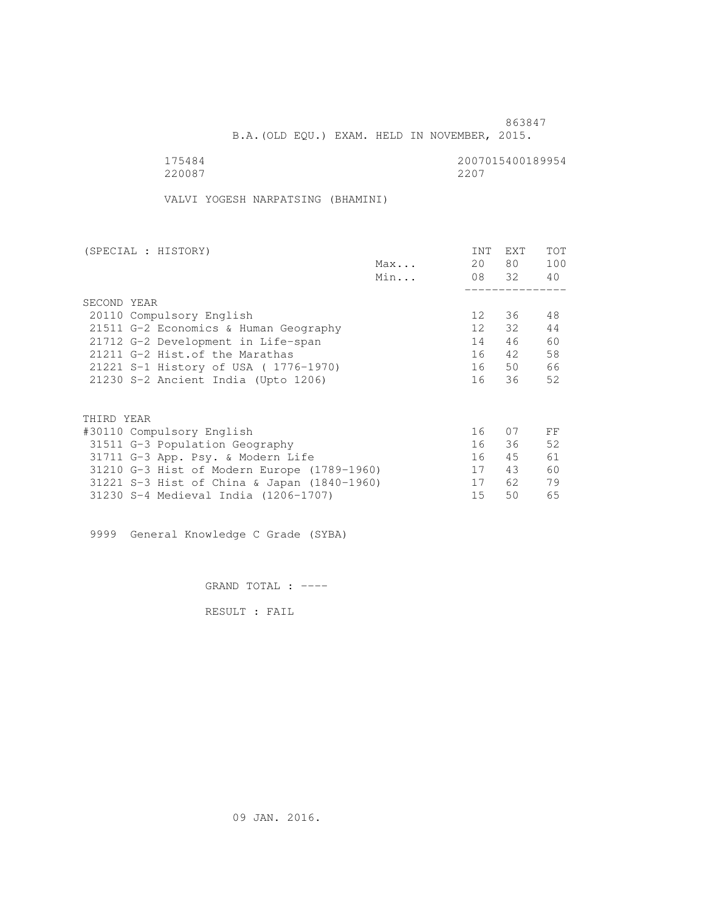863847

B.A.(OLD EQU.) EXAM. HELD IN NOVEMBER, 2015.

175484 2007015400189954
220087 2207

VALVI YOGESH NARPATSING (BHAMINI)

| (SPECIAL : HISTORY) | | INT | EXT | TOT |
|---|---|---|---|---|
| | Max... | 20 | 80 | 100 |
| | Min... | 08 | 32 | 40 |
| **SECOND YEAR** | | | | |
| 20110 Compulsory English | | 12 | 36 | 48 |
| 21511 G-2 Economics & Human Geography | | 12 | 32 | 44 |
| 21712 G-2 Development in Life-span | | 14 | 46 | 60 |
| 21211 G-2 Hist.of the Marathas | | 16 | 42 | 58 |
| 21221 S-1 History of USA ( 1776-1970) | | 16 | 50 | 66 |
| 21230 S-2 Ancient India (Upto 1206) | | 16 | 36 | 52 |
| **THIRD YEAR** | | | | |
| #30110 Compulsory English | | 16 | 07 | FF |
| 31511 G-3 Population Geography | | 16 | 36 | 52 |
| 31711 G-3 App. Psy. & Modern Life | | 16 | 45 | 61 |
| 31210 G-3 Hist of Modern Europe (1789-1960) | | 17 | 43 | 60 |
| 31221 S-3 Hist of China & Japan (1840-1960) | | 17 | 62 | 79 |
| 31230 S-4 Medieval India (1206-1707) | | 15 | 50 | 65 |

9999 General Knowledge C Grade (SYBA)

GRAND TOTAL : ----

RESULT : FAIL

09 JAN. 2016.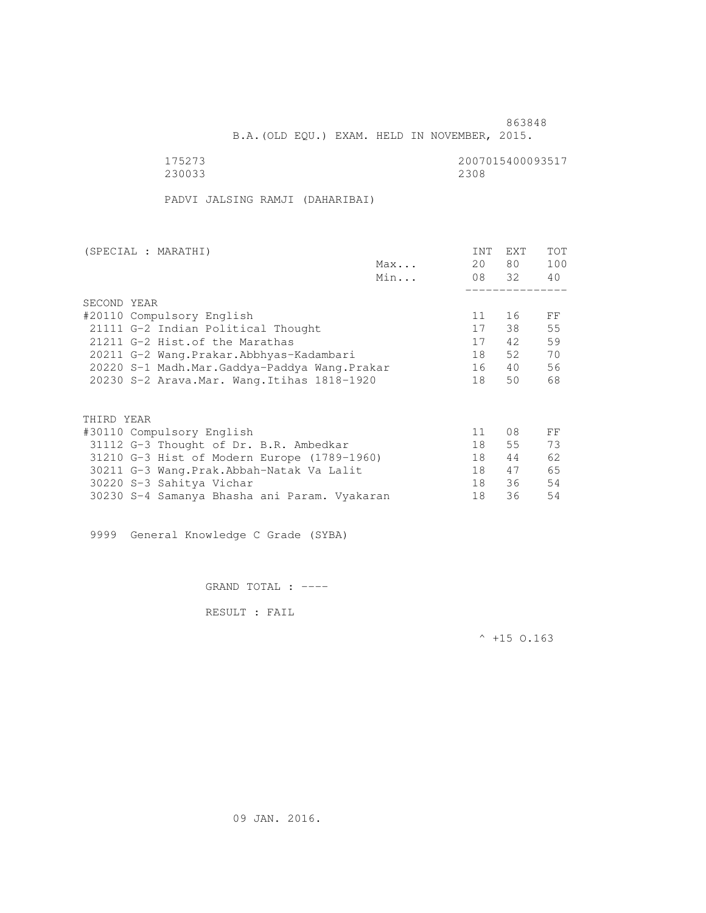863848

B.A.(OLD EQU.) EXAM. HELD IN NOVEMBER, 2015.

175273 2007015400093517
230033 2308

PADVI JALSING RAMJI (DAHARIBAI)

| (SPECIAL : MARATHI) | | INT | EXT | TOT |
|---|---|---|---|---|
| | Max... | 20 | 80 | 100 |
| | Min... | 08 | 32 | 40 |
| SECOND YEAR | | | | |
| #20110 Compulsory English | | 11 | 16 | FF |
| 21111 G-2 Indian Political Thought | | 17 | 38 | 55 |
| 21211 G-2 Hist.of the Marathas | | 17 | 42 | 59 |
| 20211 G-2 Wang.Prakar.Abbhyas-Kadambari | | 18 | 52 | 70 |
| 20220 S-1 Madh.Mar.Gaddya-Paddya Wang.Prakar | | 16 | 40 | 56 |
| 20230 S-2 Arava.Mar. Wang.Itihas 1818-1920 | | 18 | 50 | 68 |
| THIRD YEAR | | | | |
| #30110 Compulsory English | | 11 | 08 | FF |
| 31112 G-3 Thought of Dr. B.R. Ambedkar | | 18 | 55 | 73 |
| 31210 G-3 Hist of Modern Europe (1789-1960) | | 18 | 44 | 62 |
| 30211 G-3 Wang.Prak.Abbah-Natak Va Lalit | | 18 | 47 | 65 |
| 30220 S-3 Sahitya Vichar | | 18 | 36 | 54 |
| 30230 S-4 Samanya Bhasha ani Param. Vyakaran | | 18 | 36 | 54 |

9999 General Knowledge C Grade (SYBA)

GRAND TOTAL : ----

RESULT : FAIL

^ +15 O.163

09 JAN. 2016.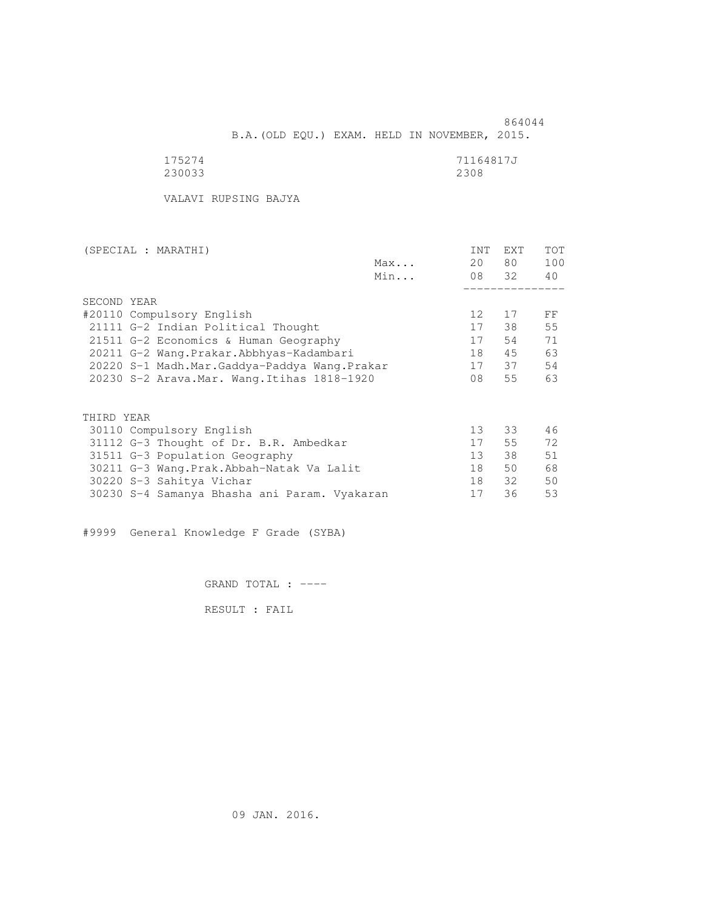864044

B.A.(OLD EQU.) EXAM. HELD IN NOVEMBER, 2015.

175274 71164817J
230033 2308

VALAVI RUPSING BAJYA

| (SPECIAL : MARATHI) | | INT | EXT | TOT |
|---|---|---|---|---|
| | Max... | 20 | 80 | 100 |
| | Min... | 08 | 32 | 40 |
| SECOND YEAR | | | | |
| #20110 Compulsory English | | 12 | 17 | FF |
| 21111 G-2 Indian Political Thought | | 17 | 38 | 55 |
| 21511 G-2 Economics & Human Geography | | 17 | 54 | 71 |
| 20211 G-2 Wang.Prakar.Abbhyas-Kadambari | | 18 | 45 | 63 |
| 20220 S-1 Madh.Mar.Gaddya-Paddya Wang.Prakar | | 17 | 37 | 54 |
| 20230 S-2 Arava.Mar. Wang.Itihas 1818-1920 | | 08 | 55 | 63 |
| THIRD YEAR | | | | |
| 30110 Compulsory English | | 13 | 33 | 46 |
| 31112 G-3 Thought of Dr. B.R. Ambedkar | | 17 | 55 | 72 |
| 31511 G-3 Population Geography | | 13 | 38 | 51 |
| 30211 G-3 Wang.Prak.Abbah-Natak Va Lalit | | 18 | 50 | 68 |
| 30220 S-3 Sahitya Vichar | | 18 | 32 | 50 |
| 30230 S-4 Samanya Bhasha ani Param. Vyakaran | | 17 | 36 | 53 |

#9999 General Knowledge F Grade (SYBA)

GRAND TOTAL : ----

RESULT : FAIL

09 JAN. 2016.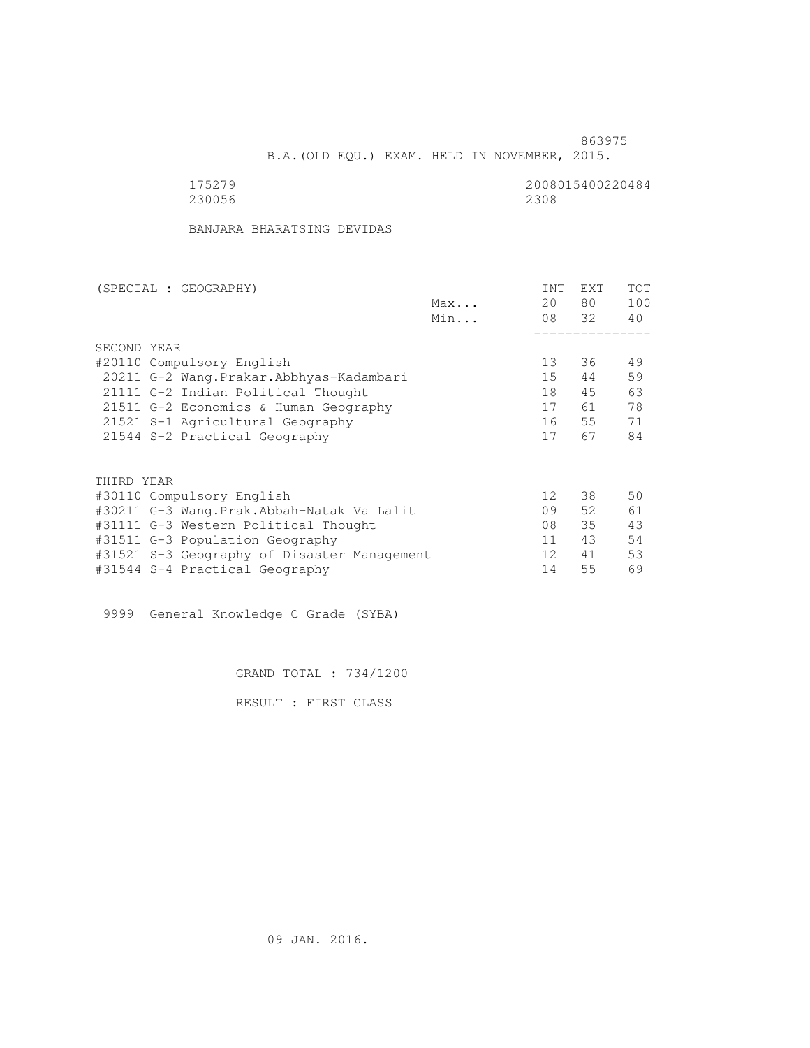863975

B.A.(OLD EQU.) EXAM. HELD IN NOVEMBER, 2015.

175279 2008015400220484
230056 2308

BANJARA BHARATSING DEVIDAS

| (SPECIAL : GEOGRAPHY) | | INT | EXT | TOT |
|---|---|---|---|---|
| | Max... | 20 | 80 | 100 |
| | Min... | 08 | 32 | 40 |
| SECOND YEAR | | | | |
| #20110 Compulsory English | | 13 | 36 | 49 |
| 20211 G-2 Wang.Prakar.Abbhyas-Kadambari | | 15 | 44 | 59 |
| 21111 G-2 Indian Political Thought | | 18 | 45 | 63 |
| 21511 G-2 Economics & Human Geography | | 17 | 61 | 78 |
| 21521 S-1 Agricultural Geography | | 16 | 55 | 71 |
| 21544 S-2 Practical Geography | | 17 | 67 | 84 |
| THIRD YEAR | | | | |
| #30110 Compulsory English | | 12 | 38 | 50 |
| #30211 G-3 Wang.Prak.Abbah-Natak Va Lalit | | 09 | 52 | 61 |
| #31111 G-3 Western Political Thought | | 08 | 35 | 43 |
| #31511 G-3 Population Geography | | 11 | 43 | 54 |
| #31521 S-3 Geography of Disaster Management | | 12 | 41 | 53 |
| #31544 S-4 Practical Geography | | 14 | 55 | 69 |

9999 General Knowledge C Grade (SYBA)

GRAND TOTAL : 734/1200

RESULT : FIRST CLASS

09 JAN. 2016.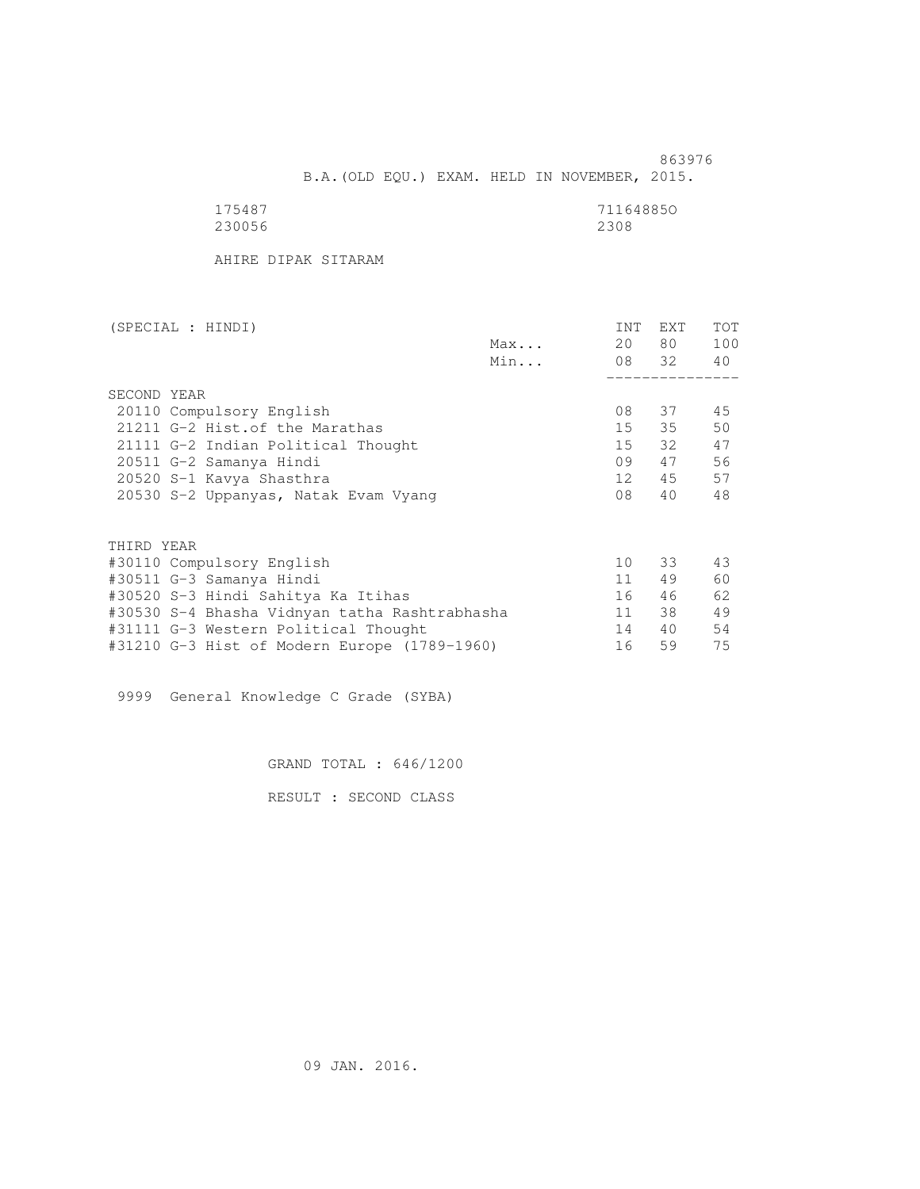863976

B.A.(OLD EQU.) EXAM. HELD IN NOVEMBER, 2015.

175487 711648850
230056 2308

AHIRE DIPAK SITARAM

| (SPECIAL : HINDI) | | INT | EXT | TOT |
|---|---|---|---|---|
| | Max... | 20 | 80 | 100 |
| | Min... | 08 | 32 | 40 |
| SECOND YEAR | | | | |
| 20110 Compulsory English | | 08 | 37 | 45 |
| 21211 G-2 Hist.of the Marathas | | 15 | 35 | 50 |
| 21111 G-2 Indian Political Thought | | 15 | 32 | 47 |
| 20511 G-2 Samanya Hindi | | 09 | 47 | 56 |
| 20520 S-1 Kavya Shasthra | | 12 | 45 | 57 |
| 20530 S-2 Uppanyas, Natak Evam Vyang | | 08 | 40 | 48 |
| THIRD YEAR | | | | |
| #30110 Compulsory English | | 10 | 33 | 43 |
| #30511 G-3 Samanya Hindi | | 11 | 49 | 60 |
| #30520 S-3 Hindi Sahitya Ka Itihas | | 16 | 46 | 62 |
| #30530 S-4 Bhasha Vidnyan tatha Rashtrabhasha | | 11 | 38 | 49 |
| #31111 G-3 Western Political Thought | | 14 | 40 | 54 |
| #31210 G-3 Hist of Modern Europe (1789-1960) | | 16 | 59 | 75 |

9999 General Knowledge C Grade (SYBA)

GRAND TOTAL : 646/1200

RESULT : SECOND CLASS

09 JAN. 2016.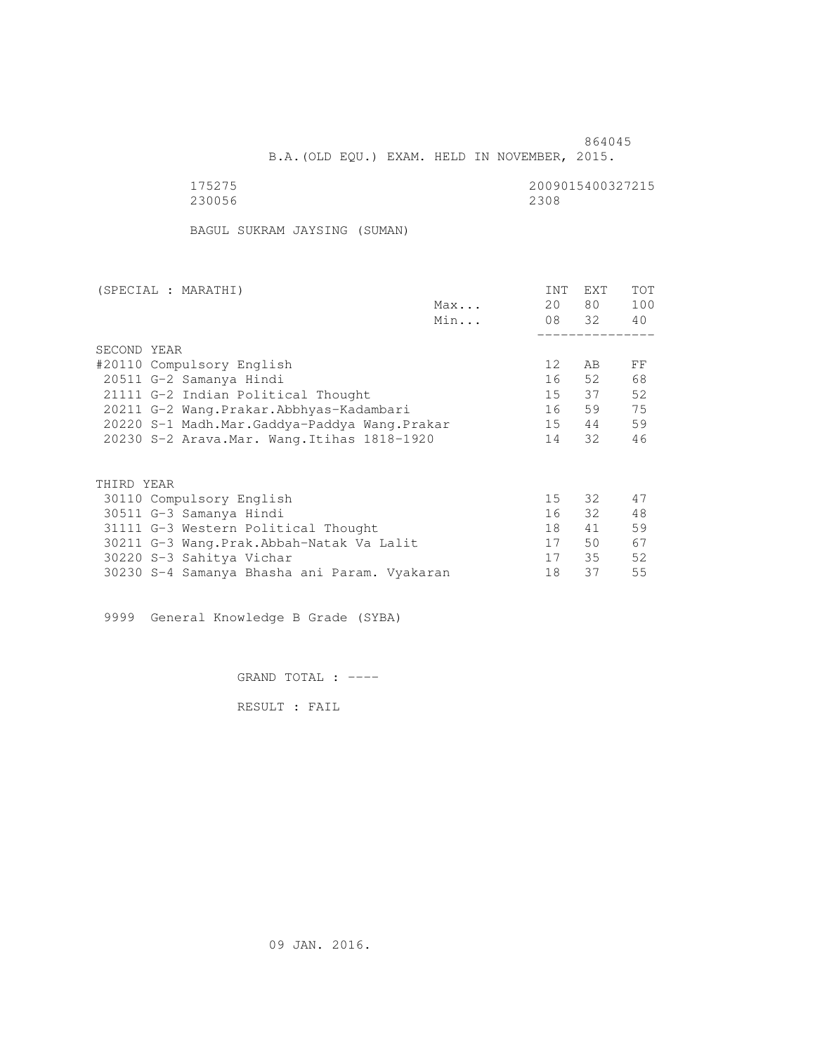864045

B.A.(OLD EQU.) EXAM. HELD IN NOVEMBER, 2015.

175275 2009015400327215
230056 2308

BAGUL SUKRAM JAYSING (SUMAN)

| (SPECIAL : MARATHI) | | INT | EXT | TOT |
|---|---|---|---|---|
| | Max... | 20 | 80 | 100 |
| | Min... | 08 | 32 | 40 |
| **SECOND YEAR** | | | | |
| #20110 Compulsory English | | 12 | AB | FF |
| 20511 G-2 Samanya Hindi | | 16 | 52 | 68 |
| 21111 G-2 Indian Political Thought | | 15 | 37 | 52 |
| 20211 G-2 Wang.Prakar.Abbhyas-Kadambari | | 16 | 59 | 75 |
| 20220 S-1 Madh.Mar.Gaddya-Paddya Wang.Prakar | | 15 | 44 | 59 |
| 20230 S-2 Arava.Mar. Wang.Itihas 1818-1920 | | 14 | 32 | 46 |
| **THIRD YEAR** | | | | |
| 30110 Compulsory English | | 15 | 32 | 47 |
| 30511 G-3 Samanya Hindi | | 16 | 32 | 48 |
| 31111 G-3 Western Political Thought | | 18 | 41 | 59 |
| 30211 G-3 Wang.Prak.Abbah-Natak Va Lalit | | 17 | 50 | 67 |
| 30220 S-3 Sahitya Vichar | | 17 | 35 | 52 |
| 30230 S-4 Samanya Bhasha ani Param. Vyakaran | | 18 | 37 | 55 |

9999 General Knowledge B Grade (SYBA)

GRAND TOTAL : ----

RESULT : FAIL

09 JAN. 2016.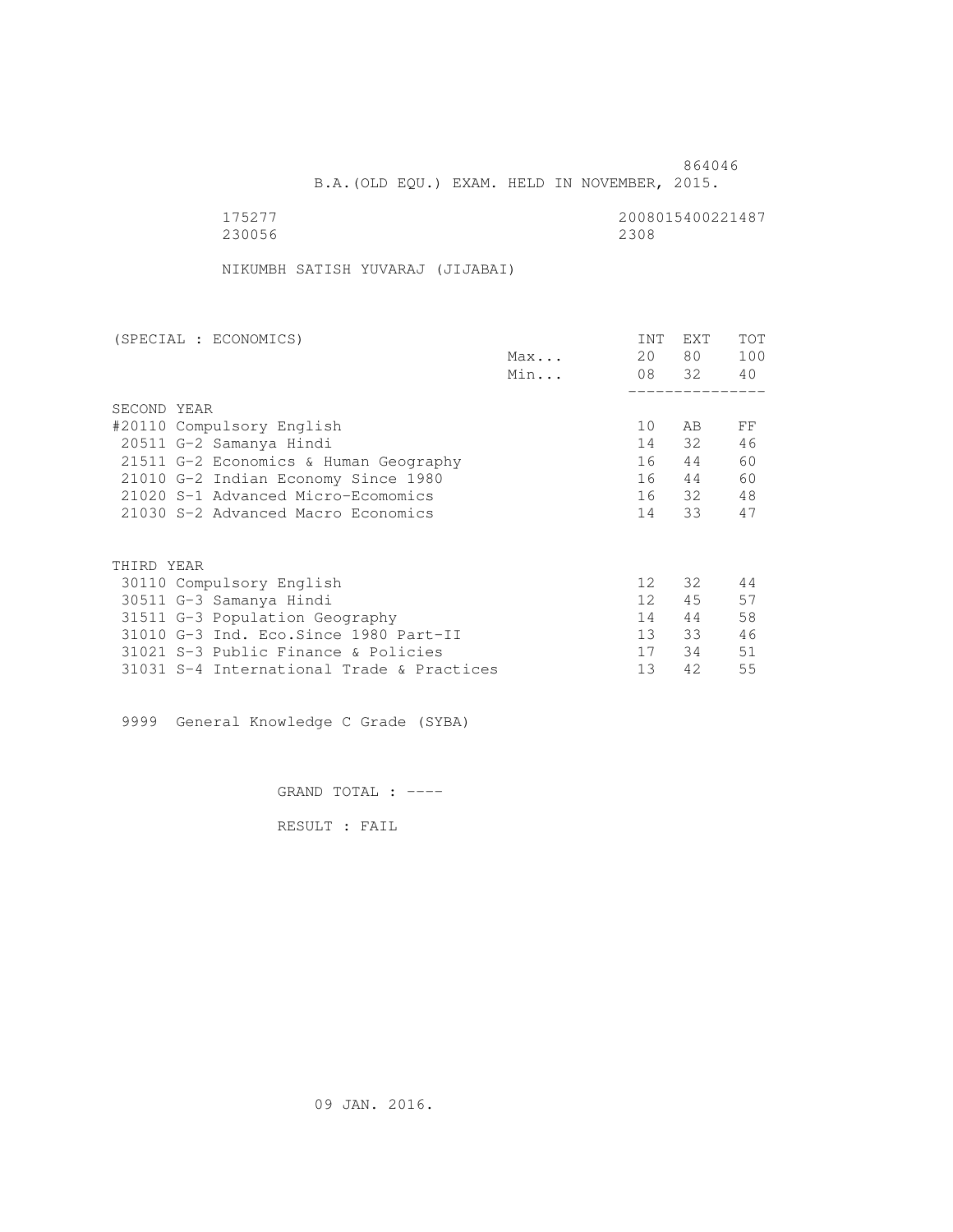864046

B.A.(OLD EQU.) EXAM. HELD IN NOVEMBER, 2015.

175277 2008015400221487
230056 2308

NIKUMBH SATISH YUVARAJ (JIJABAI)

| (SPECIAL : ECONOMICS) | | INT | EXT | TOT |
|---|---|---|---|---|
| | Max... | 20 | 80 | 100 |
| | Min... | 08 | 32 | 40 |
| SECOND YEAR | | | | |
| #20110 Compulsory English | | 10 | AB | FF |
| 20511 G-2 Samanya Hindi | | 14 | 32 | 46 |
| 21511 G-2 Economics & Human Geography | | 16 | 44 | 60 |
| 21010 G-2 Indian Economy Since 1980 | | 16 | 44 | 60 |
| 21020 S-1 Advanced Micro-Ecomomics | | 16 | 32 | 48 |
| 21030 S-2 Advanced Macro Economics | | 14 | 33 | 47 |
| THIRD YEAR | | | | |
| 30110 Compulsory English | | 12 | 32 | 44 |
| 30511 G-3 Samanya Hindi | | 12 | 45 | 57 |
| 31511 G-3 Population Geography | | 14 | 44 | 58 |
| 31010 G-3 Ind. Eco.Since 1980 Part-II | | 13 | 33 | 46 |
| 31021 S-3 Public Finance & Policies | | 17 | 34 | 51 |
| 31031 S-4 International Trade & Practices | | 13 | 42 | 55 |

9999 General Knowledge C Grade (SYBA)

GRAND TOTAL : ----

RESULT : FAIL

09 JAN. 2016.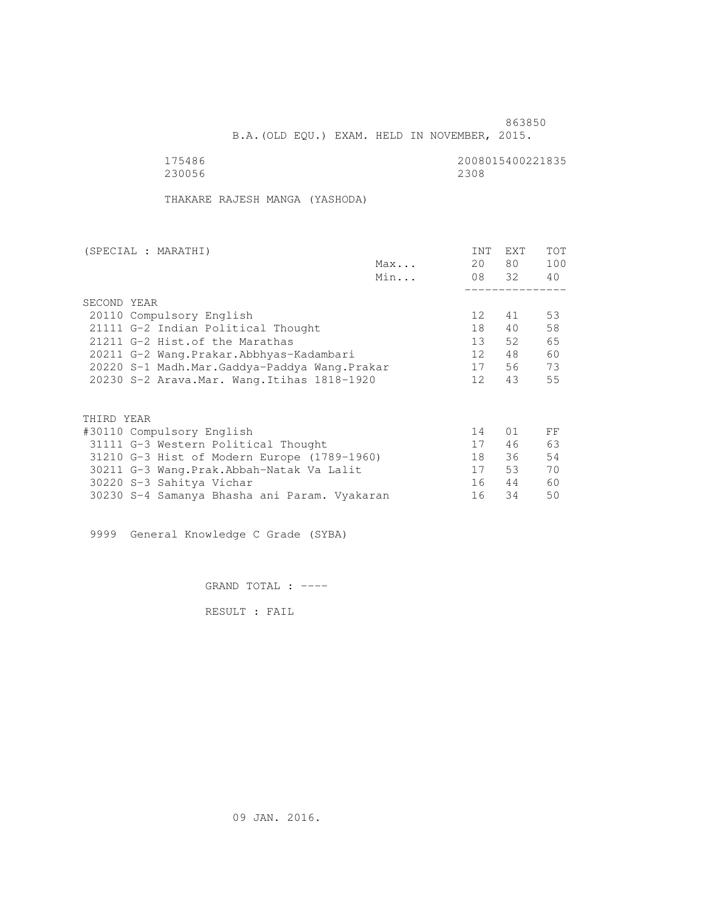863850

B.A.(OLD EQU.) EXAM. HELD IN NOVEMBER, 2015.

175486 2008015400221835
230056 2308

THAKARE RAJESH MANGA (YASHODA)

| (SPECIAL : MARATHI) | | INT | EXT | TOT |
|---|---|---|---|---|
| | Max... | 20 | 80 | 100 |
| | Min... | 08 | 32 | 40 |
| **SECOND YEAR** | | | | |
| 20110 Compulsory English | | 12 | 41 | 53 |
| 21111 G-2 Indian Political Thought | | 18 | 40 | 58 |
| 21211 G-2 Hist.of the Marathas | | 13 | 52 | 65 |
| 20211 G-2 Wang.Prakar.Abbhyas-Kadambari | | 12 | 48 | 60 |
| 20220 S-1 Madh.Mar.Gaddya-Paddya Wang.Prakar | | 17 | 56 | 73 |
| 20230 S-2 Arava.Mar. Wang.Itihas 1818-1920 | | 12 | 43 | 55 |
| **THIRD YEAR** | | | | |
| #30110 Compulsory English | | 14 | 01 | FF |
| 31111 G-3 Western Political Thought | | 17 | 46 | 63 |
| 31210 G-3 Hist of Modern Europe (1789-1960) | | 18 | 36 | 54 |
| 30211 G-3 Wang.Prak.Abbah-Natak Va Lalit | | 17 | 53 | 70 |
| 30220 S-3 Sahitya Vichar | | 16 | 44 | 60 |
| 30230 S-4 Samanya Bhasha ani Param. Vyakaran | | 16 | 34 | 50 |

9999 General Knowledge C Grade (SYBA)

GRAND TOTAL : ----

RESULT : FAIL

09 JAN. 2016.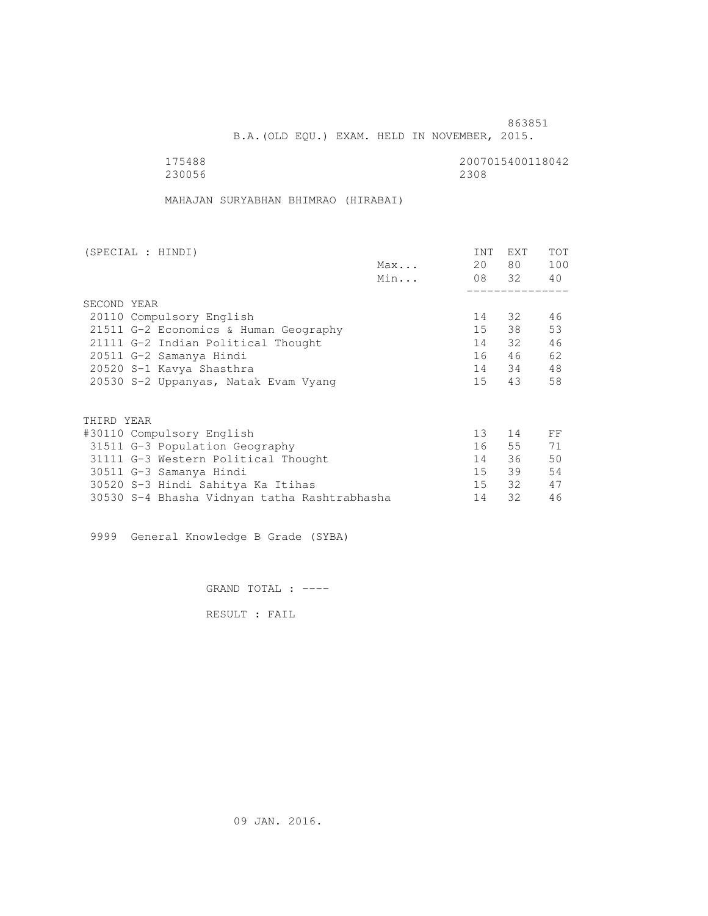863851

B.A.(OLD EQU.) EXAM. HELD IN NOVEMBER, 2015.

175488 2007015400118042
230056 2308

MAHAJAN SURYABHAN BHIMRAO (HIRABAI)

| (SPECIAL : HINDI) | | INT | EXT | TOT |
|---|---|---|---|---|
| | Max... | 20 | 80 | 100 |
| | Min... | 08 | 32 | 40 |
| **SECOND YEAR** | | | | |
| 20110 Compulsory English | | 14 | 32 | 46 |
| 21511 G-2 Economics & Human Geography | | 15 | 38 | 53 |
| 21111 G-2 Indian Political Thought | | 14 | 32 | 46 |
| 20511 G-2 Samanya Hindi | | 16 | 46 | 62 |
| 20520 S-1 Kavya Shasthra | | 14 | 34 | 48 |
| 20530 S-2 Uppanyas, Natak Evam Vyang | | 15 | 43 | 58 |
| **THIRD YEAR** | | | | |
| #30110 Compulsory English | | 13 | 14 | FF |
| 31511 G-3 Population Geography | | 16 | 55 | 71 |
| 31111 G-3 Western Political Thought | | 14 | 36 | 50 |
| 30511 G-3 Samanya Hindi | | 15 | 39 | 54 |
| 30520 S-3 Hindi Sahitya Ka Itihas | | 15 | 32 | 47 |
| 30530 S-4 Bhasha Vidnyan tatha Rashtrabhasha | | 14 | 32 | 46 |

9999 General Knowledge B Grade (SYBA)

GRAND TOTAL : ----

RESULT : FAIL

09 JAN. 2016.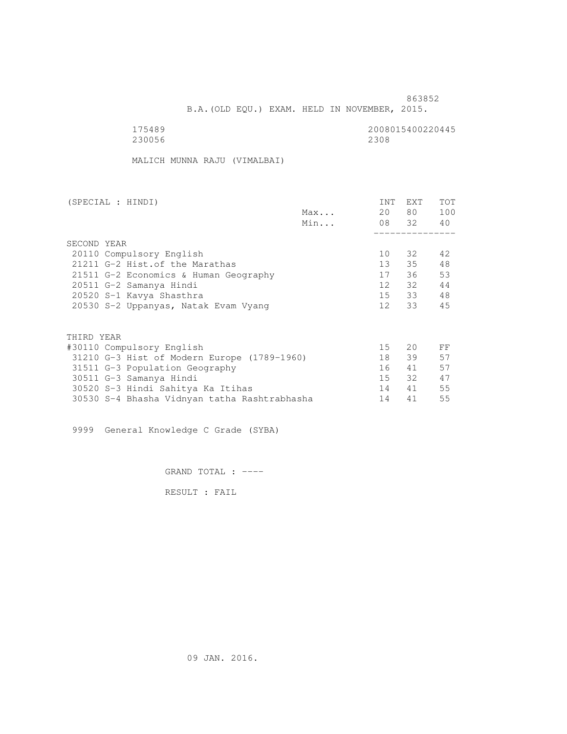863852

B.A.(OLD EQU.) EXAM. HELD IN NOVEMBER, 2015.

175489 2008015400220445
230056 2308

MALICH MUNNA RAJU (VIMALBAI)

| (SPECIAL : HINDI) | | INT | EXT | TOT |
|---|---|---|---|---|
| | Max... | 20 | 80 | 100 |
| | Min... | 08 | 32 | 40 |
| SECOND YEAR | | | | |
| 20110 Compulsory English | | 10 | 32 | 42 |
| 21211 G-2 Hist.of the Marathas | | 13 | 35 | 48 |
| 21511 G-2 Economics & Human Geography | | 17 | 36 | 53 |
| 20511 G-2 Samanya Hindi | | 12 | 32 | 44 |
| 20520 S-1 Kavya Shasthra | | 15 | 33 | 48 |
| 20530 S-2 Uppanyas, Natak Evam Vyang | | 12 | 33 | 45 |
| THIRD YEAR | | | | |
| #30110 Compulsory English | | 15 | 20 | FF |
| 31210 G-3 Hist of Modern Europe (1789-1960) | | 18 | 39 | 57 |
| 31511 G-3 Population Geography | | 16 | 41 | 57 |
| 30511 G-3 Samanya Hindi | | 15 | 32 | 47 |
| 30520 S-3 Hindi Sahitya Ka Itihas | | 14 | 41 | 55 |
| 30530 S-4 Bhasha Vidnyan tatha Rashtrabhasha | | 14 | 41 | 55 |

9999 General Knowledge C Grade (SYBA)

GRAND TOTAL : ----

RESULT : FAIL

09 JAN. 2016.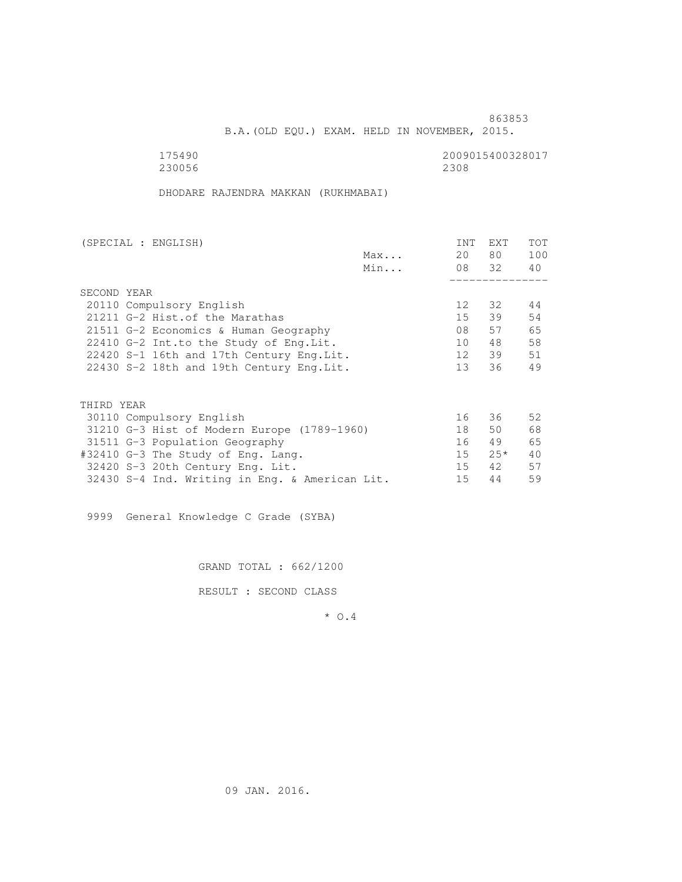863853

B.A.(OLD EQU.) EXAM. HELD IN NOVEMBER, 2015.

175490 2009015400328017
230056 2308

DHODARE RAJENDRA MAKKAN (RUKHMABAI)

| (SPECIAL : ENGLISH) | | INT | EXT | TOT |
|---|---|---|---|---|
| | Max... | 20 | 80 | 100 |
| | Min... | 08 | 32 | 40 |
| **SECOND YEAR** | | | | |
| 20110 Compulsory English | | 12 | 32 | 44 |
| 21211 G-2 Hist.of the Marathas | | 15 | 39 | 54 |
| 21511 G-2 Economics & Human Geography | | 08 | 57 | 65 |
| 22410 G-2 Int.to the Study of Eng.Lit. | | 10 | 48 | 58 |
| 22420 S-1 16th and 17th Century Eng.Lit. | | 12 | 39 | 51 |
| 22430 S-2 18th and 19th Century Eng.Lit. | | 13 | 36 | 49 |
| **THIRD YEAR** | | | | |
| 30110 Compulsory English | | 16 | 36 | 52 |
| 31210 G-3 Hist of Modern Europe (1789-1960) | | 18 | 50 | 68 |
| 31511 G-3 Population Geography | | 16 | 49 | 65 |
| #32410 G-3 The Study of Eng. Lang. | | 15 | 25* | 40 |
| 32420 S-3 20th Century Eng. Lit. | | 15 | 42 | 57 |
| 32430 S-4 Ind. Writing in Eng. & American Lit. | | 15 | 44 | 59 |

9999 General Knowledge C Grade (SYBA)

GRAND TOTAL : 662/1200

RESULT : SECOND CLASS

* O.4

09 JAN. 2016.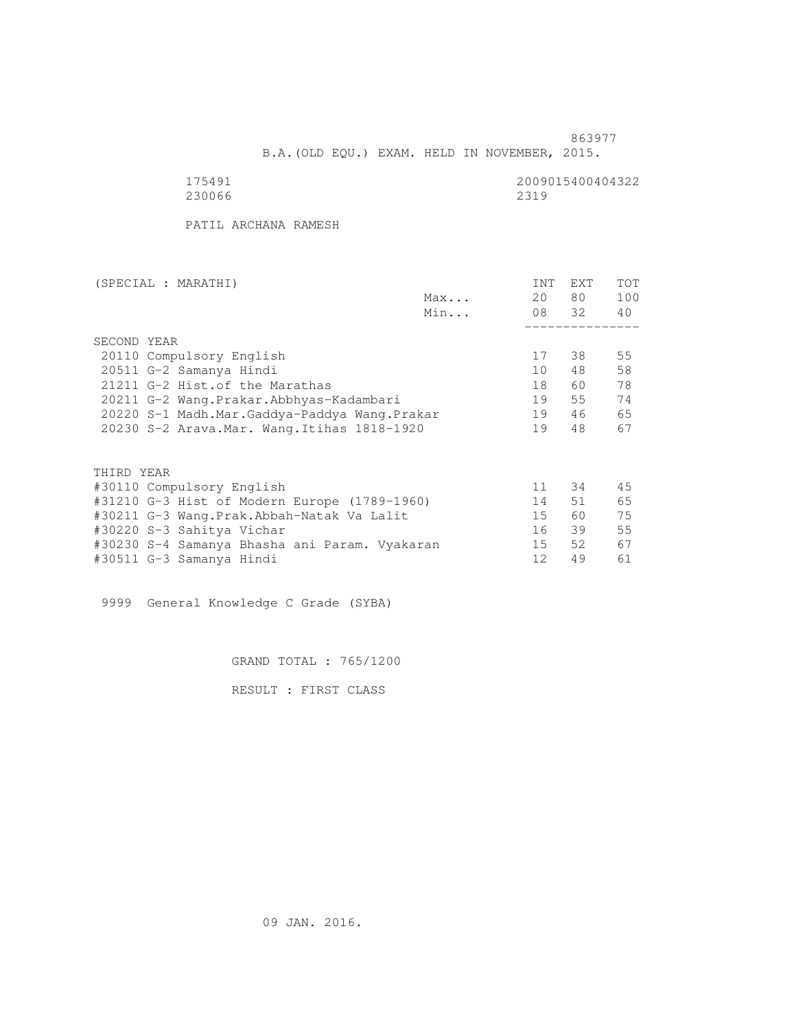863977

B.A.(OLD EQU.) EXAM. HELD IN NOVEMBER, 2015.

175491 2009015400404322

230066 2319

PATIL ARCHANA RAMESH

| (SPECIAL : MARATHI) | | INT | EXT | TOT |
|---|---|---|---|---|
| | Max... | 20 | 80 | 100 |
| | Min... | 08 | 32 | 40 |
| **SECOND YEAR** | | | | |
| 20110 Compulsory English | | 17 | 38 | 55 |
| 20511 G-2 Samanya Hindi | | 10 | 48 | 58 |
| 21211 G-2 Hist.of the Marathas | | 18 | 60 | 78 |
| 20211 G-2 Wang.Prakar.Abbhyas-Kadambari | | 19 | 55 | 74 |
| 20220 S-1 Madh.Mar.Gaddya-Paddya Wang.Prakar | | 19 | 46 | 65 |
| 20230 S-2 Arava.Mar. Wang.Itihas 1818-1920 | | 19 | 48 | 67 |
| **THIRD YEAR** | | | | |
| #30110 Compulsory English | | 11 | 34 | 45 |
| #31210 G-3 Hist of Modern Europe (1789-1960) | | 14 | 51 | 65 |
| #30211 G-3 Wang.Prak.Abbah-Natak Va Lalit | | 15 | 60 | 75 |
| #30220 S-3 Sahitya Vichar | | 16 | 39 | 55 |
| #30230 S-4 Samanya Bhasha ani Param. Vyakaran | | 15 | 52 | 67 |
| #30511 G-3 Samanya Hindi | | 12 | 49 | 61 |

9999 General Knowledge C Grade (SYBA)

GRAND TOTAL : 765/1200

RESULT : FIRST CLASS

09 JAN. 2016.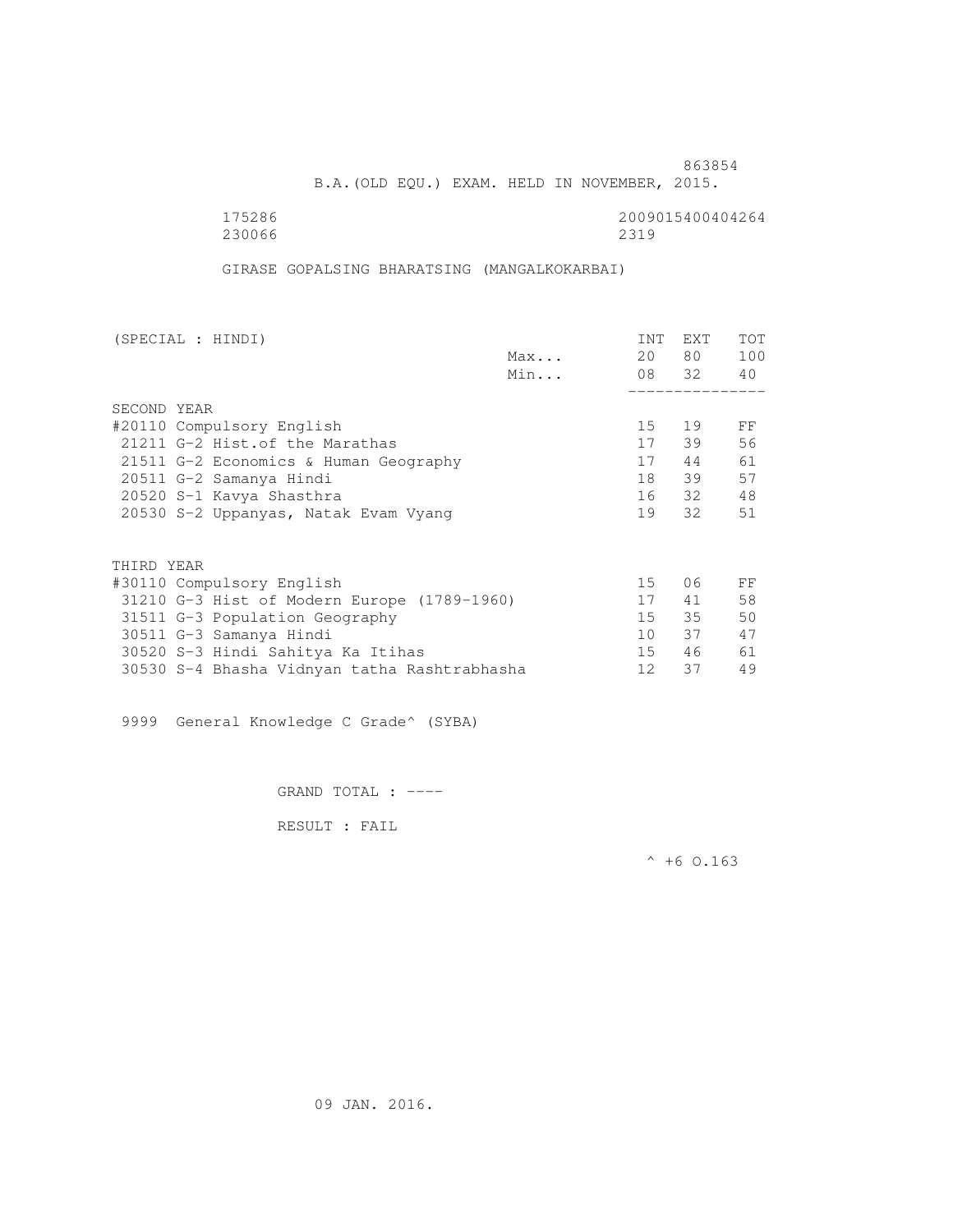863854

B.A.(OLD EQU.) EXAM. HELD IN NOVEMBER, 2015.

175286 2009015400404264
230066 2319

GIRASE GOPALSING BHARATSING (MANGALKOKARBAI)

| (SPECIAL : HINDI) | | INT | EXT | TOT |
|---|---|---|---|---|
| | Max... | 20 | 80 | 100 |
| | Min... | 08 | 32 | 40 |
| SECOND YEAR | | | | |
| #20110 Compulsory English | | 15 | 19 | FF |
| 21211 G-2 Hist.of the Marathas | | 17 | 39 | 56 |
| 21511 G-2 Economics & Human Geography | | 17 | 44 | 61 |
| 20511 G-2 Samanya Hindi | | 18 | 39 | 57 |
| 20520 S-1 Kavya Shasthra | | 16 | 32 | 48 |
| 20530 S-2 Uppanyas, Natak Evam Vyang | | 19 | 32 | 51 |
| THIRD YEAR | | | | |
| #30110 Compulsory English | | 15 | 06 | FF |
| 31210 G-3 Hist of Modern Europe (1789-1960) | | 17 | 41 | 58 |
| 31511 G-3 Population Geography | | 15 | 35 | 50 |
| 30511 G-3 Samanya Hindi | | 10 | 37 | 47 |
| 30520 S-3 Hindi Sahitya Ka Itihas | | 15 | 46 | 61 |
| 30530 S-4 Bhasha Vidnyan tatha Rashtrabhasha | | 12 | 37 | 49 |

9999 General Knowledge C Grade^ (SYBA)

GRAND TOTAL : ----

RESULT : FAIL

^ +6 O.163

09 JAN. 2016.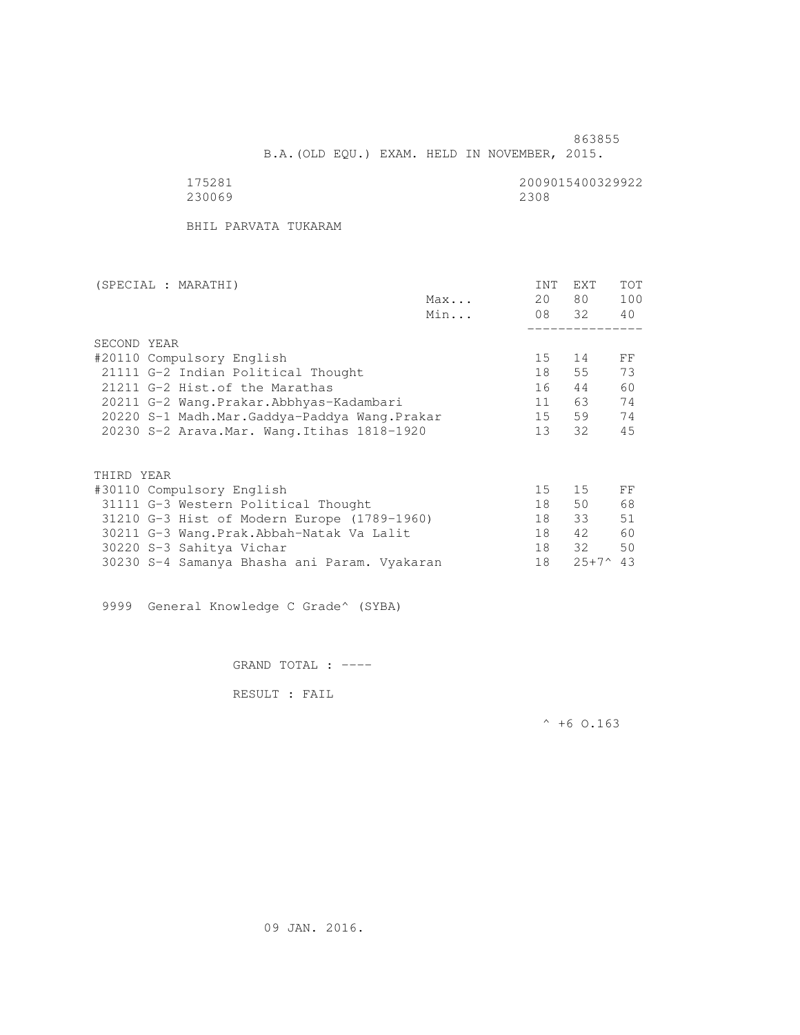863855

B.A.(OLD EQU.) EXAM. HELD IN NOVEMBER, 2015.

175281 2009015400329922
230069 2308

BHIL PARVATA TUKARAM

| (SPECIAL : MARATHI) | | INT | EXT | TOT |
|---|---|---|---|---|
| | Max... | 20 | 80 | 100 |
| | Min... | 08 | 32 | 40 |
| **SECOND YEAR** | | | | |
| #20110 Compulsory English | | 15 | 14 | FF |
| 21111 G-2 Indian Political Thought | | 18 | 55 | 73 |
| 21211 G-2 Hist.of the Marathas | | 16 | 44 | 60 |
| 20211 G-2 Wang.Prakar.Abbhyas-Kadambari | | 11 | 63 | 74 |
| 20220 S-1 Madh.Mar.Gaddya-Paddya Wang.Prakar | | 15 | 59 | 74 |
| 20230 S-2 Arava.Mar. Wang.Itihas 1818-1920 | | 13 | 32 | 45 |
| **THIRD YEAR** | | | | |
| #30110 Compulsory English | | 15 | 15 | FF |
| 31111 G-3 Western Political Thought | | 18 | 50 | 68 |
| 31210 G-3 Hist of Modern Europe (1789-1960) | | 18 | 33 | 51 |
| 30211 G-3 Wang.Prak.Abbah-Natak Va Lalit | | 18 | 42 | 60 |
| 30220 S-3 Sahitya Vichar | | 18 | 32 | 50 |
| 30230 S-4 Samanya Bhasha ani Param. Vyakaran | | 18 | 25+7^ | 43 |

9999 General Knowledge C Grade^ (SYBA)

GRAND TOTAL : ----

RESULT : FAIL

^ +6 O.163

09 JAN. 2016.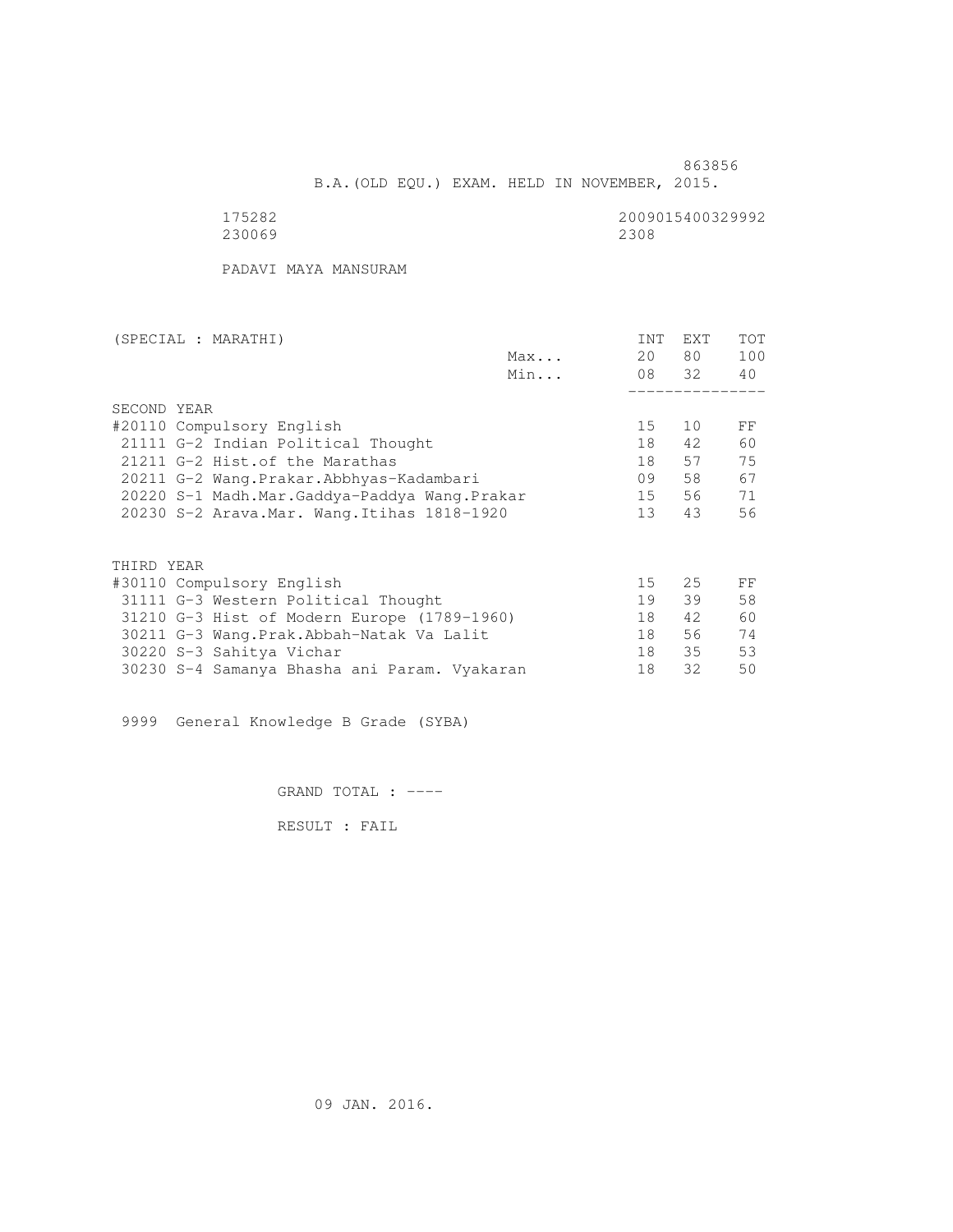863856

B.A.(OLD EQU.) EXAM. HELD IN NOVEMBER, 2015.

175282 2009015400329992
230069 2308

PADAVI MAYA MANSURAM

| (SPECIAL : MARATHI) | | INT | EXT | TOT |
|---|---|---|---|---|
| | Max... | 20 | 80 | 100 |
| | Min... | 08 | 32 | 40 |
| SECOND YEAR | | | | |
| #20110 Compulsory English | | 15 | 10 | FF |
| 21111 G-2 Indian Political Thought | | 18 | 42 | 60 |
| 21211 G-2 Hist.of the Marathas | | 18 | 57 | 75 |
| 20211 G-2 Wang.Prakar.Abbhyas-Kadambari | | 09 | 58 | 67 |
| 20220 S-1 Madh.Mar.Gaddya-Paddya Wang.Prakar | | 15 | 56 | 71 |
| 20230 S-2 Arava.Mar. Wang.Itihas 1818-1920 | | 13 | 43 | 56 |
| THIRD YEAR | | | | |
| #30110 Compulsory English | | 15 | 25 | FF |
| 31111 G-3 Western Political Thought | | 19 | 39 | 58 |
| 31210 G-3 Hist of Modern Europe (1789-1960) | | 18 | 42 | 60 |
| 30211 G-3 Wang.Prak.Abbah-Natak Va Lalit | | 18 | 56 | 74 |
| 30220 S-3 Sahitya Vichar | | 18 | 35 | 53 |
| 30230 S-4 Samanya Bhasha ani Param. Vyakaran | | 18 | 32 | 50 |

9999 General Knowledge B Grade (SYBA)

GRAND TOTAL : ----

RESULT : FAIL

09 JAN. 2016.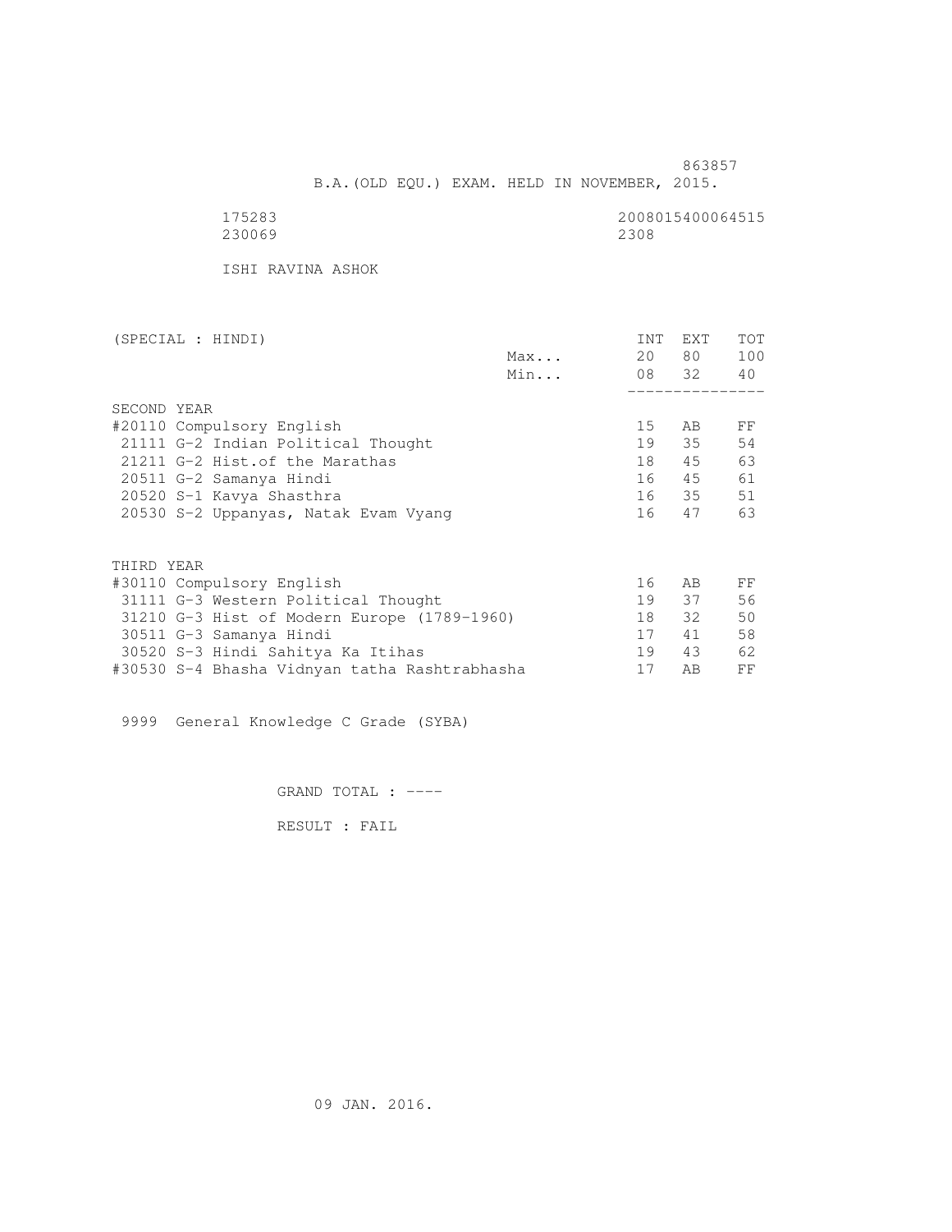863857

B.A.(OLD EQU.) EXAM. HELD IN NOVEMBER, 2015.

175283 2008015400064515
230069 2308

ISHI RAVINA ASHOK

| (SPECIAL : HINDI) | | INT | EXT | TOT |
|---|---|---|---|---|
| | Max... | 20 | 80 | 100 |
| | Min... | 08 | 32 | 40 |
| **SECOND YEAR** | | | | |
| #20110 Compulsory English | | 15 | AB | FF |
| 21111 G-2 Indian Political Thought | | 19 | 35 | 54 |
| 21211 G-2 Hist.of the Marathas | | 18 | 45 | 63 |
| 20511 G-2 Samanya Hindi | | 16 | 45 | 61 |
| 20520 S-1 Kavya Shasthra | | 16 | 35 | 51 |
| 20530 S-2 Uppanyas, Natak Evam Vyang | | 16 | 47 | 63 |
| **THIRD YEAR** | | | | |
| #30110 Compulsory English | | 16 | AB | FF |
| 31111 G-3 Western Political Thought | | 19 | 37 | 56 |
| 31210 G-3 Hist of Modern Europe (1789-1960) | | 18 | 32 | 50 |
| 30511 G-3 Samanya Hindi | | 17 | 41 | 58 |
| 30520 S-3 Hindi Sahitya Ka Itihas | | 19 | 43 | 62 |
| #30530 S-4 Bhasha Vidnyan tatha Rashtrabhasha | | 17 | AB | FF |

9999 General Knowledge C Grade (SYBA)

GRAND TOTAL : ----

RESULT : FAIL

09 JAN. 2016.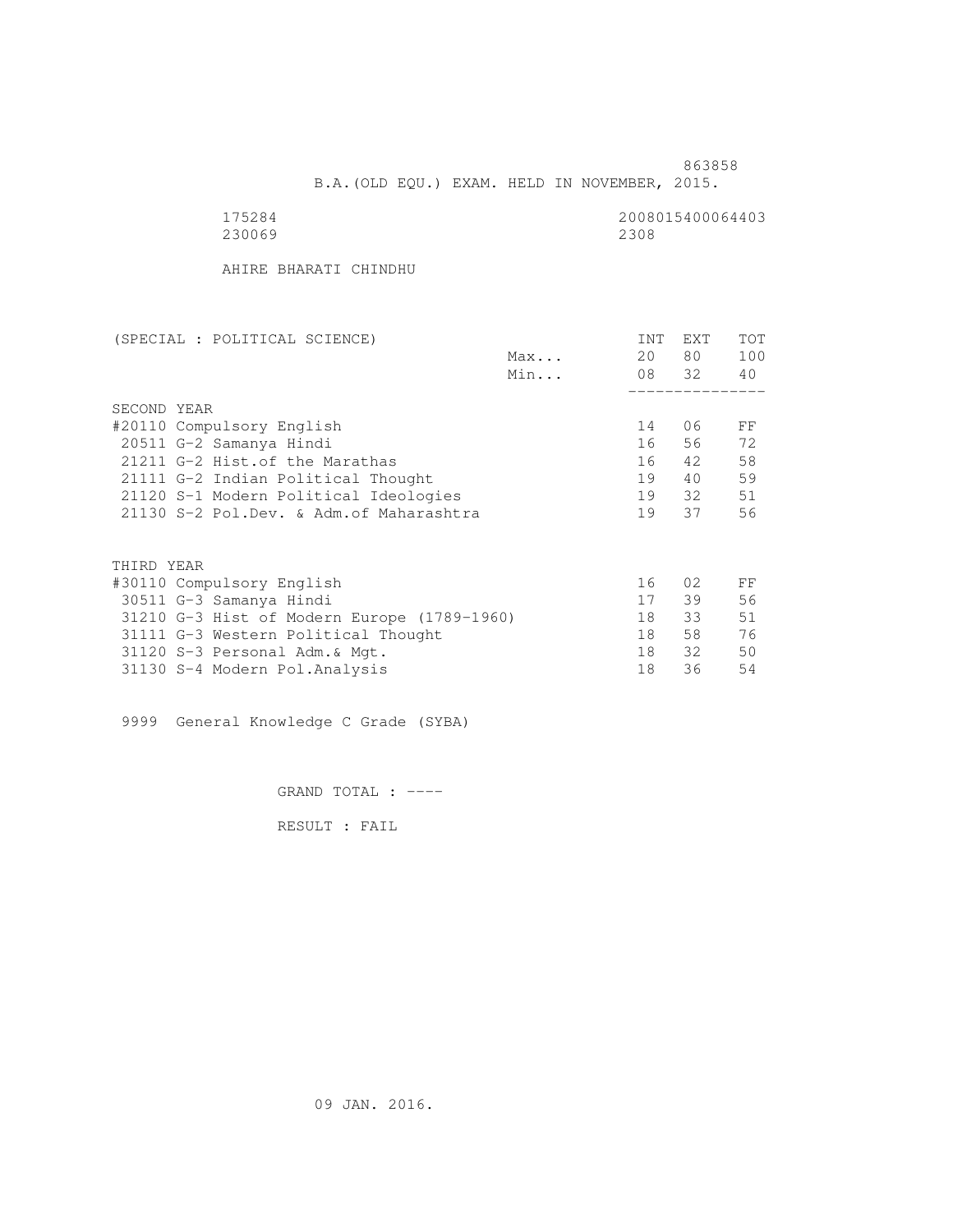863858

B.A.(OLD EQU.) EXAM. HELD IN NOVEMBER, 2015.

175284 2008015400064403

230069 2308

AHIRE BHARATI CHINDHU

| (SPECIAL : POLITICAL SCIENCE) | | INT | EXT | TOT |
|---|---|---|---|---|
| | Max... | 20 | 80 | 100 |
| | Min... | 08 | 32 | 40 |
| SECOND YEAR | | | | |
| #20110 Compulsory English | | 14 | 06 | FF |
| 20511 G-2 Samanya Hindi | | 16 | 56 | 72 |
| 21211 G-2 Hist.of the Marathas | | 16 | 42 | 58 |
| 21111 G-2 Indian Political Thought | | 19 | 40 | 59 |
| 21120 S-1 Modern Political Ideologies | | 19 | 32 | 51 |
| 21130 S-2 Pol.Dev. & Adm.of Maharashtra | | 19 | 37 | 56 |
| THIRD YEAR | | | | |
| #30110 Compulsory English | | 16 | 02 | FF |
| 30511 G-3 Samanya Hindi | | 17 | 39 | 56 |
| 31210 G-3 Hist of Modern Europe (1789-1960) | | 18 | 33 | 51 |
| 31111 G-3 Western Political Thought | | 18 | 58 | 76 |
| 31120 S-3 Personal Adm.& Mgt. | | 18 | 32 | 50 |
| 31130 S-4 Modern Pol.Analysis | | 18 | 36 | 54 |

9999 General Knowledge C Grade (SYBA)

GRAND TOTAL : ----

RESULT : FAIL

09 JAN. 2016.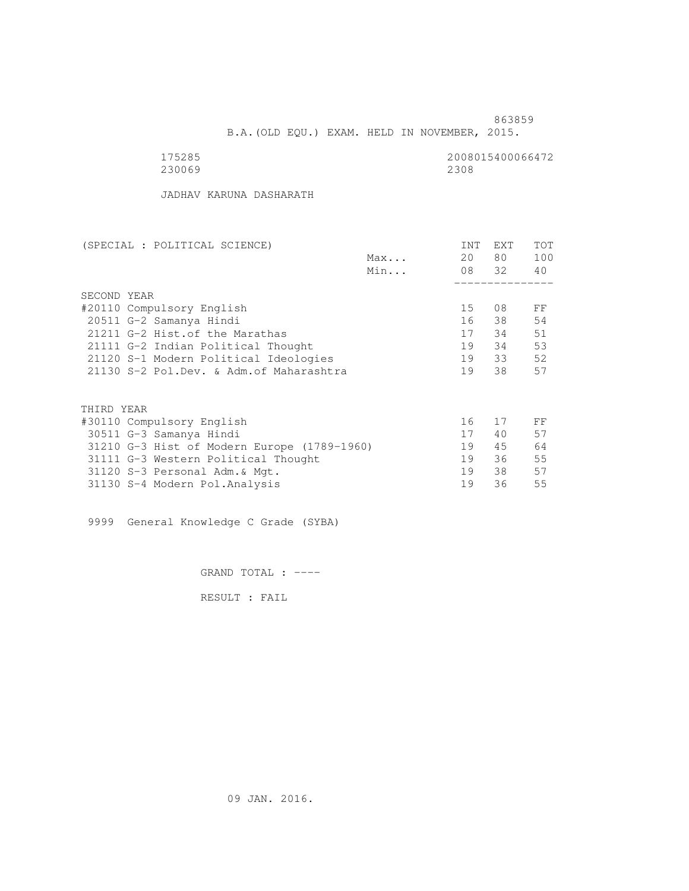863859

B.A.(OLD EQU.) EXAM. HELD IN NOVEMBER, 2015.

175285 2008015400066472
230069 2308

JADHAV KARUNA DASHARATH

| (SPECIAL : POLITICAL SCIENCE) | | INT | EXT | TOT |
|---|---|---|---|---|
| | Max... | 20 | 80 | 100 |
| | Min... | 08 | 32 | 40 |
| **SECOND YEAR** | | | | |
| #20110 Compulsory English | | 15 | 08 | FF |
| 20511 G-2 Samanya Hindi | | 16 | 38 | 54 |
| 21211 G-2 Hist.of the Marathas | | 17 | 34 | 51 |
| 21111 G-2 Indian Political Thought | | 19 | 34 | 53 |
| 21120 S-1 Modern Political Ideologies | | 19 | 33 | 52 |
| 21130 S-2 Pol.Dev. & Adm.of Maharashtra | | 19 | 38 | 57 |
| **THIRD YEAR** | | | | |
| #30110 Compulsory English | | 16 | 17 | FF |
| 30511 G-3 Samanya Hindi | | 17 | 40 | 57 |
| 31210 G-3 Hist of Modern Europe (1789-1960) | | 19 | 45 | 64 |
| 31111 G-3 Western Political Thought | | 19 | 36 | 55 |
| 31120 S-3 Personal Adm.& Mgt. | | 19 | 38 | 57 |
| 31130 S-4 Modern Pol.Analysis | | 19 | 36 | 55 |

9999 General Knowledge C Grade (SYBA)

GRAND TOTAL : ----

RESULT : FAIL

09 JAN. 2016.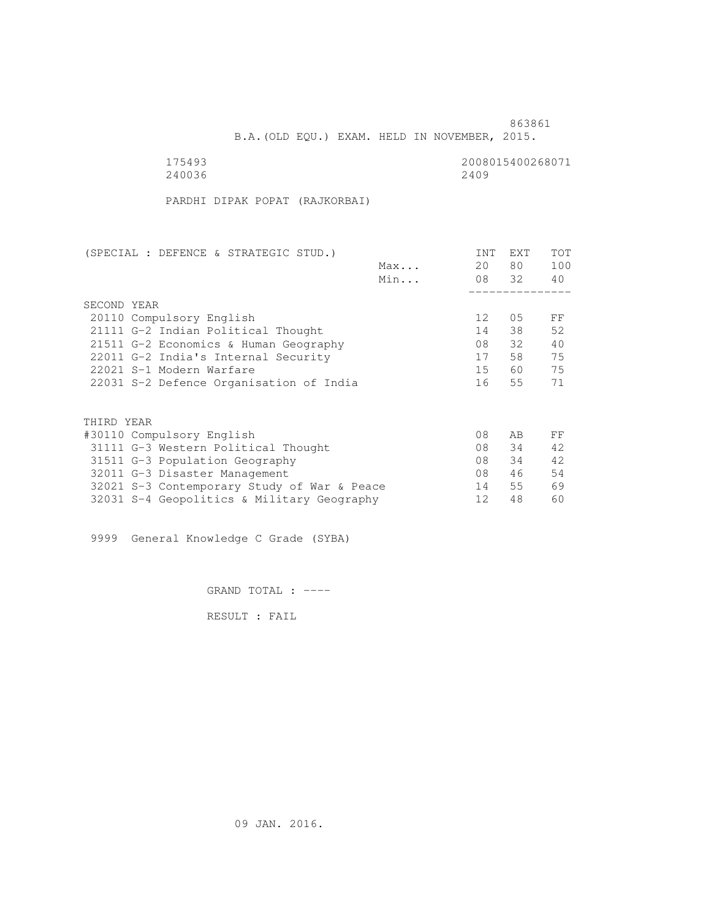863861

B.A.(OLD EQU.) EXAM. HELD IN NOVEMBER, 2015.

175493 2008015400268071
240036 2409

PARDHI DIPAK POPAT (RAJKORBAI)

| (SPECIAL : DEFENCE & STRATEGIC STUD.) | | INT | EXT | TOT |
|---|---|---|---|---|
| | Max... | 20 | 80 | 100 |
| | Min... | 08 | 32 | 40 |
| **SECOND YEAR** | | | | |
| 20110 Compulsory English | | 12 | 05 | FF |
| 21111 G-2 Indian Political Thought | | 14 | 38 | 52 |
| 21511 G-2 Economics & Human Geography | | 08 | 32 | 40 |
| 22011 G-2 India's Internal Security | | 17 | 58 | 75 |
| 22021 S-1 Modern Warfare | | 15 | 60 | 75 |
| 22031 S-2 Defence Organisation of India | | 16 | 55 | 71 |
| **THIRD YEAR** | | | | |
| #30110 Compulsory English | | 08 | AB | FF |
| 31111 G-3 Western Political Thought | | 08 | 34 | 42 |
| 31511 G-3 Population Geography | | 08 | 34 | 42 |
| 32011 G-3 Disaster Management | | 08 | 46 | 54 |
| 32021 S-3 Contemporary Study of War & Peace | | 14 | 55 | 69 |
| 32031 S-4 Geopolitics & Military Geography | | 12 | 48 | 60 |

9999 General Knowledge C Grade (SYBA)

GRAND TOTAL : ----

RESULT : FAIL

09 JAN. 2016.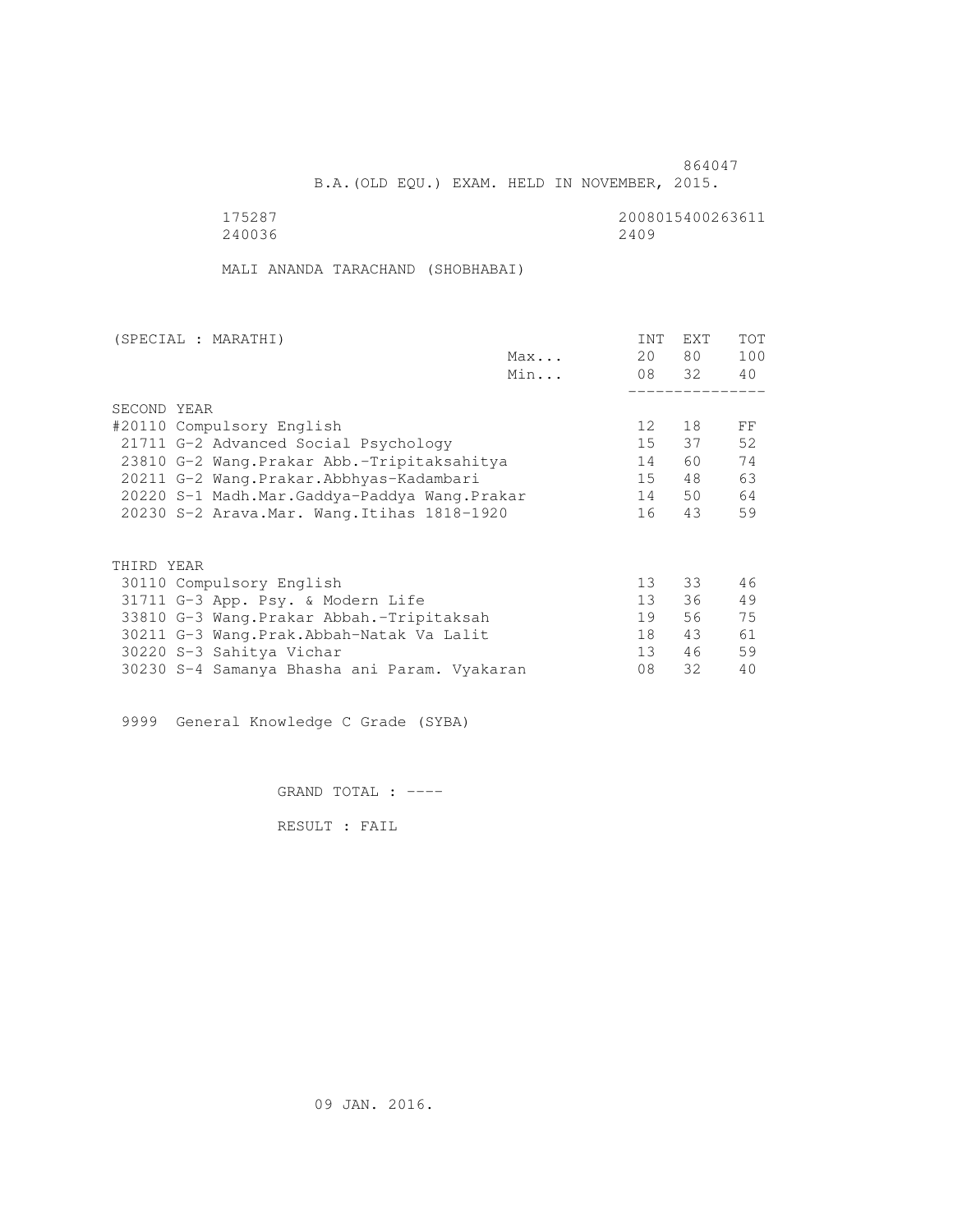864047

B.A.(OLD EQU.) EXAM. HELD IN NOVEMBER, 2015.

175287 2008015400263611
240036 2409

MALI ANANDA TARACHAND (SHOBHABAI)

| (SPECIAL : MARATHI) | | INT | EXT | TOT |
|---|---|---|---|---|
| | Max... | 20 | 80 | 100 |
| | Min... | 08 | 32 | 40 |
| SECOND YEAR | | | | |
| #20110 Compulsory English | | 12 | 18 | FF |
| 21711 G-2 Advanced Social Psychology | | 15 | 37 | 52 |
| 23810 G-2 Wang.Prakar Abb.-Tripitaksahitya | | 14 | 60 | 74 |
| 20211 G-2 Wang.Prakar.Abbhyas-Kadambari | | 15 | 48 | 63 |
| 20220 S-1 Madh.Mar.Gaddya-Paddya Wang.Prakar | | 14 | 50 | 64 |
| 20230 S-2 Arava.Mar. Wang.Itihas 1818-1920 | | 16 | 43 | 59 |
| THIRD YEAR | | | | |
| 30110 Compulsory English | | 13 | 33 | 46 |
| 31711 G-3 App. Psy. & Modern Life | | 13 | 36 | 49 |
| 33810 G-3 Wang.Prakar Abbah.-Tripitaksah | | 19 | 56 | 75 |
| 30211 G-3 Wang.Prak.Abbah-Natak Va Lalit | | 18 | 43 | 61 |
| 30220 S-3 Sahitya Vichar | | 13 | 46 | 59 |
| 30230 S-4 Samanya Bhasha ani Param. Vyakaran | | 08 | 32 | 40 |

9999 General Knowledge C Grade (SYBA)

GRAND TOTAL : ----

RESULT : FAIL

09 JAN. 2016.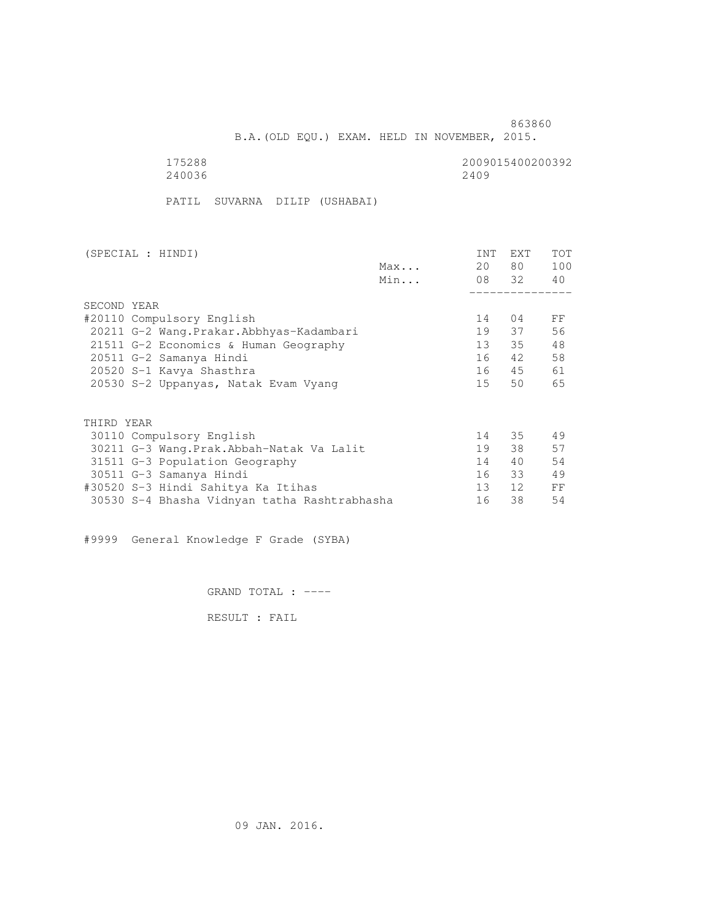863860

B.A.(OLD EQU.) EXAM. HELD IN NOVEMBER, 2015.

175288 2009015400200392
240036 2409

PATIL SUVARNA DILIP (USHABAI)

| (SPECIAL : HINDI) | | INT | EXT | TOT |
|---|---|---|---|---|
| | Max... | 20 | 80 | 100 |
| | Min... | 08 | 32 | 40 |
| **SECOND YEAR** | | | | |
| #20110 Compulsory English | | 14 | 04 | FF |
| 20211 G-2 Wang.Prakar.Abbhyas-Kadambari | | 19 | 37 | 56 |
| 21511 G-2 Economics & Human Geography | | 13 | 35 | 48 |
| 20511 G-2 Samanya Hindi | | 16 | 42 | 58 |
| 20520 S-1 Kavya Shasthra | | 16 | 45 | 61 |
| 20530 S-2 Uppanyas, Natak Evam Vyang | | 15 | 50 | 65 |
| **THIRD YEAR** | | | | |
| 30110 Compulsory English | | 14 | 35 | 49 |
| 30211 G-3 Wang.Prak.Abbah-Natak Va Lalit | | 19 | 38 | 57 |
| 31511 G-3 Population Geography | | 14 | 40 | 54 |
| 30511 G-3 Samanya Hindi | | 16 | 33 | 49 |
| #30520 S-3 Hindi Sahitya Ka Itihas | | 13 | 12 | FF |
| 30530 S-4 Bhasha Vidnyan tatha Rashtrabhasha | | 16 | 38 | 54 |

#9999 General Knowledge F Grade (SYBA)

GRAND TOTAL : ----

RESULT : FAIL

09 JAN. 2016.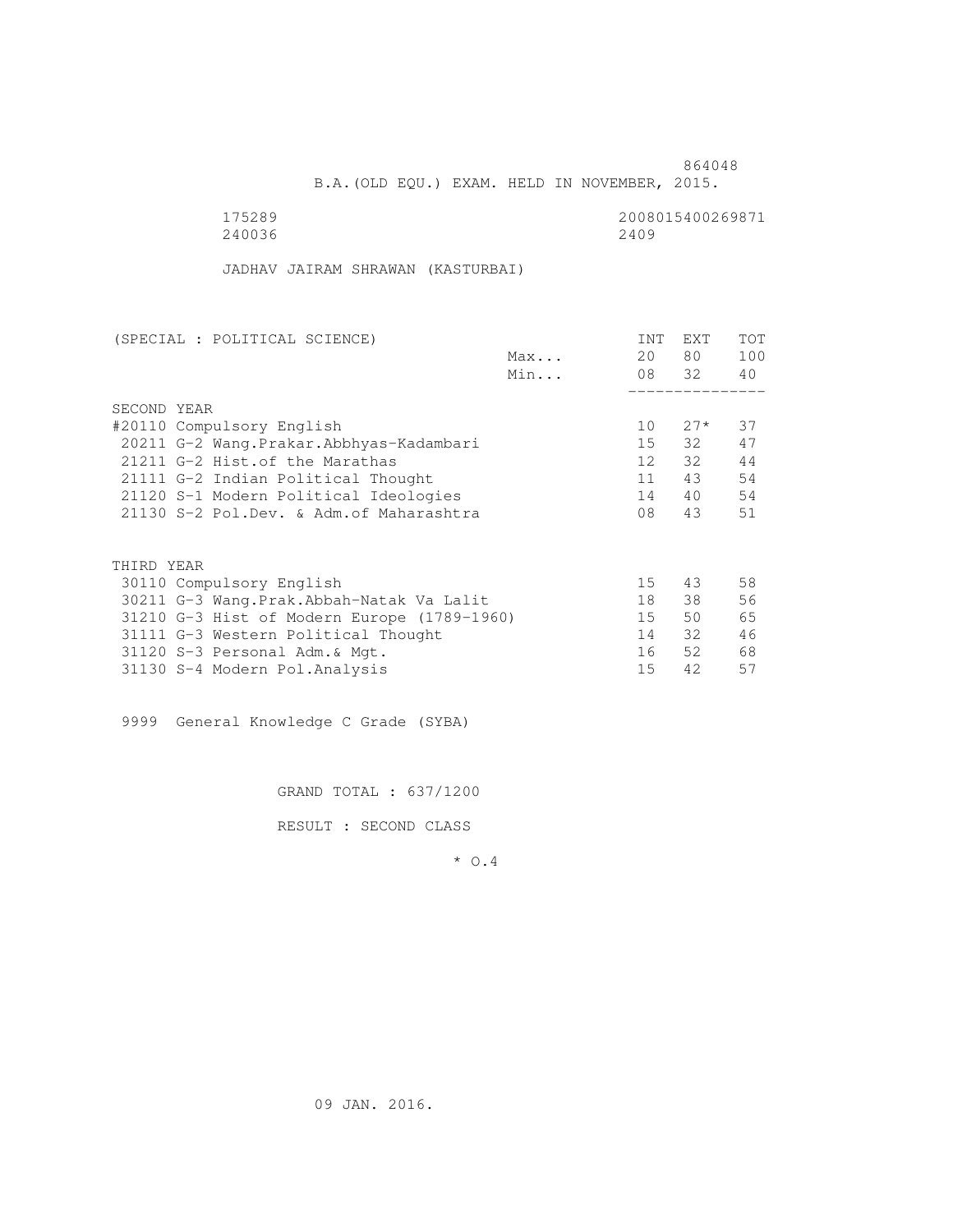864048

B.A.(OLD EQU.) EXAM. HELD IN NOVEMBER, 2015.

175289 2008015400269871
240036 2409

JADHAV JAIRAM SHRAWAN (KASTURBAI)

| (SPECIAL : POLITICAL SCIENCE) | | INT | EXT | TOT |
|---|---|---|---|---|
| | Max... | 20 | 80 | 100 |
| | Min... | 08 | 32 | 40 |
| **SECOND YEAR** | | | | |
| #20110 Compulsory English | | 10 | 27* | 37 |
| 20211 G-2 Wang.Prakar.Abbhyas-Kadambari | | 15 | 32 | 47 |
| 21211 G-2 Hist.of the Marathas | | 12 | 32 | 44 |
| 21111 G-2 Indian Political Thought | | 11 | 43 | 54 |
| 21120 S-1 Modern Political Ideologies | | 14 | 40 | 54 |
| 21130 S-2 Pol.Dev. & Adm.of Maharashtra | | 08 | 43 | 51 |
| **THIRD YEAR** | | | | |
| 30110 Compulsory English | | 15 | 43 | 58 |
| 30211 G-3 Wang.Prak.Abbah-Natak Va Lalit | | 18 | 38 | 56 |
| 31210 G-3 Hist of Modern Europe (1789-1960) | | 15 | 50 | 65 |
| 31111 G-3 Western Political Thought | | 14 | 32 | 46 |
| 31120 S-3 Personal Adm.& Mgt. | | 16 | 52 | 68 |
| 31130 S-4 Modern Pol.Analysis | | 15 | 42 | 57 |

9999 General Knowledge C Grade (SYBA)

GRAND TOTAL : 637/1200

RESULT : SECOND CLASS

* O.4

09 JAN. 2016.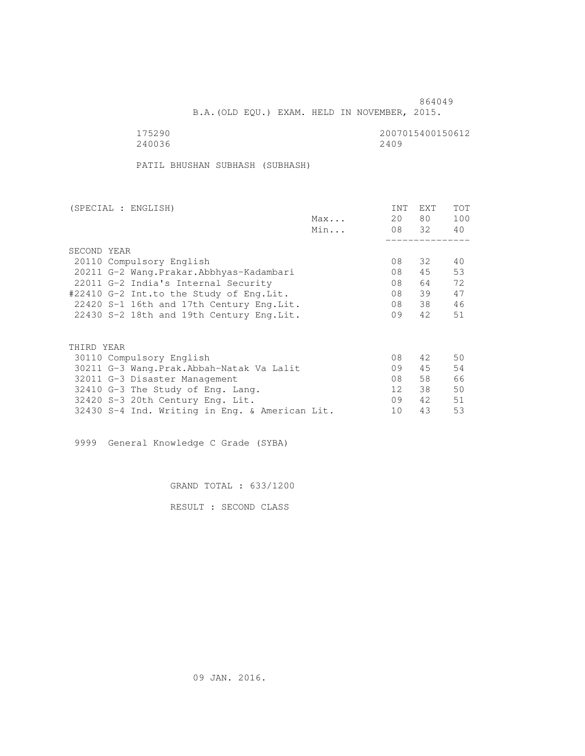864049

B.A.(OLD EQU.) EXAM. HELD IN NOVEMBER, 2015.

175290 2007015400150612
240036 2409

PATIL BHUSHAN SUBHASH (SUBHASH)

| (SPECIAL : ENGLISH) | | INT | EXT | TOT |
|---|---|---|---|---|
| | Max... | 20 | 80 | 100 |
| | Min... | 08 | 32 | 40 |
| SECOND YEAR | | | | |
| 20110 Compulsory English | | 08 | 32 | 40 |
| 20211 G-2 Wang.Prakar.Abbhyas-Kadambari | | 08 | 45 | 53 |
| 22011 G-2 India's Internal Security | | 08 | 64 | 72 |
| #22410 G-2 Int.to the Study of Eng.Lit. | | 08 | 39 | 47 |
| 22420 S-1 16th and 17th Century Eng.Lit. | | 08 | 38 | 46 |
| 22430 S-2 18th and 19th Century Eng.Lit. | | 09 | 42 | 51 |
| THIRD YEAR | | | | |
| 30110 Compulsory English | | 08 | 42 | 50 |
| 30211 G-3 Wang.Prak.Abbah-Natak Va Lalit | | 09 | 45 | 54 |
| 32011 G-3 Disaster Management | | 08 | 58 | 66 |
| 32410 G-3 The Study of Eng. Lang. | | 12 | 38 | 50 |
| 32420 S-3 20th Century Eng. Lit. | | 09 | 42 | 51 |
| 32430 S-4 Ind. Writing in Eng. & American Lit. | | 10 | 43 | 53 |

9999 General Knowledge C Grade (SYBA)

GRAND TOTAL : 633/1200

RESULT : SECOND CLASS

09 JAN. 2016.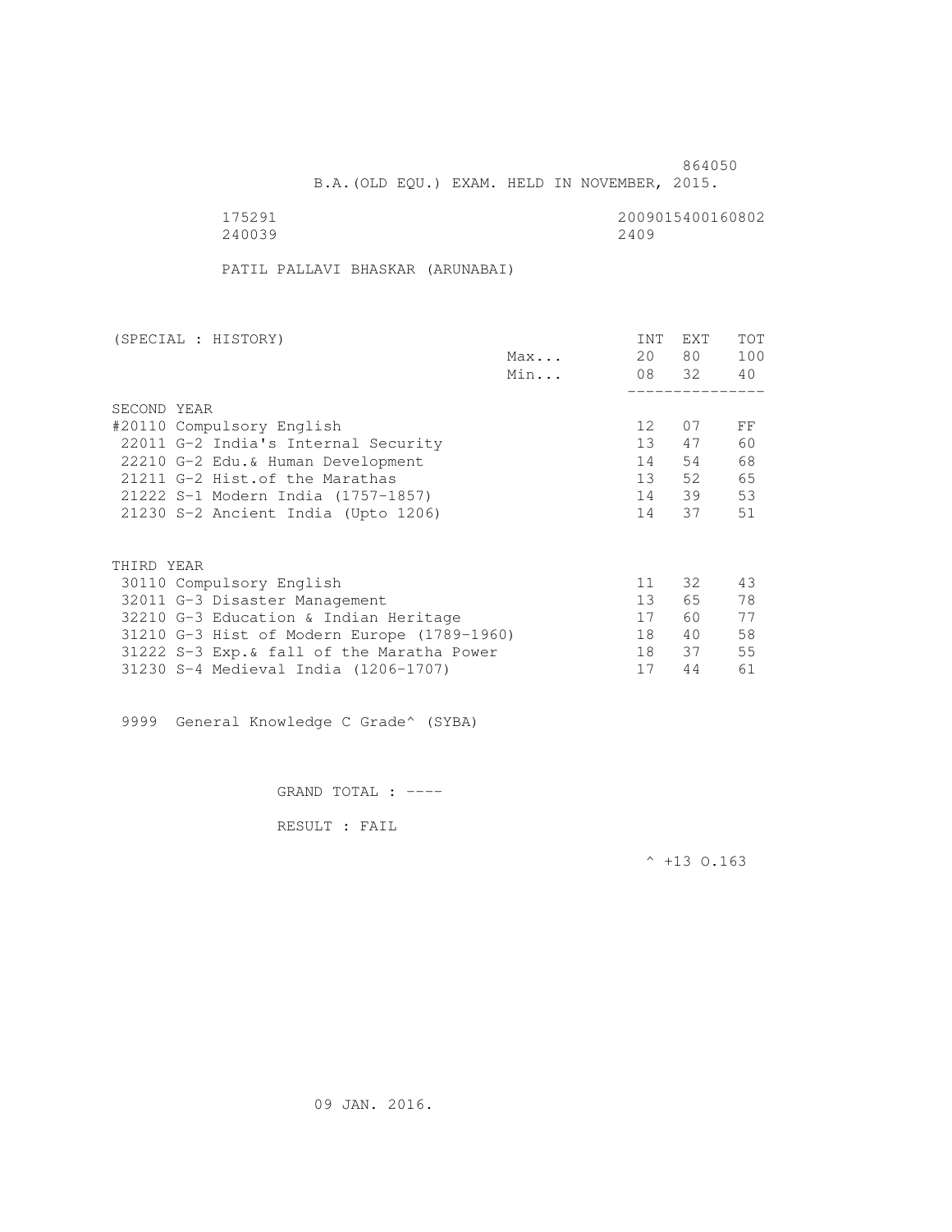864050

B.A.(OLD EQU.) EXAM. HELD IN NOVEMBER, 2015.

175291 2009015400160802
240039 2409

PATIL PALLAVI BHASKAR (ARUNABAI)

| (SPECIAL : HISTORY) | | INT | EXT | TOT |
|---|---|---|---|---|
| | Max... | 20 | 80 | 100 |
| | Min... | 08 | 32 | 40 |
| SECOND YEAR | | | | |
| #20110 Compulsory English | | 12 | 07 | FF |
| 22011 G-2 India's Internal Security | | 13 | 47 | 60 |
| 22210 G-2 Edu.& Human Development | | 14 | 54 | 68 |
| 21211 G-2 Hist.of the Marathas | | 13 | 52 | 65 |
| 21222 S-1 Modern India (1757-1857) | | 14 | 39 | 53 |
| 21230 S-2 Ancient India (Upto 1206) | | 14 | 37 | 51 |
| THIRD YEAR | | | | |
| 30110 Compulsory English | | 11 | 32 | 43 |
| 32011 G-3 Disaster Management | | 13 | 65 | 78 |
| 32210 G-3 Education & Indian Heritage | | 17 | 60 | 77 |
| 31210 G-3 Hist of Modern Europe (1789-1960) | | 18 | 40 | 58 |
| 31222 S-3 Exp.& fall of the Maratha Power | | 18 | 37 | 55 |
| 31230 S-4 Medieval India (1206-1707) | | 17 | 44 | 61 |

9999 General Knowledge C Grade^ (SYBA)

GRAND TOTAL : ----

RESULT : FAIL

^ +13 O.163

09 JAN. 2016.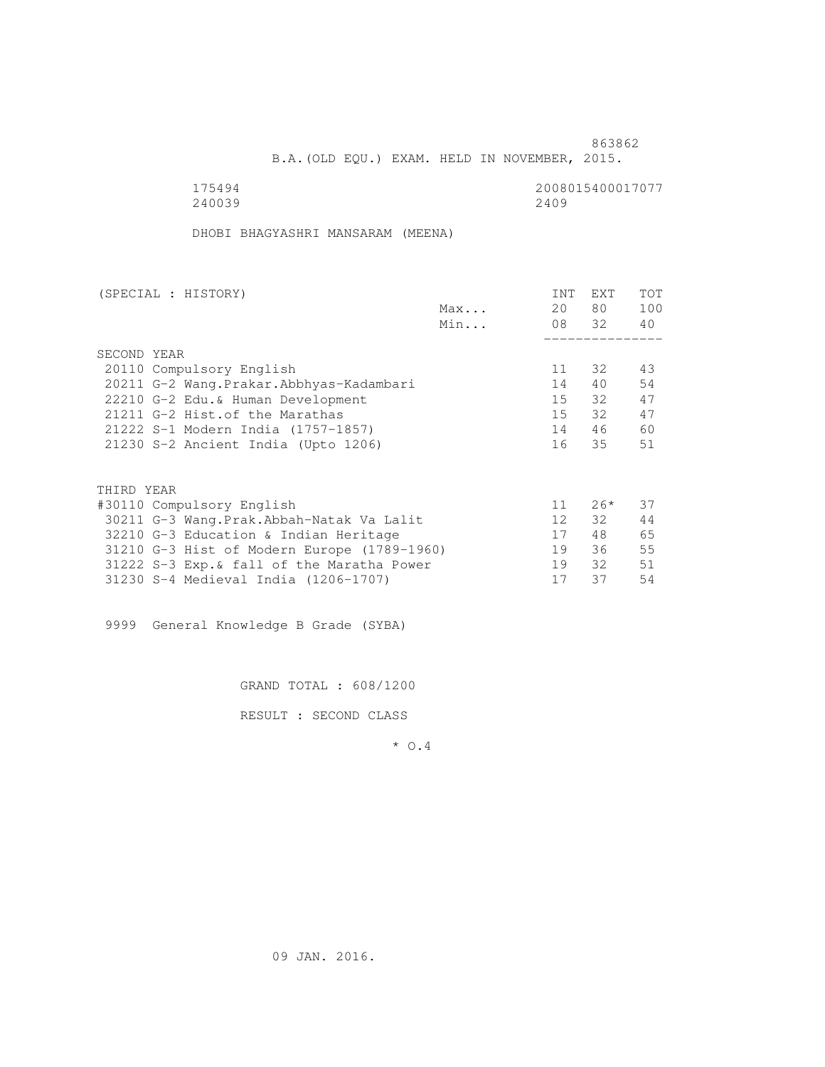863862

B.A.(OLD EQU.) EXAM. HELD IN NOVEMBER, 2015.

175494 2008015400017077
240039 2409

DHOBI BHAGYASHRI MANSARAM (MEENA)

| (SPECIAL : HISTORY) | | INT | EXT | TOT |
|---|---|---|---|---|
| | Max... | 20 | 80 | 100 |
| | Min... | 08 | 32 | 40 |
| **SECOND YEAR** | | | | |
| 20110 Compulsory English | | 11 | 32 | 43 |
| 20211 G-2 Wang.Prakar.Abbhyas-Kadambari | | 14 | 40 | 54 |
| 22210 G-2 Edu.& Human Development | | 15 | 32 | 47 |
| 21211 G-2 Hist.of the Marathas | | 15 | 32 | 47 |
| 21222 S-1 Modern India (1757-1857) | | 14 | 46 | 60 |
| 21230 S-2 Ancient India (Upto 1206) | | 16 | 35 | 51 |
| **THIRD YEAR** | | | | |
| #30110 Compulsory English | | 11 | 26* | 37 |
| 30211 G-3 Wang.Prak.Abbah-Natak Va Lalit | | 12 | 32 | 44 |
| 32210 G-3 Education & Indian Heritage | | 17 | 48 | 65 |
| 31210 G-3 Hist of Modern Europe (1789-1960) | | 19 | 36 | 55 |
| 31222 S-3 Exp.& fall of the Maratha Power | | 19 | 32 | 51 |
| 31230 S-4 Medieval India (1206-1707) | | 17 | 37 | 54 |

9999 General Knowledge B Grade (SYBA)

GRAND TOTAL : 608/1200

RESULT : SECOND CLASS

* O.4

09 JAN. 2016.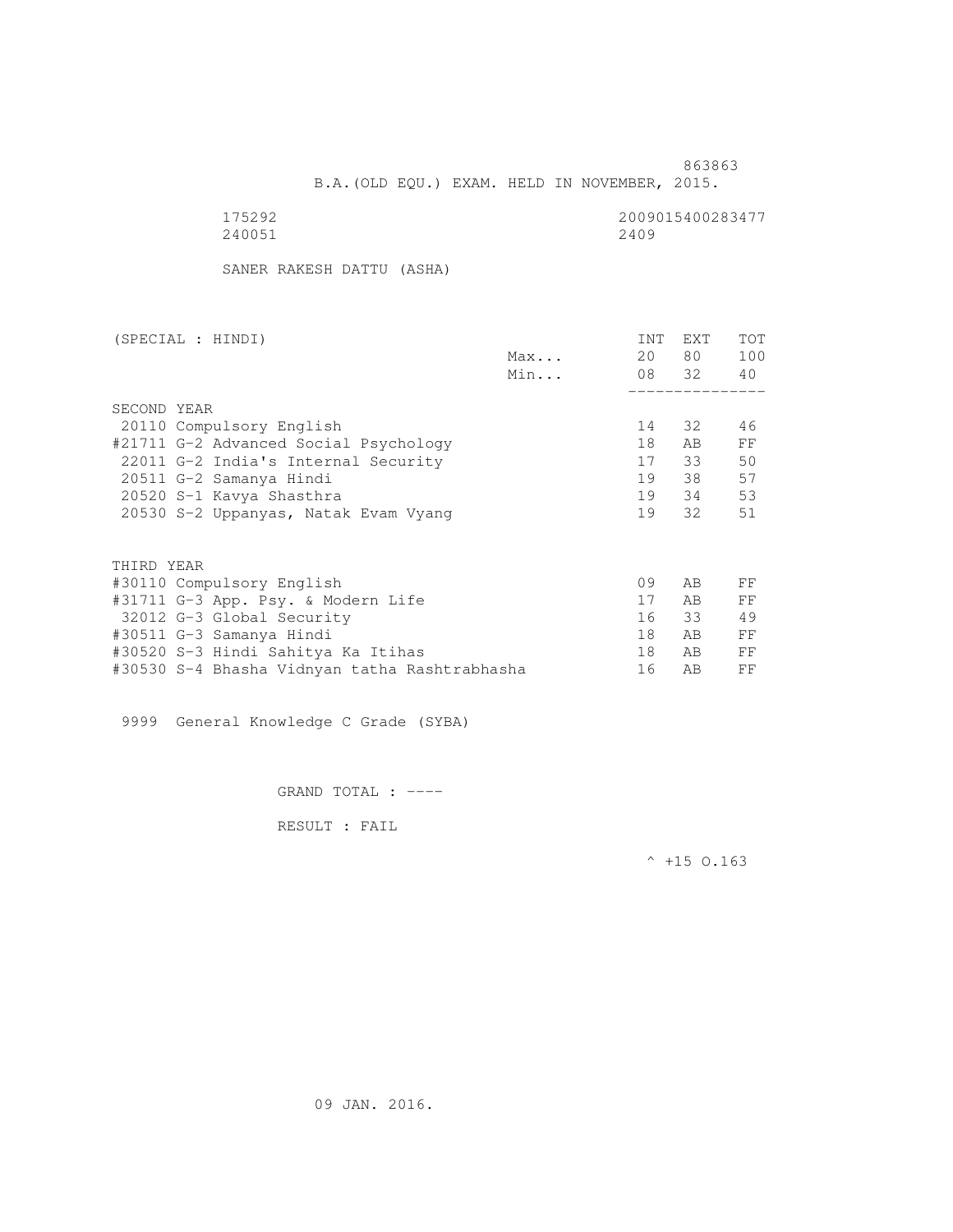863863

B.A.(OLD EQU.) EXAM. HELD IN NOVEMBER, 2015.

175292 2009015400283477
240051 2409

SANER RAKESH DATTU (ASHA)

| (SPECIAL : HINDI) | | INT | EXT | TOT |
|---|---|---|---|---|
| | Max... | 20 | 80 | 100 |
| | Min... | 08 | 32 | 40 |
| SECOND YEAR | | | | |
| 20110 Compulsory English | | 14 | 32 | 46 |
| #21711 G-2 Advanced Social Psychology | | 18 | AB | FF |
| 22011 G-2 India's Internal Security | | 17 | 33 | 50 |
| 20511 G-2 Samanya Hindi | | 19 | 38 | 57 |
| 20520 S-1 Kavya Shasthra | | 19 | 34 | 53 |
| 20530 S-2 Uppanyas, Natak Evam Vyang | | 19 | 32 | 51 |
| THIRD YEAR | | | | |
| #30110 Compulsory English | | 09 | AB | FF |
| #31711 G-3 App. Psy. & Modern Life | | 17 | AB | FF |
| 32012 G-3 Global Security | | 16 | 33 | 49 |
| #30511 G-3 Samanya Hindi | | 18 | AB | FF |
| #30520 S-3 Hindi Sahitya Ka Itihas | | 18 | AB | FF |
| #30530 S-4 Bhasha Vidnyan tatha Rashtrabhasha | | 16 | AB | FF |

9999 General Knowledge C Grade (SYBA)

GRAND TOTAL : ----

RESULT : FAIL

^ +15 O.163

09 JAN. 2016.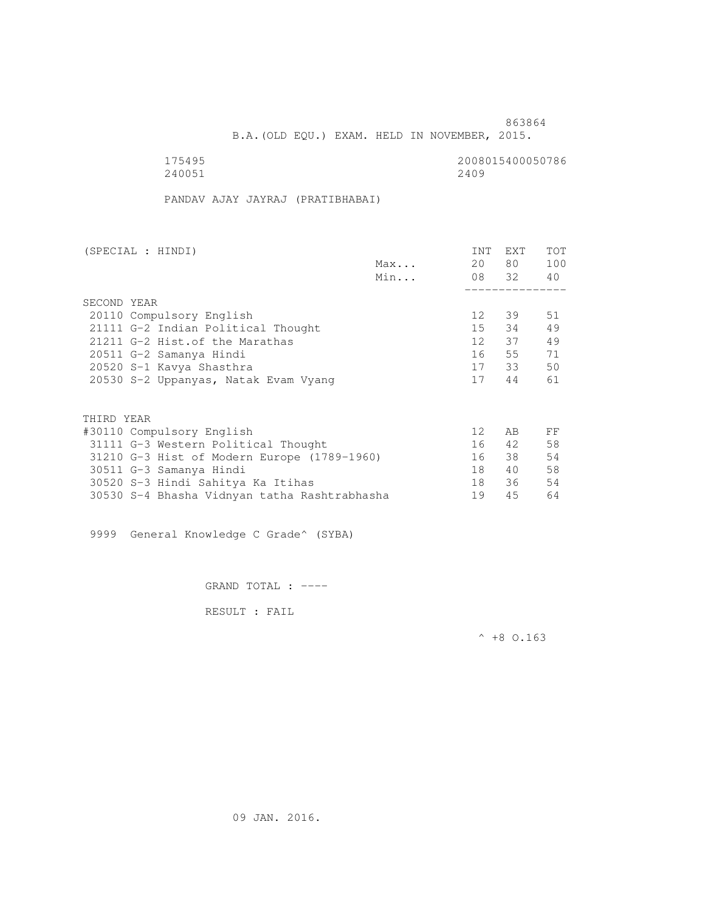863864

B.A.(OLD EQU.) EXAM. HELD IN NOVEMBER, 2015.

175495 2008015400050786
240051 2409

PANDAV AJAY JAYRAJ (PRATIBHABAI)

| (SPECIAL : HINDI) | | INT | EXT | TOT |
|---|---|---|---|---|
| | Max... | 20 | 80 | 100 |
| | Min... | 08 | 32 | 40 |
| SECOND YEAR | | | | |
| 20110 Compulsory English | | 12 | 39 | 51 |
| 21111 G-2 Indian Political Thought | | 15 | 34 | 49 |
| 21211 G-2 Hist.of the Marathas | | 12 | 37 | 49 |
| 20511 G-2 Samanya Hindi | | 16 | 55 | 71 |
| 20520 S-1 Kavya Shasthra | | 17 | 33 | 50 |
| 20530 S-2 Uppanyas, Natak Evam Vyang | | 17 | 44 | 61 |
| THIRD YEAR | | | | |
| #30110 Compulsory English | | 12 | AB | FF |
| 31111 G-3 Western Political Thought | | 16 | 42 | 58 |
| 31210 G-3 Hist of Modern Europe (1789-1960) | | 16 | 38 | 54 |
| 30511 G-3 Samanya Hindi | | 18 | 40 | 58 |
| 30520 S-3 Hindi Sahitya Ka Itihas | | 18 | 36 | 54 |
| 30530 S-4 Bhasha Vidnyan tatha Rashtrabhasha | | 19 | 45 | 64 |

9999 General Knowledge C Grade^ (SYBA)

GRAND TOTAL : ----

RESULT : FAIL

^ +8 O.163

09 JAN. 2016.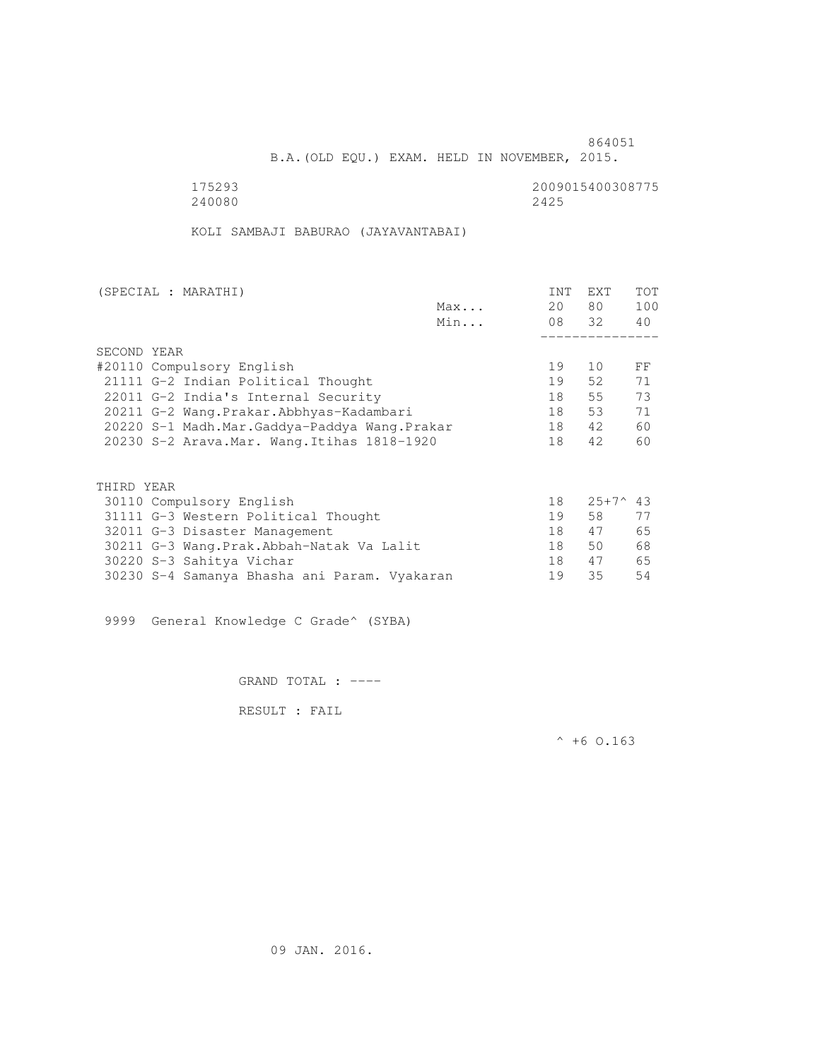864051

B.A.(OLD EQU.) EXAM. HELD IN NOVEMBER, 2015.

175293 2009015400308775
240080 2425

KOLI SAMBAJI BABURAO (JAYAVANTABAI)

| (SPECIAL : MARATHI) | | INT | EXT | TOT |
|---|---|---|---|---|
| | Max... | 20 | 80 | 100 |
| | Min... | 08 | 32 | 40 |
| SECOND YEAR | | | | |
| #20110 Compulsory English | | 19 | 10 | FF |
| 21111 G-2 Indian Political Thought | | 19 | 52 | 71 |
| 22011 G-2 India's Internal Security | | 18 | 55 | 73 |
| 20211 G-2 Wang.Prakar.Abbhyas-Kadambari | | 18 | 53 | 71 |
| 20220 S-1 Madh.Mar.Gaddya-Paddya Wang.Prakar | | 18 | 42 | 60 |
| 20230 S-2 Arava.Mar. Wang.Itihas 1818-1920 | | 18 | 42 | 60 |
| THIRD YEAR | | | | |
| 30110 Compulsory English | | 18 | 25+7^ | 43 |
| 31111 G-3 Western Political Thought | | 19 | 58 | 77 |
| 32011 G-3 Disaster Management | | 18 | 47 | 65 |
| 30211 G-3 Wang.Prak.Abbah-Natak Va Lalit | | 18 | 50 | 68 |
| 30220 S-3 Sahitya Vichar | | 18 | 47 | 65 |
| 30230 S-4 Samanya Bhasha ani Param. Vyakaran | | 19 | 35 | 54 |

9999 General Knowledge C Grade^ (SYBA)

GRAND TOTAL : ----

RESULT : FAIL

^ +6 O.163

09 JAN. 2016.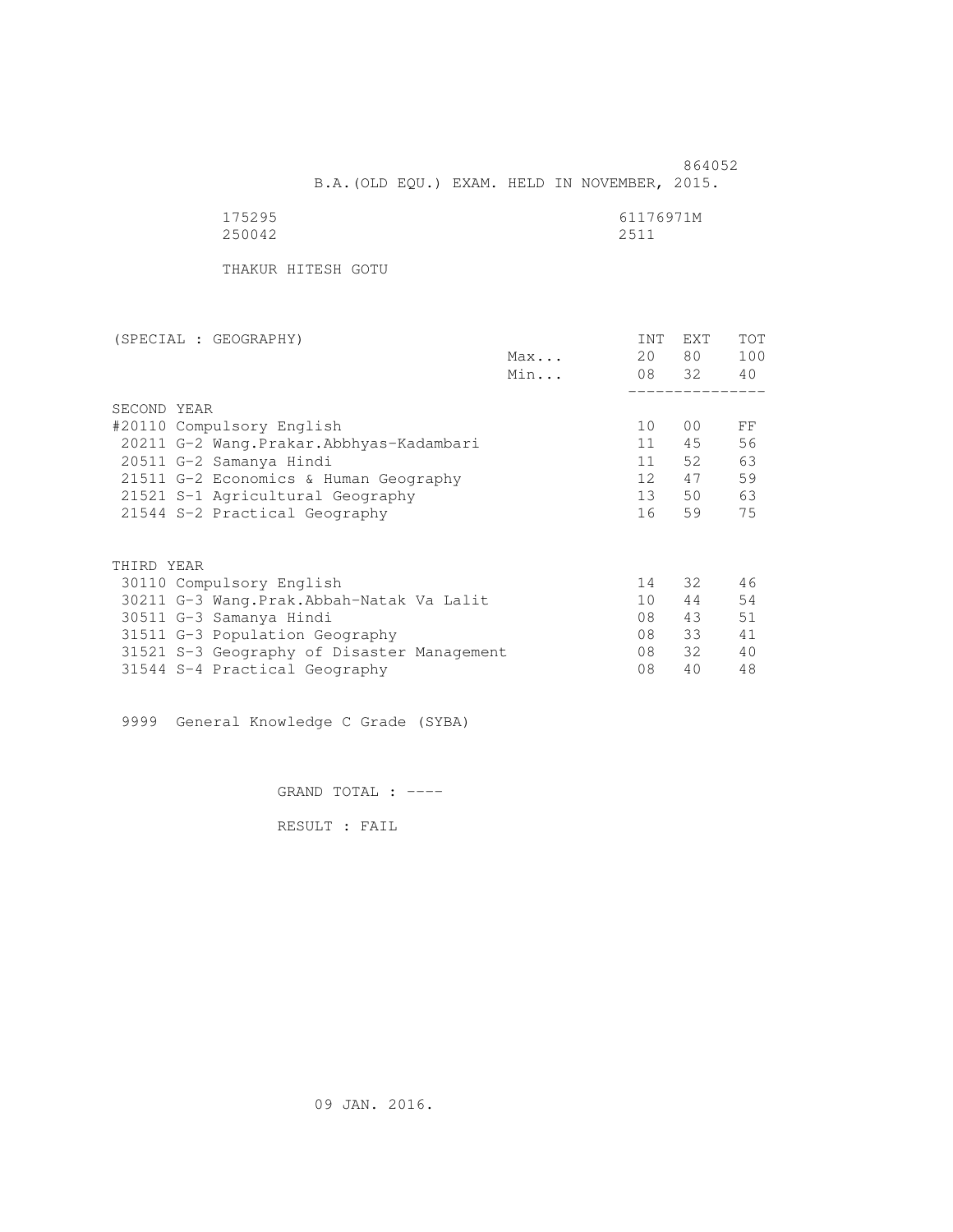864052

B.A.(OLD EQU.) EXAM. HELD IN NOVEMBER, 2015.

175295 61176971M
250042 2511

THAKUR HITESH GOTU

| (SPECIAL : GEOGRAPHY) | | INT | EXT | TOT |
|---|---|---|---|---|
| | Max... | 20 | 80 | 100 |
| | Min... | 08 | 32 | 40 |
| SECOND YEAR | | | | |
| #20110 Compulsory English | | 10 | 00 | FF |
| 20211 G-2 Wang.Prakar.Abbhyas-Kadambari | | 11 | 45 | 56 |
| 20511 G-2 Samanya Hindi | | 11 | 52 | 63 |
| 21511 G-2 Economics & Human Geography | | 12 | 47 | 59 |
| 21521 S-1 Agricultural Geography | | 13 | 50 | 63 |
| 21544 S-2 Practical Geography | | 16 | 59 | 75 |
| THIRD YEAR | | | | |
| 30110 Compulsory English | | 14 | 32 | 46 |
| 30211 G-3 Wang.Prak.Abbah-Natak Va Lalit | | 10 | 44 | 54 |
| 30511 G-3 Samanya Hindi | | 08 | 43 | 51 |
| 31511 G-3 Population Geography | | 08 | 33 | 41 |
| 31521 S-3 Geography of Disaster Management | | 08 | 32 | 40 |
| 31544 S-4 Practical Geography | | 08 | 40 | 48 |

9999 General Knowledge C Grade (SYBA)

GRAND TOTAL : ----

RESULT : FAIL

09 JAN. 2016.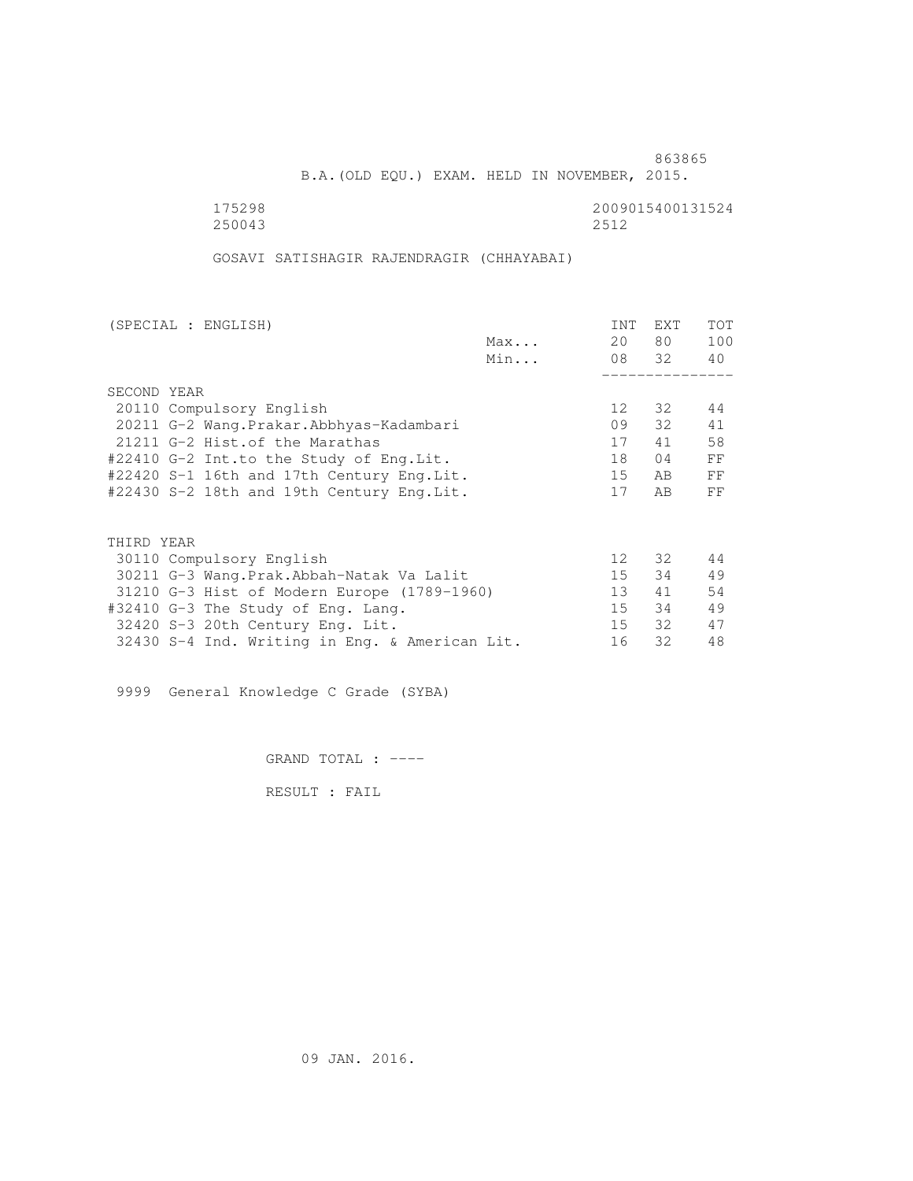863865

B.A.(OLD EQU.) EXAM. HELD IN NOVEMBER, 2015.

175298 2009015400131524
250043 2512

GOSAVI SATISHAGIR RAJENDRAGIR (CHHAYABAI)

| (SPECIAL : ENGLISH) | | INT | EXT | TOT |
|---|---|---|---|---|
| | Max... | 20 | 80 | 100 |
| | Min... | 08 | 32 | 40 |
| SECOND YEAR | | | | |
| 20110 Compulsory English | | 12 | 32 | 44 |
| 20211 G-2 Wang.Prakar.Abbhyas-Kadambari | | 09 | 32 | 41 |
| 21211 G-2 Hist.of the Marathas | | 17 | 41 | 58 |
| #22410 G-2 Int.to the Study of Eng.Lit. | | 18 | 04 | FF |
| #22420 S-1 16th and 17th Century Eng.Lit. | | 15 | AB | FF |
| #22430 S-2 18th and 19th Century Eng.Lit. | | 17 | AB | FF |
| THIRD YEAR | | | | |
| 30110 Compulsory English | | 12 | 32 | 44 |
| 30211 G-3 Wang.Prak.Abbah-Natak Va Lalit | | 15 | 34 | 49 |
| 31210 G-3 Hist of Modern Europe (1789-1960) | | 13 | 41 | 54 |
| #32410 G-3 The Study of Eng. Lang. | | 15 | 34 | 49 |
| 32420 S-3 20th Century Eng. Lit. | | 15 | 32 | 47 |
| 32430 S-4 Ind. Writing in Eng. & American Lit. | | 16 | 32 | 48 |

9999 General Knowledge C Grade (SYBA)

GRAND TOTAL : ----

RESULT : FAIL

09 JAN. 2016.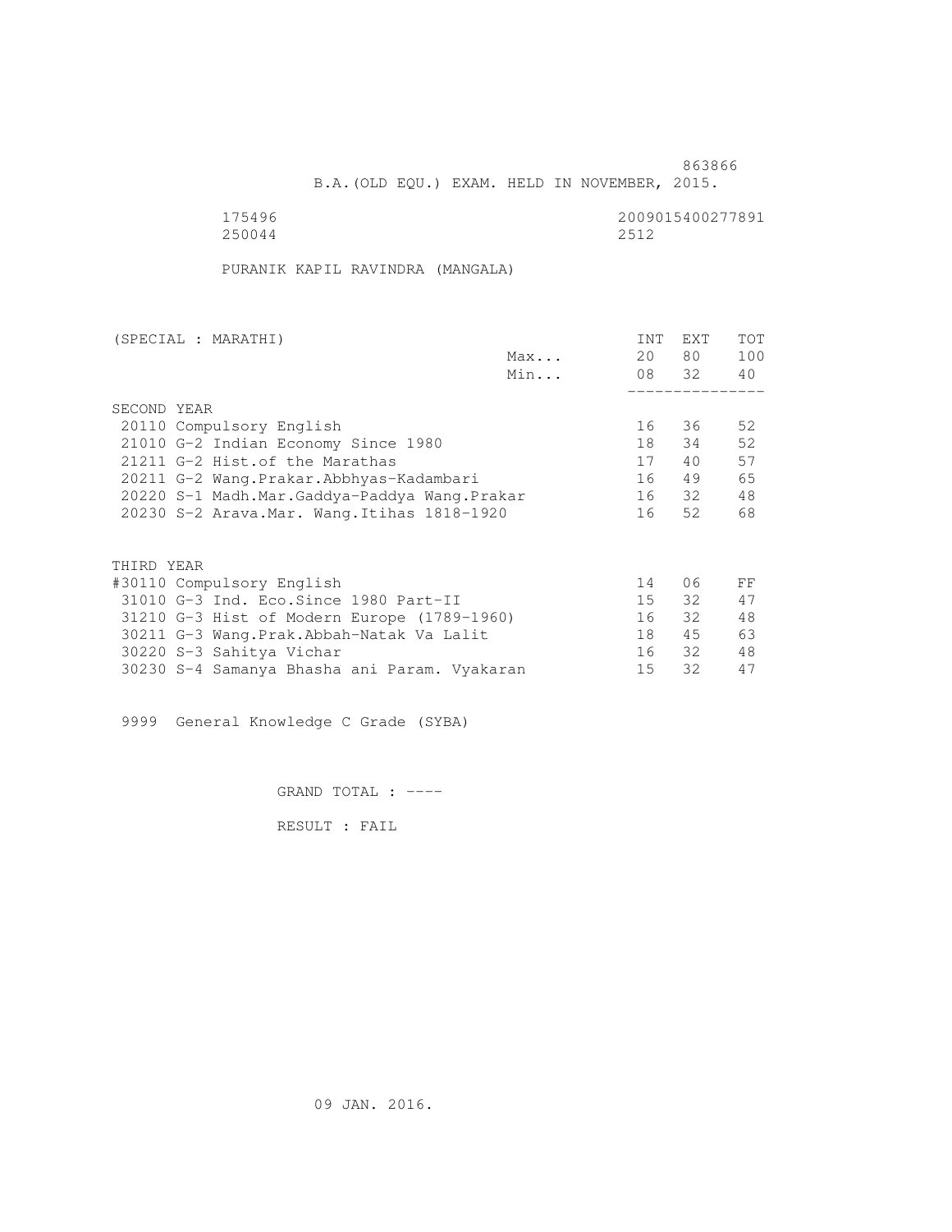863866

B.A.(OLD EQU.) EXAM. HELD IN NOVEMBER, 2015.

175496 2009015400277891
250044 2512

PURANIK KAPIL RAVINDRA (MANGALA)

| (SPECIAL : MARATHI) | | INT | EXT | TOT |
|---|---|---|---|---|
| | Max... | 20 | 80 | 100 |
| | Min... | 08 | 32 | 40 |
| **SECOND YEAR** | | | | |
| 20110 Compulsory English | | 16 | 36 | 52 |
| 21010 G-2 Indian Economy Since 1980 | | 18 | 34 | 52 |
| 21211 G-2 Hist.of the Marathas | | 17 | 40 | 57 |
| 20211 G-2 Wang.Prakar.Abbhyas-Kadambari | | 16 | 49 | 65 |
| 20220 S-1 Madh.Mar.Gaddya-Paddya Wang.Prakar | | 16 | 32 | 48 |
| 20230 S-2 Arava.Mar. Wang.Itihas 1818-1920 | | 16 | 52 | 68 |
| **THIRD YEAR** | | | | |
| #30110 Compulsory English | | 14 | 06 | FF |
| 31010 G-3 Ind. Eco.Since 1980 Part-II | | 15 | 32 | 47 |
| 31210 G-3 Hist of Modern Europe (1789-1960) | | 16 | 32 | 48 |
| 30211 G-3 Wang.Prak.Abbah-Natak Va Lalit | | 18 | 45 | 63 |
| 30220 S-3 Sahitya Vichar | | 16 | 32 | 48 |
| 30230 S-4 Samanya Bhasha ani Param. Vyakaran | | 15 | 32 | 47 |

9999 General Knowledge C Grade (SYBA)

GRAND TOTAL : ----

RESULT : FAIL

09 JAN. 2016.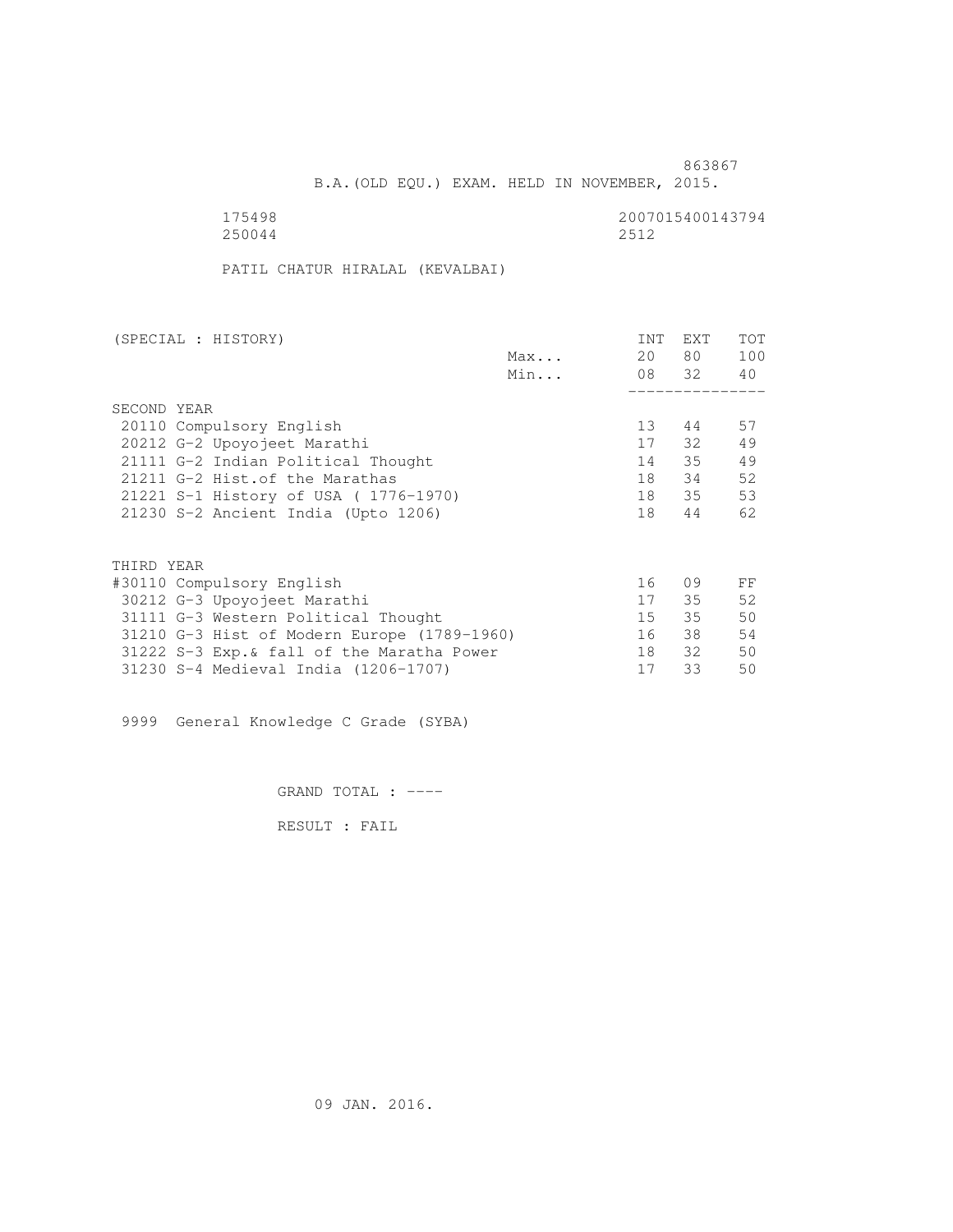863867

B.A.(OLD EQU.) EXAM. HELD IN NOVEMBER, 2015.

175498 2007015400143794
250044 2512

PATIL CHATUR HIRALAL (KEVALBAI)

| (SPECIAL : HISTORY) | | INT | EXT | TOT |
|---|---|---|---|---|
| | Max... | 20 | 80 | 100 |
| | Min... | 08 | 32 | 40 |
| SECOND YEAR | | | | |
| 20110 Compulsory English | | 13 | 44 | 57 |
| 20212 G-2 Upoyojeet Marathi | | 17 | 32 | 49 |
| 21111 G-2 Indian Political Thought | | 14 | 35 | 49 |
| 21211 G-2 Hist.of the Marathas | | 18 | 34 | 52 |
| 21221 S-1 History of USA ( 1776-1970) | | 18 | 35 | 53 |
| 21230 S-2 Ancient India (Upto 1206) | | 18 | 44 | 62 |
| THIRD YEAR | | | | |
| #30110 Compulsory English | | 16 | 09 | FF |
| 30212 G-3 Upoyojeet Marathi | | 17 | 35 | 52 |
| 31111 G-3 Western Political Thought | | 15 | 35 | 50 |
| 31210 G-3 Hist of Modern Europe (1789-1960) | | 16 | 38 | 54 |
| 31222 S-3 Exp.& fall of the Maratha Power | | 18 | 32 | 50 |
| 31230 S-4 Medieval India (1206-1707) | | 17 | 33 | 50 |

9999 General Knowledge C Grade (SYBA)

GRAND TOTAL : ----

RESULT : FAIL

09 JAN. 2016.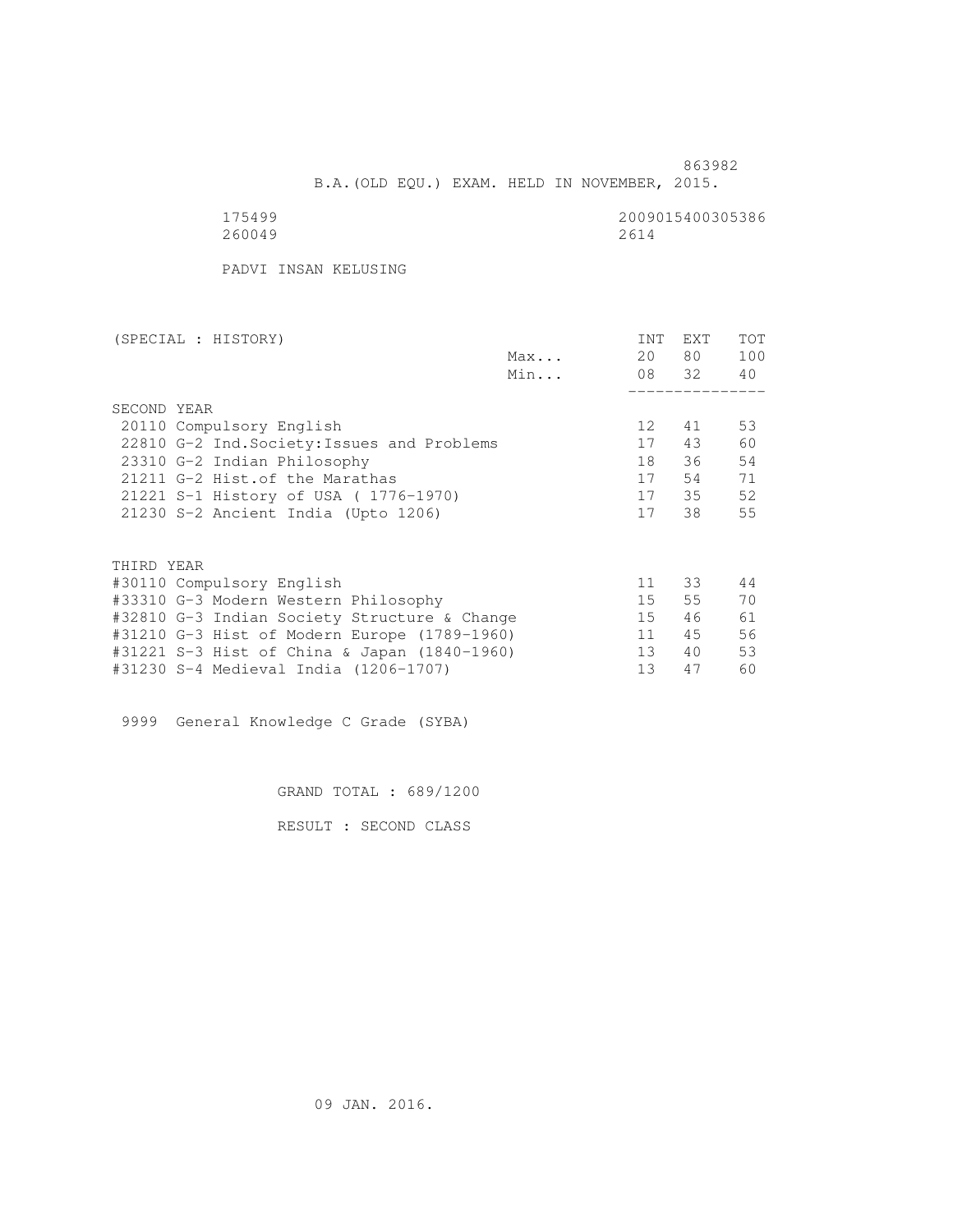863982

B.A.(OLD EQU.) EXAM. HELD IN NOVEMBER, 2015.

175499 2009015400305386
260049 2614

PADVI INSAN KELUSING

| (SPECIAL : HISTORY) | | INT | EXT | TOT |
|---|---|---|---|---|
| | Max... | 20 | 80 | 100 |
| | Min... | 08 | 32 | 40 |
| SECOND YEAR | | | | |
| 20110 Compulsory English | | 12 | 41 | 53 |
| 22810 G-2 Ind.Society:Issues and Problems | | 17 | 43 | 60 |
| 23310 G-2 Indian Philosophy | | 18 | 36 | 54 |
| 21211 G-2 Hist.of the Marathas | | 17 | 54 | 71 |
| 21221 S-1 History of USA ( 1776-1970) | | 17 | 35 | 52 |
| 21230 S-2 Ancient India (Upto 1206) | | 17 | 38 | 55 |
| THIRD YEAR | | | | |
| #30110 Compulsory English | | 11 | 33 | 44 |
| #33310 G-3 Modern Western Philosophy | | 15 | 55 | 70 |
| #32810 G-3 Indian Society Structure & Change | | 15 | 46 | 61 |
| #31210 G-3 Hist of Modern Europe (1789-1960) | | 11 | 45 | 56 |
| #31221 S-3 Hist of China & Japan (1840-1960) | | 13 | 40 | 53 |
| #31230 S-4 Medieval India (1206-1707) | | 13 | 47 | 60 |

9999 General Knowledge C Grade (SYBA)

GRAND TOTAL : 689/1200

RESULT : SECOND CLASS

09 JAN. 2016.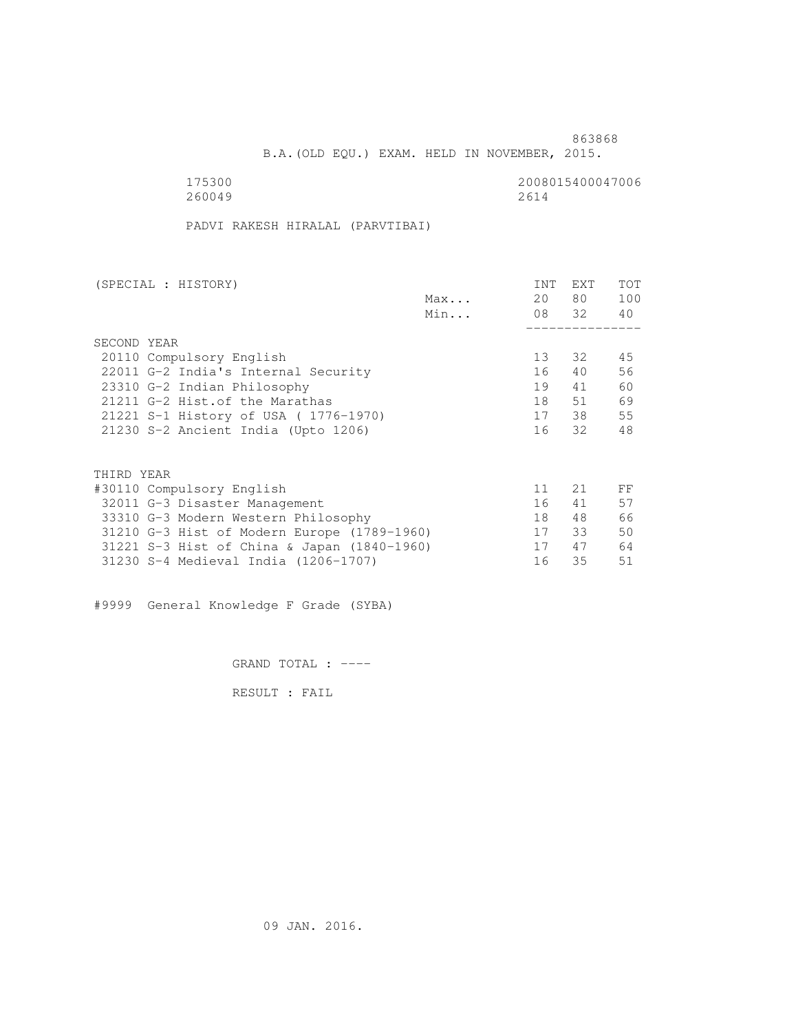863868

B.A.(OLD EQU.) EXAM. HELD IN NOVEMBER, 2015.

175300 2008015400047006
260049 2614

PADVI RAKESH HIRALAL (PARVTIBAI)

| (SPECIAL : HISTORY) | | INT | EXT | TOT |
|---|---|---|---|---|
| | Max... | 20 | 80 | 100 |
| | Min... | 08 | 32 | 40 |
| SECOND YEAR | | | | |
| 20110 Compulsory English | | 13 | 32 | 45 |
| 22011 G-2 India's Internal Security | | 16 | 40 | 56 |
| 23310 G-2 Indian Philosophy | | 19 | 41 | 60 |
| 21211 G-2 Hist.of the Marathas | | 18 | 51 | 69 |
| 21221 S-1 History of USA ( 1776-1970) | | 17 | 38 | 55 |
| 21230 S-2 Ancient India (Upto 1206) | | 16 | 32 | 48 |
| THIRD YEAR | | | | |
| #30110 Compulsory English | | 11 | 21 | FF |
| 32011 G-3 Disaster Management | | 16 | 41 | 57 |
| 33310 G-3 Modern Western Philosophy | | 18 | 48 | 66 |
| 31210 G-3 Hist of Modern Europe (1789-1960) | | 17 | 33 | 50 |
| 31221 S-3 Hist of China & Japan (1840-1960) | | 17 | 47 | 64 |
| 31230 S-4 Medieval India (1206-1707) | | 16 | 35 | 51 |

#9999 General Knowledge F Grade (SYBA)

GRAND TOTAL : ----

RESULT : FAIL

09 JAN. 2016.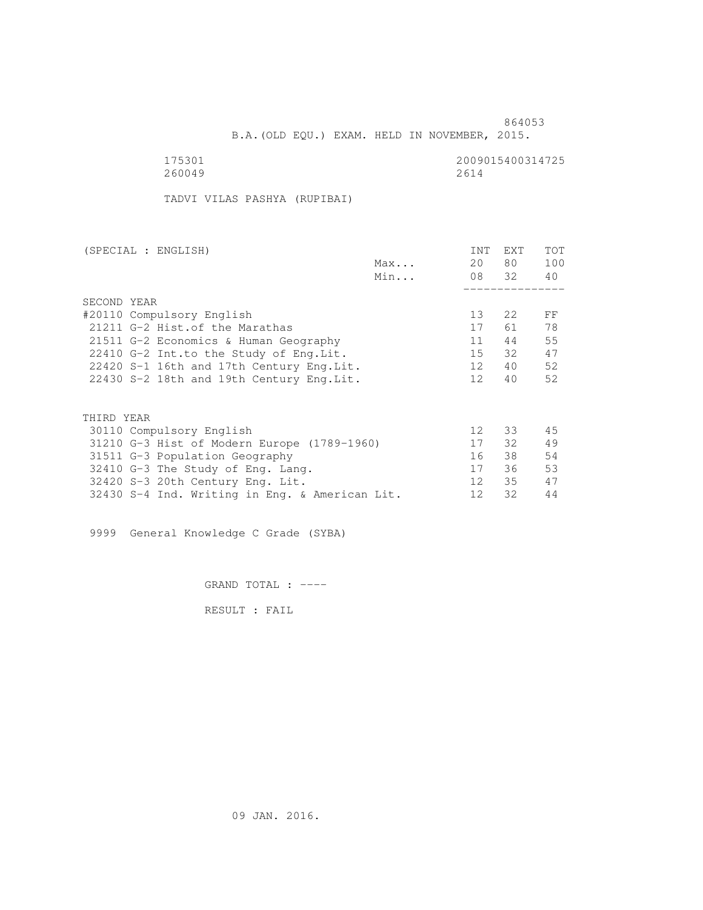864053

B.A.(OLD EQU.) EXAM. HELD IN NOVEMBER, 2015.

175301 2009015400314725
260049 2614

TADVI VILAS PASHYA (RUPIBAI)

| (SPECIAL : ENGLISH) | | INT | EXT | TOT |
|---|---|---|---|---|
| | Max... | 20 | 80 | 100 |
| | Min... | 08 | 32 | 40 |
| SECOND YEAR | | | | |
| #20110 Compulsory English | | 13 | 22 | FF |
| 21211 G-2 Hist.of the Marathas | | 17 | 61 | 78 |
| 21511 G-2 Economics & Human Geography | | 11 | 44 | 55 |
| 22410 G-2 Int.to the Study of Eng.Lit. | | 15 | 32 | 47 |
| 22420 S-1 16th and 17th Century Eng.Lit. | | 12 | 40 | 52 |
| 22430 S-2 18th and 19th Century Eng.Lit. | | 12 | 40 | 52 |
| THIRD YEAR | | | | |
| 30110 Compulsory English | | 12 | 33 | 45 |
| 31210 G-3 Hist of Modern Europe (1789-1960) | | 17 | 32 | 49 |
| 31511 G-3 Population Geography | | 16 | 38 | 54 |
| 32410 G-3 The Study of Eng. Lang. | | 17 | 36 | 53 |
| 32420 S-3 20th Century Eng. Lit. | | 12 | 35 | 47 |
| 32430 S-4 Ind. Writing in Eng. & American Lit. | | 12 | 32 | 44 |

9999 General Knowledge C Grade (SYBA)

GRAND TOTAL : ----

RESULT : FAIL

09 JAN. 2016.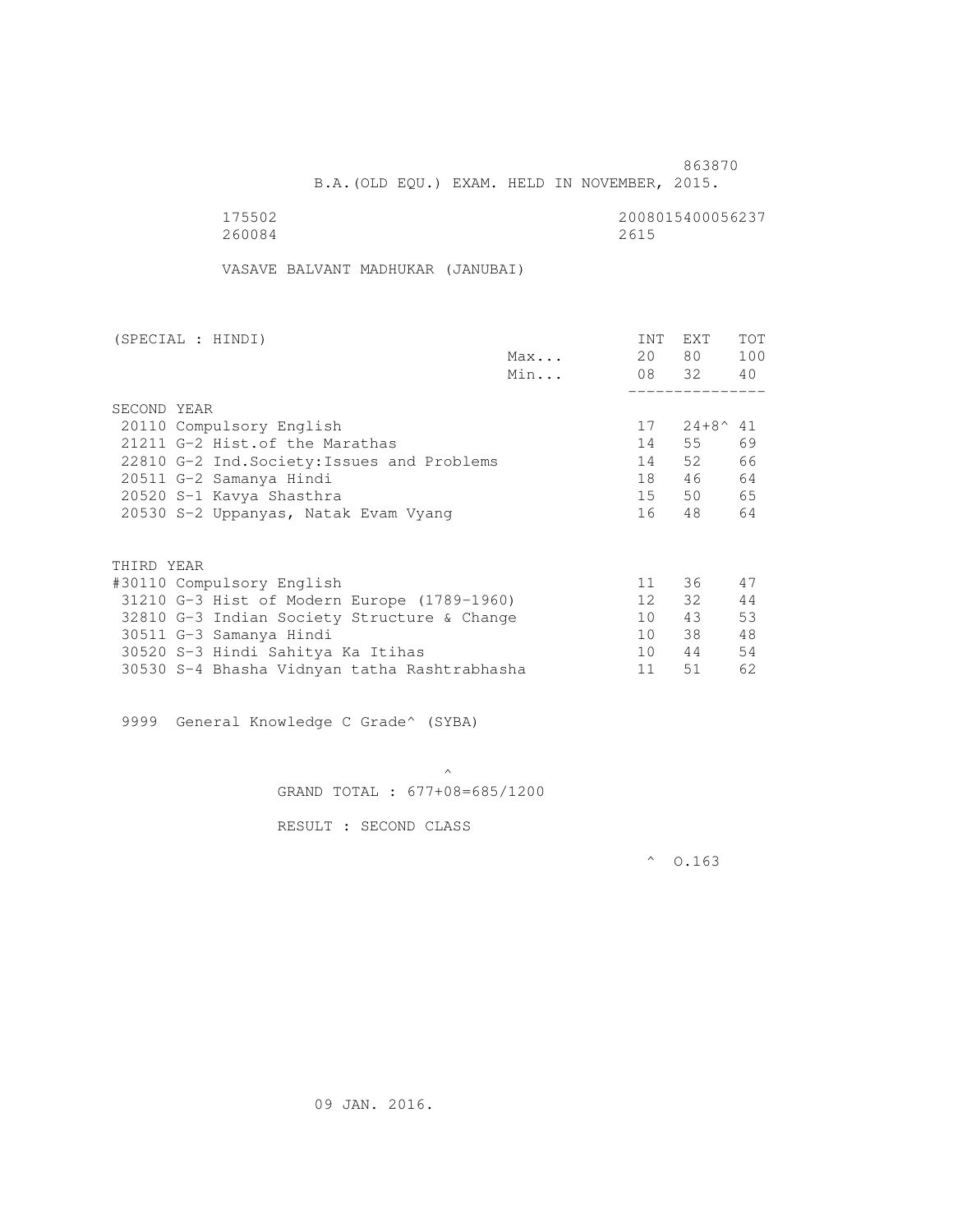863870

B.A.(OLD EQU.) EXAM. HELD IN NOVEMBER, 2015.

175502 2008015400056237

260084 2615

VASAVE BALVANT MADHUKAR (JANUBAI)

| (SPECIAL : HINDI) | | INT | EXT | TOT |
|---|---|---|---|---|
| | Max... | 20 | 80 | 100 |
| | Min... | 08 | 32 | 40 |
| SECOND YEAR | | | | |
| 20110 Compulsory English | | 17 | 24+8^ | 41 |
| 21211 G-2 Hist.of the Marathas | | 14 | 55 | 69 |
| 22810 G-2 Ind.Society:Issues and Problems | | 14 | 52 | 66 |
| 20511 G-2 Samanya Hindi | | 18 | 46 | 64 |
| 20520 S-1 Kavya Shasthra | | 15 | 50 | 65 |
| 20530 S-2 Uppanyas, Natak Evam Vyang | | 16 | 48 | 64 |
| THIRD YEAR | | | | |
| #30110 Compulsory English | | 11 | 36 | 47 |
| 31210 G-3 Hist of Modern Europe (1789-1960) | | 12 | 32 | 44 |
| 32810 G-3 Indian Society Structure & Change | | 10 | 43 | 53 |
| 30511 G-3 Samanya Hindi | | 10 | 38 | 48 |
| 30520 S-3 Hindi Sahitya Ka Itihas | | 10 | 44 | 54 |
| 30530 S-4 Bhasha Vidnyan tatha Rashtrabhasha | | 11 | 51 | 62 |

9999 General Knowledge C Grade^ (SYBA)

^

GRAND TOTAL : 677+08=685/1200

RESULT : SECOND CLASS

^ O.163

09 JAN. 2016.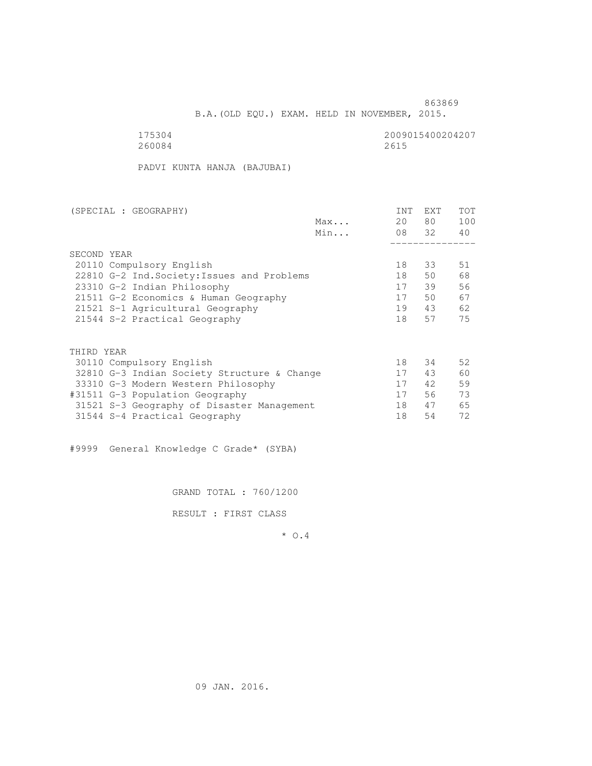863869

B.A.(OLD EQU.) EXAM. HELD IN NOVEMBER, 2015.

175304 2009015400204207
260084 2615

PADVI KUNTA HANJA (BAJUBAI)

| (SPECIAL : GEOGRAPHY) | | INT | EXT | TOT |
|---|---|---|---|---|
| | Max... | 20 | 80 | 100 |
| | Min... | 08 | 32 | 40 |
| **SECOND YEAR** | | | | |
| 20110 Compulsory English | | 18 | 33 | 51 |
| 22810 G-2 Ind.Society:Issues and Problems | | 18 | 50 | 68 |
| 23310 G-2 Indian Philosophy | | 17 | 39 | 56 |
| 21511 G-2 Economics & Human Geography | | 17 | 50 | 67 |
| 21521 S-1 Agricultural Geography | | 19 | 43 | 62 |
| 21544 S-2 Practical Geography | | 18 | 57 | 75 |
| **THIRD YEAR** | | | | |
| 30110 Compulsory English | | 18 | 34 | 52 |
| 32810 G-3 Indian Society Structure & Change | | 17 | 43 | 60 |
| 33310 G-3 Modern Western Philosophy | | 17 | 42 | 59 |
| #31511 G-3 Population Geography | | 17 | 56 | 73 |
| 31521 S-3 Geography of Disaster Management | | 18 | 47 | 65 |
| 31544 S-4 Practical Geography | | 18 | 54 | 72 |

#9999 General Knowledge C Grade* (SYBA)

GRAND TOTAL : 760/1200

RESULT : FIRST CLASS

\* O.4

09 JAN. 2016.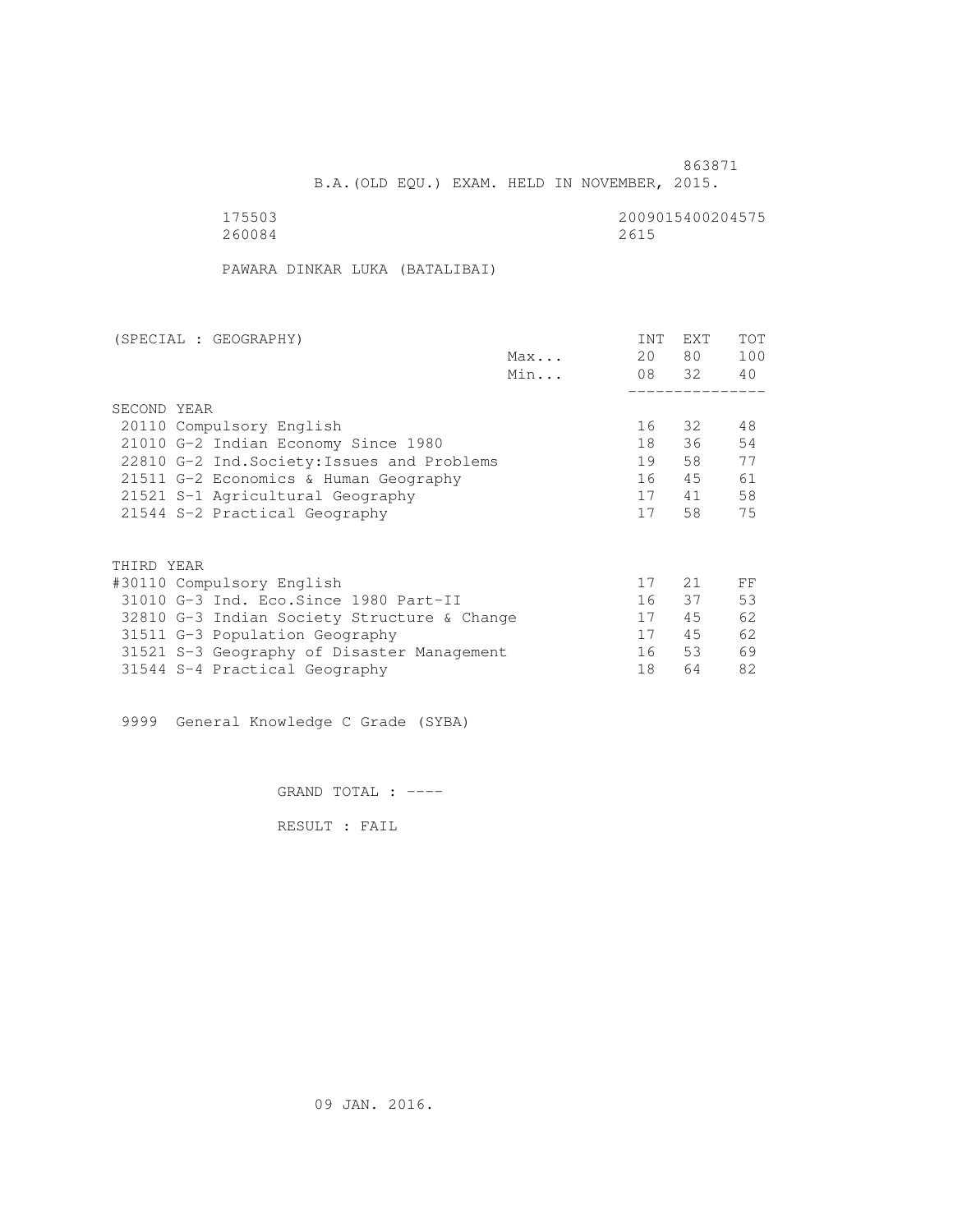863871

B.A.(OLD EQU.) EXAM. HELD IN NOVEMBER, 2015.

175503 2009015400204575
260084 2615

PAWARA DINKAR LUKA (BATALIBAI)

| (SPECIAL : GEOGRAPHY) | | INT | EXT | TOT |
|---|---|---|---|---|
| | Max... | 20 | 80 | 100 |
| | Min... | 08 | 32 | 40 |
| SECOND YEAR | | | | |
| 20110 Compulsory English | | 16 | 32 | 48 |
| 21010 G-2 Indian Economy Since 1980 | | 18 | 36 | 54 |
| 22810 G-2 Ind.Society:Issues and Problems | | 19 | 58 | 77 |
| 21511 G-2 Economics & Human Geography | | 16 | 45 | 61 |
| 21521 S-1 Agricultural Geography | | 17 | 41 | 58 |
| 21544 S-2 Practical Geography | | 17 | 58 | 75 |
| THIRD YEAR | | | | |
| #30110 Compulsory English | | 17 | 21 | FF |
| 31010 G-3 Ind. Eco.Since 1980 Part-II | | 16 | 37 | 53 |
| 32810 G-3 Indian Society Structure & Change | | 17 | 45 | 62 |
| 31511 G-3 Population Geography | | 17 | 45 | 62 |
| 31521 S-3 Geography of Disaster Management | | 16 | 53 | 69 |
| 31544 S-4 Practical Geography | | 18 | 64 | 82 |

9999 General Knowledge C Grade (SYBA)

GRAND TOTAL : ----

RESULT : FAIL

09 JAN. 2016.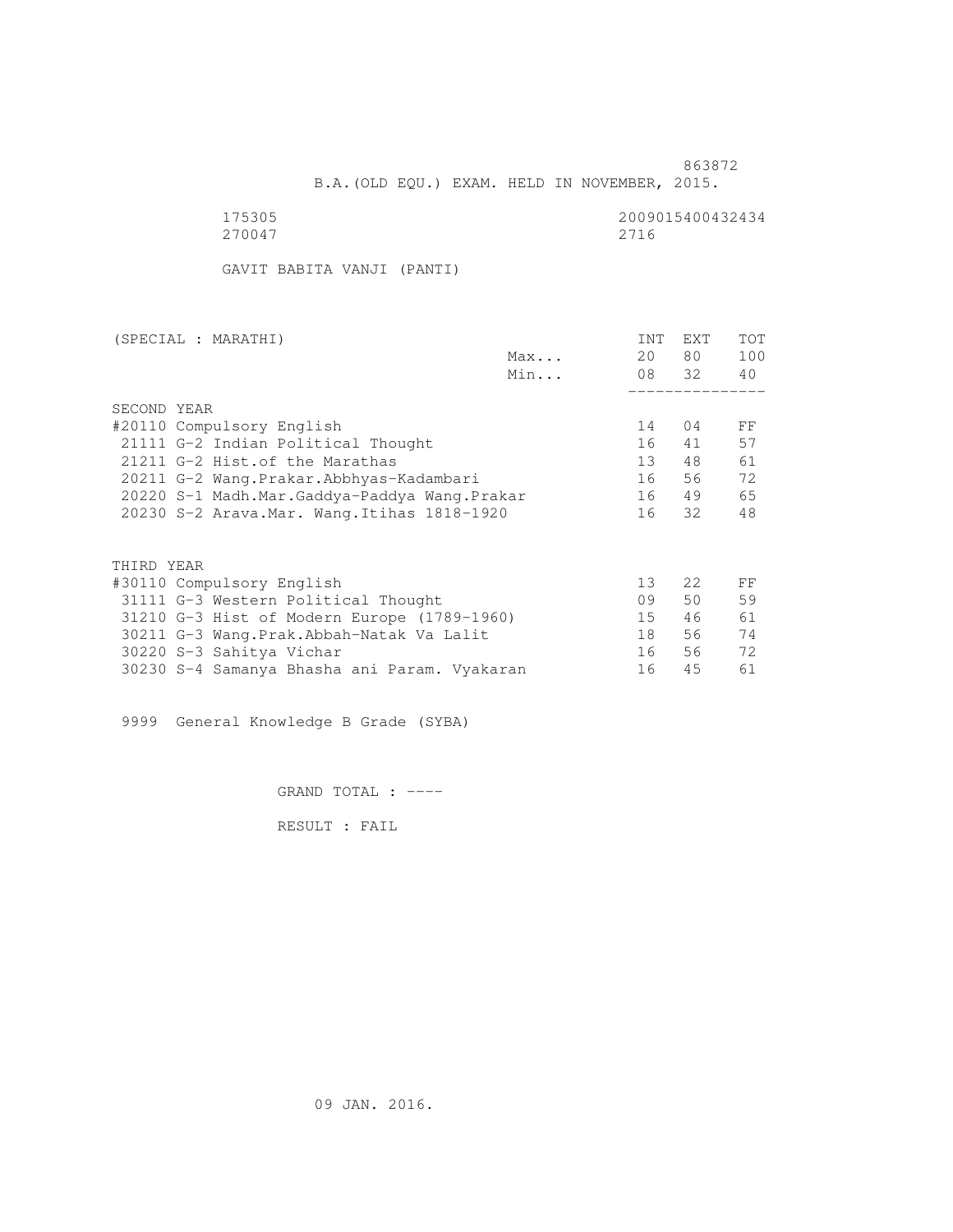863872

B.A.(OLD EQU.) EXAM. HELD IN NOVEMBER, 2015.

175305 2009015400432434
270047 2716

GAVIT BABITA VANJI (PANTI)

| (SPECIAL : MARATHI) | | INT | EXT | TOT |
|---|---|---|---|---|
| | Max... | 20 | 80 | 100 |
| | Min... | 08 | 32 | 40 |
| **SECOND YEAR** | | | | |
| #20110 Compulsory English | | 14 | 04 | FF |
| 21111 G-2 Indian Political Thought | | 16 | 41 | 57 |
| 21211 G-2 Hist.of the Marathas | | 13 | 48 | 61 |
| 20211 G-2 Wang.Prakar.Abbhyas-Kadambari | | 16 | 56 | 72 |
| 20220 S-1 Madh.Mar.Gaddya-Paddya Wang.Prakar | | 16 | 49 | 65 |
| 20230 S-2 Arava.Mar. Wang.Itihas 1818-1920 | | 16 | 32 | 48 |
| **THIRD YEAR** | | | | |
| #30110 Compulsory English | | 13 | 22 | FF |
| 31111 G-3 Western Political Thought | | 09 | 50 | 59 |
| 31210 G-3 Hist of Modern Europe (1789-1960) | | 15 | 46 | 61 |
| 30211 G-3 Wang.Prak.Abbah-Natak Va Lalit | | 18 | 56 | 74 |
| 30220 S-3 Sahitya Vichar | | 16 | 56 | 72 |
| 30230 S-4 Samanya Bhasha ani Param. Vyakaran | | 16 | 45 | 61 |

9999 General Knowledge B Grade (SYBA)

GRAND TOTAL : ----

RESULT : FAIL

09 JAN. 2016.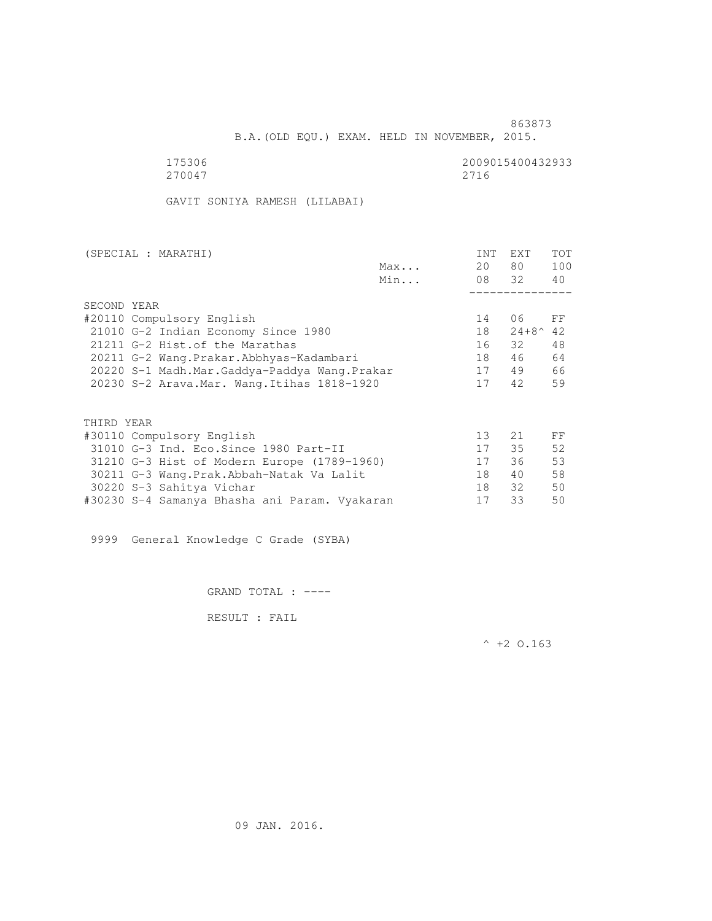863873

B.A.(OLD EQU.) EXAM. HELD IN NOVEMBER, 2015.

175306 2009015400432933
270047 2716

GAVIT SONIYA RAMESH (LILABAI)

| (SPECIAL : MARATHI) | | INT | EXT | TOT |
|---|---|---|---|---|
| | Max... | 20 | 80 | 100 |
| | Min... | 08 | 32 | 40 |
| **SECOND YEAR** | | | | |
| #20110 Compulsory English | | 14 | 06 | FF |
| 21010 G-2 Indian Economy Since 1980 | | 18 | 24+8^ | 42 |
| 21211 G-2 Hist.of the Marathas | | 16 | 32 | 48 |
| 20211 G-2 Wang.Prakar.Abbhyas-Kadambari | | 18 | 46 | 64 |
| 20220 S-1 Madh.Mar.Gaddya-Paddya Wang.Prakar | | 17 | 49 | 66 |
| 20230 S-2 Arava.Mar. Wang.Itihas 1818-1920 | | 17 | 42 | 59 |
| **THIRD YEAR** | | | | |
| #30110 Compulsory English | | 13 | 21 | FF |
| 31010 G-3 Ind. Eco.Since 1980 Part-II | | 17 | 35 | 52 |
| 31210 G-3 Hist of Modern Europe (1789-1960) | | 17 | 36 | 53 |
| 30211 G-3 Wang.Prak.Abbah-Natak Va Lalit | | 18 | 40 | 58 |
| 30220 S-3 Sahitya Vichar | | 18 | 32 | 50 |
| #30230 S-4 Samanya Bhasha ani Param. Vyakaran | | 17 | 33 | 50 |

9999 General Knowledge C Grade (SYBA)

GRAND TOTAL : ----

RESULT : FAIL

^ +2 O.163

09 JAN. 2016.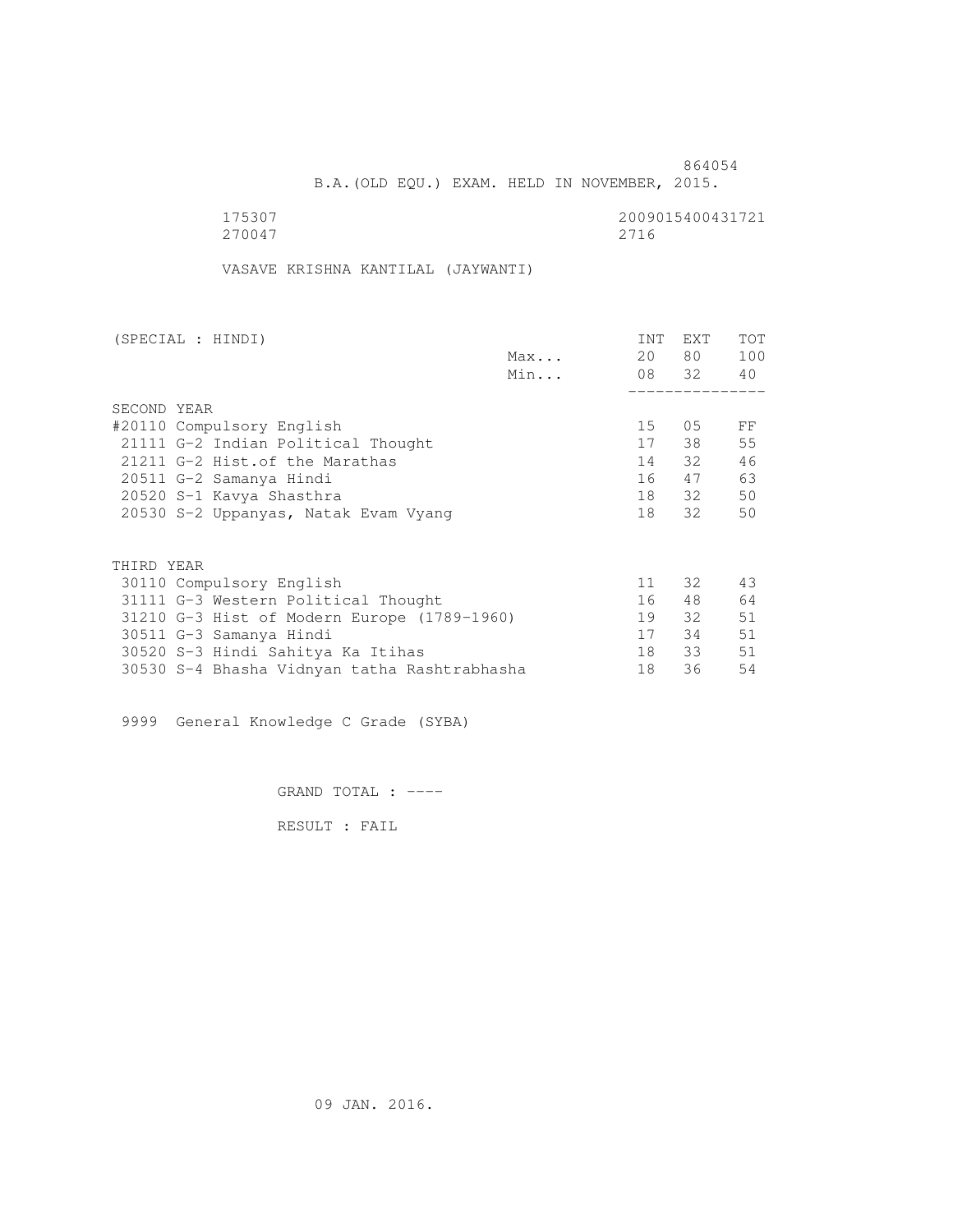864054

B.A.(OLD EQU.) EXAM. HELD IN NOVEMBER, 2015.

175307 2009015400431721
270047 2716

VASAVE KRISHNA KANTILAL (JAYWANTI)

| (SPECIAL : HINDI) | | INT | EXT | TOT |
|---|---|---|---|---|
| | Max... | 20 | 80 | 100 |
| | Min... | 08 | 32 | 40 |
| **SECOND YEAR** | | | | |
| #20110 Compulsory English | | 15 | 05 | FF |
| 21111 G-2 Indian Political Thought | | 17 | 38 | 55 |
| 21211 G-2 Hist.of the Marathas | | 14 | 32 | 46 |
| 20511 G-2 Samanya Hindi | | 16 | 47 | 63 |
| 20520 S-1 Kavya Shasthra | | 18 | 32 | 50 |
| 20530 S-2 Uppanyas, Natak Evam Vyang | | 18 | 32 | 50 |
| **THIRD YEAR** | | | | |
| 30110 Compulsory English | | 11 | 32 | 43 |
| 31111 G-3 Western Political Thought | | 16 | 48 | 64 |
| 31210 G-3 Hist of Modern Europe (1789-1960) | | 19 | 32 | 51 |
| 30511 G-3 Samanya Hindi | | 17 | 34 | 51 |
| 30520 S-3 Hindi Sahitya Ka Itihas | | 18 | 33 | 51 |
| 30530 S-4 Bhasha Vidnyan tatha Rashtrabhasha | | 18 | 36 | 54 |

9999 General Knowledge C Grade (SYBA)

GRAND TOTAL : ----

RESULT : FAIL

09 JAN. 2016.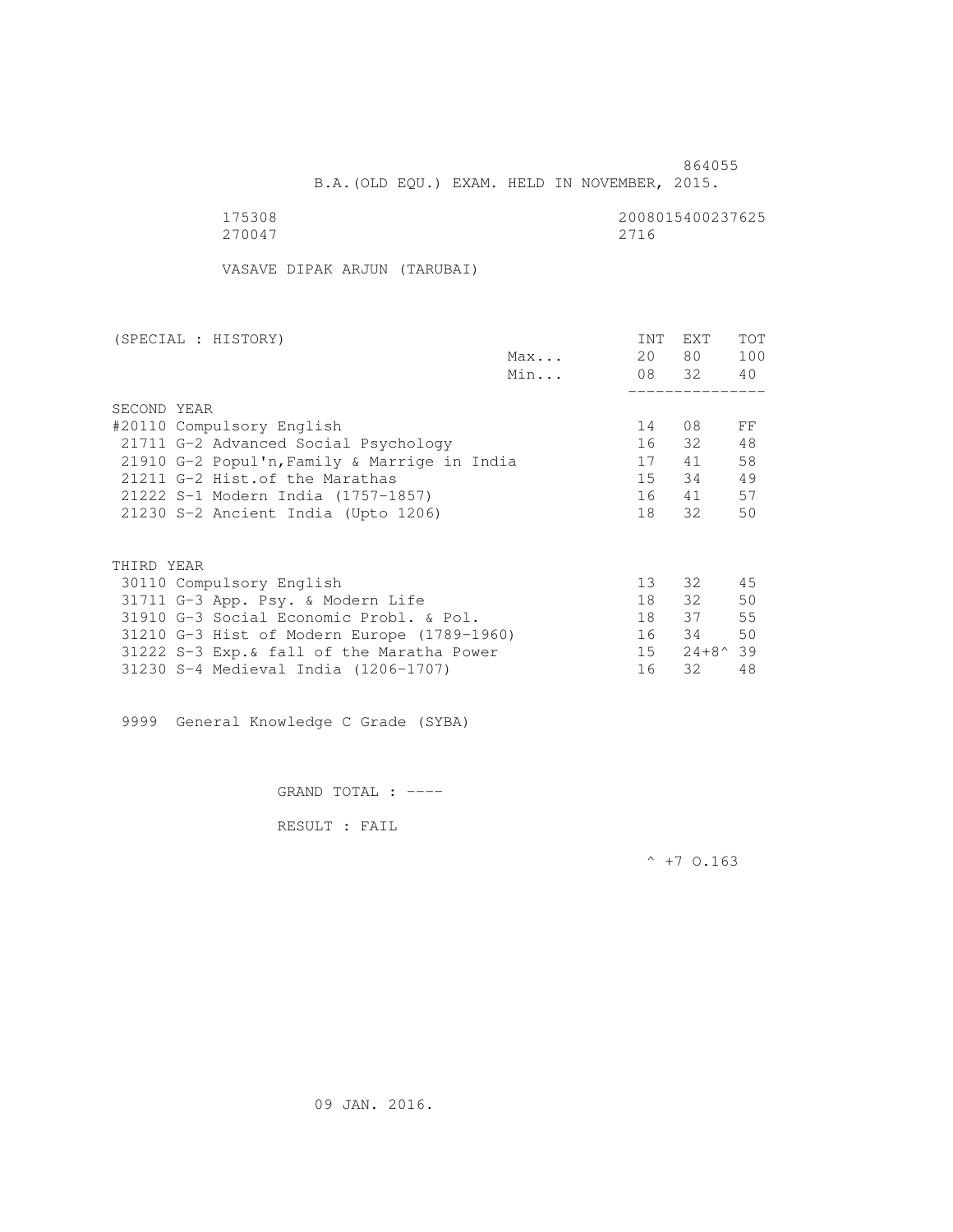864055

B.A.(OLD EQU.) EXAM. HELD IN NOVEMBER, 2015.

175308 2008015400237625
270047 2716

VASAVE DIPAK ARJUN (TARUBAI)

| (SPECIAL : HISTORY) | | INT | EXT | TOT |
|---|---|---|---|---|
| | Max... | 20 | 80 | 100 |
| | Min... | 08 | 32 | 40 |
| **SECOND YEAR** | | | | |
| #20110 Compulsory English | | 14 | 08 | FF |
| 21711 G-2 Advanced Social Psychology | | 16 | 32 | 48 |
| 21910 G-2 Popul'n,Family & Marrige in India | | 17 | 41 | 58 |
| 21211 G-2 Hist.of the Marathas | | 15 | 34 | 49 |
| 21222 S-1 Modern India (1757-1857) | | 16 | 41 | 57 |
| 21230 S-2 Ancient India (Upto 1206) | | 18 | 32 | 50 |
| **THIRD YEAR** | | | | |
| 30110 Compulsory English | | 13 | 32 | 45 |
| 31711 G-3 App. Psy. & Modern Life | | 18 | 32 | 50 |
| 31910 G-3 Social Economic Probl. & Pol. | | 18 | 37 | 55 |
| 31210 G-3 Hist of Modern Europe (1789-1960) | | 16 | 34 | 50 |
| 31222 S-3 Exp.& fall of the Maratha Power | | 15 | 24+8^ | 39 |
| 31230 S-4 Medieval India (1206-1707) | | 16 | 32 | 48 |

9999 General Knowledge C Grade (SYBA)

GRAND TOTAL : ----

RESULT : FAIL

^ +7 O.163

09 JAN. 2016.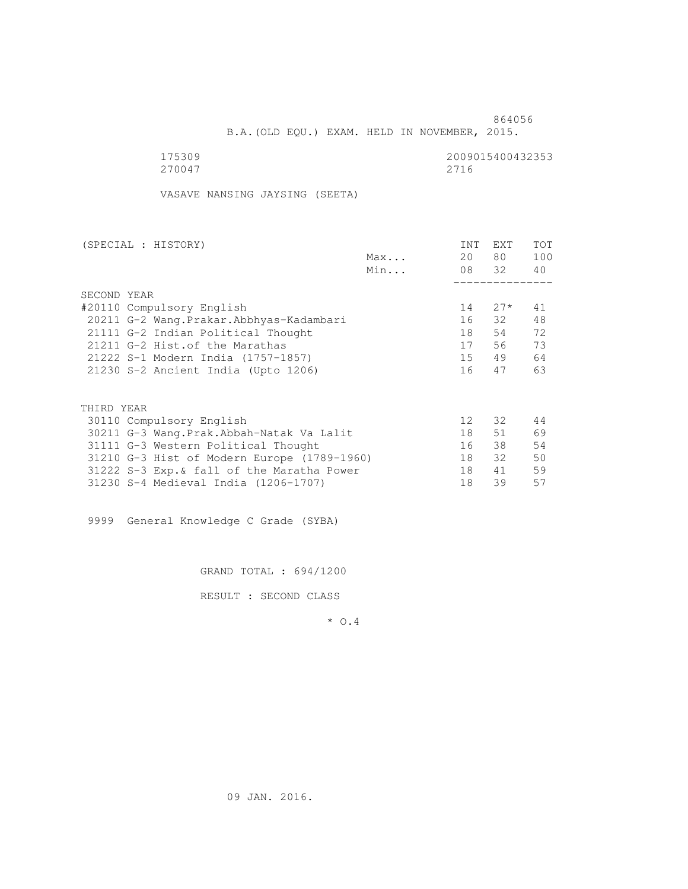864056

B.A.(OLD EQU.) EXAM. HELD IN NOVEMBER, 2015.

175309 2009015400432353
270047 2716

VASAVE NANSING JAYSING (SEETA)

| (SPECIAL : HISTORY) | | INT | EXT | TOT |
|---|---|---|---|---|
| | Max... | 20 | 80 | 100 |
| | Min... | 08 | 32 | 40 |
| SECOND YEAR | | | | |
| #20110 Compulsory English | | 14 | 27* | 41 |
| 20211 G-2 Wang.Prakar.Abbhyas-Kadambari | | 16 | 32 | 48 |
| 21111 G-2 Indian Political Thought | | 18 | 54 | 72 |
| 21211 G-2 Hist.of the Marathas | | 17 | 56 | 73 |
| 21222 S-1 Modern India (1757-1857) | | 15 | 49 | 64 |
| 21230 S-2 Ancient India (Upto 1206) | | 16 | 47 | 63 |
| THIRD YEAR | | | | |
| 30110 Compulsory English | | 12 | 32 | 44 |
| 30211 G-3 Wang.Prak.Abbah-Natak Va Lalit | | 18 | 51 | 69 |
| 31111 G-3 Western Political Thought | | 16 | 38 | 54 |
| 31210 G-3 Hist of Modern Europe (1789-1960) | | 18 | 32 | 50 |
| 31222 S-3 Exp.& fall of the Maratha Power | | 18 | 41 | 59 |
| 31230 S-4 Medieval India (1206-1707) | | 18 | 39 | 57 |

9999 General Knowledge C Grade (SYBA)

GRAND TOTAL : 694/1200

RESULT : SECOND CLASS

* O.4

09 JAN. 2016.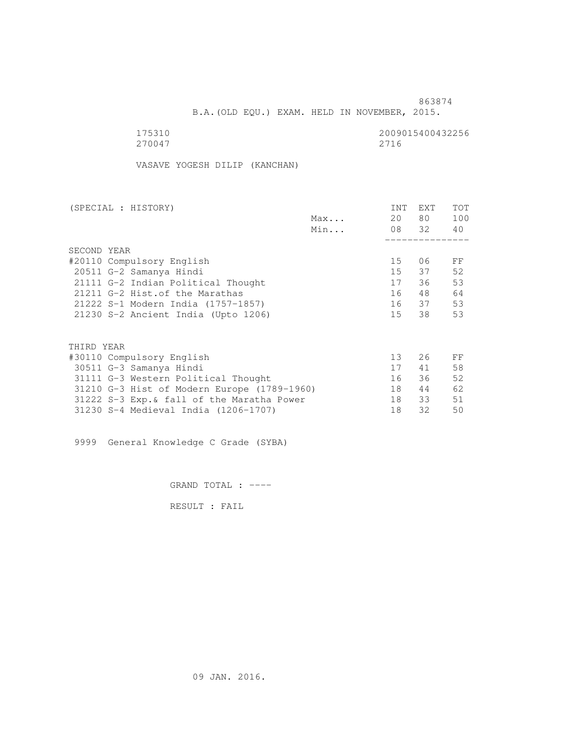863874

B.A.(OLD EQU.) EXAM. HELD IN NOVEMBER, 2015.

175310 2009015400432256
270047 2716

VASAVE YOGESH DILIP (KANCHAN)

| (SPECIAL : HISTORY) | | INT | EXT | TOT |
|---|---|---|---|---|
| | Max... | 20 | 80 | 100 |
| | Min... | 08 | 32 | 40 |
| **SECOND YEAR** | | | | |
| #20110 Compulsory English | | 15 | 06 | FF |
| 20511 G-2 Samanya Hindi | | 15 | 37 | 52 |
| 21111 G-2 Indian Political Thought | | 17 | 36 | 53 |
| 21211 G-2 Hist.of the Marathas | | 16 | 48 | 64 |
| 21222 S-1 Modern India (1757-1857) | | 16 | 37 | 53 |
| 21230 S-2 Ancient India (Upto 1206) | | 15 | 38 | 53 |
| **THIRD YEAR** | | | | |
| #30110 Compulsory English | | 13 | 26 | FF |
| 30511 G-3 Samanya Hindi | | 17 | 41 | 58 |
| 31111 G-3 Western Political Thought | | 16 | 36 | 52 |
| 31210 G-3 Hist of Modern Europe (1789-1960) | | 18 | 44 | 62 |
| 31222 S-3 Exp.& fall of the Maratha Power | | 18 | 33 | 51 |
| 31230 S-4 Medieval India (1206-1707) | | 18 | 32 | 50 |

9999 General Knowledge C Grade (SYBA)

GRAND TOTAL : ----

RESULT : FAIL

09 JAN. 2016.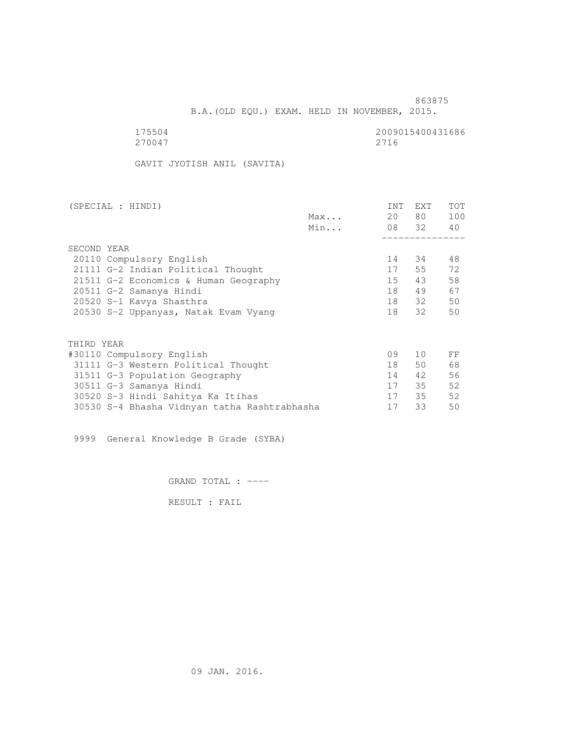863875

B.A.(OLD EQU.) EXAM. HELD IN NOVEMBER, 2015.

175504 2009015400431686
270047 2716

GAVIT JYOTISH ANIL (SAVITA)

| (SPECIAL : HINDI) | | INT | EXT | TOT |
|---|---|---|---|---|
| | Max... | 20 | 80 | 100 |
| | Min... | 08 | 32 | 40 |
| SECOND YEAR | | | | |
| 20110 Compulsory English | | 14 | 34 | 48 |
| 21111 G-2 Indian Political Thought | | 17 | 55 | 72 |
| 21511 G-2 Economics & Human Geography | | 15 | 43 | 58 |
| 20511 G-2 Samanya Hindi | | 18 | 49 | 67 |
| 20520 S-1 Kavya Shasthra | | 18 | 32 | 50 |
| 20530 S-2 Uppanyas, Natak Evam Vyang | | 18 | 32 | 50 |
| THIRD YEAR | | | | |
| #30110 Compulsory English | | 09 | 10 | FF |
| 31111 G-3 Western Political Thought | | 18 | 50 | 68 |
| 31511 G-3 Population Geography | | 14 | 42 | 56 |
| 30511 G-3 Samanya Hindi | | 17 | 35 | 52 |
| 30520 S-3 Hindi Sahitya Ka Itihas | | 17 | 35 | 52 |
| 30530 S-4 Bhasha Vidnyan tatha Rashtrabhasha | | 17 | 33 | 50 |

9999 General Knowledge B Grade (SYBA)

GRAND TOTAL : ----

RESULT : FAIL

09 JAN. 2016.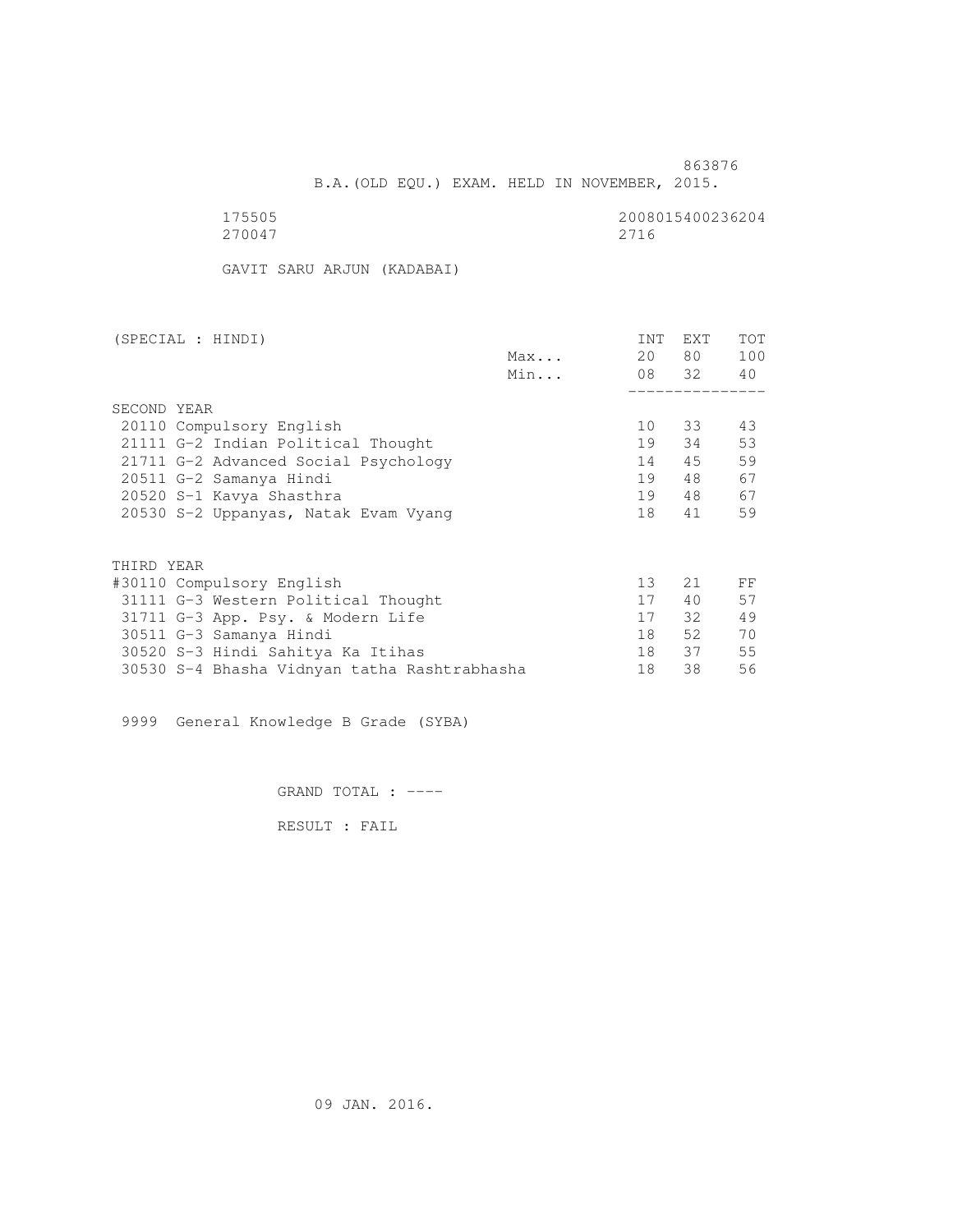863876

B.A.(OLD EQU.) EXAM. HELD IN NOVEMBER, 2015.

175505 2008015400236204
270047 2716

GAVIT SARU ARJUN (KADABAI)

| (SPECIAL : HINDI) | | INT | EXT | TOT |
|---|---|---|---|---|
| | Max... | 20 | 80 | 100 |
| | Min... | 08 | 32 | 40 |
| **SECOND YEAR** | | | | |
| 20110 Compulsory English | | 10 | 33 | 43 |
| 21111 G-2 Indian Political Thought | | 19 | 34 | 53 |
| 21711 G-2 Advanced Social Psychology | | 14 | 45 | 59 |
| 20511 G-2 Samanya Hindi | | 19 | 48 | 67 |
| 20520 S-1 Kavya Shasthra | | 19 | 48 | 67 |
| 20530 S-2 Uppanyas, Natak Evam Vyang | | 18 | 41 | 59 |
| **THIRD YEAR** | | | | |
| #30110 Compulsory English | | 13 | 21 | FF |
| 31111 G-3 Western Political Thought | | 17 | 40 | 57 |
| 31711 G-3 App. Psy. & Modern Life | | 17 | 32 | 49 |
| 30511 G-3 Samanya Hindi | | 18 | 52 | 70 |
| 30520 S-3 Hindi Sahitya Ka Itihas | | 18 | 37 | 55 |
| 30530 S-4 Bhasha Vidnyan tatha Rashtrabhasha | | 18 | 38 | 56 |

9999 General Knowledge B Grade (SYBA)

GRAND TOTAL : ----

RESULT : FAIL

09 JAN. 2016.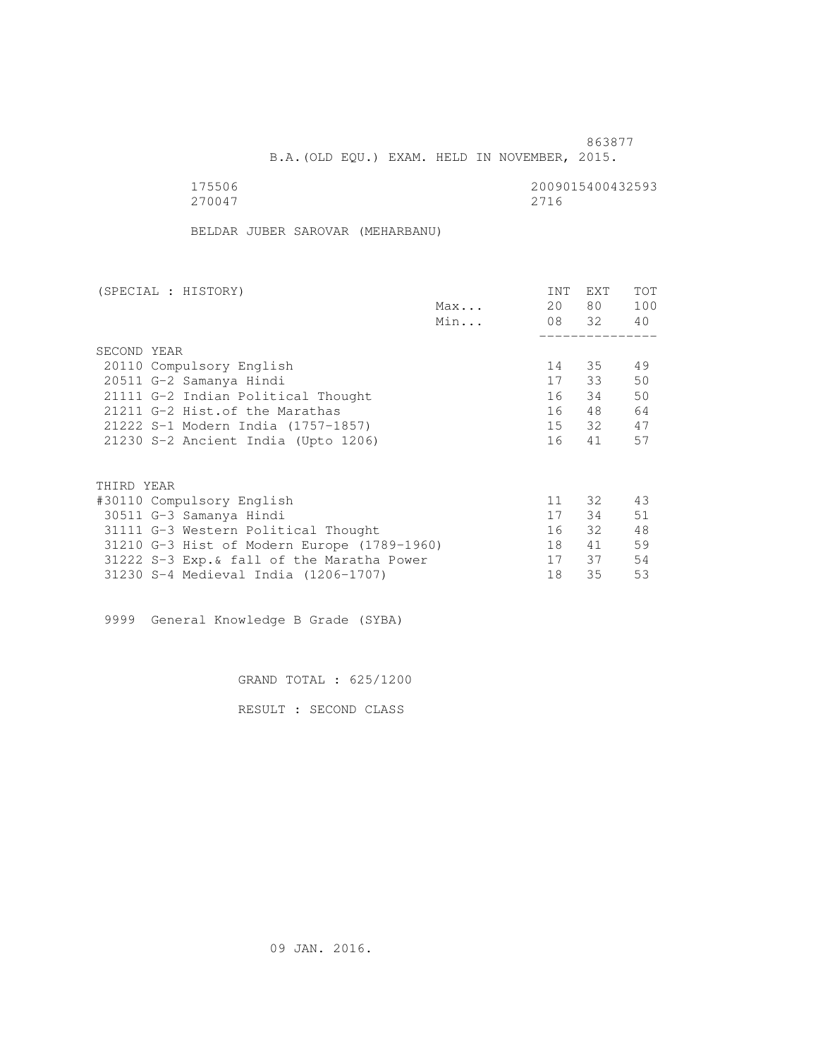863877

B.A.(OLD EQU.) EXAM. HELD IN NOVEMBER, 2015.

175506 2009015400432593
270047 2716

BELDAR JUBER SAROVAR (MEHARBANU)

| (SPECIAL : HISTORY) | | INT | EXT | TOT |
|---|---|---|---|---|
| | Max... | 20 | 80 | 100 |
| | Min... | 08 | 32 | 40 |
| **SECOND YEAR** | | | | |
| 20110 Compulsory English | | 14 | 35 | 49 |
| 20511 G-2 Samanya Hindi | | 17 | 33 | 50 |
| 21111 G-2 Indian Political Thought | | 16 | 34 | 50 |
| 21211 G-2 Hist.of the Marathas | | 16 | 48 | 64 |
| 21222 S-1 Modern India (1757-1857) | | 15 | 32 | 47 |
| 21230 S-2 Ancient India (Upto 1206) | | 16 | 41 | 57 |
| **THIRD YEAR** | | | | |
| #30110 Compulsory English | | 11 | 32 | 43 |
| 30511 G-3 Samanya Hindi | | 17 | 34 | 51 |
| 31111 G-3 Western Political Thought | | 16 | 32 | 48 |
| 31210 G-3 Hist of Modern Europe (1789-1960) | | 18 | 41 | 59 |
| 31222 S-3 Exp.& fall of the Maratha Power | | 17 | 37 | 54 |
| 31230 S-4 Medieval India (1206-1707) | | 18 | 35 | 53 |

9999 General Knowledge B Grade (SYBA)

GRAND TOTAL : 625/1200

RESULT : SECOND CLASS

09 JAN. 2016.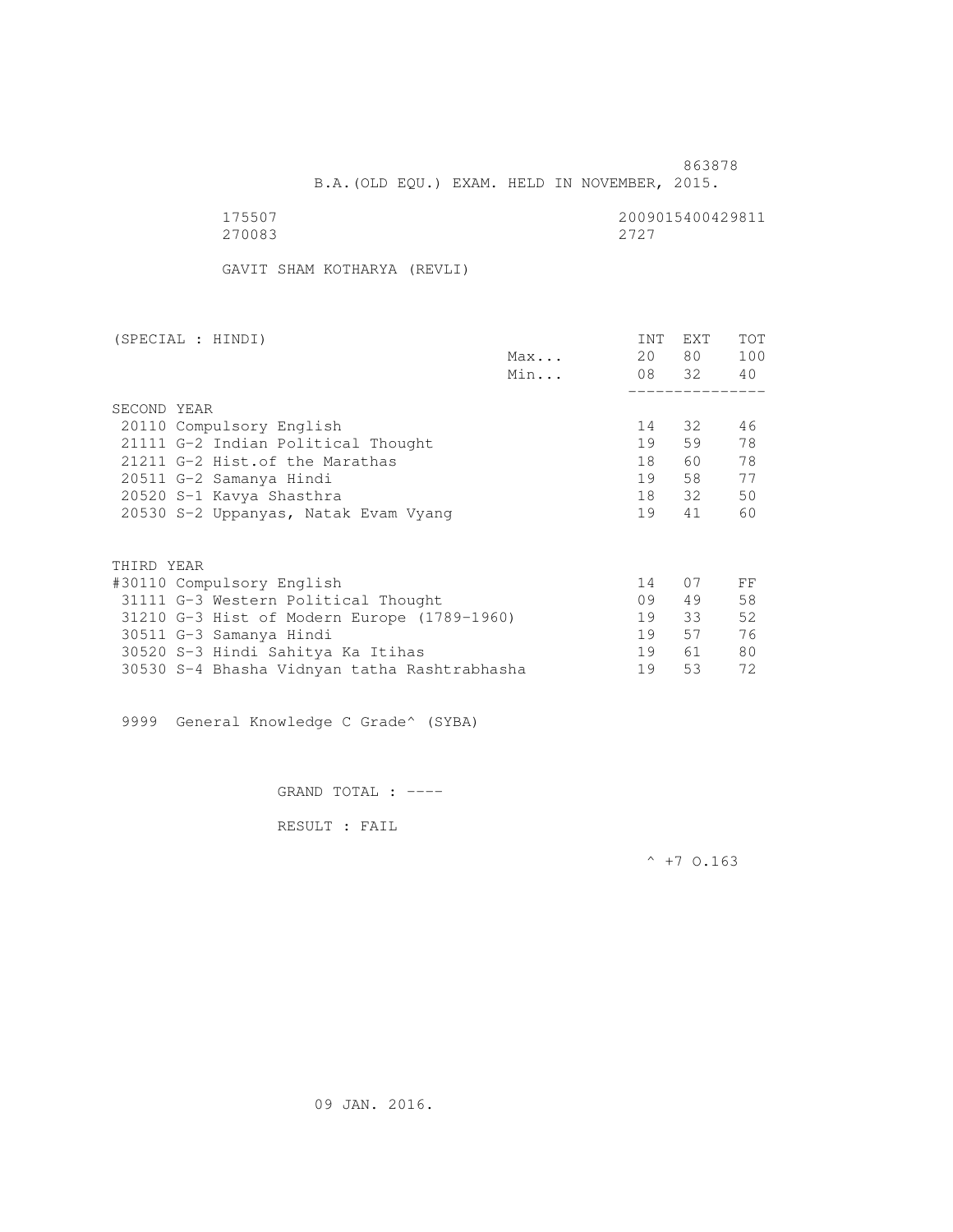863878

B.A.(OLD EQU.) EXAM. HELD IN NOVEMBER, 2015.

175507 2009015400429811
270083 2727

GAVIT SHAM KOTHARYA (REVLI)

| (SPECIAL : HINDI) | | INT | EXT | TOT |
|---|---|---|---|---|
| | Max... | 20 | 80 | 100 |
| | Min... | 08 | 32 | 40 |
| SECOND YEAR | | | | |
| 20110 Compulsory English | | 14 | 32 | 46 |
| 21111 G-2 Indian Political Thought | | 19 | 59 | 78 |
| 21211 G-2 Hist.of the Marathas | | 18 | 60 | 78 |
| 20511 G-2 Samanya Hindi | | 19 | 58 | 77 |
| 20520 S-1 Kavya Shasthra | | 18 | 32 | 50 |
| 20530 S-2 Uppanyas, Natak Evam Vyang | | 19 | 41 | 60 |
| THIRD YEAR | | | | |
| #30110 Compulsory English | | 14 | 07 | FF |
| 31111 G-3 Western Political Thought | | 09 | 49 | 58 |
| 31210 G-3 Hist of Modern Europe (1789-1960) | | 19 | 33 | 52 |
| 30511 G-3 Samanya Hindi | | 19 | 57 | 76 |
| 30520 S-3 Hindi Sahitya Ka Itihas | | 19 | 61 | 80 |
| 30530 S-4 Bhasha Vidnyan tatha Rashtrabhasha | | 19 | 53 | 72 |

9999 General Knowledge C Grade^ (SYBA)

GRAND TOTAL : ----

RESULT : FAIL

^ +7 O.163

09 JAN. 2016.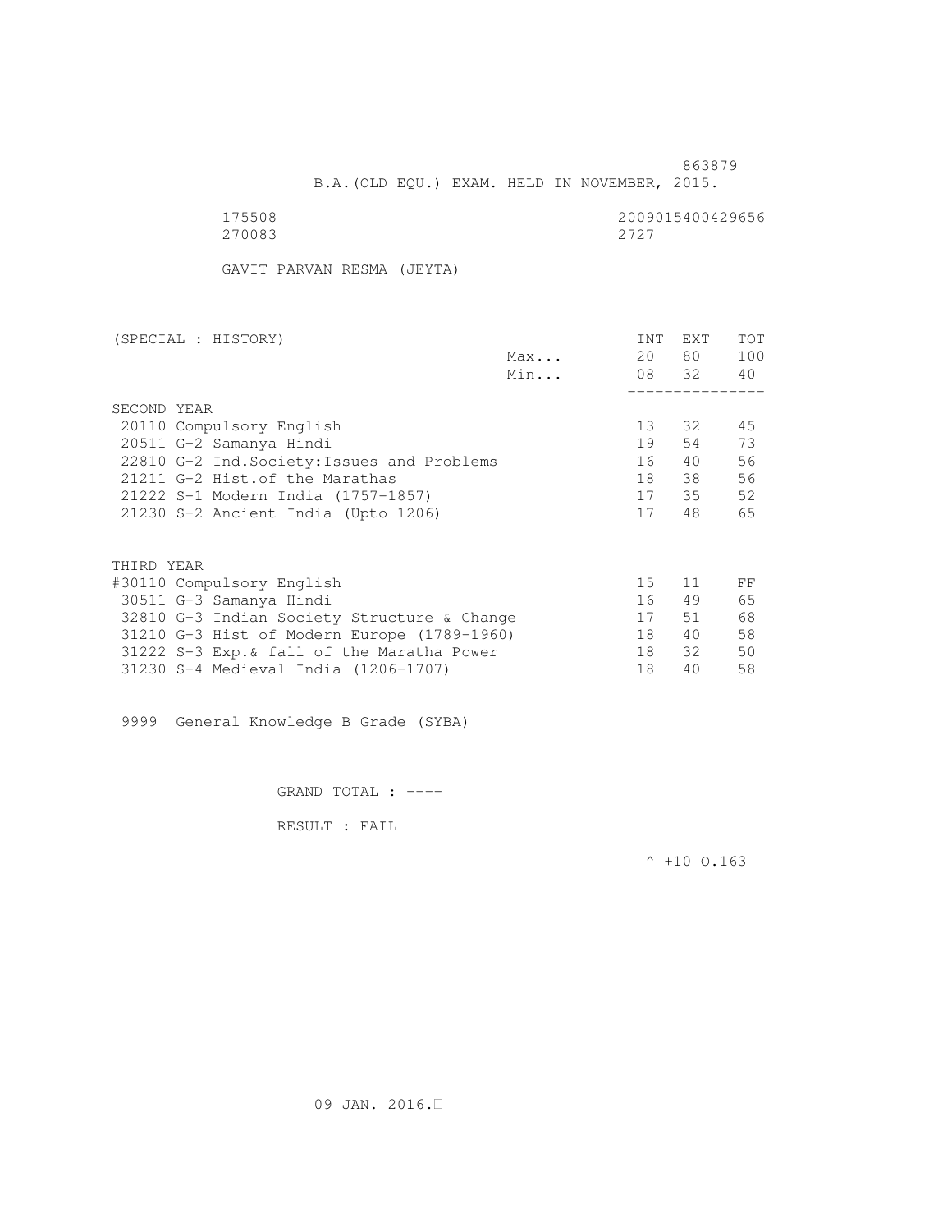863879

B.A.(OLD EQU.) EXAM. HELD IN NOVEMBER, 2015.

175508 2009015400429656
270083 2727

GAVIT PARVAN RESMA (JEYTA)

| (SPECIAL : HISTORY) | | INT | EXT | TOT |
|---|---|---|---|---|
| | Max... | 20 | 80 | 100 |
| | Min... | 08 | 32 | 40 |
| SECOND YEAR | | | | |
| 20110 Compulsory English | | 13 | 32 | 45 |
| 20511 G-2 Samanya Hindi | | 19 | 54 | 73 |
| 22810 G-2 Ind.Society:Issues and Problems | | 16 | 40 | 56 |
| 21211 G-2 Hist.of the Marathas | | 18 | 38 | 56 |
| 21222 S-1 Modern India (1757-1857) | | 17 | 35 | 52 |
| 21230 S-2 Ancient India (Upto 1206) | | 17 | 48 | 65 |
| THIRD YEAR | | | | |
| #30110 Compulsory English | | 15 | 11 | FF |
| 30511 G-3 Samanya Hindi | | 16 | 49 | 65 |
| 32810 G-3 Indian Society Structure & Change | | 17 | 51 | 68 |
| 31210 G-3 Hist of Modern Europe (1789-1960) | | 18 | 40 | 58 |
| 31222 S-3 Exp.& fall of the Maratha Power | | 18 | 32 | 50 |
| 31230 S-4 Medieval India (1206-1707) | | 18 | 40 | 58 |

9999 General Knowledge B Grade (SYBA)

GRAND TOTAL : ----

RESULT : FAIL

^ +10 O.163

09 JAN. 2016.